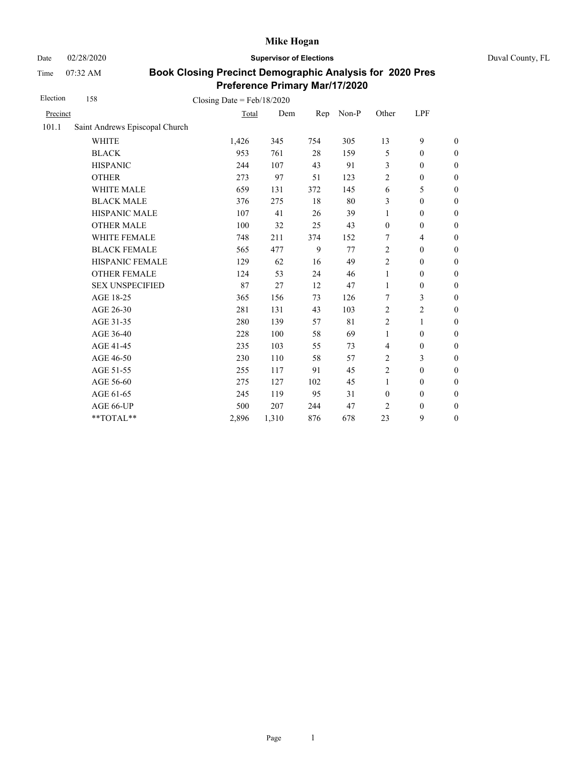# Mike Hogan

Date 02/28/2020 **Supervisor of Elections** Duval County, FL

Time 07:32 AM

## Book Closing Precinct Demographic Analysis for 2020 Pres Preference Primary Mar/17/2020

Election 158 Closing Date = Feb/18/2020

| Precinct | | Total | Dem | Rep | Non-P | Other | LPF | |
|---|---|---|---|---|---|---|---|---|
| 101.1 | Saint Andrews Episcopal Church | | | | | | | |
| | WHITE | 1,426 | 345 | 754 | 305 | 13 | 9 | 0 |
| | BLACK | 953 | 761 | 28 | 159 | 5 | 0 | 0 |
| | HISPANIC | 244 | 107 | 43 | 91 | 3 | 0 | 0 |
| | OTHER | 273 | 97 | 51 | 123 | 2 | 0 | 0 |
| | WHITE MALE | 659 | 131 | 372 | 145 | 6 | 5 | 0 |
| | BLACK MALE | 376 | 275 | 18 | 80 | 3 | 0 | 0 |
| | HISPANIC MALE | 107 | 41 | 26 | 39 | 1 | 0 | 0 |
| | OTHER MALE | 100 | 32 | 25 | 43 | 0 | 0 | 0 |
| | WHITE FEMALE | 748 | 211 | 374 | 152 | 7 | 4 | 0 |
| | BLACK FEMALE | 565 | 477 | 9 | 77 | 2 | 0 | 0 |
| | HISPANIC FEMALE | 129 | 62 | 16 | 49 | 2 | 0 | 0 |
| | OTHER FEMALE | 124 | 53 | 24 | 46 | 1 | 0 | 0 |
| | SEX UNSPECIFIED | 87 | 27 | 12 | 47 | 1 | 0 | 0 |
| | AGE 18-25 | 365 | 156 | 73 | 126 | 7 | 3 | 0 |
| | AGE 26-30 | 281 | 131 | 43 | 103 | 2 | 2 | 0 |
| | AGE 31-35 | 280 | 139 | 57 | 81 | 2 | 1 | 0 |
| | AGE 36-40 | 228 | 100 | 58 | 69 | 1 | 0 | 0 |
| | AGE 41-45 | 235 | 103 | 55 | 73 | 4 | 0 | 0 |
| | AGE 46-50 | 230 | 110 | 58 | 57 | 2 | 3 | 0 |
| | AGE 51-55 | 255 | 117 | 91 | 45 | 2 | 0 | 0 |
| | AGE 56-60 | 275 | 127 | 102 | 45 | 1 | 0 | 0 |
| | AGE 61-65 | 245 | 119 | 95 | 31 | 0 | 0 | 0 |
| | AGE 66-UP | 500 | 207 | 244 | 47 | 2 | 0 | 0 |
| | **TOTAL** | 2,896 | 1,310 | 876 | 678 | 23 | 9 | 0 |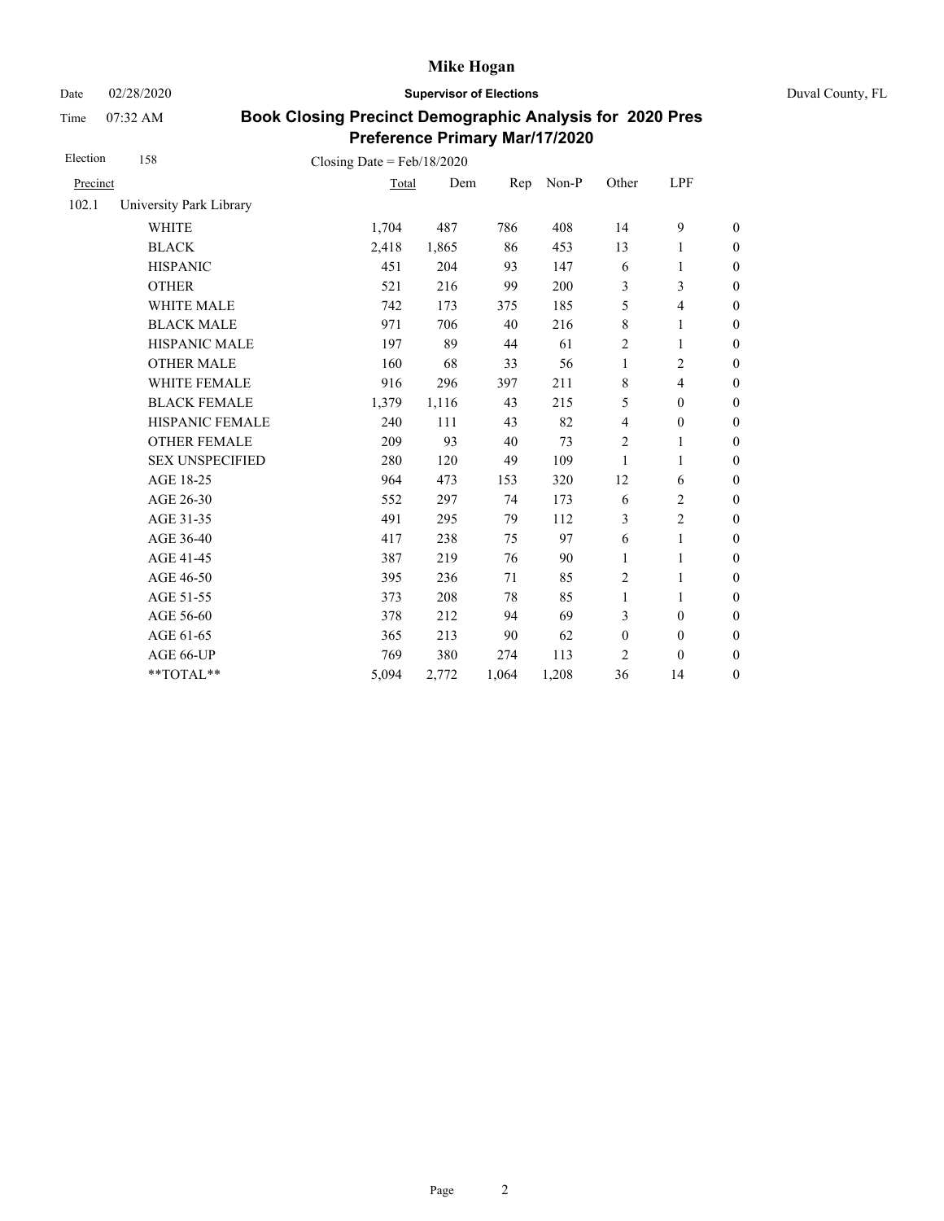# Mike Hogan

Date 02/28/2020 **Supervisor of Elections** Duval County, FL

Time 07:32 AM

## Book Closing Precinct Demographic Analysis for 2020 Pres Preference Primary Mar/17/2020

Election 158 Closing Date = Feb/18/2020

| Precinct | | Total | Dem | Rep | Non-P | Other | LPF | |
|---|---|---|---|---|---|---|---|---|
| 102.1 | University Park Library | | | | | | | |
| | WHITE | 1,704 | 487 | 786 | 408 | 14 | 9 | 0 |
| | BLACK | 2,418 | 1,865 | 86 | 453 | 13 | 1 | 0 |
| | HISPANIC | 451 | 204 | 93 | 147 | 6 | 1 | 0 |
| | OTHER | 521 | 216 | 99 | 200 | 3 | 3 | 0 |
| | WHITE MALE | 742 | 173 | 375 | 185 | 5 | 4 | 0 |
| | BLACK MALE | 971 | 706 | 40 | 216 | 8 | 1 | 0 |
| | HISPANIC MALE | 197 | 89 | 44 | 61 | 2 | 1 | 0 |
| | OTHER MALE | 160 | 68 | 33 | 56 | 1 | 2 | 0 |
| | WHITE FEMALE | 916 | 296 | 397 | 211 | 8 | 4 | 0 |
| | BLACK FEMALE | 1,379 | 1,116 | 43 | 215 | 5 | 0 | 0 |
| | HISPANIC FEMALE | 240 | 111 | 43 | 82 | 4 | 0 | 0 |
| | OTHER FEMALE | 209 | 93 | 40 | 73 | 2 | 1 | 0 |
| | SEX UNSPECIFIED | 280 | 120 | 49 | 109 | 1 | 1 | 0 |
| | AGE 18-25 | 964 | 473 | 153 | 320 | 12 | 6 | 0 |
| | AGE 26-30 | 552 | 297 | 74 | 173 | 6 | 2 | 0 |
| | AGE 31-35 | 491 | 295 | 79 | 112 | 3 | 2 | 0 |
| | AGE 36-40 | 417 | 238 | 75 | 97 | 6 | 1 | 0 |
| | AGE 41-45 | 387 | 219 | 76 | 90 | 1 | 1 | 0 |
| | AGE 46-50 | 395 | 236 | 71 | 85 | 2 | 1 | 0 |
| | AGE 51-55 | 373 | 208 | 78 | 85 | 1 | 1 | 0 |
| | AGE 56-60 | 378 | 212 | 94 | 69 | 3 | 0 | 0 |
| | AGE 61-65 | 365 | 213 | 90 | 62 | 0 | 0 | 0 |
| | AGE 66-UP | 769 | 380 | 274 | 113 | 2 | 0 | 0 |
| | **TOTAL** | 5,094 | 2,772 | 1,064 | 1,208 | 36 | 14 | 0 |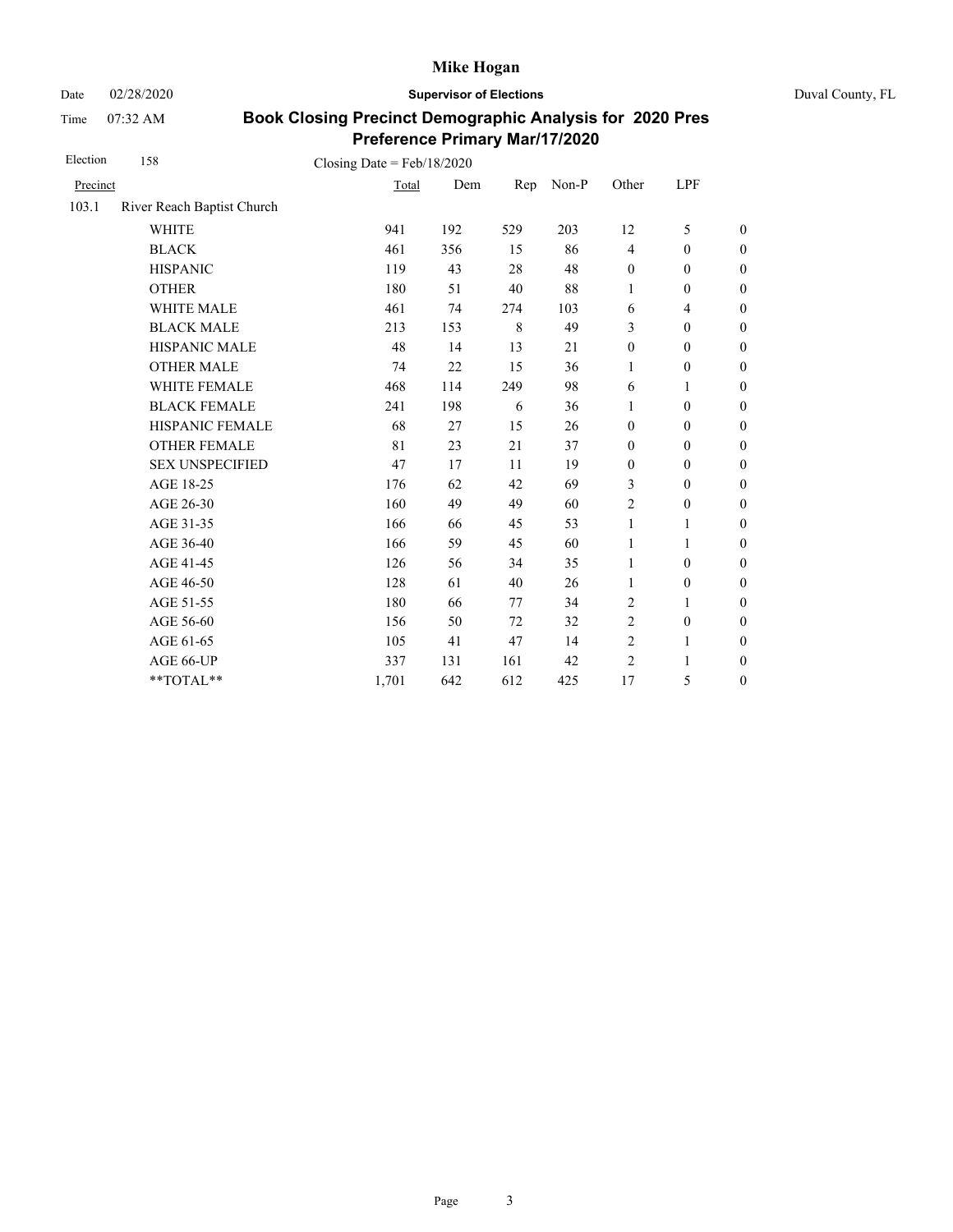# Mike Hogan

Date 02/28/2020 **Supervisor of Elections** Duval County, FL

Time 07:32 AM

## Book Closing Precinct Demographic Analysis for 2020 Pres Preference Primary Mar/17/2020

Election 158 Closing Date = Feb/18/2020

| Precinct | | Total | Dem | Rep | Non-P | Other | LPF | |
|---|---|---|---|---|---|---|---|---|
| 103.1 | River Reach Baptist Church | | | | | | | |
| | WHITE | 941 | 192 | 529 | 203 | 12 | 5 | 0 |
| | BLACK | 461 | 356 | 15 | 86 | 4 | 0 | 0 |
| | HISPANIC | 119 | 43 | 28 | 48 | 0 | 0 | 0 |
| | OTHER | 180 | 51 | 40 | 88 | 1 | 0 | 0 |
| | WHITE MALE | 461 | 74 | 274 | 103 | 6 | 4 | 0 |
| | BLACK MALE | 213 | 153 | 8 | 49 | 3 | 0 | 0 |
| | HISPANIC MALE | 48 | 14 | 13 | 21 | 0 | 0 | 0 |
| | OTHER MALE | 74 | 22 | 15 | 36 | 1 | 0 | 0 |
| | WHITE FEMALE | 468 | 114 | 249 | 98 | 6 | 1 | 0 |
| | BLACK FEMALE | 241 | 198 | 6 | 36 | 1 | 0 | 0 |
| | HISPANIC FEMALE | 68 | 27 | 15 | 26 | 0 | 0 | 0 |
| | OTHER FEMALE | 81 | 23 | 21 | 37 | 0 | 0 | 0 |
| | SEX UNSPECIFIED | 47 | 17 | 11 | 19 | 0 | 0 | 0 |
| | AGE 18-25 | 176 | 62 | 42 | 69 | 3 | 0 | 0 |
| | AGE 26-30 | 160 | 49 | 49 | 60 | 2 | 0 | 0 |
| | AGE 31-35 | 166 | 66 | 45 | 53 | 1 | 1 | 0 |
| | AGE 36-40 | 166 | 59 | 45 | 60 | 1 | 1 | 0 |
| | AGE 41-45 | 126 | 56 | 34 | 35 | 1 | 0 | 0 |
| | AGE 46-50 | 128 | 61 | 40 | 26 | 1 | 0 | 0 |
| | AGE 51-55 | 180 | 66 | 77 | 34 | 2 | 1 | 0 |
| | AGE 56-60 | 156 | 50 | 72 | 32 | 2 | 0 | 0 |
| | AGE 61-65 | 105 | 41 | 47 | 14 | 2 | 1 | 0 |
| | AGE 66-UP | 337 | 131 | 161 | 42 | 2 | 1 | 0 |
| | **TOTAL** | 1,701 | 642 | 612 | 425 | 17 | 5 | 0 |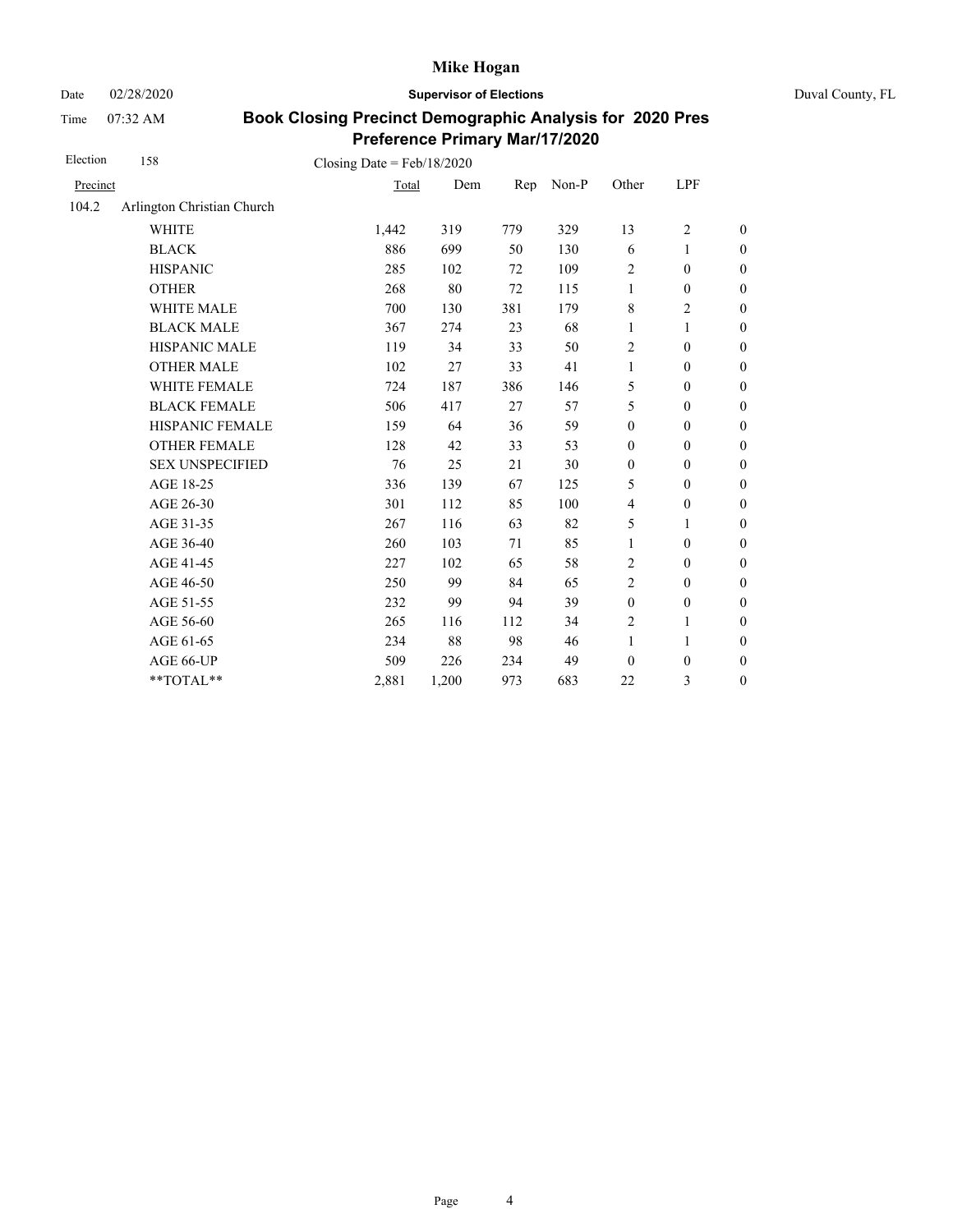# Mike Hogan

**Supervisor of Elections**

Duval County, FL

Date 02/28/2020

Time 07:32 AM

## Book Closing Precinct Demographic Analysis for 2020 Pres Preference Primary Mar/17/2020

Election 158 Closing Date = Feb/18/2020

| Precinct | | Total | Dem | Rep | Non-P | Other | LPF | |
|---|---|---|---|---|---|---|---|---|
| 104.2 | Arlington Christian Church | | | | | | | |
| | WHITE | 1,442 | 319 | 779 | 329 | 13 | 2 | 0 |
| | BLACK | 886 | 699 | 50 | 130 | 6 | 1 | 0 |
| | HISPANIC | 285 | 102 | 72 | 109 | 2 | 0 | 0 |
| | OTHER | 268 | 80 | 72 | 115 | 1 | 0 | 0 |
| | WHITE MALE | 700 | 130 | 381 | 179 | 8 | 2 | 0 |
| | BLACK MALE | 367 | 274 | 23 | 68 | 1 | 1 | 0 |
| | HISPANIC MALE | 119 | 34 | 33 | 50 | 2 | 0 | 0 |
| | OTHER MALE | 102 | 27 | 33 | 41 | 1 | 0 | 0 |
| | WHITE FEMALE | 724 | 187 | 386 | 146 | 5 | 0 | 0 |
| | BLACK FEMALE | 506 | 417 | 27 | 57 | 5 | 0 | 0 |
| | HISPANIC FEMALE | 159 | 64 | 36 | 59 | 0 | 0 | 0 |
| | OTHER FEMALE | 128 | 42 | 33 | 53 | 0 | 0 | 0 |
| | SEX UNSPECIFIED | 76 | 25 | 21 | 30 | 0 | 0 | 0 |
| | AGE 18-25 | 336 | 139 | 67 | 125 | 5 | 0 | 0 |
| | AGE 26-30 | 301 | 112 | 85 | 100 | 4 | 0 | 0 |
| | AGE 31-35 | 267 | 116 | 63 | 82 | 5 | 1 | 0 |
| | AGE 36-40 | 260 | 103 | 71 | 85 | 1 | 0 | 0 |
| | AGE 41-45 | 227 | 102 | 65 | 58 | 2 | 0 | 0 |
| | AGE 46-50 | 250 | 99 | 84 | 65 | 2 | 0 | 0 |
| | AGE 51-55 | 232 | 99 | 94 | 39 | 0 | 0 | 0 |
| | AGE 56-60 | 265 | 116 | 112 | 34 | 2 | 1 | 0 |
| | AGE 61-65 | 234 | 88 | 98 | 46 | 1 | 1 | 0 |
| | AGE 66-UP | 509 | 226 | 234 | 49 | 0 | 0 | 0 |
| | **TOTAL** | 2,881 | 1,200 | 973 | 683 | 22 | 3 | 0 |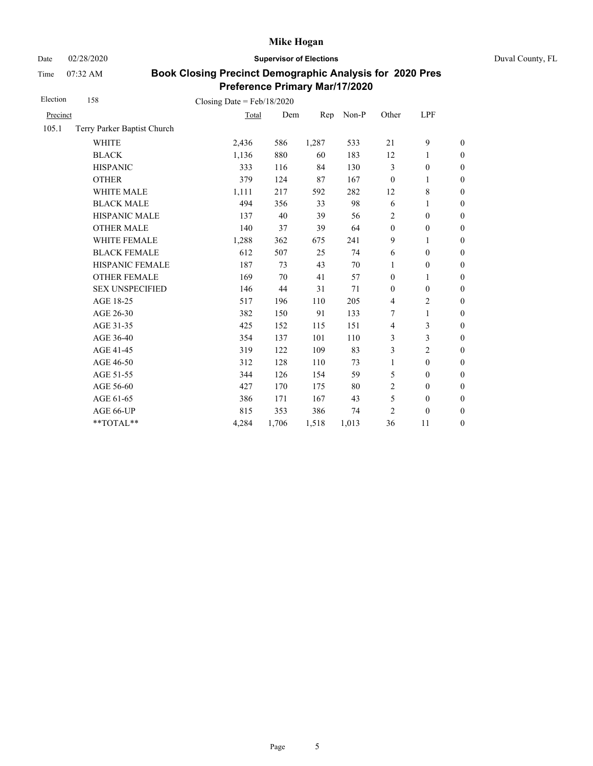**Mike Hogan**

Date 02/28/2020 **Supervisor of Elections** Duval County, FL

Time 07:32 AM

## Book Closing Precinct Demographic Analysis for 2020 Pres Preference Primary Mar/17/2020

Election 158 Closing Date = Feb/18/2020

| Precinct | | Total | Dem | Rep | Non-P | Other | LPF | |
|---|---|---|---|---|---|---|---|---|
| 105.1 | Terry Parker Baptist Church | | | | | | | |
| | WHITE | 2,436 | 586 | 1,287 | 533 | 21 | 9 | 0 |
| | BLACK | 1,136 | 880 | 60 | 183 | 12 | 1 | 0 |
| | HISPANIC | 333 | 116 | 84 | 130 | 3 | 0 | 0 |
| | OTHER | 379 | 124 | 87 | 167 | 0 | 1 | 0 |
| | WHITE MALE | 1,111 | 217 | 592 | 282 | 12 | 8 | 0 |
| | BLACK MALE | 494 | 356 | 33 | 98 | 6 | 1 | 0 |
| | HISPANIC MALE | 137 | 40 | 39 | 56 | 2 | 0 | 0 |
| | OTHER MALE | 140 | 37 | 39 | 64 | 0 | 0 | 0 |
| | WHITE FEMALE | 1,288 | 362 | 675 | 241 | 9 | 1 | 0 |
| | BLACK FEMALE | 612 | 507 | 25 | 74 | 6 | 0 | 0 |
| | HISPANIC FEMALE | 187 | 73 | 43 | 70 | 1 | 0 | 0 |
| | OTHER FEMALE | 169 | 70 | 41 | 57 | 0 | 1 | 0 |
| | SEX UNSPECIFIED | 146 | 44 | 31 | 71 | 0 | 0 | 0 |
| | AGE 18-25 | 517 | 196 | 110 | 205 | 4 | 2 | 0 |
| | AGE 26-30 | 382 | 150 | 91 | 133 | 7 | 1 | 0 |
| | AGE 31-35 | 425 | 152 | 115 | 151 | 4 | 3 | 0 |
| | AGE 36-40 | 354 | 137 | 101 | 110 | 3 | 3 | 0 |
| | AGE 41-45 | 319 | 122 | 109 | 83 | 3 | 2 | 0 |
| | AGE 46-50 | 312 | 128 | 110 | 73 | 1 | 0 | 0 |
| | AGE 51-55 | 344 | 126 | 154 | 59 | 5 | 0 | 0 |
| | AGE 56-60 | 427 | 170 | 175 | 80 | 2 | 0 | 0 |
| | AGE 61-65 | 386 | 171 | 167 | 43 | 5 | 0 | 0 |
| | AGE 66-UP | 815 | 353 | 386 | 74 | 2 | 0 | 0 |
| | **TOTAL** | 4,284 | 1,706 | 1,518 | 1,013 | 36 | 11 | 0 |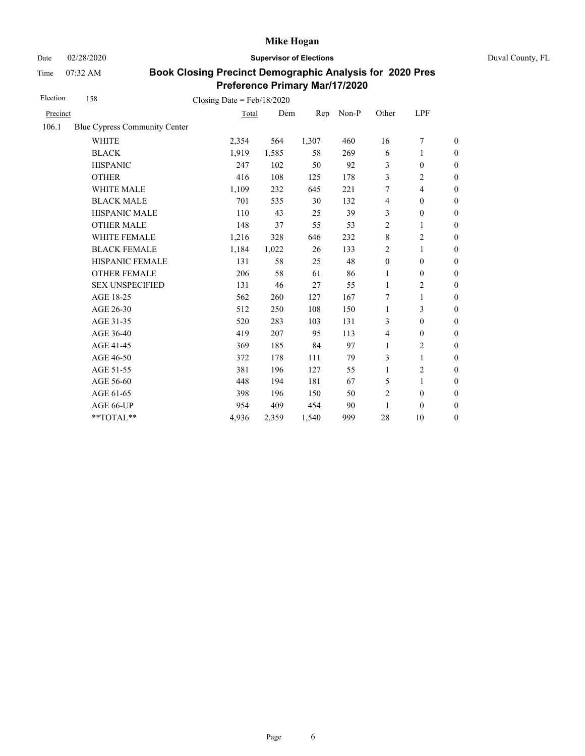# Mike Hogan

Date 02/28/2020 **Supervisor of Elections** Duval County, FL

Time 07:32 AM

## Book Closing Precinct Demographic Analysis for 2020 Pres Preference Primary Mar/17/2020

Election 158 Closing Date = Feb/18/2020

| Precinct | | Total | Dem | Rep | Non-P | Other | LPF | |
|---|---|---|---|---|---|---|---|---|
| 106.1 | Blue Cypress Community Center | | | | | | | |
| | WHITE | 2,354 | 564 | 1,307 | 460 | 16 | 7 | 0 |
| | BLACK | 1,919 | 1,585 | 58 | 269 | 6 | 1 | 0 |
| | HISPANIC | 247 | 102 | 50 | 92 | 3 | 0 | 0 |
| | OTHER | 416 | 108 | 125 | 178 | 3 | 2 | 0 |
| | WHITE MALE | 1,109 | 232 | 645 | 221 | 7 | 4 | 0 |
| | BLACK MALE | 701 | 535 | 30 | 132 | 4 | 0 | 0 |
| | HISPANIC MALE | 110 | 43 | 25 | 39 | 3 | 0 | 0 |
| | OTHER MALE | 148 | 37 | 55 | 53 | 2 | 1 | 0 |
| | WHITE FEMALE | 1,216 | 328 | 646 | 232 | 8 | 2 | 0 |
| | BLACK FEMALE | 1,184 | 1,022 | 26 | 133 | 2 | 1 | 0 |
| | HISPANIC FEMALE | 131 | 58 | 25 | 48 | 0 | 0 | 0 |
| | OTHER FEMALE | 206 | 58 | 61 | 86 | 1 | 0 | 0 |
| | SEX UNSPECIFIED | 131 | 46 | 27 | 55 | 1 | 2 | 0 |
| | AGE 18-25 | 562 | 260 | 127 | 167 | 7 | 1 | 0 |
| | AGE 26-30 | 512 | 250 | 108 | 150 | 1 | 3 | 0 |
| | AGE 31-35 | 520 | 283 | 103 | 131 | 3 | 0 | 0 |
| | AGE 36-40 | 419 | 207 | 95 | 113 | 4 | 0 | 0 |
| | AGE 41-45 | 369 | 185 | 84 | 97 | 1 | 2 | 0 |
| | AGE 46-50 | 372 | 178 | 111 | 79 | 3 | 1 | 0 |
| | AGE 51-55 | 381 | 196 | 127 | 55 | 1 | 2 | 0 |
| | AGE 56-60 | 448 | 194 | 181 | 67 | 5 | 1 | 0 |
| | AGE 61-65 | 398 | 196 | 150 | 50 | 2 | 0 | 0 |
| | AGE 66-UP | 954 | 409 | 454 | 90 | 1 | 0 | 0 |
| | **TOTAL** | 4,936 | 2,359 | 1,540 | 999 | 28 | 10 | 0 |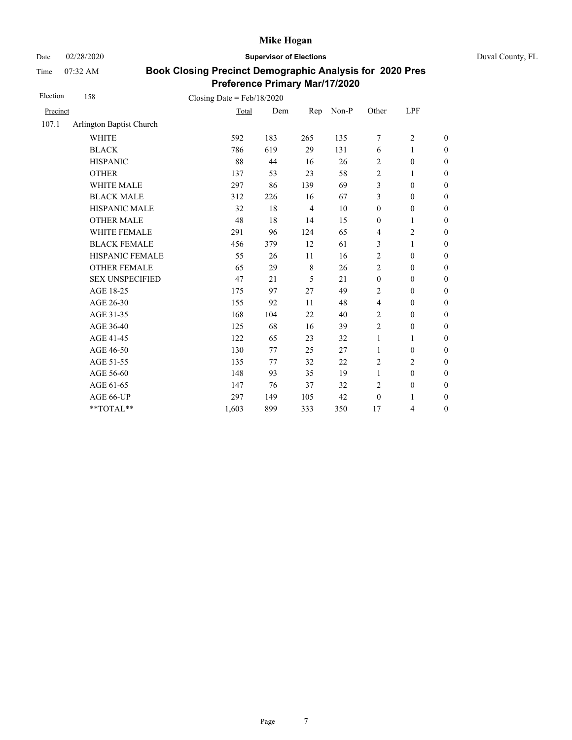Mike Hogan

Date 02/28/2020 **Supervisor of Elections** Duval County, FL

Time 07:32 AM

**Book Closing Precinct Demographic Analysis for 2020 Pres Preference Primary Mar/17/2020**

Election 158 Closing Date = Feb/18/2020

| Precinct | | Total | Dem | Rep | Non-P | Other | LPF | |
|---|---|---|---|---|---|---|---|---|
| 107.1 | Arlington Baptist Church | | | | | | | |
| | WHITE | 592 | 183 | 265 | 135 | 7 | 2 | 0 |
| | BLACK | 786 | 619 | 29 | 131 | 6 | 1 | 0 |
| | HISPANIC | 88 | 44 | 16 | 26 | 2 | 0 | 0 |
| | OTHER | 137 | 53 | 23 | 58 | 2 | 1 | 0 |
| | WHITE MALE | 297 | 86 | 139 | 69 | 3 | 0 | 0 |
| | BLACK MALE | 312 | 226 | 16 | 67 | 3 | 0 | 0 |
| | HISPANIC MALE | 32 | 18 | 4 | 10 | 0 | 0 | 0 |
| | OTHER MALE | 48 | 18 | 14 | 15 | 0 | 1 | 0 |
| | WHITE FEMALE | 291 | 96 | 124 | 65 | 4 | 2 | 0 |
| | BLACK FEMALE | 456 | 379 | 12 | 61 | 3 | 1 | 0 |
| | HISPANIC FEMALE | 55 | 26 | 11 | 16 | 2 | 0 | 0 |
| | OTHER FEMALE | 65 | 29 | 8 | 26 | 2 | 0 | 0 |
| | SEX UNSPECIFIED | 47 | 21 | 5 | 21 | 0 | 0 | 0 |
| | AGE 18-25 | 175 | 97 | 27 | 49 | 2 | 0 | 0 |
| | AGE 26-30 | 155 | 92 | 11 | 48 | 4 | 0 | 0 |
| | AGE 31-35 | 168 | 104 | 22 | 40 | 2 | 0 | 0 |
| | AGE 36-40 | 125 | 68 | 16 | 39 | 2 | 0 | 0 |
| | AGE 41-45 | 122 | 65 | 23 | 32 | 1 | 1 | 0 |
| | AGE 46-50 | 130 | 77 | 25 | 27 | 1 | 0 | 0 |
| | AGE 51-55 | 135 | 77 | 32 | 22 | 2 | 2 | 0 |
| | AGE 56-60 | 148 | 93 | 35 | 19 | 1 | 0 | 0 |
| | AGE 61-65 | 147 | 76 | 37 | 32 | 2 | 0 | 0 |
| | AGE 66-UP | 297 | 149 | 105 | 42 | 0 | 1 | 0 |
| | **TOTAL** | 1,603 | 899 | 333 | 350 | 17 | 4 | 0 |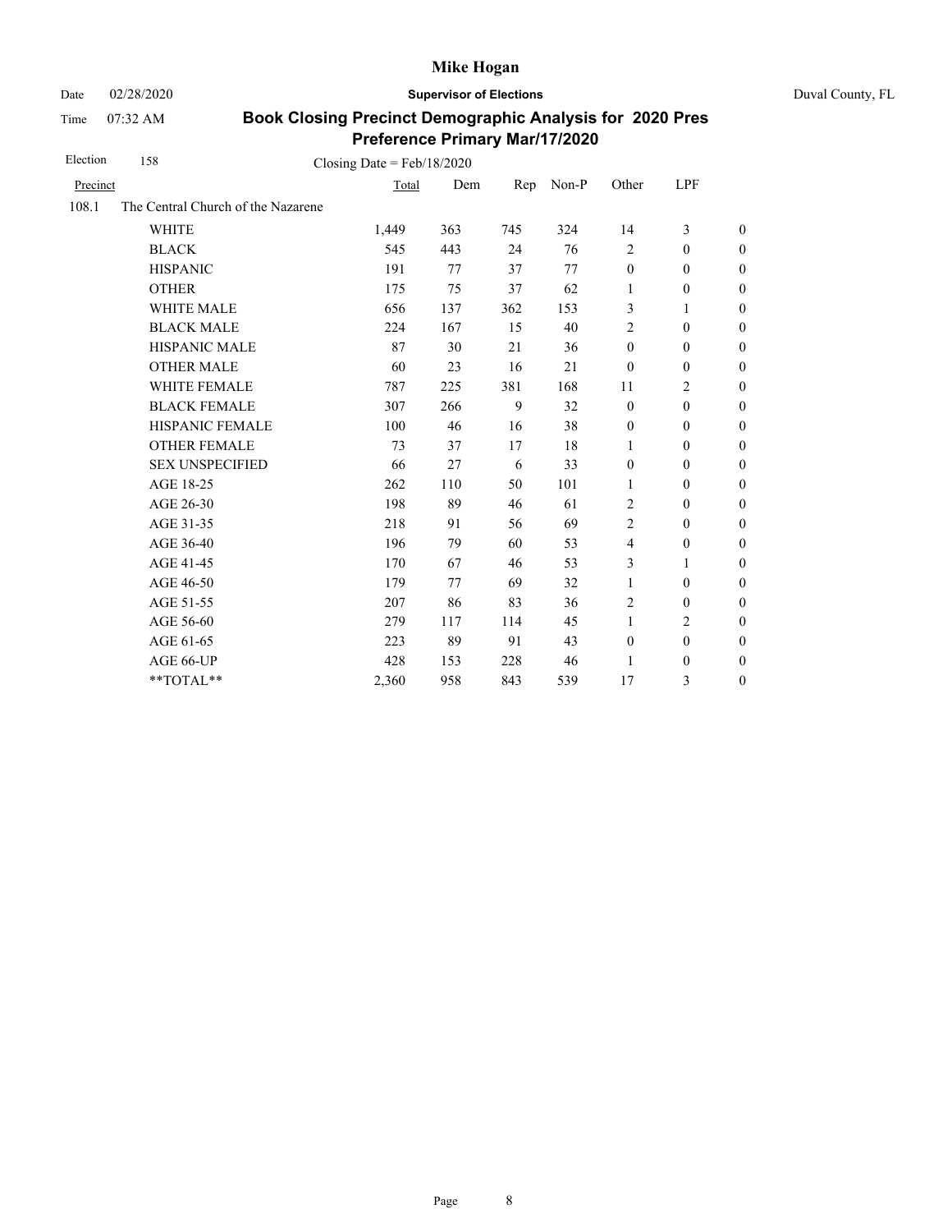# Mike Hogan

Date 02/28/2020 **Supervisor of Elections** Duval County, FL

Time 07:32 AM

## Book Closing Precinct Demographic Analysis for 2020 Pres Preference Primary Mar/17/2020

Election 158 Closing Date = Feb/18/2020

| Precinct | | Total | Dem | Rep | Non-P | Other | LPF | |
|---|---|---|---|---|---|---|---|---|
| 108.1 | The Central Church of the Nazarene | | | | | | | |
| | WHITE | 1,449 | 363 | 745 | 324 | 14 | 3 | 0 |
| | BLACK | 545 | 443 | 24 | 76 | 2 | 0 | 0 |
| | HISPANIC | 191 | 77 | 37 | 77 | 0 | 0 | 0 |
| | OTHER | 175 | 75 | 37 | 62 | 1 | 0 | 0 |
| | WHITE MALE | 656 | 137 | 362 | 153 | 3 | 1 | 0 |
| | BLACK MALE | 224 | 167 | 15 | 40 | 2 | 0 | 0 |
| | HISPANIC MALE | 87 | 30 | 21 | 36 | 0 | 0 | 0 |
| | OTHER MALE | 60 | 23 | 16 | 21 | 0 | 0 | 0 |
| | WHITE FEMALE | 787 | 225 | 381 | 168 | 11 | 2 | 0 |
| | BLACK FEMALE | 307 | 266 | 9 | 32 | 0 | 0 | 0 |
| | HISPANIC FEMALE | 100 | 46 | 16 | 38 | 0 | 0 | 0 |
| | OTHER FEMALE | 73 | 37 | 17 | 18 | 1 | 0 | 0 |
| | SEX UNSPECIFIED | 66 | 27 | 6 | 33 | 0 | 0 | 0 |
| | AGE 18-25 | 262 | 110 | 50 | 101 | 1 | 0 | 0 |
| | AGE 26-30 | 198 | 89 | 46 | 61 | 2 | 0 | 0 |
| | AGE 31-35 | 218 | 91 | 56 | 69 | 2 | 0 | 0 |
| | AGE 36-40 | 196 | 79 | 60 | 53 | 4 | 0 | 0 |
| | AGE 41-45 | 170 | 67 | 46 | 53 | 3 | 1 | 0 |
| | AGE 46-50 | 179 | 77 | 69 | 32 | 1 | 0 | 0 |
| | AGE 51-55 | 207 | 86 | 83 | 36 | 2 | 0 | 0 |
| | AGE 56-60 | 279 | 117 | 114 | 45 | 1 | 2 | 0 |
| | AGE 61-65 | 223 | 89 | 91 | 43 | 0 | 0 | 0 |
| | AGE 66-UP | 428 | 153 | 228 | 46 | 1 | 0 | 0 |
| | **TOTAL** | 2,360 | 958 | 843 | 539 | 17 | 3 | 0 |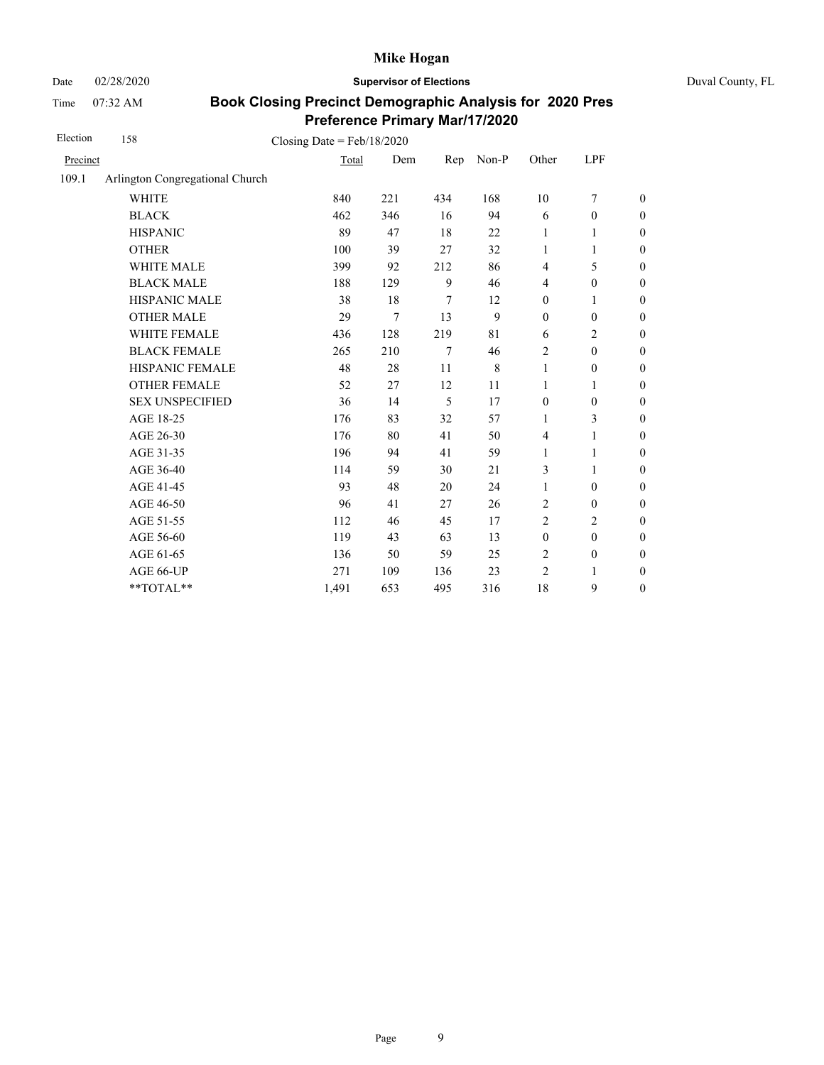Date 02/28/2020

Time 07:32 AM

# Mike Hogan

**Supervisor of Elections**

Duval County, FL

## Book Closing Precinct Demographic Analysis for 2020 Pres Preference Primary Mar/17/2020

Election 158    Closing Date = Feb/18/2020

| Precinct | | Total | Dem | Rep | Non-P | Other | LPF | |
|---|---|---|---|---|---|---|---|---|
| 109.1 | Arlington Congregational Church | | | | | | | |
| | WHITE | 840 | 221 | 434 | 168 | 10 | 7 | 0 |
| | BLACK | 462 | 346 | 16 | 94 | 6 | 0 | 0 |
| | HISPANIC | 89 | 47 | 18 | 22 | 1 | 1 | 0 |
| | OTHER | 100 | 39 | 27 | 32 | 1 | 1 | 0 |
| | WHITE MALE | 399 | 92 | 212 | 86 | 4 | 5 | 0 |
| | BLACK MALE | 188 | 129 | 9 | 46 | 4 | 0 | 0 |
| | HISPANIC MALE | 38 | 18 | 7 | 12 | 0 | 1 | 0 |
| | OTHER MALE | 29 | 7 | 13 | 9 | 0 | 0 | 0 |
| | WHITE FEMALE | 436 | 128 | 219 | 81 | 6 | 2 | 0 |
| | BLACK FEMALE | 265 | 210 | 7 | 46 | 2 | 0 | 0 |
| | HISPANIC FEMALE | 48 | 28 | 11 | 8 | 1 | 0 | 0 |
| | OTHER FEMALE | 52 | 27 | 12 | 11 | 1 | 1 | 0 |
| | SEX UNSPECIFIED | 36 | 14 | 5 | 17 | 0 | 0 | 0 |
| | AGE 18-25 | 176 | 83 | 32 | 57 | 1 | 3 | 0 |
| | AGE 26-30 | 176 | 80 | 41 | 50 | 4 | 1 | 0 |
| | AGE 31-35 | 196 | 94 | 41 | 59 | 1 | 1 | 0 |
| | AGE 36-40 | 114 | 59 | 30 | 21 | 3 | 1 | 0 |
| | AGE 41-45 | 93 | 48 | 20 | 24 | 1 | 0 | 0 |
| | AGE 46-50 | 96 | 41 | 27 | 26 | 2 | 0 | 0 |
| | AGE 51-55 | 112 | 46 | 45 | 17 | 2 | 2 | 0 |
| | AGE 56-60 | 119 | 43 | 63 | 13 | 0 | 0 | 0 |
| | AGE 61-65 | 136 | 50 | 59 | 25 | 2 | 0 | 0 |
| | AGE 66-UP | 271 | 109 | 136 | 23 | 2 | 1 | 0 |
| | **TOTAL** | 1,491 | 653 | 495 | 316 | 18 | 9 | 0 |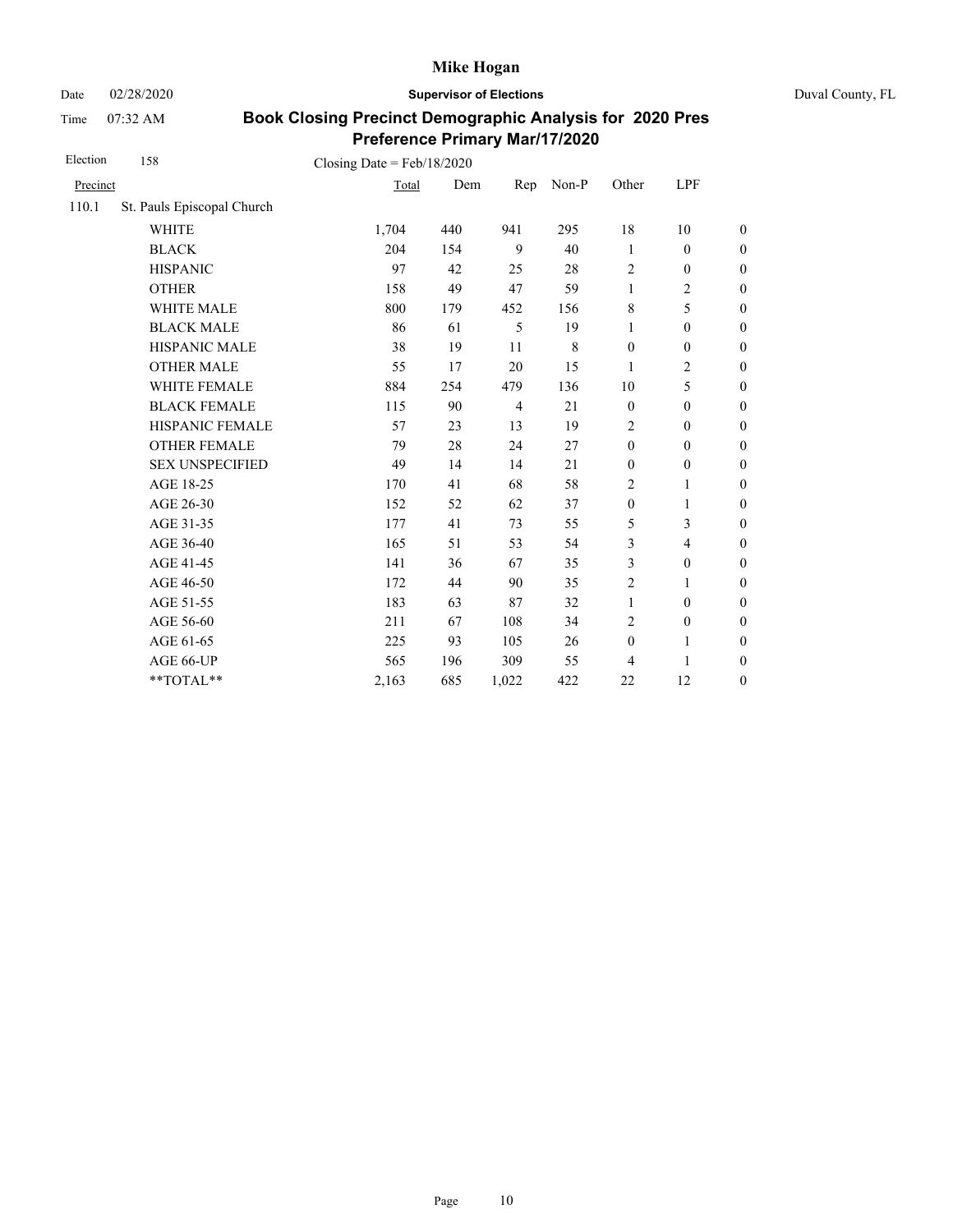# Mike Hogan

Date 02/28/2020 **Supervisor of Elections** Duval County, FL

Time 07:32 AM

## Book Closing Precinct Demographic Analysis for 2020 Pres Preference Primary Mar/17/2020

Election 158 Closing Date = Feb/18/2020

| Precinct | | Total | Dem | Rep | Non-P | Other | LPF | |
|---|---|---|---|---|---|---|---|---|
| 110.1 | St. Pauls Episcopal Church | | | | | | | |
| | WHITE | 1,704 | 440 | 941 | 295 | 18 | 10 | 0 |
| | BLACK | 204 | 154 | 9 | 40 | 1 | 0 | 0 |
| | HISPANIC | 97 | 42 | 25 | 28 | 2 | 0 | 0 |
| | OTHER | 158 | 49 | 47 | 59 | 1 | 2 | 0 |
| | WHITE MALE | 800 | 179 | 452 | 156 | 8 | 5 | 0 |
| | BLACK MALE | 86 | 61 | 5 | 19 | 1 | 0 | 0 |
| | HISPANIC MALE | 38 | 19 | 11 | 8 | 0 | 0 | 0 |
| | OTHER MALE | 55 | 17 | 20 | 15 | 1 | 2 | 0 |
| | WHITE FEMALE | 884 | 254 | 479 | 136 | 10 | 5 | 0 |
| | BLACK FEMALE | 115 | 90 | 4 | 21 | 0 | 0 | 0 |
| | HISPANIC FEMALE | 57 | 23 | 13 | 19 | 2 | 0 | 0 |
| | OTHER FEMALE | 79 | 28 | 24 | 27 | 0 | 0 | 0 |
| | SEX UNSPECIFIED | 49 | 14 | 14 | 21 | 0 | 0 | 0 |
| | AGE 18-25 | 170 | 41 | 68 | 58 | 2 | 1 | 0 |
| | AGE 26-30 | 152 | 52 | 62 | 37 | 0 | 1 | 0 |
| | AGE 31-35 | 177 | 41 | 73 | 55 | 5 | 3 | 0 |
| | AGE 36-40 | 165 | 51 | 53 | 54 | 3 | 4 | 0 |
| | AGE 41-45 | 141 | 36 | 67 | 35 | 3 | 0 | 0 |
| | AGE 46-50 | 172 | 44 | 90 | 35 | 2 | 1 | 0 |
| | AGE 51-55 | 183 | 63 | 87 | 32 | 1 | 0 | 0 |
| | AGE 56-60 | 211 | 67 | 108 | 34 | 2 | 0 | 0 |
| | AGE 61-65 | 225 | 93 | 105 | 26 | 0 | 1 | 0 |
| | AGE 66-UP | 565 | 196 | 309 | 55 | 4 | 1 | 0 |
| | **TOTAL** | 2,163 | 685 | 1,022 | 422 | 22 | 12 | 0 |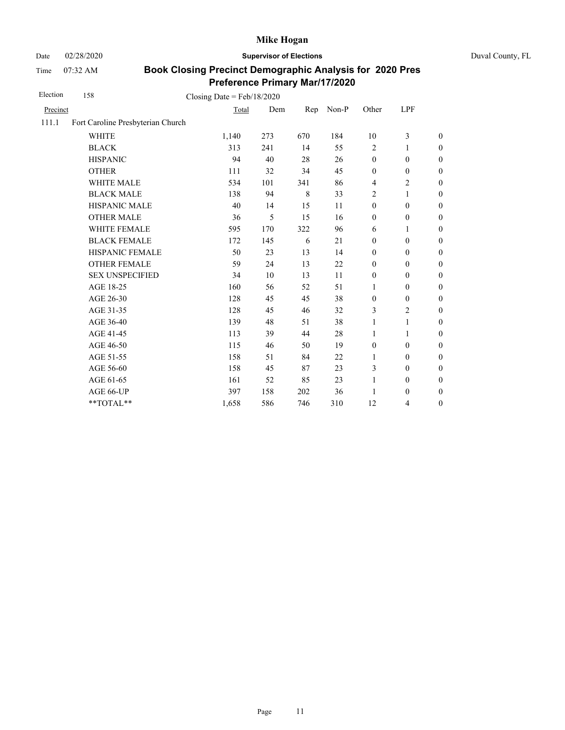# Mike Hogan

Date 02/28/2020 **Supervisor of Elections** Duval County, FL

Time 07:32 AM

## Book Closing Precinct Demographic Analysis for 2020 Pres Preference Primary Mar/17/2020

Election 158 Closing Date = Feb/18/2020

| Precinct | | Total | Dem | Rep | Non-P | Other | LPF | |
|---|---|---|---|---|---|---|---|---|
| 111.1 | Fort Caroline Presbyterian Church | | | | | | | |
| | WHITE | 1,140 | 273 | 670 | 184 | 10 | 3 | 0 |
| | BLACK | 313 | 241 | 14 | 55 | 2 | 1 | 0 |
| | HISPANIC | 94 | 40 | 28 | 26 | 0 | 0 | 0 |
| | OTHER | 111 | 32 | 34 | 45 | 0 | 0 | 0 |
| | WHITE MALE | 534 | 101 | 341 | 86 | 4 | 2 | 0 |
| | BLACK MALE | 138 | 94 | 8 | 33 | 2 | 1 | 0 |
| | HISPANIC MALE | 40 | 14 | 15 | 11 | 0 | 0 | 0 |
| | OTHER MALE | 36 | 5 | 15 | 16 | 0 | 0 | 0 |
| | WHITE FEMALE | 595 | 170 | 322 | 96 | 6 | 1 | 0 |
| | BLACK FEMALE | 172 | 145 | 6 | 21 | 0 | 0 | 0 |
| | HISPANIC FEMALE | 50 | 23 | 13 | 14 | 0 | 0 | 0 |
| | OTHER FEMALE | 59 | 24 | 13 | 22 | 0 | 0 | 0 |
| | SEX UNSPECIFIED | 34 | 10 | 13 | 11 | 0 | 0 | 0 |
| | AGE 18-25 | 160 | 56 | 52 | 51 | 1 | 0 | 0 |
| | AGE 26-30 | 128 | 45 | 45 | 38 | 0 | 0 | 0 |
| | AGE 31-35 | 128 | 45 | 46 | 32 | 3 | 2 | 0 |
| | AGE 36-40 | 139 | 48 | 51 | 38 | 1 | 1 | 0 |
| | AGE 41-45 | 113 | 39 | 44 | 28 | 1 | 1 | 0 |
| | AGE 46-50 | 115 | 46 | 50 | 19 | 0 | 0 | 0 |
| | AGE 51-55 | 158 | 51 | 84 | 22 | 1 | 0 | 0 |
| | AGE 56-60 | 158 | 45 | 87 | 23 | 3 | 0 | 0 |
| | AGE 61-65 | 161 | 52 | 85 | 23 | 1 | 0 | 0 |
| | AGE 66-UP | 397 | 158 | 202 | 36 | 1 | 0 | 0 |
| | **TOTAL** | 1,658 | 586 | 746 | 310 | 12 | 4 | 0 |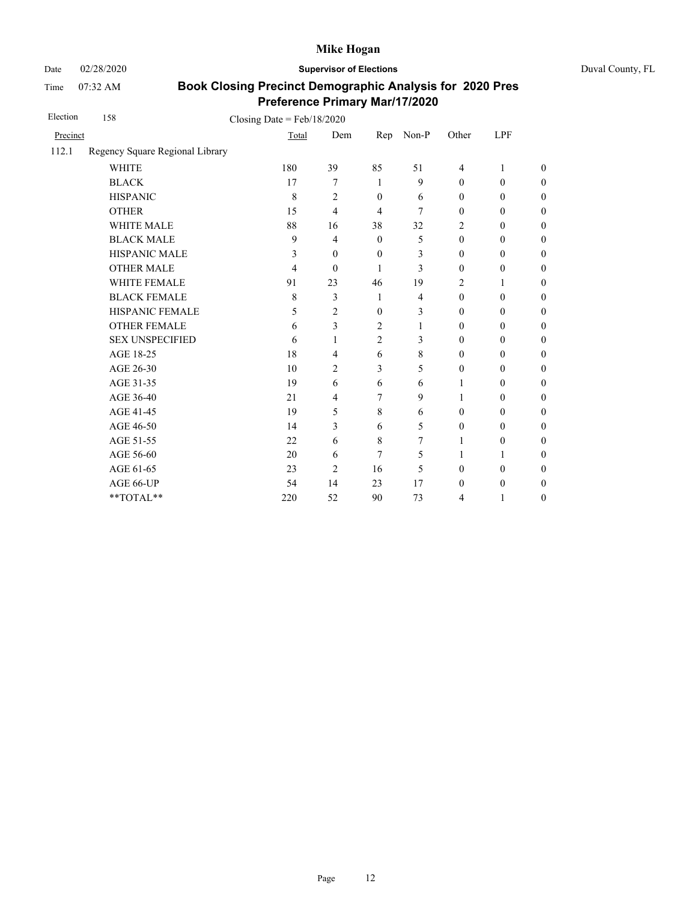# Mike Hogan

Date 02/28/2020 **Supervisor of Elections** Duval County, FL

Time 07:32 AM

## Book Closing Precinct Demographic Analysis for 2020 Pres Preference Primary Mar/17/2020

Election 158 Closing Date = Feb/18/2020

| Precinct | | Total | Dem | Rep | Non-P | Other | LPF | |
|---|---|---|---|---|---|---|---|---|
| 112.1 | Regency Square Regional Library | | | | | | | |
| | WHITE | 180 | 39 | 85 | 51 | 4 | 1 | 0 |
| | BLACK | 17 | 7 | 1 | 9 | 0 | 0 | 0 |
| | HISPANIC | 8 | 2 | 0 | 6 | 0 | 0 | 0 |
| | OTHER | 15 | 4 | 4 | 7 | 0 | 0 | 0 |
| | WHITE MALE | 88 | 16 | 38 | 32 | 2 | 0 | 0 |
| | BLACK MALE | 9 | 4 | 0 | 5 | 0 | 0 | 0 |
| | HISPANIC MALE | 3 | 0 | 0 | 3 | 0 | 0 | 0 |
| | OTHER MALE | 4 | 0 | 1 | 3 | 0 | 0 | 0 |
| | WHITE FEMALE | 91 | 23 | 46 | 19 | 2 | 1 | 0 |
| | BLACK FEMALE | 8 | 3 | 1 | 4 | 0 | 0 | 0 |
| | HISPANIC FEMALE | 5 | 2 | 0 | 3 | 0 | 0 | 0 |
| | OTHER FEMALE | 6 | 3 | 2 | 1 | 0 | 0 | 0 |
| | SEX UNSPECIFIED | 6 | 1 | 2 | 3 | 0 | 0 | 0 |
| | AGE 18-25 | 18 | 4 | 6 | 8 | 0 | 0 | 0 |
| | AGE 26-30 | 10 | 2 | 3 | 5 | 0 | 0 | 0 |
| | AGE 31-35 | 19 | 6 | 6 | 6 | 1 | 0 | 0 |
| | AGE 36-40 | 21 | 4 | 7 | 9 | 1 | 0 | 0 |
| | AGE 41-45 | 19 | 5 | 8 | 6 | 0 | 0 | 0 |
| | AGE 46-50 | 14 | 3 | 6 | 5 | 0 | 0 | 0 |
| | AGE 51-55 | 22 | 6 | 8 | 7 | 1 | 0 | 0 |
| | AGE 56-60 | 20 | 6 | 7 | 5 | 1 | 1 | 0 |
| | AGE 61-65 | 23 | 2 | 16 | 5 | 0 | 0 | 0 |
| | AGE 66-UP | 54 | 14 | 23 | 17 | 0 | 0 | 0 |
| | **TOTAL** | 220 | 52 | 90 | 73 | 4 | 1 | 0 |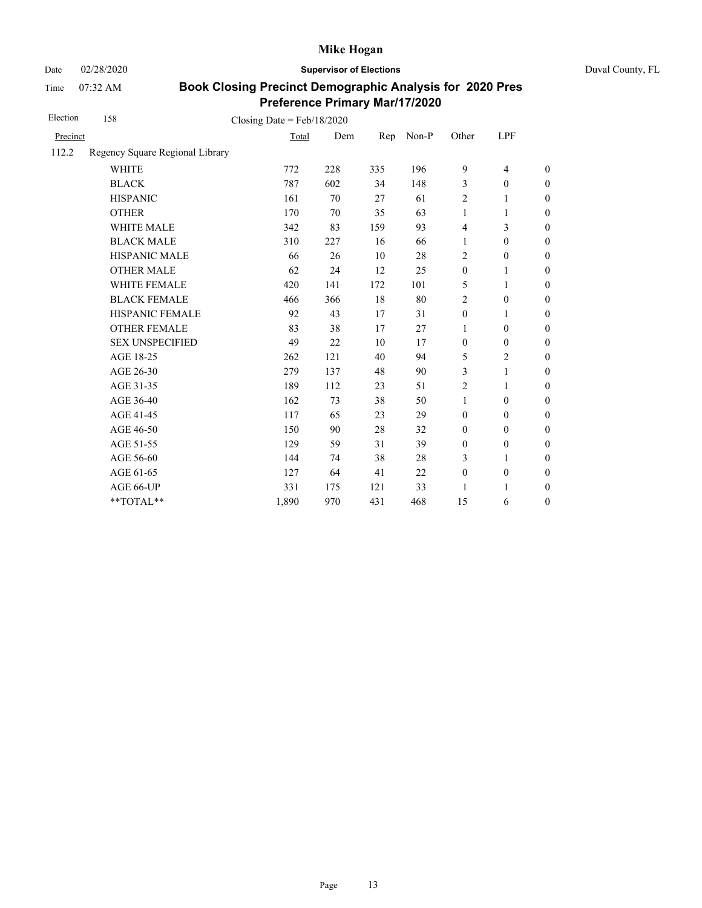# Mike Hogan

Date 02/28/2020 **Supervisor of Elections** Duval County, FL

Time 07:32 AM

## Book Closing Precinct Demographic Analysis for 2020 Pres Preference Primary Mar/17/2020

Election 158 Closing Date = Feb/18/2020

| Precinct | | Total | Dem | Rep | Non-P | Other | LPF | |
|---|---|---|---|---|---|---|---|---|
| 112.2 | Regency Square Regional Library | | | | | | | |
| | WHITE | 772 | 228 | 335 | 196 | 9 | 4 | 0 |
| | BLACK | 787 | 602 | 34 | 148 | 3 | 0 | 0 |
| | HISPANIC | 161 | 70 | 27 | 61 | 2 | 1 | 0 |
| | OTHER | 170 | 70 | 35 | 63 | 1 | 1 | 0 |
| | WHITE MALE | 342 | 83 | 159 | 93 | 4 | 3 | 0 |
| | BLACK MALE | 310 | 227 | 16 | 66 | 1 | 0 | 0 |
| | HISPANIC MALE | 66 | 26 | 10 | 28 | 2 | 0 | 0 |
| | OTHER MALE | 62 | 24 | 12 | 25 | 0 | 1 | 0 |
| | WHITE FEMALE | 420 | 141 | 172 | 101 | 5 | 1 | 0 |
| | BLACK FEMALE | 466 | 366 | 18 | 80 | 2 | 0 | 0 |
| | HISPANIC FEMALE | 92 | 43 | 17 | 31 | 0 | 1 | 0 |
| | OTHER FEMALE | 83 | 38 | 17 | 27 | 1 | 0 | 0 |
| | SEX UNSPECIFIED | 49 | 22 | 10 | 17 | 0 | 0 | 0 |
| | AGE 18-25 | 262 | 121 | 40 | 94 | 5 | 2 | 0 |
| | AGE 26-30 | 279 | 137 | 48 | 90 | 3 | 1 | 0 |
| | AGE 31-35 | 189 | 112 | 23 | 51 | 2 | 1 | 0 |
| | AGE 36-40 | 162 | 73 | 38 | 50 | 1 | 0 | 0 |
| | AGE 41-45 | 117 | 65 | 23 | 29 | 0 | 0 | 0 |
| | AGE 46-50 | 150 | 90 | 28 | 32 | 0 | 0 | 0 |
| | AGE 51-55 | 129 | 59 | 31 | 39 | 0 | 0 | 0 |
| | AGE 56-60 | 144 | 74 | 38 | 28 | 3 | 1 | 0 |
| | AGE 61-65 | 127 | 64 | 41 | 22 | 0 | 0 | 0 |
| | AGE 66-UP | 331 | 175 | 121 | 33 | 1 | 1 | 0 |
| | **TOTAL** | 1,890 | 970 | 431 | 468 | 15 | 6 | 0 |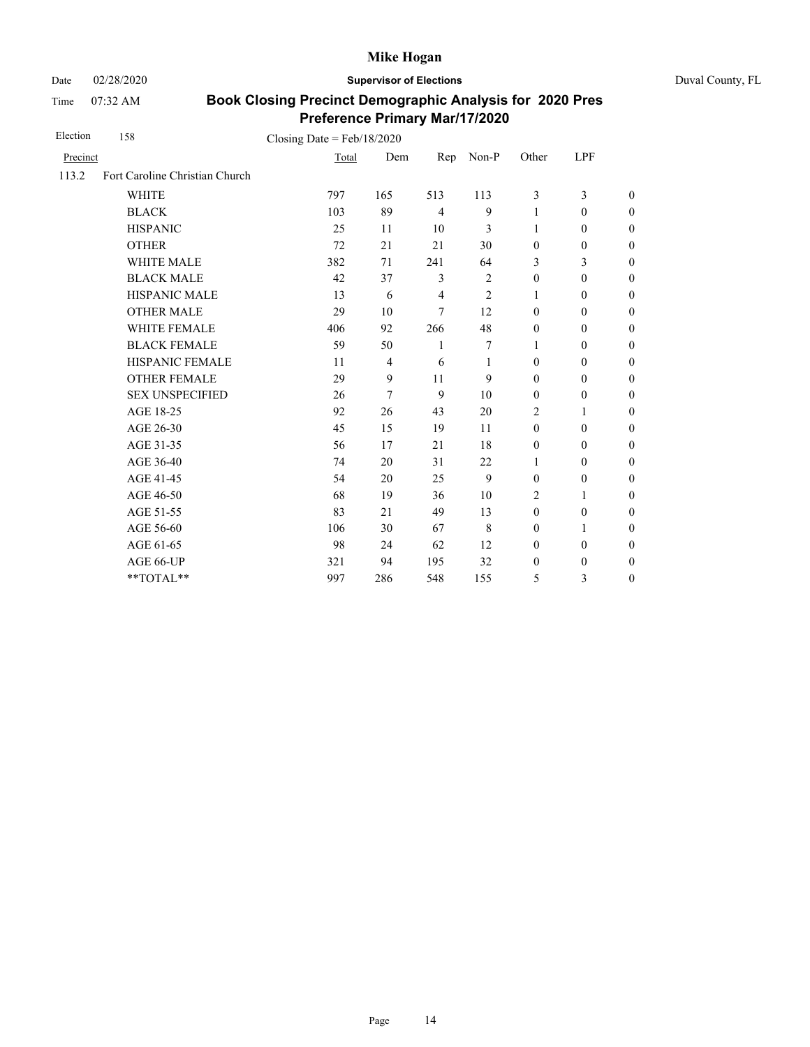# Mike Hogan

Date 02/28/2020 **Supervisor of Elections** Duval County, FL

Time 07:32 AM

## Book Closing Precinct Demographic Analysis for 2020 Pres Preference Primary Mar/17/2020

Election 158 Closing Date = Feb/18/2020

| Precinct | | Total | Dem | Rep | Non-P | Other | LPF | |
|---|---|---|---|---|---|---|---|---|
| 113.2 | Fort Caroline Christian Church | | | | | | | |
| | WHITE | 797 | 165 | 513 | 113 | 3 | 3 | 0 |
| | BLACK | 103 | 89 | 4 | 9 | 1 | 0 | 0 |
| | HISPANIC | 25 | 11 | 10 | 3 | 1 | 0 | 0 |
| | OTHER | 72 | 21 | 21 | 30 | 0 | 0 | 0 |
| | WHITE MALE | 382 | 71 | 241 | 64 | 3 | 3 | 0 |
| | BLACK MALE | 42 | 37 | 3 | 2 | 0 | 0 | 0 |
| | HISPANIC MALE | 13 | 6 | 4 | 2 | 1 | 0 | 0 |
| | OTHER MALE | 29 | 10 | 7 | 12 | 0 | 0 | 0 |
| | WHITE FEMALE | 406 | 92 | 266 | 48 | 0 | 0 | 0 |
| | BLACK FEMALE | 59 | 50 | 1 | 7 | 1 | 0 | 0 |
| | HISPANIC FEMALE | 11 | 4 | 6 | 1 | 0 | 0 | 0 |
| | OTHER FEMALE | 29 | 9 | 11 | 9 | 0 | 0 | 0 |
| | SEX UNSPECIFIED | 26 | 7 | 9 | 10 | 0 | 0 | 0 |
| | AGE 18-25 | 92 | 26 | 43 | 20 | 2 | 1 | 0 |
| | AGE 26-30 | 45 | 15 | 19 | 11 | 0 | 0 | 0 |
| | AGE 31-35 | 56 | 17 | 21 | 18 | 0 | 0 | 0 |
| | AGE 36-40 | 74 | 20 | 31 | 22 | 1 | 0 | 0 |
| | AGE 41-45 | 54 | 20 | 25 | 9 | 0 | 0 | 0 |
| | AGE 46-50 | 68 | 19 | 36 | 10 | 2 | 1 | 0 |
| | AGE 51-55 | 83 | 21 | 49 | 13 | 0 | 0 | 0 |
| | AGE 56-60 | 106 | 30 | 67 | 8 | 0 | 1 | 0 |
| | AGE 61-65 | 98 | 24 | 62 | 12 | 0 | 0 | 0 |
| | AGE 66-UP | 321 | 94 | 195 | 32 | 0 | 0 | 0 |
| | **TOTAL** | 997 | 286 | 548 | 155 | 5 | 3 | 0 |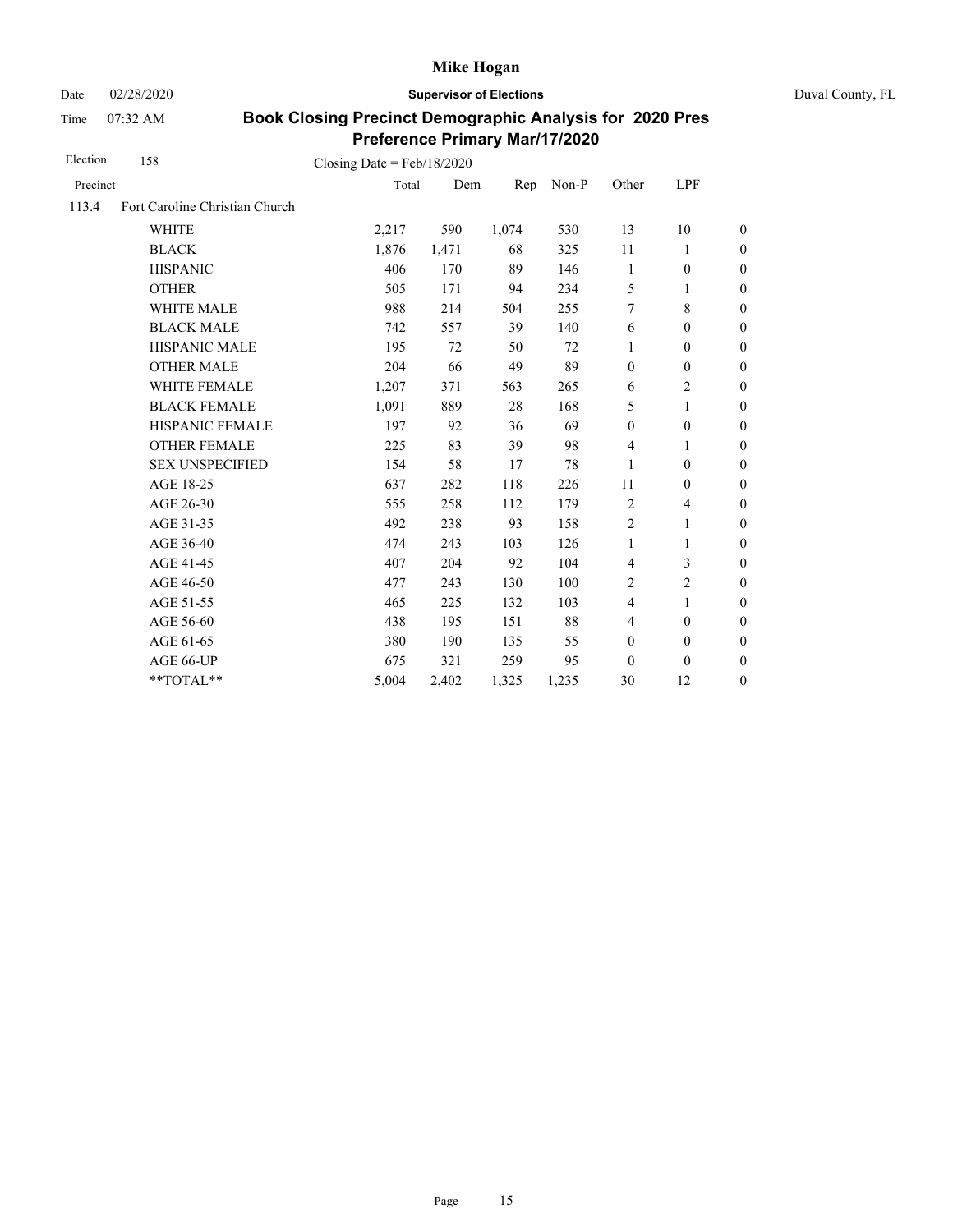# Mike Hogan

Date 02/28/2020 **Supervisor of Elections** Duval County, FL

Time 07:32 AM

## Book Closing Precinct Demographic Analysis for 2020 Pres Preference Primary Mar/17/2020

Election 158 Closing Date = Feb/18/2020

| Precinct | | Total | Dem | Rep | Non-P | Other | LPF | |
|---|---|---|---|---|---|---|---|---|
| 113.4 | Fort Caroline Christian Church | | | | | | | |
| | WHITE | 2,217 | 590 | 1,074 | 530 | 13 | 10 | 0 |
| | BLACK | 1,876 | 1,471 | 68 | 325 | 11 | 1 | 0 |
| | HISPANIC | 406 | 170 | 89 | 146 | 1 | 0 | 0 |
| | OTHER | 505 | 171 | 94 | 234 | 5 | 1 | 0 |
| | WHITE MALE | 988 | 214 | 504 | 255 | 7 | 8 | 0 |
| | BLACK MALE | 742 | 557 | 39 | 140 | 6 | 0 | 0 |
| | HISPANIC MALE | 195 | 72 | 50 | 72 | 1 | 0 | 0 |
| | OTHER MALE | 204 | 66 | 49 | 89 | 0 | 0 | 0 |
| | WHITE FEMALE | 1,207 | 371 | 563 | 265 | 6 | 2 | 0 |
| | BLACK FEMALE | 1,091 | 889 | 28 | 168 | 5 | 1 | 0 |
| | HISPANIC FEMALE | 197 | 92 | 36 | 69 | 0 | 0 | 0 |
| | OTHER FEMALE | 225 | 83 | 39 | 98 | 4 | 1 | 0 |
| | SEX UNSPECIFIED | 154 | 58 | 17 | 78 | 1 | 0 | 0 |
| | AGE 18-25 | 637 | 282 | 118 | 226 | 11 | 0 | 0 |
| | AGE 26-30 | 555 | 258 | 112 | 179 | 2 | 4 | 0 |
| | AGE 31-35 | 492 | 238 | 93 | 158 | 2 | 1 | 0 |
| | AGE 36-40 | 474 | 243 | 103 | 126 | 1 | 1 | 0 |
| | AGE 41-45 | 407 | 204 | 92 | 104 | 4 | 3 | 0 |
| | AGE 46-50 | 477 | 243 | 130 | 100 | 2 | 2 | 0 |
| | AGE 51-55 | 465 | 225 | 132 | 103 | 4 | 1 | 0 |
| | AGE 56-60 | 438 | 195 | 151 | 88 | 4 | 0 | 0 |
| | AGE 61-65 | 380 | 190 | 135 | 55 | 0 | 0 | 0 |
| | AGE 66-UP | 675 | 321 | 259 | 95 | 0 | 0 | 0 |
| | **TOTAL** | 5,004 | 2,402 | 1,325 | 1,235 | 30 | 12 | 0 |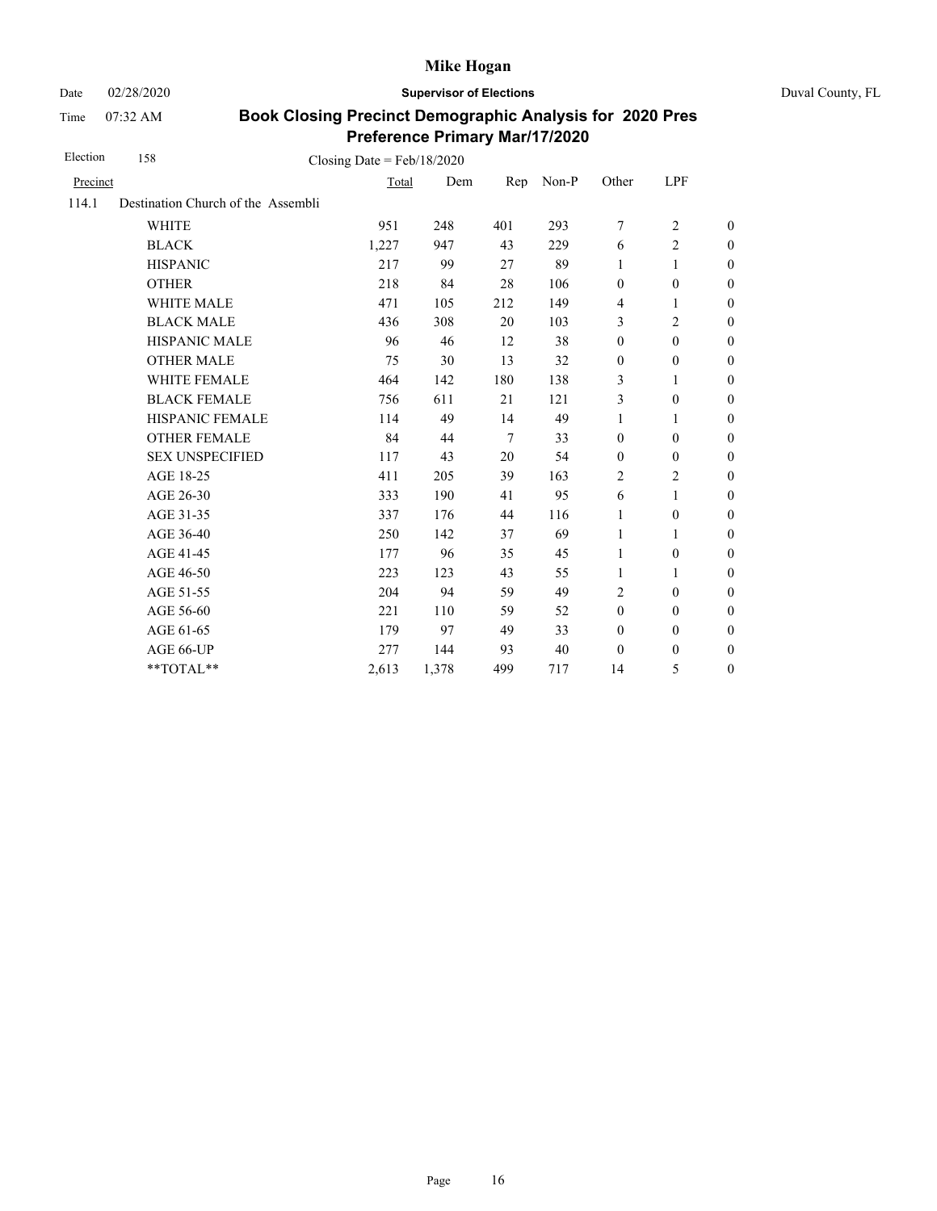Mike Hogan

Date 02/28/2020 **Supervisor of Elections** Duval County, FL

Time 07:32 AM

**Book Closing Precinct Demographic Analysis for 2020 Pres Preference Primary Mar/17/2020**

Election 158 Closing Date = Feb/18/2020

| Precinct | | Total | Dem | Rep | Non-P | Other | LPF | |
|---|---|---|---|---|---|---|---|---|
| 114.1 | Destination Church of the Assembli | | | | | | | |
| | WHITE | 951 | 248 | 401 | 293 | 7 | 2 | 0 |
| | BLACK | 1,227 | 947 | 43 | 229 | 6 | 2 | 0 |
| | HISPANIC | 217 | 99 | 27 | 89 | 1 | 1 | 0 |
| | OTHER | 218 | 84 | 28 | 106 | 0 | 0 | 0 |
| | WHITE MALE | 471 | 105 | 212 | 149 | 4 | 1 | 0 |
| | BLACK MALE | 436 | 308 | 20 | 103 | 3 | 2 | 0 |
| | HISPANIC MALE | 96 | 46 | 12 | 38 | 0 | 0 | 0 |
| | OTHER MALE | 75 | 30 | 13 | 32 | 0 | 0 | 0 |
| | WHITE FEMALE | 464 | 142 | 180 | 138 | 3 | 1 | 0 |
| | BLACK FEMALE | 756 | 611 | 21 | 121 | 3 | 0 | 0 |
| | HISPANIC FEMALE | 114 | 49 | 14 | 49 | 1 | 1 | 0 |
| | OTHER FEMALE | 84 | 44 | 7 | 33 | 0 | 0 | 0 |
| | SEX UNSPECIFIED | 117 | 43 | 20 | 54 | 0 | 0 | 0 |
| | AGE 18-25 | 411 | 205 | 39 | 163 | 2 | 2 | 0 |
| | AGE 26-30 | 333 | 190 | 41 | 95 | 6 | 1 | 0 |
| | AGE 31-35 | 337 | 176 | 44 | 116 | 1 | 0 | 0 |
| | AGE 36-40 | 250 | 142 | 37 | 69 | 1 | 1 | 0 |
| | AGE 41-45 | 177 | 96 | 35 | 45 | 1 | 0 | 0 |
| | AGE 46-50 | 223 | 123 | 43 | 55 | 1 | 1 | 0 |
| | AGE 51-55 | 204 | 94 | 59 | 49 | 2 | 0 | 0 |
| | AGE 56-60 | 221 | 110 | 59 | 52 | 0 | 0 | 0 |
| | AGE 61-65 | 179 | 97 | 49 | 33 | 0 | 0 | 0 |
| | AGE 66-UP | 277 | 144 | 93 | 40 | 0 | 0 | 0 |
| | **TOTAL** | 2,613 | 1,378 | 499 | 717 | 14 | 5 | 0 |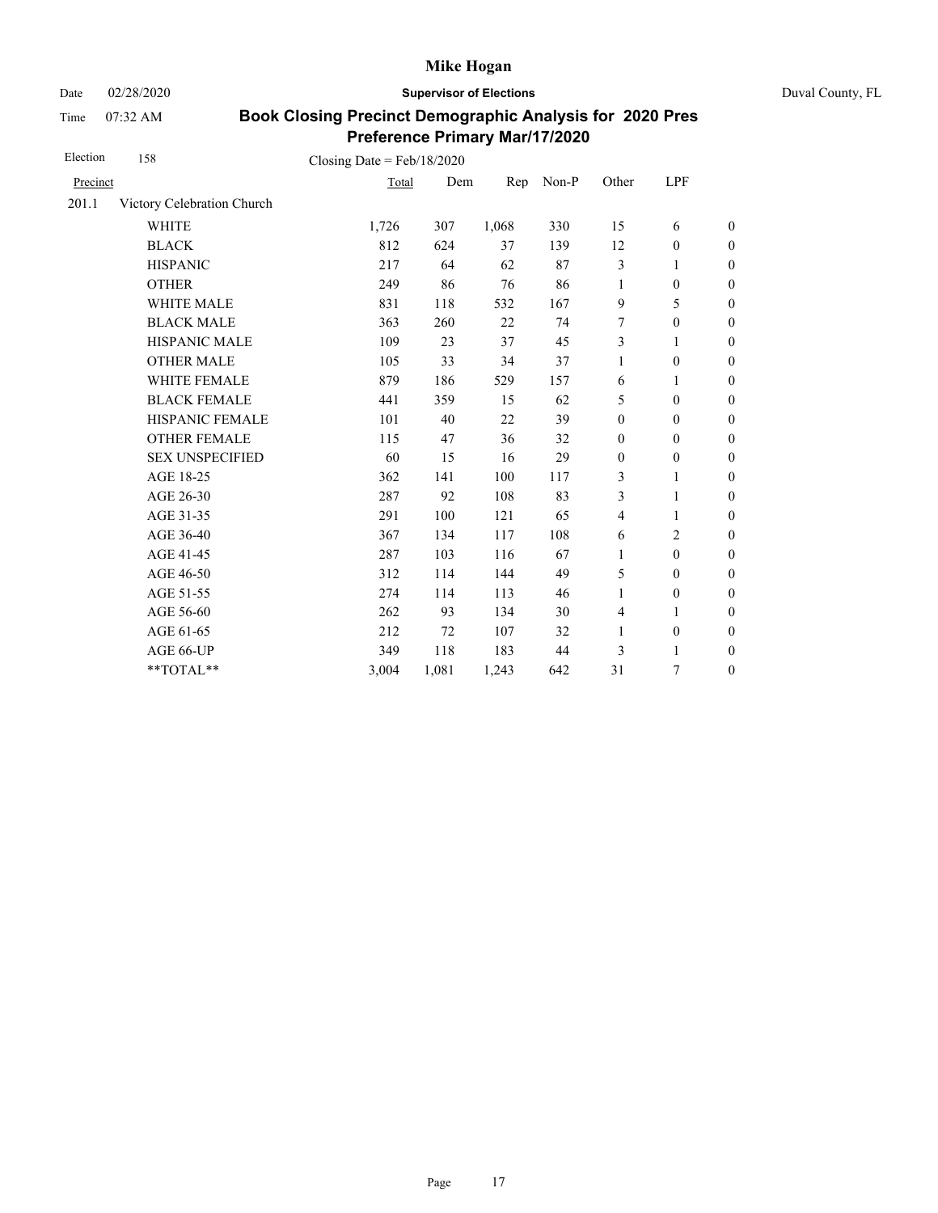# Mike Hogan

Date 02/28/2020 **Supervisor of Elections** Duval County, FL

Time 07:32 AM

## Book Closing Precinct Demographic Analysis for 2020 Pres Preference Primary Mar/17/2020

Election 158 Closing Date = Feb/18/2020

| Precinct | | Total | Dem | Rep | Non-P | Other | LPF | |
|---|---|---|---|---|---|---|---|---|
| 201.1 | Victory Celebration Church | | | | | | | |
| | WHITE | 1,726 | 307 | 1,068 | 330 | 15 | 6 | 0 |
| | BLACK | 812 | 624 | 37 | 139 | 12 | 0 | 0 |
| | HISPANIC | 217 | 64 | 62 | 87 | 3 | 1 | 0 |
| | OTHER | 249 | 86 | 76 | 86 | 1 | 0 | 0 |
| | WHITE MALE | 831 | 118 | 532 | 167 | 9 | 5 | 0 |
| | BLACK MALE | 363 | 260 | 22 | 74 | 7 | 0 | 0 |
| | HISPANIC MALE | 109 | 23 | 37 | 45 | 3 | 1 | 0 |
| | OTHER MALE | 105 | 33 | 34 | 37 | 1 | 0 | 0 |
| | WHITE FEMALE | 879 | 186 | 529 | 157 | 6 | 1 | 0 |
| | BLACK FEMALE | 441 | 359 | 15 | 62 | 5 | 0 | 0 |
| | HISPANIC FEMALE | 101 | 40 | 22 | 39 | 0 | 0 | 0 |
| | OTHER FEMALE | 115 | 47 | 36 | 32 | 0 | 0 | 0 |
| | SEX UNSPECIFIED | 60 | 15 | 16 | 29 | 0 | 0 | 0 |
| | AGE 18-25 | 362 | 141 | 100 | 117 | 3 | 1 | 0 |
| | AGE 26-30 | 287 | 92 | 108 | 83 | 3 | 1 | 0 |
| | AGE 31-35 | 291 | 100 | 121 | 65 | 4 | 1 | 0 |
| | AGE 36-40 | 367 | 134 | 117 | 108 | 6 | 2 | 0 |
| | AGE 41-45 | 287 | 103 | 116 | 67 | 1 | 0 | 0 |
| | AGE 46-50 | 312 | 114 | 144 | 49 | 5 | 0 | 0 |
| | AGE 51-55 | 274 | 114 | 113 | 46 | 1 | 0 | 0 |
| | AGE 56-60 | 262 | 93 | 134 | 30 | 4 | 1 | 0 |
| | AGE 61-65 | 212 | 72 | 107 | 32 | 1 | 0 | 0 |
| | AGE 66-UP | 349 | 118 | 183 | 44 | 3 | 1 | 0 |
| | **TOTAL** | 3,004 | 1,081 | 1,243 | 642 | 31 | 7 | 0 |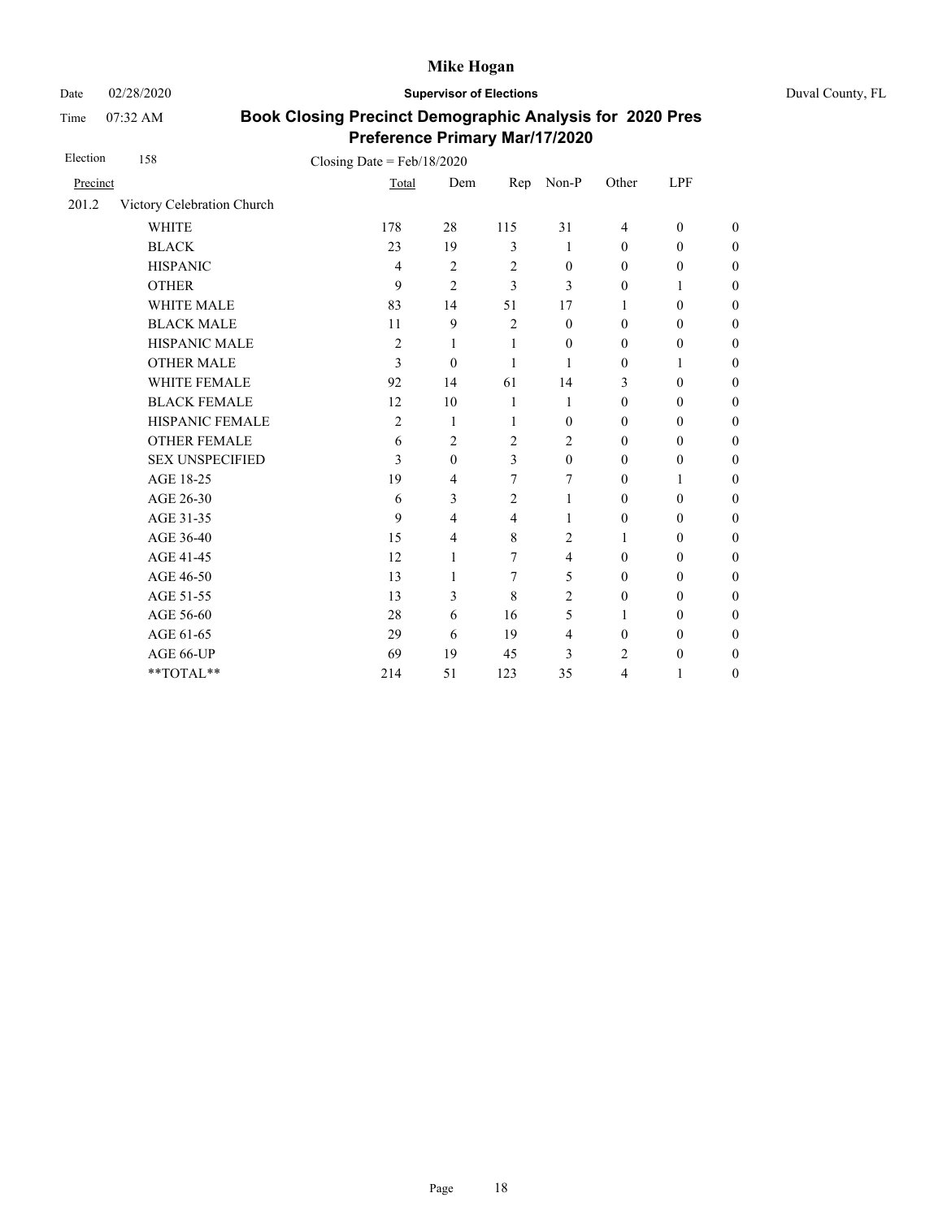# Mike Hogan

Date 02/28/2020 **Supervisor of Elections** Duval County, FL

Time 07:32 AM

## Book Closing Precinct Demographic Analysis for 2020 Pres Preference Primary Mar/17/2020

Election 158 Closing Date = Feb/18/2020

| Precinct | | Total | Dem | Rep | Non-P | Other | LPF | |
|---|---|---|---|---|---|---|---|---|
| 201.2 | Victory Celebration Church | | | | | | | |
| | WHITE | 178 | 28 | 115 | 31 | 4 | 0 | 0 |
| | BLACK | 23 | 19 | 3 | 1 | 0 | 0 | 0 |
| | HISPANIC | 4 | 2 | 2 | 0 | 0 | 0 | 0 |
| | OTHER | 9 | 2 | 3 | 3 | 0 | 1 | 0 |
| | WHITE MALE | 83 | 14 | 51 | 17 | 1 | 0 | 0 |
| | BLACK MALE | 11 | 9 | 2 | 0 | 0 | 0 | 0 |
| | HISPANIC MALE | 2 | 1 | 1 | 0 | 0 | 0 | 0 |
| | OTHER MALE | 3 | 0 | 1 | 1 | 0 | 1 | 0 |
| | WHITE FEMALE | 92 | 14 | 61 | 14 | 3 | 0 | 0 |
| | BLACK FEMALE | 12 | 10 | 1 | 1 | 0 | 0 | 0 |
| | HISPANIC FEMALE | 2 | 1 | 1 | 0 | 0 | 0 | 0 |
| | OTHER FEMALE | 6 | 2 | 2 | 2 | 0 | 0 | 0 |
| | SEX UNSPECIFIED | 3 | 0 | 3 | 0 | 0 | 0 | 0 |
| | AGE 18-25 | 19 | 4 | 7 | 7 | 0 | 1 | 0 |
| | AGE 26-30 | 6 | 3 | 2 | 1 | 0 | 0 | 0 |
| | AGE 31-35 | 9 | 4 | 4 | 1 | 0 | 0 | 0 |
| | AGE 36-40 | 15 | 4 | 8 | 2 | 1 | 0 | 0 |
| | AGE 41-45 | 12 | 1 | 7 | 4 | 0 | 0 | 0 |
| | AGE 46-50 | 13 | 1 | 7 | 5 | 0 | 0 | 0 |
| | AGE 51-55 | 13 | 3 | 8 | 2 | 0 | 0 | 0 |
| | AGE 56-60 | 28 | 6 | 16 | 5 | 1 | 0 | 0 |
| | AGE 61-65 | 29 | 6 | 19 | 4 | 0 | 0 | 0 |
| | AGE 66-UP | 69 | 19 | 45 | 3 | 2 | 0 | 0 |
| | **TOTAL** | 214 | 51 | 123 | 35 | 4 | 1 | 0 |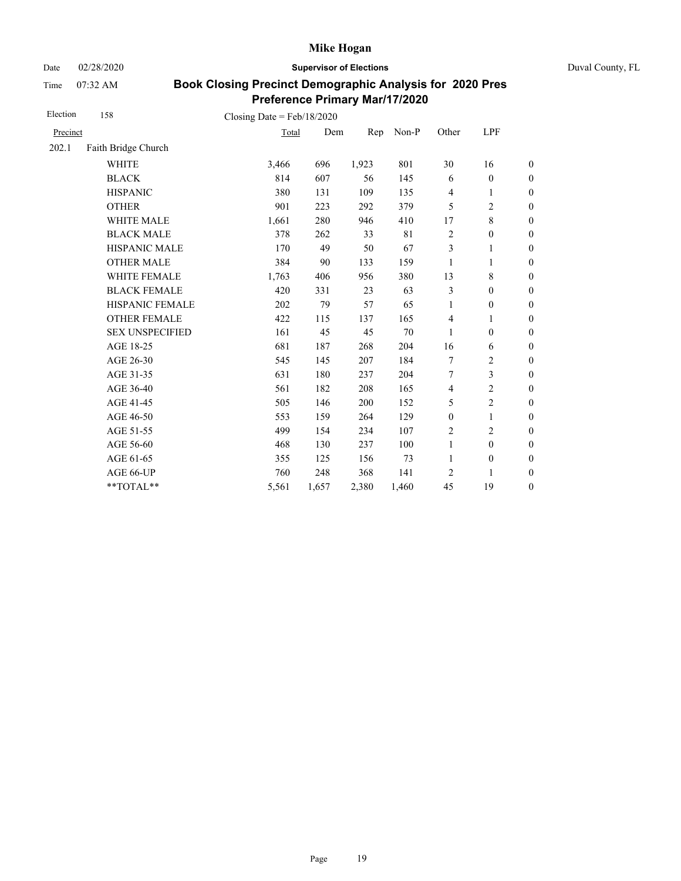# Mike Hogan

Date 02/28/2020 **Supervisor of Elections** Duval County, FL

Time 07:32 AM

## Book Closing Precinct Demographic Analysis for 2020 Pres Preference Primary Mar/17/2020

Election 158 Closing Date = Feb/18/2020

| Precinct | | Total | Dem | Rep | Non-P | Other | LPF | |
|---|---|---|---|---|---|---|---|---|
| 202.1 | Faith Bridge Church | | | | | | | |
| | WHITE | 3,466 | 696 | 1,923 | 801 | 30 | 16 | 0 |
| | BLACK | 814 | 607 | 56 | 145 | 6 | 0 | 0 |
| | HISPANIC | 380 | 131 | 109 | 135 | 4 | 1 | 0 |
| | OTHER | 901 | 223 | 292 | 379 | 5 | 2 | 0 |
| | WHITE MALE | 1,661 | 280 | 946 | 410 | 17 | 8 | 0 |
| | BLACK MALE | 378 | 262 | 33 | 81 | 2 | 0 | 0 |
| | HISPANIC MALE | 170 | 49 | 50 | 67 | 3 | 1 | 0 |
| | OTHER MALE | 384 | 90 | 133 | 159 | 1 | 1 | 0 |
| | WHITE FEMALE | 1,763 | 406 | 956 | 380 | 13 | 8 | 0 |
| | BLACK FEMALE | 420 | 331 | 23 | 63 | 3 | 0 | 0 |
| | HISPANIC FEMALE | 202 | 79 | 57 | 65 | 1 | 0 | 0 |
| | OTHER FEMALE | 422 | 115 | 137 | 165 | 4 | 1 | 0 |
| | SEX UNSPECIFIED | 161 | 45 | 45 | 70 | 1 | 0 | 0 |
| | AGE 18-25 | 681 | 187 | 268 | 204 | 16 | 6 | 0 |
| | AGE 26-30 | 545 | 145 | 207 | 184 | 7 | 2 | 0 |
| | AGE 31-35 | 631 | 180 | 237 | 204 | 7 | 3 | 0 |
| | AGE 36-40 | 561 | 182 | 208 | 165 | 4 | 2 | 0 |
| | AGE 41-45 | 505 | 146 | 200 | 152 | 5 | 2 | 0 |
| | AGE 46-50 | 553 | 159 | 264 | 129 | 0 | 1 | 0 |
| | AGE 51-55 | 499 | 154 | 234 | 107 | 2 | 2 | 0 |
| | AGE 56-60 | 468 | 130 | 237 | 100 | 1 | 0 | 0 |
| | AGE 61-65 | 355 | 125 | 156 | 73 | 1 | 0 | 0 |
| | AGE 66-UP | 760 | 248 | 368 | 141 | 2 | 1 | 0 |
| | **TOTAL** | 5,561 | 1,657 | 2,380 | 1,460 | 45 | 19 | 0 |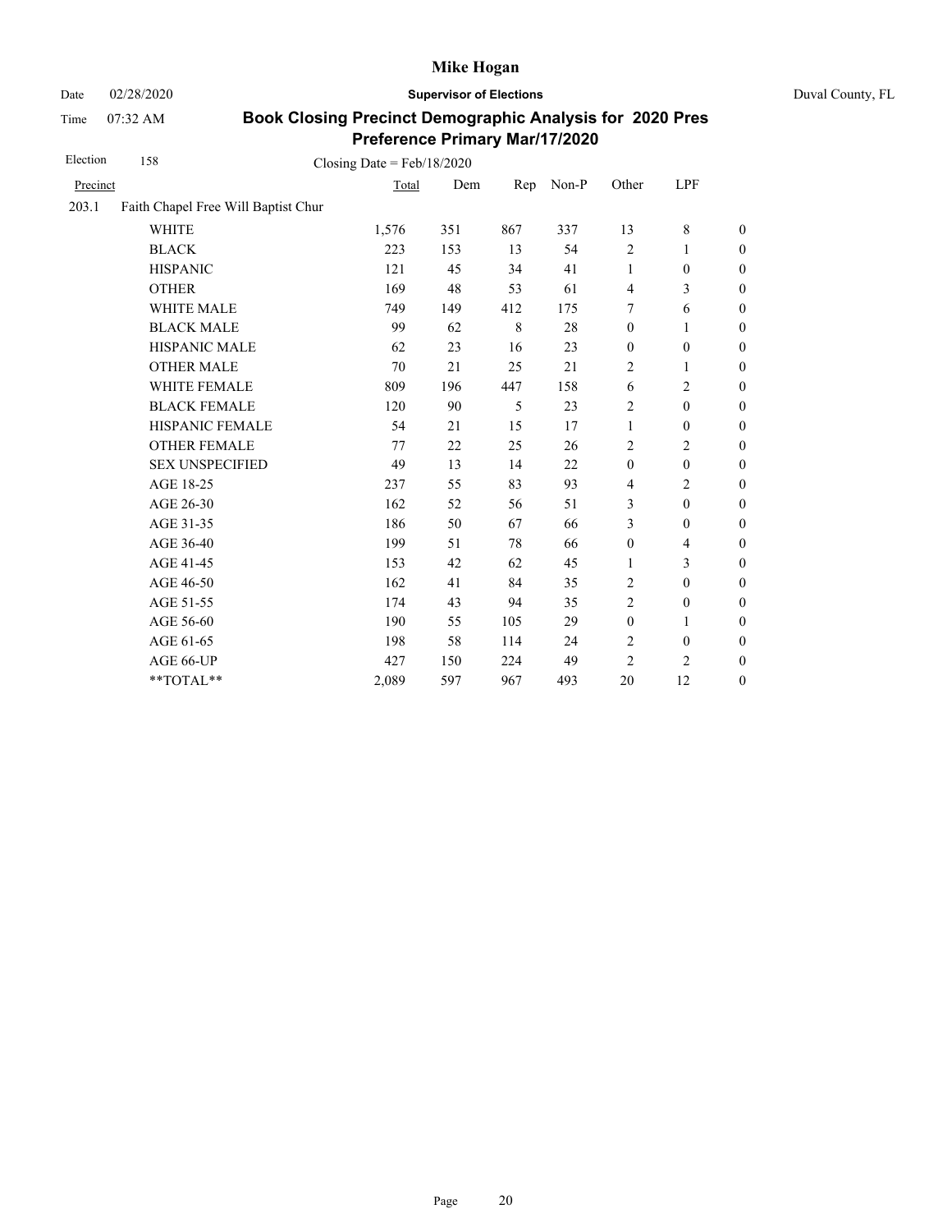# Mike Hogan

Date 02/28/2020 **Supervisor of Elections** Duval County, FL

Time 07:32 AM

## Book Closing Precinct Demographic Analysis for 2020 Pres Preference Primary Mar/17/2020

Election 158 Closing Date = Feb/18/2020

| Precinct | | Total | Dem | Rep | Non-P | Other | LPF | |
|---|---|---|---|---|---|---|---|---|
| 203.1 | Faith Chapel Free Will Baptist Chur | | | | | | | |
| | WHITE | 1,576 | 351 | 867 | 337 | 13 | 8 | 0 |
| | BLACK | 223 | 153 | 13 | 54 | 2 | 1 | 0 |
| | HISPANIC | 121 | 45 | 34 | 41 | 1 | 0 | 0 |
| | OTHER | 169 | 48 | 53 | 61 | 4 | 3 | 0 |
| | WHITE MALE | 749 | 149 | 412 | 175 | 7 | 6 | 0 |
| | BLACK MALE | 99 | 62 | 8 | 28 | 0 | 1 | 0 |
| | HISPANIC MALE | 62 | 23 | 16 | 23 | 0 | 0 | 0 |
| | OTHER MALE | 70 | 21 | 25 | 21 | 2 | 1 | 0 |
| | WHITE FEMALE | 809 | 196 | 447 | 158 | 6 | 2 | 0 |
| | BLACK FEMALE | 120 | 90 | 5 | 23 | 2 | 0 | 0 |
| | HISPANIC FEMALE | 54 | 21 | 15 | 17 | 1 | 0 | 0 |
| | OTHER FEMALE | 77 | 22 | 25 | 26 | 2 | 2 | 0 |
| | SEX UNSPECIFIED | 49 | 13 | 14 | 22 | 0 | 0 | 0 |
| | AGE 18-25 | 237 | 55 | 83 | 93 | 4 | 2 | 0 |
| | AGE 26-30 | 162 | 52 | 56 | 51 | 3 | 0 | 0 |
| | AGE 31-35 | 186 | 50 | 67 | 66 | 3 | 0 | 0 |
| | AGE 36-40 | 199 | 51 | 78 | 66 | 0 | 4 | 0 |
| | AGE 41-45 | 153 | 42 | 62 | 45 | 1 | 3 | 0 |
| | AGE 46-50 | 162 | 41 | 84 | 35 | 2 | 0 | 0 |
| | AGE 51-55 | 174 | 43 | 94 | 35 | 2 | 0 | 0 |
| | AGE 56-60 | 190 | 55 | 105 | 29 | 0 | 1 | 0 |
| | AGE 61-65 | 198 | 58 | 114 | 24 | 2 | 0 | 0 |
| | AGE 66-UP | 427 | 150 | 224 | 49 | 2 | 2 | 0 |
| | **TOTAL** | 2,089 | 597 | 967 | 493 | 20 | 12 | 0 |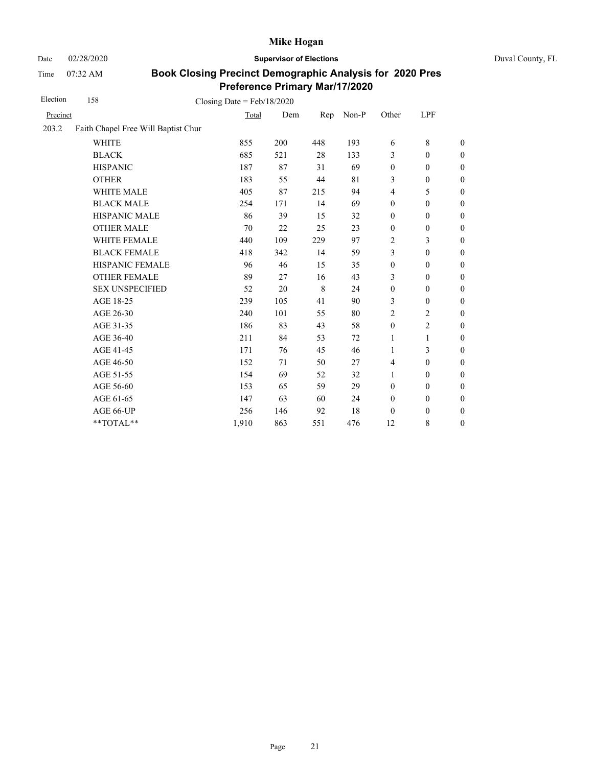# Mike Hogan

Date 02/28/2020 **Supervisor of Elections** Duval County, FL

Time 07:32 AM

## Book Closing Precinct Demographic Analysis for 2020 Pres Preference Primary Mar/17/2020

Election 158 Closing Date = Feb/18/2020

| Precinct | | Total | Dem | Rep | Non-P | Other | LPF | |
|---|---|---|---|---|---|---|---|---|
| 203.2 | Faith Chapel Free Will Baptist Chur | | | | | | | |
| | WHITE | 855 | 200 | 448 | 193 | 6 | 8 | 0 |
| | BLACK | 685 | 521 | 28 | 133 | 3 | 0 | 0 |
| | HISPANIC | 187 | 87 | 31 | 69 | 0 | 0 | 0 |
| | OTHER | 183 | 55 | 44 | 81 | 3 | 0 | 0 |
| | WHITE MALE | 405 | 87 | 215 | 94 | 4 | 5 | 0 |
| | BLACK MALE | 254 | 171 | 14 | 69 | 0 | 0 | 0 |
| | HISPANIC MALE | 86 | 39 | 15 | 32 | 0 | 0 | 0 |
| | OTHER MALE | 70 | 22 | 25 | 23 | 0 | 0 | 0 |
| | WHITE FEMALE | 440 | 109 | 229 | 97 | 2 | 3 | 0 |
| | BLACK FEMALE | 418 | 342 | 14 | 59 | 3 | 0 | 0 |
| | HISPANIC FEMALE | 96 | 46 | 15 | 35 | 0 | 0 | 0 |
| | OTHER FEMALE | 89 | 27 | 16 | 43 | 3 | 0 | 0 |
| | SEX UNSPECIFIED | 52 | 20 | 8 | 24 | 0 | 0 | 0 |
| | AGE 18-25 | 239 | 105 | 41 | 90 | 3 | 0 | 0 |
| | AGE 26-30 | 240 | 101 | 55 | 80 | 2 | 2 | 0 |
| | AGE 31-35 | 186 | 83 | 43 | 58 | 0 | 2 | 0 |
| | AGE 36-40 | 211 | 84 | 53 | 72 | 1 | 1 | 0 |
| | AGE 41-45 | 171 | 76 | 45 | 46 | 1 | 3 | 0 |
| | AGE 46-50 | 152 | 71 | 50 | 27 | 4 | 0 | 0 |
| | AGE 51-55 | 154 | 69 | 52 | 32 | 1 | 0 | 0 |
| | AGE 56-60 | 153 | 65 | 59 | 29 | 0 | 0 | 0 |
| | AGE 61-65 | 147 | 63 | 60 | 24 | 0 | 0 | 0 |
| | AGE 66-UP | 256 | 146 | 92 | 18 | 0 | 0 | 0 |
| | **TOTAL** | 1,910 | 863 | 551 | 476 | 12 | 8 | 0 |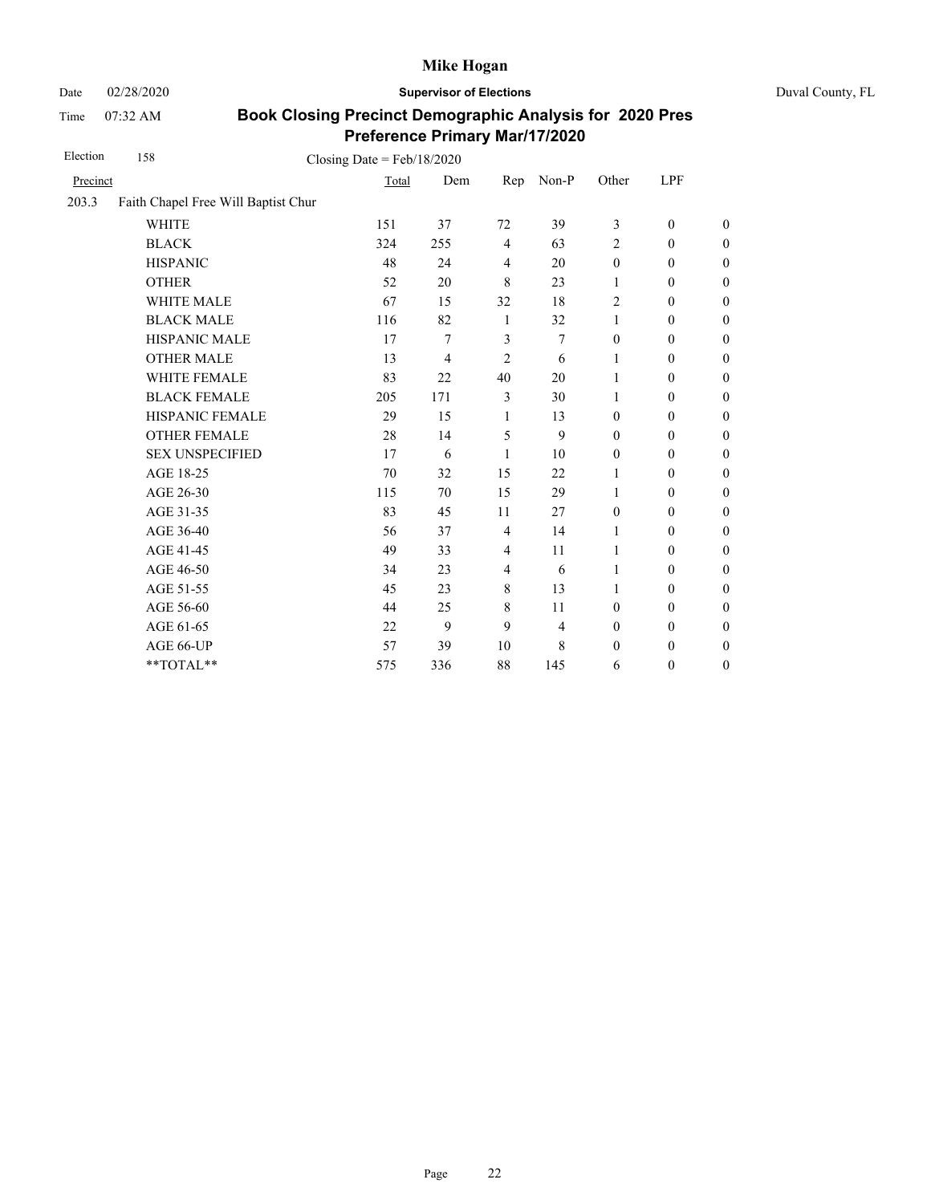# Mike Hogan

Date 02/28/2020 **Supervisor of Elections** Duval County, FL

Time 07:32 AM

## Book Closing Precinct Demographic Analysis for 2020 Pres Preference Primary Mar/17/2020

Election 158 Closing Date = Feb/18/2020

| Precinct | | Total | Dem | Rep | Non-P | Other | LPF | |
|---|---|---|---|---|---|---|---|---|
| 203.3 | Faith Chapel Free Will Baptist Chur | | | | | | | |
| | WHITE | 151 | 37 | 72 | 39 | 3 | 0 | 0 |
| | BLACK | 324 | 255 | 4 | 63 | 2 | 0 | 0 |
| | HISPANIC | 48 | 24 | 4 | 20 | 0 | 0 | 0 |
| | OTHER | 52 | 20 | 8 | 23 | 1 | 0 | 0 |
| | WHITE MALE | 67 | 15 | 32 | 18 | 2 | 0 | 0 |
| | BLACK MALE | 116 | 82 | 1 | 32 | 1 | 0 | 0 |
| | HISPANIC MALE | 17 | 7 | 3 | 7 | 0 | 0 | 0 |
| | OTHER MALE | 13 | 4 | 2 | 6 | 1 | 0 | 0 |
| | WHITE FEMALE | 83 | 22 | 40 | 20 | 1 | 0 | 0 |
| | BLACK FEMALE | 205 | 171 | 3 | 30 | 1 | 0 | 0 |
| | HISPANIC FEMALE | 29 | 15 | 1 | 13 | 0 | 0 | 0 |
| | OTHER FEMALE | 28 | 14 | 5 | 9 | 0 | 0 | 0 |
| | SEX UNSPECIFIED | 17 | 6 | 1 | 10 | 0 | 0 | 0 |
| | AGE 18-25 | 70 | 32 | 15 | 22 | 1 | 0 | 0 |
| | AGE 26-30 | 115 | 70 | 15 | 29 | 1 | 0 | 0 |
| | AGE 31-35 | 83 | 45 | 11 | 27 | 0 | 0 | 0 |
| | AGE 36-40 | 56 | 37 | 4 | 14 | 1 | 0 | 0 |
| | AGE 41-45 | 49 | 33 | 4 | 11 | 1 | 0 | 0 |
| | AGE 46-50 | 34 | 23 | 4 | 6 | 1 | 0 | 0 |
| | AGE 51-55 | 45 | 23 | 8 | 13 | 1 | 0 | 0 |
| | AGE 56-60 | 44 | 25 | 8 | 11 | 0 | 0 | 0 |
| | AGE 61-65 | 22 | 9 | 9 | 4 | 0 | 0 | 0 |
| | AGE 66-UP | 57 | 39 | 10 | 8 | 0 | 0 | 0 |
| | **TOTAL** | 575 | 336 | 88 | 145 | 6 | 0 | 0 |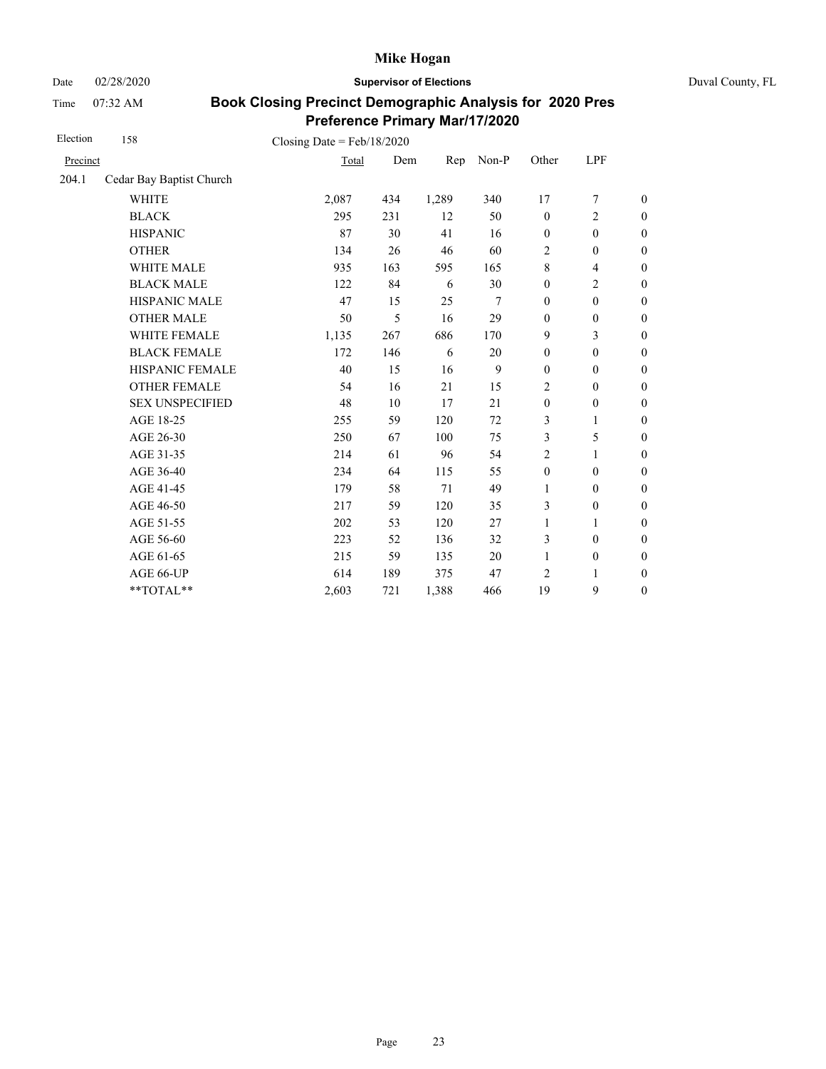# Mike Hogan

Date 02/28/2020 **Supervisor of Elections** Duval County, FL

Time 07:32 AM

## Book Closing Precinct Demographic Analysis for 2020 Pres Preference Primary Mar/17/2020

Election 158 Closing Date = Feb/18/2020

| Precinct | | Total | Dem | Rep | Non-P | Other | LPF | |
|---|---|---|---|---|---|---|---|---|
| 204.1 | Cedar Bay Baptist Church | | | | | | | |
| | WHITE | 2,087 | 434 | 1,289 | 340 | 17 | 7 | 0 |
| | BLACK | 295 | 231 | 12 | 50 | 0 | 2 | 0 |
| | HISPANIC | 87 | 30 | 41 | 16 | 0 | 0 | 0 |
| | OTHER | 134 | 26 | 46 | 60 | 2 | 0 | 0 |
| | WHITE MALE | 935 | 163 | 595 | 165 | 8 | 4 | 0 |
| | BLACK MALE | 122 | 84 | 6 | 30 | 0 | 2 | 0 |
| | HISPANIC MALE | 47 | 15 | 25 | 7 | 0 | 0 | 0 |
| | OTHER MALE | 50 | 5 | 16 | 29 | 0 | 0 | 0 |
| | WHITE FEMALE | 1,135 | 267 | 686 | 170 | 9 | 3 | 0 |
| | BLACK FEMALE | 172 | 146 | 6 | 20 | 0 | 0 | 0 |
| | HISPANIC FEMALE | 40 | 15 | 16 | 9 | 0 | 0 | 0 |
| | OTHER FEMALE | 54 | 16 | 21 | 15 | 2 | 0 | 0 |
| | SEX UNSPECIFIED | 48 | 10 | 17 | 21 | 0 | 0 | 0 |
| | AGE 18-25 | 255 | 59 | 120 | 72 | 3 | 1 | 0 |
| | AGE 26-30 | 250 | 67 | 100 | 75 | 3 | 5 | 0 |
| | AGE 31-35 | 214 | 61 | 96 | 54 | 2 | 1 | 0 |
| | AGE 36-40 | 234 | 64 | 115 | 55 | 0 | 0 | 0 |
| | AGE 41-45 | 179 | 58 | 71 | 49 | 1 | 0 | 0 |
| | AGE 46-50 | 217 | 59 | 120 | 35 | 3 | 0 | 0 |
| | AGE 51-55 | 202 | 53 | 120 | 27 | 1 | 1 | 0 |
| | AGE 56-60 | 223 | 52 | 136 | 32 | 3 | 0 | 0 |
| | AGE 61-65 | 215 | 59 | 135 | 20 | 1 | 0 | 0 |
| | AGE 66-UP | 614 | 189 | 375 | 47 | 2 | 1 | 0 |
| | **TOTAL** | 2,603 | 721 | 1,388 | 466 | 19 | 9 | 0 |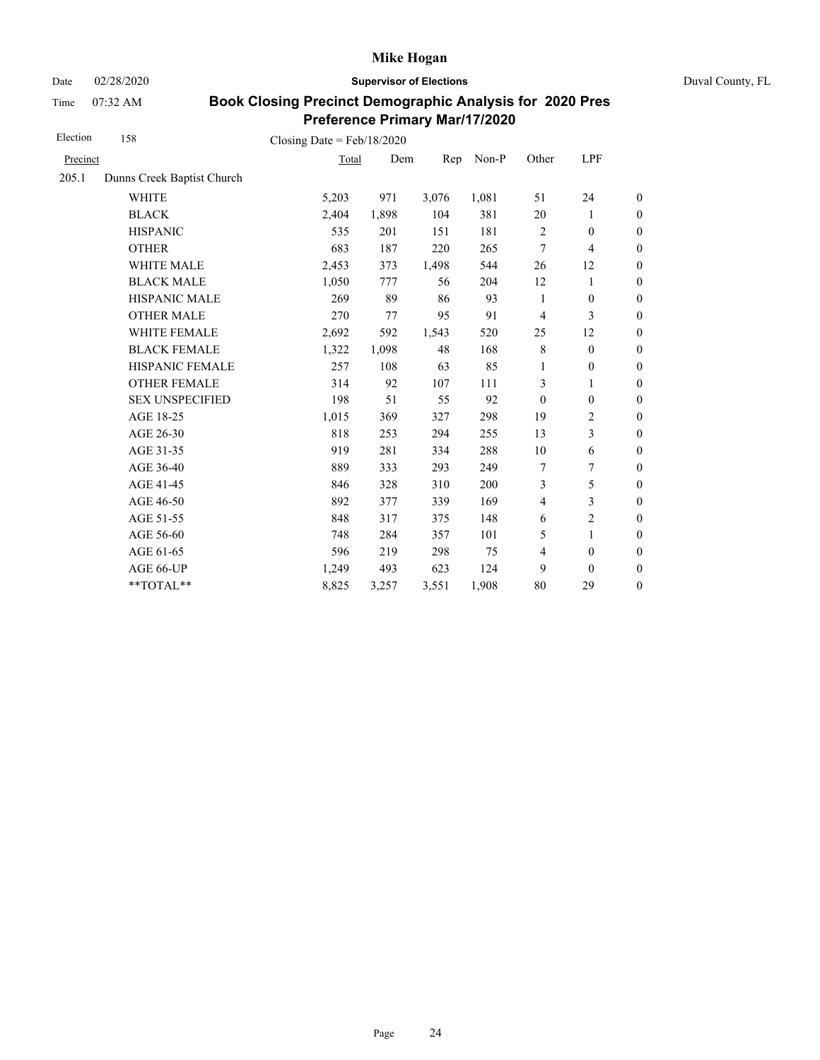**Mike Hogan**

Date 02/28/2020 **Supervisor of Elections** Duval County, FL

Time 07:32 AM

## Book Closing Precinct Demographic Analysis for 2020 Pres Preference Primary Mar/17/2020

Election 158 Closing Date = Feb/18/2020

| Precinct | | Total | Dem | Rep | Non-P | Other | LPF | |
|---|---|---|---|---|---|---|---|---|
| 205.1 | Dunns Creek Baptist Church | | | | | | | |
| | WHITE | 5,203 | 971 | 3,076 | 1,081 | 51 | 24 | 0 |
| | BLACK | 2,404 | 1,898 | 104 | 381 | 20 | 1 | 0 |
| | HISPANIC | 535 | 201 | 151 | 181 | 2 | 0 | 0 |
| | OTHER | 683 | 187 | 220 | 265 | 7 | 4 | 0 |
| | WHITE MALE | 2,453 | 373 | 1,498 | 544 | 26 | 12 | 0 |
| | BLACK MALE | 1,050 | 777 | 56 | 204 | 12 | 1 | 0 |
| | HISPANIC MALE | 269 | 89 | 86 | 93 | 1 | 0 | 0 |
| | OTHER MALE | 270 | 77 | 95 | 91 | 4 | 3 | 0 |
| | WHITE FEMALE | 2,692 | 592 | 1,543 | 520 | 25 | 12 | 0 |
| | BLACK FEMALE | 1,322 | 1,098 | 48 | 168 | 8 | 0 | 0 |
| | HISPANIC FEMALE | 257 | 108 | 63 | 85 | 1 | 0 | 0 |
| | OTHER FEMALE | 314 | 92 | 107 | 111 | 3 | 1 | 0 |
| | SEX UNSPECIFIED | 198 | 51 | 55 | 92 | 0 | 0 | 0 |
| | AGE 18-25 | 1,015 | 369 | 327 | 298 | 19 | 2 | 0 |
| | AGE 26-30 | 818 | 253 | 294 | 255 | 13 | 3 | 0 |
| | AGE 31-35 | 919 | 281 | 334 | 288 | 10 | 6 | 0 |
| | AGE 36-40 | 889 | 333 | 293 | 249 | 7 | 7 | 0 |
| | AGE 41-45 | 846 | 328 | 310 | 200 | 3 | 5 | 0 |
| | AGE 46-50 | 892 | 377 | 339 | 169 | 4 | 3 | 0 |
| | AGE 51-55 | 848 | 317 | 375 | 148 | 6 | 2 | 0 |
| | AGE 56-60 | 748 | 284 | 357 | 101 | 5 | 1 | 0 |
| | AGE 61-65 | 596 | 219 | 298 | 75 | 4 | 0 | 0 |
| | AGE 66-UP | 1,249 | 493 | 623 | 124 | 9 | 0 | 0 |
| | **TOTAL** | 8,825 | 3,257 | 3,551 | 1,908 | 80 | 29 | 0 |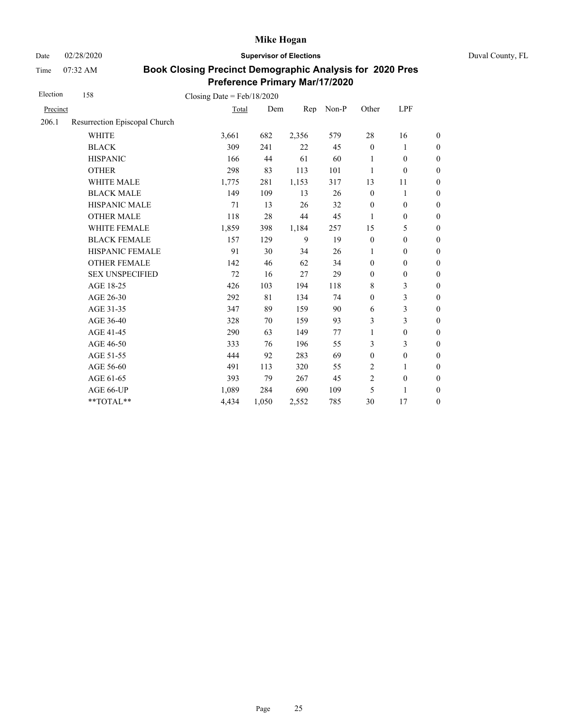# Mike Hogan

Date 02/28/2020 **Supervisor of Elections** Duval County, FL

Time 07:32 AM

## Book Closing Precinct Demographic Analysis for 2020 Pres Preference Primary Mar/17/2020

Election 158 Closing Date = Feb/18/2020

| Precinct | | Total | Dem | Rep | Non-P | Other | LPF | |
|---|---|---|---|---|---|---|---|---|
| 206.1 | Resurrection Episcopal Church | | | | | | | |
| | WHITE | 3,661 | 682 | 2,356 | 579 | 28 | 16 | 0 |
| | BLACK | 309 | 241 | 22 | 45 | 0 | 1 | 0 |
| | HISPANIC | 166 | 44 | 61 | 60 | 1 | 0 | 0 |
| | OTHER | 298 | 83 | 113 | 101 | 1 | 0 | 0 |
| | WHITE MALE | 1,775 | 281 | 1,153 | 317 | 13 | 11 | 0 |
| | BLACK MALE | 149 | 109 | 13 | 26 | 0 | 1 | 0 |
| | HISPANIC MALE | 71 | 13 | 26 | 32 | 0 | 0 | 0 |
| | OTHER MALE | 118 | 28 | 44 | 45 | 1 | 0 | 0 |
| | WHITE FEMALE | 1,859 | 398 | 1,184 | 257 | 15 | 5 | 0 |
| | BLACK FEMALE | 157 | 129 | 9 | 19 | 0 | 0 | 0 |
| | HISPANIC FEMALE | 91 | 30 | 34 | 26 | 1 | 0 | 0 |
| | OTHER FEMALE | 142 | 46 | 62 | 34 | 0 | 0 | 0 |
| | SEX UNSPECIFIED | 72 | 16 | 27 | 29 | 0 | 0 | 0 |
| | AGE 18-25 | 426 | 103 | 194 | 118 | 8 | 3 | 0 |
| | AGE 26-30 | 292 | 81 | 134 | 74 | 0 | 3 | 0 |
| | AGE 31-35 | 347 | 89 | 159 | 90 | 6 | 3 | 0 |
| | AGE 36-40 | 328 | 70 | 159 | 93 | 3 | 3 | 0 |
| | AGE 41-45 | 290 | 63 | 149 | 77 | 1 | 0 | 0 |
| | AGE 46-50 | 333 | 76 | 196 | 55 | 3 | 3 | 0 |
| | AGE 51-55 | 444 | 92 | 283 | 69 | 0 | 0 | 0 |
| | AGE 56-60 | 491 | 113 | 320 | 55 | 2 | 1 | 0 |
| | AGE 61-65 | 393 | 79 | 267 | 45 | 2 | 0 | 0 |
| | AGE 66-UP | 1,089 | 284 | 690 | 109 | 5 | 1 | 0 |
| | **TOTAL** | 4,434 | 1,050 | 2,552 | 785 | 30 | 17 | 0 |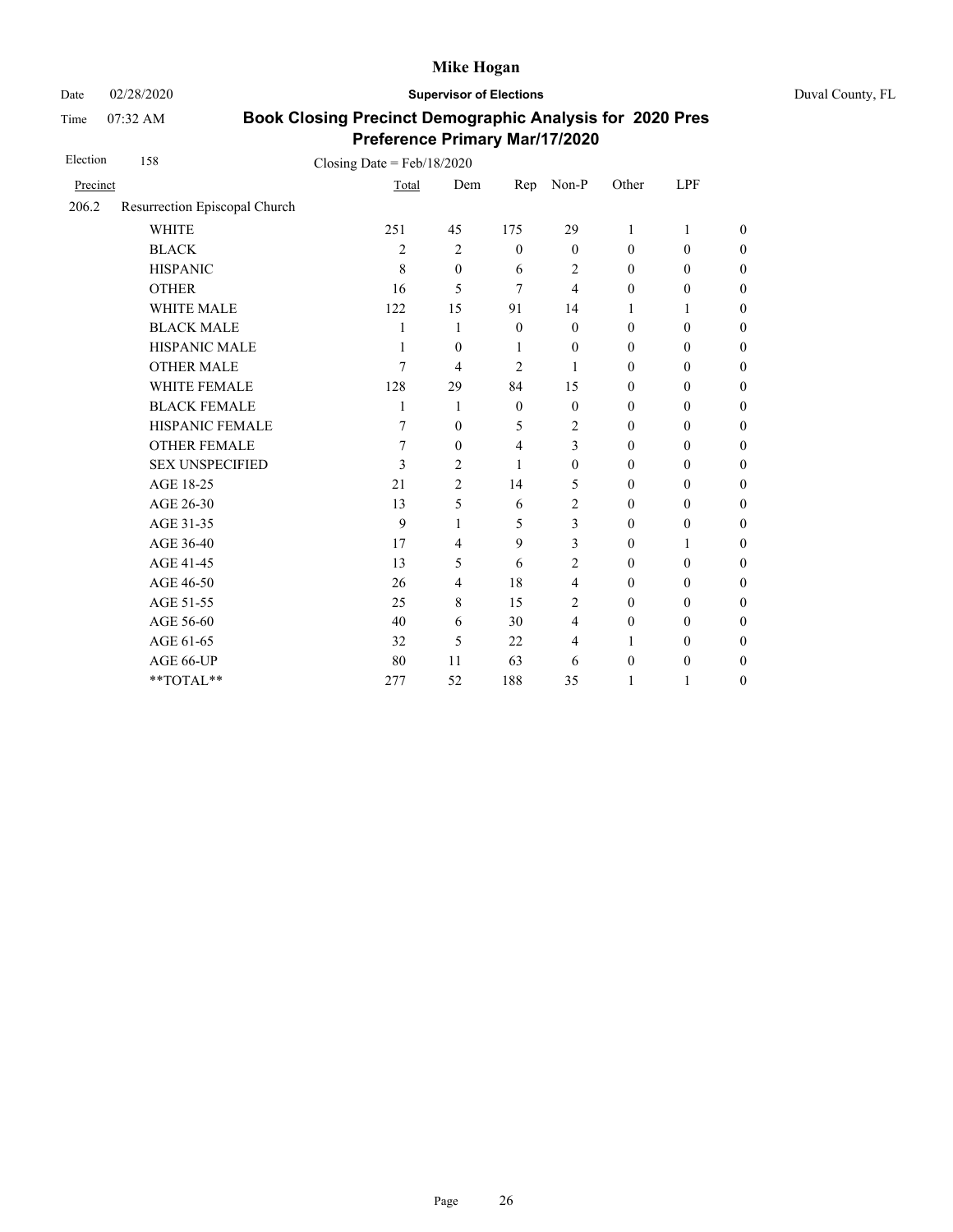# Mike Hogan

Date 02/28/2020 **Supervisor of Elections** Duval County, FL

Time 07:32 AM

## Book Closing Precinct Demographic Analysis for 2020 Pres Preference Primary Mar/17/2020

Election 158 Closing Date = Feb/18/2020

| Precinct | | Total | Dem | Rep | Non-P | Other | LPF | |
|---|---|---|---|---|---|---|---|---|
| 206.2 | Resurrection Episcopal Church | | | | | | | |
| | WHITE | 251 | 45 | 175 | 29 | 1 | 1 | 0 |
| | BLACK | 2 | 2 | 0 | 0 | 0 | 0 | 0 |
| | HISPANIC | 8 | 0 | 6 | 2 | 0 | 0 | 0 |
| | OTHER | 16 | 5 | 7 | 4 | 0 | 0 | 0 |
| | WHITE MALE | 122 | 15 | 91 | 14 | 1 | 1 | 0 |
| | BLACK MALE | 1 | 1 | 0 | 0 | 0 | 0 | 0 |
| | HISPANIC MALE | 1 | 0 | 1 | 0 | 0 | 0 | 0 |
| | OTHER MALE | 7 | 4 | 2 | 1 | 0 | 0 | 0 |
| | WHITE FEMALE | 128 | 29 | 84 | 15 | 0 | 0 | 0 |
| | BLACK FEMALE | 1 | 1 | 0 | 0 | 0 | 0 | 0 |
| | HISPANIC FEMALE | 7 | 0 | 5 | 2 | 0 | 0 | 0 |
| | OTHER FEMALE | 7 | 0 | 4 | 3 | 0 | 0 | 0 |
| | SEX UNSPECIFIED | 3 | 2 | 1 | 0 | 0 | 0 | 0 |
| | AGE 18-25 | 21 | 2 | 14 | 5 | 0 | 0 | 0 |
| | AGE 26-30 | 13 | 5 | 6 | 2 | 0 | 0 | 0 |
| | AGE 31-35 | 9 | 1 | 5 | 3 | 0 | 0 | 0 |
| | AGE 36-40 | 17 | 4 | 9 | 3 | 0 | 1 | 0 |
| | AGE 41-45 | 13 | 5 | 6 | 2 | 0 | 0 | 0 |
| | AGE 46-50 | 26 | 4 | 18 | 4 | 0 | 0 | 0 |
| | AGE 51-55 | 25 | 8 | 15 | 2 | 0 | 0 | 0 |
| | AGE 56-60 | 40 | 6 | 30 | 4 | 0 | 0 | 0 |
| | AGE 61-65 | 32 | 5 | 22 | 4 | 1 | 0 | 0 |
| | AGE 66-UP | 80 | 11 | 63 | 6 | 0 | 0 | 0 |
| | **TOTAL** | 277 | 52 | 188 | 35 | 1 | 1 | 0 |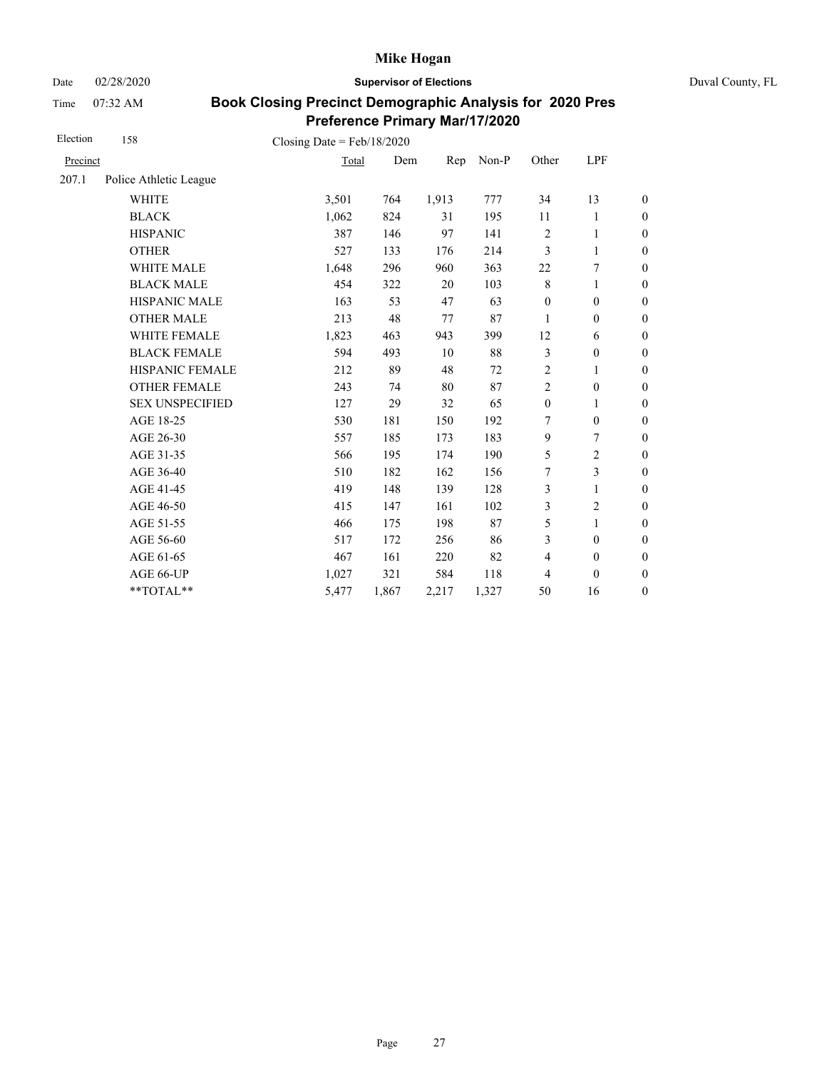# Mike Hogan

Date 02/28/2020 **Supervisor of Elections** Duval County, FL

Time 07:32 AM

## Book Closing Precinct Demographic Analysis for 2020 Pres Preference Primary Mar/17/2020

Election 158 Closing Date = Feb/18/2020

| Precinct | | Total | Dem | Rep | Non-P | Other | LPF | |
|---|---|---|---|---|---|---|---|---|
| 207.1 | Police Athletic League | | | | | | | |
| | WHITE | 3,501 | 764 | 1,913 | 777 | 34 | 13 | 0 |
| | BLACK | 1,062 | 824 | 31 | 195 | 11 | 1 | 0 |
| | HISPANIC | 387 | 146 | 97 | 141 | 2 | 1 | 0 |
| | OTHER | 527 | 133 | 176 | 214 | 3 | 1 | 0 |
| | WHITE MALE | 1,648 | 296 | 960 | 363 | 22 | 7 | 0 |
| | BLACK MALE | 454 | 322 | 20 | 103 | 8 | 1 | 0 |
| | HISPANIC MALE | 163 | 53 | 47 | 63 | 0 | 0 | 0 |
| | OTHER MALE | 213 | 48 | 77 | 87 | 1 | 0 | 0 |
| | WHITE FEMALE | 1,823 | 463 | 943 | 399 | 12 | 6 | 0 |
| | BLACK FEMALE | 594 | 493 | 10 | 88 | 3 | 0 | 0 |
| | HISPANIC FEMALE | 212 | 89 | 48 | 72 | 2 | 1 | 0 |
| | OTHER FEMALE | 243 | 74 | 80 | 87 | 2 | 0 | 0 |
| | SEX UNSPECIFIED | 127 | 29 | 32 | 65 | 0 | 1 | 0 |
| | AGE 18-25 | 530 | 181 | 150 | 192 | 7 | 0 | 0 |
| | AGE 26-30 | 557 | 185 | 173 | 183 | 9 | 7 | 0 |
| | AGE 31-35 | 566 | 195 | 174 | 190 | 5 | 2 | 0 |
| | AGE 36-40 | 510 | 182 | 162 | 156 | 7 | 3 | 0 |
| | AGE 41-45 | 419 | 148 | 139 | 128 | 3 | 1 | 0 |
| | AGE 46-50 | 415 | 147 | 161 | 102 | 3 | 2 | 0 |
| | AGE 51-55 | 466 | 175 | 198 | 87 | 5 | 1 | 0 |
| | AGE 56-60 | 517 | 172 | 256 | 86 | 3 | 0 | 0 |
| | AGE 61-65 | 467 | 161 | 220 | 82 | 4 | 0 | 0 |
| | AGE 66-UP | 1,027 | 321 | 584 | 118 | 4 | 0 | 0 |
| | **TOTAL** | 5,477 | 1,867 | 2,217 | 1,327 | 50 | 16 | 0 |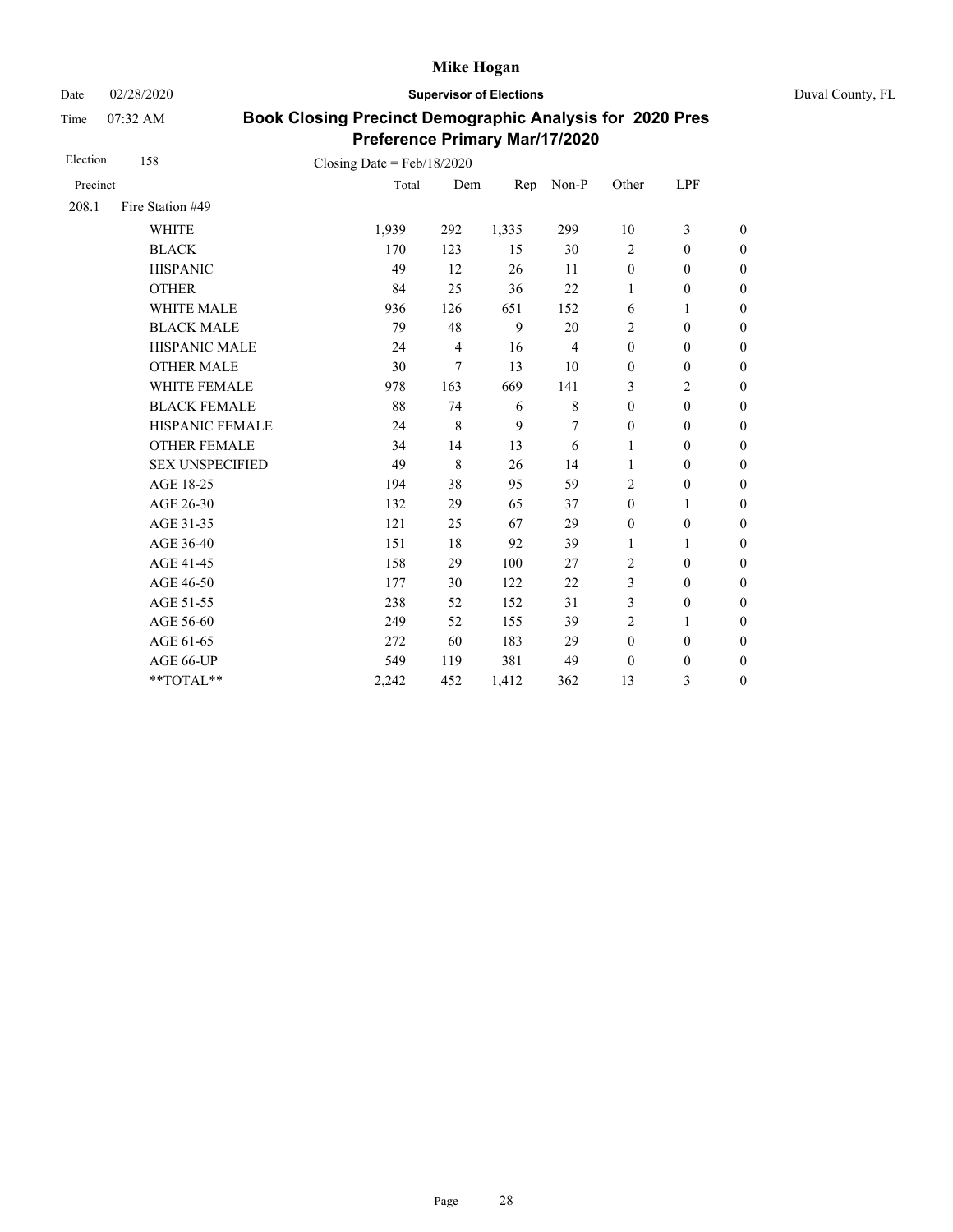# Mike Hogan

Date 02/28/2020 **Supervisor of Elections** Duval County, FL

Time 07:32 AM

## Book Closing Precinct Demographic Analysis for 2020 Pres Preference Primary Mar/17/2020

Election 158 Closing Date = Feb/18/2020

| Precinct | | Total | Dem | Rep | Non-P | Other | LPF | |
|---|---|---|---|---|---|---|---|---|
| 208.1 | Fire Station #49 | | | | | | | |
| | WHITE | 1,939 | 292 | 1,335 | 299 | 10 | 3 | 0 |
| | BLACK | 170 | 123 | 15 | 30 | 2 | 0 | 0 |
| | HISPANIC | 49 | 12 | 26 | 11 | 0 | 0 | 0 |
| | OTHER | 84 | 25 | 36 | 22 | 1 | 0 | 0 |
| | WHITE MALE | 936 | 126 | 651 | 152 | 6 | 1 | 0 |
| | BLACK MALE | 79 | 48 | 9 | 20 | 2 | 0 | 0 |
| | HISPANIC MALE | 24 | 4 | 16 | 4 | 0 | 0 | 0 |
| | OTHER MALE | 30 | 7 | 13 | 10 | 0 | 0 | 0 |
| | WHITE FEMALE | 978 | 163 | 669 | 141 | 3 | 2 | 0 |
| | BLACK FEMALE | 88 | 74 | 6 | 8 | 0 | 0 | 0 |
| | HISPANIC FEMALE | 24 | 8 | 9 | 7 | 0 | 0 | 0 |
| | OTHER FEMALE | 34 | 14 | 13 | 6 | 1 | 0 | 0 |
| | SEX UNSPECIFIED | 49 | 8 | 26 | 14 | 1 | 0 | 0 |
| | AGE 18-25 | 194 | 38 | 95 | 59 | 2 | 0 | 0 |
| | AGE 26-30 | 132 | 29 | 65 | 37 | 0 | 1 | 0 |
| | AGE 31-35 | 121 | 25 | 67 | 29 | 0 | 0 | 0 |
| | AGE 36-40 | 151 | 18 | 92 | 39 | 1 | 1 | 0 |
| | AGE 41-45 | 158 | 29 | 100 | 27 | 2 | 0 | 0 |
| | AGE 46-50 | 177 | 30 | 122 | 22 | 3 | 0 | 0 |
| | AGE 51-55 | 238 | 52 | 152 | 31 | 3 | 0 | 0 |
| | AGE 56-60 | 249 | 52 | 155 | 39 | 2 | 1 | 0 |
| | AGE 61-65 | 272 | 60 | 183 | 29 | 0 | 0 | 0 |
| | AGE 66-UP | 549 | 119 | 381 | 49 | 0 | 0 | 0 |
| | **TOTAL** | 2,242 | 452 | 1,412 | 362 | 13 | 3 | 0 |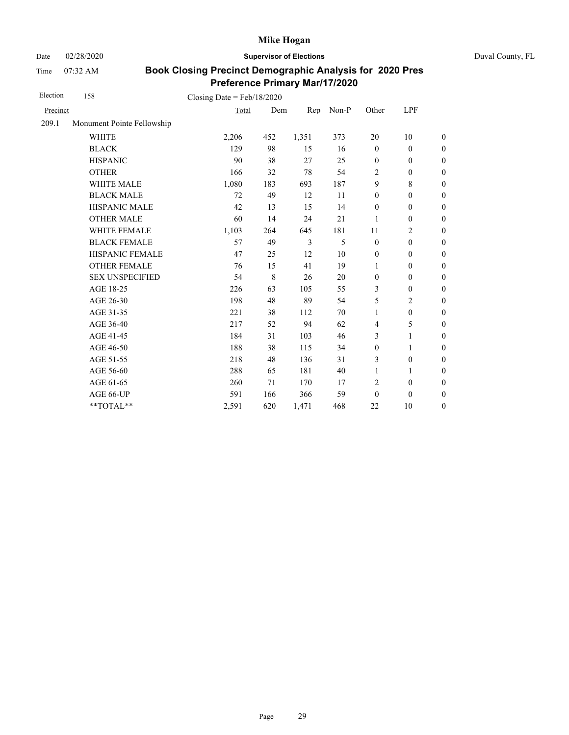# Mike Hogan

Date 02/28/2020 **Supervisor of Elections** Duval County, FL

Time 07:32 AM

## Book Closing Precinct Demographic Analysis for 2020 Pres Preference Primary Mar/17/2020

Election 158 Closing Date = Feb/18/2020

| Precinct | | Total | Dem | Rep | Non-P | Other | LPF | |
|---|---|---|---|---|---|---|---|---|
| 209.1 | Monument Pointe Fellowship | | | | | | | |
| | WHITE | 2,206 | 452 | 1,351 | 373 | 20 | 10 | 0 |
| | BLACK | 129 | 98 | 15 | 16 | 0 | 0 | 0 |
| | HISPANIC | 90 | 38 | 27 | 25 | 0 | 0 | 0 |
| | OTHER | 166 | 32 | 78 | 54 | 2 | 0 | 0 |
| | WHITE MALE | 1,080 | 183 | 693 | 187 | 9 | 8 | 0 |
| | BLACK MALE | 72 | 49 | 12 | 11 | 0 | 0 | 0 |
| | HISPANIC MALE | 42 | 13 | 15 | 14 | 0 | 0 | 0 |
| | OTHER MALE | 60 | 14 | 24 | 21 | 1 | 0 | 0 |
| | WHITE FEMALE | 1,103 | 264 | 645 | 181 | 11 | 2 | 0 |
| | BLACK FEMALE | 57 | 49 | 3 | 5 | 0 | 0 | 0 |
| | HISPANIC FEMALE | 47 | 25 | 12 | 10 | 0 | 0 | 0 |
| | OTHER FEMALE | 76 | 15 | 41 | 19 | 1 | 0 | 0 |
| | SEX UNSPECIFIED | 54 | 8 | 26 | 20 | 0 | 0 | 0 |
| | AGE 18-25 | 226 | 63 | 105 | 55 | 3 | 0 | 0 |
| | AGE 26-30 | 198 | 48 | 89 | 54 | 5 | 2 | 0 |
| | AGE 31-35 | 221 | 38 | 112 | 70 | 1 | 0 | 0 |
| | AGE 36-40 | 217 | 52 | 94 | 62 | 4 | 5 | 0 |
| | AGE 41-45 | 184 | 31 | 103 | 46 | 3 | 1 | 0 |
| | AGE 46-50 | 188 | 38 | 115 | 34 | 0 | 1 | 0 |
| | AGE 51-55 | 218 | 48 | 136 | 31 | 3 | 0 | 0 |
| | AGE 56-60 | 288 | 65 | 181 | 40 | 1 | 1 | 0 |
| | AGE 61-65 | 260 | 71 | 170 | 17 | 2 | 0 | 0 |
| | AGE 66-UP | 591 | 166 | 366 | 59 | 0 | 0 | 0 |
| | **TOTAL** | 2,591 | 620 | 1,471 | 468 | 22 | 10 | 0 |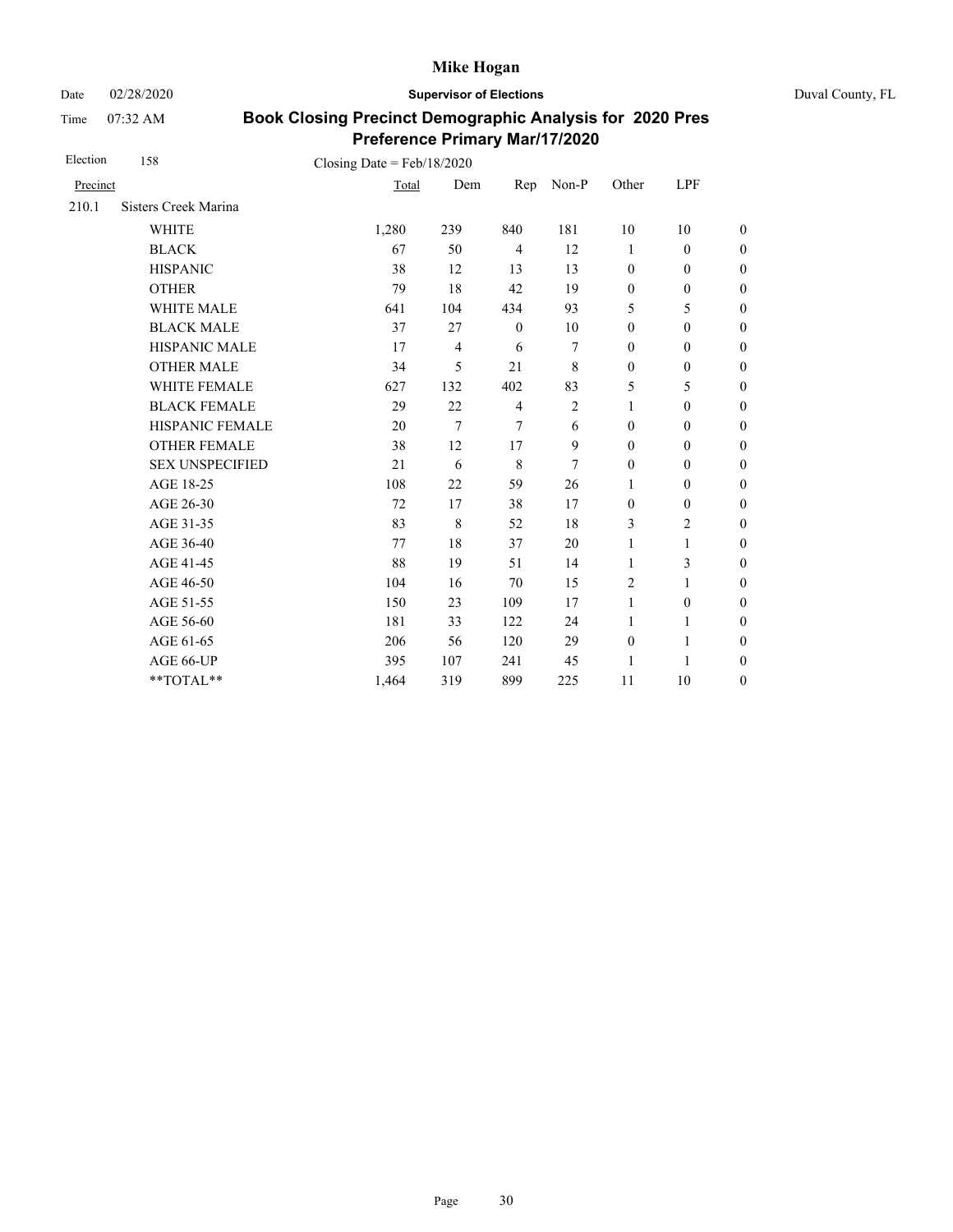**Mike Hogan**

Date 02/28/2020 **Supervisor of Elections** Duval County, FL

Time 07:32 AM

## Book Closing Precinct Demographic Analysis for 2020 Pres Preference Primary Mar/17/2020

Election 158 Closing Date = Feb/18/2020

| Precinct | | Total | Dem | Rep | Non-P | Other | LPF | |
|---|---|---|---|---|---|---|---|---|
| 210.1 | Sisters Creek Marina | | | | | | | |
| | WHITE | 1,280 | 239 | 840 | 181 | 10 | 10 | 0 |
| | BLACK | 67 | 50 | 4 | 12 | 1 | 0 | 0 |
| | HISPANIC | 38 | 12 | 13 | 13 | 0 | 0 | 0 |
| | OTHER | 79 | 18 | 42 | 19 | 0 | 0 | 0 |
| | WHITE MALE | 641 | 104 | 434 | 93 | 5 | 5 | 0 |
| | BLACK MALE | 37 | 27 | 0 | 10 | 0 | 0 | 0 |
| | HISPANIC MALE | 17 | 4 | 6 | 7 | 0 | 0 | 0 |
| | OTHER MALE | 34 | 5 | 21 | 8 | 0 | 0 | 0 |
| | WHITE FEMALE | 627 | 132 | 402 | 83 | 5 | 5 | 0 |
| | BLACK FEMALE | 29 | 22 | 4 | 2 | 1 | 0 | 0 |
| | HISPANIC FEMALE | 20 | 7 | 7 | 6 | 0 | 0 | 0 |
| | OTHER FEMALE | 38 | 12 | 17 | 9 | 0 | 0 | 0 |
| | SEX UNSPECIFIED | 21 | 6 | 8 | 7 | 0 | 0 | 0 |
| | AGE 18-25 | 108 | 22 | 59 | 26 | 1 | 0 | 0 |
| | AGE 26-30 | 72 | 17 | 38 | 17 | 0 | 0 | 0 |
| | AGE 31-35 | 83 | 8 | 52 | 18 | 3 | 2 | 0 |
| | AGE 36-40 | 77 | 18 | 37 | 20 | 1 | 1 | 0 |
| | AGE 41-45 | 88 | 19 | 51 | 14 | 1 | 3 | 0 |
| | AGE 46-50 | 104 | 16 | 70 | 15 | 2 | 1 | 0 |
| | AGE 51-55 | 150 | 23 | 109 | 17 | 1 | 0 | 0 |
| | AGE 56-60 | 181 | 33 | 122 | 24 | 1 | 1 | 0 |
| | AGE 61-65 | 206 | 56 | 120 | 29 | 0 | 1 | 0 |
| | AGE 66-UP | 395 | 107 | 241 | 45 | 1 | 1 | 0 |
| | **TOTAL** | 1,464 | 319 | 899 | 225 | 11 | 10 | 0 |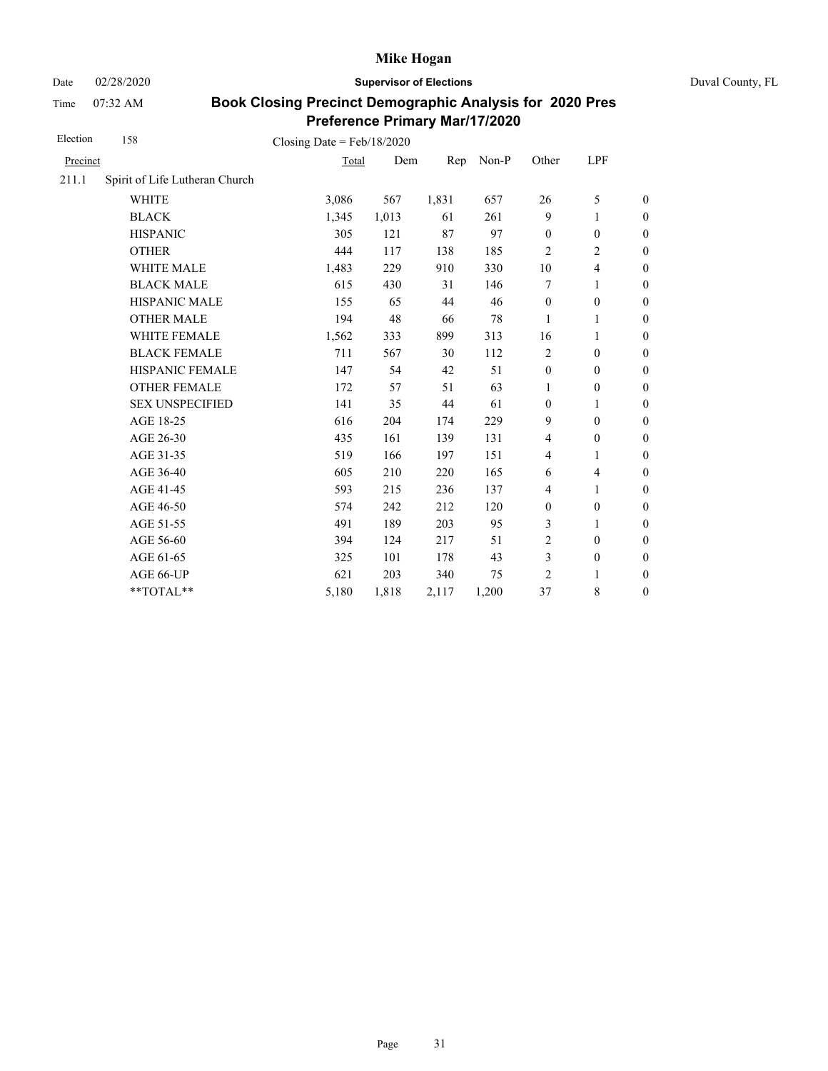# Mike Hogan

Date 02/28/2020 **Supervisor of Elections** Duval County, FL

Time 07:32 AM

## Book Closing Precinct Demographic Analysis for 2020 Pres Preference Primary Mar/17/2020

Election 158 Closing Date = Feb/18/2020

| Precinct | | Total | Dem | Rep | Non-P | Other | LPF | |
|---|---|---|---|---|---|---|---|---|
| 211.1 | Spirit of Life Lutheran Church | | | | | | | |
| | WHITE | 3,086 | 567 | 1,831 | 657 | 26 | 5 | 0 |
| | BLACK | 1,345 | 1,013 | 61 | 261 | 9 | 1 | 0 |
| | HISPANIC | 305 | 121 | 87 | 97 | 0 | 0 | 0 |
| | OTHER | 444 | 117 | 138 | 185 | 2 | 2 | 0 |
| | WHITE MALE | 1,483 | 229 | 910 | 330 | 10 | 4 | 0 |
| | BLACK MALE | 615 | 430 | 31 | 146 | 7 | 1 | 0 |
| | HISPANIC MALE | 155 | 65 | 44 | 46 | 0 | 0 | 0 |
| | OTHER MALE | 194 | 48 | 66 | 78 | 1 | 1 | 0 |
| | WHITE FEMALE | 1,562 | 333 | 899 | 313 | 16 | 1 | 0 |
| | BLACK FEMALE | 711 | 567 | 30 | 112 | 2 | 0 | 0 |
| | HISPANIC FEMALE | 147 | 54 | 42 | 51 | 0 | 0 | 0 |
| | OTHER FEMALE | 172 | 57 | 51 | 63 | 1 | 0 | 0 |
| | SEX UNSPECIFIED | 141 | 35 | 44 | 61 | 0 | 1 | 0 |
| | AGE 18-25 | 616 | 204 | 174 | 229 | 9 | 0 | 0 |
| | AGE 26-30 | 435 | 161 | 139 | 131 | 4 | 0 | 0 |
| | AGE 31-35 | 519 | 166 | 197 | 151 | 4 | 1 | 0 |
| | AGE 36-40 | 605 | 210 | 220 | 165 | 6 | 4 | 0 |
| | AGE 41-45 | 593 | 215 | 236 | 137 | 4 | 1 | 0 |
| | AGE 46-50 | 574 | 242 | 212 | 120 | 0 | 0 | 0 |
| | AGE 51-55 | 491 | 189 | 203 | 95 | 3 | 1 | 0 |
| | AGE 56-60 | 394 | 124 | 217 | 51 | 2 | 0 | 0 |
| | AGE 61-65 | 325 | 101 | 178 | 43 | 3 | 0 | 0 |
| | AGE 66-UP | 621 | 203 | 340 | 75 | 2 | 1 | 0 |
| | **TOTAL** | 5,180 | 1,818 | 2,117 | 1,200 | 37 | 8 | 0 |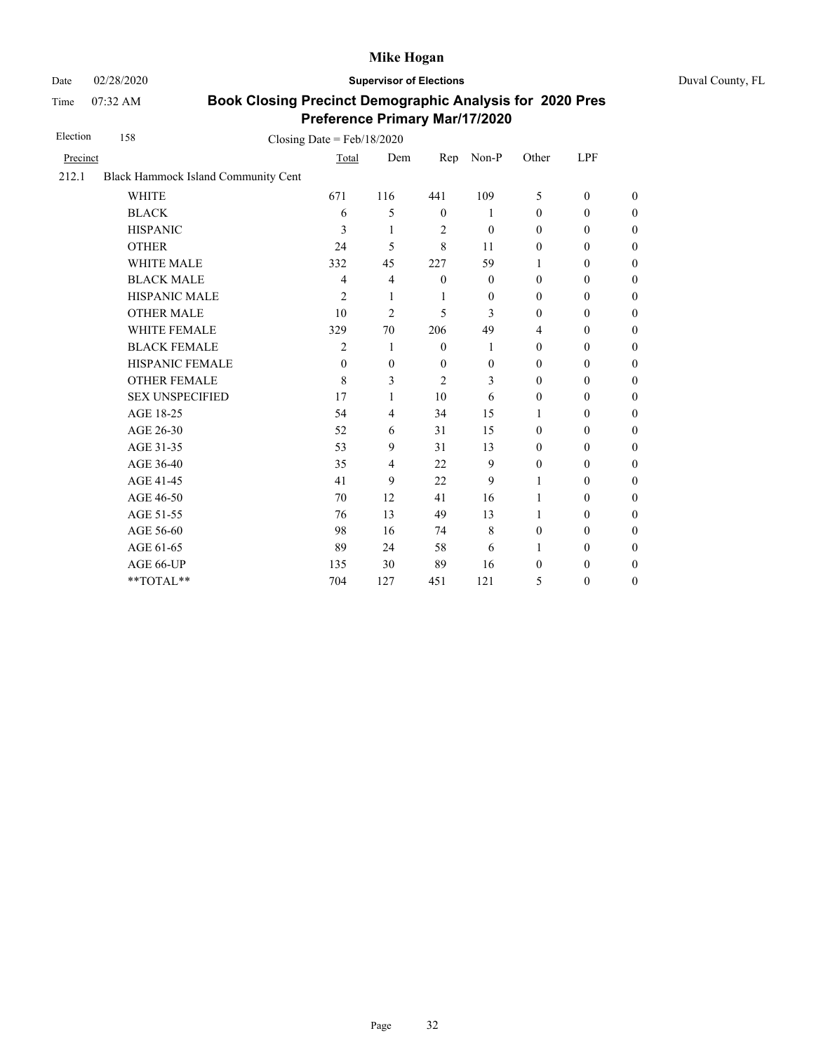Election 158 Closing Date = Feb/18/2020

| Precinct | | Total | Dem | Rep | Non-P | Other | LPF | |
|---|---|---|---|---|---|---|---|---|
| 212.1 | Black Hammock Island Community Cent | | | | | | | |
| | WHITE | 671 | 116 | 441 | 109 | 5 | 0 | 0 |
| | BLACK | 6 | 5 | 0 | 1 | 0 | 0 | 0 |
| | HISPANIC | 3 | 1 | 2 | 0 | 0 | 0 | 0 |
| | OTHER | 24 | 5 | 8 | 11 | 0 | 0 | 0 |
| | WHITE MALE | 332 | 45 | 227 | 59 | 1 | 0 | 0 |
| | BLACK MALE | 4 | 4 | 0 | 0 | 0 | 0 | 0 |
| | HISPANIC MALE | 2 | 1 | 1 | 0 | 0 | 0 | 0 |
| | OTHER MALE | 10 | 2 | 5 | 3 | 0 | 0 | 0 |
| | WHITE FEMALE | 329 | 70 | 206 | 49 | 4 | 0 | 0 |
| | BLACK FEMALE | 2 | 1 | 0 | 1 | 0 | 0 | 0 |
| | HISPANIC FEMALE | 0 | 0 | 0 | 0 | 0 | 0 | 0 |
| | OTHER FEMALE | 8 | 3 | 2 | 3 | 0 | 0 | 0 |
| | SEX UNSPECIFIED | 17 | 1 | 10 | 6 | 0 | 0 | 0 |
| | AGE 18-25 | 54 | 4 | 34 | 15 | 1 | 0 | 0 |
| | AGE 26-30 | 52 | 6 | 31 | 15 | 0 | 0 | 0 |
| | AGE 31-35 | 53 | 9 | 31 | 13 | 0 | 0 | 0 |
| | AGE 36-40 | 35 | 4 | 22 | 9 | 0 | 0 | 0 |
| | AGE 41-45 | 41 | 9 | 22 | 9 | 1 | 0 | 0 |
| | AGE 46-50 | 70 | 12 | 41 | 16 | 1 | 0 | 0 |
| | AGE 51-55 | 76 | 13 | 49 | 13 | 1 | 0 | 0 |
| | AGE 56-60 | 98 | 16 | 74 | 8 | 0 | 0 | 0 |
| | AGE 61-65 | 89 | 24 | 58 | 6 | 1 | 0 | 0 |
| | AGE 66-UP | 135 | 30 | 89 | 16 | 0 | 0 | 0 |
| | **TOTAL** | 704 | 127 | 451 | 121 | 5 | 0 | 0 |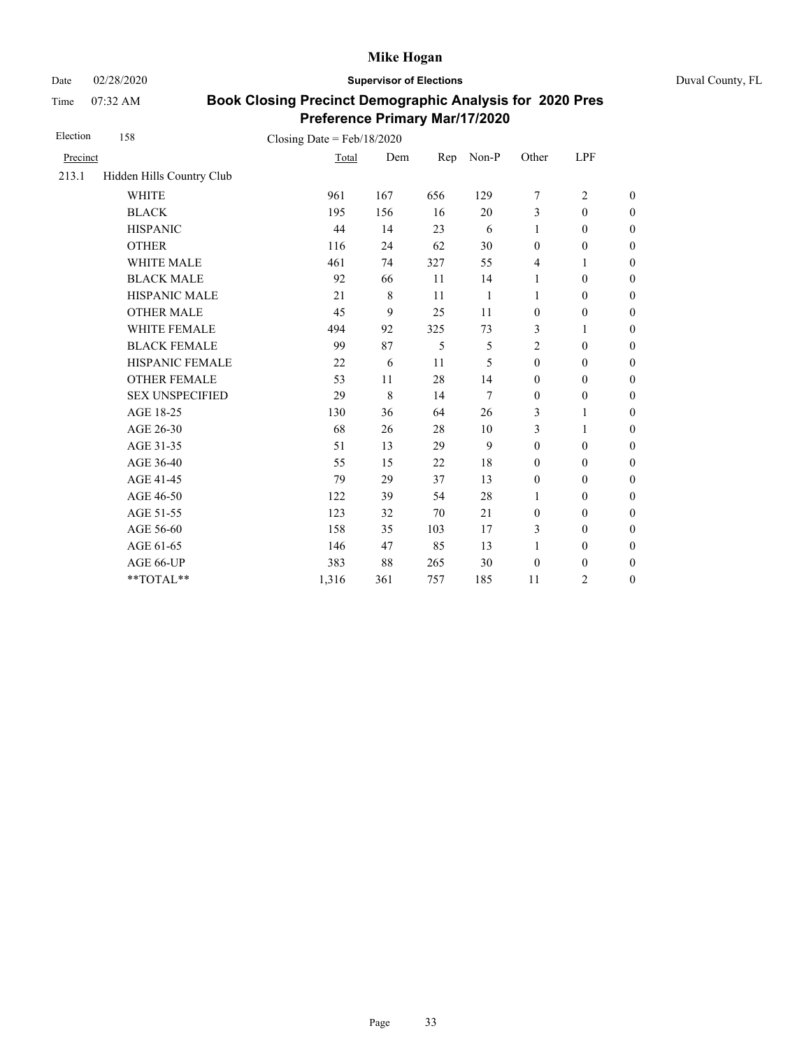Mike Hogan

Date 02/28/2020 **Supervisor of Elections** Duval County, FL

Time 07:32 AM

## Book Closing Precinct Demographic Analysis for 2020 Pres Preference Primary Mar/17/2020

Election 158 Closing Date = Feb/18/2020

| Precinct | | Total | Dem | Rep | Non-P | Other | LPF | |
|---|---|---|---|---|---|---|---|---|
| 213.1 | Hidden Hills Country Club | | | | | | | |
| | WHITE | 961 | 167 | 656 | 129 | 7 | 2 | 0 |
| | BLACK | 195 | 156 | 16 | 20 | 3 | 0 | 0 |
| | HISPANIC | 44 | 14 | 23 | 6 | 1 | 0 | 0 |
| | OTHER | 116 | 24 | 62 | 30 | 0 | 0 | 0 |
| | WHITE MALE | 461 | 74 | 327 | 55 | 4 | 1 | 0 |
| | BLACK MALE | 92 | 66 | 11 | 14 | 1 | 0 | 0 |
| | HISPANIC MALE | 21 | 8 | 11 | 1 | 1 | 0 | 0 |
| | OTHER MALE | 45 | 9 | 25 | 11 | 0 | 0 | 0 |
| | WHITE FEMALE | 494 | 92 | 325 | 73 | 3 | 1 | 0 |
| | BLACK FEMALE | 99 | 87 | 5 | 5 | 2 | 0 | 0 |
| | HISPANIC FEMALE | 22 | 6 | 11 | 5 | 0 | 0 | 0 |
| | OTHER FEMALE | 53 | 11 | 28 | 14 | 0 | 0 | 0 |
| | SEX UNSPECIFIED | 29 | 8 | 14 | 7 | 0 | 0 | 0 |
| | AGE 18-25 | 130 | 36 | 64 | 26 | 3 | 1 | 0 |
| | AGE 26-30 | 68 | 26 | 28 | 10 | 3 | 1 | 0 |
| | AGE 31-35 | 51 | 13 | 29 | 9 | 0 | 0 | 0 |
| | AGE 36-40 | 55 | 15 | 22 | 18 | 0 | 0 | 0 |
| | AGE 41-45 | 79 | 29 | 37 | 13 | 0 | 0 | 0 |
| | AGE 46-50 | 122 | 39 | 54 | 28 | 1 | 0 | 0 |
| | AGE 51-55 | 123 | 32 | 70 | 21 | 0 | 0 | 0 |
| | AGE 56-60 | 158 | 35 | 103 | 17 | 3 | 0 | 0 |
| | AGE 61-65 | 146 | 47 | 85 | 13 | 1 | 0 | 0 |
| | AGE 66-UP | 383 | 88 | 265 | 30 | 0 | 0 | 0 |
| | **TOTAL** | 1,316 | 361 | 757 | 185 | 11 | 2 | 0 |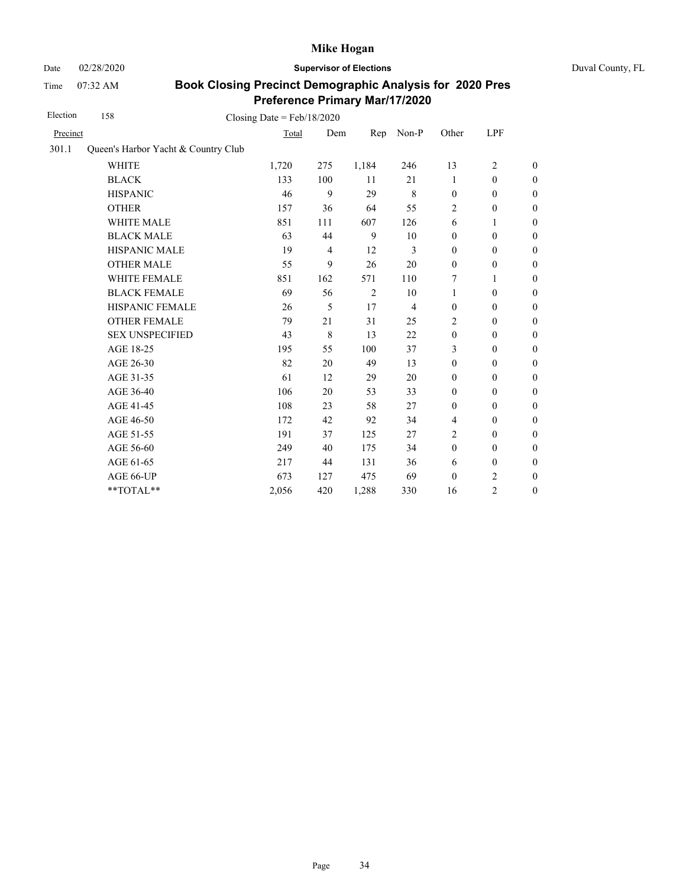# Mike Hogan

Date 02/28/2020 **Supervisor of Elections** Duval County, FL

Time 07:32 AM

## Book Closing Precinct Demographic Analysis for 2020 Pres Preference Primary Mar/17/2020

Election 158 Closing Date = Feb/18/2020

| Precinct | | Total | Dem | Rep | Non-P | Other | LPF | |
|---|---|---|---|---|---|---|---|---|
| 301.1 | Queen's Harbor Yacht & Country Club | | | | | | | |
| | WHITE | 1,720 | 275 | 1,184 | 246 | 13 | 2 | 0 |
| | BLACK | 133 | 100 | 11 | 21 | 1 | 0 | 0 |
| | HISPANIC | 46 | 9 | 29 | 8 | 0 | 0 | 0 |
| | OTHER | 157 | 36 | 64 | 55 | 2 | 0 | 0 |
| | WHITE MALE | 851 | 111 | 607 | 126 | 6 | 1 | 0 |
| | BLACK MALE | 63 | 44 | 9 | 10 | 0 | 0 | 0 |
| | HISPANIC MALE | 19 | 4 | 12 | 3 | 0 | 0 | 0 |
| | OTHER MALE | 55 | 9 | 26 | 20 | 0 | 0 | 0 |
| | WHITE FEMALE | 851 | 162 | 571 | 110 | 7 | 1 | 0 |
| | BLACK FEMALE | 69 | 56 | 2 | 10 | 1 | 0 | 0 |
| | HISPANIC FEMALE | 26 | 5 | 17 | 4 | 0 | 0 | 0 |
| | OTHER FEMALE | 79 | 21 | 31 | 25 | 2 | 0 | 0 |
| | SEX UNSPECIFIED | 43 | 8 | 13 | 22 | 0 | 0 | 0 |
| | AGE 18-25 | 195 | 55 | 100 | 37 | 3 | 0 | 0 |
| | AGE 26-30 | 82 | 20 | 49 | 13 | 0 | 0 | 0 |
| | AGE 31-35 | 61 | 12 | 29 | 20 | 0 | 0 | 0 |
| | AGE 36-40 | 106 | 20 | 53 | 33 | 0 | 0 | 0 |
| | AGE 41-45 | 108 | 23 | 58 | 27 | 0 | 0 | 0 |
| | AGE 46-50 | 172 | 42 | 92 | 34 | 4 | 0 | 0 |
| | AGE 51-55 | 191 | 37 | 125 | 27 | 2 | 0 | 0 |
| | AGE 56-60 | 249 | 40 | 175 | 34 | 0 | 0 | 0 |
| | AGE 61-65 | 217 | 44 | 131 | 36 | 6 | 0 | 0 |
| | AGE 66-UP | 673 | 127 | 475 | 69 | 0 | 2 | 0 |
| | **TOTAL** | 2,056 | 420 | 1,288 | 330 | 16 | 2 | 0 |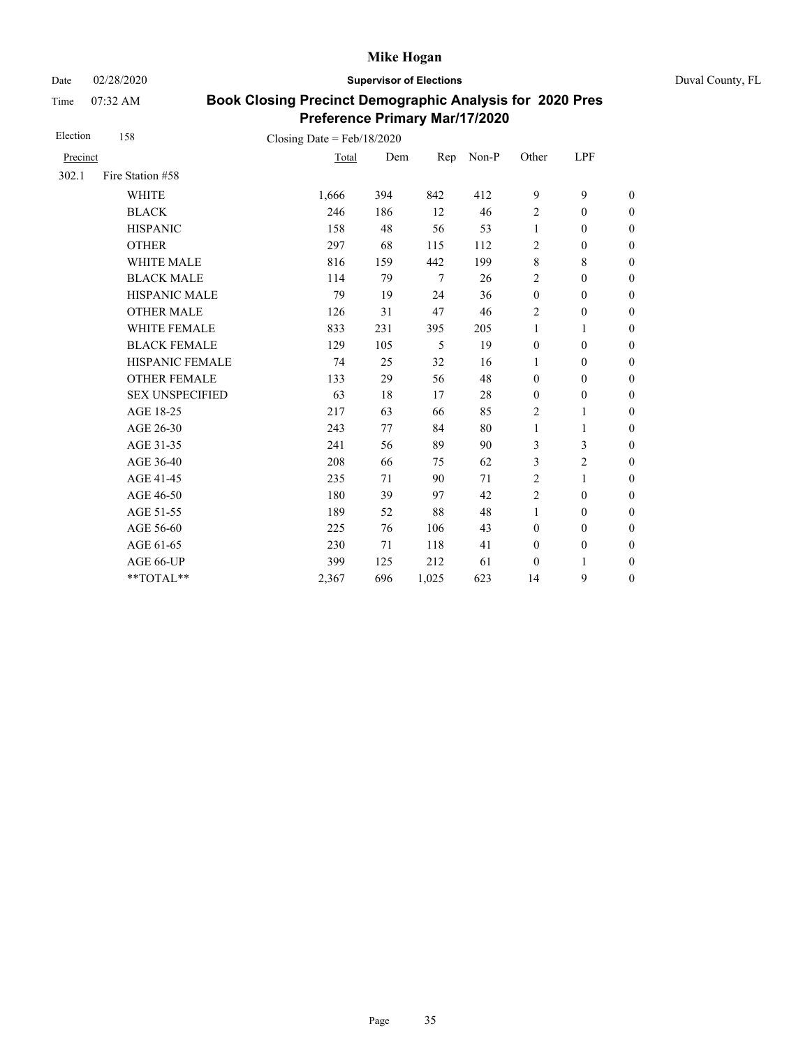# Mike Hogan

Date 02/28/2020 **Supervisor of Elections** Duval County, FL

Time 07:32 AM

## Book Closing Precinct Demographic Analysis for 2020 Pres Preference Primary Mar/17/2020

Election 158 Closing Date = Feb/18/2020

| Precinct | | Total | Dem | Rep | Non-P | Other | LPF | |
|---|---|---|---|---|---|---|---|---|
| 302.1 | Fire Station #58 | | | | | | | |
| | WHITE | 1,666 | 394 | 842 | 412 | 9 | 9 | 0 |
| | BLACK | 246 | 186 | 12 | 46 | 2 | 0 | 0 |
| | HISPANIC | 158 | 48 | 56 | 53 | 1 | 0 | 0 |
| | OTHER | 297 | 68 | 115 | 112 | 2 | 0 | 0 |
| | WHITE MALE | 816 | 159 | 442 | 199 | 8 | 8 | 0 |
| | BLACK MALE | 114 | 79 | 7 | 26 | 2 | 0 | 0 |
| | HISPANIC MALE | 79 | 19 | 24 | 36 | 0 | 0 | 0 |
| | OTHER MALE | 126 | 31 | 47 | 46 | 2 | 0 | 0 |
| | WHITE FEMALE | 833 | 231 | 395 | 205 | 1 | 1 | 0 |
| | BLACK FEMALE | 129 | 105 | 5 | 19 | 0 | 0 | 0 |
| | HISPANIC FEMALE | 74 | 25 | 32 | 16 | 1 | 0 | 0 |
| | OTHER FEMALE | 133 | 29 | 56 | 48 | 0 | 0 | 0 |
| | SEX UNSPECIFIED | 63 | 18 | 17 | 28 | 0 | 0 | 0 |
| | AGE 18-25 | 217 | 63 | 66 | 85 | 2 | 1 | 0 |
| | AGE 26-30 | 243 | 77 | 84 | 80 | 1 | 1 | 0 |
| | AGE 31-35 | 241 | 56 | 89 | 90 | 3 | 3 | 0 |
| | AGE 36-40 | 208 | 66 | 75 | 62 | 3 | 2 | 0 |
| | AGE 41-45 | 235 | 71 | 90 | 71 | 2 | 1 | 0 |
| | AGE 46-50 | 180 | 39 | 97 | 42 | 2 | 0 | 0 |
| | AGE 51-55 | 189 | 52 | 88 | 48 | 1 | 0 | 0 |
| | AGE 56-60 | 225 | 76 | 106 | 43 | 0 | 0 | 0 |
| | AGE 61-65 | 230 | 71 | 118 | 41 | 0 | 0 | 0 |
| | AGE 66-UP | 399 | 125 | 212 | 61 | 0 | 1 | 0 |
| | **TOTAL** | 2,367 | 696 | 1,025 | 623 | 14 | 9 | 0 |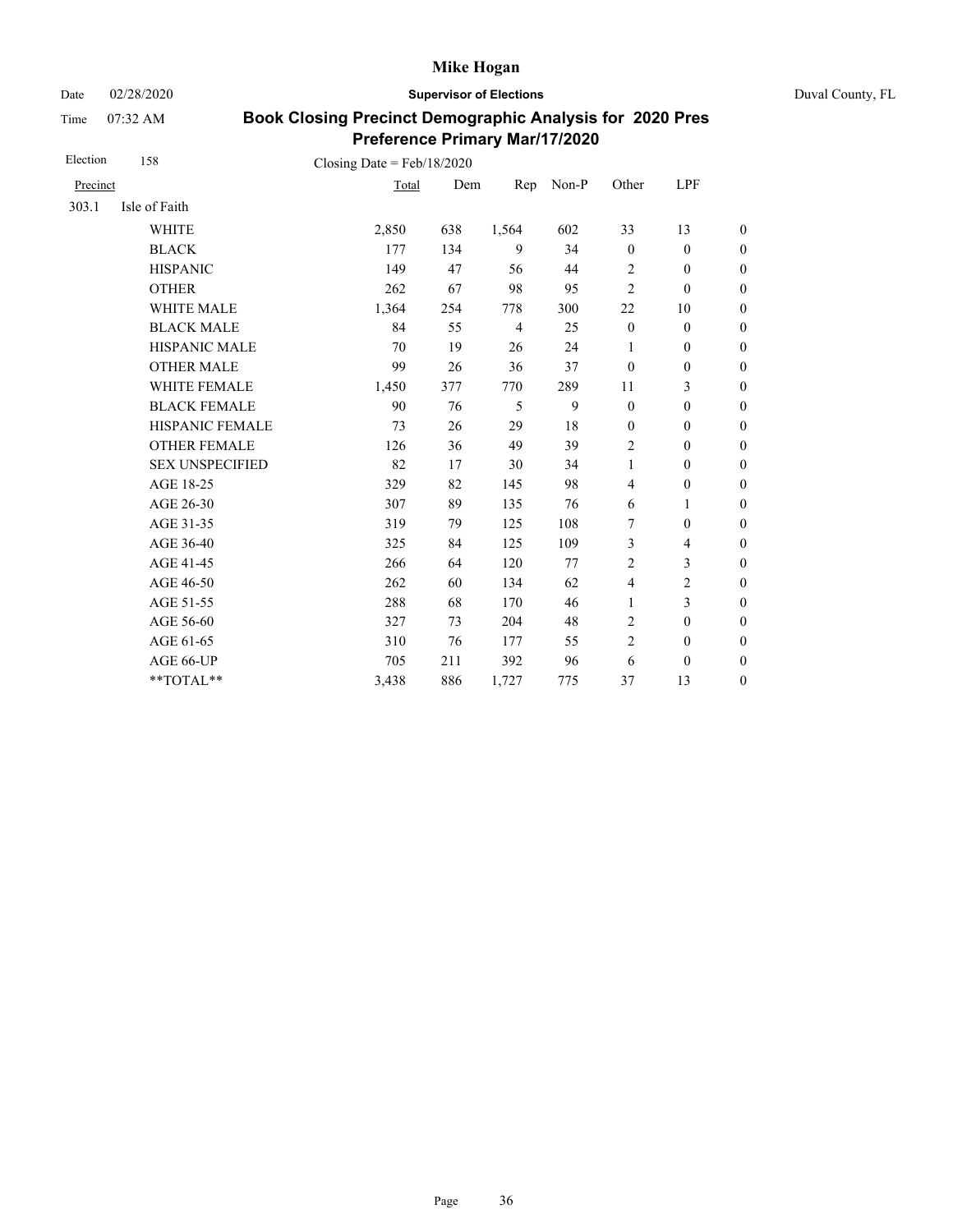# Mike Hogan

**Supervisor of Elections**

Date 02/28/2020

Time 07:32 AM

Duval County, FL

## Book Closing Precinct Demographic Analysis for 2020 Pres Preference Primary Mar/17/2020

Election 158

Closing Date = Feb/18/2020

| Precinct | | Total | Dem | Rep | Non-P | Other | LPF | |
|---|---|---|---|---|---|---|---|---|
| 303.1 | Isle of Faith | | | | | | | |
| | WHITE | 2,850 | 638 | 1,564 | 602 | 33 | 13 | 0 |
| | BLACK | 177 | 134 | 9 | 34 | 0 | 0 | 0 |
| | HISPANIC | 149 | 47 | 56 | 44 | 2 | 0 | 0 |
| | OTHER | 262 | 67 | 98 | 95 | 2 | 0 | 0 |
| | WHITE MALE | 1,364 | 254 | 778 | 300 | 22 | 10 | 0 |
| | BLACK MALE | 84 | 55 | 4 | 25 | 0 | 0 | 0 |
| | HISPANIC MALE | 70 | 19 | 26 | 24 | 1 | 0 | 0 |
| | OTHER MALE | 99 | 26 | 36 | 37 | 0 | 0 | 0 |
| | WHITE FEMALE | 1,450 | 377 | 770 | 289 | 11 | 3 | 0 |
| | BLACK FEMALE | 90 | 76 | 5 | 9 | 0 | 0 | 0 |
| | HISPANIC FEMALE | 73 | 26 | 29 | 18 | 0 | 0 | 0 |
| | OTHER FEMALE | 126 | 36 | 49 | 39 | 2 | 0 | 0 |
| | SEX UNSPECIFIED | 82 | 17 | 30 | 34 | 1 | 0 | 0 |
| | AGE 18-25 | 329 | 82 | 145 | 98 | 4 | 0 | 0 |
| | AGE 26-30 | 307 | 89 | 135 | 76 | 6 | 1 | 0 |
| | AGE 31-35 | 319 | 79 | 125 | 108 | 7 | 0 | 0 |
| | AGE 36-40 | 325 | 84 | 125 | 109 | 3 | 4 | 0 |
| | AGE 41-45 | 266 | 64 | 120 | 77 | 2 | 3 | 0 |
| | AGE 46-50 | 262 | 60 | 134 | 62 | 4 | 2 | 0 |
| | AGE 51-55 | 288 | 68 | 170 | 46 | 1 | 3 | 0 |
| | AGE 56-60 | 327 | 73 | 204 | 48 | 2 | 0 | 0 |
| | AGE 61-65 | 310 | 76 | 177 | 55 | 2 | 0 | 0 |
| | AGE 66-UP | 705 | 211 | 392 | 96 | 6 | 0 | 0 |
| | **TOTAL** | 3,438 | 886 | 1,727 | 775 | 37 | 13 | 0 |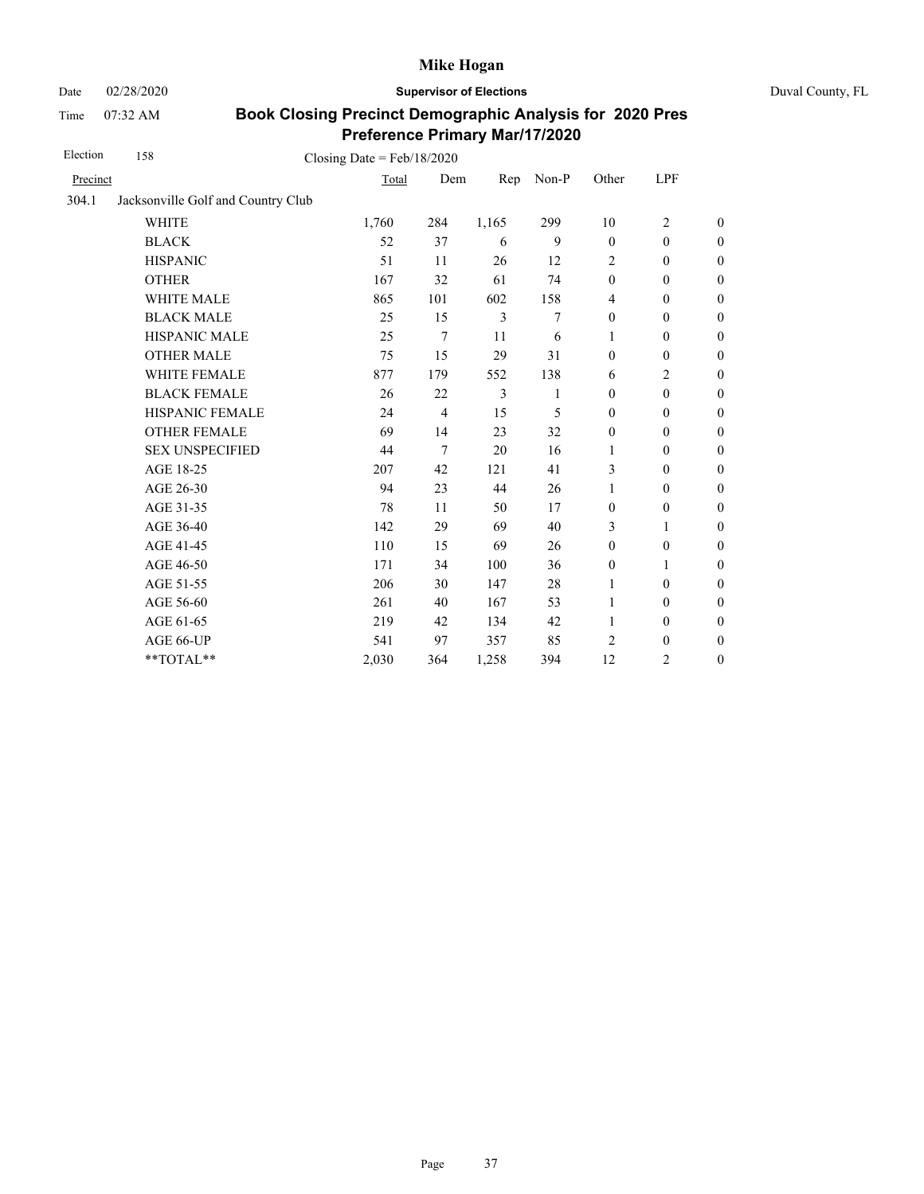# Mike Hogan

Date 02/28/2020 **Supervisor of Elections** Duval County, FL

Time 07:32 AM

## Book Closing Precinct Demographic Analysis for 2020 Pres Preference Primary Mar/17/2020

Election 158 Closing Date = Feb/18/2020

| Precinct | | Total | Dem | Rep | Non-P | Other | LPF | |
|---|---|---|---|---|---|---|---|---|
| 304.1 | Jacksonville Golf and Country Club | | | | | | | |
| | WHITE | 1,760 | 284 | 1,165 | 299 | 10 | 2 | 0 |
| | BLACK | 52 | 37 | 6 | 9 | 0 | 0 | 0 |
| | HISPANIC | 51 | 11 | 26 | 12 | 2 | 0 | 0 |
| | OTHER | 167 | 32 | 61 | 74 | 0 | 0 | 0 |
| | WHITE MALE | 865 | 101 | 602 | 158 | 4 | 0 | 0 |
| | BLACK MALE | 25 | 15 | 3 | 7 | 0 | 0 | 0 |
| | HISPANIC MALE | 25 | 7 | 11 | 6 | 1 | 0 | 0 |
| | OTHER MALE | 75 | 15 | 29 | 31 | 0 | 0 | 0 |
| | WHITE FEMALE | 877 | 179 | 552 | 138 | 6 | 2 | 0 |
| | BLACK FEMALE | 26 | 22 | 3 | 1 | 0 | 0 | 0 |
| | HISPANIC FEMALE | 24 | 4 | 15 | 5 | 0 | 0 | 0 |
| | OTHER FEMALE | 69 | 14 | 23 | 32 | 0 | 0 | 0 |
| | SEX UNSPECIFIED | 44 | 7 | 20 | 16 | 1 | 0 | 0 |
| | AGE 18-25 | 207 | 42 | 121 | 41 | 3 | 0 | 0 |
| | AGE 26-30 | 94 | 23 | 44 | 26 | 1 | 0 | 0 |
| | AGE 31-35 | 78 | 11 | 50 | 17 | 0 | 0 | 0 |
| | AGE 36-40 | 142 | 29 | 69 | 40 | 3 | 1 | 0 |
| | AGE 41-45 | 110 | 15 | 69 | 26 | 0 | 0 | 0 |
| | AGE 46-50 | 171 | 34 | 100 | 36 | 0 | 1 | 0 |
| | AGE 51-55 | 206 | 30 | 147 | 28 | 1 | 0 | 0 |
| | AGE 56-60 | 261 | 40 | 167 | 53 | 1 | 0 | 0 |
| | AGE 61-65 | 219 | 42 | 134 | 42 | 1 | 0 | 0 |
| | AGE 66-UP | 541 | 97 | 357 | 85 | 2 | 0 | 0 |
| | **TOTAL** | 2,030 | 364 | 1,258 | 394 | 12 | 2 | 0 |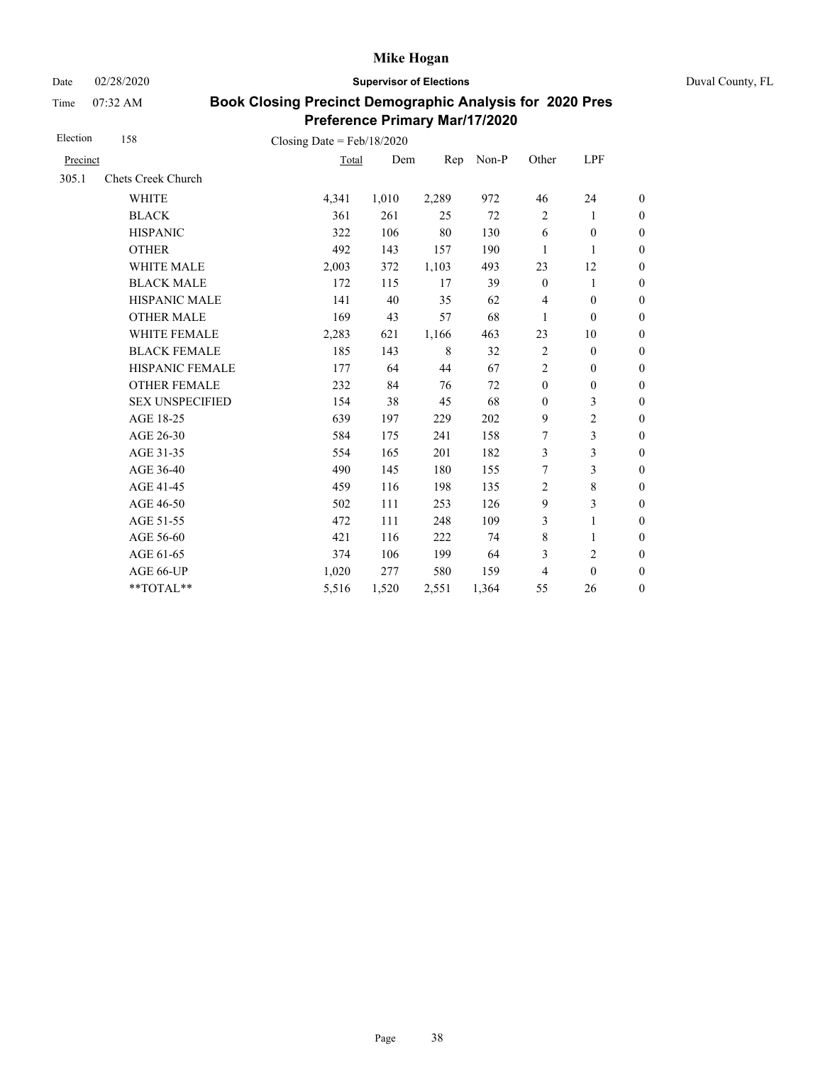# Mike Hogan

Date 02/28/2020 **Supervisor of Elections** Duval County, FL

Time 07:32 AM

## Book Closing Precinct Demographic Analysis for 2020 Pres Preference Primary Mar/17/2020

Election 158 Closing Date = Feb/18/2020

| Precinct | | Total | Dem | Rep | Non-P | Other | LPF | |
|---|---|---|---|---|---|---|---|---|
| 305.1 | Chets Creek Church | | | | | | | |
| | WHITE | 4,341 | 1,010 | 2,289 | 972 | 46 | 24 | 0 |
| | BLACK | 361 | 261 | 25 | 72 | 2 | 1 | 0 |
| | HISPANIC | 322 | 106 | 80 | 130 | 6 | 0 | 0 |
| | OTHER | 492 | 143 | 157 | 190 | 1 | 1 | 0 |
| | WHITE MALE | 2,003 | 372 | 1,103 | 493 | 23 | 12 | 0 |
| | BLACK MALE | 172 | 115 | 17 | 39 | 0 | 1 | 0 |
| | HISPANIC MALE | 141 | 40 | 35 | 62 | 4 | 0 | 0 |
| | OTHER MALE | 169 | 43 | 57 | 68 | 1 | 0 | 0 |
| | WHITE FEMALE | 2,283 | 621 | 1,166 | 463 | 23 | 10 | 0 |
| | BLACK FEMALE | 185 | 143 | 8 | 32 | 2 | 0 | 0 |
| | HISPANIC FEMALE | 177 | 64 | 44 | 67 | 2 | 0 | 0 |
| | OTHER FEMALE | 232 | 84 | 76 | 72 | 0 | 0 | 0 |
| | SEX UNSPECIFIED | 154 | 38 | 45 | 68 | 0 | 3 | 0 |
| | AGE 18-25 | 639 | 197 | 229 | 202 | 9 | 2 | 0 |
| | AGE 26-30 | 584 | 175 | 241 | 158 | 7 | 3 | 0 |
| | AGE 31-35 | 554 | 165 | 201 | 182 | 3 | 3 | 0 |
| | AGE 36-40 | 490 | 145 | 180 | 155 | 7 | 3 | 0 |
| | AGE 41-45 | 459 | 116 | 198 | 135 | 2 | 8 | 0 |
| | AGE 46-50 | 502 | 111 | 253 | 126 | 9 | 3 | 0 |
| | AGE 51-55 | 472 | 111 | 248 | 109 | 3 | 1 | 0 |
| | AGE 56-60 | 421 | 116 | 222 | 74 | 8 | 1 | 0 |
| | AGE 61-65 | 374 | 106 | 199 | 64 | 3 | 2 | 0 |
| | AGE 66-UP | 1,020 | 277 | 580 | 159 | 4 | 0 | 0 |
| | **TOTAL** | 5,516 | 1,520 | 2,551 | 1,364 | 55 | 26 | 0 |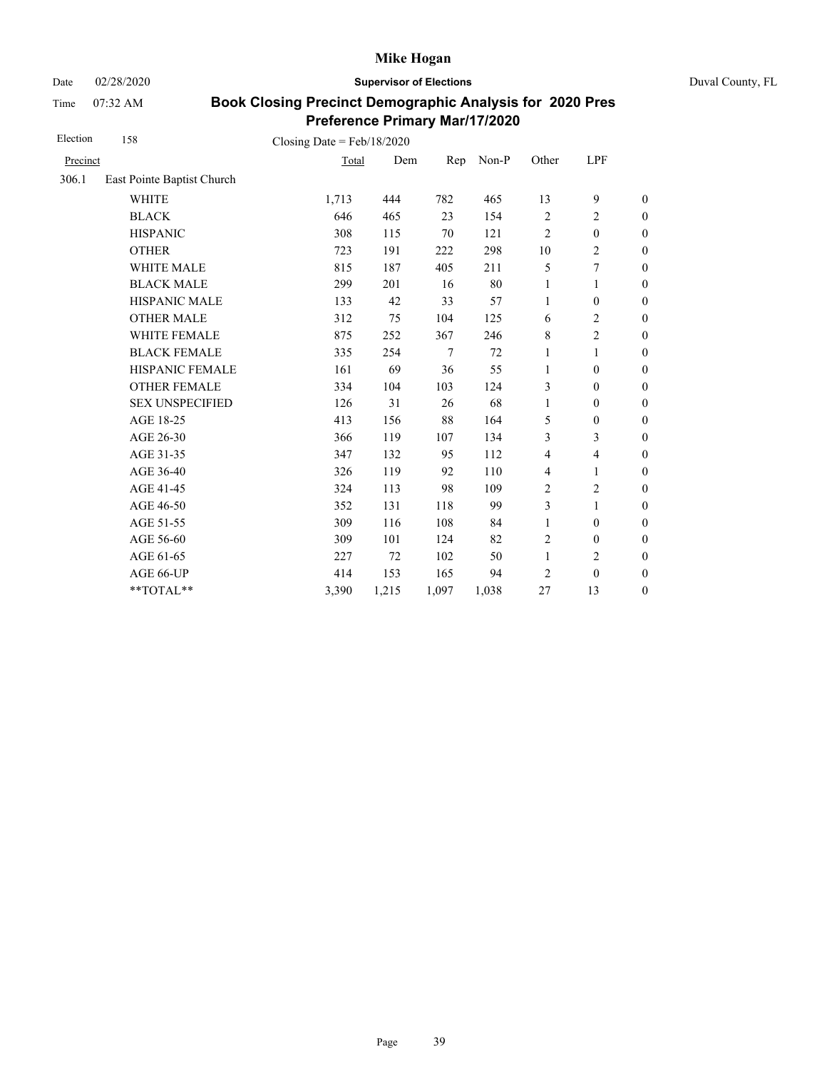# Mike Hogan

Date 02/28/2020 **Supervisor of Elections** Duval County, FL

Time 07:32 AM

## Book Closing Precinct Demographic Analysis for 2020 Pres Preference Primary Mar/17/2020

Election 158 Closing Date = Feb/18/2020

| Precinct | | Total | Dem | Rep | Non-P | Other | LPF | |
|---|---|---|---|---|---|---|---|---|
| 306.1 | East Pointe Baptist Church | | | | | | | |
| | WHITE | 1,713 | 444 | 782 | 465 | 13 | 9 | 0 |
| | BLACK | 646 | 465 | 23 | 154 | 2 | 2 | 0 |
| | HISPANIC | 308 | 115 | 70 | 121 | 2 | 0 | 0 |
| | OTHER | 723 | 191 | 222 | 298 | 10 | 2 | 0 |
| | WHITE MALE | 815 | 187 | 405 | 211 | 5 | 7 | 0 |
| | BLACK MALE | 299 | 201 | 16 | 80 | 1 | 1 | 0 |
| | HISPANIC MALE | 133 | 42 | 33 | 57 | 1 | 0 | 0 |
| | OTHER MALE | 312 | 75 | 104 | 125 | 6 | 2 | 0 |
| | WHITE FEMALE | 875 | 252 | 367 | 246 | 8 | 2 | 0 |
| | BLACK FEMALE | 335 | 254 | 7 | 72 | 1 | 1 | 0 |
| | HISPANIC FEMALE | 161 | 69 | 36 | 55 | 1 | 0 | 0 |
| | OTHER FEMALE | 334 | 104 | 103 | 124 | 3 | 0 | 0 |
| | SEX UNSPECIFIED | 126 | 31 | 26 | 68 | 1 | 0 | 0 |
| | AGE 18-25 | 413 | 156 | 88 | 164 | 5 | 0 | 0 |
| | AGE 26-30 | 366 | 119 | 107 | 134 | 3 | 3 | 0 |
| | AGE 31-35 | 347 | 132 | 95 | 112 | 4 | 4 | 0 |
| | AGE 36-40 | 326 | 119 | 92 | 110 | 4 | 1 | 0 |
| | AGE 41-45 | 324 | 113 | 98 | 109 | 2 | 2 | 0 |
| | AGE 46-50 | 352 | 131 | 118 | 99 | 3 | 1 | 0 |
| | AGE 51-55 | 309 | 116 | 108 | 84 | 1 | 0 | 0 |
| | AGE 56-60 | 309 | 101 | 124 | 82 | 2 | 0 | 0 |
| | AGE 61-65 | 227 | 72 | 102 | 50 | 1 | 2 | 0 |
| | AGE 66-UP | 414 | 153 | 165 | 94 | 2 | 0 | 0 |
| | **TOTAL** | 3,390 | 1,215 | 1,097 | 1,038 | 27 | 13 | 0 |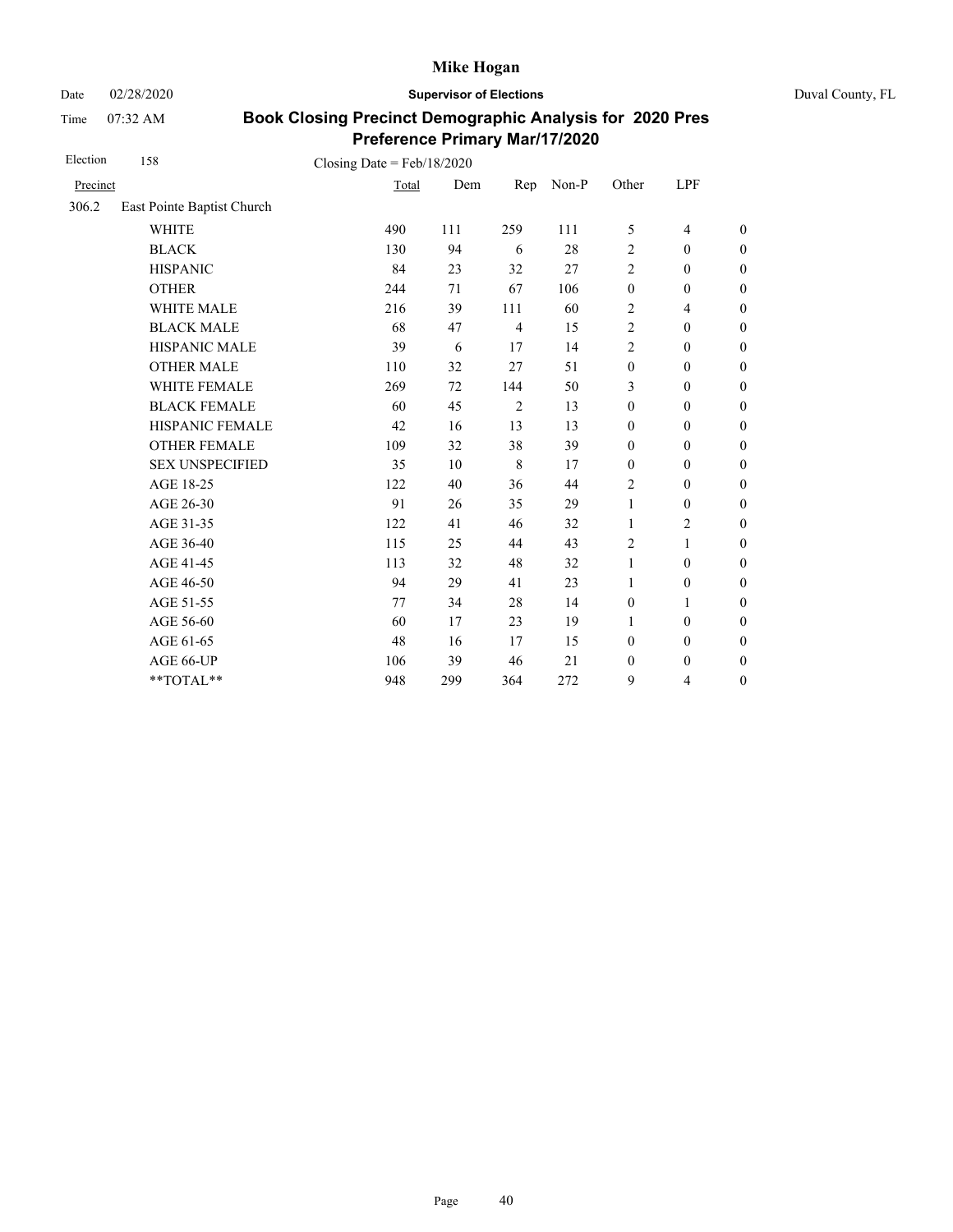Mike Hogan

Date 02/28/2020 **Supervisor of Elections** Duval County, FL

Time 07:32 AM

## Book Closing Precinct Demographic Analysis for 2020 Pres Preference Primary Mar/17/2020

Election 158 Closing Date = Feb/18/2020

| Precinct | | Total | Dem | Rep | Non-P | Other | LPF | |
|---|---|---|---|---|---|---|---|---|
| 306.2 | East Pointe Baptist Church | | | | | | | |
| | WHITE | 490 | 111 | 259 | 111 | 5 | 4 | 0 |
| | BLACK | 130 | 94 | 6 | 28 | 2 | 0 | 0 |
| | HISPANIC | 84 | 23 | 32 | 27 | 2 | 0 | 0 |
| | OTHER | 244 | 71 | 67 | 106 | 0 | 0 | 0 |
| | WHITE MALE | 216 | 39 | 111 | 60 | 2 | 4 | 0 |
| | BLACK MALE | 68 | 47 | 4 | 15 | 2 | 0 | 0 |
| | HISPANIC MALE | 39 | 6 | 17 | 14 | 2 | 0 | 0 |
| | OTHER MALE | 110 | 32 | 27 | 51 | 0 | 0 | 0 |
| | WHITE FEMALE | 269 | 72 | 144 | 50 | 3 | 0 | 0 |
| | BLACK FEMALE | 60 | 45 | 2 | 13 | 0 | 0 | 0 |
| | HISPANIC FEMALE | 42 | 16 | 13 | 13 | 0 | 0 | 0 |
| | OTHER FEMALE | 109 | 32 | 38 | 39 | 0 | 0 | 0 |
| | SEX UNSPECIFIED | 35 | 10 | 8 | 17 | 0 | 0 | 0 |
| | AGE 18-25 | 122 | 40 | 36 | 44 | 2 | 0 | 0 |
| | AGE 26-30 | 91 | 26 | 35 | 29 | 1 | 0 | 0 |
| | AGE 31-35 | 122 | 41 | 46 | 32 | 1 | 2 | 0 |
| | AGE 36-40 | 115 | 25 | 44 | 43 | 2 | 1 | 0 |
| | AGE 41-45 | 113 | 32 | 48 | 32 | 1 | 0 | 0 |
| | AGE 46-50 | 94 | 29 | 41 | 23 | 1 | 0 | 0 |
| | AGE 51-55 | 77 | 34 | 28 | 14 | 0 | 1 | 0 |
| | AGE 56-60 | 60 | 17 | 23 | 19 | 1 | 0 | 0 |
| | AGE 61-65 | 48 | 16 | 17 | 15 | 0 | 0 | 0 |
| | AGE 66-UP | 106 | 39 | 46 | 21 | 0 | 0 | 0 |
| | **TOTAL** | 948 | 299 | 364 | 272 | 9 | 4 | 0 |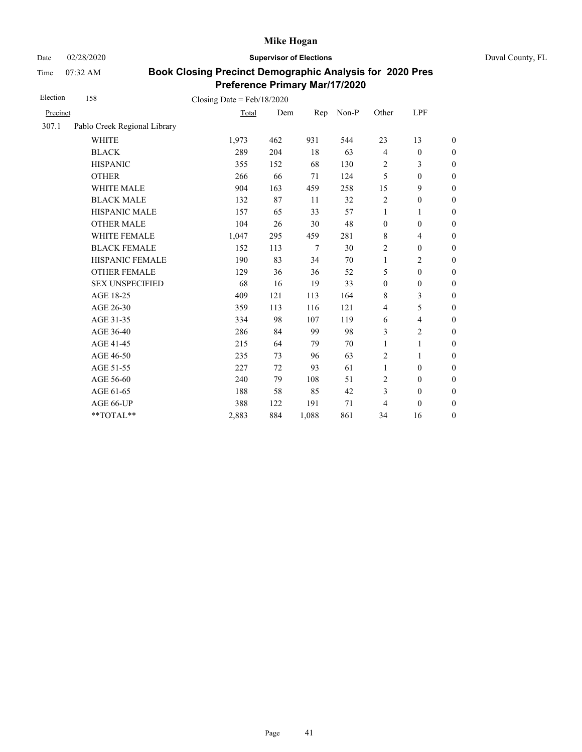**Mike Hogan**

Date 02/28/2020 **Supervisor of Elections** Duval County, FL

Time 07:32 AM

## Book Closing Precinct Demographic Analysis for 2020 Pres Preference Primary Mar/17/2020

Election 158 Closing Date = Feb/18/2020

| Precinct | | Total | Dem | Rep | Non-P | Other | LPF | |
|---|---|---|---|---|---|---|---|---|
| 307.1 | Pablo Creek Regional Library | | | | | | | |
| | WHITE | 1,973 | 462 | 931 | 544 | 23 | 13 | 0 |
| | BLACK | 289 | 204 | 18 | 63 | 4 | 0 | 0 |
| | HISPANIC | 355 | 152 | 68 | 130 | 2 | 3 | 0 |
| | OTHER | 266 | 66 | 71 | 124 | 5 | 0 | 0 |
| | WHITE MALE | 904 | 163 | 459 | 258 | 15 | 9 | 0 |
| | BLACK MALE | 132 | 87 | 11 | 32 | 2 | 0 | 0 |
| | HISPANIC MALE | 157 | 65 | 33 | 57 | 1 | 1 | 0 |
| | OTHER MALE | 104 | 26 | 30 | 48 | 0 | 0 | 0 |
| | WHITE FEMALE | 1,047 | 295 | 459 | 281 | 8 | 4 | 0 |
| | BLACK FEMALE | 152 | 113 | 7 | 30 | 2 | 0 | 0 |
| | HISPANIC FEMALE | 190 | 83 | 34 | 70 | 1 | 2 | 0 |
| | OTHER FEMALE | 129 | 36 | 36 | 52 | 5 | 0 | 0 |
| | SEX UNSPECIFIED | 68 | 16 | 19 | 33 | 0 | 0 | 0 |
| | AGE 18-25 | 409 | 121 | 113 | 164 | 8 | 3 | 0 |
| | AGE 26-30 | 359 | 113 | 116 | 121 | 4 | 5 | 0 |
| | AGE 31-35 | 334 | 98 | 107 | 119 | 6 | 4 | 0 |
| | AGE 36-40 | 286 | 84 | 99 | 98 | 3 | 2 | 0 |
| | AGE 41-45 | 215 | 64 | 79 | 70 | 1 | 1 | 0 |
| | AGE 46-50 | 235 | 73 | 96 | 63 | 2 | 1 | 0 |
| | AGE 51-55 | 227 | 72 | 93 | 61 | 1 | 0 | 0 |
| | AGE 56-60 | 240 | 79 | 108 | 51 | 2 | 0 | 0 |
| | AGE 61-65 | 188 | 58 | 85 | 42 | 3 | 0 | 0 |
| | AGE 66-UP | 388 | 122 | 191 | 71 | 4 | 0 | 0 |
| | **TOTAL** | 2,883 | 884 | 1,088 | 861 | 34 | 16 | 0 |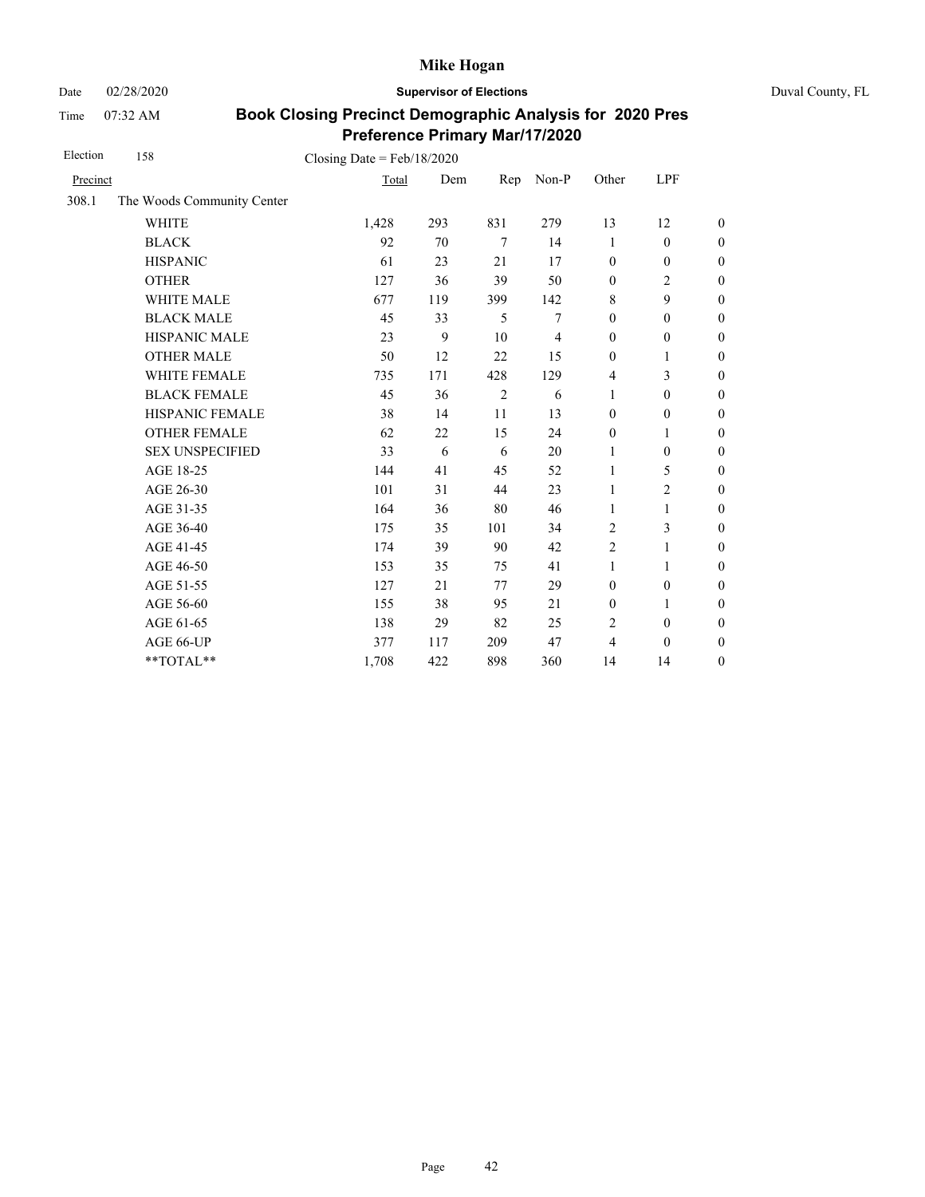# Mike Hogan

Date 02/28/2020 **Supervisor of Elections** Duval County, FL

Time 07:32 AM

## Book Closing Precinct Demographic Analysis for 2020 Pres Preference Primary Mar/17/2020

Election 158 Closing Date = Feb/18/2020

| Precinct | | Total | Dem | Rep | Non-P | Other | LPF | |
|---|---|---|---|---|---|---|---|---|
| 308.1 | The Woods Community Center | | | | | | | |
| | WHITE | 1,428 | 293 | 831 | 279 | 13 | 12 | 0 |
| | BLACK | 92 | 70 | 7 | 14 | 1 | 0 | 0 |
| | HISPANIC | 61 | 23 | 21 | 17 | 0 | 0 | 0 |
| | OTHER | 127 | 36 | 39 | 50 | 0 | 2 | 0 |
| | WHITE MALE | 677 | 119 | 399 | 142 | 8 | 9 | 0 |
| | BLACK MALE | 45 | 33 | 5 | 7 | 0 | 0 | 0 |
| | HISPANIC MALE | 23 | 9 | 10 | 4 | 0 | 0 | 0 |
| | OTHER MALE | 50 | 12 | 22 | 15 | 0 | 1 | 0 |
| | WHITE FEMALE | 735 | 171 | 428 | 129 | 4 | 3 | 0 |
| | BLACK FEMALE | 45 | 36 | 2 | 6 | 1 | 0 | 0 |
| | HISPANIC FEMALE | 38 | 14 | 11 | 13 | 0 | 0 | 0 |
| | OTHER FEMALE | 62 | 22 | 15 | 24 | 0 | 1 | 0 |
| | SEX UNSPECIFIED | 33 | 6 | 6 | 20 | 1 | 0 | 0 |
| | AGE 18-25 | 144 | 41 | 45 | 52 | 1 | 5 | 0 |
| | AGE 26-30 | 101 | 31 | 44 | 23 | 1 | 2 | 0 |
| | AGE 31-35 | 164 | 36 | 80 | 46 | 1 | 1 | 0 |
| | AGE 36-40 | 175 | 35 | 101 | 34 | 2 | 3 | 0 |
| | AGE 41-45 | 174 | 39 | 90 | 42 | 2 | 1 | 0 |
| | AGE 46-50 | 153 | 35 | 75 | 41 | 1 | 1 | 0 |
| | AGE 51-55 | 127 | 21 | 77 | 29 | 0 | 0 | 0 |
| | AGE 56-60 | 155 | 38 | 95 | 21 | 0 | 1 | 0 |
| | AGE 61-65 | 138 | 29 | 82 | 25 | 2 | 0 | 0 |
| | AGE 66-UP | 377 | 117 | 209 | 47 | 4 | 0 | 0 |
| | **TOTAL** | 1,708 | 422 | 898 | 360 | 14 | 14 | 0 |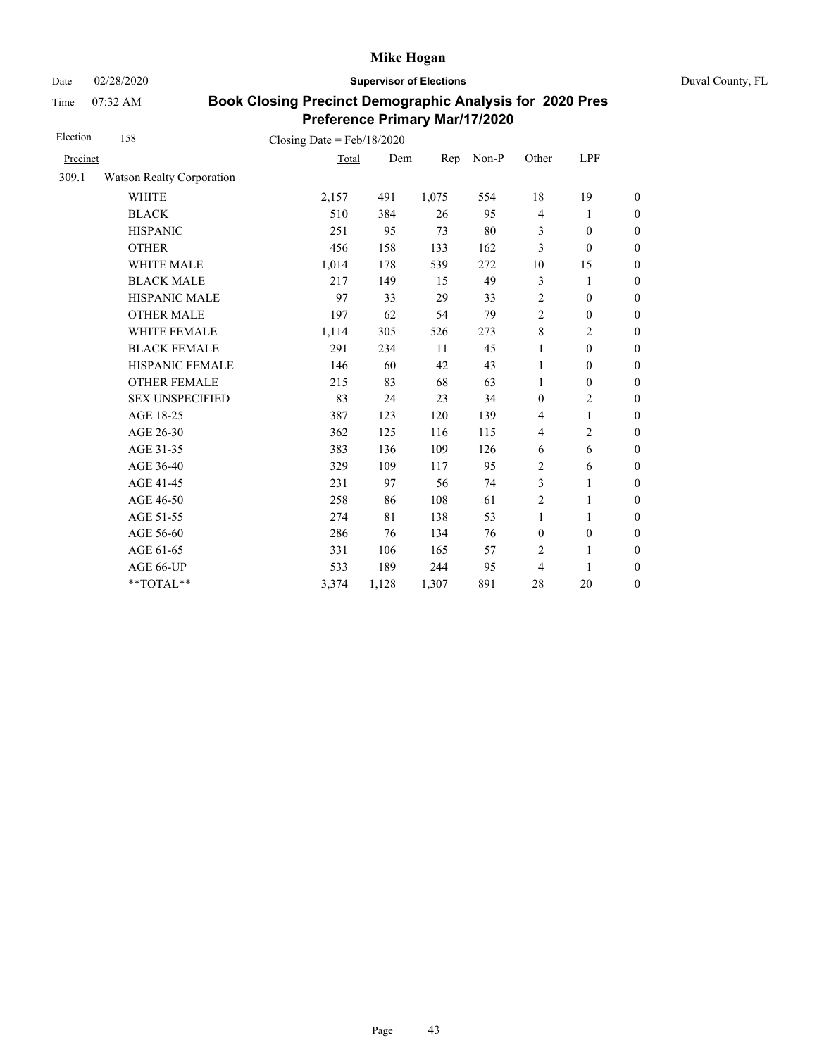# Mike Hogan

Date 02/28/2020 **Supervisor of Elections** Duval County, FL

Time 07:32 AM

## Book Closing Precinct Demographic Analysis for 2020 Pres Preference Primary Mar/17/2020

Election 158 Closing Date = Feb/18/2020

| Precinct | | Total | Dem | Rep | Non-P | Other | LPF | |
|---|---|---|---|---|---|---|---|---|
| 309.1 | Watson Realty Corporation | | | | | | | |
| | WHITE | 2,157 | 491 | 1,075 | 554 | 18 | 19 | 0 |
| | BLACK | 510 | 384 | 26 | 95 | 4 | 1 | 0 |
| | HISPANIC | 251 | 95 | 73 | 80 | 3 | 0 | 0 |
| | OTHER | 456 | 158 | 133 | 162 | 3 | 0 | 0 |
| | WHITE MALE | 1,014 | 178 | 539 | 272 | 10 | 15 | 0 |
| | BLACK MALE | 217 | 149 | 15 | 49 | 3 | 1 | 0 |
| | HISPANIC MALE | 97 | 33 | 29 | 33 | 2 | 0 | 0 |
| | OTHER MALE | 197 | 62 | 54 | 79 | 2 | 0 | 0 |
| | WHITE FEMALE | 1,114 | 305 | 526 | 273 | 8 | 2 | 0 |
| | BLACK FEMALE | 291 | 234 | 11 | 45 | 1 | 0 | 0 |
| | HISPANIC FEMALE | 146 | 60 | 42 | 43 | 1 | 0 | 0 |
| | OTHER FEMALE | 215 | 83 | 68 | 63 | 1 | 0 | 0 |
| | SEX UNSPECIFIED | 83 | 24 | 23 | 34 | 0 | 2 | 0 |
| | AGE 18-25 | 387 | 123 | 120 | 139 | 4 | 1 | 0 |
| | AGE 26-30 | 362 | 125 | 116 | 115 | 4 | 2 | 0 |
| | AGE 31-35 | 383 | 136 | 109 | 126 | 6 | 6 | 0 |
| | AGE 36-40 | 329 | 109 | 117 | 95 | 2 | 6 | 0 |
| | AGE 41-45 | 231 | 97 | 56 | 74 | 3 | 1 | 0 |
| | AGE 46-50 | 258 | 86 | 108 | 61 | 2 | 1 | 0 |
| | AGE 51-55 | 274 | 81 | 138 | 53 | 1 | 1 | 0 |
| | AGE 56-60 | 286 | 76 | 134 | 76 | 0 | 0 | 0 |
| | AGE 61-65 | 331 | 106 | 165 | 57 | 2 | 1 | 0 |
| | AGE 66-UP | 533 | 189 | 244 | 95 | 4 | 1 | 0 |
| | **TOTAL** | 3,374 | 1,128 | 1,307 | 891 | 28 | 20 | 0 |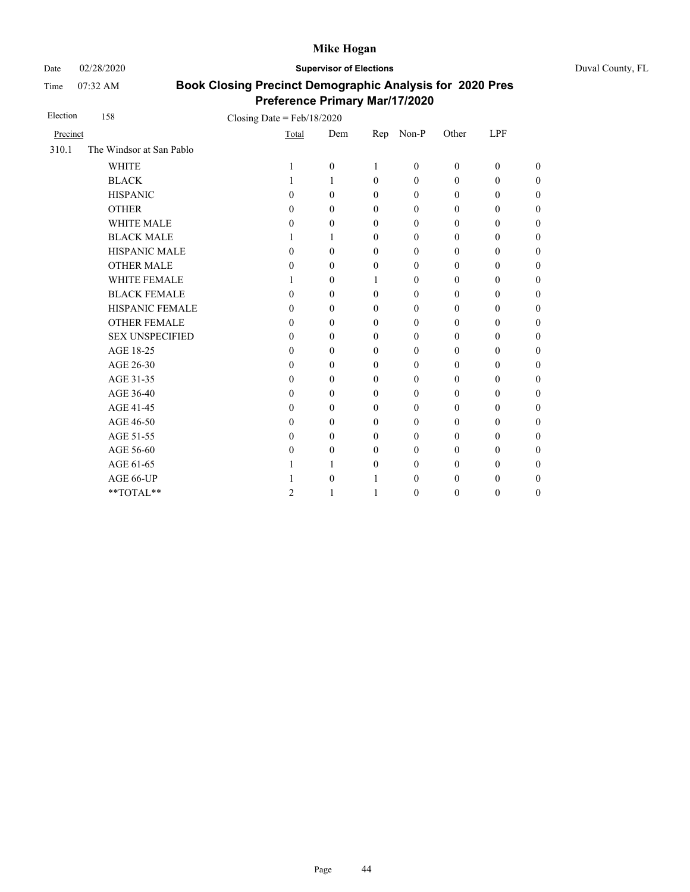# Mike Hogan

Date 02/28/2020 **Supervisor of Elections** Duval County, FL

Time 07:32 AM

## Book Closing Precinct Demographic Analysis for 2020 Pres Preference Primary Mar/17/2020

Election 158 Closing Date = Feb/18/2020

| Precinct | | Total | Dem | Rep | Non-P | Other | LPF | |
|---|---|---|---|---|---|---|---|---|
| 310.1 | The Windsor at San Pablo | | | | | | | |
| | WHITE | 1 | 0 | 1 | 0 | 0 | 0 | 0 |
| | BLACK | 1 | 1 | 0 | 0 | 0 | 0 | 0 |
| | HISPANIC | 0 | 0 | 0 | 0 | 0 | 0 | 0 |
| | OTHER | 0 | 0 | 0 | 0 | 0 | 0 | 0 |
| | WHITE MALE | 0 | 0 | 0 | 0 | 0 | 0 | 0 |
| | BLACK MALE | 1 | 1 | 0 | 0 | 0 | 0 | 0 |
| | HISPANIC MALE | 0 | 0 | 0 | 0 | 0 | 0 | 0 |
| | OTHER MALE | 0 | 0 | 0 | 0 | 0 | 0 | 0 |
| | WHITE FEMALE | 1 | 0 | 1 | 0 | 0 | 0 | 0 |
| | BLACK FEMALE | 0 | 0 | 0 | 0 | 0 | 0 | 0 |
| | HISPANIC FEMALE | 0 | 0 | 0 | 0 | 0 | 0 | 0 |
| | OTHER FEMALE | 0 | 0 | 0 | 0 | 0 | 0 | 0 |
| | SEX UNSPECIFIED | 0 | 0 | 0 | 0 | 0 | 0 | 0 |
| | AGE 18-25 | 0 | 0 | 0 | 0 | 0 | 0 | 0 |
| | AGE 26-30 | 0 | 0 | 0 | 0 | 0 | 0 | 0 |
| | AGE 31-35 | 0 | 0 | 0 | 0 | 0 | 0 | 0 |
| | AGE 36-40 | 0 | 0 | 0 | 0 | 0 | 0 | 0 |
| | AGE 41-45 | 0 | 0 | 0 | 0 | 0 | 0 | 0 |
| | AGE 46-50 | 0 | 0 | 0 | 0 | 0 | 0 | 0 |
| | AGE 51-55 | 0 | 0 | 0 | 0 | 0 | 0 | 0 |
| | AGE 56-60 | 0 | 0 | 0 | 0 | 0 | 0 | 0 |
| | AGE 61-65 | 1 | 1 | 0 | 0 | 0 | 0 | 0 |
| | AGE 66-UP | 1 | 0 | 1 | 0 | 0 | 0 | 0 |
| | **TOTAL** | 2 | 1 | 1 | 0 | 0 | 0 | 0 |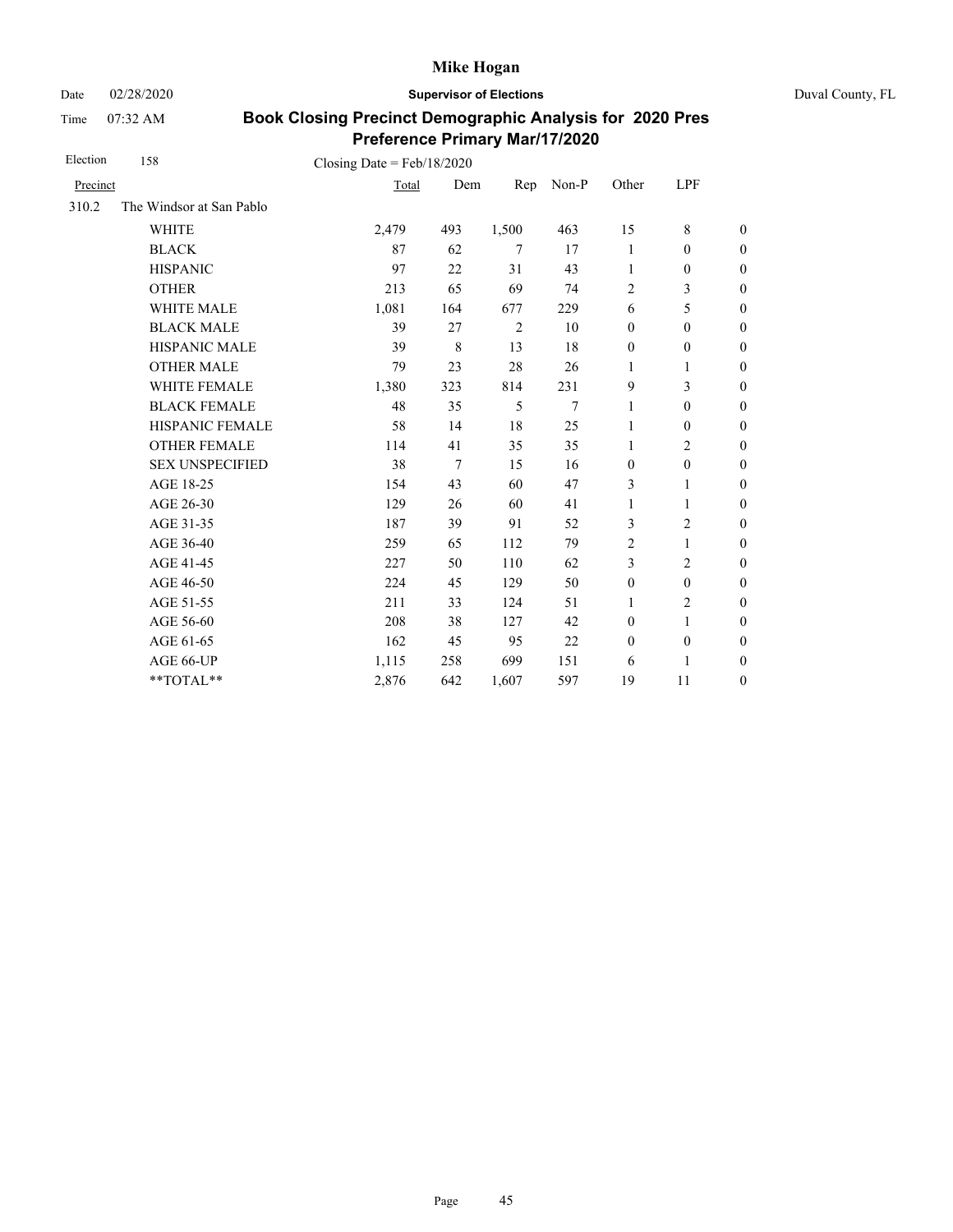# Mike Hogan

Date 02/28/2020 **Supervisor of Elections** Duval County, FL

Time 07:32 AM

## Book Closing Precinct Demographic Analysis for 2020 Pres Preference Primary Mar/17/2020

Election 158 Closing Date = Feb/18/2020

| Precinct | | Total | Dem | Rep | Non-P | Other | LPF | |
|---|---|---|---|---|---|---|---|---|
| 310.2 | The Windsor at San Pablo | | | | | | | |
| | WHITE | 2,479 | 493 | 1,500 | 463 | 15 | 8 | 0 |
| | BLACK | 87 | 62 | 7 | 17 | 1 | 0 | 0 |
| | HISPANIC | 97 | 22 | 31 | 43 | 1 | 0 | 0 |
| | OTHER | 213 | 65 | 69 | 74 | 2 | 3 | 0 |
| | WHITE MALE | 1,081 | 164 | 677 | 229 | 6 | 5 | 0 |
| | BLACK MALE | 39 | 27 | 2 | 10 | 0 | 0 | 0 |
| | HISPANIC MALE | 39 | 8 | 13 | 18 | 0 | 0 | 0 |
| | OTHER MALE | 79 | 23 | 28 | 26 | 1 | 1 | 0 |
| | WHITE FEMALE | 1,380 | 323 | 814 | 231 | 9 | 3 | 0 |
| | BLACK FEMALE | 48 | 35 | 5 | 7 | 1 | 0 | 0 |
| | HISPANIC FEMALE | 58 | 14 | 18 | 25 | 1 | 0 | 0 |
| | OTHER FEMALE | 114 | 41 | 35 | 35 | 1 | 2 | 0 |
| | SEX UNSPECIFIED | 38 | 7 | 15 | 16 | 0 | 0 | 0 |
| | AGE 18-25 | 154 | 43 | 60 | 47 | 3 | 1 | 0 |
| | AGE 26-30 | 129 | 26 | 60 | 41 | 1 | 1 | 0 |
| | AGE 31-35 | 187 | 39 | 91 | 52 | 3 | 2 | 0 |
| | AGE 36-40 | 259 | 65 | 112 | 79 | 2 | 1 | 0 |
| | AGE 41-45 | 227 | 50 | 110 | 62 | 3 | 2 | 0 |
| | AGE 46-50 | 224 | 45 | 129 | 50 | 0 | 0 | 0 |
| | AGE 51-55 | 211 | 33 | 124 | 51 | 1 | 2 | 0 |
| | AGE 56-60 | 208 | 38 | 127 | 42 | 0 | 1 | 0 |
| | AGE 61-65 | 162 | 45 | 95 | 22 | 0 | 0 | 0 |
| | AGE 66-UP | 1,115 | 258 | 699 | 151 | 6 | 1 | 0 |
| | **TOTAL** | 2,876 | 642 | 1,607 | 597 | 19 | 11 | 0 |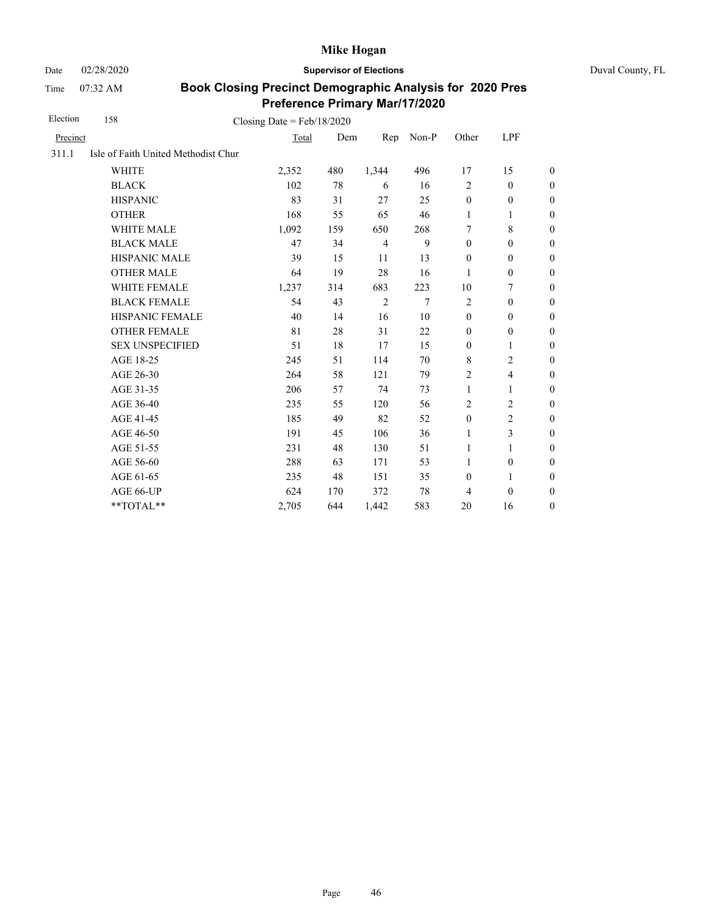# Mike Hogan

Date 02/28/2020 **Supervisor of Elections** Duval County, FL

Time 07:32 AM

## Book Closing Precinct Demographic Analysis for 2020 Pres Preference Primary Mar/17/2020

Election 158 Closing Date = Feb/18/2020

| Precinct | Total | Dem | Rep | Non-P | Other | LPF | |
|---|---|---|---|---|---|---|---|
| 311.1 Isle of Faith United Methodist Chur | | | | | | | |
| WHITE | 2,352 | 480 | 1,344 | 496 | 17 | 15 | 0 |
| BLACK | 102 | 78 | 6 | 16 | 2 | 0 | 0 |
| HISPANIC | 83 | 31 | 27 | 25 | 0 | 0 | 0 |
| OTHER | 168 | 55 | 65 | 46 | 1 | 1 | 0 |
| WHITE MALE | 1,092 | 159 | 650 | 268 | 7 | 8 | 0 |
| BLACK MALE | 47 | 34 | 4 | 9 | 0 | 0 | 0 |
| HISPANIC MALE | 39 | 15 | 11 | 13 | 0 | 0 | 0 |
| OTHER MALE | 64 | 19 | 28 | 16 | 1 | 0 | 0 |
| WHITE FEMALE | 1,237 | 314 | 683 | 223 | 10 | 7 | 0 |
| BLACK FEMALE | 54 | 43 | 2 | 7 | 2 | 0 | 0 |
| HISPANIC FEMALE | 40 | 14 | 16 | 10 | 0 | 0 | 0 |
| OTHER FEMALE | 81 | 28 | 31 | 22 | 0 | 0 | 0 |
| SEX UNSPECIFIED | 51 | 18 | 17 | 15 | 0 | 1 | 0 |
| AGE 18-25 | 245 | 51 | 114 | 70 | 8 | 2 | 0 |
| AGE 26-30 | 264 | 58 | 121 | 79 | 2 | 4 | 0 |
| AGE 31-35 | 206 | 57 | 74 | 73 | 1 | 1 | 0 |
| AGE 36-40 | 235 | 55 | 120 | 56 | 2 | 2 | 0 |
| AGE 41-45 | 185 | 49 | 82 | 52 | 0 | 2 | 0 |
| AGE 46-50 | 191 | 45 | 106 | 36 | 1 | 3 | 0 |
| AGE 51-55 | 231 | 48 | 130 | 51 | 1 | 1 | 0 |
| AGE 56-60 | 288 | 63 | 171 | 53 | 1 | 0 | 0 |
| AGE 61-65 | 235 | 48 | 151 | 35 | 0 | 1 | 0 |
| AGE 66-UP | 624 | 170 | 372 | 78 | 4 | 0 | 0 |
| **TOTAL** | 2,705 | 644 | 1,442 | 583 | 20 | 16 | 0 |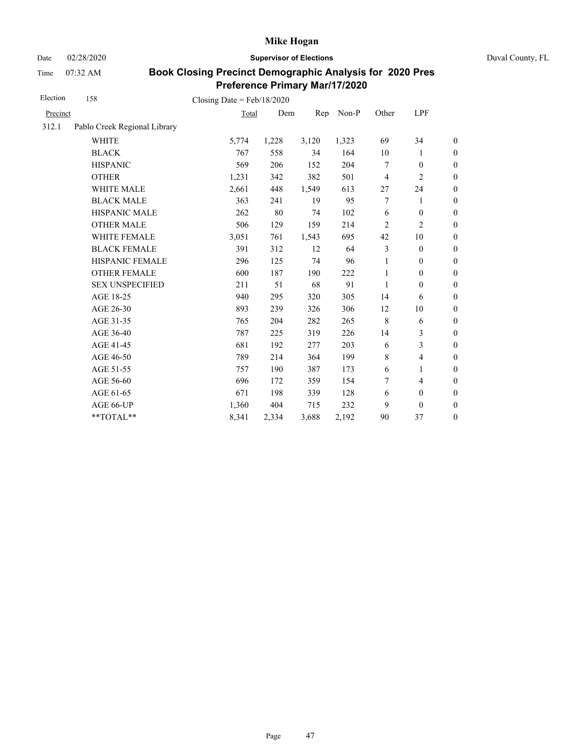# Mike Hogan

Date 02/28/2020 **Supervisor of Elections** Duval County, FL

Time 07:32 AM

## Book Closing Precinct Demographic Analysis for 2020 Pres Preference Primary Mar/17/2020

Election 158 Closing Date = Feb/18/2020

| Precinct | | Total | Dem | Rep | Non-P | Other | LPF | |
|---|---|---|---|---|---|---|---|---|
| 312.1 | Pablo Creek Regional Library | | | | | | | |
| | WHITE | 5,774 | 1,228 | 3,120 | 1,323 | 69 | 34 | 0 |
| | BLACK | 767 | 558 | 34 | 164 | 10 | 1 | 0 |
| | HISPANIC | 569 | 206 | 152 | 204 | 7 | 0 | 0 |
| | OTHER | 1,231 | 342 | 382 | 501 | 4 | 2 | 0 |
| | WHITE MALE | 2,661 | 448 | 1,549 | 613 | 27 | 24 | 0 |
| | BLACK MALE | 363 | 241 | 19 | 95 | 7 | 1 | 0 |
| | HISPANIC MALE | 262 | 80 | 74 | 102 | 6 | 0 | 0 |
| | OTHER MALE | 506 | 129 | 159 | 214 | 2 | 2 | 0 |
| | WHITE FEMALE | 3,051 | 761 | 1,543 | 695 | 42 | 10 | 0 |
| | BLACK FEMALE | 391 | 312 | 12 | 64 | 3 | 0 | 0 |
| | HISPANIC FEMALE | 296 | 125 | 74 | 96 | 1 | 0 | 0 |
| | OTHER FEMALE | 600 | 187 | 190 | 222 | 1 | 0 | 0 |
| | SEX UNSPECIFIED | 211 | 51 | 68 | 91 | 1 | 0 | 0 |
| | AGE 18-25 | 940 | 295 | 320 | 305 | 14 | 6 | 0 |
| | AGE 26-30 | 893 | 239 | 326 | 306 | 12 | 10 | 0 |
| | AGE 31-35 | 765 | 204 | 282 | 265 | 8 | 6 | 0 |
| | AGE 36-40 | 787 | 225 | 319 | 226 | 14 | 3 | 0 |
| | AGE 41-45 | 681 | 192 | 277 | 203 | 6 | 3 | 0 |
| | AGE 46-50 | 789 | 214 | 364 | 199 | 8 | 4 | 0 |
| | AGE 51-55 | 757 | 190 | 387 | 173 | 6 | 1 | 0 |
| | AGE 56-60 | 696 | 172 | 359 | 154 | 7 | 4 | 0 |
| | AGE 61-65 | 671 | 198 | 339 | 128 | 6 | 0 | 0 |
| | AGE 66-UP | 1,360 | 404 | 715 | 232 | 9 | 0 | 0 |
| | **TOTAL** | 8,341 | 2,334 | 3,688 | 2,192 | 90 | 37 | 0 |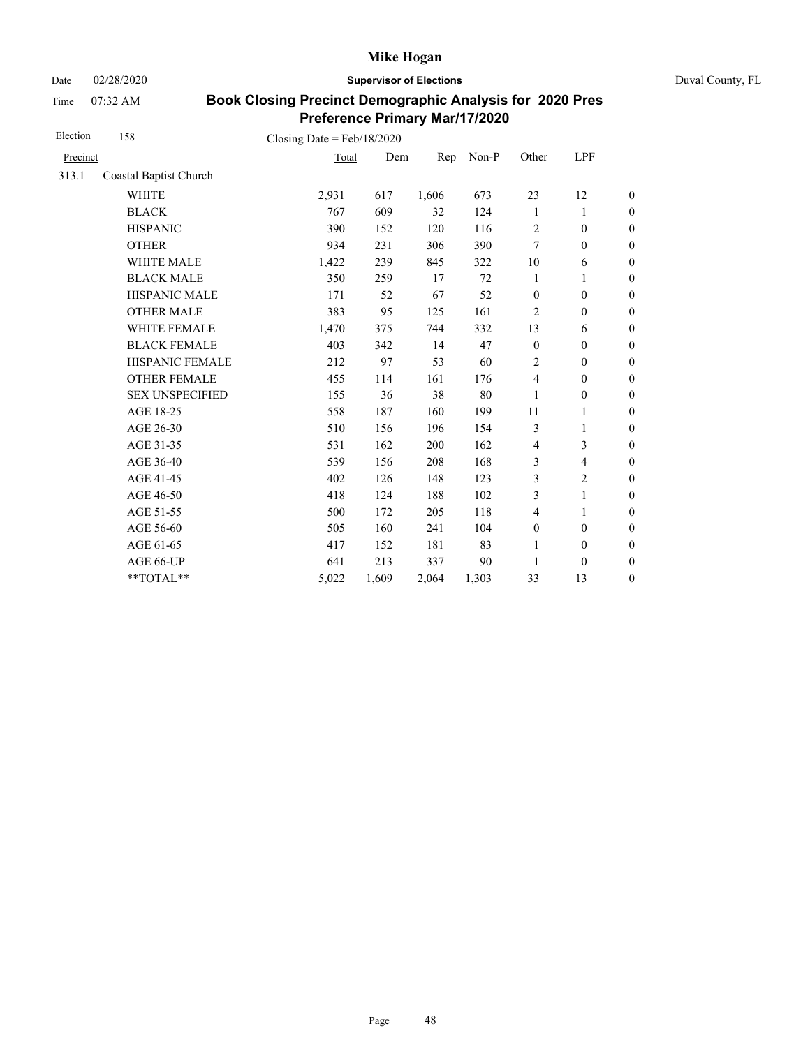# Mike Hogan

Date 02/28/2020 **Supervisor of Elections** Duval County, FL

Time 07:32 AM

## Book Closing Precinct Demographic Analysis for 2020 Pres Preference Primary Mar/17/2020

Election 158 Closing Date = Feb/18/2020

| Precinct | | Total | Dem | Rep | Non-P | Other | LPF | |
|---|---|---|---|---|---|---|---|---|
| 313.1 | Coastal Baptist Church | | | | | | | |
| | WHITE | 2,931 | 617 | 1,606 | 673 | 23 | 12 | 0 |
| | BLACK | 767 | 609 | 32 | 124 | 1 | 1 | 0 |
| | HISPANIC | 390 | 152 | 120 | 116 | 2 | 0 | 0 |
| | OTHER | 934 | 231 | 306 | 390 | 7 | 0 | 0 |
| | WHITE MALE | 1,422 | 239 | 845 | 322 | 10 | 6 | 0 |
| | BLACK MALE | 350 | 259 | 17 | 72 | 1 | 1 | 0 |
| | HISPANIC MALE | 171 | 52 | 67 | 52 | 0 | 0 | 0 |
| | OTHER MALE | 383 | 95 | 125 | 161 | 2 | 0 | 0 |
| | WHITE FEMALE | 1,470 | 375 | 744 | 332 | 13 | 6 | 0 |
| | BLACK FEMALE | 403 | 342 | 14 | 47 | 0 | 0 | 0 |
| | HISPANIC FEMALE | 212 | 97 | 53 | 60 | 2 | 0 | 0 |
| | OTHER FEMALE | 455 | 114 | 161 | 176 | 4 | 0 | 0 |
| | SEX UNSPECIFIED | 155 | 36 | 38 | 80 | 1 | 0 | 0 |
| | AGE 18-25 | 558 | 187 | 160 | 199 | 11 | 1 | 0 |
| | AGE 26-30 | 510 | 156 | 196 | 154 | 3 | 1 | 0 |
| | AGE 31-35 | 531 | 162 | 200 | 162 | 4 | 3 | 0 |
| | AGE 36-40 | 539 | 156 | 208 | 168 | 3 | 4 | 0 |
| | AGE 41-45 | 402 | 126 | 148 | 123 | 3 | 2 | 0 |
| | AGE 46-50 | 418 | 124 | 188 | 102 | 3 | 1 | 0 |
| | AGE 51-55 | 500 | 172 | 205 | 118 | 4 | 1 | 0 |
| | AGE 56-60 | 505 | 160 | 241 | 104 | 0 | 0 | 0 |
| | AGE 61-65 | 417 | 152 | 181 | 83 | 1 | 0 | 0 |
| | AGE 66-UP | 641 | 213 | 337 | 90 | 1 | 0 | 0 |
| | **TOTAL** | 5,022 | 1,609 | 2,064 | 1,303 | 33 | 13 | 0 |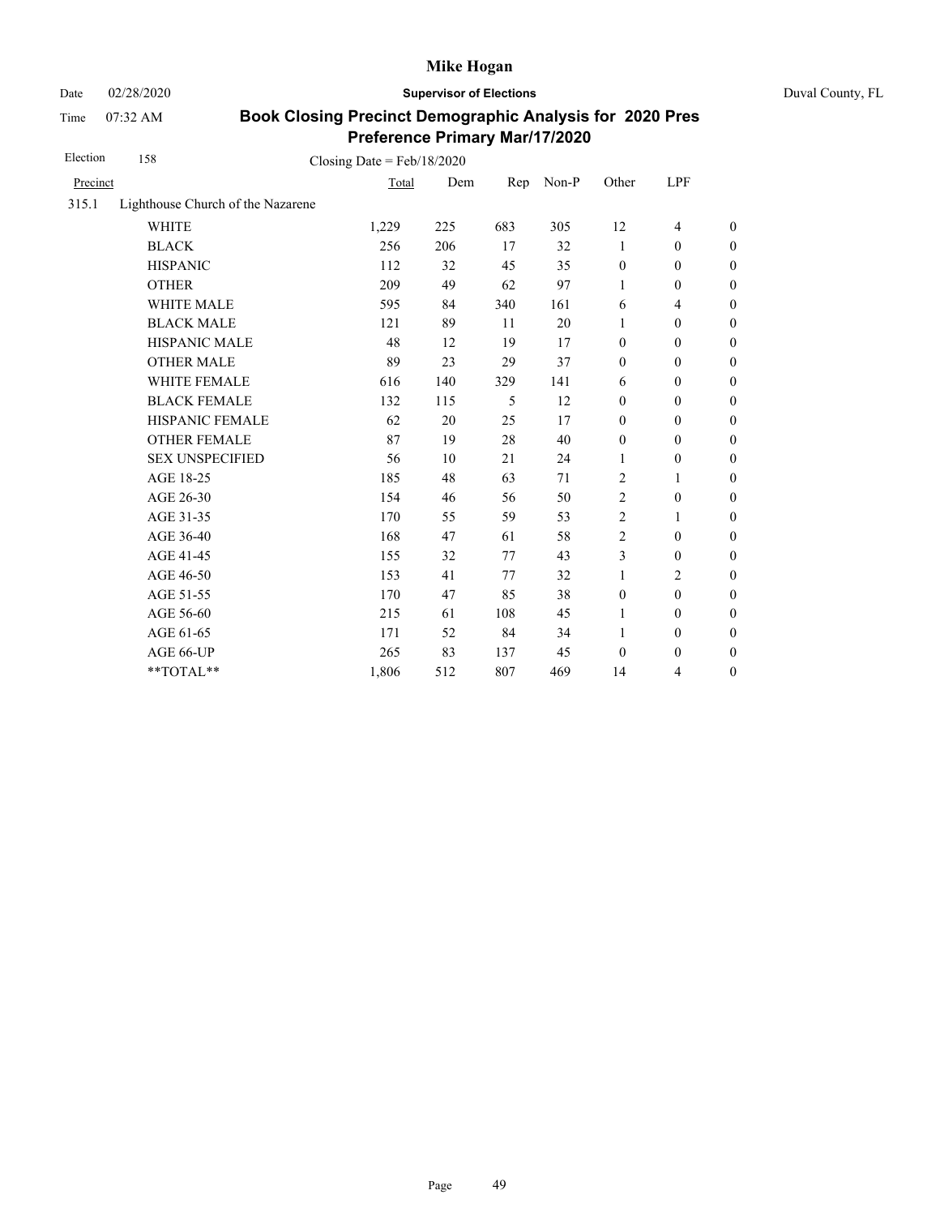# Mike Hogan

Date 02/28/2020 **Supervisor of Elections** Duval County, FL

Time 07:32 AM

## Book Closing Precinct Demographic Analysis for 2020 Pres Preference Primary Mar/17/2020

Election 158 Closing Date = Feb/18/2020

| Precinct | | Total | Dem | Rep | Non-P | Other | LPF | |
|---|---|---|---|---|---|---|---|---|
| 315.1 | Lighthouse Church of the Nazarene | | | | | | | |
| | WHITE | 1,229 | 225 | 683 | 305 | 12 | 4 | 0 |
| | BLACK | 256 | 206 | 17 | 32 | 1 | 0 | 0 |
| | HISPANIC | 112 | 32 | 45 | 35 | 0 | 0 | 0 |
| | OTHER | 209 | 49 | 62 | 97 | 1 | 0 | 0 |
| | WHITE MALE | 595 | 84 | 340 | 161 | 6 | 4 | 0 |
| | BLACK MALE | 121 | 89 | 11 | 20 | 1 | 0 | 0 |
| | HISPANIC MALE | 48 | 12 | 19 | 17 | 0 | 0 | 0 |
| | OTHER MALE | 89 | 23 | 29 | 37 | 0 | 0 | 0 |
| | WHITE FEMALE | 616 | 140 | 329 | 141 | 6 | 0 | 0 |
| | BLACK FEMALE | 132 | 115 | 5 | 12 | 0 | 0 | 0 |
| | HISPANIC FEMALE | 62 | 20 | 25 | 17 | 0 | 0 | 0 |
| | OTHER FEMALE | 87 | 19 | 28 | 40 | 0 | 0 | 0 |
| | SEX UNSPECIFIED | 56 | 10 | 21 | 24 | 1 | 0 | 0 |
| | AGE 18-25 | 185 | 48 | 63 | 71 | 2 | 1 | 0 |
| | AGE 26-30 | 154 | 46 | 56 | 50 | 2 | 0 | 0 |
| | AGE 31-35 | 170 | 55 | 59 | 53 | 2 | 1 | 0 |
| | AGE 36-40 | 168 | 47 | 61 | 58 | 2 | 0 | 0 |
| | AGE 41-45 | 155 | 32 | 77 | 43 | 3 | 0 | 0 |
| | AGE 46-50 | 153 | 41 | 77 | 32 | 1 | 2 | 0 |
| | AGE 51-55 | 170 | 47 | 85 | 38 | 0 | 0 | 0 |
| | AGE 56-60 | 215 | 61 | 108 | 45 | 1 | 0 | 0 |
| | AGE 61-65 | 171 | 52 | 84 | 34 | 1 | 0 | 0 |
| | AGE 66-UP | 265 | 83 | 137 | 45 | 0 | 0 | 0 |
| | **TOTAL** | 1,806 | 512 | 807 | 469 | 14 | 4 | 0 |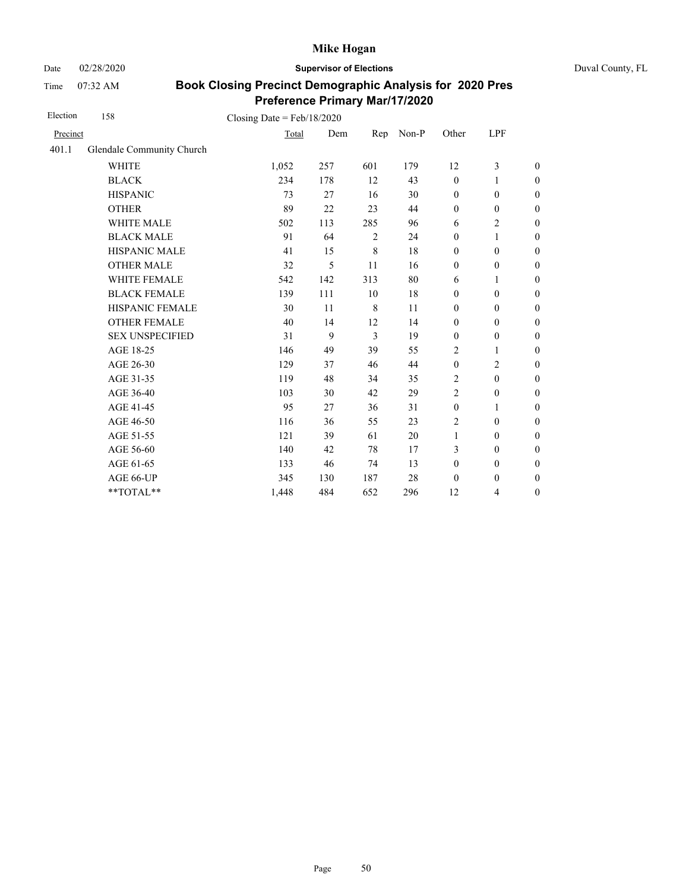# Book Closing Precinct Demographic Analysis for 2020 Pres Preference Primary Mar/17/2020

Mike Hogan
Supervisor of Elections
Duval County, FL

Date 02/28/2020
Time 07:32 AM

Election 158 Closing Date = Feb/18/2020

| Precinct | | Total | Dem | Rep | Non-P | Other | LPF | |
|---|---|---|---|---|---|---|---|---|
| 401.1 | Glendale Community Church | | | | | | | |
| | WHITE | 1,052 | 257 | 601 | 179 | 12 | 3 | 0 |
| | BLACK | 234 | 178 | 12 | 43 | 0 | 1 | 0 |
| | HISPANIC | 73 | 27 | 16 | 30 | 0 | 0 | 0 |
| | OTHER | 89 | 22 | 23 | 44 | 0 | 0 | 0 |
| | WHITE MALE | 502 | 113 | 285 | 96 | 6 | 2 | 0 |
| | BLACK MALE | 91 | 64 | 2 | 24 | 0 | 1 | 0 |
| | HISPANIC MALE | 41 | 15 | 8 | 18 | 0 | 0 | 0 |
| | OTHER MALE | 32 | 5 | 11 | 16 | 0 | 0 | 0 |
| | WHITE FEMALE | 542 | 142 | 313 | 80 | 6 | 1 | 0 |
| | BLACK FEMALE | 139 | 111 | 10 | 18 | 0 | 0 | 0 |
| | HISPANIC FEMALE | 30 | 11 | 8 | 11 | 0 | 0 | 0 |
| | OTHER FEMALE | 40 | 14 | 12 | 14 | 0 | 0 | 0 |
| | SEX UNSPECIFIED | 31 | 9 | 3 | 19 | 0 | 0 | 0 |
| | AGE 18-25 | 146 | 49 | 39 | 55 | 2 | 1 | 0 |
| | AGE 26-30 | 129 | 37 | 46 | 44 | 0 | 2 | 0 |
| | AGE 31-35 | 119 | 48 | 34 | 35 | 2 | 0 | 0 |
| | AGE 36-40 | 103 | 30 | 42 | 29 | 2 | 0 | 0 |
| | AGE 41-45 | 95 | 27 | 36 | 31 | 0 | 1 | 0 |
| | AGE 46-50 | 116 | 36 | 55 | 23 | 2 | 0 | 0 |
| | AGE 51-55 | 121 | 39 | 61 | 20 | 1 | 0 | 0 |
| | AGE 56-60 | 140 | 42 | 78 | 17 | 3 | 0 | 0 |
| | AGE 61-65 | 133 | 46 | 74 | 13 | 0 | 0 | 0 |
| | AGE 66-UP | 345 | 130 | 187 | 28 | 0 | 0 | 0 |
| | **TOTAL** | 1,448 | 484 | 652 | 296 | 12 | 4 | 0 |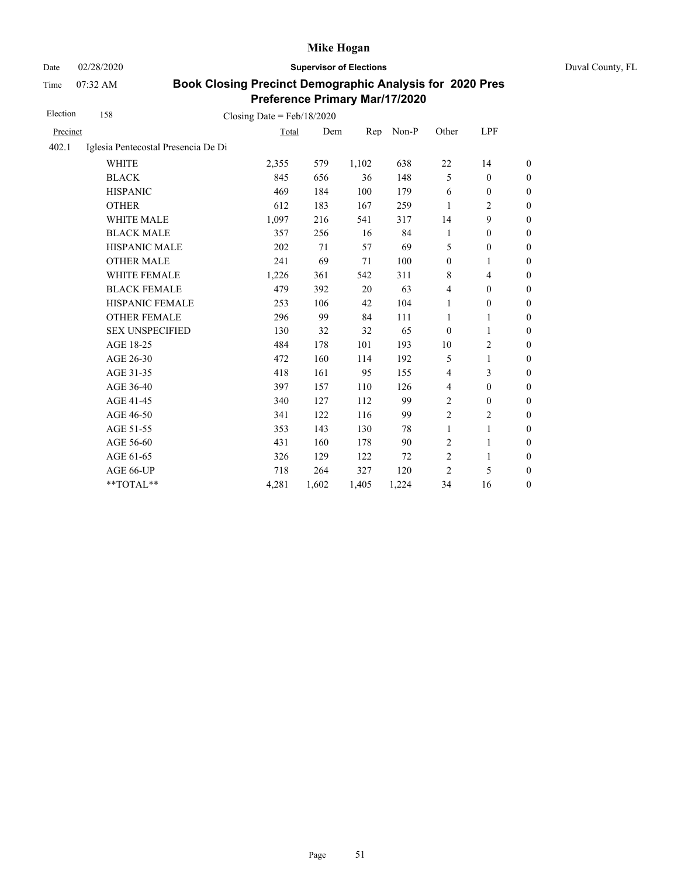# Mike Hogan

Date 02/28/2020 **Supervisor of Elections** Duval County, FL

Time 07:32 AM

## Book Closing Precinct Demographic Analysis for 2020 Pres Preference Primary Mar/17/2020

Election 158 Closing Date = Feb/18/2020

| Precinct | Total | Dem | Rep | Non-P | Other | LPF | |
|---|---|---|---|---|---|---|---|
| 402.1 Iglesia Pentecostal Presencia De Di | | | | | | | |
| WHITE | 2,355 | 579 | 1,102 | 638 | 22 | 14 | 0 |
| BLACK | 845 | 656 | 36 | 148 | 5 | 0 | 0 |
| HISPANIC | 469 | 184 | 100 | 179 | 6 | 0 | 0 |
| OTHER | 612 | 183 | 167 | 259 | 1 | 2 | 0 |
| WHITE MALE | 1,097 | 216 | 541 | 317 | 14 | 9 | 0 |
| BLACK MALE | 357 | 256 | 16 | 84 | 1 | 0 | 0 |
| HISPANIC MALE | 202 | 71 | 57 | 69 | 5 | 0 | 0 |
| OTHER MALE | 241 | 69 | 71 | 100 | 0 | 1 | 0 |
| WHITE FEMALE | 1,226 | 361 | 542 | 311 | 8 | 4 | 0 |
| BLACK FEMALE | 479 | 392 | 20 | 63 | 4 | 0 | 0 |
| HISPANIC FEMALE | 253 | 106 | 42 | 104 | 1 | 0 | 0 |
| OTHER FEMALE | 296 | 99 | 84 | 111 | 1 | 1 | 0 |
| SEX UNSPECIFIED | 130 | 32 | 32 | 65 | 0 | 1 | 0 |
| AGE 18-25 | 484 | 178 | 101 | 193 | 10 | 2 | 0 |
| AGE 26-30 | 472 | 160 | 114 | 192 | 5 | 1 | 0 |
| AGE 31-35 | 418 | 161 | 95 | 155 | 4 | 3 | 0 |
| AGE 36-40 | 397 | 157 | 110 | 126 | 4 | 0 | 0 |
| AGE 41-45 | 340 | 127 | 112 | 99 | 2 | 0 | 0 |
| AGE 46-50 | 341 | 122 | 116 | 99 | 2 | 2 | 0 |
| AGE 51-55 | 353 | 143 | 130 | 78 | 1 | 1 | 0 |
| AGE 56-60 | 431 | 160 | 178 | 90 | 2 | 1 | 0 |
| AGE 61-65 | 326 | 129 | 122 | 72 | 2 | 1 | 0 |
| AGE 66-UP | 718 | 264 | 327 | 120 | 2 | 5 | 0 |
| **TOTAL** | 4,281 | 1,602 | 1,405 | 1,224 | 34 | 16 | 0 |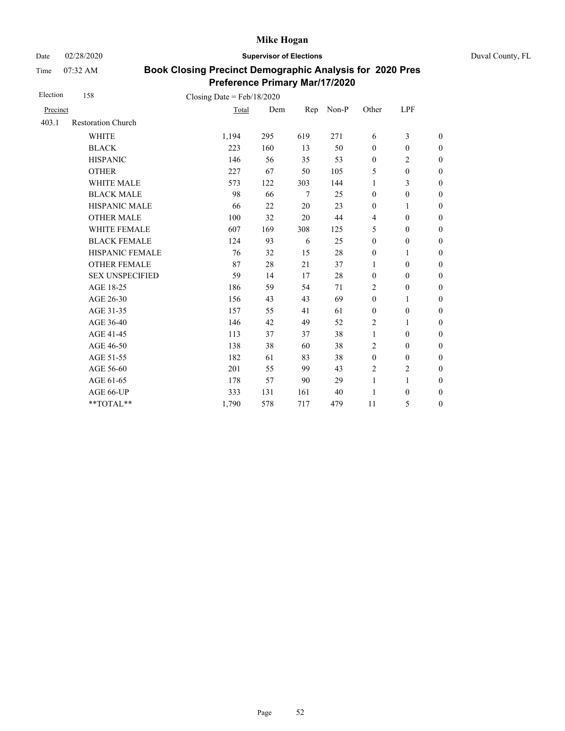# Mike Hogan

Date 02/28/2020 **Supervisor of Elections** Duval County, FL

Time 07:32 AM

## Book Closing Precinct Demographic Analysis for 2020 Pres Preference Primary Mar/17/2020

Election 158 Closing Date = Feb/18/2020

| Precinct | | Total | Dem | Rep | Non-P | Other | LPF | |
|---|---|---|---|---|---|---|---|---|
| 403.1 | Restoration Church | | | | | | | |
| | WHITE | 1,194 | 295 | 619 | 271 | 6 | 3 | 0 |
| | BLACK | 223 | 160 | 13 | 50 | 0 | 0 | 0 |
| | HISPANIC | 146 | 56 | 35 | 53 | 0 | 2 | 0 |
| | OTHER | 227 | 67 | 50 | 105 | 5 | 0 | 0 |
| | WHITE MALE | 573 | 122 | 303 | 144 | 1 | 3 | 0 |
| | BLACK MALE | 98 | 66 | 7 | 25 | 0 | 0 | 0 |
| | HISPANIC MALE | 66 | 22 | 20 | 23 | 0 | 1 | 0 |
| | OTHER MALE | 100 | 32 | 20 | 44 | 4 | 0 | 0 |
| | WHITE FEMALE | 607 | 169 | 308 | 125 | 5 | 0 | 0 |
| | BLACK FEMALE | 124 | 93 | 6 | 25 | 0 | 0 | 0 |
| | HISPANIC FEMALE | 76 | 32 | 15 | 28 | 0 | 1 | 0 |
| | OTHER FEMALE | 87 | 28 | 21 | 37 | 1 | 0 | 0 |
| | SEX UNSPECIFIED | 59 | 14 | 17 | 28 | 0 | 0 | 0 |
| | AGE 18-25 | 186 | 59 | 54 | 71 | 2 | 0 | 0 |
| | AGE 26-30 | 156 | 43 | 43 | 69 | 0 | 1 | 0 |
| | AGE 31-35 | 157 | 55 | 41 | 61 | 0 | 0 | 0 |
| | AGE 36-40 | 146 | 42 | 49 | 52 | 2 | 1 | 0 |
| | AGE 41-45 | 113 | 37 | 37 | 38 | 1 | 0 | 0 |
| | AGE 46-50 | 138 | 38 | 60 | 38 | 2 | 0 | 0 |
| | AGE 51-55 | 182 | 61 | 83 | 38 | 0 | 0 | 0 |
| | AGE 56-60 | 201 | 55 | 99 | 43 | 2 | 2 | 0 |
| | AGE 61-65 | 178 | 57 | 90 | 29 | 1 | 1 | 0 |
| | AGE 66-UP | 333 | 131 | 161 | 40 | 1 | 0 | 0 |
| | **TOTAL** | 1,790 | 578 | 717 | 479 | 11 | 5 | 0 |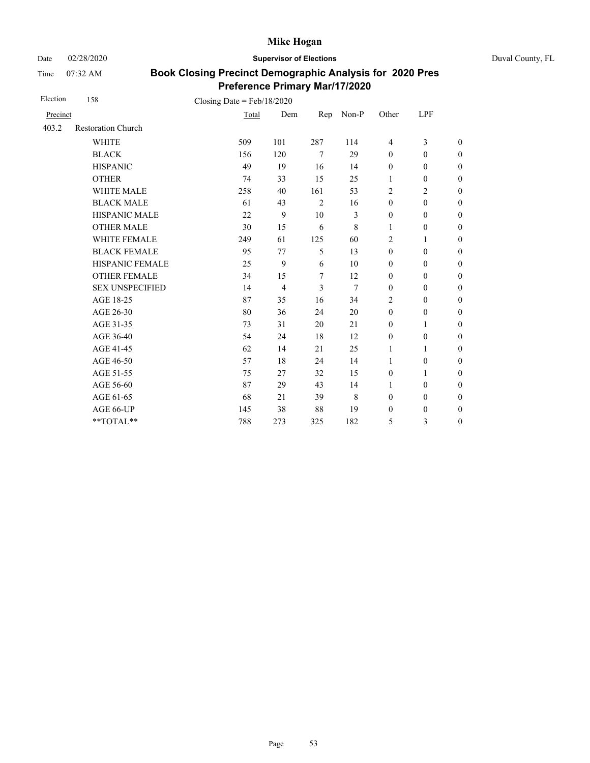Mike Hogan

Date 02/28/2020 **Supervisor of Elections** Duval County, FL

Time 07:32 AM

**Book Closing Precinct Demographic Analysis for 2020 Pres Preference Primary Mar/17/2020**

Election 158 Closing Date = Feb/18/2020

| Precinct | | Total | Dem | Rep | Non-P | Other | LPF | |
|---|---|---|---|---|---|---|---|---|
| 403.2 | Restoration Church | | | | | | | |
| | WHITE | 509 | 101 | 287 | 114 | 4 | 3 | 0 |
| | BLACK | 156 | 120 | 7 | 29 | 0 | 0 | 0 |
| | HISPANIC | 49 | 19 | 16 | 14 | 0 | 0 | 0 |
| | OTHER | 74 | 33 | 15 | 25 | 1 | 0 | 0 |
| | WHITE MALE | 258 | 40 | 161 | 53 | 2 | 2 | 0 |
| | BLACK MALE | 61 | 43 | 2 | 16 | 0 | 0 | 0 |
| | HISPANIC MALE | 22 | 9 | 10 | 3 | 0 | 0 | 0 |
| | OTHER MALE | 30 | 15 | 6 | 8 | 1 | 0 | 0 |
| | WHITE FEMALE | 249 | 61 | 125 | 60 | 2 | 1 | 0 |
| | BLACK FEMALE | 95 | 77 | 5 | 13 | 0 | 0 | 0 |
| | HISPANIC FEMALE | 25 | 9 | 6 | 10 | 0 | 0 | 0 |
| | OTHER FEMALE | 34 | 15 | 7 | 12 | 0 | 0 | 0 |
| | SEX UNSPECIFIED | 14 | 4 | 3 | 7 | 0 | 0 | 0 |
| | AGE 18-25 | 87 | 35 | 16 | 34 | 2 | 0 | 0 |
| | AGE 26-30 | 80 | 36 | 24 | 20 | 0 | 0 | 0 |
| | AGE 31-35 | 73 | 31 | 20 | 21 | 0 | 1 | 0 |
| | AGE 36-40 | 54 | 24 | 18 | 12 | 0 | 0 | 0 |
| | AGE 41-45 | 62 | 14 | 21 | 25 | 1 | 1 | 0 |
| | AGE 46-50 | 57 | 18 | 24 | 14 | 1 | 0 | 0 |
| | AGE 51-55 | 75 | 27 | 32 | 15 | 0 | 1 | 0 |
| | AGE 56-60 | 87 | 29 | 43 | 14 | 1 | 0 | 0 |
| | AGE 61-65 | 68 | 21 | 39 | 8 | 0 | 0 | 0 |
| | AGE 66-UP | 145 | 38 | 88 | 19 | 0 | 0 | 0 |
| | **TOTAL** | 788 | 273 | 325 | 182 | 5 | 3 | 0 |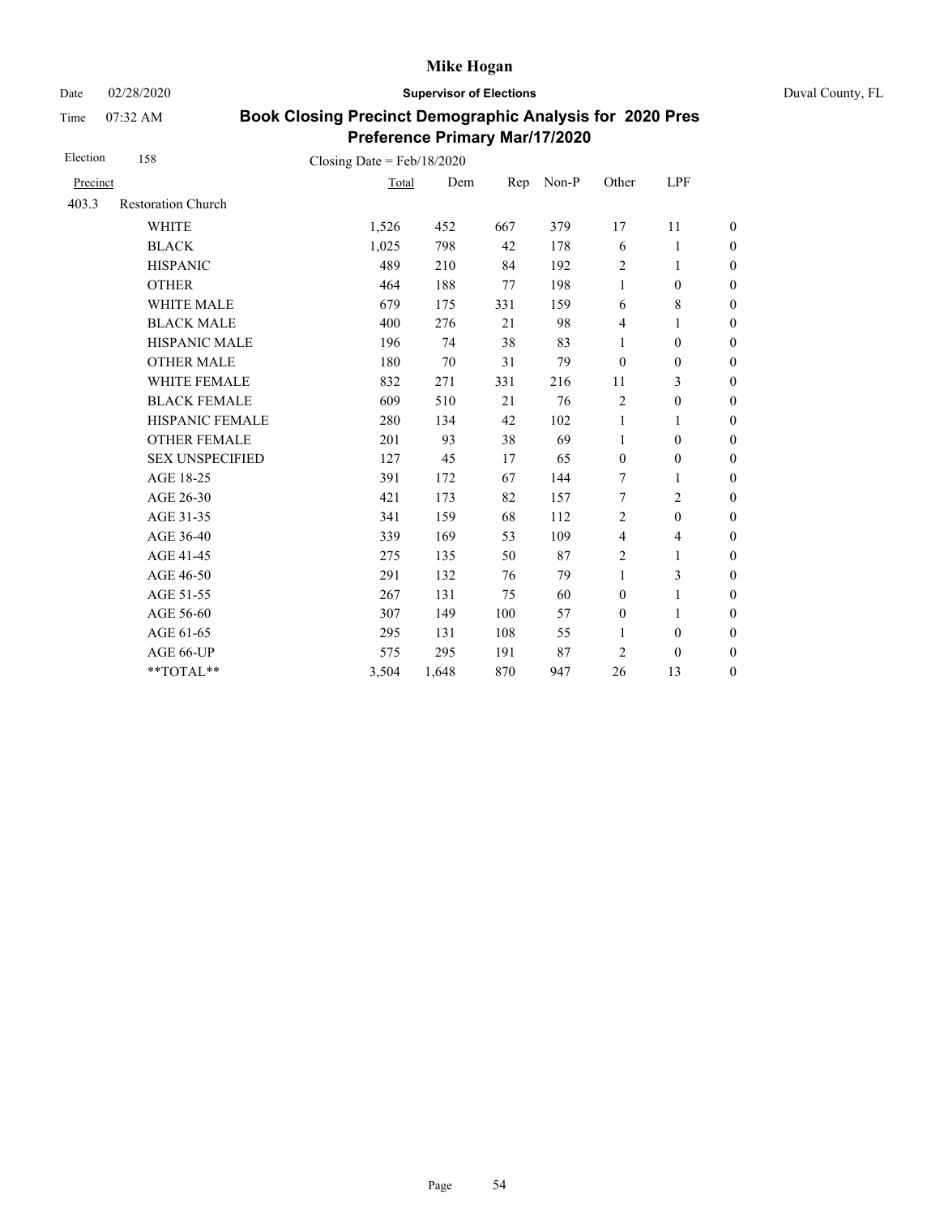# Mike Hogan

Date 02/28/2020 **Supervisor of Elections** Duval County, FL

Time 07:32 AM

## Book Closing Precinct Demographic Analysis for 2020 Pres Preference Primary Mar/17/2020

Election 158 Closing Date = Feb/18/2020

| Precinct | | Total | Dem | Rep | Non-P | Other | LPF | |
|---|---|---|---|---|---|---|---|---|
| 403.3 | Restoration Church | | | | | | | |
| | WHITE | 1,526 | 452 | 667 | 379 | 17 | 11 | 0 |
| | BLACK | 1,025 | 798 | 42 | 178 | 6 | 1 | 0 |
| | HISPANIC | 489 | 210 | 84 | 192 | 2 | 1 | 0 |
| | OTHER | 464 | 188 | 77 | 198 | 1 | 0 | 0 |
| | WHITE MALE | 679 | 175 | 331 | 159 | 6 | 8 | 0 |
| | BLACK MALE | 400 | 276 | 21 | 98 | 4 | 1 | 0 |
| | HISPANIC MALE | 196 | 74 | 38 | 83 | 1 | 0 | 0 |
| | OTHER MALE | 180 | 70 | 31 | 79 | 0 | 0 | 0 |
| | WHITE FEMALE | 832 | 271 | 331 | 216 | 11 | 3 | 0 |
| | BLACK FEMALE | 609 | 510 | 21 | 76 | 2 | 0 | 0 |
| | HISPANIC FEMALE | 280 | 134 | 42 | 102 | 1 | 1 | 0 |
| | OTHER FEMALE | 201 | 93 | 38 | 69 | 1 | 0 | 0 |
| | SEX UNSPECIFIED | 127 | 45 | 17 | 65 | 0 | 0 | 0 |
| | AGE 18-25 | 391 | 172 | 67 | 144 | 7 | 1 | 0 |
| | AGE 26-30 | 421 | 173 | 82 | 157 | 7 | 2 | 0 |
| | AGE 31-35 | 341 | 159 | 68 | 112 | 2 | 0 | 0 |
| | AGE 36-40 | 339 | 169 | 53 | 109 | 4 | 4 | 0 |
| | AGE 41-45 | 275 | 135 | 50 | 87 | 2 | 1 | 0 |
| | AGE 46-50 | 291 | 132 | 76 | 79 | 1 | 3 | 0 |
| | AGE 51-55 | 267 | 131 | 75 | 60 | 0 | 1 | 0 |
| | AGE 56-60 | 307 | 149 | 100 | 57 | 0 | 1 | 0 |
| | AGE 61-65 | 295 | 131 | 108 | 55 | 1 | 0 | 0 |
| | AGE 66-UP | 575 | 295 | 191 | 87 | 2 | 0 | 0 |
| | **TOTAL** | 3,504 | 1,648 | 870 | 947 | 26 | 13 | 0 |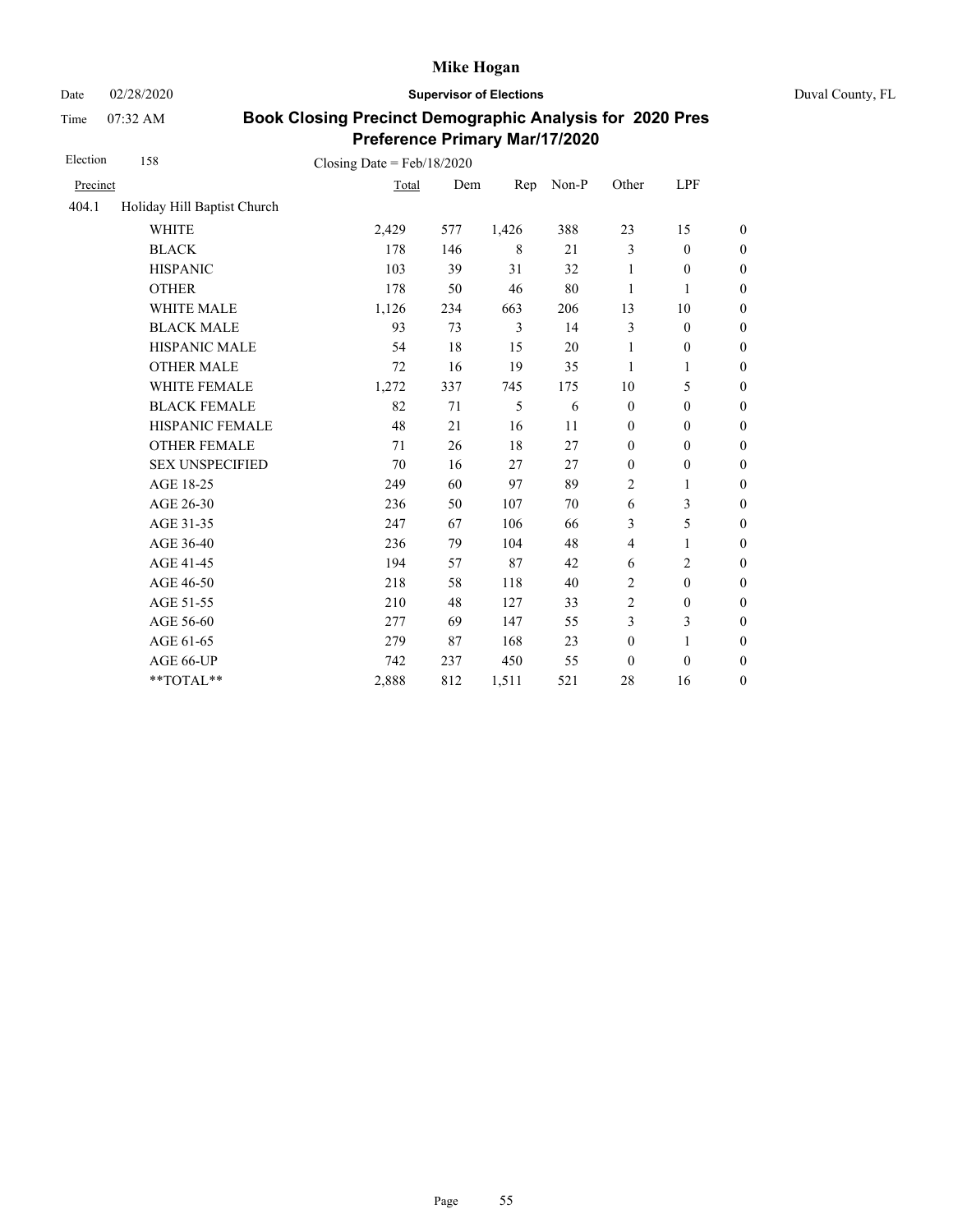# Mike Hogan

Date 02/28/2020 **Supervisor of Elections** Duval County, FL

Time 07:32 AM

## Book Closing Precinct Demographic Analysis for 2020 Pres Preference Primary Mar/17/2020

Election 158 Closing Date = Feb/18/2020

| Precinct | | Total | Dem | Rep | Non-P | Other | LPF | |
|---|---|---|---|---|---|---|---|---|
| 404.1 | Holiday Hill Baptist Church | | | | | | | |
| | WHITE | 2,429 | 577 | 1,426 | 388 | 23 | 15 | 0 |
| | BLACK | 178 | 146 | 8 | 21 | 3 | 0 | 0 |
| | HISPANIC | 103 | 39 | 31 | 32 | 1 | 0 | 0 |
| | OTHER | 178 | 50 | 46 | 80 | 1 | 1 | 0 |
| | WHITE MALE | 1,126 | 234 | 663 | 206 | 13 | 10 | 0 |
| | BLACK MALE | 93 | 73 | 3 | 14 | 3 | 0 | 0 |
| | HISPANIC MALE | 54 | 18 | 15 | 20 | 1 | 0 | 0 |
| | OTHER MALE | 72 | 16 | 19 | 35 | 1 | 1 | 0 |
| | WHITE FEMALE | 1,272 | 337 | 745 | 175 | 10 | 5 | 0 |
| | BLACK FEMALE | 82 | 71 | 5 | 6 | 0 | 0 | 0 |
| | HISPANIC FEMALE | 48 | 21 | 16 | 11 | 0 | 0 | 0 |
| | OTHER FEMALE | 71 | 26 | 18 | 27 | 0 | 0 | 0 |
| | SEX UNSPECIFIED | 70 | 16 | 27 | 27 | 0 | 0 | 0 |
| | AGE 18-25 | 249 | 60 | 97 | 89 | 2 | 1 | 0 |
| | AGE 26-30 | 236 | 50 | 107 | 70 | 6 | 3 | 0 |
| | AGE 31-35 | 247 | 67 | 106 | 66 | 3 | 5 | 0 |
| | AGE 36-40 | 236 | 79 | 104 | 48 | 4 | 1 | 0 |
| | AGE 41-45 | 194 | 57 | 87 | 42 | 6 | 2 | 0 |
| | AGE 46-50 | 218 | 58 | 118 | 40 | 2 | 0 | 0 |
| | AGE 51-55 | 210 | 48 | 127 | 33 | 2 | 0 | 0 |
| | AGE 56-60 | 277 | 69 | 147 | 55 | 3 | 3 | 0 |
| | AGE 61-65 | 279 | 87 | 168 | 23 | 0 | 1 | 0 |
| | AGE 66-UP | 742 | 237 | 450 | 55 | 0 | 0 | 0 |
| | **TOTAL** | 2,888 | 812 | 1,511 | 521 | 28 | 16 | 0 |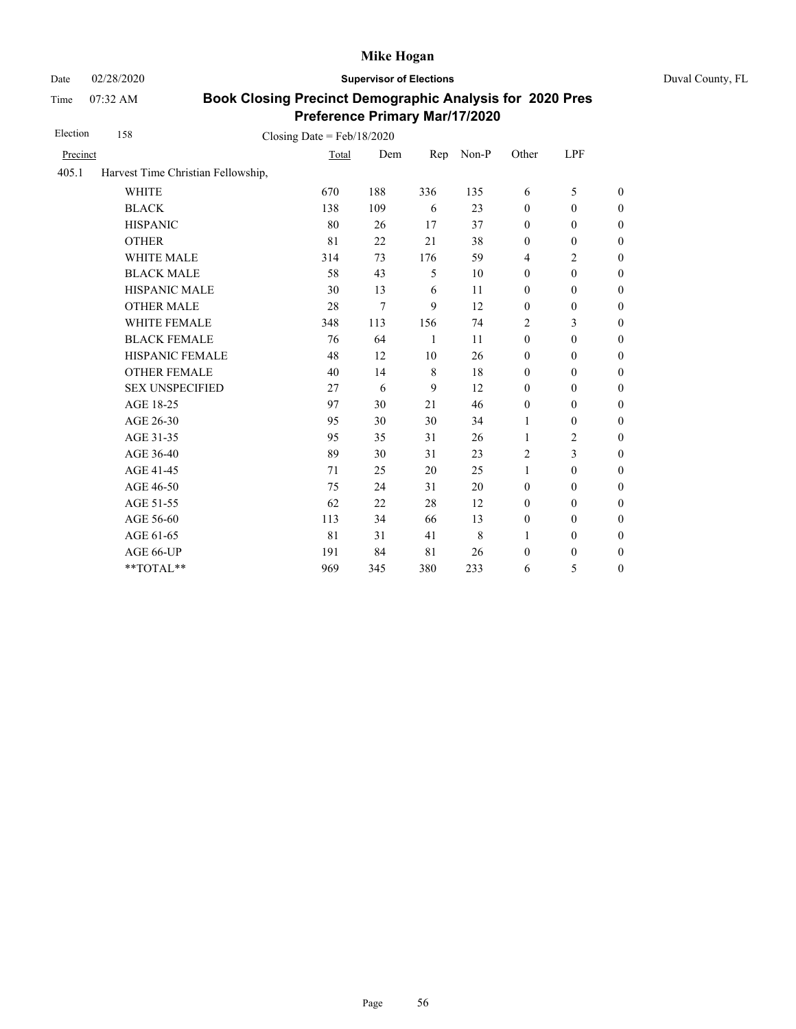# Mike Hogan

Date 02/28/2020 **Supervisor of Elections** Duval County, FL

Time 07:32 AM

## Book Closing Precinct Demographic Analysis for 2020 Pres Preference Primary Mar/17/2020

Election 158 Closing Date = Feb/18/2020

| Precinct | | Total | Dem | Rep | Non-P | Other | LPF | |
|---|---|---|---|---|---|---|---|---|
| 405.1 | Harvest Time Christian Fellowship, | | | | | | | |
| | WHITE | 670 | 188 | 336 | 135 | 6 | 5 | 0 |
| | BLACK | 138 | 109 | 6 | 23 | 0 | 0 | 0 |
| | HISPANIC | 80 | 26 | 17 | 37 | 0 | 0 | 0 |
| | OTHER | 81 | 22 | 21 | 38 | 0 | 0 | 0 |
| | WHITE MALE | 314 | 73 | 176 | 59 | 4 | 2 | 0 |
| | BLACK MALE | 58 | 43 | 5 | 10 | 0 | 0 | 0 |
| | HISPANIC MALE | 30 | 13 | 6 | 11 | 0 | 0 | 0 |
| | OTHER MALE | 28 | 7 | 9 | 12 | 0 | 0 | 0 |
| | WHITE FEMALE | 348 | 113 | 156 | 74 | 2 | 3 | 0 |
| | BLACK FEMALE | 76 | 64 | 1 | 11 | 0 | 0 | 0 |
| | HISPANIC FEMALE | 48 | 12 | 10 | 26 | 0 | 0 | 0 |
| | OTHER FEMALE | 40 | 14 | 8 | 18 | 0 | 0 | 0 |
| | SEX UNSPECIFIED | 27 | 6 | 9 | 12 | 0 | 0 | 0 |
| | AGE 18-25 | 97 | 30 | 21 | 46 | 0 | 0 | 0 |
| | AGE 26-30 | 95 | 30 | 30 | 34 | 1 | 0 | 0 |
| | AGE 31-35 | 95 | 35 | 31 | 26 | 1 | 2 | 0 |
| | AGE 36-40 | 89 | 30 | 31 | 23 | 2 | 3 | 0 |
| | AGE 41-45 | 71 | 25 | 20 | 25 | 1 | 0 | 0 |
| | AGE 46-50 | 75 | 24 | 31 | 20 | 0 | 0 | 0 |
| | AGE 51-55 | 62 | 22 | 28 | 12 | 0 | 0 | 0 |
| | AGE 56-60 | 113 | 34 | 66 | 13 | 0 | 0 | 0 |
| | AGE 61-65 | 81 | 31 | 41 | 8 | 1 | 0 | 0 |
| | AGE 66-UP | 191 | 84 | 81 | 26 | 0 | 0 | 0 |
| | **TOTAL** | 969 | 345 | 380 | 233 | 6 | 5 | 0 |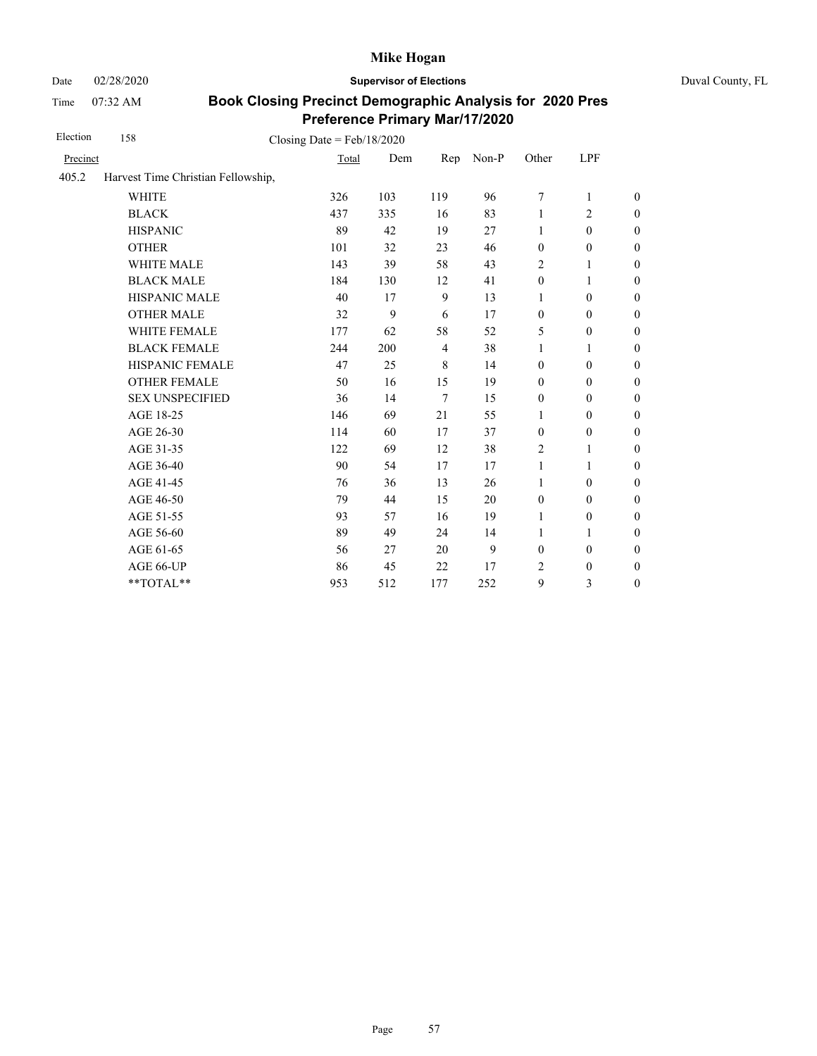# Mike Hogan

Date 02/28/2020 **Supervisor of Elections** Duval County, FL

Time 07:32 AM

## Book Closing Precinct Demographic Analysis for 2020 Pres Preference Primary Mar/17/2020

Election 158 Closing Date = Feb/18/2020

| Precinct | | Total | Dem | Rep | Non-P | Other | LPF | |
|---|---|---|---|---|---|---|---|---|
| 405.2 | Harvest Time Christian Fellowship, | | | | | | | |
| | WHITE | 326 | 103 | 119 | 96 | 7 | 1 | 0 |
| | BLACK | 437 | 335 | 16 | 83 | 1 | 2 | 0 |
| | HISPANIC | 89 | 42 | 19 | 27 | 1 | 0 | 0 |
| | OTHER | 101 | 32 | 23 | 46 | 0 | 0 | 0 |
| | WHITE MALE | 143 | 39 | 58 | 43 | 2 | 1 | 0 |
| | BLACK MALE | 184 | 130 | 12 | 41 | 0 | 1 | 0 |
| | HISPANIC MALE | 40 | 17 | 9 | 13 | 1 | 0 | 0 |
| | OTHER MALE | 32 | 9 | 6 | 17 | 0 | 0 | 0 |
| | WHITE FEMALE | 177 | 62 | 58 | 52 | 5 | 0 | 0 |
| | BLACK FEMALE | 244 | 200 | 4 | 38 | 1 | 1 | 0 |
| | HISPANIC FEMALE | 47 | 25 | 8 | 14 | 0 | 0 | 0 |
| | OTHER FEMALE | 50 | 16 | 15 | 19 | 0 | 0 | 0 |
| | SEX UNSPECIFIED | 36 | 14 | 7 | 15 | 0 | 0 | 0 |
| | AGE 18-25 | 146 | 69 | 21 | 55 | 1 | 0 | 0 |
| | AGE 26-30 | 114 | 60 | 17 | 37 | 0 | 0 | 0 |
| | AGE 31-35 | 122 | 69 | 12 | 38 | 2 | 1 | 0 |
| | AGE 36-40 | 90 | 54 | 17 | 17 | 1 | 1 | 0 |
| | AGE 41-45 | 76 | 36 | 13 | 26 | 1 | 0 | 0 |
| | AGE 46-50 | 79 | 44 | 15 | 20 | 0 | 0 | 0 |
| | AGE 51-55 | 93 | 57 | 16 | 19 | 1 | 0 | 0 |
| | AGE 56-60 | 89 | 49 | 24 | 14 | 1 | 1 | 0 |
| | AGE 61-65 | 56 | 27 | 20 | 9 | 0 | 0 | 0 |
| | AGE 66-UP | 86 | 45 | 22 | 17 | 2 | 0 | 0 |
| | **TOTAL** | 953 | 512 | 177 | 252 | 9 | 3 | 0 |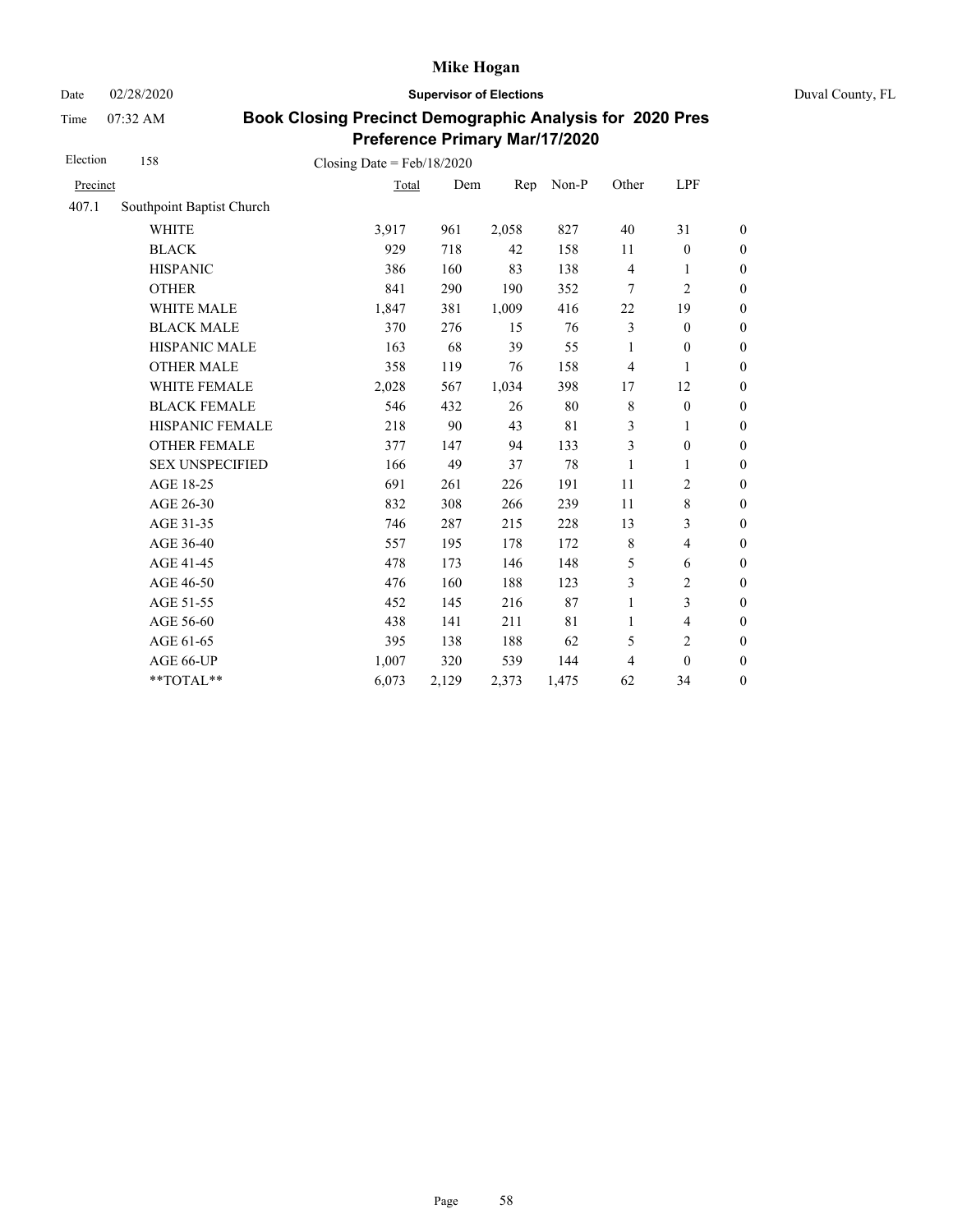**Mike Hogan**

Date 02/28/2020 **Supervisor of Elections** Duval County, FL

Time 07:32 AM

## Book Closing Precinct Demographic Analysis for 2020 Pres Preference Primary Mar/17/2020

Election 158 Closing Date = Feb/18/2020

| Precinct | | Total | Dem | Rep | Non-P | Other | LPF | |
|---|---|---|---|---|---|---|---|---|
| 407.1 | Southpoint Baptist Church | | | | | | | |
| | WHITE | 3,917 | 961 | 2,058 | 827 | 40 | 31 | 0 |
| | BLACK | 929 | 718 | 42 | 158 | 11 | 0 | 0 |
| | HISPANIC | 386 | 160 | 83 | 138 | 4 | 1 | 0 |
| | OTHER | 841 | 290 | 190 | 352 | 7 | 2 | 0 |
| | WHITE MALE | 1,847 | 381 | 1,009 | 416 | 22 | 19 | 0 |
| | BLACK MALE | 370 | 276 | 15 | 76 | 3 | 0 | 0 |
| | HISPANIC MALE | 163 | 68 | 39 | 55 | 1 | 0 | 0 |
| | OTHER MALE | 358 | 119 | 76 | 158 | 4 | 1 | 0 |
| | WHITE FEMALE | 2,028 | 567 | 1,034 | 398 | 17 | 12 | 0 |
| | BLACK FEMALE | 546 | 432 | 26 | 80 | 8 | 0 | 0 |
| | HISPANIC FEMALE | 218 | 90 | 43 | 81 | 3 | 1 | 0 |
| | OTHER FEMALE | 377 | 147 | 94 | 133 | 3 | 0 | 0 |
| | SEX UNSPECIFIED | 166 | 49 | 37 | 78 | 1 | 1 | 0 |
| | AGE 18-25 | 691 | 261 | 226 | 191 | 11 | 2 | 0 |
| | AGE 26-30 | 832 | 308 | 266 | 239 | 11 | 8 | 0 |
| | AGE 31-35 | 746 | 287 | 215 | 228 | 13 | 3 | 0 |
| | AGE 36-40 | 557 | 195 | 178 | 172 | 8 | 4 | 0 |
| | AGE 41-45 | 478 | 173 | 146 | 148 | 5 | 6 | 0 |
| | AGE 46-50 | 476 | 160 | 188 | 123 | 3 | 2 | 0 |
| | AGE 51-55 | 452 | 145 | 216 | 87 | 1 | 3 | 0 |
| | AGE 56-60 | 438 | 141 | 211 | 81 | 1 | 4 | 0 |
| | AGE 61-65 | 395 | 138 | 188 | 62 | 5 | 2 | 0 |
| | AGE 66-UP | 1,007 | 320 | 539 | 144 | 4 | 0 | 0 |
| | **TOTAL** | 6,073 | 2,129 | 2,373 | 1,475 | 62 | 34 | 0 |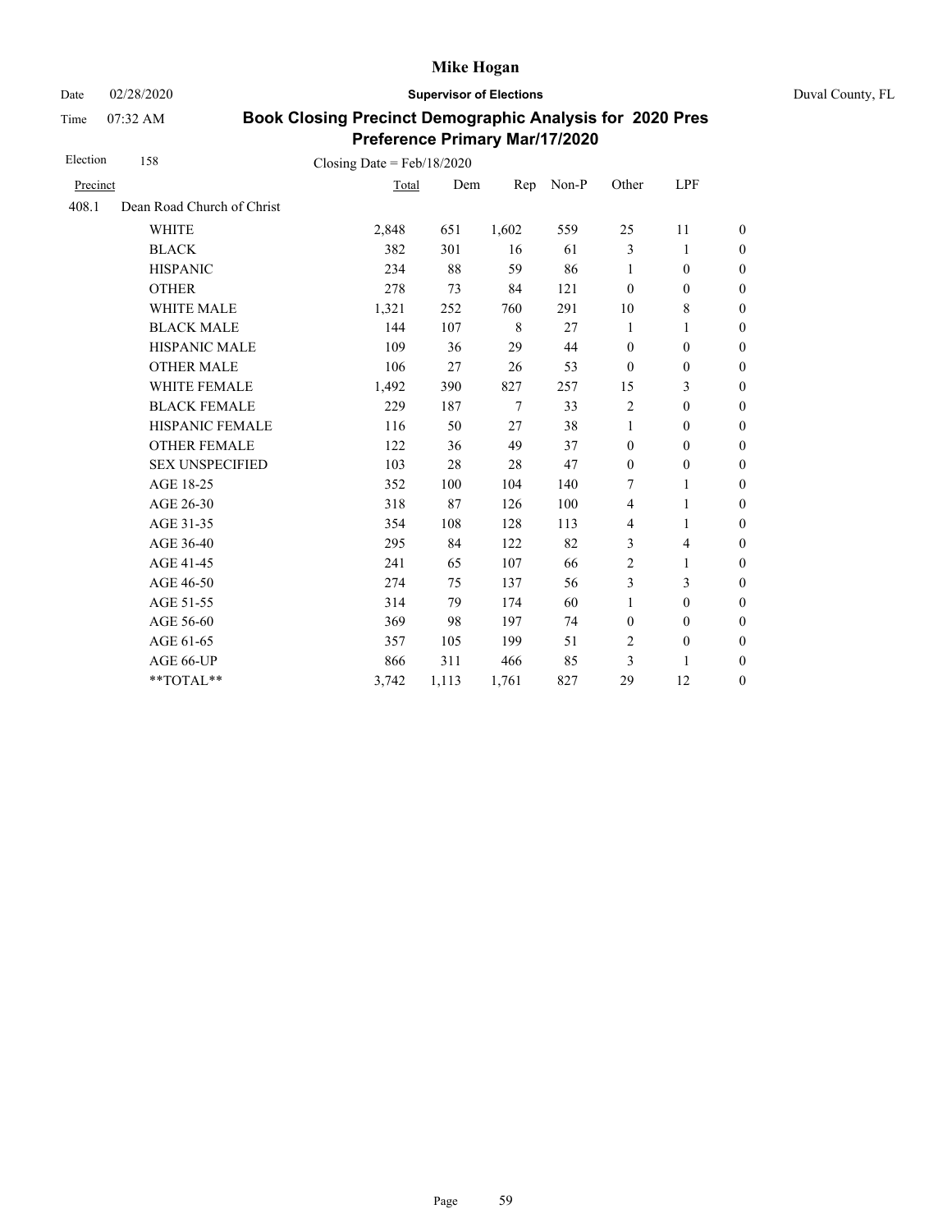# Mike Hogan

Date 02/28/2020 **Supervisor of Elections** Duval County, FL

Time 07:32 AM

## Book Closing Precinct Demographic Analysis for 2020 Pres Preference Primary Mar/17/2020

Election 158 Closing Date = Feb/18/2020

| Precinct | | Total | Dem | Rep | Non-P | Other | LPF | |
|---|---|---|---|---|---|---|---|---|
| 408.1 | Dean Road Church of Christ | | | | | | | |
| | WHITE | 2,848 | 651 | 1,602 | 559 | 25 | 11 | 0 |
| | BLACK | 382 | 301 | 16 | 61 | 3 | 1 | 0 |
| | HISPANIC | 234 | 88 | 59 | 86 | 1 | 0 | 0 |
| | OTHER | 278 | 73 | 84 | 121 | 0 | 0 | 0 |
| | WHITE MALE | 1,321 | 252 | 760 | 291 | 10 | 8 | 0 |
| | BLACK MALE | 144 | 107 | 8 | 27 | 1 | 1 | 0 |
| | HISPANIC MALE | 109 | 36 | 29 | 44 | 0 | 0 | 0 |
| | OTHER MALE | 106 | 27 | 26 | 53 | 0 | 0 | 0 |
| | WHITE FEMALE | 1,492 | 390 | 827 | 257 | 15 | 3 | 0 |
| | BLACK FEMALE | 229 | 187 | 7 | 33 | 2 | 0 | 0 |
| | HISPANIC FEMALE | 116 | 50 | 27 | 38 | 1 | 0 | 0 |
| | OTHER FEMALE | 122 | 36 | 49 | 37 | 0 | 0 | 0 |
| | SEX UNSPECIFIED | 103 | 28 | 28 | 47 | 0 | 0 | 0 |
| | AGE 18-25 | 352 | 100 | 104 | 140 | 7 | 1 | 0 |
| | AGE 26-30 | 318 | 87 | 126 | 100 | 4 | 1 | 0 |
| | AGE 31-35 | 354 | 108 | 128 | 113 | 4 | 1 | 0 |
| | AGE 36-40 | 295 | 84 | 122 | 82 | 3 | 4 | 0 |
| | AGE 41-45 | 241 | 65 | 107 | 66 | 2 | 1 | 0 |
| | AGE 46-50 | 274 | 75 | 137 | 56 | 3 | 3 | 0 |
| | AGE 51-55 | 314 | 79 | 174 | 60 | 1 | 0 | 0 |
| | AGE 56-60 | 369 | 98 | 197 | 74 | 0 | 0 | 0 |
| | AGE 61-65 | 357 | 105 | 199 | 51 | 2 | 0 | 0 |
| | AGE 66-UP | 866 | 311 | 466 | 85 | 3 | 1 | 0 |
| | **TOTAL** | 3,742 | 1,113 | 1,761 | 827 | 29 | 12 | 0 |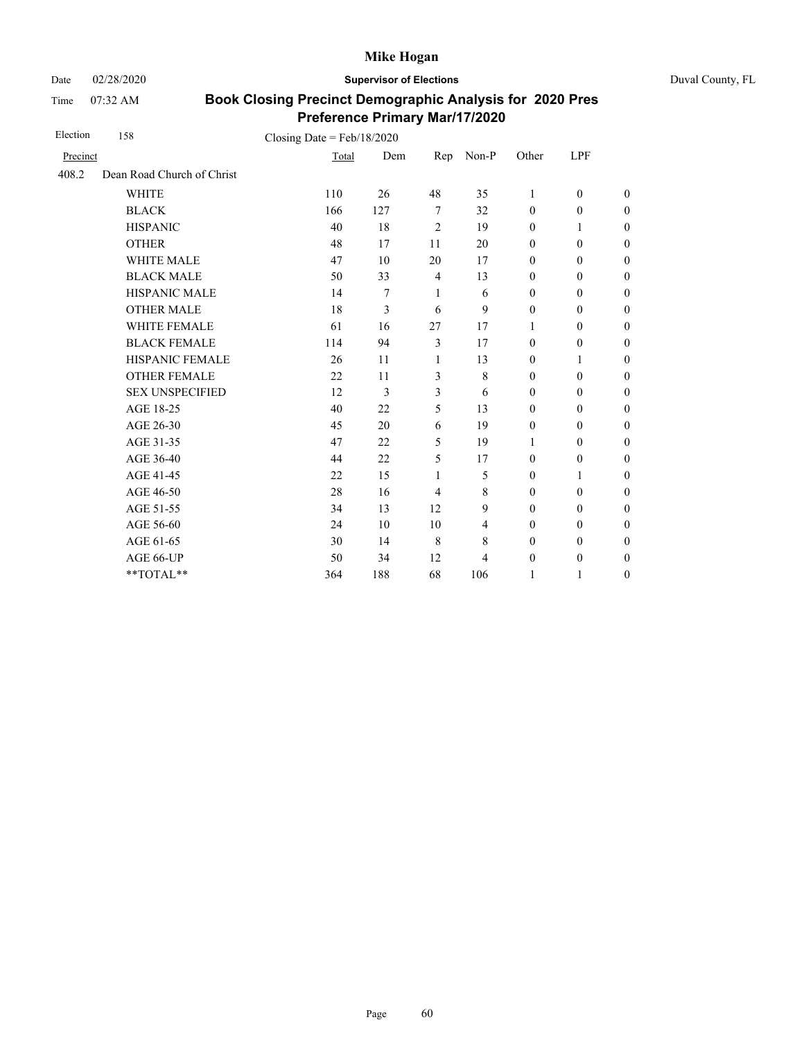# Mike Hogan

Date 02/28/2020 **Supervisor of Elections** Duval County, FL

Time 07:32 AM

## Book Closing Precinct Demographic Analysis for 2020 Pres Preference Primary Mar/17/2020

Election 158 Closing Date = Feb/18/2020

| Precinct | | Total | Dem | Rep | Non-P | Other | LPF | |
|---|---|---|---|---|---|---|---|---|
| 408.2 | Dean Road Church of Christ | | | | | | | |
| | WHITE | 110 | 26 | 48 | 35 | 1 | 0 | 0 |
| | BLACK | 166 | 127 | 7 | 32 | 0 | 0 | 0 |
| | HISPANIC | 40 | 18 | 2 | 19 | 0 | 1 | 0 |
| | OTHER | 48 | 17 | 11 | 20 | 0 | 0 | 0 |
| | WHITE MALE | 47 | 10 | 20 | 17 | 0 | 0 | 0 |
| | BLACK MALE | 50 | 33 | 4 | 13 | 0 | 0 | 0 |
| | HISPANIC MALE | 14 | 7 | 1 | 6 | 0 | 0 | 0 |
| | OTHER MALE | 18 | 3 | 6 | 9 | 0 | 0 | 0 |
| | WHITE FEMALE | 61 | 16 | 27 | 17 | 1 | 0 | 0 |
| | BLACK FEMALE | 114 | 94 | 3 | 17 | 0 | 0 | 0 |
| | HISPANIC FEMALE | 26 | 11 | 1 | 13 | 0 | 1 | 0 |
| | OTHER FEMALE | 22 | 11 | 3 | 8 | 0 | 0 | 0 |
| | SEX UNSPECIFIED | 12 | 3 | 3 | 6 | 0 | 0 | 0 |
| | AGE 18-25 | 40 | 22 | 5 | 13 | 0 | 0 | 0 |
| | AGE 26-30 | 45 | 20 | 6 | 19 | 0 | 0 | 0 |
| | AGE 31-35 | 47 | 22 | 5 | 19 | 1 | 0 | 0 |
| | AGE 36-40 | 44 | 22 | 5 | 17 | 0 | 0 | 0 |
| | AGE 41-45 | 22 | 15 | 1 | 5 | 0 | 1 | 0 |
| | AGE 46-50 | 28 | 16 | 4 | 8 | 0 | 0 | 0 |
| | AGE 51-55 | 34 | 13 | 12 | 9 | 0 | 0 | 0 |
| | AGE 56-60 | 24 | 10 | 10 | 4 | 0 | 0 | 0 |
| | AGE 61-65 | 30 | 14 | 8 | 8 | 0 | 0 | 0 |
| | AGE 66-UP | 50 | 34 | 12 | 4 | 0 | 0 | 0 |
| | **TOTAL** | 364 | 188 | 68 | 106 | 1 | 1 | 0 |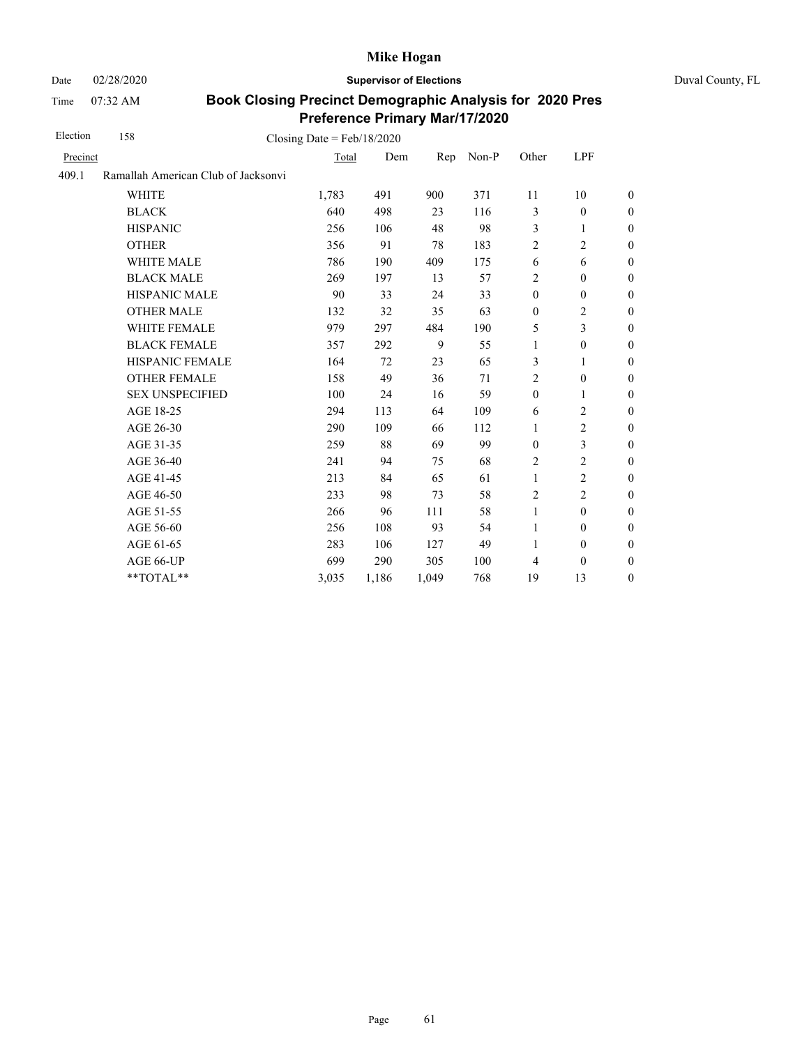Mike Hogan

Date 02/28/2020 **Supervisor of Elections** Duval County, FL

Time 07:32 AM

**Book Closing Precinct Demographic Analysis for 2020 Pres Preference Primary Mar/17/2020**

Election 158 Closing Date = Feb/18/2020

| Precinct | | Total | Dem | Rep | Non-P | Other | LPF | |
|---|---|---|---|---|---|---|---|---|
| 409.1 | Ramallah American Club of Jacksonvi | | | | | | | |
| | WHITE | 1,783 | 491 | 900 | 371 | 11 | 10 | 0 |
| | BLACK | 640 | 498 | 23 | 116 | 3 | 0 | 0 |
| | HISPANIC | 256 | 106 | 48 | 98 | 3 | 1 | 0 |
| | OTHER | 356 | 91 | 78 | 183 | 2 | 2 | 0 |
| | WHITE MALE | 786 | 190 | 409 | 175 | 6 | 6 | 0 |
| | BLACK MALE | 269 | 197 | 13 | 57 | 2 | 0 | 0 |
| | HISPANIC MALE | 90 | 33 | 24 | 33 | 0 | 0 | 0 |
| | OTHER MALE | 132 | 32 | 35 | 63 | 0 | 2 | 0 |
| | WHITE FEMALE | 979 | 297 | 484 | 190 | 5 | 3 | 0 |
| | BLACK FEMALE | 357 | 292 | 9 | 55 | 1 | 0 | 0 |
| | HISPANIC FEMALE | 164 | 72 | 23 | 65 | 3 | 1 | 0 |
| | OTHER FEMALE | 158 | 49 | 36 | 71 | 2 | 0 | 0 |
| | SEX UNSPECIFIED | 100 | 24 | 16 | 59 | 0 | 1 | 0 |
| | AGE 18-25 | 294 | 113 | 64 | 109 | 6 | 2 | 0 |
| | AGE 26-30 | 290 | 109 | 66 | 112 | 1 | 2 | 0 |
| | AGE 31-35 | 259 | 88 | 69 | 99 | 0 | 3 | 0 |
| | AGE 36-40 | 241 | 94 | 75 | 68 | 2 | 2 | 0 |
| | AGE 41-45 | 213 | 84 | 65 | 61 | 1 | 2 | 0 |
| | AGE 46-50 | 233 | 98 | 73 | 58 | 2 | 2 | 0 |
| | AGE 51-55 | 266 | 96 | 111 | 58 | 1 | 0 | 0 |
| | AGE 56-60 | 256 | 108 | 93 | 54 | 1 | 0 | 0 |
| | AGE 61-65 | 283 | 106 | 127 | 49 | 1 | 0 | 0 |
| | AGE 66-UP | 699 | 290 | 305 | 100 | 4 | 0 | 0 |
| | **TOTAL** | 3,035 | 1,186 | 1,049 | 768 | 19 | 13 | 0 |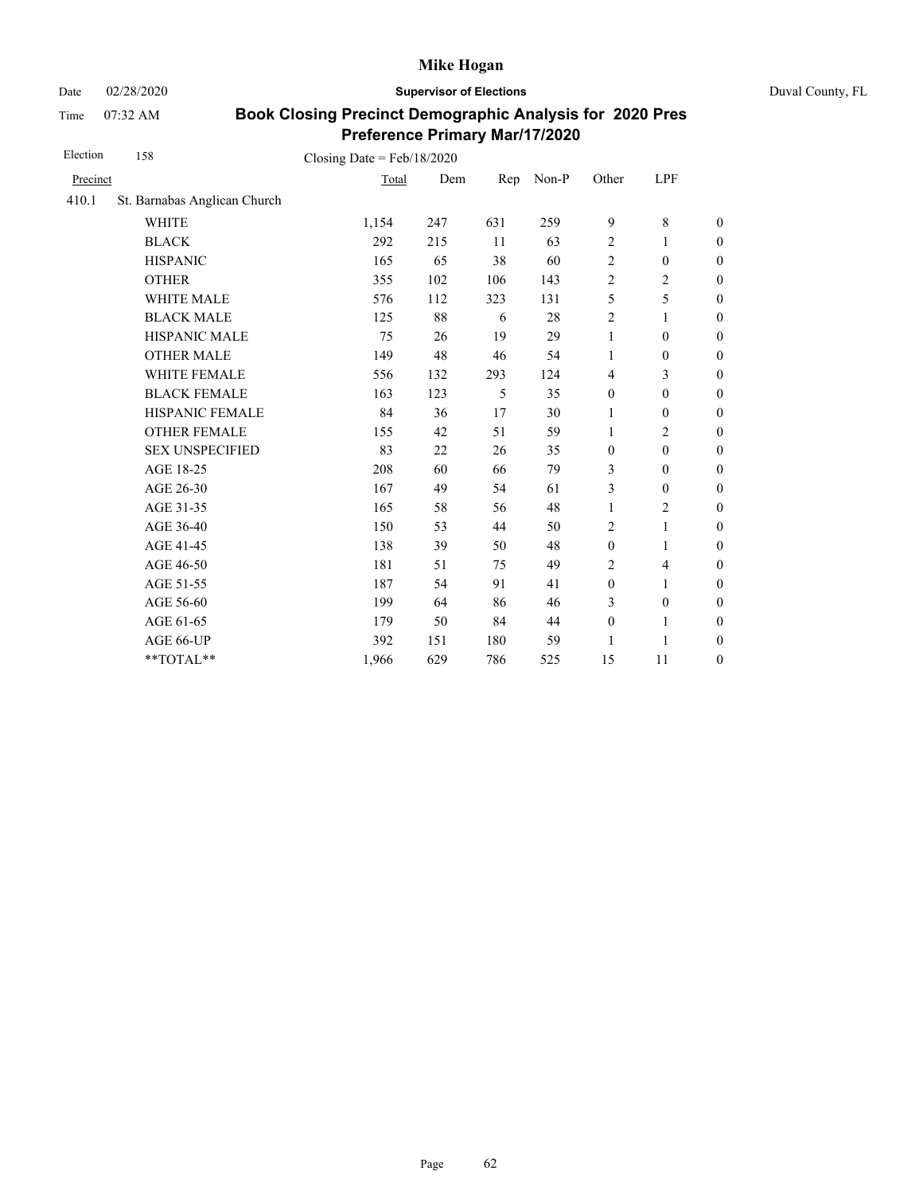# Mike Hogan

Date 02/28/2020 **Supervisor of Elections** Duval County, FL

Time 07:32 AM

## Book Closing Precinct Demographic Analysis for 2020 Pres Preference Primary Mar/17/2020

Election 158 Closing Date = Feb/18/2020

| Precinct | | Total | Dem | Rep | Non-P | Other | LPF | |
|---|---|---|---|---|---|---|---|---|
| 410.1 | St. Barnabas Anglican Church | | | | | | | |
| | WHITE | 1,154 | 247 | 631 | 259 | 9 | 8 | 0 |
| | BLACK | 292 | 215 | 11 | 63 | 2 | 1 | 0 |
| | HISPANIC | 165 | 65 | 38 | 60 | 2 | 0 | 0 |
| | OTHER | 355 | 102 | 106 | 143 | 2 | 2 | 0 |
| | WHITE MALE | 576 | 112 | 323 | 131 | 5 | 5 | 0 |
| | BLACK MALE | 125 | 88 | 6 | 28 | 2 | 1 | 0 |
| | HISPANIC MALE | 75 | 26 | 19 | 29 | 1 | 0 | 0 |
| | OTHER MALE | 149 | 48 | 46 | 54 | 1 | 0 | 0 |
| | WHITE FEMALE | 556 | 132 | 293 | 124 | 4 | 3 | 0 |
| | BLACK FEMALE | 163 | 123 | 5 | 35 | 0 | 0 | 0 |
| | HISPANIC FEMALE | 84 | 36 | 17 | 30 | 1 | 0 | 0 |
| | OTHER FEMALE | 155 | 42 | 51 | 59 | 1 | 2 | 0 |
| | SEX UNSPECIFIED | 83 | 22 | 26 | 35 | 0 | 0 | 0 |
| | AGE 18-25 | 208 | 60 | 66 | 79 | 3 | 0 | 0 |
| | AGE 26-30 | 167 | 49 | 54 | 61 | 3 | 0 | 0 |
| | AGE 31-35 | 165 | 58 | 56 | 48 | 1 | 2 | 0 |
| | AGE 36-40 | 150 | 53 | 44 | 50 | 2 | 1 | 0 |
| | AGE 41-45 | 138 | 39 | 50 | 48 | 0 | 1 | 0 |
| | AGE 46-50 | 181 | 51 | 75 | 49 | 2 | 4 | 0 |
| | AGE 51-55 | 187 | 54 | 91 | 41 | 0 | 1 | 0 |
| | AGE 56-60 | 199 | 64 | 86 | 46 | 3 | 0 | 0 |
| | AGE 61-65 | 179 | 50 | 84 | 44 | 0 | 1 | 0 |
| | AGE 66-UP | 392 | 151 | 180 | 59 | 1 | 1 | 0 |
| | **TOTAL** | 1,966 | 629 | 786 | 525 | 15 | 11 | 0 |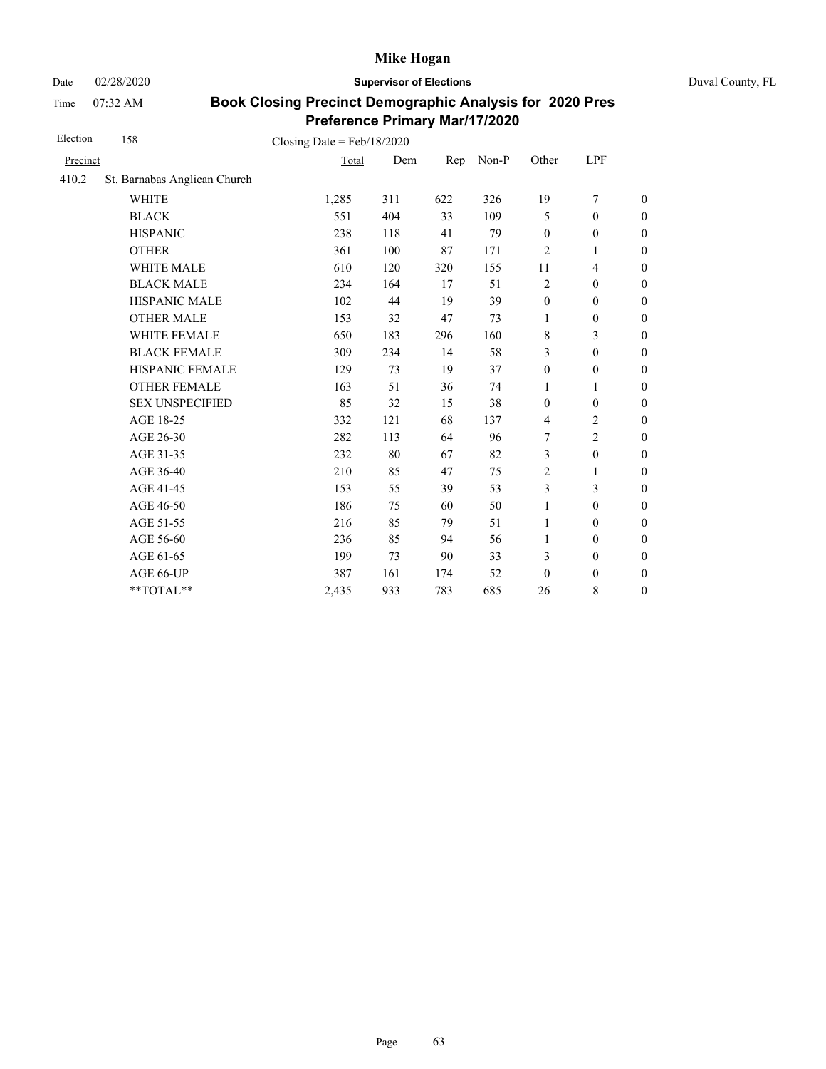# Mike Hogan

Date 02/28/2020 **Supervisor of Elections** Duval County, FL

Time 07:32 AM

## Book Closing Precinct Demographic Analysis for 2020 Pres Preference Primary Mar/17/2020

Election 158 Closing Date = Feb/18/2020

| Precinct | | Total | Dem | Rep | Non-P | Other | LPF | |
|---|---|---|---|---|---|---|---|---|
| 410.2 | St. Barnabas Anglican Church | | | | | | | |
| | WHITE | 1,285 | 311 | 622 | 326 | 19 | 7 | 0 |
| | BLACK | 551 | 404 | 33 | 109 | 5 | 0 | 0 |
| | HISPANIC | 238 | 118 | 41 | 79 | 0 | 0 | 0 |
| | OTHER | 361 | 100 | 87 | 171 | 2 | 1 | 0 |
| | WHITE MALE | 610 | 120 | 320 | 155 | 11 | 4 | 0 |
| | BLACK MALE | 234 | 164 | 17 | 51 | 2 | 0 | 0 |
| | HISPANIC MALE | 102 | 44 | 19 | 39 | 0 | 0 | 0 |
| | OTHER MALE | 153 | 32 | 47 | 73 | 1 | 0 | 0 |
| | WHITE FEMALE | 650 | 183 | 296 | 160 | 8 | 3 | 0 |
| | BLACK FEMALE | 309 | 234 | 14 | 58 | 3 | 0 | 0 |
| | HISPANIC FEMALE | 129 | 73 | 19 | 37 | 0 | 0 | 0 |
| | OTHER FEMALE | 163 | 51 | 36 | 74 | 1 | 1 | 0 |
| | SEX UNSPECIFIED | 85 | 32 | 15 | 38 | 0 | 0 | 0 |
| | AGE 18-25 | 332 | 121 | 68 | 137 | 4 | 2 | 0 |
| | AGE 26-30 | 282 | 113 | 64 | 96 | 7 | 2 | 0 |
| | AGE 31-35 | 232 | 80 | 67 | 82 | 3 | 0 | 0 |
| | AGE 36-40 | 210 | 85 | 47 | 75 | 2 | 1 | 0 |
| | AGE 41-45 | 153 | 55 | 39 | 53 | 3 | 3 | 0 |
| | AGE 46-50 | 186 | 75 | 60 | 50 | 1 | 0 | 0 |
| | AGE 51-55 | 216 | 85 | 79 | 51 | 1 | 0 | 0 |
| | AGE 56-60 | 236 | 85 | 94 | 56 | 1 | 0 | 0 |
| | AGE 61-65 | 199 | 73 | 90 | 33 | 3 | 0 | 0 |
| | AGE 66-UP | 387 | 161 | 174 | 52 | 0 | 0 | 0 |
| | **TOTAL** | 2,435 | 933 | 783 | 685 | 26 | 8 | 0 |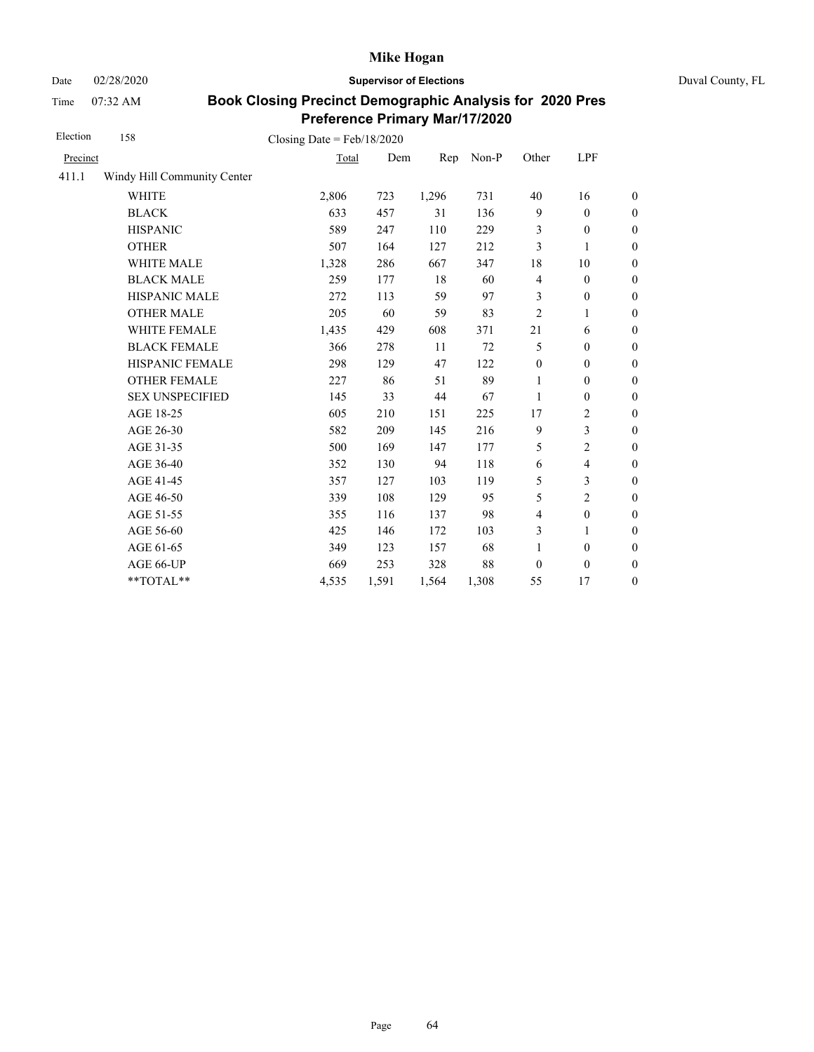# Mike Hogan

Date 02/28/2020 **Supervisor of Elections** Duval County, FL

Time 07:32 AM

## Book Closing Precinct Demographic Analysis for 2020 Pres Preference Primary Mar/17/2020

Election 158 Closing Date = Feb/18/2020

| Precinct | | Total | Dem | Rep | Non-P | Other | LPF | |
|---|---|---|---|---|---|---|---|---|
| 411.1 | Windy Hill Community Center | | | | | | | |
| | WHITE | 2,806 | 723 | 1,296 | 731 | 40 | 16 | 0 |
| | BLACK | 633 | 457 | 31 | 136 | 9 | 0 | 0 |
| | HISPANIC | 589 | 247 | 110 | 229 | 3 | 0 | 0 |
| | OTHER | 507 | 164 | 127 | 212 | 3 | 1 | 0 |
| | WHITE MALE | 1,328 | 286 | 667 | 347 | 18 | 10 | 0 |
| | BLACK MALE | 259 | 177 | 18 | 60 | 4 | 0 | 0 |
| | HISPANIC MALE | 272 | 113 | 59 | 97 | 3 | 0 | 0 |
| | OTHER MALE | 205 | 60 | 59 | 83 | 2 | 1 | 0 |
| | WHITE FEMALE | 1,435 | 429 | 608 | 371 | 21 | 6 | 0 |
| | BLACK FEMALE | 366 | 278 | 11 | 72 | 5 | 0 | 0 |
| | HISPANIC FEMALE | 298 | 129 | 47 | 122 | 0 | 0 | 0 |
| | OTHER FEMALE | 227 | 86 | 51 | 89 | 1 | 0 | 0 |
| | SEX UNSPECIFIED | 145 | 33 | 44 | 67 | 1 | 0 | 0 |
| | AGE 18-25 | 605 | 210 | 151 | 225 | 17 | 2 | 0 |
| | AGE 26-30 | 582 | 209 | 145 | 216 | 9 | 3 | 0 |
| | AGE 31-35 | 500 | 169 | 147 | 177 | 5 | 2 | 0 |
| | AGE 36-40 | 352 | 130 | 94 | 118 | 6 | 4 | 0 |
| | AGE 41-45 | 357 | 127 | 103 | 119 | 5 | 3 | 0 |
| | AGE 46-50 | 339 | 108 | 129 | 95 | 5 | 2 | 0 |
| | AGE 51-55 | 355 | 116 | 137 | 98 | 4 | 0 | 0 |
| | AGE 56-60 | 425 | 146 | 172 | 103 | 3 | 1 | 0 |
| | AGE 61-65 | 349 | 123 | 157 | 68 | 1 | 0 | 0 |
| | AGE 66-UP | 669 | 253 | 328 | 88 | 0 | 0 | 0 |
| | **TOTAL** | 4,535 | 1,591 | 1,564 | 1,308 | 55 | 17 | 0 |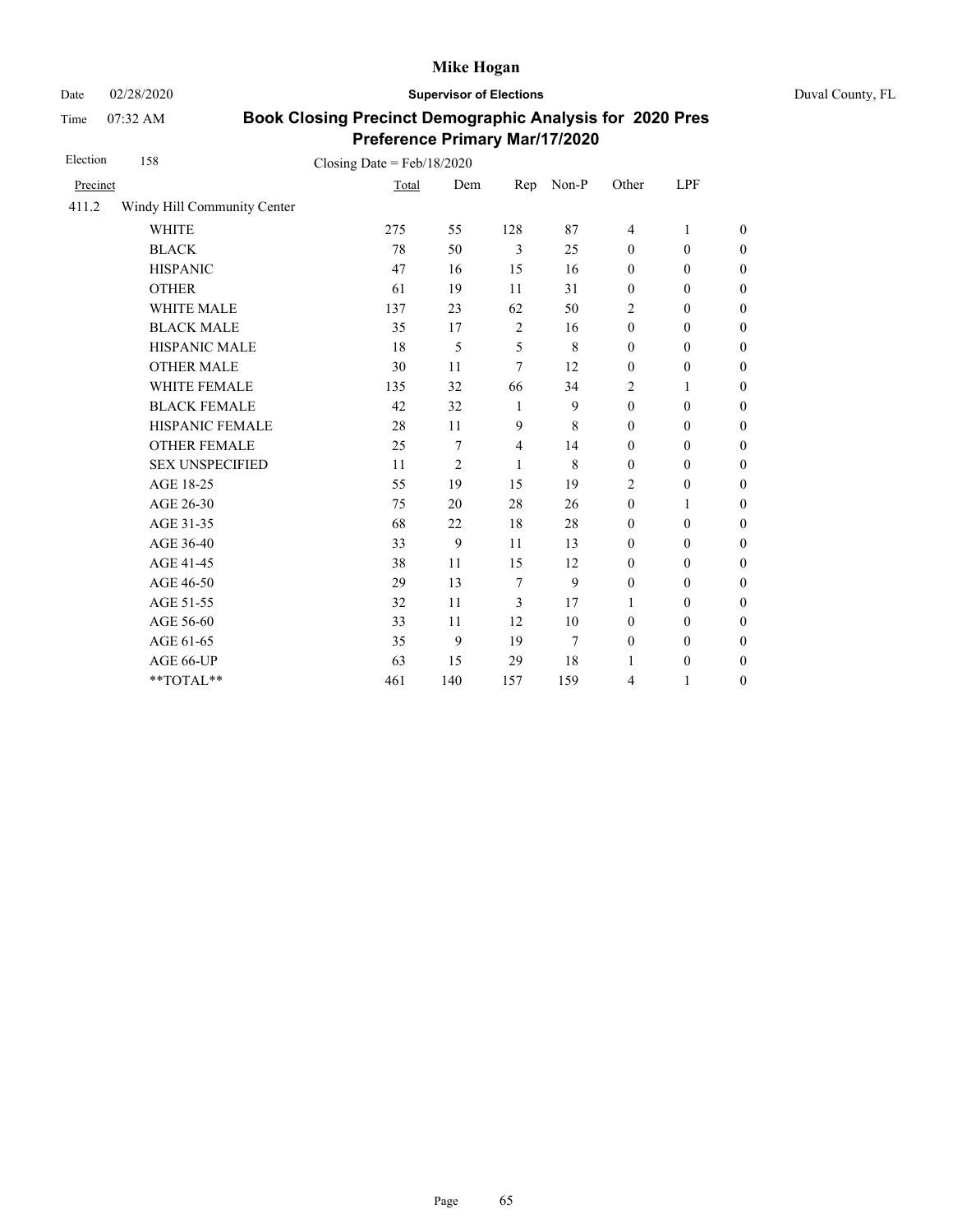# Mike Hogan

Date 02/28/2020 **Supervisor of Elections** Duval County, FL

Time 07:32 AM

## Book Closing Precinct Demographic Analysis for 2020 Pres Preference Primary Mar/17/2020

Election 158 Closing Date = Feb/18/2020

| Precinct | | Total | Dem | Rep | Non-P | Other | LPF | |
|---|---|---|---|---|---|---|---|---|
| 411.2 | Windy Hill Community Center | | | | | | | |
| | WHITE | 275 | 55 | 128 | 87 | 4 | 1 | 0 |
| | BLACK | 78 | 50 | 3 | 25 | 0 | 0 | 0 |
| | HISPANIC | 47 | 16 | 15 | 16 | 0 | 0 | 0 |
| | OTHER | 61 | 19 | 11 | 31 | 0 | 0 | 0 |
| | WHITE MALE | 137 | 23 | 62 | 50 | 2 | 0 | 0 |
| | BLACK MALE | 35 | 17 | 2 | 16 | 0 | 0 | 0 |
| | HISPANIC MALE | 18 | 5 | 5 | 8 | 0 | 0 | 0 |
| | OTHER MALE | 30 | 11 | 7 | 12 | 0 | 0 | 0 |
| | WHITE FEMALE | 135 | 32 | 66 | 34 | 2 | 1 | 0 |
| | BLACK FEMALE | 42 | 32 | 1 | 9 | 0 | 0 | 0 |
| | HISPANIC FEMALE | 28 | 11 | 9 | 8 | 0 | 0 | 0 |
| | OTHER FEMALE | 25 | 7 | 4 | 14 | 0 | 0 | 0 |
| | SEX UNSPECIFIED | 11 | 2 | 1 | 8 | 0 | 0 | 0 |
| | AGE 18-25 | 55 | 19 | 15 | 19 | 2 | 0 | 0 |
| | AGE 26-30 | 75 | 20 | 28 | 26 | 0 | 1 | 0 |
| | AGE 31-35 | 68 | 22 | 18 | 28 | 0 | 0 | 0 |
| | AGE 36-40 | 33 | 9 | 11 | 13 | 0 | 0 | 0 |
| | AGE 41-45 | 38 | 11 | 15 | 12 | 0 | 0 | 0 |
| | AGE 46-50 | 29 | 13 | 7 | 9 | 0 | 0 | 0 |
| | AGE 51-55 | 32 | 11 | 3 | 17 | 1 | 0 | 0 |
| | AGE 56-60 | 33 | 11 | 12 | 10 | 0 | 0 | 0 |
| | AGE 61-65 | 35 | 9 | 19 | 7 | 0 | 0 | 0 |
| | AGE 66-UP | 63 | 15 | 29 | 18 | 1 | 0 | 0 |
| | **TOTAL** | 461 | 140 | 157 | 159 | 4 | 1 | 0 |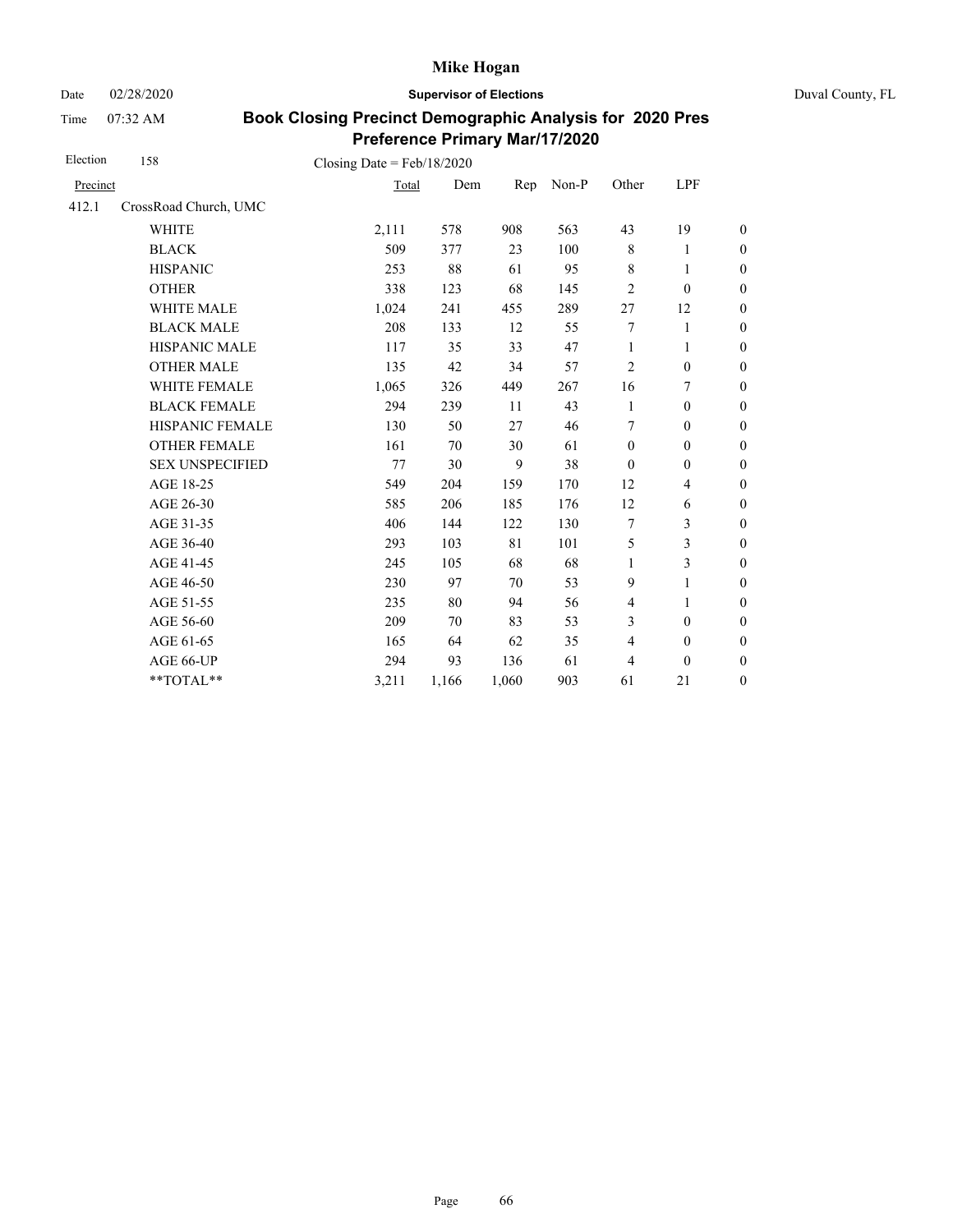# Mike Hogan

Date 02/28/2020 **Supervisor of Elections** Duval County, FL

Time 07:32 AM

## Book Closing Precinct Demographic Analysis for 2020 Pres Preference Primary Mar/17/2020

Election 158 Closing Date = Feb/18/2020

| Precinct | | Total | Dem | Rep | Non-P | Other | LPF | |
|---|---|---|---|---|---|---|---|---|
| 412.1 | CrossRoad Church, UMC | | | | | | | |
| | WHITE | 2,111 | 578 | 908 | 563 | 43 | 19 | 0 |
| | BLACK | 509 | 377 | 23 | 100 | 8 | 1 | 0 |
| | HISPANIC | 253 | 88 | 61 | 95 | 8 | 1 | 0 |
| | OTHER | 338 | 123 | 68 | 145 | 2 | 0 | 0 |
| | WHITE MALE | 1,024 | 241 | 455 | 289 | 27 | 12 | 0 |
| | BLACK MALE | 208 | 133 | 12 | 55 | 7 | 1 | 0 |
| | HISPANIC MALE | 117 | 35 | 33 | 47 | 1 | 1 | 0 |
| | OTHER MALE | 135 | 42 | 34 | 57 | 2 | 0 | 0 |
| | WHITE FEMALE | 1,065 | 326 | 449 | 267 | 16 | 7 | 0 |
| | BLACK FEMALE | 294 | 239 | 11 | 43 | 1 | 0 | 0 |
| | HISPANIC FEMALE | 130 | 50 | 27 | 46 | 7 | 0 | 0 |
| | OTHER FEMALE | 161 | 70 | 30 | 61 | 0 | 0 | 0 |
| | SEX UNSPECIFIED | 77 | 30 | 9 | 38 | 0 | 0 | 0 |
| | AGE 18-25 | 549 | 204 | 159 | 170 | 12 | 4 | 0 |
| | AGE 26-30 | 585 | 206 | 185 | 176 | 12 | 6 | 0 |
| | AGE 31-35 | 406 | 144 | 122 | 130 | 7 | 3 | 0 |
| | AGE 36-40 | 293 | 103 | 81 | 101 | 5 | 3 | 0 |
| | AGE 41-45 | 245 | 105 | 68 | 68 | 1 | 3 | 0 |
| | AGE 46-50 | 230 | 97 | 70 | 53 | 9 | 1 | 0 |
| | AGE 51-55 | 235 | 80 | 94 | 56 | 4 | 1 | 0 |
| | AGE 56-60 | 209 | 70 | 83 | 53 | 3 | 0 | 0 |
| | AGE 61-65 | 165 | 64 | 62 | 35 | 4 | 0 | 0 |
| | AGE 66-UP | 294 | 93 | 136 | 61 | 4 | 0 | 0 |
| | **TOTAL** | 3,211 | 1,166 | 1,060 | 903 | 61 | 21 | 0 |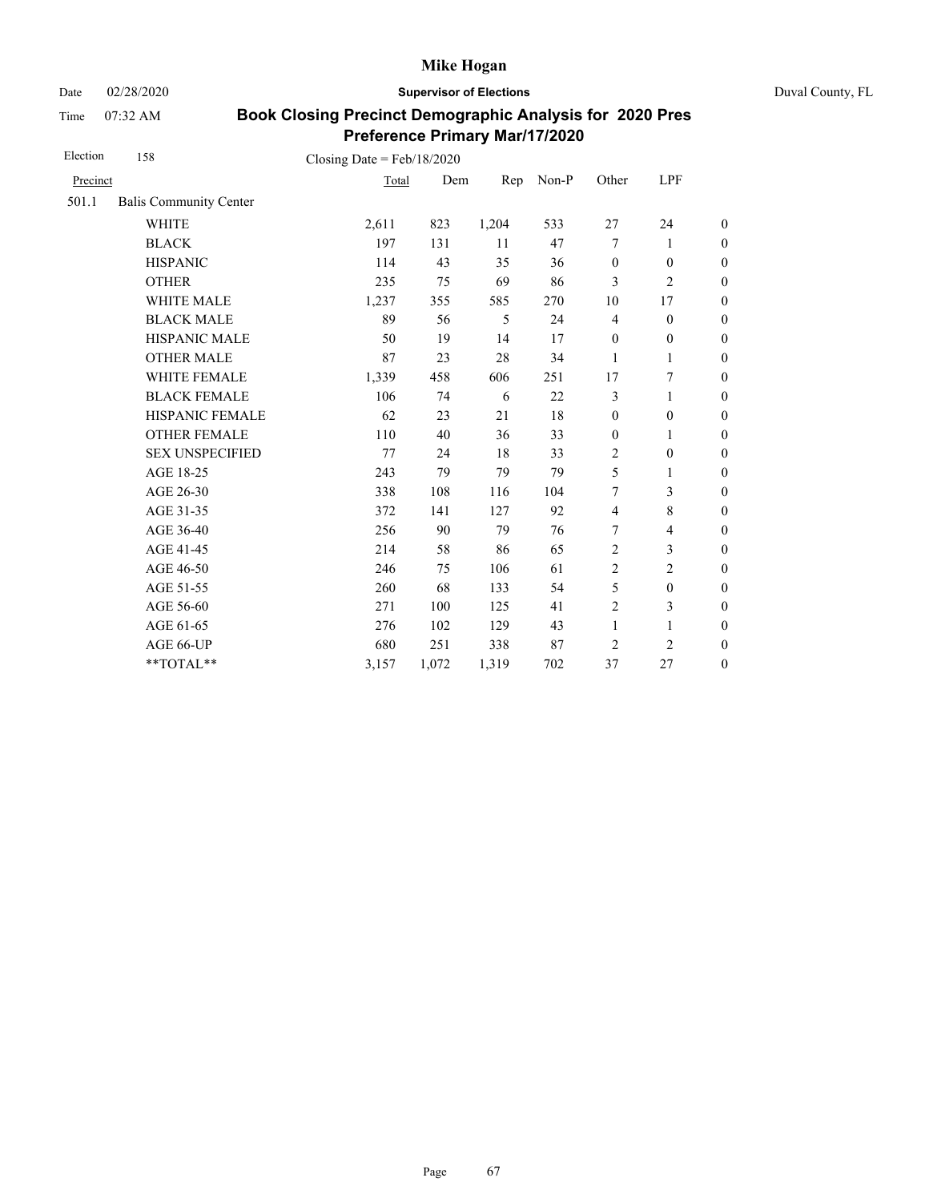# Mike Hogan

Date 02/28/2020 **Supervisor of Elections** Duval County, FL

Time 07:32 AM

## Book Closing Precinct Demographic Analysis for 2020 Pres Preference Primary Mar/17/2020

Election 158 Closing Date = Feb/18/2020

| Precinct | | Total | Dem | Rep | Non-P | Other | LPF | |
|---|---|---|---|---|---|---|---|---|
| 501.1 | Balis Community Center | | | | | | | |
| | WHITE | 2,611 | 823 | 1,204 | 533 | 27 | 24 | 0 |
| | BLACK | 197 | 131 | 11 | 47 | 7 | 1 | 0 |
| | HISPANIC | 114 | 43 | 35 | 36 | 0 | 0 | 0 |
| | OTHER | 235 | 75 | 69 | 86 | 3 | 2 | 0 |
| | WHITE MALE | 1,237 | 355 | 585 | 270 | 10 | 17 | 0 |
| | BLACK MALE | 89 | 56 | 5 | 24 | 4 | 0 | 0 |
| | HISPANIC MALE | 50 | 19 | 14 | 17 | 0 | 0 | 0 |
| | OTHER MALE | 87 | 23 | 28 | 34 | 1 | 1 | 0 |
| | WHITE FEMALE | 1,339 | 458 | 606 | 251 | 17 | 7 | 0 |
| | BLACK FEMALE | 106 | 74 | 6 | 22 | 3 | 1 | 0 |
| | HISPANIC FEMALE | 62 | 23 | 21 | 18 | 0 | 0 | 0 |
| | OTHER FEMALE | 110 | 40 | 36 | 33 | 0 | 1 | 0 |
| | SEX UNSPECIFIED | 77 | 24 | 18 | 33 | 2 | 0 | 0 |
| | AGE 18-25 | 243 | 79 | 79 | 79 | 5 | 1 | 0 |
| | AGE 26-30 | 338 | 108 | 116 | 104 | 7 | 3 | 0 |
| | AGE 31-35 | 372 | 141 | 127 | 92 | 4 | 8 | 0 |
| | AGE 36-40 | 256 | 90 | 79 | 76 | 7 | 4 | 0 |
| | AGE 41-45 | 214 | 58 | 86 | 65 | 2 | 3 | 0 |
| | AGE 46-50 | 246 | 75 | 106 | 61 | 2 | 2 | 0 |
| | AGE 51-55 | 260 | 68 | 133 | 54 | 5 | 0 | 0 |
| | AGE 56-60 | 271 | 100 | 125 | 41 | 2 | 3 | 0 |
| | AGE 61-65 | 276 | 102 | 129 | 43 | 1 | 1 | 0 |
| | AGE 66-UP | 680 | 251 | 338 | 87 | 2 | 2 | 0 |
| | **TOTAL** | 3,157 | 1,072 | 1,319 | 702 | 37 | 27 | 0 |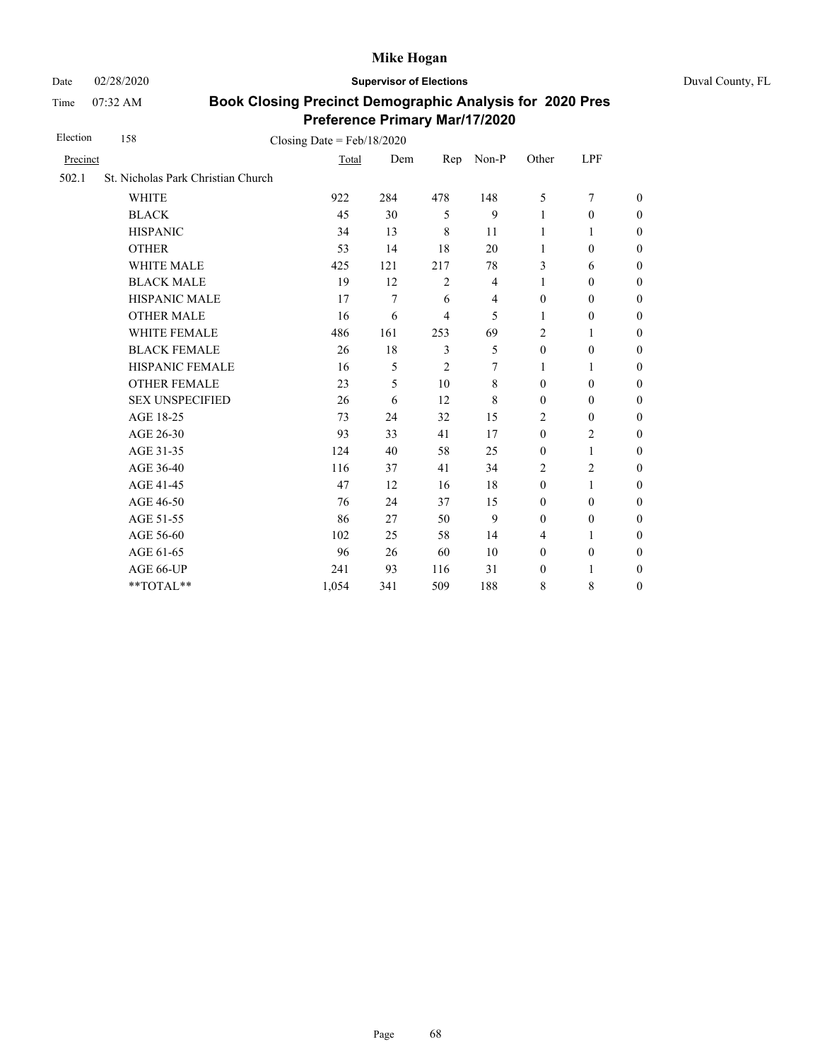# Mike Hogan

Date 02/28/2020 **Supervisor of Elections** Duval County, FL

Time 07:32 AM

## Book Closing Precinct Demographic Analysis for 2020 Pres Preference Primary Mar/17/2020

Election 158 Closing Date = Feb/18/2020

| Precinct | | Total | Dem | Rep | Non-P | Other | LPF | |
|---|---|---|---|---|---|---|---|---|
| 502.1 | St. Nicholas Park Christian Church | | | | | | | |
| | WHITE | 922 | 284 | 478 | 148 | 5 | 7 | 0 |
| | BLACK | 45 | 30 | 5 | 9 | 1 | 0 | 0 |
| | HISPANIC | 34 | 13 | 8 | 11 | 1 | 1 | 0 |
| | OTHER | 53 | 14 | 18 | 20 | 1 | 0 | 0 |
| | WHITE MALE | 425 | 121 | 217 | 78 | 3 | 6 | 0 |
| | BLACK MALE | 19 | 12 | 2 | 4 | 1 | 0 | 0 |
| | HISPANIC MALE | 17 | 7 | 6 | 4 | 0 | 0 | 0 |
| | OTHER MALE | 16 | 6 | 4 | 5 | 1 | 0 | 0 |
| | WHITE FEMALE | 486 | 161 | 253 | 69 | 2 | 1 | 0 |
| | BLACK FEMALE | 26 | 18 | 3 | 5 | 0 | 0 | 0 |
| | HISPANIC FEMALE | 16 | 5 | 2 | 7 | 1 | 1 | 0 |
| | OTHER FEMALE | 23 | 5 | 10 | 8 | 0 | 0 | 0 |
| | SEX UNSPECIFIED | 26 | 6 | 12 | 8 | 0 | 0 | 0 |
| | AGE 18-25 | 73 | 24 | 32 | 15 | 2 | 0 | 0 |
| | AGE 26-30 | 93 | 33 | 41 | 17 | 0 | 2 | 0 |
| | AGE 31-35 | 124 | 40 | 58 | 25 | 0 | 1 | 0 |
| | AGE 36-40 | 116 | 37 | 41 | 34 | 2 | 2 | 0 |
| | AGE 41-45 | 47 | 12 | 16 | 18 | 0 | 1 | 0 |
| | AGE 46-50 | 76 | 24 | 37 | 15 | 0 | 0 | 0 |
| | AGE 51-55 | 86 | 27 | 50 | 9 | 0 | 0 | 0 |
| | AGE 56-60 | 102 | 25 | 58 | 14 | 4 | 1 | 0 |
| | AGE 61-65 | 96 | 26 | 60 | 10 | 0 | 0 | 0 |
| | AGE 66-UP | 241 | 93 | 116 | 31 | 0 | 1 | 0 |
| | **TOTAL** | 1,054 | 341 | 509 | 188 | 8 | 8 | 0 |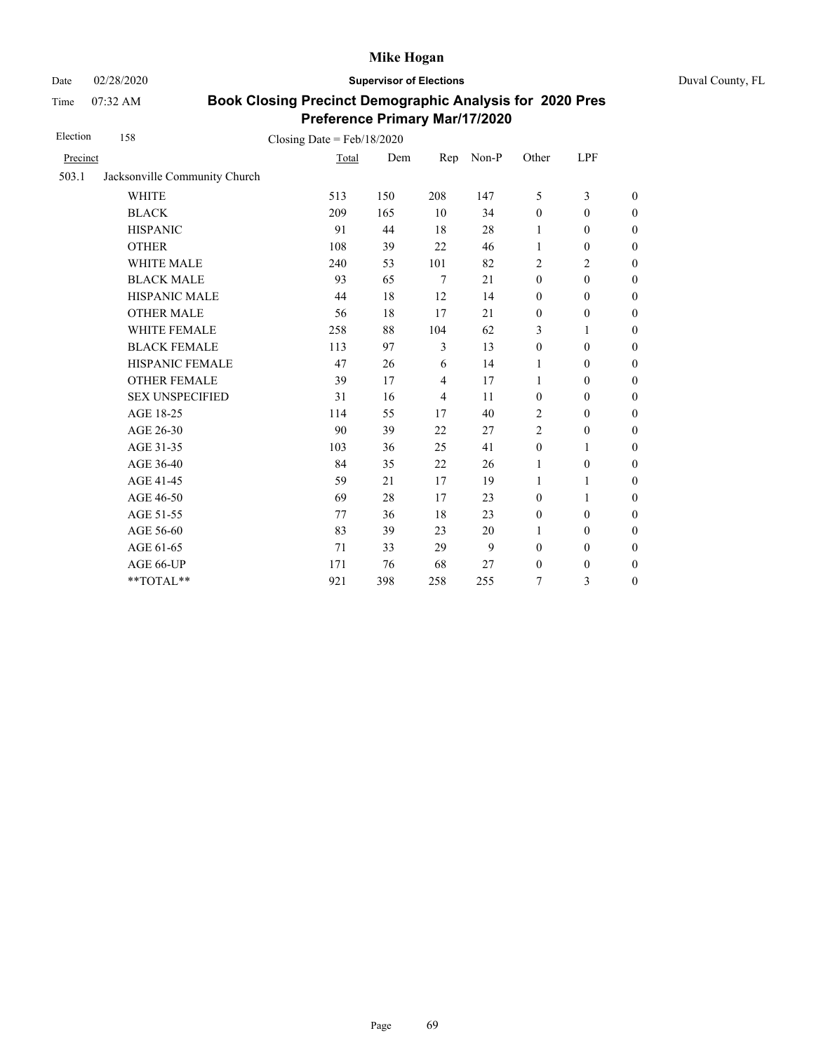# Mike Hogan

Date 02/28/2020 **Supervisor of Elections** Duval County, FL

Time 07:32 AM

## Book Closing Precinct Demographic Analysis for 2020 Pres Preference Primary Mar/17/2020

Election 158 Closing Date = Feb/18/2020

| Precinct | | Total | Dem | Rep | Non-P | Other | LPF | |
|---|---|---|---|---|---|---|---|---|
| 503.1 | Jacksonville Community Church | | | | | | | |
| | WHITE | 513 | 150 | 208 | 147 | 5 | 3 | 0 |
| | BLACK | 209 | 165 | 10 | 34 | 0 | 0 | 0 |
| | HISPANIC | 91 | 44 | 18 | 28 | 1 | 0 | 0 |
| | OTHER | 108 | 39 | 22 | 46 | 1 | 0 | 0 |
| | WHITE MALE | 240 | 53 | 101 | 82 | 2 | 2 | 0 |
| | BLACK MALE | 93 | 65 | 7 | 21 | 0 | 0 | 0 |
| | HISPANIC MALE | 44 | 18 | 12 | 14 | 0 | 0 | 0 |
| | OTHER MALE | 56 | 18 | 17 | 21 | 0 | 0 | 0 |
| | WHITE FEMALE | 258 | 88 | 104 | 62 | 3 | 1 | 0 |
| | BLACK FEMALE | 113 | 97 | 3 | 13 | 0 | 0 | 0 |
| | HISPANIC FEMALE | 47 | 26 | 6 | 14 | 1 | 0 | 0 |
| | OTHER FEMALE | 39 | 17 | 4 | 17 | 1 | 0 | 0 |
| | SEX UNSPECIFIED | 31 | 16 | 4 | 11 | 0 | 0 | 0 |
| | AGE 18-25 | 114 | 55 | 17 | 40 | 2 | 0 | 0 |
| | AGE 26-30 | 90 | 39 | 22 | 27 | 2 | 0 | 0 |
| | AGE 31-35 | 103 | 36 | 25 | 41 | 0 | 1 | 0 |
| | AGE 36-40 | 84 | 35 | 22 | 26 | 1 | 0 | 0 |
| | AGE 41-45 | 59 | 21 | 17 | 19 | 1 | 1 | 0 |
| | AGE 46-50 | 69 | 28 | 17 | 23 | 0 | 1 | 0 |
| | AGE 51-55 | 77 | 36 | 18 | 23 | 0 | 0 | 0 |
| | AGE 56-60 | 83 | 39 | 23 | 20 | 1 | 0 | 0 |
| | AGE 61-65 | 71 | 33 | 29 | 9 | 0 | 0 | 0 |
| | AGE 66-UP | 171 | 76 | 68 | 27 | 0 | 0 | 0 |
| | **TOTAL** | 921 | 398 | 258 | 255 | 7 | 3 | 0 |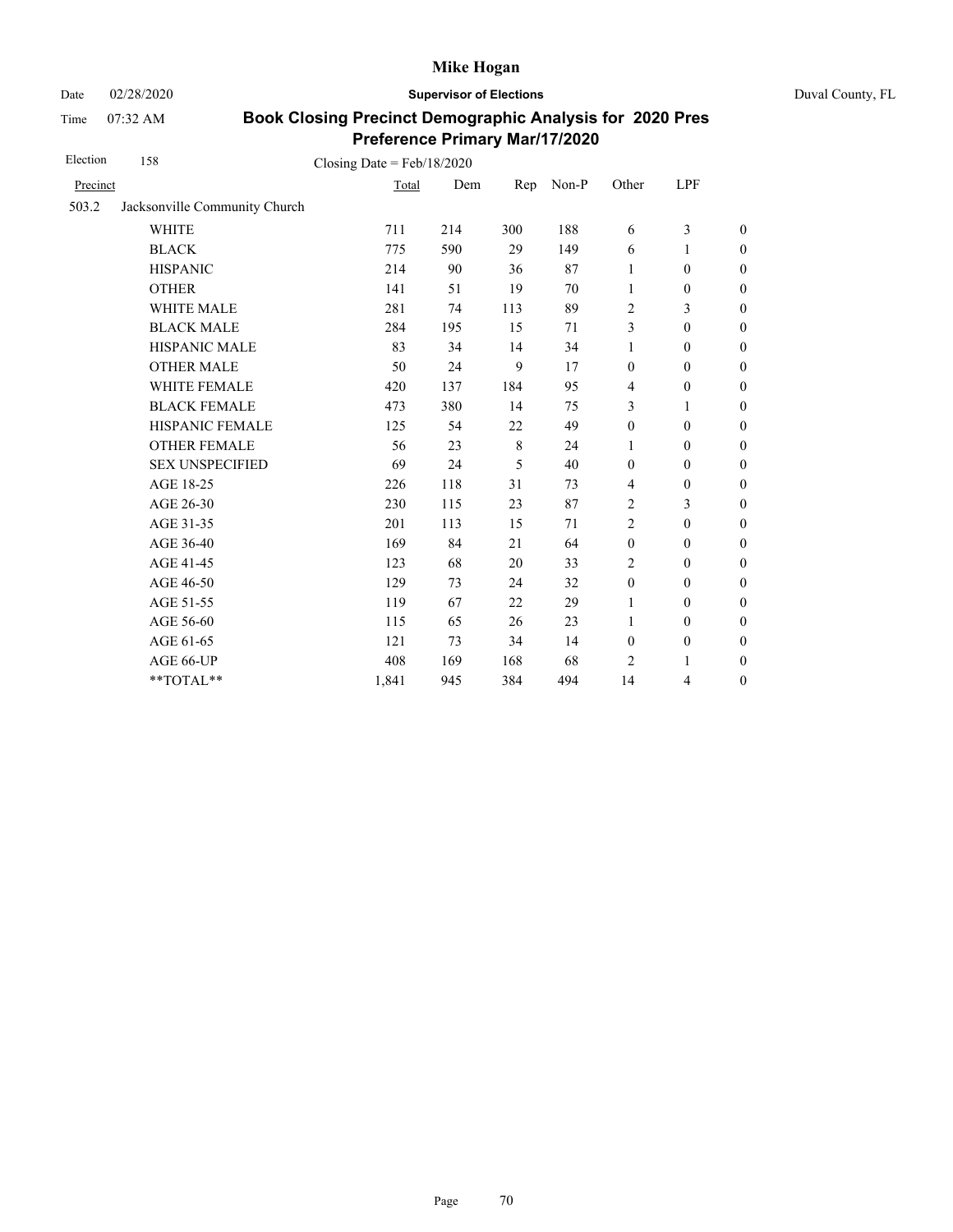Date 02/28/2020 **Supervisor of Elections** Duval County, FL

Time 07:32 AM

# Book Closing Precinct Demographic Analysis for 2020 Pres Preference Primary Mar/17/2020

Election 158 Closing Date = Feb/18/2020

| Precinct | | Total | Dem | Rep | Non-P | Other | LPF | |
|---|---|---|---|---|---|---|---|---|
| 503.2 | Jacksonville Community Church | | | | | | | |
| | WHITE | 711 | 214 | 300 | 188 | 6 | 3 | 0 |
| | BLACK | 775 | 590 | 29 | 149 | 6 | 1 | 0 |
| | HISPANIC | 214 | 90 | 36 | 87 | 1 | 0 | 0 |
| | OTHER | 141 | 51 | 19 | 70 | 1 | 0 | 0 |
| | WHITE MALE | 281 | 74 | 113 | 89 | 2 | 3 | 0 |
| | BLACK MALE | 284 | 195 | 15 | 71 | 3 | 0 | 0 |
| | HISPANIC MALE | 83 | 34 | 14 | 34 | 1 | 0 | 0 |
| | OTHER MALE | 50 | 24 | 9 | 17 | 0 | 0 | 0 |
| | WHITE FEMALE | 420 | 137 | 184 | 95 | 4 | 0 | 0 |
| | BLACK FEMALE | 473 | 380 | 14 | 75 | 3 | 1 | 0 |
| | HISPANIC FEMALE | 125 | 54 | 22 | 49 | 0 | 0 | 0 |
| | OTHER FEMALE | 56 | 23 | 8 | 24 | 1 | 0 | 0 |
| | SEX UNSPECIFIED | 69 | 24 | 5 | 40 | 0 | 0 | 0 |
| | AGE 18-25 | 226 | 118 | 31 | 73 | 4 | 0 | 0 |
| | AGE 26-30 | 230 | 115 | 23 | 87 | 2 | 3 | 0 |
| | AGE 31-35 | 201 | 113 | 15 | 71 | 2 | 0 | 0 |
| | AGE 36-40 | 169 | 84 | 21 | 64 | 0 | 0 | 0 |
| | AGE 41-45 | 123 | 68 | 20 | 33 | 2 | 0 | 0 |
| | AGE 46-50 | 129 | 73 | 24 | 32 | 0 | 0 | 0 |
| | AGE 51-55 | 119 | 67 | 22 | 29 | 1 | 0 | 0 |
| | AGE 56-60 | 115 | 65 | 26 | 23 | 1 | 0 | 0 |
| | AGE 61-65 | 121 | 73 | 34 | 14 | 0 | 0 | 0 |
| | AGE 66-UP | 408 | 169 | 168 | 68 | 2 | 1 | 0 |
| | **TOTAL** | 1,841 | 945 | 384 | 494 | 14 | 4 | 0 |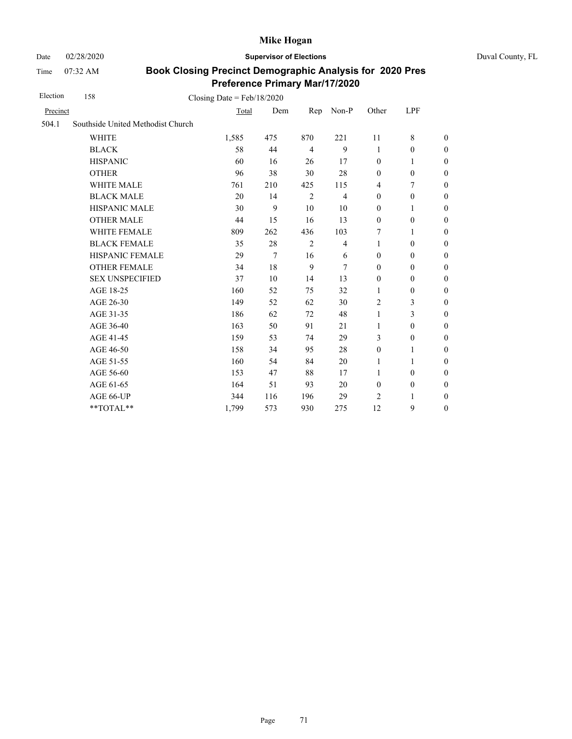# Mike Hogan

Date 02/28/2020 **Supervisor of Elections** Duval County, FL

Time 07:32 AM

## Book Closing Precinct Demographic Analysis for 2020 Pres Preference Primary Mar/17/2020

Election 158 Closing Date = Feb/18/2020

| Precinct | | Total | Dem | Rep | Non-P | Other | LPF | |
|---|---|---|---|---|---|---|---|---|
| 504.1 | Southside United Methodist Church | | | | | | | |
| | WHITE | 1,585 | 475 | 870 | 221 | 11 | 8 | 0 |
| | BLACK | 58 | 44 | 4 | 9 | 1 | 0 | 0 |
| | HISPANIC | 60 | 16 | 26 | 17 | 0 | 1 | 0 |
| | OTHER | 96 | 38 | 30 | 28 | 0 | 0 | 0 |
| | WHITE MALE | 761 | 210 | 425 | 115 | 4 | 7 | 0 |
| | BLACK MALE | 20 | 14 | 2 | 4 | 0 | 0 | 0 |
| | HISPANIC MALE | 30 | 9 | 10 | 10 | 0 | 1 | 0 |
| | OTHER MALE | 44 | 15 | 16 | 13 | 0 | 0 | 0 |
| | WHITE FEMALE | 809 | 262 | 436 | 103 | 7 | 1 | 0 |
| | BLACK FEMALE | 35 | 28 | 2 | 4 | 1 | 0 | 0 |
| | HISPANIC FEMALE | 29 | 7 | 16 | 6 | 0 | 0 | 0 |
| | OTHER FEMALE | 34 | 18 | 9 | 7 | 0 | 0 | 0 |
| | SEX UNSPECIFIED | 37 | 10 | 14 | 13 | 0 | 0 | 0 |
| | AGE 18-25 | 160 | 52 | 75 | 32 | 1 | 0 | 0 |
| | AGE 26-30 | 149 | 52 | 62 | 30 | 2 | 3 | 0 |
| | AGE 31-35 | 186 | 62 | 72 | 48 | 1 | 3 | 0 |
| | AGE 36-40 | 163 | 50 | 91 | 21 | 1 | 0 | 0 |
| | AGE 41-45 | 159 | 53 | 74 | 29 | 3 | 0 | 0 |
| | AGE 46-50 | 158 | 34 | 95 | 28 | 0 | 1 | 0 |
| | AGE 51-55 | 160 | 54 | 84 | 20 | 1 | 1 | 0 |
| | AGE 56-60 | 153 | 47 | 88 | 17 | 1 | 0 | 0 |
| | AGE 61-65 | 164 | 51 | 93 | 20 | 0 | 0 | 0 |
| | AGE 66-UP | 344 | 116 | 196 | 29 | 2 | 1 | 0 |
| | **TOTAL** | 1,799 | 573 | 930 | 275 | 12 | 9 | 0 |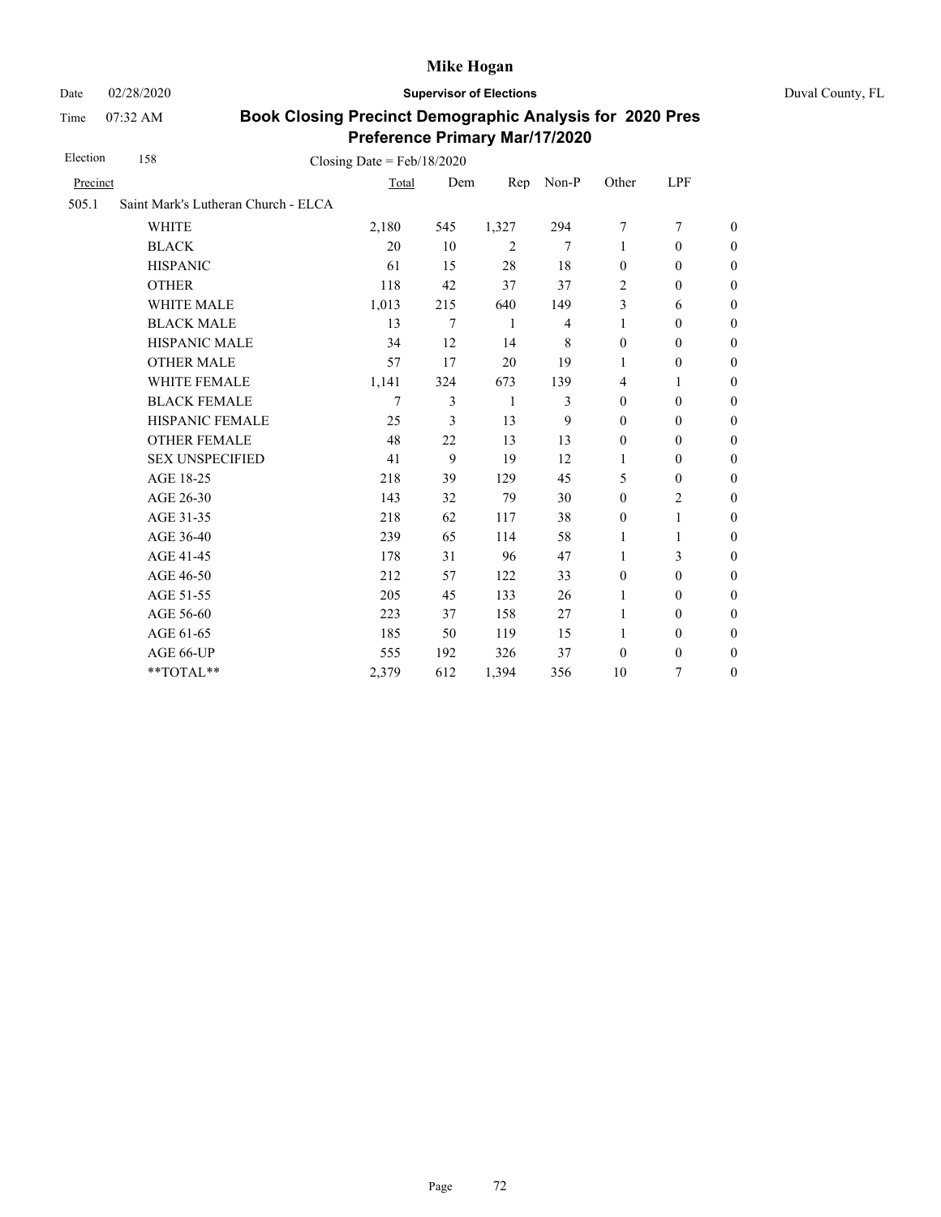# Mike Hogan

Date 02/28/2020 **Supervisor of Elections** Duval County, FL

Time 07:32 AM

## Book Closing Precinct Demographic Analysis for 2020 Pres Preference Primary Mar/17/2020

Election 158 Closing Date = Feb/18/2020

| Precinct | | Total | Dem | Rep | Non-P | Other | LPF | |
|---|---|---|---|---|---|---|---|---|
| 505.1 | Saint Mark's Lutheran Church - ELCA | | | | | | | |
| | WHITE | 2,180 | 545 | 1,327 | 294 | 7 | 7 | 0 |
| | BLACK | 20 | 10 | 2 | 7 | 1 | 0 | 0 |
| | HISPANIC | 61 | 15 | 28 | 18 | 0 | 0 | 0 |
| | OTHER | 118 | 42 | 37 | 37 | 2 | 0 | 0 |
| | WHITE MALE | 1,013 | 215 | 640 | 149 | 3 | 6 | 0 |
| | BLACK MALE | 13 | 7 | 1 | 4 | 1 | 0 | 0 |
| | HISPANIC MALE | 34 | 12 | 14 | 8 | 0 | 0 | 0 |
| | OTHER MALE | 57 | 17 | 20 | 19 | 1 | 0 | 0 |
| | WHITE FEMALE | 1,141 | 324 | 673 | 139 | 4 | 1 | 0 |
| | BLACK FEMALE | 7 | 3 | 1 | 3 | 0 | 0 | 0 |
| | HISPANIC FEMALE | 25 | 3 | 13 | 9 | 0 | 0 | 0 |
| | OTHER FEMALE | 48 | 22 | 13 | 13 | 0 | 0 | 0 |
| | SEX UNSPECIFIED | 41 | 9 | 19 | 12 | 1 | 0 | 0 |
| | AGE 18-25 | 218 | 39 | 129 | 45 | 5 | 0 | 0 |
| | AGE 26-30 | 143 | 32 | 79 | 30 | 0 | 2 | 0 |
| | AGE 31-35 | 218 | 62 | 117 | 38 | 0 | 1 | 0 |
| | AGE 36-40 | 239 | 65 | 114 | 58 | 1 | 1 | 0 |
| | AGE 41-45 | 178 | 31 | 96 | 47 | 1 | 3 | 0 |
| | AGE 46-50 | 212 | 57 | 122 | 33 | 0 | 0 | 0 |
| | AGE 51-55 | 205 | 45 | 133 | 26 | 1 | 0 | 0 |
| | AGE 56-60 | 223 | 37 | 158 | 27 | 1 | 0 | 0 |
| | AGE 61-65 | 185 | 50 | 119 | 15 | 1 | 0 | 0 |
| | AGE 66-UP | 555 | 192 | 326 | 37 | 0 | 0 | 0 |
| | **TOTAL** | 2,379 | 612 | 1,394 | 356 | 10 | 7 | 0 |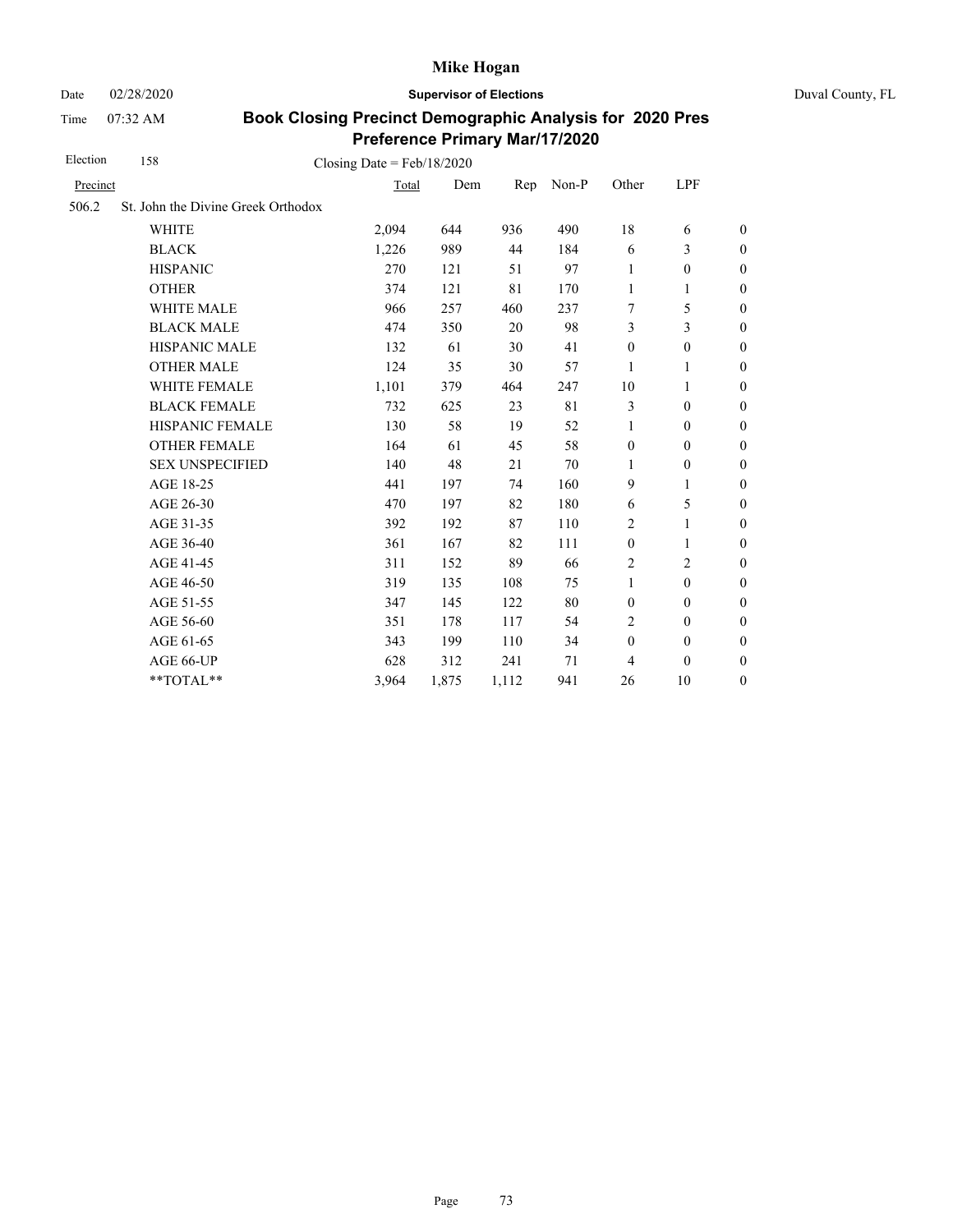# Mike Hogan

Date 02/28/2020 **Supervisor of Elections** Duval County, FL

Time 07:32 AM

## Book Closing Precinct Demographic Analysis for 2020 Pres Preference Primary Mar/17/2020

Election 158 Closing Date = Feb/18/2020

| Precinct | | Total | Dem | Rep | Non-P | Other | LPF | |
|---|---|---|---|---|---|---|---|---|
| 506.2 | St. John the Divine Greek Orthodox | | | | | | | |
| | WHITE | 2,094 | 644 | 936 | 490 | 18 | 6 | 0 |
| | BLACK | 1,226 | 989 | 44 | 184 | 6 | 3 | 0 |
| | HISPANIC | 270 | 121 | 51 | 97 | 1 | 0 | 0 |
| | OTHER | 374 | 121 | 81 | 170 | 1 | 1 | 0 |
| | WHITE MALE | 966 | 257 | 460 | 237 | 7 | 5 | 0 |
| | BLACK MALE | 474 | 350 | 20 | 98 | 3 | 3 | 0 |
| | HISPANIC MALE | 132 | 61 | 30 | 41 | 0 | 0 | 0 |
| | OTHER MALE | 124 | 35 | 30 | 57 | 1 | 1 | 0 |
| | WHITE FEMALE | 1,101 | 379 | 464 | 247 | 10 | 1 | 0 |
| | BLACK FEMALE | 732 | 625 | 23 | 81 | 3 | 0 | 0 |
| | HISPANIC FEMALE | 130 | 58 | 19 | 52 | 1 | 0 | 0 |
| | OTHER FEMALE | 164 | 61 | 45 | 58 | 0 | 0 | 0 |
| | SEX UNSPECIFIED | 140 | 48 | 21 | 70 | 1 | 0 | 0 |
| | AGE 18-25 | 441 | 197 | 74 | 160 | 9 | 1 | 0 |
| | AGE 26-30 | 470 | 197 | 82 | 180 | 6 | 5 | 0 |
| | AGE 31-35 | 392 | 192 | 87 | 110 | 2 | 1 | 0 |
| | AGE 36-40 | 361 | 167 | 82 | 111 | 0 | 1 | 0 |
| | AGE 41-45 | 311 | 152 | 89 | 66 | 2 | 2 | 0 |
| | AGE 46-50 | 319 | 135 | 108 | 75 | 1 | 0 | 0 |
| | AGE 51-55 | 347 | 145 | 122 | 80 | 0 | 0 | 0 |
| | AGE 56-60 | 351 | 178 | 117 | 54 | 2 | 0 | 0 |
| | AGE 61-65 | 343 | 199 | 110 | 34 | 0 | 0 | 0 |
| | AGE 66-UP | 628 | 312 | 241 | 71 | 4 | 0 | 0 |
| | **TOTAL** | 3,964 | 1,875 | 1,112 | 941 | 26 | 10 | 0 |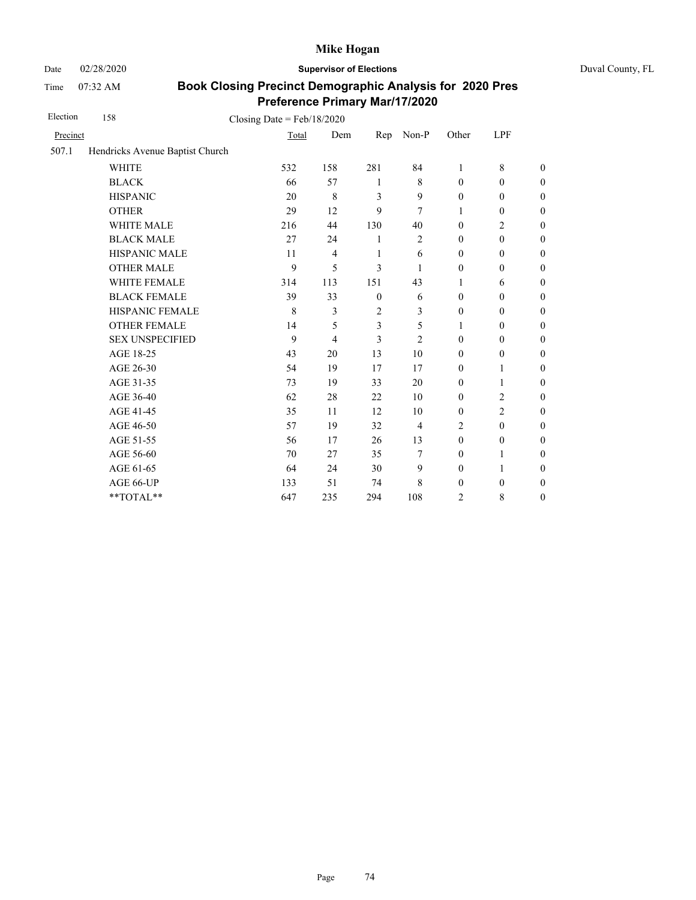# Mike Hogan

Date 02/28/2020 **Supervisor of Elections** Duval County, FL

Time 07:32 AM

## Book Closing Precinct Demographic Analysis for 2020 Pres Preference Primary Mar/17/2020

Election 158 Closing Date = Feb/18/2020

| Precinct | | Total | Dem | Rep | Non-P | Other | LPF | |
|---|---|---|---|---|---|---|---|---|
| 507.1 | Hendricks Avenue Baptist Church | | | | | | | |
| | WHITE | 532 | 158 | 281 | 84 | 1 | 8 | 0 |
| | BLACK | 66 | 57 | 1 | 8 | 0 | 0 | 0 |
| | HISPANIC | 20 | 8 | 3 | 9 | 0 | 0 | 0 |
| | OTHER | 29 | 12 | 9 | 7 | 1 | 0 | 0 |
| | WHITE MALE | 216 | 44 | 130 | 40 | 0 | 2 | 0 |
| | BLACK MALE | 27 | 24 | 1 | 2 | 0 | 0 | 0 |
| | HISPANIC MALE | 11 | 4 | 1 | 6 | 0 | 0 | 0 |
| | OTHER MALE | 9 | 5 | 3 | 1 | 0 | 0 | 0 |
| | WHITE FEMALE | 314 | 113 | 151 | 43 | 1 | 6 | 0 |
| | BLACK FEMALE | 39 | 33 | 0 | 6 | 0 | 0 | 0 |
| | HISPANIC FEMALE | 8 | 3 | 2 | 3 | 0 | 0 | 0 |
| | OTHER FEMALE | 14 | 5 | 3 | 5 | 1 | 0 | 0 |
| | SEX UNSPECIFIED | 9 | 4 | 3 | 2 | 0 | 0 | 0 |
| | AGE 18-25 | 43 | 20 | 13 | 10 | 0 | 0 | 0 |
| | AGE 26-30 | 54 | 19 | 17 | 17 | 0 | 1 | 0 |
| | AGE 31-35 | 73 | 19 | 33 | 20 | 0 | 1 | 0 |
| | AGE 36-40 | 62 | 28 | 22 | 10 | 0 | 2 | 0 |
| | AGE 41-45 | 35 | 11 | 12 | 10 | 0 | 2 | 0 |
| | AGE 46-50 | 57 | 19 | 32 | 4 | 2 | 0 | 0 |
| | AGE 51-55 | 56 | 17 | 26 | 13 | 0 | 0 | 0 |
| | AGE 56-60 | 70 | 27 | 35 | 7 | 0 | 1 | 0 |
| | AGE 61-65 | 64 | 24 | 30 | 9 | 0 | 1 | 0 |
| | AGE 66-UP | 133 | 51 | 74 | 8 | 0 | 0 | 0 |
| | **TOTAL** | 647 | 235 | 294 | 108 | 2 | 8 | 0 |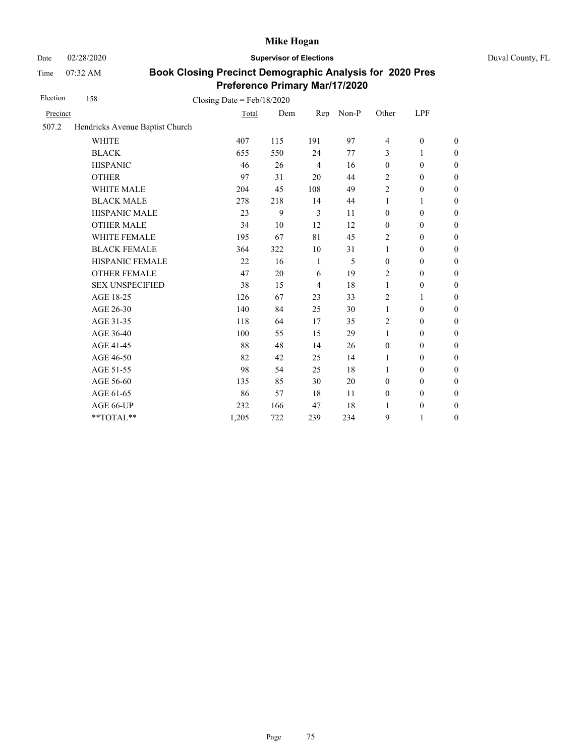# Mike Hogan

Date 02/28/2020 **Supervisor of Elections** Duval County, FL

Time 07:32 AM

## Book Closing Precinct Demographic Analysis for 2020 Pres Preference Primary Mar/17/2020

Election 158 Closing Date = Feb/18/2020

| Precinct | | Total | Dem | Rep | Non-P | Other | LPF | |
|---|---|---|---|---|---|---|---|---|
| 507.2 | Hendricks Avenue Baptist Church | | | | | | | |
| | WHITE | 407 | 115 | 191 | 97 | 4 | 0 | 0 |
| | BLACK | 655 | 550 | 24 | 77 | 3 | 1 | 0 |
| | HISPANIC | 46 | 26 | 4 | 16 | 0 | 0 | 0 |
| | OTHER | 97 | 31 | 20 | 44 | 2 | 0 | 0 |
| | WHITE MALE | 204 | 45 | 108 | 49 | 2 | 0 | 0 |
| | BLACK MALE | 278 | 218 | 14 | 44 | 1 | 1 | 0 |
| | HISPANIC MALE | 23 | 9 | 3 | 11 | 0 | 0 | 0 |
| | OTHER MALE | 34 | 10 | 12 | 12 | 0 | 0 | 0 |
| | WHITE FEMALE | 195 | 67 | 81 | 45 | 2 | 0 | 0 |
| | BLACK FEMALE | 364 | 322 | 10 | 31 | 1 | 0 | 0 |
| | HISPANIC FEMALE | 22 | 16 | 1 | 5 | 0 | 0 | 0 |
| | OTHER FEMALE | 47 | 20 | 6 | 19 | 2 | 0 | 0 |
| | SEX UNSPECIFIED | 38 | 15 | 4 | 18 | 1 | 0 | 0 |
| | AGE 18-25 | 126 | 67 | 23 | 33 | 2 | 1 | 0 |
| | AGE 26-30 | 140 | 84 | 25 | 30 | 1 | 0 | 0 |
| | AGE 31-35 | 118 | 64 | 17 | 35 | 2 | 0 | 0 |
| | AGE 36-40 | 100 | 55 | 15 | 29 | 1 | 0 | 0 |
| | AGE 41-45 | 88 | 48 | 14 | 26 | 0 | 0 | 0 |
| | AGE 46-50 | 82 | 42 | 25 | 14 | 1 | 0 | 0 |
| | AGE 51-55 | 98 | 54 | 25 | 18 | 1 | 0 | 0 |
| | AGE 56-60 | 135 | 85 | 30 | 20 | 0 | 0 | 0 |
| | AGE 61-65 | 86 | 57 | 18 | 11 | 0 | 0 | 0 |
| | AGE 66-UP | 232 | 166 | 47 | 18 | 1 | 0 | 0 |
| | **TOTAL** | 1,205 | 722 | 239 | 234 | 9 | 1 | 0 |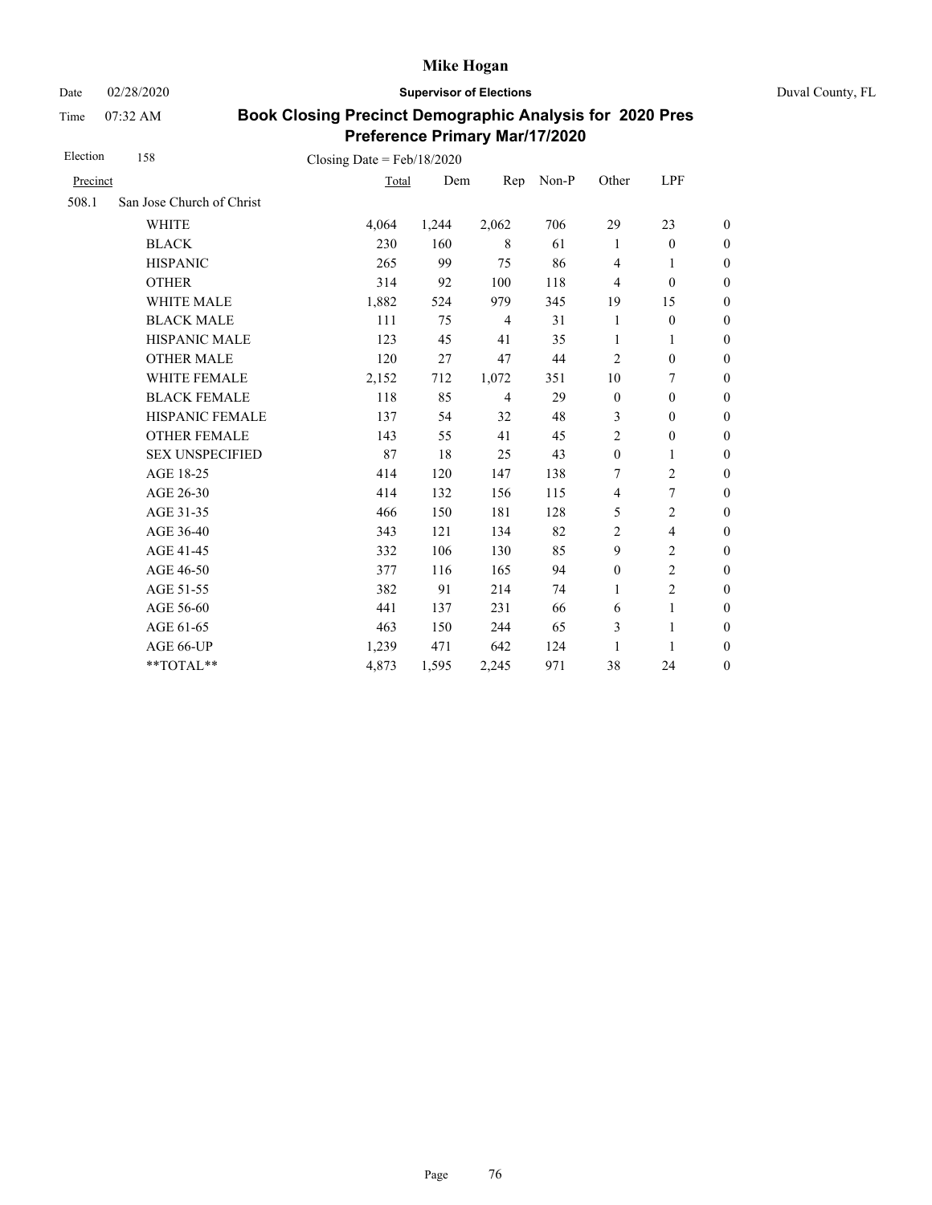# Mike Hogan

Date 02/28/2020 **Supervisor of Elections** Duval County, FL

Time 07:32 AM

## Book Closing Precinct Demographic Analysis for 2020 Pres Preference Primary Mar/17/2020

Election 158 Closing Date = Feb/18/2020

| Precinct | | Total | Dem | Rep | Non-P | Other | LPF | |
|---|---|---|---|---|---|---|---|---|
| 508.1 | San Jose Church of Christ | | | | | | | |
| | WHITE | 4,064 | 1,244 | 2,062 | 706 | 29 | 23 | 0 |
| | BLACK | 230 | 160 | 8 | 61 | 1 | 0 | 0 |
| | HISPANIC | 265 | 99 | 75 | 86 | 4 | 1 | 0 |
| | OTHER | 314 | 92 | 100 | 118 | 4 | 0 | 0 |
| | WHITE MALE | 1,882 | 524 | 979 | 345 | 19 | 15 | 0 |
| | BLACK MALE | 111 | 75 | 4 | 31 | 1 | 0 | 0 |
| | HISPANIC MALE | 123 | 45 | 41 | 35 | 1 | 1 | 0 |
| | OTHER MALE | 120 | 27 | 47 | 44 | 2 | 0 | 0 |
| | WHITE FEMALE | 2,152 | 712 | 1,072 | 351 | 10 | 7 | 0 |
| | BLACK FEMALE | 118 | 85 | 4 | 29 | 0 | 0 | 0 |
| | HISPANIC FEMALE | 137 | 54 | 32 | 48 | 3 | 0 | 0 |
| | OTHER FEMALE | 143 | 55 | 41 | 45 | 2 | 0 | 0 |
| | SEX UNSPECIFIED | 87 | 18 | 25 | 43 | 0 | 1 | 0 |
| | AGE 18-25 | 414 | 120 | 147 | 138 | 7 | 2 | 0 |
| | AGE 26-30 | 414 | 132 | 156 | 115 | 4 | 7 | 0 |
| | AGE 31-35 | 466 | 150 | 181 | 128 | 5 | 2 | 0 |
| | AGE 36-40 | 343 | 121 | 134 | 82 | 2 | 4 | 0 |
| | AGE 41-45 | 332 | 106 | 130 | 85 | 9 | 2 | 0 |
| | AGE 46-50 | 377 | 116 | 165 | 94 | 0 | 2 | 0 |
| | AGE 51-55 | 382 | 91 | 214 | 74 | 1 | 2 | 0 |
| | AGE 56-60 | 441 | 137 | 231 | 66 | 6 | 1 | 0 |
| | AGE 61-65 | 463 | 150 | 244 | 65 | 3 | 1 | 0 |
| | AGE 66-UP | 1,239 | 471 | 642 | 124 | 1 | 1 | 0 |
| | **TOTAL** | 4,873 | 1,595 | 2,245 | 971 | 38 | 24 | 0 |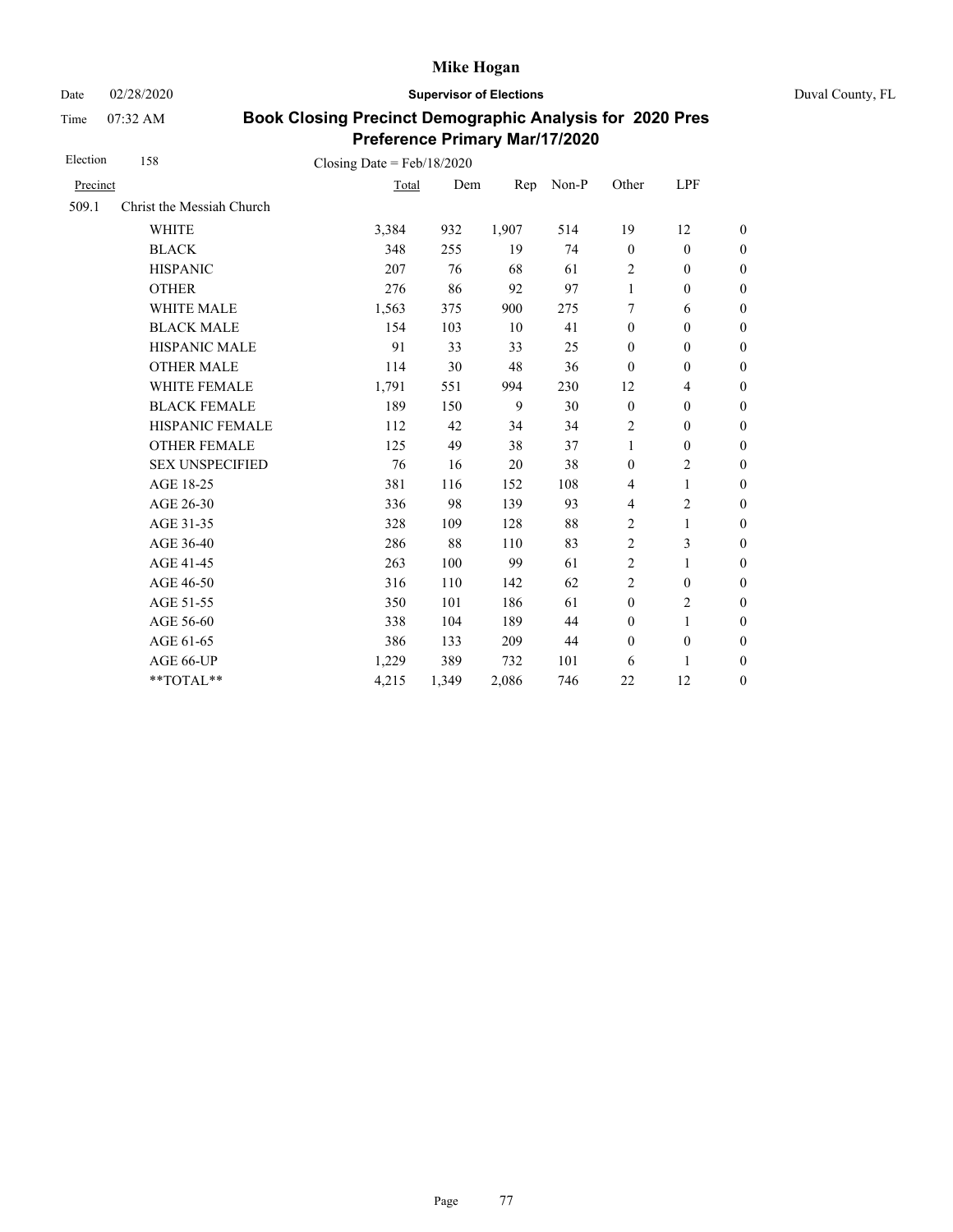# Mike Hogan

Date 02/28/2020 **Supervisor of Elections** Duval County, FL

Time 07:32 AM

## Book Closing Precinct Demographic Analysis for 2020 Pres Preference Primary Mar/17/2020

Election 158 Closing Date = Feb/18/2020

| Precinct | | Total | Dem | Rep | Non-P | Other | LPF | |
|---|---|---|---|---|---|---|---|---|
| 509.1 | Christ the Messiah Church | | | | | | | |
| | WHITE | 3,384 | 932 | 1,907 | 514 | 19 | 12 | 0 |
| | BLACK | 348 | 255 | 19 | 74 | 0 | 0 | 0 |
| | HISPANIC | 207 | 76 | 68 | 61 | 2 | 0 | 0 |
| | OTHER | 276 | 86 | 92 | 97 | 1 | 0 | 0 |
| | WHITE MALE | 1,563 | 375 | 900 | 275 | 7 | 6 | 0 |
| | BLACK MALE | 154 | 103 | 10 | 41 | 0 | 0 | 0 |
| | HISPANIC MALE | 91 | 33 | 33 | 25 | 0 | 0 | 0 |
| | OTHER MALE | 114 | 30 | 48 | 36 | 0 | 0 | 0 |
| | WHITE FEMALE | 1,791 | 551 | 994 | 230 | 12 | 4 | 0 |
| | BLACK FEMALE | 189 | 150 | 9 | 30 | 0 | 0 | 0 |
| | HISPANIC FEMALE | 112 | 42 | 34 | 34 | 2 | 0 | 0 |
| | OTHER FEMALE | 125 | 49 | 38 | 37 | 1 | 0 | 0 |
| | SEX UNSPECIFIED | 76 | 16 | 20 | 38 | 0 | 2 | 0 |
| | AGE 18-25 | 381 | 116 | 152 | 108 | 4 | 1 | 0 |
| | AGE 26-30 | 336 | 98 | 139 | 93 | 4 | 2 | 0 |
| | AGE 31-35 | 328 | 109 | 128 | 88 | 2 | 1 | 0 |
| | AGE 36-40 | 286 | 88 | 110 | 83 | 2 | 3 | 0 |
| | AGE 41-45 | 263 | 100 | 99 | 61 | 2 | 1 | 0 |
| | AGE 46-50 | 316 | 110 | 142 | 62 | 2 | 0 | 0 |
| | AGE 51-55 | 350 | 101 | 186 | 61 | 0 | 2 | 0 |
| | AGE 56-60 | 338 | 104 | 189 | 44 | 0 | 1 | 0 |
| | AGE 61-65 | 386 | 133 | 209 | 44 | 0 | 0 | 0 |
| | AGE 66-UP | 1,229 | 389 | 732 | 101 | 6 | 1 | 0 |
| | **TOTAL** | 4,215 | 1,349 | 2,086 | 746 | 22 | 12 | 0 |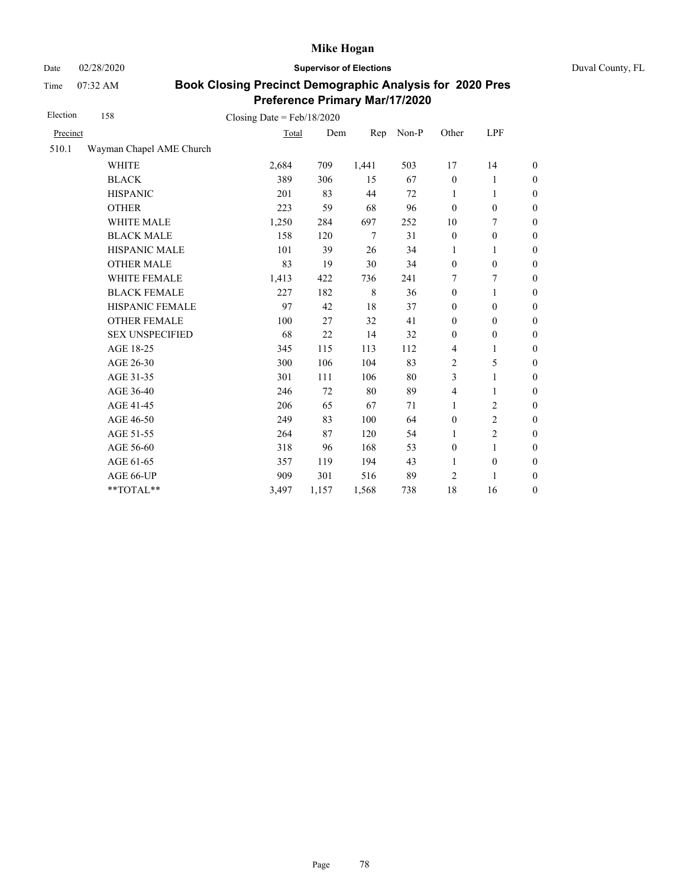# Mike Hogan

Date 02/28/2020 **Supervisor of Elections** Duval County, FL

Time 07:32 AM

## Book Closing Precinct Demographic Analysis for 2020 Pres Preference Primary Mar/17/2020

Election 158 Closing Date = Feb/18/2020

| Precinct | | Total | Dem | Rep | Non-P | Other | LPF | |
|---|---|---|---|---|---|---|---|---|
| 510.1 | Wayman Chapel AME Church | | | | | | | |
| | WHITE | 2,684 | 709 | 1,441 | 503 | 17 | 14 | 0 |
| | BLACK | 389 | 306 | 15 | 67 | 0 | 1 | 0 |
| | HISPANIC | 201 | 83 | 44 | 72 | 1 | 1 | 0 |
| | OTHER | 223 | 59 | 68 | 96 | 0 | 0 | 0 |
| | WHITE MALE | 1,250 | 284 | 697 | 252 | 10 | 7 | 0 |
| | BLACK MALE | 158 | 120 | 7 | 31 | 0 | 0 | 0 |
| | HISPANIC MALE | 101 | 39 | 26 | 34 | 1 | 1 | 0 |
| | OTHER MALE | 83 | 19 | 30 | 34 | 0 | 0 | 0 |
| | WHITE FEMALE | 1,413 | 422 | 736 | 241 | 7 | 7 | 0 |
| | BLACK FEMALE | 227 | 182 | 8 | 36 | 0 | 1 | 0 |
| | HISPANIC FEMALE | 97 | 42 | 18 | 37 | 0 | 0 | 0 |
| | OTHER FEMALE | 100 | 27 | 32 | 41 | 0 | 0 | 0 |
| | SEX UNSPECIFIED | 68 | 22 | 14 | 32 | 0 | 0 | 0 |
| | AGE 18-25 | 345 | 115 | 113 | 112 | 4 | 1 | 0 |
| | AGE 26-30 | 300 | 106 | 104 | 83 | 2 | 5 | 0 |
| | AGE 31-35 | 301 | 111 | 106 | 80 | 3 | 1 | 0 |
| | AGE 36-40 | 246 | 72 | 80 | 89 | 4 | 1 | 0 |
| | AGE 41-45 | 206 | 65 | 67 | 71 | 1 | 2 | 0 |
| | AGE 46-50 | 249 | 83 | 100 | 64 | 0 | 2 | 0 |
| | AGE 51-55 | 264 | 87 | 120 | 54 | 1 | 2 | 0 |
| | AGE 56-60 | 318 | 96 | 168 | 53 | 0 | 1 | 0 |
| | AGE 61-65 | 357 | 119 | 194 | 43 | 1 | 0 | 0 |
| | AGE 66-UP | 909 | 301 | 516 | 89 | 2 | 1 | 0 |
| | **TOTAL** | 3,497 | 1,157 | 1,568 | 738 | 18 | 16 | 0 |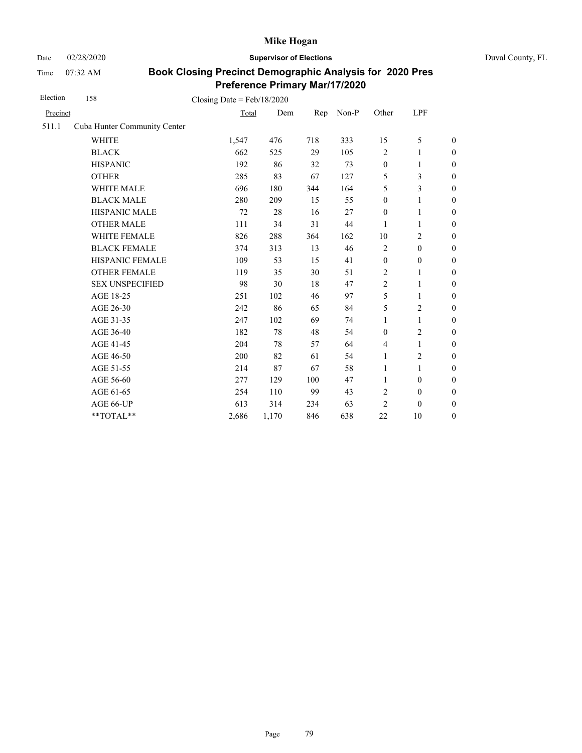# Mike Hogan

Date 02/28/2020 **Supervisor of Elections** Duval County, FL

Time 07:32 AM

## Book Closing Precinct Demographic Analysis for 2020 Pres Preference Primary Mar/17/2020

Election 158 Closing Date = Feb/18/2020

| Precinct | | Total | Dem | Rep | Non-P | Other | LPF | |
|---|---|---|---|---|---|---|---|---|
| 511.1 | Cuba Hunter Community Center | | | | | | | |
| | WHITE | 1,547 | 476 | 718 | 333 | 15 | 5 | 0 |
| | BLACK | 662 | 525 | 29 | 105 | 2 | 1 | 0 |
| | HISPANIC | 192 | 86 | 32 | 73 | 0 | 1 | 0 |
| | OTHER | 285 | 83 | 67 | 127 | 5 | 3 | 0 |
| | WHITE MALE | 696 | 180 | 344 | 164 | 5 | 3 | 0 |
| | BLACK MALE | 280 | 209 | 15 | 55 | 0 | 1 | 0 |
| | HISPANIC MALE | 72 | 28 | 16 | 27 | 0 | 1 | 0 |
| | OTHER MALE | 111 | 34 | 31 | 44 | 1 | 1 | 0 |
| | WHITE FEMALE | 826 | 288 | 364 | 162 | 10 | 2 | 0 |
| | BLACK FEMALE | 374 | 313 | 13 | 46 | 2 | 0 | 0 |
| | HISPANIC FEMALE | 109 | 53 | 15 | 41 | 0 | 0 | 0 |
| | OTHER FEMALE | 119 | 35 | 30 | 51 | 2 | 1 | 0 |
| | SEX UNSPECIFIED | 98 | 30 | 18 | 47 | 2 | 1 | 0 |
| | AGE 18-25 | 251 | 102 | 46 | 97 | 5 | 1 | 0 |
| | AGE 26-30 | 242 | 86 | 65 | 84 | 5 | 2 | 0 |
| | AGE 31-35 | 247 | 102 | 69 | 74 | 1 | 1 | 0 |
| | AGE 36-40 | 182 | 78 | 48 | 54 | 0 | 2 | 0 |
| | AGE 41-45 | 204 | 78 | 57 | 64 | 4 | 1 | 0 |
| | AGE 46-50 | 200 | 82 | 61 | 54 | 1 | 2 | 0 |
| | AGE 51-55 | 214 | 87 | 67 | 58 | 1 | 1 | 0 |
| | AGE 56-60 | 277 | 129 | 100 | 47 | 1 | 0 | 0 |
| | AGE 61-65 | 254 | 110 | 99 | 43 | 2 | 0 | 0 |
| | AGE 66-UP | 613 | 314 | 234 | 63 | 2 | 0 | 0 |
| | **TOTAL** | 2,686 | 1,170 | 846 | 638 | 22 | 10 | 0 |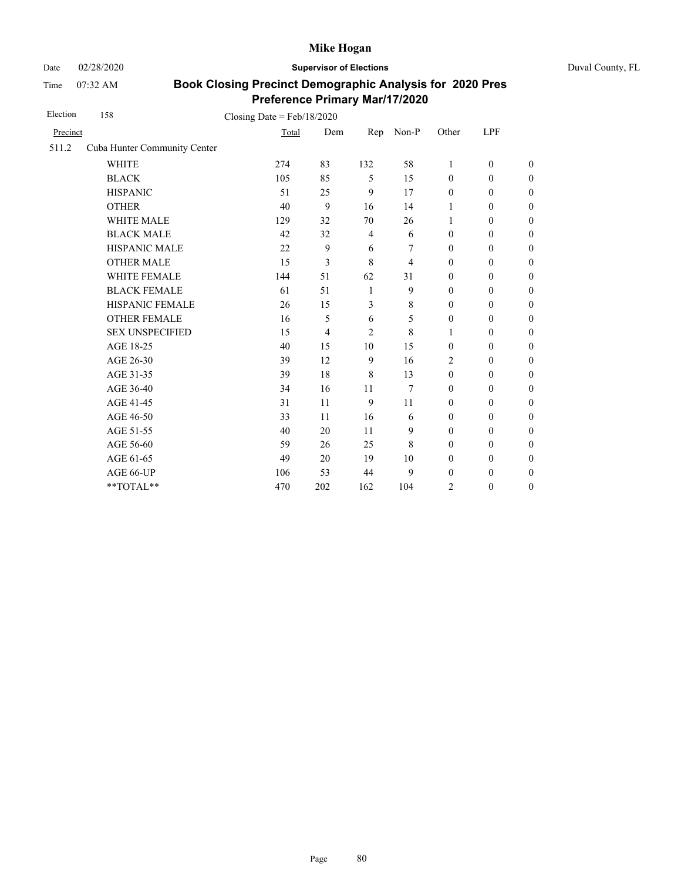# Mike Hogan

Date 02/28/2020 **Supervisor of Elections** Duval County, FL

Time 07:32 AM

## Book Closing Precinct Demographic Analysis for 2020 Pres Preference Primary Mar/17/2020

Election 158 Closing Date = Feb/18/2020

| Precinct | | Total | Dem | Rep | Non-P | Other | LPF | |
|---|---|---|---|---|---|---|---|---|
| 511.2 | Cuba Hunter Community Center | | | | | | | |
| | WHITE | 274 | 83 | 132 | 58 | 1 | 0 | 0 |
| | BLACK | 105 | 85 | 5 | 15 | 0 | 0 | 0 |
| | HISPANIC | 51 | 25 | 9 | 17 | 0 | 0 | 0 |
| | OTHER | 40 | 9 | 16 | 14 | 1 | 0 | 0 |
| | WHITE MALE | 129 | 32 | 70 | 26 | 1 | 0 | 0 |
| | BLACK MALE | 42 | 32 | 4 | 6 | 0 | 0 | 0 |
| | HISPANIC MALE | 22 | 9 | 6 | 7 | 0 | 0 | 0 |
| | OTHER MALE | 15 | 3 | 8 | 4 | 0 | 0 | 0 |
| | WHITE FEMALE | 144 | 51 | 62 | 31 | 0 | 0 | 0 |
| | BLACK FEMALE | 61 | 51 | 1 | 9 | 0 | 0 | 0 |
| | HISPANIC FEMALE | 26 | 15 | 3 | 8 | 0 | 0 | 0 |
| | OTHER FEMALE | 16 | 5 | 6 | 5 | 0 | 0 | 0 |
| | SEX UNSPECIFIED | 15 | 4 | 2 | 8 | 1 | 0 | 0 |
| | AGE 18-25 | 40 | 15 | 10 | 15 | 0 | 0 | 0 |
| | AGE 26-30 | 39 | 12 | 9 | 16 | 2 | 0 | 0 |
| | AGE 31-35 | 39 | 18 | 8 | 13 | 0 | 0 | 0 |
| | AGE 36-40 | 34 | 16 | 11 | 7 | 0 | 0 | 0 |
| | AGE 41-45 | 31 | 11 | 9 | 11 | 0 | 0 | 0 |
| | AGE 46-50 | 33 | 11 | 16 | 6 | 0 | 0 | 0 |
| | AGE 51-55 | 40 | 20 | 11 | 9 | 0 | 0 | 0 |
| | AGE 56-60 | 59 | 26 | 25 | 8 | 0 | 0 | 0 |
| | AGE 61-65 | 49 | 20 | 19 | 10 | 0 | 0 | 0 |
| | AGE 66-UP | 106 | 53 | 44 | 9 | 0 | 0 | 0 |
| | **TOTAL** | 470 | 202 | 162 | 104 | 2 | 0 | 0 |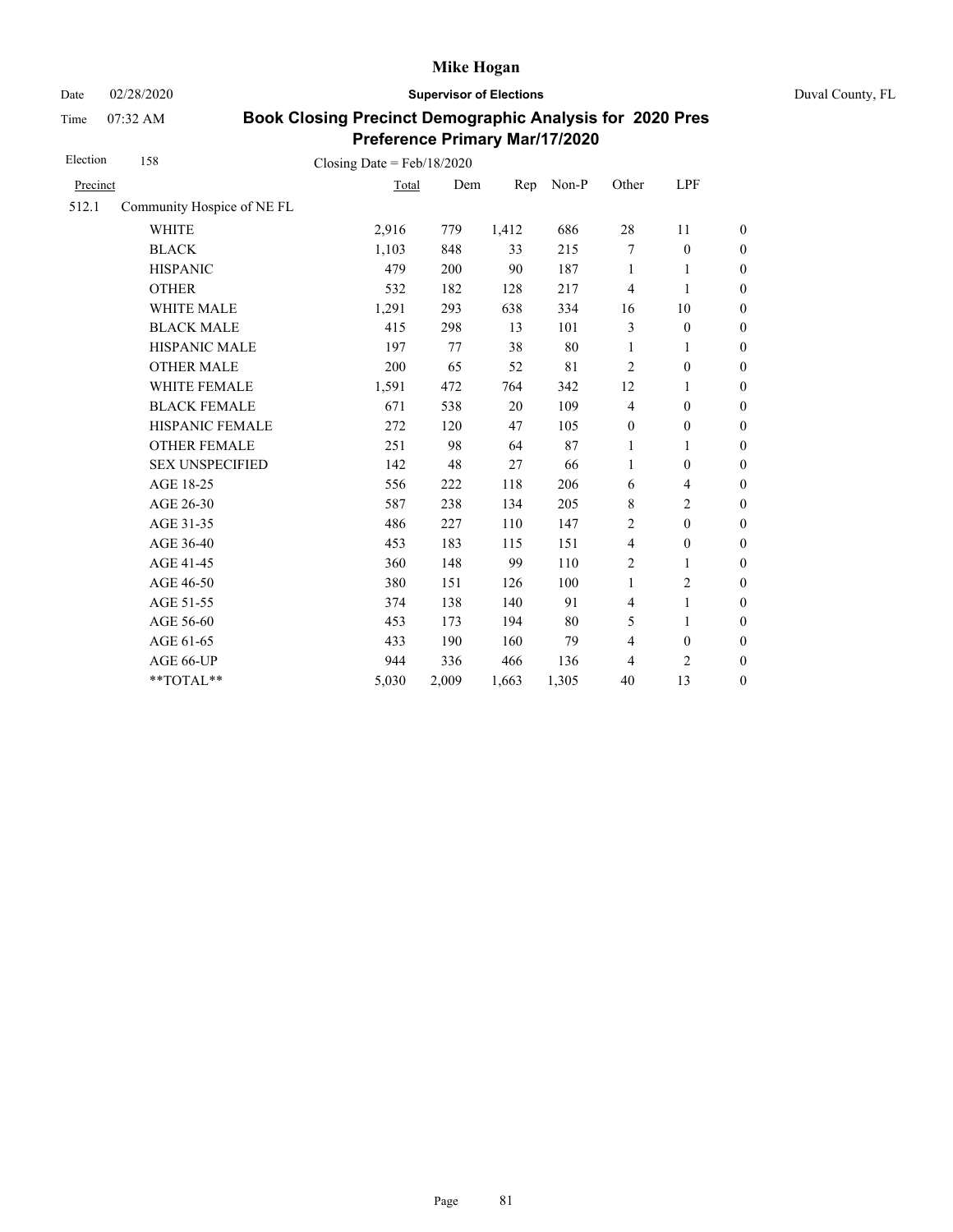**Mike Hogan**

Date 02/28/2020 **Supervisor of Elections** Duval County, FL

Time 07:32 AM

## Book Closing Precinct Demographic Analysis for 2020 Pres Preference Primary Mar/17/2020

Election 158 Closing Date = Feb/18/2020

| Precinct | | Total | Dem | Rep | Non-P | Other | LPF | |
|---|---|---|---|---|---|---|---|---|
| 512.1 | Community Hospice of NE FL | | | | | | | |
| | WHITE | 2,916 | 779 | 1,412 | 686 | 28 | 11 | 0 |
| | BLACK | 1,103 | 848 | 33 | 215 | 7 | 0 | 0 |
| | HISPANIC | 479 | 200 | 90 | 187 | 1 | 1 | 0 |
| | OTHER | 532 | 182 | 128 | 217 | 4 | 1 | 0 |
| | WHITE MALE | 1,291 | 293 | 638 | 334 | 16 | 10 | 0 |
| | BLACK MALE | 415 | 298 | 13 | 101 | 3 | 0 | 0 |
| | HISPANIC MALE | 197 | 77 | 38 | 80 | 1 | 1 | 0 |
| | OTHER MALE | 200 | 65 | 52 | 81 | 2 | 0 | 0 |
| | WHITE FEMALE | 1,591 | 472 | 764 | 342 | 12 | 1 | 0 |
| | BLACK FEMALE | 671 | 538 | 20 | 109 | 4 | 0 | 0 |
| | HISPANIC FEMALE | 272 | 120 | 47 | 105 | 0 | 0 | 0 |
| | OTHER FEMALE | 251 | 98 | 64 | 87 | 1 | 1 | 0 |
| | SEX UNSPECIFIED | 142 | 48 | 27 | 66 | 1 | 0 | 0 |
| | AGE 18-25 | 556 | 222 | 118 | 206 | 6 | 4 | 0 |
| | AGE 26-30 | 587 | 238 | 134 | 205 | 8 | 2 | 0 |
| | AGE 31-35 | 486 | 227 | 110 | 147 | 2 | 0 | 0 |
| | AGE 36-40 | 453 | 183 | 115 | 151 | 4 | 0 | 0 |
| | AGE 41-45 | 360 | 148 | 99 | 110 | 2 | 1 | 0 |
| | AGE 46-50 | 380 | 151 | 126 | 100 | 1 | 2 | 0 |
| | AGE 51-55 | 374 | 138 | 140 | 91 | 4 | 1 | 0 |
| | AGE 56-60 | 453 | 173 | 194 | 80 | 5 | 1 | 0 |
| | AGE 61-65 | 433 | 190 | 160 | 79 | 4 | 0 | 0 |
| | AGE 66-UP | 944 | 336 | 466 | 136 | 4 | 2 | 0 |
| | **TOTAL** | 5,030 | 2,009 | 1,663 | 1,305 | 40 | 13 | 0 |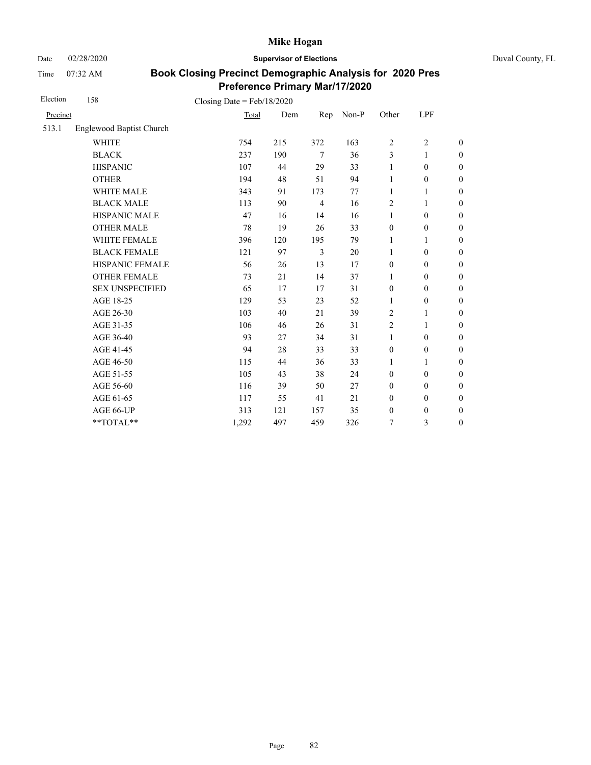**Mike Hogan**

Date 02/28/2020 **Supervisor of Elections** Duval County, FL

Time 07:32 AM

## Book Closing Precinct Demographic Analysis for 2020 Pres Preference Primary Mar/17/2020

Election 158 Closing Date = Feb/18/2020

| Precinct | | Total | Dem | Rep | Non-P | Other | LPF | |
|---|---|---|---|---|---|---|---|---|
| 513.1 | Englewood Baptist Church | | | | | | | |
| | WHITE | 754 | 215 | 372 | 163 | 2 | 2 | 0 |
| | BLACK | 237 | 190 | 7 | 36 | 3 | 1 | 0 |
| | HISPANIC | 107 | 44 | 29 | 33 | 1 | 0 | 0 |
| | OTHER | 194 | 48 | 51 | 94 | 1 | 0 | 0 |
| | WHITE MALE | 343 | 91 | 173 | 77 | 1 | 1 | 0 |
| | BLACK MALE | 113 | 90 | 4 | 16 | 2 | 1 | 0 |
| | HISPANIC MALE | 47 | 16 | 14 | 16 | 1 | 0 | 0 |
| | OTHER MALE | 78 | 19 | 26 | 33 | 0 | 0 | 0 |
| | WHITE FEMALE | 396 | 120 | 195 | 79 | 1 | 1 | 0 |
| | BLACK FEMALE | 121 | 97 | 3 | 20 | 1 | 0 | 0 |
| | HISPANIC FEMALE | 56 | 26 | 13 | 17 | 0 | 0 | 0 |
| | OTHER FEMALE | 73 | 21 | 14 | 37 | 1 | 0 | 0 |
| | SEX UNSPECIFIED | 65 | 17 | 17 | 31 | 0 | 0 | 0 |
| | AGE 18-25 | 129 | 53 | 23 | 52 | 1 | 0 | 0 |
| | AGE 26-30 | 103 | 40 | 21 | 39 | 2 | 1 | 0 |
| | AGE 31-35 | 106 | 46 | 26 | 31 | 2 | 1 | 0 |
| | AGE 36-40 | 93 | 27 | 34 | 31 | 1 | 0 | 0 |
| | AGE 41-45 | 94 | 28 | 33 | 33 | 0 | 0 | 0 |
| | AGE 46-50 | 115 | 44 | 36 | 33 | 1 | 1 | 0 |
| | AGE 51-55 | 105 | 43 | 38 | 24 | 0 | 0 | 0 |
| | AGE 56-60 | 116 | 39 | 50 | 27 | 0 | 0 | 0 |
| | AGE 61-65 | 117 | 55 | 41 | 21 | 0 | 0 | 0 |
| | AGE 66-UP | 313 | 121 | 157 | 35 | 0 | 0 | 0 |
| | **TOTAL** | 1,292 | 497 | 459 | 326 | 7 | 3 | 0 |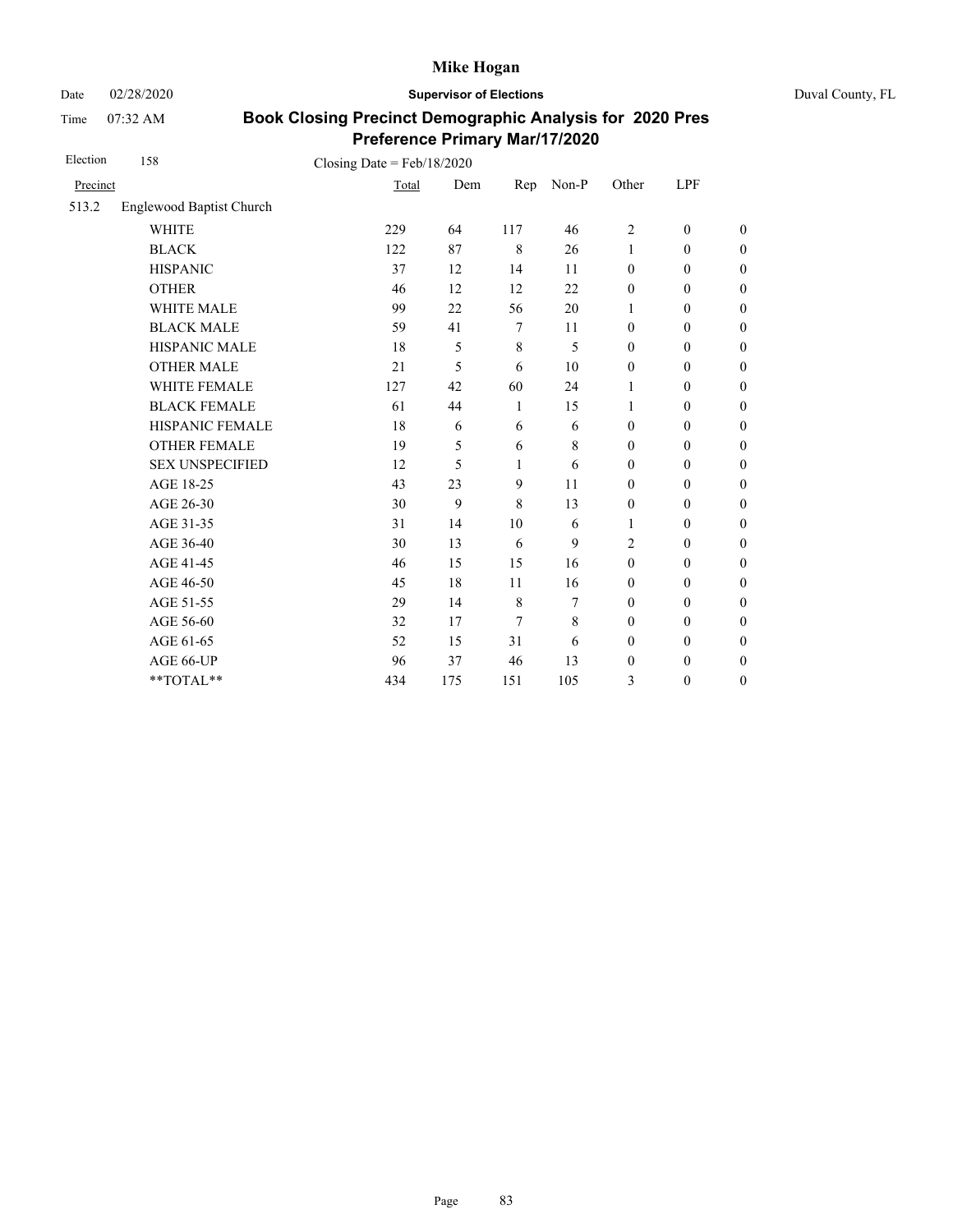# Mike Hogan

Date 02/28/2020 **Supervisor of Elections** Duval County, FL

Time 07:32 AM

## Book Closing Precinct Demographic Analysis for 2020 Pres Preference Primary Mar/17/2020

Election 158 Closing Date = Feb/18/2020

| Precinct | | Total | Dem | Rep | Non-P | Other | LPF | |
|---|---|---|---|---|---|---|---|---|
| 513.2 | Englewood Baptist Church | | | | | | | |
| | WHITE | 229 | 64 | 117 | 46 | 2 | 0 | 0 |
| | BLACK | 122 | 87 | 8 | 26 | 1 | 0 | 0 |
| | HISPANIC | 37 | 12 | 14 | 11 | 0 | 0 | 0 |
| | OTHER | 46 | 12 | 12 | 22 | 0 | 0 | 0 |
| | WHITE MALE | 99 | 22 | 56 | 20 | 1 | 0 | 0 |
| | BLACK MALE | 59 | 41 | 7 | 11 | 0 | 0 | 0 |
| | HISPANIC MALE | 18 | 5 | 8 | 5 | 0 | 0 | 0 |
| | OTHER MALE | 21 | 5 | 6 | 10 | 0 | 0 | 0 |
| | WHITE FEMALE | 127 | 42 | 60 | 24 | 1 | 0 | 0 |
| | BLACK FEMALE | 61 | 44 | 1 | 15 | 1 | 0 | 0 |
| | HISPANIC FEMALE | 18 | 6 | 6 | 6 | 0 | 0 | 0 |
| | OTHER FEMALE | 19 | 5 | 6 | 8 | 0 | 0 | 0 |
| | SEX UNSPECIFIED | 12 | 5 | 1 | 6 | 0 | 0 | 0 |
| | AGE 18-25 | 43 | 23 | 9 | 11 | 0 | 0 | 0 |
| | AGE 26-30 | 30 | 9 | 8 | 13 | 0 | 0 | 0 |
| | AGE 31-35 | 31 | 14 | 10 | 6 | 1 | 0 | 0 |
| | AGE 36-40 | 30 | 13 | 6 | 9 | 2 | 0 | 0 |
| | AGE 41-45 | 46 | 15 | 15 | 16 | 0 | 0 | 0 |
| | AGE 46-50 | 45 | 18 | 11 | 16 | 0 | 0 | 0 |
| | AGE 51-55 | 29 | 14 | 8 | 7 | 0 | 0 | 0 |
| | AGE 56-60 | 32 | 17 | 7 | 8 | 0 | 0 | 0 |
| | AGE 61-65 | 52 | 15 | 31 | 6 | 0 | 0 | 0 |
| | AGE 66-UP | 96 | 37 | 46 | 13 | 0 | 0 | 0 |
| | **TOTAL** | 434 | 175 | 151 | 105 | 3 | 0 | 0 |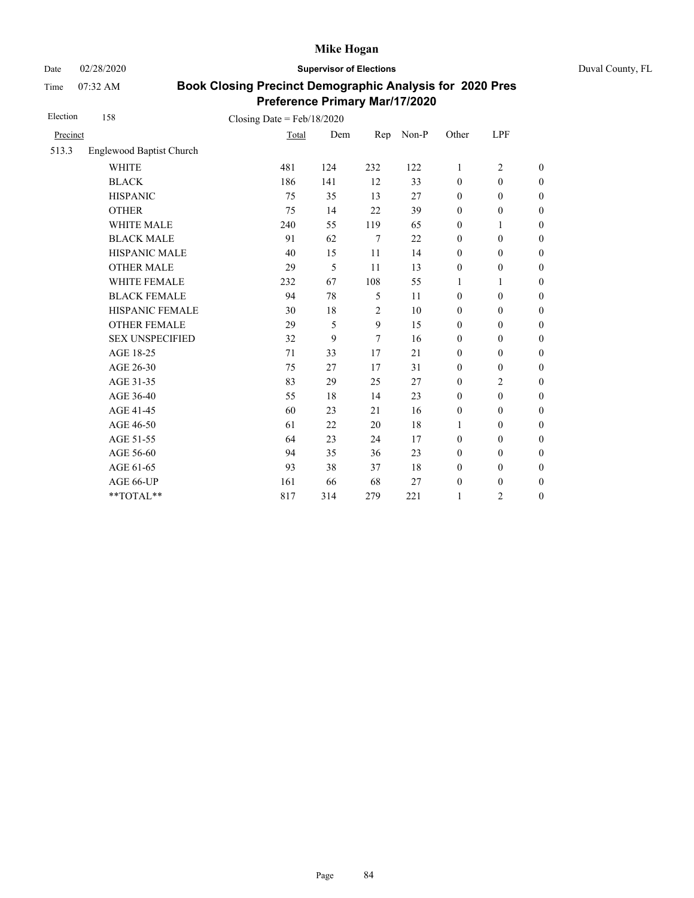# Mike Hogan

Date 02/28/2020 **Supervisor of Elections** Duval County, FL

Time 07:32 AM

## Book Closing Precinct Demographic Analysis for 2020 Pres Preference Primary Mar/17/2020

Election 158 Closing Date = Feb/18/2020

| Precinct | | Total | Dem | Rep | Non-P | Other | LPF | |
|---|---|---|---|---|---|---|---|---|
| 513.3 | Englewood Baptist Church | | | | | | | |
| | WHITE | 481 | 124 | 232 | 122 | 1 | 2 | 0 |
| | BLACK | 186 | 141 | 12 | 33 | 0 | 0 | 0 |
| | HISPANIC | 75 | 35 | 13 | 27 | 0 | 0 | 0 |
| | OTHER | 75 | 14 | 22 | 39 | 0 | 0 | 0 |
| | WHITE MALE | 240 | 55 | 119 | 65 | 0 | 1 | 0 |
| | BLACK MALE | 91 | 62 | 7 | 22 | 0 | 0 | 0 |
| | HISPANIC MALE | 40 | 15 | 11 | 14 | 0 | 0 | 0 |
| | OTHER MALE | 29 | 5 | 11 | 13 | 0 | 0 | 0 |
| | WHITE FEMALE | 232 | 67 | 108 | 55 | 1 | 1 | 0 |
| | BLACK FEMALE | 94 | 78 | 5 | 11 | 0 | 0 | 0 |
| | HISPANIC FEMALE | 30 | 18 | 2 | 10 | 0 | 0 | 0 |
| | OTHER FEMALE | 29 | 5 | 9 | 15 | 0 | 0 | 0 |
| | SEX UNSPECIFIED | 32 | 9 | 7 | 16 | 0 | 0 | 0 |
| | AGE 18-25 | 71 | 33 | 17 | 21 | 0 | 0 | 0 |
| | AGE 26-30 | 75 | 27 | 17 | 31 | 0 | 0 | 0 |
| | AGE 31-35 | 83 | 29 | 25 | 27 | 0 | 2 | 0 |
| | AGE 36-40 | 55 | 18 | 14 | 23 | 0 | 0 | 0 |
| | AGE 41-45 | 60 | 23 | 21 | 16 | 0 | 0 | 0 |
| | AGE 46-50 | 61 | 22 | 20 | 18 | 1 | 0 | 0 |
| | AGE 51-55 | 64 | 23 | 24 | 17 | 0 | 0 | 0 |
| | AGE 56-60 | 94 | 35 | 36 | 23 | 0 | 0 | 0 |
| | AGE 61-65 | 93 | 38 | 37 | 18 | 0 | 0 | 0 |
| | AGE 66-UP | 161 | 66 | 68 | 27 | 0 | 0 | 0 |
| | **TOTAL** | 817 | 314 | 279 | 221 | 1 | 2 | 0 |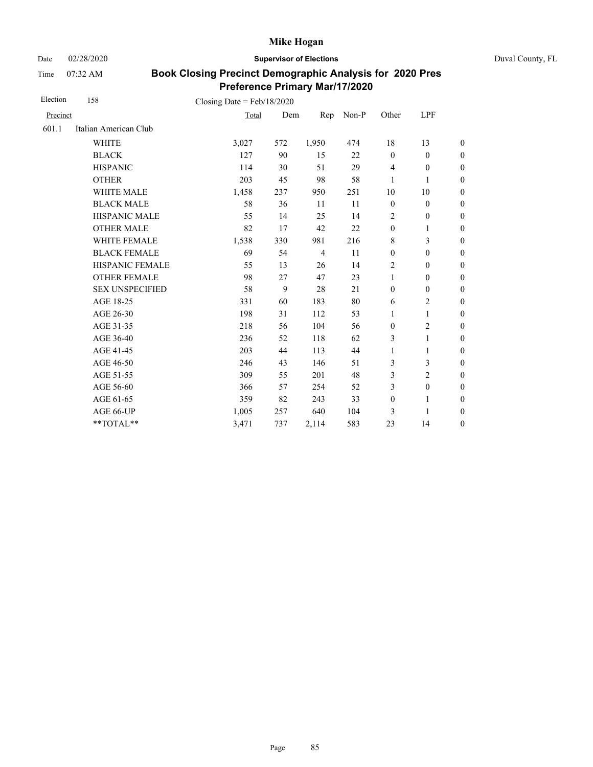**Mike Hogan**

Date 02/28/2020 **Supervisor of Elections** Duval County, FL

Time 07:32 AM

**Book Closing Precinct Demographic Analysis for 2020 Pres Preference Primary Mar/17/2020**

Election 158 Closing Date = Feb/18/2020

| Precinct | | Total | Dem | Rep | Non-P | Other | LPF | |
|---|---|---|---|---|---|---|---|---|
| 601.1 | Italian American Club | | | | | | | |
| | WHITE | 3,027 | 572 | 1,950 | 474 | 18 | 13 | 0 |
| | BLACK | 127 | 90 | 15 | 22 | 0 | 0 | 0 |
| | HISPANIC | 114 | 30 | 51 | 29 | 4 | 0 | 0 |
| | OTHER | 203 | 45 | 98 | 58 | 1 | 1 | 0 |
| | WHITE MALE | 1,458 | 237 | 950 | 251 | 10 | 10 | 0 |
| | BLACK MALE | 58 | 36 | 11 | 11 | 0 | 0 | 0 |
| | HISPANIC MALE | 55 | 14 | 25 | 14 | 2 | 0 | 0 |
| | OTHER MALE | 82 | 17 | 42 | 22 | 0 | 1 | 0 |
| | WHITE FEMALE | 1,538 | 330 | 981 | 216 | 8 | 3 | 0 |
| | BLACK FEMALE | 69 | 54 | 4 | 11 | 0 | 0 | 0 |
| | HISPANIC FEMALE | 55 | 13 | 26 | 14 | 2 | 0 | 0 |
| | OTHER FEMALE | 98 | 27 | 47 | 23 | 1 | 0 | 0 |
| | SEX UNSPECIFIED | 58 | 9 | 28 | 21 | 0 | 0 | 0 |
| | AGE 18-25 | 331 | 60 | 183 | 80 | 6 | 2 | 0 |
| | AGE 26-30 | 198 | 31 | 112 | 53 | 1 | 1 | 0 |
| | AGE 31-35 | 218 | 56 | 104 | 56 | 0 | 2 | 0 |
| | AGE 36-40 | 236 | 52 | 118 | 62 | 3 | 1 | 0 |
| | AGE 41-45 | 203 | 44 | 113 | 44 | 1 | 1 | 0 |
| | AGE 46-50 | 246 | 43 | 146 | 51 | 3 | 3 | 0 |
| | AGE 51-55 | 309 | 55 | 201 | 48 | 3 | 2 | 0 |
| | AGE 56-60 | 366 | 57 | 254 | 52 | 3 | 0 | 0 |
| | AGE 61-65 | 359 | 82 | 243 | 33 | 0 | 1 | 0 |
| | AGE 66-UP | 1,005 | 257 | 640 | 104 | 3 | 1 | 0 |
| | **TOTAL** | 3,471 | 737 | 2,114 | 583 | 23 | 14 | 0 |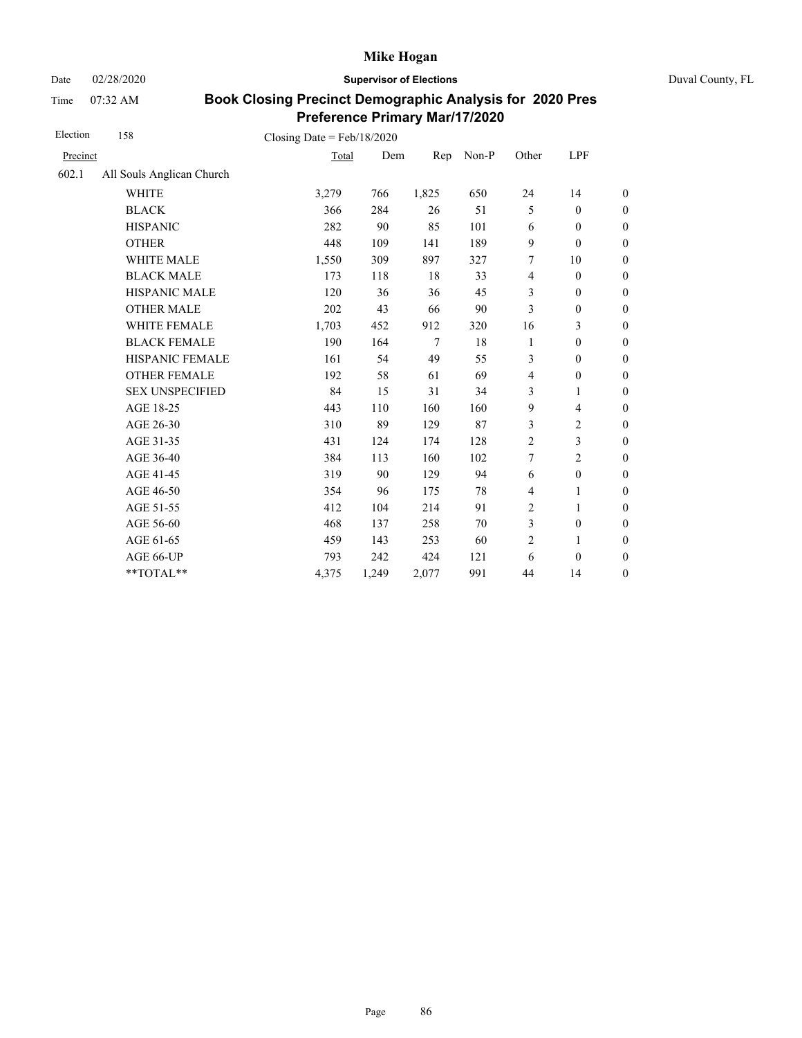# Mike Hogan

Date 02/28/2020 **Supervisor of Elections** Duval County, FL

Time 07:32 AM

## Book Closing Precinct Demographic Analysis for 2020 Pres Preference Primary Mar/17/2020

Election 158 Closing Date = Feb/18/2020

| Precinct | | Total | Dem | Rep | Non-P | Other | LPF | |
|---|---|---|---|---|---|---|---|---|
| 602.1 | All Souls Anglican Church | | | | | | | |
| | WHITE | 3,279 | 766 | 1,825 | 650 | 24 | 14 | 0 |
| | BLACK | 366 | 284 | 26 | 51 | 5 | 0 | 0 |
| | HISPANIC | 282 | 90 | 85 | 101 | 6 | 0 | 0 |
| | OTHER | 448 | 109 | 141 | 189 | 9 | 0 | 0 |
| | WHITE MALE | 1,550 | 309 | 897 | 327 | 7 | 10 | 0 |
| | BLACK MALE | 173 | 118 | 18 | 33 | 4 | 0 | 0 |
| | HISPANIC MALE | 120 | 36 | 36 | 45 | 3 | 0 | 0 |
| | OTHER MALE | 202 | 43 | 66 | 90 | 3 | 0 | 0 |
| | WHITE FEMALE | 1,703 | 452 | 912 | 320 | 16 | 3 | 0 |
| | BLACK FEMALE | 190 | 164 | 7 | 18 | 1 | 0 | 0 |
| | HISPANIC FEMALE | 161 | 54 | 49 | 55 | 3 | 0 | 0 |
| | OTHER FEMALE | 192 | 58 | 61 | 69 | 4 | 0 | 0 |
| | SEX UNSPECIFIED | 84 | 15 | 31 | 34 | 3 | 1 | 0 |
| | AGE 18-25 | 443 | 110 | 160 | 160 | 9 | 4 | 0 |
| | AGE 26-30 | 310 | 89 | 129 | 87 | 3 | 2 | 0 |
| | AGE 31-35 | 431 | 124 | 174 | 128 | 2 | 3 | 0 |
| | AGE 36-40 | 384 | 113 | 160 | 102 | 7 | 2 | 0 |
| | AGE 41-45 | 319 | 90 | 129 | 94 | 6 | 0 | 0 |
| | AGE 46-50 | 354 | 96 | 175 | 78 | 4 | 1 | 0 |
| | AGE 51-55 | 412 | 104 | 214 | 91 | 2 | 1 | 0 |
| | AGE 56-60 | 468 | 137 | 258 | 70 | 3 | 0 | 0 |
| | AGE 61-65 | 459 | 143 | 253 | 60 | 2 | 1 | 0 |
| | AGE 66-UP | 793 | 242 | 424 | 121 | 6 | 0 | 0 |
| | **TOTAL** | 4,375 | 1,249 | 2,077 | 991 | 44 | 14 | 0 |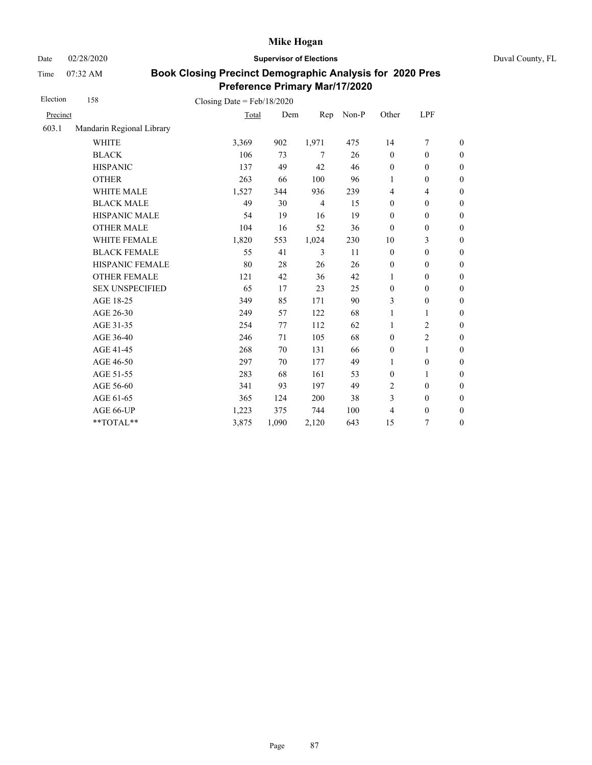# Mike Hogan

Date 02/28/2020 **Supervisor of Elections** Duval County, FL

Time 07:32 AM

## Book Closing Precinct Demographic Analysis for 2020 Pres Preference Primary Mar/17/2020

Election 158 Closing Date = Feb/18/2020

| Precinct | | Total | Dem | Rep | Non-P | Other | LPF | |
|---|---|---|---|---|---|---|---|---|
| 603.1 | Mandarin Regional Library | | | | | | | |
| | WHITE | 3,369 | 902 | 1,971 | 475 | 14 | 7 | 0 |
| | BLACK | 106 | 73 | 7 | 26 | 0 | 0 | 0 |
| | HISPANIC | 137 | 49 | 42 | 46 | 0 | 0 | 0 |
| | OTHER | 263 | 66 | 100 | 96 | 1 | 0 | 0 |
| | WHITE MALE | 1,527 | 344 | 936 | 239 | 4 | 4 | 0 |
| | BLACK MALE | 49 | 30 | 4 | 15 | 0 | 0 | 0 |
| | HISPANIC MALE | 54 | 19 | 16 | 19 | 0 | 0 | 0 |
| | OTHER MALE | 104 | 16 | 52 | 36 | 0 | 0 | 0 |
| | WHITE FEMALE | 1,820 | 553 | 1,024 | 230 | 10 | 3 | 0 |
| | BLACK FEMALE | 55 | 41 | 3 | 11 | 0 | 0 | 0 |
| | HISPANIC FEMALE | 80 | 28 | 26 | 26 | 0 | 0 | 0 |
| | OTHER FEMALE | 121 | 42 | 36 | 42 | 1 | 0 | 0 |
| | SEX UNSPECIFIED | 65 | 17 | 23 | 25 | 0 | 0 | 0 |
| | AGE 18-25 | 349 | 85 | 171 | 90 | 3 | 0 | 0 |
| | AGE 26-30 | 249 | 57 | 122 | 68 | 1 | 1 | 0 |
| | AGE 31-35 | 254 | 77 | 112 | 62 | 1 | 2 | 0 |
| | AGE 36-40 | 246 | 71 | 105 | 68 | 0 | 2 | 0 |
| | AGE 41-45 | 268 | 70 | 131 | 66 | 0 | 1 | 0 |
| | AGE 46-50 | 297 | 70 | 177 | 49 | 1 | 0 | 0 |
| | AGE 51-55 | 283 | 68 | 161 | 53 | 0 | 1 | 0 |
| | AGE 56-60 | 341 | 93 | 197 | 49 | 2 | 0 | 0 |
| | AGE 61-65 | 365 | 124 | 200 | 38 | 3 | 0 | 0 |
| | AGE 66-UP | 1,223 | 375 | 744 | 100 | 4 | 0 | 0 |
| | **TOTAL** | 3,875 | 1,090 | 2,120 | 643 | 15 | 7 | 0 |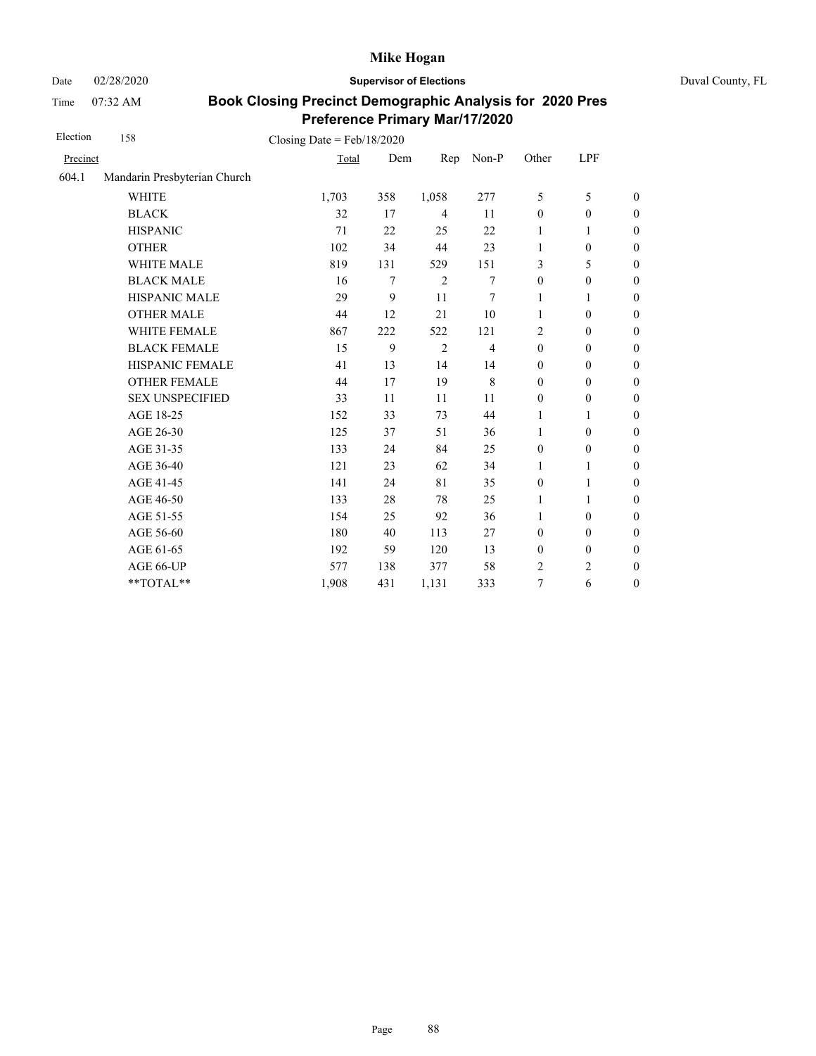# Mike Hogan

Date 02/28/2020 **Supervisor of Elections** Duval County, FL

Time 07:32 AM

## Book Closing Precinct Demographic Analysis for 2020 Pres Preference Primary Mar/17/2020

Election 158 Closing Date = Feb/18/2020

| Precinct | | Total | Dem | Rep | Non-P | Other | LPF | |
|---|---|---|---|---|---|---|---|---|
| 604.1 | Mandarin Presbyterian Church | | | | | | | |
| | WHITE | 1,703 | 358 | 1,058 | 277 | 5 | 5 | 0 |
| | BLACK | 32 | 17 | 4 | 11 | 0 | 0 | 0 |
| | HISPANIC | 71 | 22 | 25 | 22 | 1 | 1 | 0 |
| | OTHER | 102 | 34 | 44 | 23 | 1 | 0 | 0 |
| | WHITE MALE | 819 | 131 | 529 | 151 | 3 | 5 | 0 |
| | BLACK MALE | 16 | 7 | 2 | 7 | 0 | 0 | 0 |
| | HISPANIC MALE | 29 | 9 | 11 | 7 | 1 | 1 | 0 |
| | OTHER MALE | 44 | 12 | 21 | 10 | 1 | 0 | 0 |
| | WHITE FEMALE | 867 | 222 | 522 | 121 | 2 | 0 | 0 |
| | BLACK FEMALE | 15 | 9 | 2 | 4 | 0 | 0 | 0 |
| | HISPANIC FEMALE | 41 | 13 | 14 | 14 | 0 | 0 | 0 |
| | OTHER FEMALE | 44 | 17 | 19 | 8 | 0 | 0 | 0 |
| | SEX UNSPECIFIED | 33 | 11 | 11 | 11 | 0 | 0 | 0 |
| | AGE 18-25 | 152 | 33 | 73 | 44 | 1 | 1 | 0 |
| | AGE 26-30 | 125 | 37 | 51 | 36 | 1 | 0 | 0 |
| | AGE 31-35 | 133 | 24 | 84 | 25 | 0 | 0 | 0 |
| | AGE 36-40 | 121 | 23 | 62 | 34 | 1 | 1 | 0 |
| | AGE 41-45 | 141 | 24 | 81 | 35 | 0 | 1 | 0 |
| | AGE 46-50 | 133 | 28 | 78 | 25 | 1 | 1 | 0 |
| | AGE 51-55 | 154 | 25 | 92 | 36 | 1 | 0 | 0 |
| | AGE 56-60 | 180 | 40 | 113 | 27 | 0 | 0 | 0 |
| | AGE 61-65 | 192 | 59 | 120 | 13 | 0 | 0 | 0 |
| | AGE 66-UP | 577 | 138 | 377 | 58 | 2 | 2 | 0 |
| | **TOTAL** | 1,908 | 431 | 1,131 | 333 | 7 | 6 | 0 |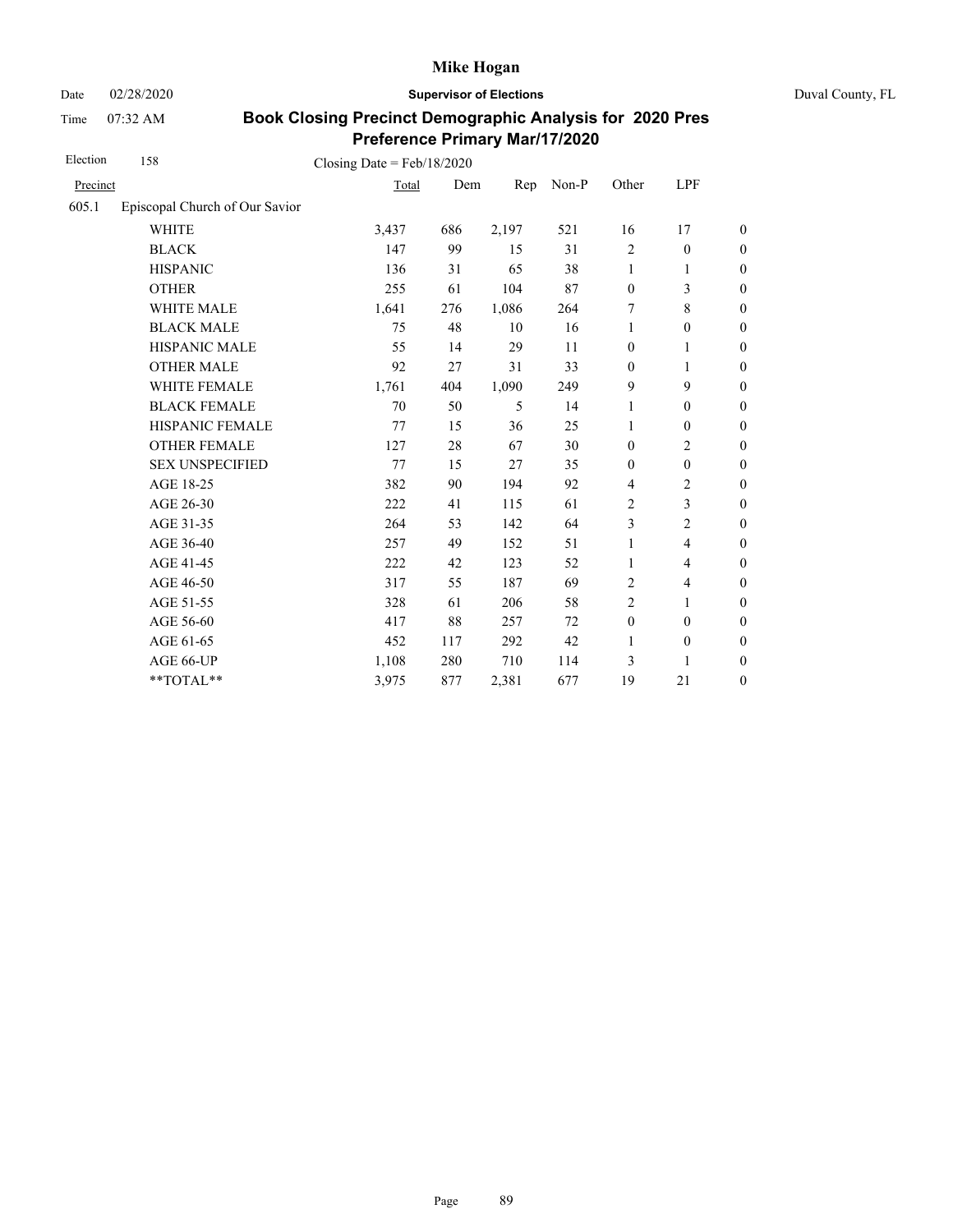# Mike Hogan

Date 02/28/2020 **Supervisor of Elections** Duval County, FL

Time 07:32 AM

## Book Closing Precinct Demographic Analysis for 2020 Pres Preference Primary Mar/17/2020

Election 158 Closing Date = Feb/18/2020

| Precinct | | Total | Dem | Rep | Non-P | Other | LPF | |
|---|---|---|---|---|---|---|---|---|
| 605.1 | Episcopal Church of Our Savior | | | | | | | |
| | WHITE | 3,437 | 686 | 2,197 | 521 | 16 | 17 | 0 |
| | BLACK | 147 | 99 | 15 | 31 | 2 | 0 | 0 |
| | HISPANIC | 136 | 31 | 65 | 38 | 1 | 1 | 0 |
| | OTHER | 255 | 61 | 104 | 87 | 0 | 3 | 0 |
| | WHITE MALE | 1,641 | 276 | 1,086 | 264 | 7 | 8 | 0 |
| | BLACK MALE | 75 | 48 | 10 | 16 | 1 | 0 | 0 |
| | HISPANIC MALE | 55 | 14 | 29 | 11 | 0 | 1 | 0 |
| | OTHER MALE | 92 | 27 | 31 | 33 | 0 | 1 | 0 |
| | WHITE FEMALE | 1,761 | 404 | 1,090 | 249 | 9 | 9 | 0 |
| | BLACK FEMALE | 70 | 50 | 5 | 14 | 1 | 0 | 0 |
| | HISPANIC FEMALE | 77 | 15 | 36 | 25 | 1 | 0 | 0 |
| | OTHER FEMALE | 127 | 28 | 67 | 30 | 0 | 2 | 0 |
| | SEX UNSPECIFIED | 77 | 15 | 27 | 35 | 0 | 0 | 0 |
| | AGE 18-25 | 382 | 90 | 194 | 92 | 4 | 2 | 0 |
| | AGE 26-30 | 222 | 41 | 115 | 61 | 2 | 3 | 0 |
| | AGE 31-35 | 264 | 53 | 142 | 64 | 3 | 2 | 0 |
| | AGE 36-40 | 257 | 49 | 152 | 51 | 1 | 4 | 0 |
| | AGE 41-45 | 222 | 42 | 123 | 52 | 1 | 4 | 0 |
| | AGE 46-50 | 317 | 55 | 187 | 69 | 2 | 4 | 0 |
| | AGE 51-55 | 328 | 61 | 206 | 58 | 2 | 1 | 0 |
| | AGE 56-60 | 417 | 88 | 257 | 72 | 0 | 0 | 0 |
| | AGE 61-65 | 452 | 117 | 292 | 42 | 1 | 0 | 0 |
| | AGE 66-UP | 1,108 | 280 | 710 | 114 | 3 | 1 | 0 |
| | **TOTAL** | 3,975 | 877 | 2,381 | 677 | 19 | 21 | 0 |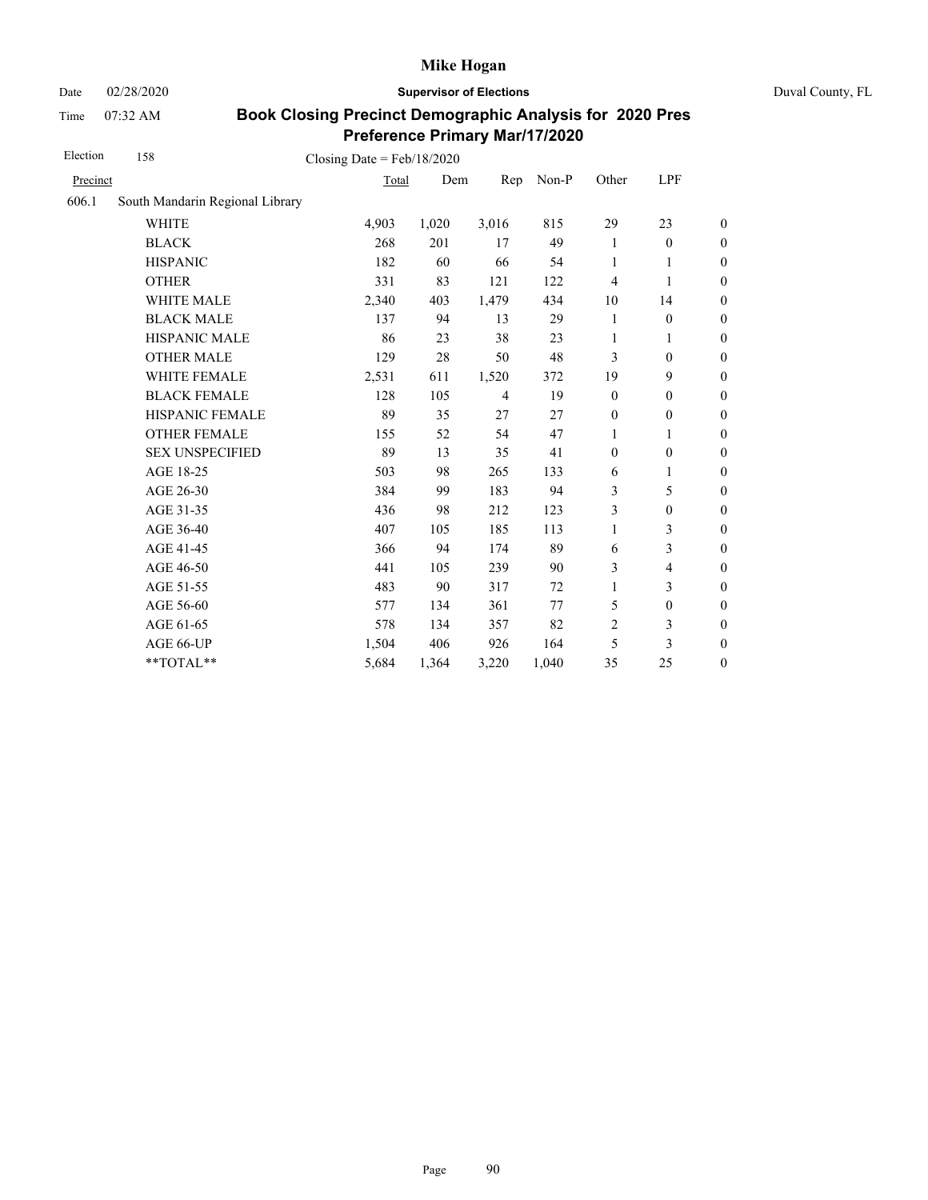# Mike Hogan

Date 02/28/2020 **Supervisor of Elections** Duval County, FL

Time 07:32 AM

## Book Closing Precinct Demographic Analysis for 2020 Pres Preference Primary Mar/17/2020

Election 158 Closing Date = Feb/18/2020

| Precinct | | Total | Dem | Rep | Non-P | Other | LPF | |
|---|---|---|---|---|---|---|---|---|
| 606.1 | South Mandarin Regional Library | | | | | | | |
| | WHITE | 4,903 | 1,020 | 3,016 | 815 | 29 | 23 | 0 |
| | BLACK | 268 | 201 | 17 | 49 | 1 | 0 | 0 |
| | HISPANIC | 182 | 60 | 66 | 54 | 1 | 1 | 0 |
| | OTHER | 331 | 83 | 121 | 122 | 4 | 1 | 0 |
| | WHITE MALE | 2,340 | 403 | 1,479 | 434 | 10 | 14 | 0 |
| | BLACK MALE | 137 | 94 | 13 | 29 | 1 | 0 | 0 |
| | HISPANIC MALE | 86 | 23 | 38 | 23 | 1 | 1 | 0 |
| | OTHER MALE | 129 | 28 | 50 | 48 | 3 | 0 | 0 |
| | WHITE FEMALE | 2,531 | 611 | 1,520 | 372 | 19 | 9 | 0 |
| | BLACK FEMALE | 128 | 105 | 4 | 19 | 0 | 0 | 0 |
| | HISPANIC FEMALE | 89 | 35 | 27 | 27 | 0 | 0 | 0 |
| | OTHER FEMALE | 155 | 52 | 54 | 47 | 1 | 1 | 0 |
| | SEX UNSPECIFIED | 89 | 13 | 35 | 41 | 0 | 0 | 0 |
| | AGE 18-25 | 503 | 98 | 265 | 133 | 6 | 1 | 0 |
| | AGE 26-30 | 384 | 99 | 183 | 94 | 3 | 5 | 0 |
| | AGE 31-35 | 436 | 98 | 212 | 123 | 3 | 0 | 0 |
| | AGE 36-40 | 407 | 105 | 185 | 113 | 1 | 3 | 0 |
| | AGE 41-45 | 366 | 94 | 174 | 89 | 6 | 3 | 0 |
| | AGE 46-50 | 441 | 105 | 239 | 90 | 3 | 4 | 0 |
| | AGE 51-55 | 483 | 90 | 317 | 72 | 1 | 3 | 0 |
| | AGE 56-60 | 577 | 134 | 361 | 77 | 5 | 0 | 0 |
| | AGE 61-65 | 578 | 134 | 357 | 82 | 2 | 3 | 0 |
| | AGE 66-UP | 1,504 | 406 | 926 | 164 | 5 | 3 | 0 |
| | **TOTAL** | 5,684 | 1,364 | 3,220 | 1,040 | 35 | 25 | 0 |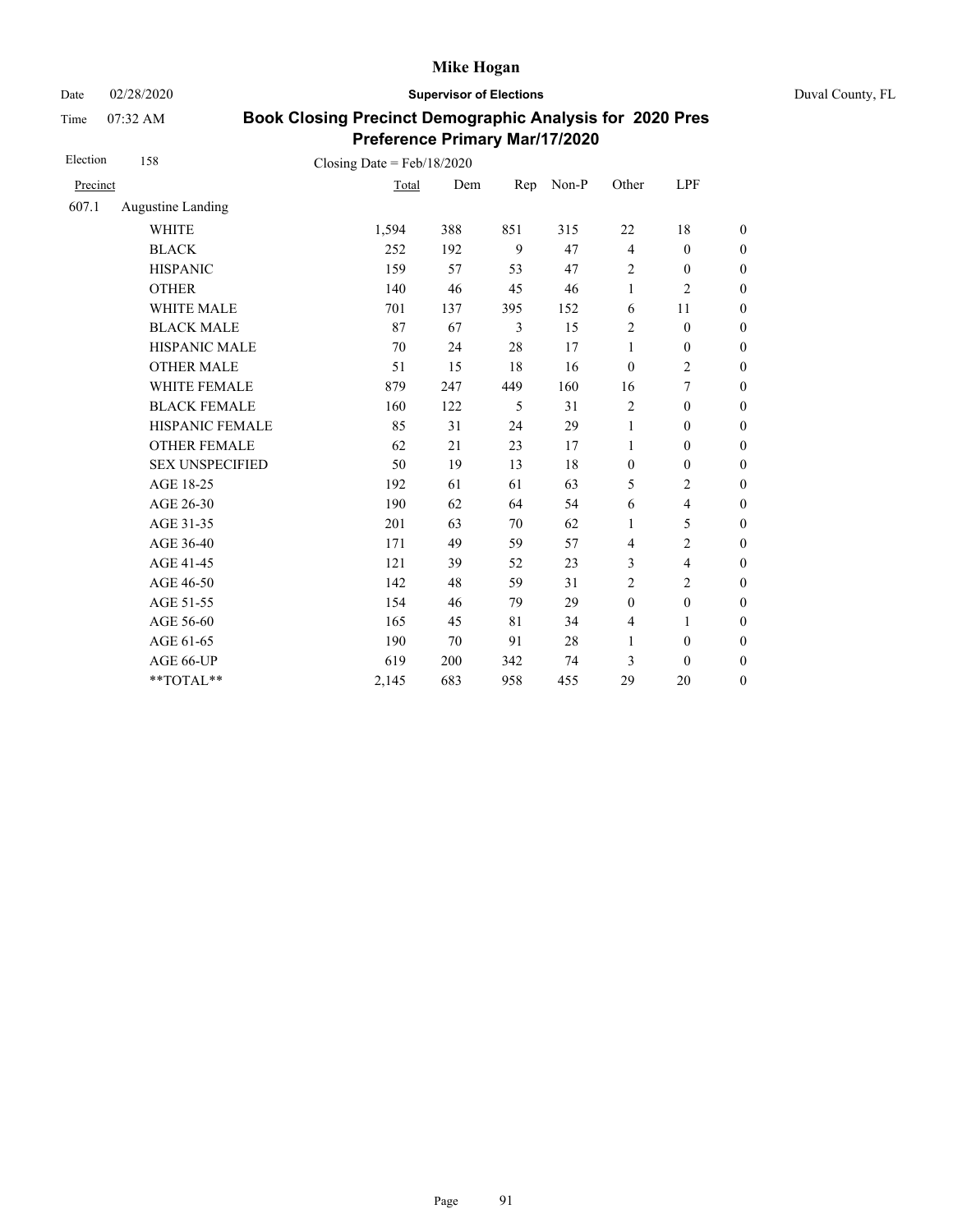**Mike Hogan**

Date 02/28/2020 **Supervisor of Elections** Duval County, FL

Time 07:32 AM

## Book Closing Precinct Demographic Analysis for 2020 Pres Preference Primary Mar/17/2020

Election 158 Closing Date = Feb/18/2020

| Precinct | | Total | Dem | Rep | Non-P | Other | LPF | |
|---|---|---|---|---|---|---|---|---|
| 607.1 | Augustine Landing | | | | | | | |
| | WHITE | 1,594 | 388 | 851 | 315 | 22 | 18 | 0 |
| | BLACK | 252 | 192 | 9 | 47 | 4 | 0 | 0 |
| | HISPANIC | 159 | 57 | 53 | 47 | 2 | 0 | 0 |
| | OTHER | 140 | 46 | 45 | 46 | 1 | 2 | 0 |
| | WHITE MALE | 701 | 137 | 395 | 152 | 6 | 11 | 0 |
| | BLACK MALE | 87 | 67 | 3 | 15 | 2 | 0 | 0 |
| | HISPANIC MALE | 70 | 24 | 28 | 17 | 1 | 0 | 0 |
| | OTHER MALE | 51 | 15 | 18 | 16 | 0 | 2 | 0 |
| | WHITE FEMALE | 879 | 247 | 449 | 160 | 16 | 7 | 0 |
| | BLACK FEMALE | 160 | 122 | 5 | 31 | 2 | 0 | 0 |
| | HISPANIC FEMALE | 85 | 31 | 24 | 29 | 1 | 0 | 0 |
| | OTHER FEMALE | 62 | 21 | 23 | 17 | 1 | 0 | 0 |
| | SEX UNSPECIFIED | 50 | 19 | 13 | 18 | 0 | 0 | 0 |
| | AGE 18-25 | 192 | 61 | 61 | 63 | 5 | 2 | 0 |
| | AGE 26-30 | 190 | 62 | 64 | 54 | 6 | 4 | 0 |
| | AGE 31-35 | 201 | 63 | 70 | 62 | 1 | 5 | 0 |
| | AGE 36-40 | 171 | 49 | 59 | 57 | 4 | 2 | 0 |
| | AGE 41-45 | 121 | 39 | 52 | 23 | 3 | 4 | 0 |
| | AGE 46-50 | 142 | 48 | 59 | 31 | 2 | 2 | 0 |
| | AGE 51-55 | 154 | 46 | 79 | 29 | 0 | 0 | 0 |
| | AGE 56-60 | 165 | 45 | 81 | 34 | 4 | 1 | 0 |
| | AGE 61-65 | 190 | 70 | 91 | 28 | 1 | 0 | 0 |
| | AGE 66-UP | 619 | 200 | 342 | 74 | 3 | 0 | 0 |
| | **TOTAL** | 2,145 | 683 | 958 | 455 | 29 | 20 | 0 |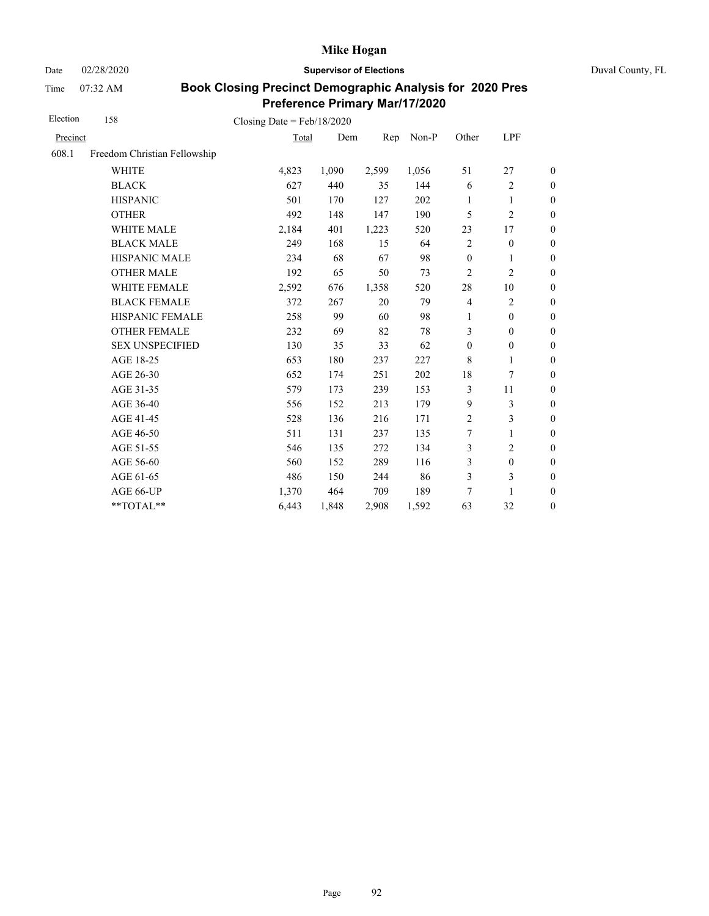# Mike Hogan

Date 02/28/2020 **Supervisor of Elections** Duval County, FL

Time 07:32 AM

## Book Closing Precinct Demographic Analysis for 2020 Pres Preference Primary Mar/17/2020

Election 158 Closing Date = Feb/18/2020

| Precinct | | Total | Dem | Rep | Non-P | Other | LPF | |
|---|---|---|---|---|---|---|---|---|
| 608.1 | Freedom Christian Fellowship | | | | | | | |
| | WHITE | 4,823 | 1,090 | 2,599 | 1,056 | 51 | 27 | 0 |
| | BLACK | 627 | 440 | 35 | 144 | 6 | 2 | 0 |
| | HISPANIC | 501 | 170 | 127 | 202 | 1 | 1 | 0 |
| | OTHER | 492 | 148 | 147 | 190 | 5 | 2 | 0 |
| | WHITE MALE | 2,184 | 401 | 1,223 | 520 | 23 | 17 | 0 |
| | BLACK MALE | 249 | 168 | 15 | 64 | 2 | 0 | 0 |
| | HISPANIC MALE | 234 | 68 | 67 | 98 | 0 | 1 | 0 |
| | OTHER MALE | 192 | 65 | 50 | 73 | 2 | 2 | 0 |
| | WHITE FEMALE | 2,592 | 676 | 1,358 | 520 | 28 | 10 | 0 |
| | BLACK FEMALE | 372 | 267 | 20 | 79 | 4 | 2 | 0 |
| | HISPANIC FEMALE | 258 | 99 | 60 | 98 | 1 | 0 | 0 |
| | OTHER FEMALE | 232 | 69 | 82 | 78 | 3 | 0 | 0 |
| | SEX UNSPECIFIED | 130 | 35 | 33 | 62 | 0 | 0 | 0 |
| | AGE 18-25 | 653 | 180 | 237 | 227 | 8 | 1 | 0 |
| | AGE 26-30 | 652 | 174 | 251 | 202 | 18 | 7 | 0 |
| | AGE 31-35 | 579 | 173 | 239 | 153 | 3 | 11 | 0 |
| | AGE 36-40 | 556 | 152 | 213 | 179 | 9 | 3 | 0 |
| | AGE 41-45 | 528 | 136 | 216 | 171 | 2 | 3 | 0 |
| | AGE 46-50 | 511 | 131 | 237 | 135 | 7 | 1 | 0 |
| | AGE 51-55 | 546 | 135 | 272 | 134 | 3 | 2 | 0 |
| | AGE 56-60 | 560 | 152 | 289 | 116 | 3 | 0 | 0 |
| | AGE 61-65 | 486 | 150 | 244 | 86 | 3 | 3 | 0 |
| | AGE 66-UP | 1,370 | 464 | 709 | 189 | 7 | 1 | 0 |
| | **TOTAL** | 6,443 | 1,848 | 2,908 | 1,592 | 63 | 32 | 0 |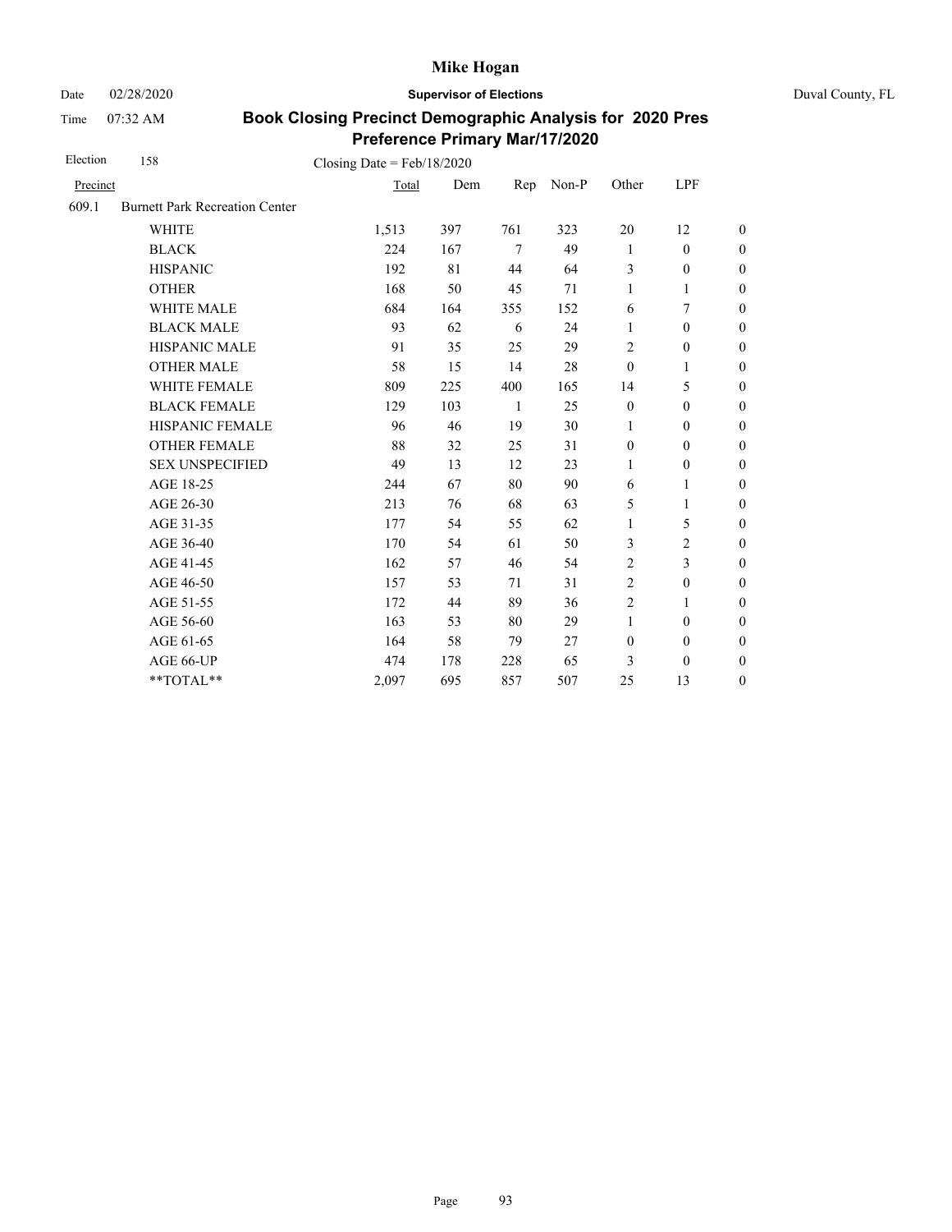# Mike Hogan

Date 02/28/2020 **Supervisor of Elections** Duval County, FL

Time 07:32 AM

## Book Closing Precinct Demographic Analysis for 2020 Pres Preference Primary Mar/17/2020

Election 158 Closing Date = Feb/18/2020

| Precinct | | Total | Dem | Rep | Non-P | Other | LPF | |
|---|---|---|---|---|---|---|---|---|
| 609.1 | Burnett Park Recreation Center | | | | | | | |
| | WHITE | 1,513 | 397 | 761 | 323 | 20 | 12 | 0 |
| | BLACK | 224 | 167 | 7 | 49 | 1 | 0 | 0 |
| | HISPANIC | 192 | 81 | 44 | 64 | 3 | 0 | 0 |
| | OTHER | 168 | 50 | 45 | 71 | 1 | 1 | 0 |
| | WHITE MALE | 684 | 164 | 355 | 152 | 6 | 7 | 0 |
| | BLACK MALE | 93 | 62 | 6 | 24 | 1 | 0 | 0 |
| | HISPANIC MALE | 91 | 35 | 25 | 29 | 2 | 0 | 0 |
| | OTHER MALE | 58 | 15 | 14 | 28 | 0 | 1 | 0 |
| | WHITE FEMALE | 809 | 225 | 400 | 165 | 14 | 5 | 0 |
| | BLACK FEMALE | 129 | 103 | 1 | 25 | 0 | 0 | 0 |
| | HISPANIC FEMALE | 96 | 46 | 19 | 30 | 1 | 0 | 0 |
| | OTHER FEMALE | 88 | 32 | 25 | 31 | 0 | 0 | 0 |
| | SEX UNSPECIFIED | 49 | 13 | 12 | 23 | 1 | 0 | 0 |
| | AGE 18-25 | 244 | 67 | 80 | 90 | 6 | 1 | 0 |
| | AGE 26-30 | 213 | 76 | 68 | 63 | 5 | 1 | 0 |
| | AGE 31-35 | 177 | 54 | 55 | 62 | 1 | 5 | 0 |
| | AGE 36-40 | 170 | 54 | 61 | 50 | 3 | 2 | 0 |
| | AGE 41-45 | 162 | 57 | 46 | 54 | 2 | 3 | 0 |
| | AGE 46-50 | 157 | 53 | 71 | 31 | 2 | 0 | 0 |
| | AGE 51-55 | 172 | 44 | 89 | 36 | 2 | 1 | 0 |
| | AGE 56-60 | 163 | 53 | 80 | 29 | 1 | 0 | 0 |
| | AGE 61-65 | 164 | 58 | 79 | 27 | 0 | 0 | 0 |
| | AGE 66-UP | 474 | 178 | 228 | 65 | 3 | 0 | 0 |
| | **TOTAL** | 2,097 | 695 | 857 | 507 | 25 | 13 | 0 |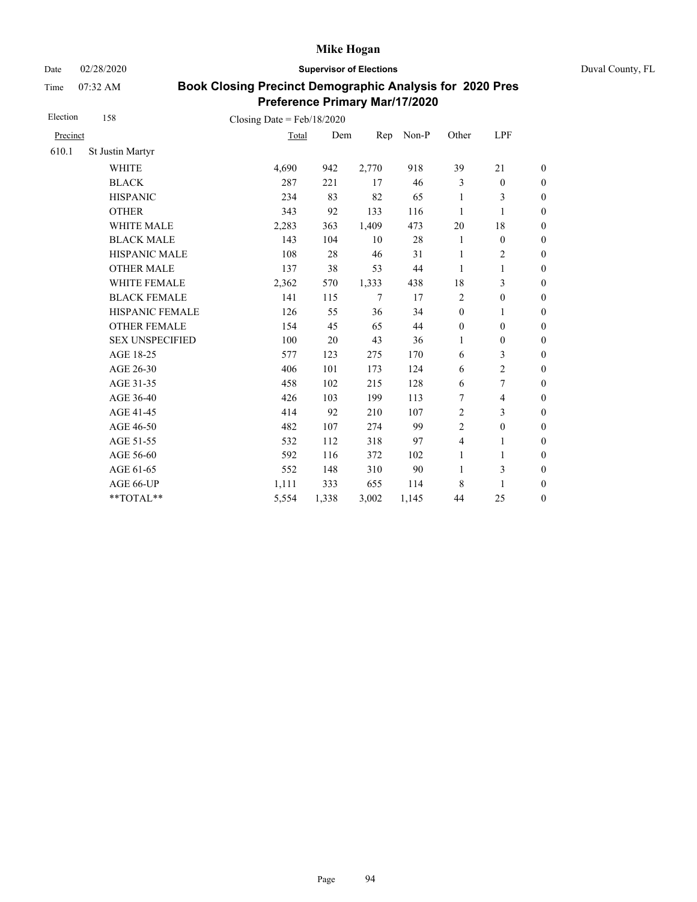# Mike Hogan

Date 02/28/2020 **Supervisor of Elections** Duval County, FL

Time 07:32 AM

## Book Closing Precinct Demographic Analysis for 2020 Pres Preference Primary Mar/17/2020

Election 158 Closing Date = Feb/18/2020

| Precinct | | Total | Dem | Rep | Non-P | Other | LPF | |
|---|---|---|---|---|---|---|---|---|
| 610.1 | St Justin Martyr | | | | | | | |
| | WHITE | 4,690 | 942 | 2,770 | 918 | 39 | 21 | 0 |
| | BLACK | 287 | 221 | 17 | 46 | 3 | 0 | 0 |
| | HISPANIC | 234 | 83 | 82 | 65 | 1 | 3 | 0 |
| | OTHER | 343 | 92 | 133 | 116 | 1 | 1 | 0 |
| | WHITE MALE | 2,283 | 363 | 1,409 | 473 | 20 | 18 | 0 |
| | BLACK MALE | 143 | 104 | 10 | 28 | 1 | 0 | 0 |
| | HISPANIC MALE | 108 | 28 | 46 | 31 | 1 | 2 | 0 |
| | OTHER MALE | 137 | 38 | 53 | 44 | 1 | 1 | 0 |
| | WHITE FEMALE | 2,362 | 570 | 1,333 | 438 | 18 | 3 | 0 |
| | BLACK FEMALE | 141 | 115 | 7 | 17 | 2 | 0 | 0 |
| | HISPANIC FEMALE | 126 | 55 | 36 | 34 | 0 | 1 | 0 |
| | OTHER FEMALE | 154 | 45 | 65 | 44 | 0 | 0 | 0 |
| | SEX UNSPECIFIED | 100 | 20 | 43 | 36 | 1 | 0 | 0 |
| | AGE 18-25 | 577 | 123 | 275 | 170 | 6 | 3 | 0 |
| | AGE 26-30 | 406 | 101 | 173 | 124 | 6 | 2 | 0 |
| | AGE 31-35 | 458 | 102 | 215 | 128 | 6 | 7 | 0 |
| | AGE 36-40 | 426 | 103 | 199 | 113 | 7 | 4 | 0 |
| | AGE 41-45 | 414 | 92 | 210 | 107 | 2 | 3 | 0 |
| | AGE 46-50 | 482 | 107 | 274 | 99 | 2 | 0 | 0 |
| | AGE 51-55 | 532 | 112 | 318 | 97 | 4 | 1 | 0 |
| | AGE 56-60 | 592 | 116 | 372 | 102 | 1 | 1 | 0 |
| | AGE 61-65 | 552 | 148 | 310 | 90 | 1 | 3 | 0 |
| | AGE 66-UP | 1,111 | 333 | 655 | 114 | 8 | 1 | 0 |
| | **TOTAL** | 5,554 | 1,338 | 3,002 | 1,145 | 44 | 25 | 0 |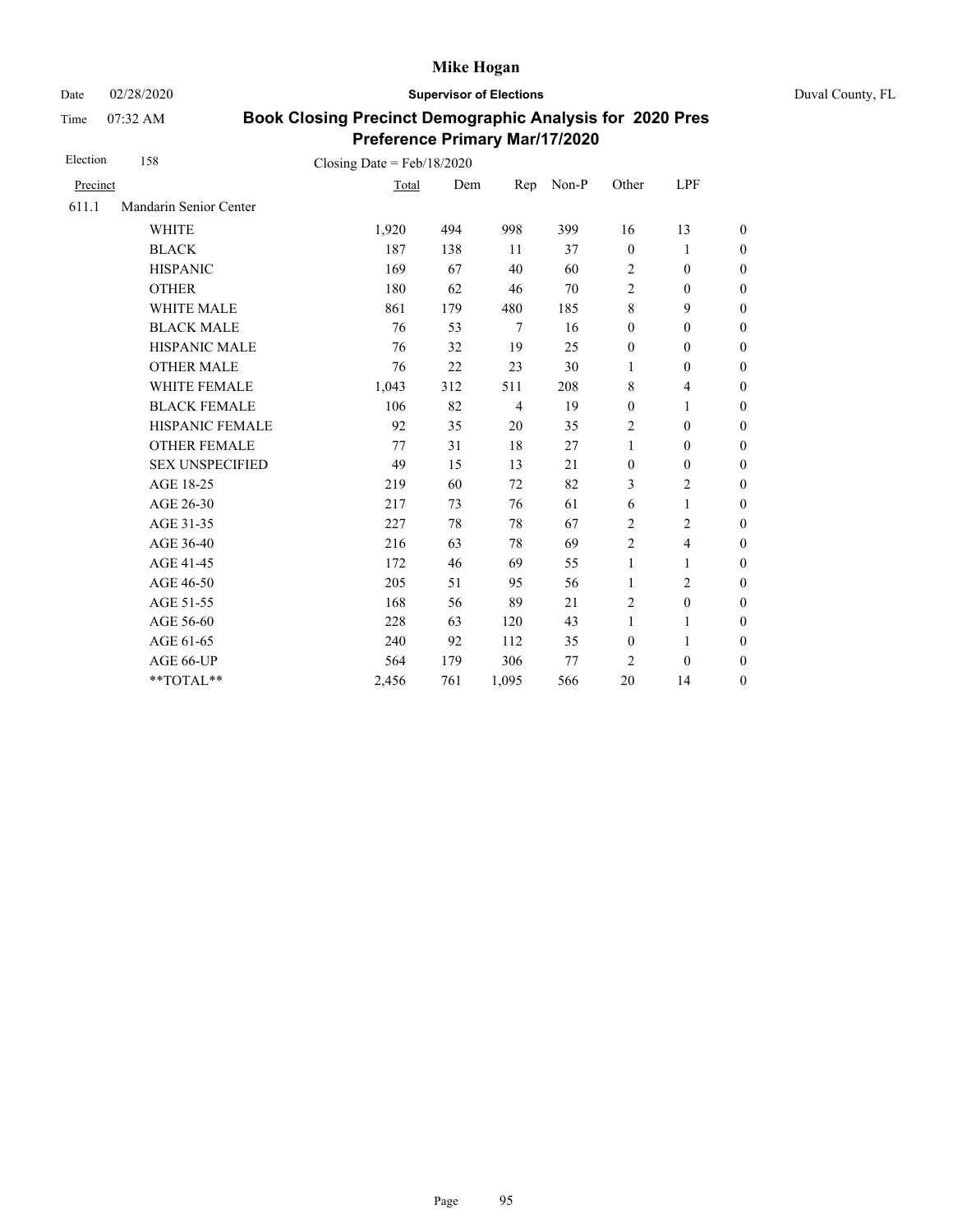# Mike Hogan

Date 02/28/2020 **Supervisor of Elections** Duval County, FL

Time 07:32 AM

## Book Closing Precinct Demographic Analysis for 2020 Pres Preference Primary Mar/17/2020

Election 158 Closing Date = Feb/18/2020

| Precinct | | Total | Dem | Rep | Non-P | Other | LPF | |
|---|---|---|---|---|---|---|---|---|
| 611.1 | Mandarin Senior Center | | | | | | | |
| | WHITE | 1,920 | 494 | 998 | 399 | 16 | 13 | 0 |
| | BLACK | 187 | 138 | 11 | 37 | 0 | 1 | 0 |
| | HISPANIC | 169 | 67 | 40 | 60 | 2 | 0 | 0 |
| | OTHER | 180 | 62 | 46 | 70 | 2 | 0 | 0 |
| | WHITE MALE | 861 | 179 | 480 | 185 | 8 | 9 | 0 |
| | BLACK MALE | 76 | 53 | 7 | 16 | 0 | 0 | 0 |
| | HISPANIC MALE | 76 | 32 | 19 | 25 | 0 | 0 | 0 |
| | OTHER MALE | 76 | 22 | 23 | 30 | 1 | 0 | 0 |
| | WHITE FEMALE | 1,043 | 312 | 511 | 208 | 8 | 4 | 0 |
| | BLACK FEMALE | 106 | 82 | 4 | 19 | 0 | 1 | 0 |
| | HISPANIC FEMALE | 92 | 35 | 20 | 35 | 2 | 0 | 0 |
| | OTHER FEMALE | 77 | 31 | 18 | 27 | 1 | 0 | 0 |
| | SEX UNSPECIFIED | 49 | 15 | 13 | 21 | 0 | 0 | 0 |
| | AGE 18-25 | 219 | 60 | 72 | 82 | 3 | 2 | 0 |
| | AGE 26-30 | 217 | 73 | 76 | 61 | 6 | 1 | 0 |
| | AGE 31-35 | 227 | 78 | 78 | 67 | 2 | 2 | 0 |
| | AGE 36-40 | 216 | 63 | 78 | 69 | 2 | 4 | 0 |
| | AGE 41-45 | 172 | 46 | 69 | 55 | 1 | 1 | 0 |
| | AGE 46-50 | 205 | 51 | 95 | 56 | 1 | 2 | 0 |
| | AGE 51-55 | 168 | 56 | 89 | 21 | 2 | 0 | 0 |
| | AGE 56-60 | 228 | 63 | 120 | 43 | 1 | 1 | 0 |
| | AGE 61-65 | 240 | 92 | 112 | 35 | 0 | 1 | 0 |
| | AGE 66-UP | 564 | 179 | 306 | 77 | 2 | 0 | 0 |
| | **TOTAL** | 2,456 | 761 | 1,095 | 566 | 20 | 14 | 0 |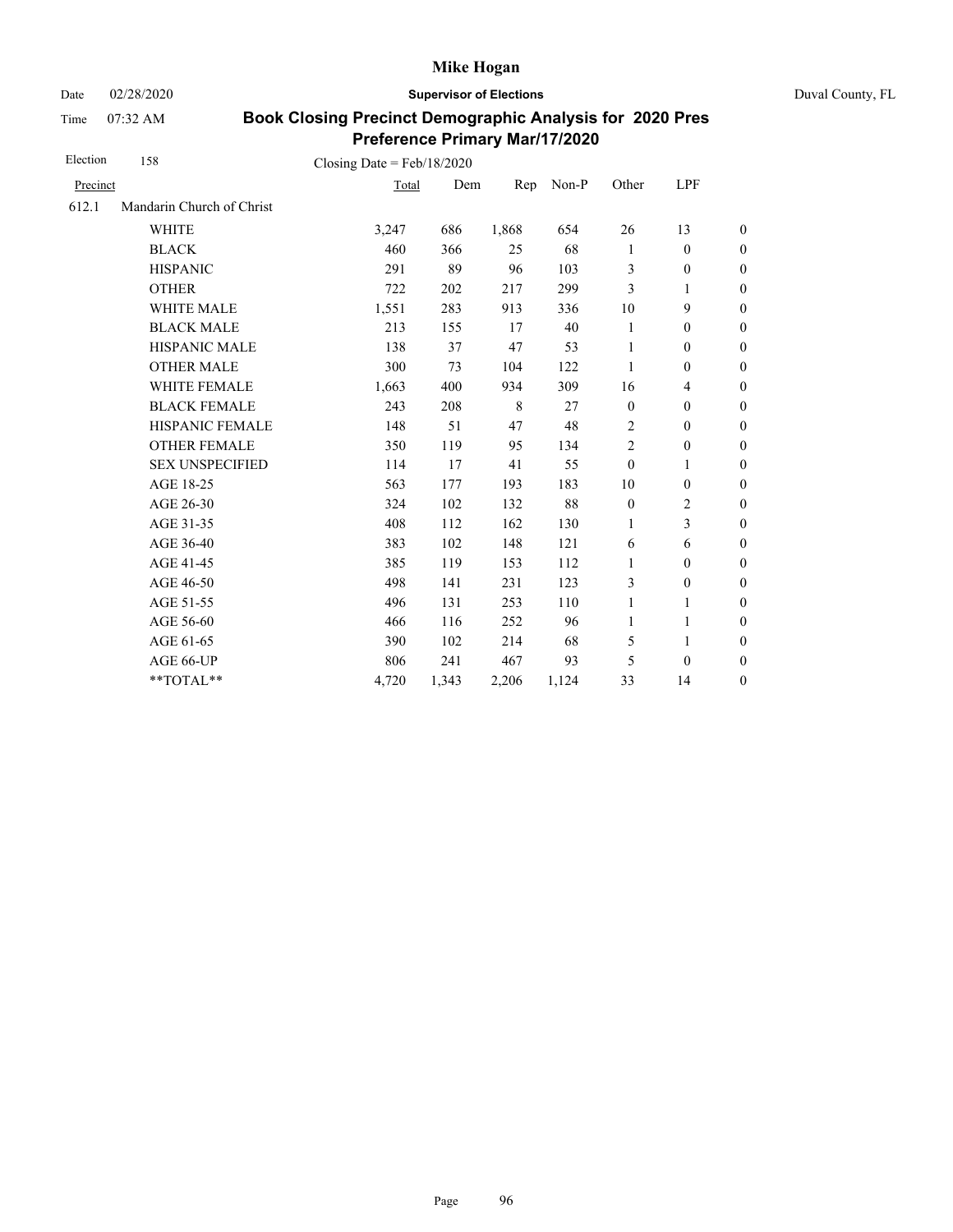# Mike Hogan

Date 02/28/2020 **Supervisor of Elections** Duval County, FL

Time 07:32 AM

## Book Closing Precinct Demographic Analysis for 2020 Pres Preference Primary Mar/17/2020

Election 158 Closing Date = Feb/18/2020

| Precinct | | Total | Dem | Rep | Non-P | Other | LPF | |
|---|---|---|---|---|---|---|---|---|
| 612.1 | Mandarin Church of Christ | | | | | | | |
| | WHITE | 3,247 | 686 | 1,868 | 654 | 26 | 13 | 0 |
| | BLACK | 460 | 366 | 25 | 68 | 1 | 0 | 0 |
| | HISPANIC | 291 | 89 | 96 | 103 | 3 | 0 | 0 |
| | OTHER | 722 | 202 | 217 | 299 | 3 | 1 | 0 |
| | WHITE MALE | 1,551 | 283 | 913 | 336 | 10 | 9 | 0 |
| | BLACK MALE | 213 | 155 | 17 | 40 | 1 | 0 | 0 |
| | HISPANIC MALE | 138 | 37 | 47 | 53 | 1 | 0 | 0 |
| | OTHER MALE | 300 | 73 | 104 | 122 | 1 | 0 | 0 |
| | WHITE FEMALE | 1,663 | 400 | 934 | 309 | 16 | 4 | 0 |
| | BLACK FEMALE | 243 | 208 | 8 | 27 | 0 | 0 | 0 |
| | HISPANIC FEMALE | 148 | 51 | 47 | 48 | 2 | 0 | 0 |
| | OTHER FEMALE | 350 | 119 | 95 | 134 | 2 | 0 | 0 |
| | SEX UNSPECIFIED | 114 | 17 | 41 | 55 | 0 | 1 | 0 |
| | AGE 18-25 | 563 | 177 | 193 | 183 | 10 | 0 | 0 |
| | AGE 26-30 | 324 | 102 | 132 | 88 | 0 | 2 | 0 |
| | AGE 31-35 | 408 | 112 | 162 | 130 | 1 | 3 | 0 |
| | AGE 36-40 | 383 | 102 | 148 | 121 | 6 | 6 | 0 |
| | AGE 41-45 | 385 | 119 | 153 | 112 | 1 | 0 | 0 |
| | AGE 46-50 | 498 | 141 | 231 | 123 | 3 | 0 | 0 |
| | AGE 51-55 | 496 | 131 | 253 | 110 | 1 | 1 | 0 |
| | AGE 56-60 | 466 | 116 | 252 | 96 | 1 | 1 | 0 |
| | AGE 61-65 | 390 | 102 | 214 | 68 | 5 | 1 | 0 |
| | AGE 66-UP | 806 | 241 | 467 | 93 | 5 | 0 | 0 |
| | **TOTAL** | 4,720 | 1,343 | 2,206 | 1,124 | 33 | 14 | 0 |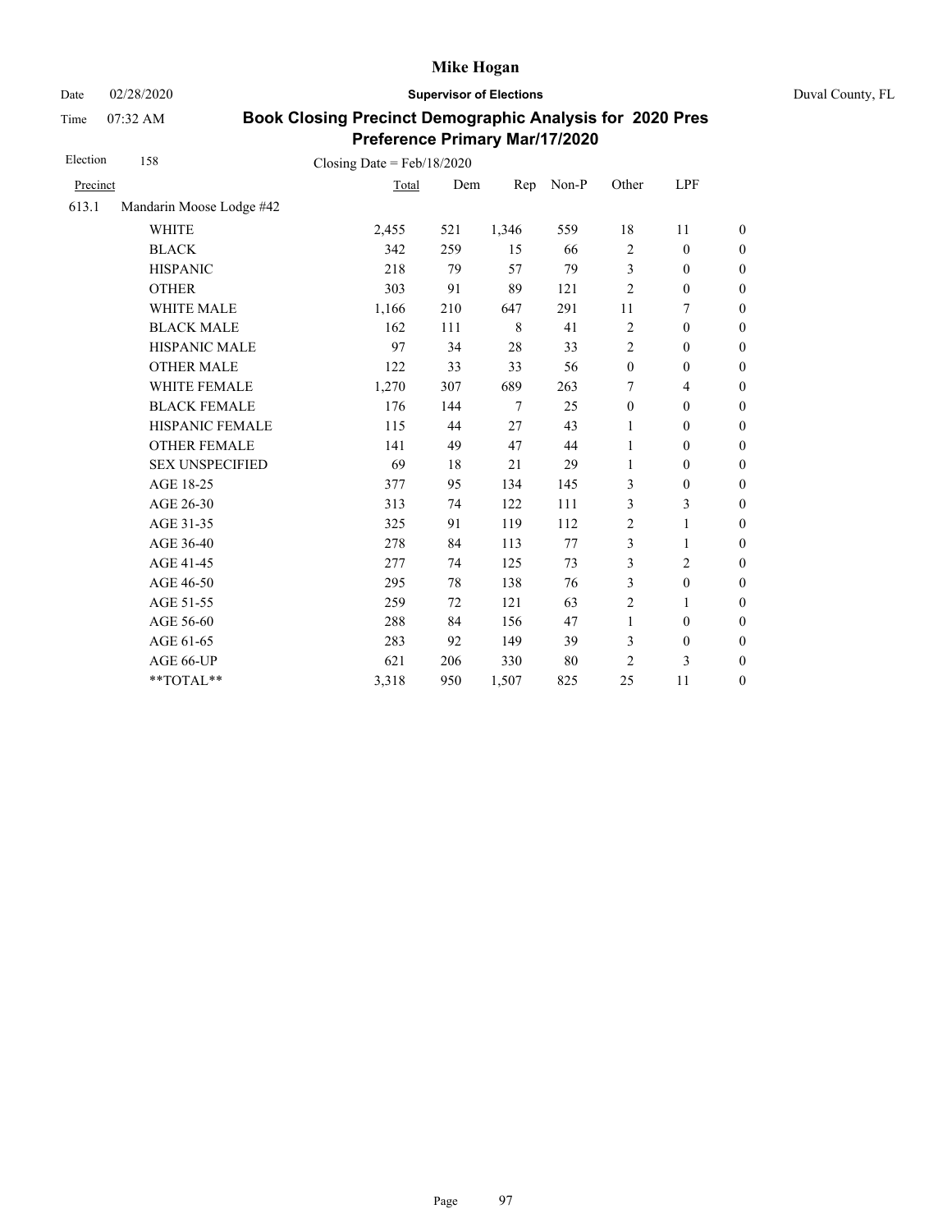# Mike Hogan

Date 02/28/2020 **Supervisor of Elections** Duval County, FL

Time 07:32 AM

## Book Closing Precinct Demographic Analysis for 2020 Pres Preference Primary Mar/17/2020

Election 158 Closing Date = Feb/18/2020

| Precinct | | Total | Dem | Rep | Non-P | Other | LPF | |
|---|---|---|---|---|---|---|---|---|
| 613.1 | Mandarin Moose Lodge #42 | | | | | | | |
| | WHITE | 2,455 | 521 | 1,346 | 559 | 18 | 11 | 0 |
| | BLACK | 342 | 259 | 15 | 66 | 2 | 0 | 0 |
| | HISPANIC | 218 | 79 | 57 | 79 | 3 | 0 | 0 |
| | OTHER | 303 | 91 | 89 | 121 | 2 | 0 | 0 |
| | WHITE MALE | 1,166 | 210 | 647 | 291 | 11 | 7 | 0 |
| | BLACK MALE | 162 | 111 | 8 | 41 | 2 | 0 | 0 |
| | HISPANIC MALE | 97 | 34 | 28 | 33 | 2 | 0 | 0 |
| | OTHER MALE | 122 | 33 | 33 | 56 | 0 | 0 | 0 |
| | WHITE FEMALE | 1,270 | 307 | 689 | 263 | 7 | 4 | 0 |
| | BLACK FEMALE | 176 | 144 | 7 | 25 | 0 | 0 | 0 |
| | HISPANIC FEMALE | 115 | 44 | 27 | 43 | 1 | 0 | 0 |
| | OTHER FEMALE | 141 | 49 | 47 | 44 | 1 | 0 | 0 |
| | SEX UNSPECIFIED | 69 | 18 | 21 | 29 | 1 | 0 | 0 |
| | AGE 18-25 | 377 | 95 | 134 | 145 | 3 | 0 | 0 |
| | AGE 26-30 | 313 | 74 | 122 | 111 | 3 | 3 | 0 |
| | AGE 31-35 | 325 | 91 | 119 | 112 | 2 | 1 | 0 |
| | AGE 36-40 | 278 | 84 | 113 | 77 | 3 | 1 | 0 |
| | AGE 41-45 | 277 | 74 | 125 | 73 | 3 | 2 | 0 |
| | AGE 46-50 | 295 | 78 | 138 | 76 | 3 | 0 | 0 |
| | AGE 51-55 | 259 | 72 | 121 | 63 | 2 | 1 | 0 |
| | AGE 56-60 | 288 | 84 | 156 | 47 | 1 | 0 | 0 |
| | AGE 61-65 | 283 | 92 | 149 | 39 | 3 | 0 | 0 |
| | AGE 66-UP | 621 | 206 | 330 | 80 | 2 | 3 | 0 |
| | **TOTAL** | 3,318 | 950 | 1,507 | 825 | 25 | 11 | 0 |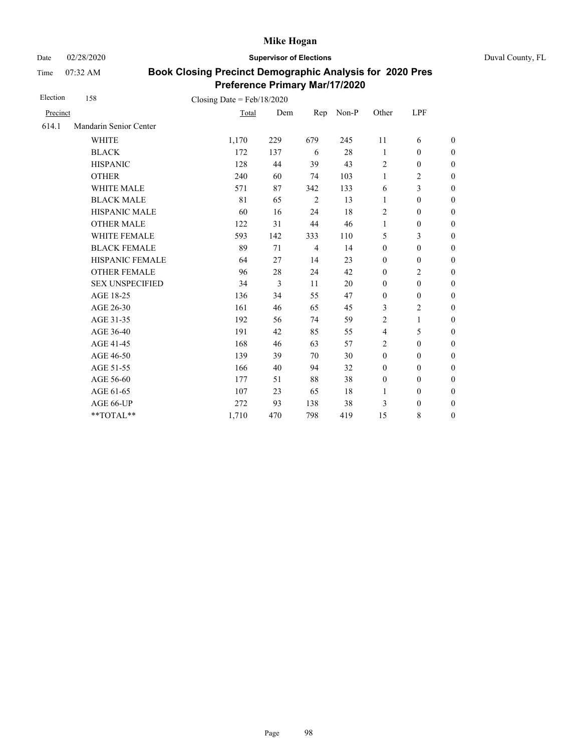# Mike Hogan

Date 02/28/2020 **Supervisor of Elections** Duval County, FL

Time 07:32 AM

## Book Closing Precinct Demographic Analysis for 2020 Pres Preference Primary Mar/17/2020

Election 158 Closing Date = Feb/18/2020

| Precinct | | Total | Dem | Rep | Non-P | Other | LPF | |
|---|---|---|---|---|---|---|---|---|
| 614.1 | Mandarin Senior Center | | | | | | | |
| | WHITE | 1,170 | 229 | 679 | 245 | 11 | 6 | 0 |
| | BLACK | 172 | 137 | 6 | 28 | 1 | 0 | 0 |
| | HISPANIC | 128 | 44 | 39 | 43 | 2 | 0 | 0 |
| | OTHER | 240 | 60 | 74 | 103 | 1 | 2 | 0 |
| | WHITE MALE | 571 | 87 | 342 | 133 | 6 | 3 | 0 |
| | BLACK MALE | 81 | 65 | 2 | 13 | 1 | 0 | 0 |
| | HISPANIC MALE | 60 | 16 | 24 | 18 | 2 | 0 | 0 |
| | OTHER MALE | 122 | 31 | 44 | 46 | 1 | 0 | 0 |
| | WHITE FEMALE | 593 | 142 | 333 | 110 | 5 | 3 | 0 |
| | BLACK FEMALE | 89 | 71 | 4 | 14 | 0 | 0 | 0 |
| | HISPANIC FEMALE | 64 | 27 | 14 | 23 | 0 | 0 | 0 |
| | OTHER FEMALE | 96 | 28 | 24 | 42 | 0 | 2 | 0 |
| | SEX UNSPECIFIED | 34 | 3 | 11 | 20 | 0 | 0 | 0 |
| | AGE 18-25 | 136 | 34 | 55 | 47 | 0 | 0 | 0 |
| | AGE 26-30 | 161 | 46 | 65 | 45 | 3 | 2 | 0 |
| | AGE 31-35 | 192 | 56 | 74 | 59 | 2 | 1 | 0 |
| | AGE 36-40 | 191 | 42 | 85 | 55 | 4 | 5 | 0 |
| | AGE 41-45 | 168 | 46 | 63 | 57 | 2 | 0 | 0 |
| | AGE 46-50 | 139 | 39 | 70 | 30 | 0 | 0 | 0 |
| | AGE 51-55 | 166 | 40 | 94 | 32 | 0 | 0 | 0 |
| | AGE 56-60 | 177 | 51 | 88 | 38 | 0 | 0 | 0 |
| | AGE 61-65 | 107 | 23 | 65 | 18 | 1 | 0 | 0 |
| | AGE 66-UP | 272 | 93 | 138 | 38 | 3 | 0 | 0 |
| | **TOTAL** | 1,710 | 470 | 798 | 419 | 15 | 8 | 0 |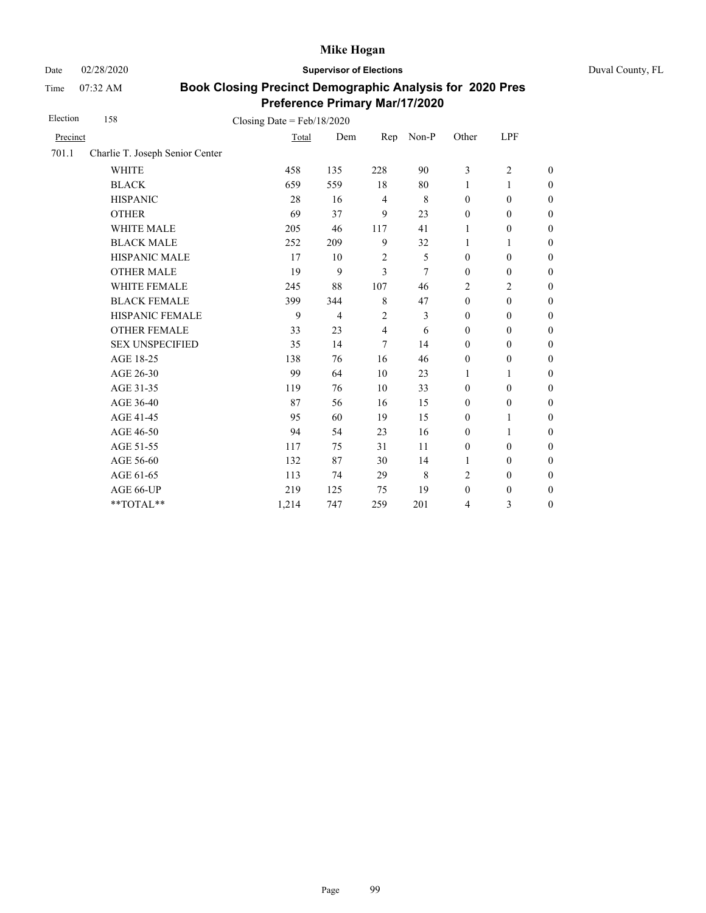# Mike Hogan

Date 02/28/2020 **Supervisor of Elections** Duval County, FL

Time 07:32 AM

## Book Closing Precinct Demographic Analysis for 2020 Pres Preference Primary Mar/17/2020

Election 158 Closing Date = Feb/18/2020

| Precinct | Total | Dem | Rep | Non-P | Other | LPF | |
|---|---|---|---|---|---|---|---|
| 701.1 Charlie T. Joseph Senior Center | | | | | | | |
| WHITE | 458 | 135 | 228 | 90 | 3 | 2 | 0 |
| BLACK | 659 | 559 | 18 | 80 | 1 | 1 | 0 |
| HISPANIC | 28 | 16 | 4 | 8 | 0 | 0 | 0 |
| OTHER | 69 | 37 | 9 | 23 | 0 | 0 | 0 |
| WHITE MALE | 205 | 46 | 117 | 41 | 1 | 0 | 0 |
| BLACK MALE | 252 | 209 | 9 | 32 | 1 | 1 | 0 |
| HISPANIC MALE | 17 | 10 | 2 | 5 | 0 | 0 | 0 |
| OTHER MALE | 19 | 9 | 3 | 7 | 0 | 0 | 0 |
| WHITE FEMALE | 245 | 88 | 107 | 46 | 2 | 2 | 0 |
| BLACK FEMALE | 399 | 344 | 8 | 47 | 0 | 0 | 0 |
| HISPANIC FEMALE | 9 | 4 | 2 | 3 | 0 | 0 | 0 |
| OTHER FEMALE | 33 | 23 | 4 | 6 | 0 | 0 | 0 |
| SEX UNSPECIFIED | 35 | 14 | 7 | 14 | 0 | 0 | 0 |
| AGE 18-25 | 138 | 76 | 16 | 46 | 0 | 0 | 0 |
| AGE 26-30 | 99 | 64 | 10 | 23 | 1 | 1 | 0 |
| AGE 31-35 | 119 | 76 | 10 | 33 | 0 | 0 | 0 |
| AGE 36-40 | 87 | 56 | 16 | 15 | 0 | 0 | 0 |
| AGE 41-45 | 95 | 60 | 19 | 15 | 0 | 1 | 0 |
| AGE 46-50 | 94 | 54 | 23 | 16 | 0 | 1 | 0 |
| AGE 51-55 | 117 | 75 | 31 | 11 | 0 | 0 | 0 |
| AGE 56-60 | 132 | 87 | 30 | 14 | 1 | 0 | 0 |
| AGE 61-65 | 113 | 74 | 29 | 8 | 2 | 0 | 0 |
| AGE 66-UP | 219 | 125 | 75 | 19 | 0 | 0 | 0 |
| **TOTAL** | 1,214 | 747 | 259 | 201 | 4 | 3 | 0 |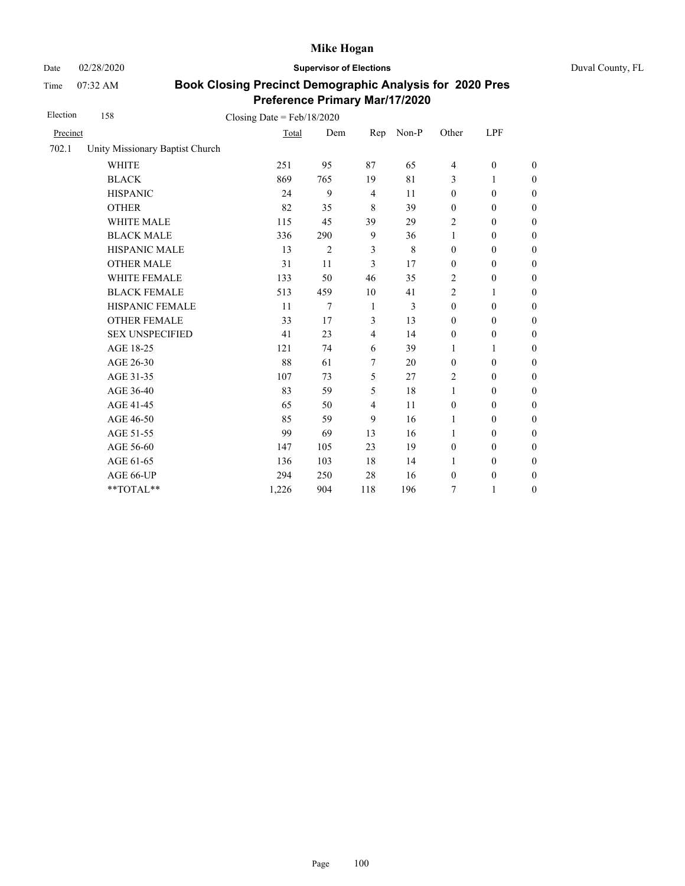# Mike Hogan

Date 02/28/2020 **Supervisor of Elections** Duval County, FL

Time 07:32 AM

## Book Closing Precinct Demographic Analysis for 2020 Pres Preference Primary Mar/17/2020

Election 158 Closing Date = Feb/18/2020

| Precinct | | Total | Dem | Rep | Non-P | Other | LPF | |
|---|---|---|---|---|---|---|---|---|
| 702.1 | Unity Missionary Baptist Church | | | | | | | |
| | WHITE | 251 | 95 | 87 | 65 | 4 | 0 | 0 |
| | BLACK | 869 | 765 | 19 | 81 | 3 | 1 | 0 |
| | HISPANIC | 24 | 9 | 4 | 11 | 0 | 0 | 0 |
| | OTHER | 82 | 35 | 8 | 39 | 0 | 0 | 0 |
| | WHITE MALE | 115 | 45 | 39 | 29 | 2 | 0 | 0 |
| | BLACK MALE | 336 | 290 | 9 | 36 | 1 | 0 | 0 |
| | HISPANIC MALE | 13 | 2 | 3 | 8 | 0 | 0 | 0 |
| | OTHER MALE | 31 | 11 | 3 | 17 | 0 | 0 | 0 |
| | WHITE FEMALE | 133 | 50 | 46 | 35 | 2 | 0 | 0 |
| | BLACK FEMALE | 513 | 459 | 10 | 41 | 2 | 1 | 0 |
| | HISPANIC FEMALE | 11 | 7 | 1 | 3 | 0 | 0 | 0 |
| | OTHER FEMALE | 33 | 17 | 3 | 13 | 0 | 0 | 0 |
| | SEX UNSPECIFIED | 41 | 23 | 4 | 14 | 0 | 0 | 0 |
| | AGE 18-25 | 121 | 74 | 6 | 39 | 1 | 1 | 0 |
| | AGE 26-30 | 88 | 61 | 7 | 20 | 0 | 0 | 0 |
| | AGE 31-35 | 107 | 73 | 5 | 27 | 2 | 0 | 0 |
| | AGE 36-40 | 83 | 59 | 5 | 18 | 1 | 0 | 0 |
| | AGE 41-45 | 65 | 50 | 4 | 11 | 0 | 0 | 0 |
| | AGE 46-50 | 85 | 59 | 9 | 16 | 1 | 0 | 0 |
| | AGE 51-55 | 99 | 69 | 13 | 16 | 1 | 0 | 0 |
| | AGE 56-60 | 147 | 105 | 23 | 19 | 0 | 0 | 0 |
| | AGE 61-65 | 136 | 103 | 18 | 14 | 1 | 0 | 0 |
| | AGE 66-UP | 294 | 250 | 28 | 16 | 0 | 0 | 0 |
| | **TOTAL** | 1,226 | 904 | 118 | 196 | 7 | 1 | 0 |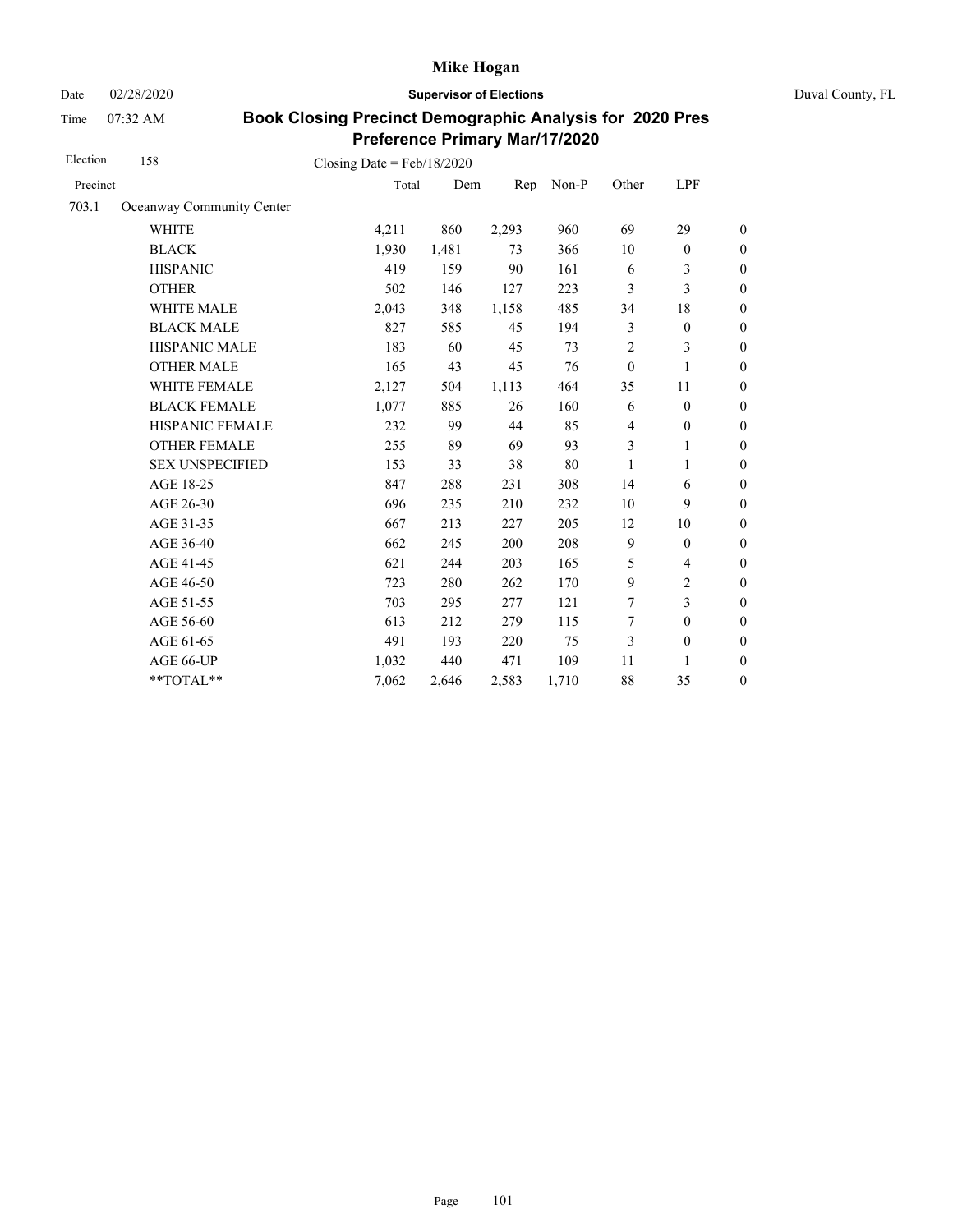# Mike Hogan

Date 02/28/2020 **Supervisor of Elections** Duval County, FL

Time 07:32 AM

## Book Closing Precinct Demographic Analysis for 2020 Pres Preference Primary Mar/17/2020

Election 158 Closing Date = Feb/18/2020

| Precinct | | Total | Dem | Rep | Non-P | Other | LPF | |
|---|---|---|---|---|---|---|---|---|
| 703.1 | Oceanway Community Center | | | | | | | |
| | WHITE | 4,211 | 860 | 2,293 | 960 | 69 | 29 | 0 |
| | BLACK | 1,930 | 1,481 | 73 | 366 | 10 | 0 | 0 |
| | HISPANIC | 419 | 159 | 90 | 161 | 6 | 3 | 0 |
| | OTHER | 502 | 146 | 127 | 223 | 3 | 3 | 0 |
| | WHITE MALE | 2,043 | 348 | 1,158 | 485 | 34 | 18 | 0 |
| | BLACK MALE | 827 | 585 | 45 | 194 | 3 | 0 | 0 |
| | HISPANIC MALE | 183 | 60 | 45 | 73 | 2 | 3 | 0 |
| | OTHER MALE | 165 | 43 | 45 | 76 | 0 | 1 | 0 |
| | WHITE FEMALE | 2,127 | 504 | 1,113 | 464 | 35 | 11 | 0 |
| | BLACK FEMALE | 1,077 | 885 | 26 | 160 | 6 | 0 | 0 |
| | HISPANIC FEMALE | 232 | 99 | 44 | 85 | 4 | 0 | 0 |
| | OTHER FEMALE | 255 | 89 | 69 | 93 | 3 | 1 | 0 |
| | SEX UNSPECIFIED | 153 | 33 | 38 | 80 | 1 | 1 | 0 |
| | AGE 18-25 | 847 | 288 | 231 | 308 | 14 | 6 | 0 |
| | AGE 26-30 | 696 | 235 | 210 | 232 | 10 | 9 | 0 |
| | AGE 31-35 | 667 | 213 | 227 | 205 | 12 | 10 | 0 |
| | AGE 36-40 | 662 | 245 | 200 | 208 | 9 | 0 | 0 |
| | AGE 41-45 | 621 | 244 | 203 | 165 | 5 | 4 | 0 |
| | AGE 46-50 | 723 | 280 | 262 | 170 | 9 | 2 | 0 |
| | AGE 51-55 | 703 | 295 | 277 | 121 | 7 | 3 | 0 |
| | AGE 56-60 | 613 | 212 | 279 | 115 | 7 | 0 | 0 |
| | AGE 61-65 | 491 | 193 | 220 | 75 | 3 | 0 | 0 |
| | AGE 66-UP | 1,032 | 440 | 471 | 109 | 11 | 1 | 0 |
| | **TOTAL** | 7,062 | 2,646 | 2,583 | 1,710 | 88 | 35 | 0 |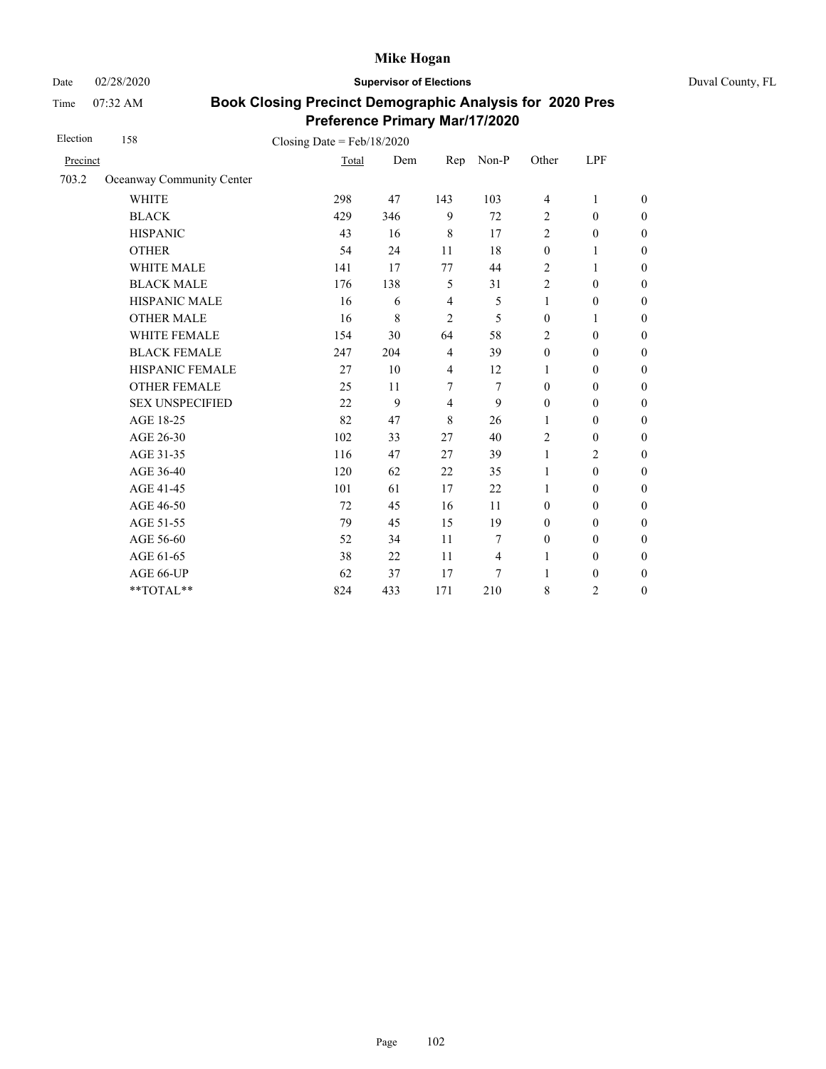Mike Hogan

Date 02/28/2020 **Supervisor of Elections** Duval County, FL

Time 07:32 AM

**Book Closing Precinct Demographic Analysis for 2020 Pres Preference Primary Mar/17/2020**

Election 158 Closing Date = Feb/18/2020

| Precinct | | Total | Dem | Rep | Non-P | Other | LPF | |
|---|---|---|---|---|---|---|---|---|
| 703.2 | Oceanway Community Center | | | | | | | |
| | WHITE | 298 | 47 | 143 | 103 | 4 | 1 | 0 |
| | BLACK | 429 | 346 | 9 | 72 | 2 | 0 | 0 |
| | HISPANIC | 43 | 16 | 8 | 17 | 2 | 0 | 0 |
| | OTHER | 54 | 24 | 11 | 18 | 0 | 1 | 0 |
| | WHITE MALE | 141 | 17 | 77 | 44 | 2 | 1 | 0 |
| | BLACK MALE | 176 | 138 | 5 | 31 | 2 | 0 | 0 |
| | HISPANIC MALE | 16 | 6 | 4 | 5 | 1 | 0 | 0 |
| | OTHER MALE | 16 | 8 | 2 | 5 | 0 | 1 | 0 |
| | WHITE FEMALE | 154 | 30 | 64 | 58 | 2 | 0 | 0 |
| | BLACK FEMALE | 247 | 204 | 4 | 39 | 0 | 0 | 0 |
| | HISPANIC FEMALE | 27 | 10 | 4 | 12 | 1 | 0 | 0 |
| | OTHER FEMALE | 25 | 11 | 7 | 7 | 0 | 0 | 0 |
| | SEX UNSPECIFIED | 22 | 9 | 4 | 9 | 0 | 0 | 0 |
| | AGE 18-25 | 82 | 47 | 8 | 26 | 1 | 0 | 0 |
| | AGE 26-30 | 102 | 33 | 27 | 40 | 2 | 0 | 0 |
| | AGE 31-35 | 116 | 47 | 27 | 39 | 1 | 2 | 0 |
| | AGE 36-40 | 120 | 62 | 22 | 35 | 1 | 0 | 0 |
| | AGE 41-45 | 101 | 61 | 17 | 22 | 1 | 0 | 0 |
| | AGE 46-50 | 72 | 45 | 16 | 11 | 0 | 0 | 0 |
| | AGE 51-55 | 79 | 45 | 15 | 19 | 0 | 0 | 0 |
| | AGE 56-60 | 52 | 34 | 11 | 7 | 0 | 0 | 0 |
| | AGE 61-65 | 38 | 22 | 11 | 4 | 1 | 0 | 0 |
| | AGE 66-UP | 62 | 37 | 17 | 7 | 1 | 0 | 0 |
| | **TOTAL** | 824 | 433 | 171 | 210 | 8 | 2 | 0 |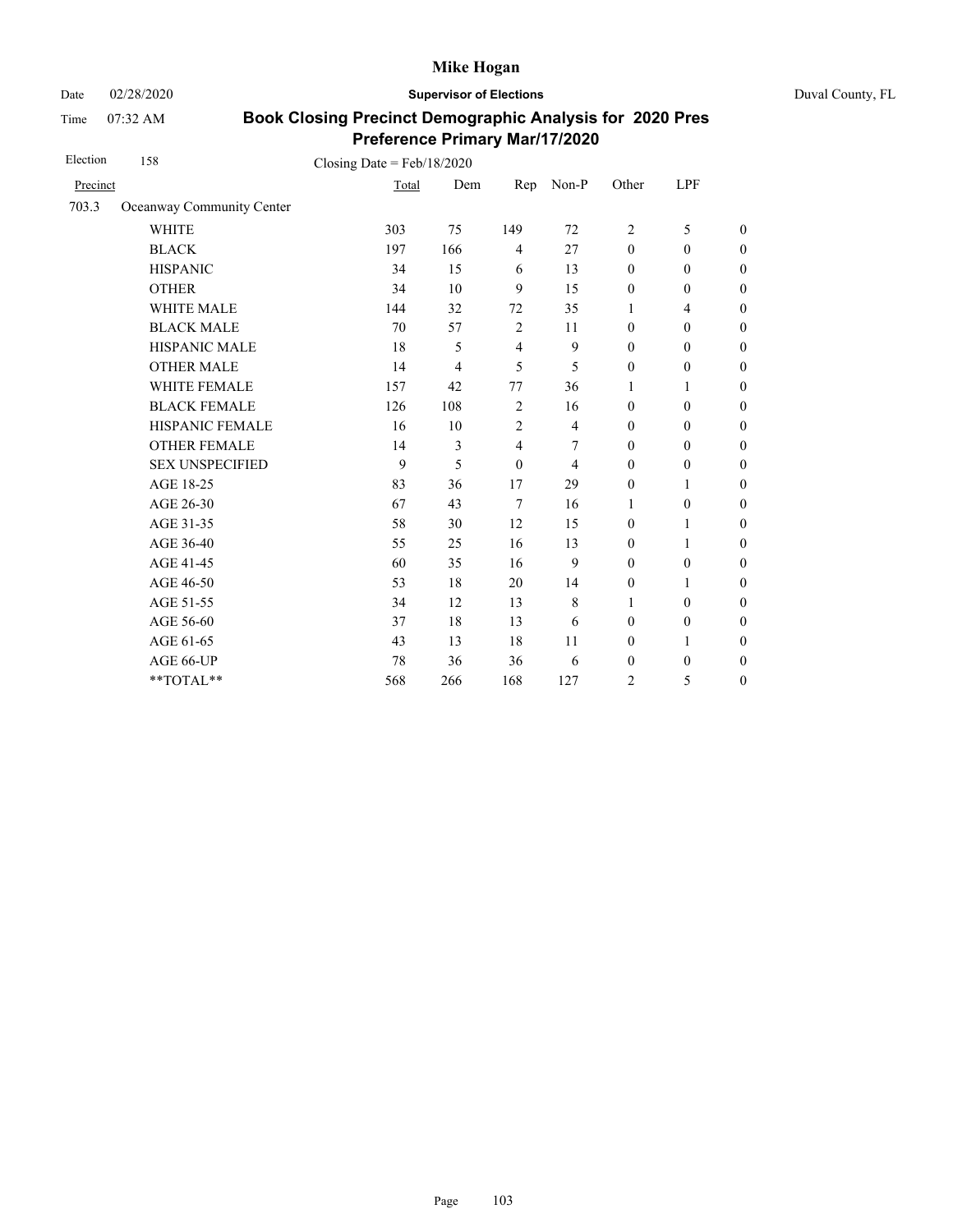Mike Hogan

Date 02/28/2020 **Supervisor of Elections** Duval County, FL

Time 07:32 AM

**Book Closing Precinct Demographic Analysis for 2020 Pres Preference Primary Mar/17/2020**

Election 158 Closing Date = Feb/18/2020

| Precinct | | Total | Dem | Rep | Non-P | Other | LPF | |
|---|---|---|---|---|---|---|---|---|
| 703.3 | Oceanway Community Center | | | | | | | |
| | WHITE | 303 | 75 | 149 | 72 | 2 | 5 | 0 |
| | BLACK | 197 | 166 | 4 | 27 | 0 | 0 | 0 |
| | HISPANIC | 34 | 15 | 6 | 13 | 0 | 0 | 0 |
| | OTHER | 34 | 10 | 9 | 15 | 0 | 0 | 0 |
| | WHITE MALE | 144 | 32 | 72 | 35 | 1 | 4 | 0 |
| | BLACK MALE | 70 | 57 | 2 | 11 | 0 | 0 | 0 |
| | HISPANIC MALE | 18 | 5 | 4 | 9 | 0 | 0 | 0 |
| | OTHER MALE | 14 | 4 | 5 | 5 | 0 | 0 | 0 |
| | WHITE FEMALE | 157 | 42 | 77 | 36 | 1 | 1 | 0 |
| | BLACK FEMALE | 126 | 108 | 2 | 16 | 0 | 0 | 0 |
| | HISPANIC FEMALE | 16 | 10 | 2 | 4 | 0 | 0 | 0 |
| | OTHER FEMALE | 14 | 3 | 4 | 7 | 0 | 0 | 0 |
| | SEX UNSPECIFIED | 9 | 5 | 0 | 4 | 0 | 0 | 0 |
| | AGE 18-25 | 83 | 36 | 17 | 29 | 0 | 1 | 0 |
| | AGE 26-30 | 67 | 43 | 7 | 16 | 1 | 0 | 0 |
| | AGE 31-35 | 58 | 30 | 12 | 15 | 0 | 1 | 0 |
| | AGE 36-40 | 55 | 25 | 16 | 13 | 0 | 1 | 0 |
| | AGE 41-45 | 60 | 35 | 16 | 9 | 0 | 0 | 0 |
| | AGE 46-50 | 53 | 18 | 20 | 14 | 0 | 1 | 0 |
| | AGE 51-55 | 34 | 12 | 13 | 8 | 1 | 0 | 0 |
| | AGE 56-60 | 37 | 18 | 13 | 6 | 0 | 0 | 0 |
| | AGE 61-65 | 43 | 13 | 18 | 11 | 0 | 1 | 0 |
| | AGE 66-UP | 78 | 36 | 36 | 6 | 0 | 0 | 0 |
| | **TOTAL** | 568 | 266 | 168 | 127 | 2 | 5 | 0 |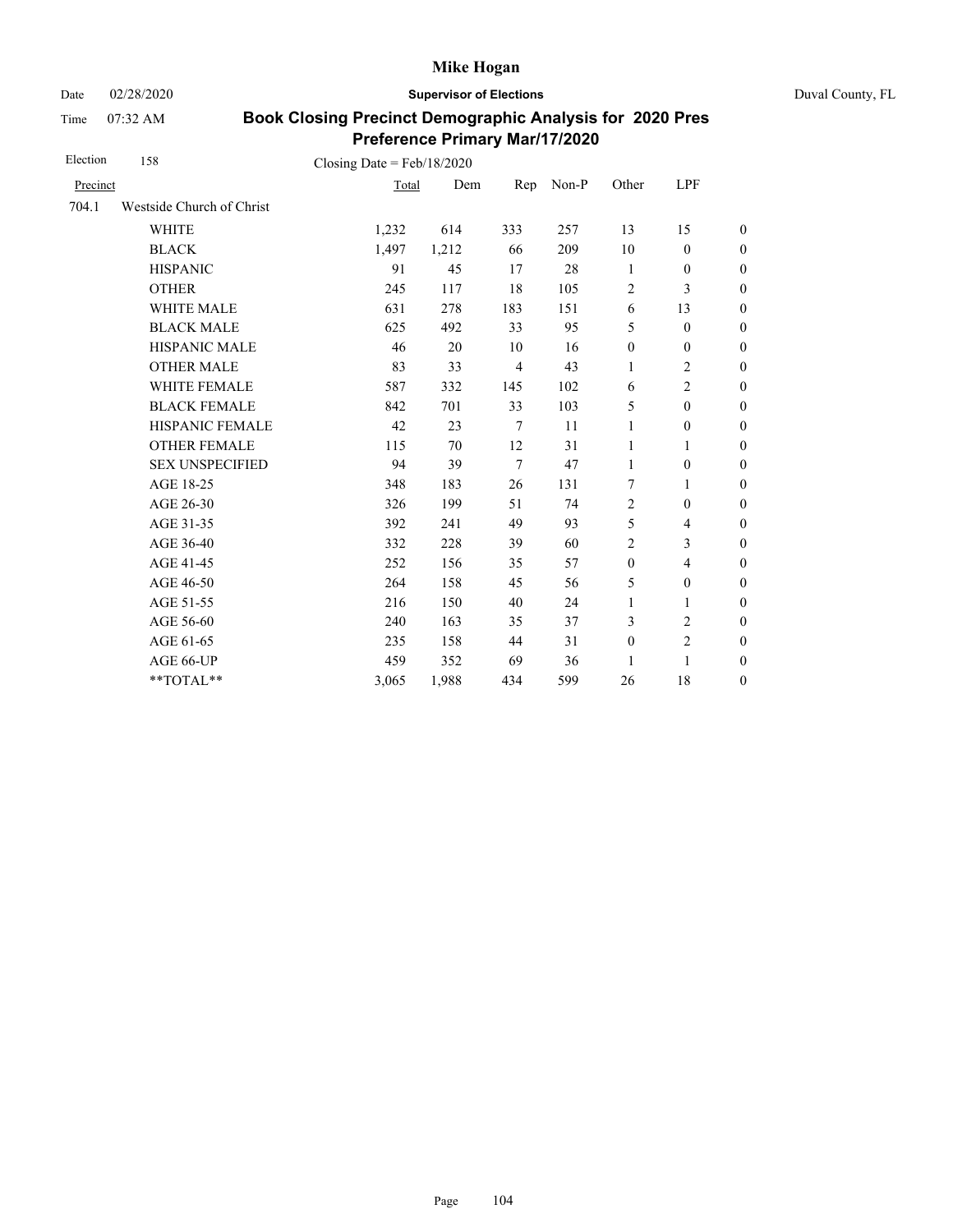# Mike Hogan

Date 02/28/2020 **Supervisor of Elections** Duval County, FL

Time 07:32 AM

## Book Closing Precinct Demographic Analysis for 2020 Pres Preference Primary Mar/17/2020

Election 158 Closing Date = Feb/18/2020

| Precinct | | Total | Dem | Rep | Non-P | Other | LPF | |
|---|---|---|---|---|---|---|---|---|
| 704.1 | Westside Church of Christ | | | | | | | |
| | WHITE | 1,232 | 614 | 333 | 257 | 13 | 15 | 0 |
| | BLACK | 1,497 | 1,212 | 66 | 209 | 10 | 0 | 0 |
| | HISPANIC | 91 | 45 | 17 | 28 | 1 | 0 | 0 |
| | OTHER | 245 | 117 | 18 | 105 | 2 | 3 | 0 |
| | WHITE MALE | 631 | 278 | 183 | 151 | 6 | 13 | 0 |
| | BLACK MALE | 625 | 492 | 33 | 95 | 5 | 0 | 0 |
| | HISPANIC MALE | 46 | 20 | 10 | 16 | 0 | 0 | 0 |
| | OTHER MALE | 83 | 33 | 4 | 43 | 1 | 2 | 0 |
| | WHITE FEMALE | 587 | 332 | 145 | 102 | 6 | 2 | 0 |
| | BLACK FEMALE | 842 | 701 | 33 | 103 | 5 | 0 | 0 |
| | HISPANIC FEMALE | 42 | 23 | 7 | 11 | 1 | 0 | 0 |
| | OTHER FEMALE | 115 | 70 | 12 | 31 | 1 | 1 | 0 |
| | SEX UNSPECIFIED | 94 | 39 | 7 | 47 | 1 | 0 | 0 |
| | AGE 18-25 | 348 | 183 | 26 | 131 | 7 | 1 | 0 |
| | AGE 26-30 | 326 | 199 | 51 | 74 | 2 | 0 | 0 |
| | AGE 31-35 | 392 | 241 | 49 | 93 | 5 | 4 | 0 |
| | AGE 36-40 | 332 | 228 | 39 | 60 | 2 | 3 | 0 |
| | AGE 41-45 | 252 | 156 | 35 | 57 | 0 | 4 | 0 |
| | AGE 46-50 | 264 | 158 | 45 | 56 | 5 | 0 | 0 |
| | AGE 51-55 | 216 | 150 | 40 | 24 | 1 | 1 | 0 |
| | AGE 56-60 | 240 | 163 | 35 | 37 | 3 | 2 | 0 |
| | AGE 61-65 | 235 | 158 | 44 | 31 | 0 | 2 | 0 |
| | AGE 66-UP | 459 | 352 | 69 | 36 | 1 | 1 | 0 |
| | **TOTAL** | 3,065 | 1,988 | 434 | 599 | 26 | 18 | 0 |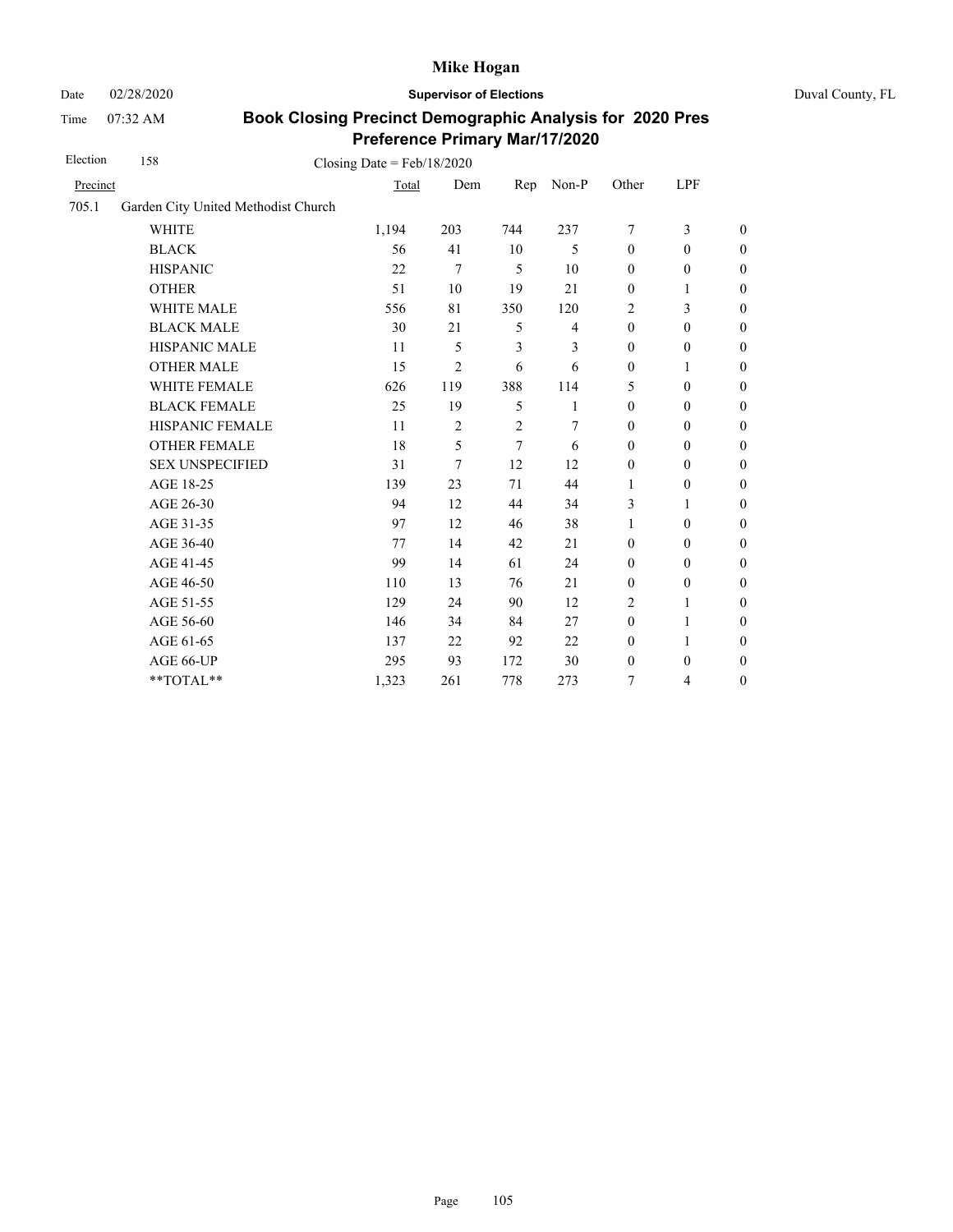# Mike Hogan

Date 02/28/2020 **Supervisor of Elections** Duval County, FL

Time 07:32 AM

## Book Closing Precinct Demographic Analysis for 2020 Pres Preference Primary Mar/17/2020

Election 158 Closing Date = Feb/18/2020

| Precinct | | Total | Dem | Rep | Non-P | Other | LPF | |
|---|---|---|---|---|---|---|---|---|
| 705.1 | Garden City United Methodist Church | | | | | | | |
| | WHITE | 1,194 | 203 | 744 | 237 | 7 | 3 | 0 |
| | BLACK | 56 | 41 | 10 | 5 | 0 | 0 | 0 |
| | HISPANIC | 22 | 7 | 5 | 10 | 0 | 0 | 0 |
| | OTHER | 51 | 10 | 19 | 21 | 0 | 1 | 0 |
| | WHITE MALE | 556 | 81 | 350 | 120 | 2 | 3 | 0 |
| | BLACK MALE | 30 | 21 | 5 | 4 | 0 | 0 | 0 |
| | HISPANIC MALE | 11 | 5 | 3 | 3 | 0 | 0 | 0 |
| | OTHER MALE | 15 | 2 | 6 | 6 | 0 | 1 | 0 |
| | WHITE FEMALE | 626 | 119 | 388 | 114 | 5 | 0 | 0 |
| | BLACK FEMALE | 25 | 19 | 5 | 1 | 0 | 0 | 0 |
| | HISPANIC FEMALE | 11 | 2 | 2 | 7 | 0 | 0 | 0 |
| | OTHER FEMALE | 18 | 5 | 7 | 6 | 0 | 0 | 0 |
| | SEX UNSPECIFIED | 31 | 7 | 12 | 12 | 0 | 0 | 0 |
| | AGE 18-25 | 139 | 23 | 71 | 44 | 1 | 0 | 0 |
| | AGE 26-30 | 94 | 12 | 44 | 34 | 3 | 1 | 0 |
| | AGE 31-35 | 97 | 12 | 46 | 38 | 1 | 0 | 0 |
| | AGE 36-40 | 77 | 14 | 42 | 21 | 0 | 0 | 0 |
| | AGE 41-45 | 99 | 14 | 61 | 24 | 0 | 0 | 0 |
| | AGE 46-50 | 110 | 13 | 76 | 21 | 0 | 0 | 0 |
| | AGE 51-55 | 129 | 24 | 90 | 12 | 2 | 1 | 0 |
| | AGE 56-60 | 146 | 34 | 84 | 27 | 0 | 1 | 0 |
| | AGE 61-65 | 137 | 22 | 92 | 22 | 0 | 1 | 0 |
| | AGE 66-UP | 295 | 93 | 172 | 30 | 0 | 0 | 0 |
| | **TOTAL** | 1,323 | 261 | 778 | 273 | 7 | 4 | 0 |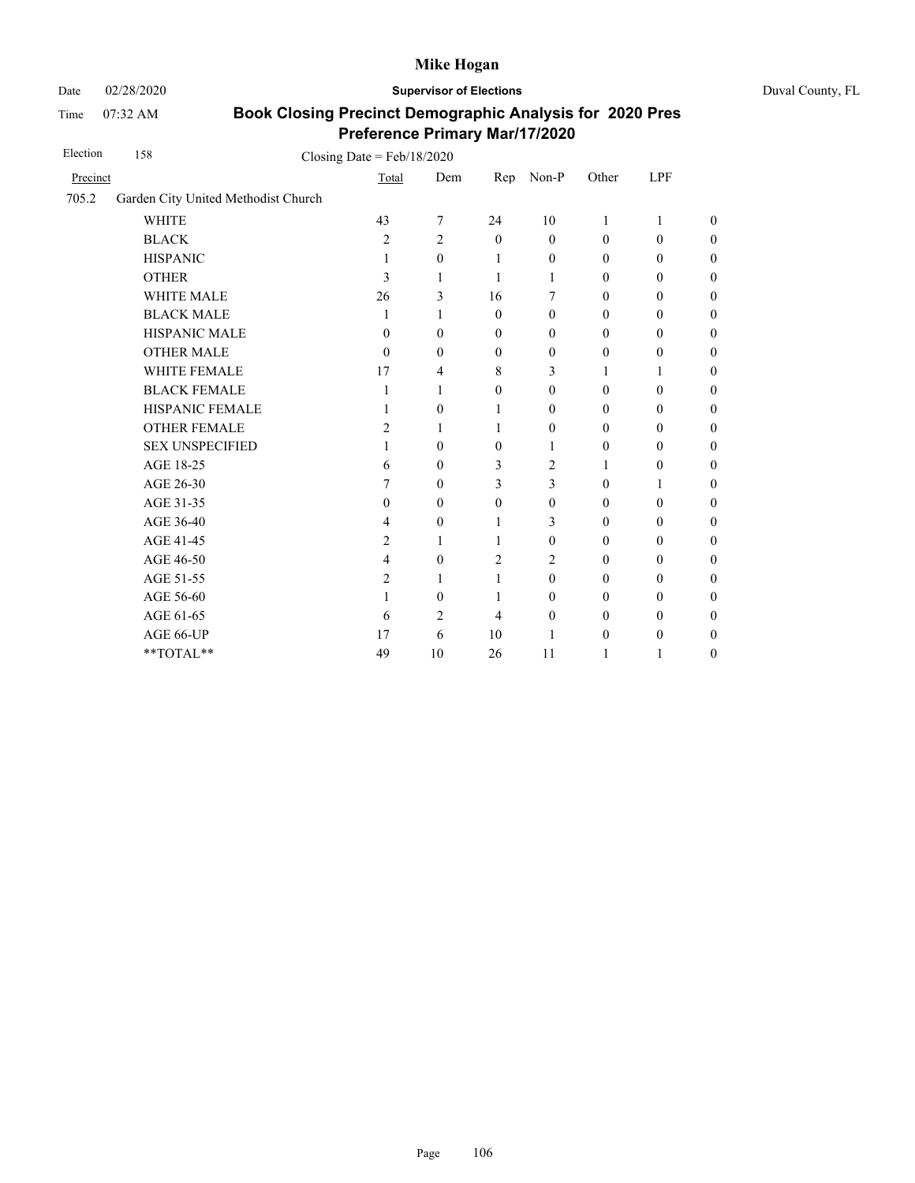# Mike Hogan

Date 02/28/2020 **Supervisor of Elections** Duval County, FL

Time 07:32 AM

## Book Closing Precinct Demographic Analysis for 2020 Pres Preference Primary Mar/17/2020

Election 158 Closing Date = Feb/18/2020

| Precinct | | Total | Dem | Rep | Non-P | Other | LPF | |
|---|---|---|---|---|---|---|---|---|
| 705.2 | Garden City United Methodist Church | | | | | | | |
| | WHITE | 43 | 7 | 24 | 10 | 1 | 1 | 0 |
| | BLACK | 2 | 2 | 0 | 0 | 0 | 0 | 0 |
| | HISPANIC | 1 | 0 | 1 | 0 | 0 | 0 | 0 |
| | OTHER | 3 | 1 | 1 | 1 | 0 | 0 | 0 |
| | WHITE MALE | 26 | 3 | 16 | 7 | 0 | 0 | 0 |
| | BLACK MALE | 1 | 1 | 0 | 0 | 0 | 0 | 0 |
| | HISPANIC MALE | 0 | 0 | 0 | 0 | 0 | 0 | 0 |
| | OTHER MALE | 0 | 0 | 0 | 0 | 0 | 0 | 0 |
| | WHITE FEMALE | 17 | 4 | 8 | 3 | 1 | 1 | 0 |
| | BLACK FEMALE | 1 | 1 | 0 | 0 | 0 | 0 | 0 |
| | HISPANIC FEMALE | 1 | 0 | 1 | 0 | 0 | 0 | 0 |
| | OTHER FEMALE | 2 | 1 | 1 | 0 | 0 | 0 | 0 |
| | SEX UNSPECIFIED | 1 | 0 | 0 | 1 | 0 | 0 | 0 |
| | AGE 18-25 | 6 | 0 | 3 | 2 | 1 | 0 | 0 |
| | AGE 26-30 | 7 | 0 | 3 | 3 | 0 | 1 | 0 |
| | AGE 31-35 | 0 | 0 | 0 | 0 | 0 | 0 | 0 |
| | AGE 36-40 | 4 | 0 | 1 | 3 | 0 | 0 | 0 |
| | AGE 41-45 | 2 | 1 | 1 | 0 | 0 | 0 | 0 |
| | AGE 46-50 | 4 | 0 | 2 | 2 | 0 | 0 | 0 |
| | AGE 51-55 | 2 | 1 | 1 | 0 | 0 | 0 | 0 |
| | AGE 56-60 | 1 | 0 | 1 | 0 | 0 | 0 | 0 |
| | AGE 61-65 | 6 | 2 | 4 | 0 | 0 | 0 | 0 |
| | AGE 66-UP | 17 | 6 | 10 | 1 | 0 | 0 | 0 |
| | **TOTAL** | 49 | 10 | 26 | 11 | 1 | 1 | 0 |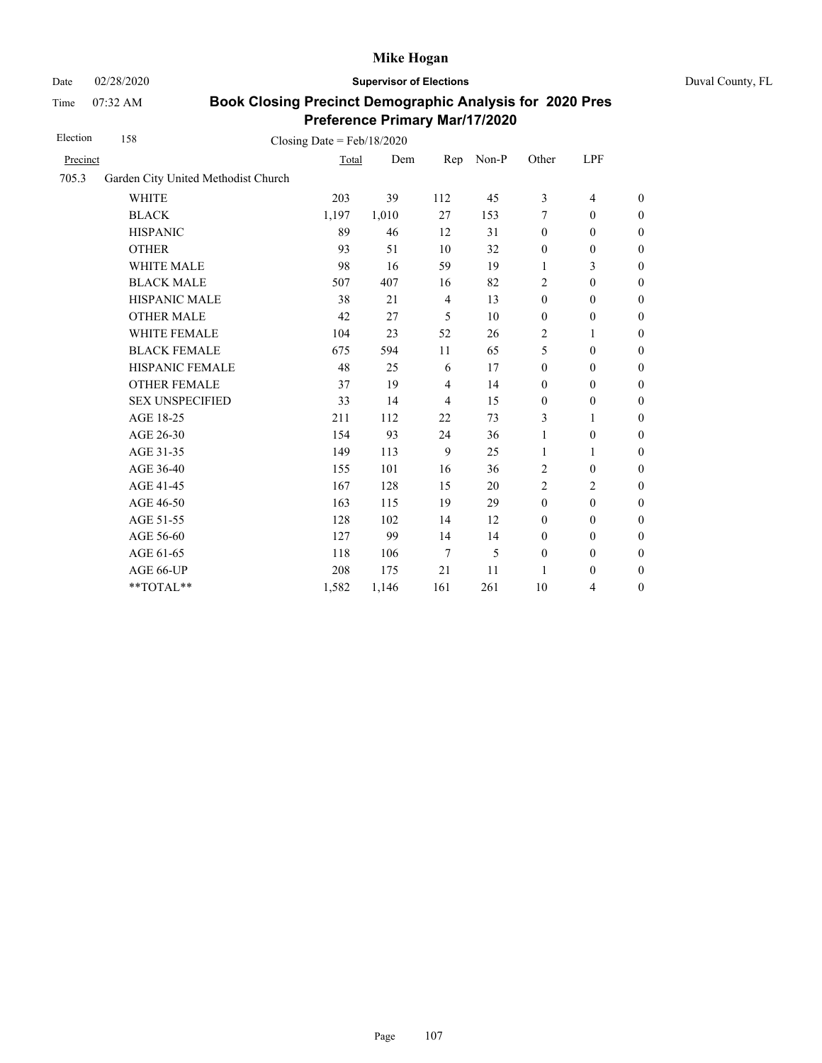# Mike Hogan

Date 02/28/2020 **Supervisor of Elections** Duval County, FL

Time 07:32 AM

## Book Closing Precinct Demographic Analysis for 2020 Pres Preference Primary Mar/17/2020

Election 158 Closing Date = Feb/18/2020

| Precinct | | Total | Dem | Rep | Non-P | Other | LPF | |
|---|---|---|---|---|---|---|---|---|
| 705.3 | Garden City United Methodist Church | | | | | | | |
| | WHITE | 203 | 39 | 112 | 45 | 3 | 4 | 0 |
| | BLACK | 1,197 | 1,010 | 27 | 153 | 7 | 0 | 0 |
| | HISPANIC | 89 | 46 | 12 | 31 | 0 | 0 | 0 |
| | OTHER | 93 | 51 | 10 | 32 | 0 | 0 | 0 |
| | WHITE MALE | 98 | 16 | 59 | 19 | 1 | 3 | 0 |
| | BLACK MALE | 507 | 407 | 16 | 82 | 2 | 0 | 0 |
| | HISPANIC MALE | 38 | 21 | 4 | 13 | 0 | 0 | 0 |
| | OTHER MALE | 42 | 27 | 5 | 10 | 0 | 0 | 0 |
| | WHITE FEMALE | 104 | 23 | 52 | 26 | 2 | 1 | 0 |
| | BLACK FEMALE | 675 | 594 | 11 | 65 | 5 | 0 | 0 |
| | HISPANIC FEMALE | 48 | 25 | 6 | 17 | 0 | 0 | 0 |
| | OTHER FEMALE | 37 | 19 | 4 | 14 | 0 | 0 | 0 |
| | SEX UNSPECIFIED | 33 | 14 | 4 | 15 | 0 | 0 | 0 |
| | AGE 18-25 | 211 | 112 | 22 | 73 | 3 | 1 | 0 |
| | AGE 26-30 | 154 | 93 | 24 | 36 | 1 | 0 | 0 |
| | AGE 31-35 | 149 | 113 | 9 | 25 | 1 | 1 | 0 |
| | AGE 36-40 | 155 | 101 | 16 | 36 | 2 | 0 | 0 |
| | AGE 41-45 | 167 | 128 | 15 | 20 | 2 | 2 | 0 |
| | AGE 46-50 | 163 | 115 | 19 | 29 | 0 | 0 | 0 |
| | AGE 51-55 | 128 | 102 | 14 | 12 | 0 | 0 | 0 |
| | AGE 56-60 | 127 | 99 | 14 | 14 | 0 | 0 | 0 |
| | AGE 61-65 | 118 | 106 | 7 | 5 | 0 | 0 | 0 |
| | AGE 66-UP | 208 | 175 | 21 | 11 | 1 | 0 | 0 |
| | **TOTAL** | 1,582 | 1,146 | 161 | 261 | 10 | 4 | 0 |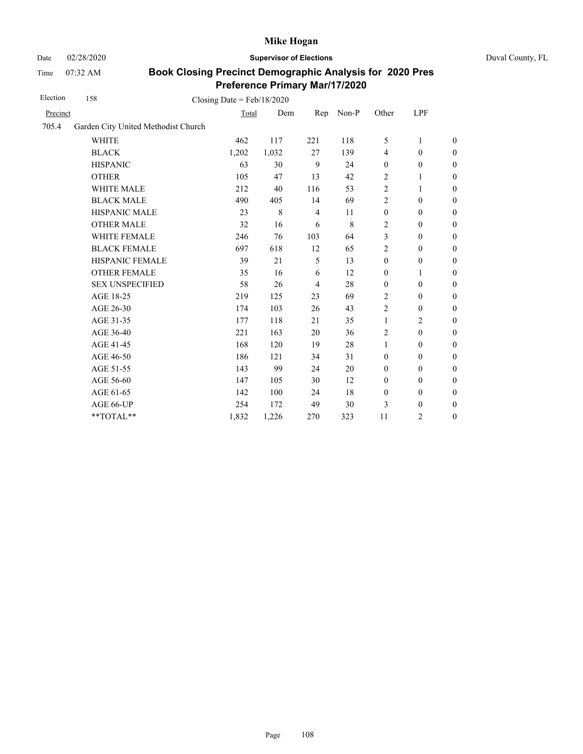# Mike Hogan

Date 02/28/2020 **Supervisor of Elections** Duval County, FL

Time 07:32 AM

## Book Closing Precinct Demographic Analysis for 2020 Pres Preference Primary Mar/17/2020

Election 158 Closing Date = Feb/18/2020

| Precinct | | Total | Dem | Rep | Non-P | Other | LPF | |
|---|---|---|---|---|---|---|---|---|
| 705.4 | Garden City United Methodist Church | | | | | | | |
| | WHITE | 462 | 117 | 221 | 118 | 5 | 1 | 0 |
| | BLACK | 1,202 | 1,032 | 27 | 139 | 4 | 0 | 0 |
| | HISPANIC | 63 | 30 | 9 | 24 | 0 | 0 | 0 |
| | OTHER | 105 | 47 | 13 | 42 | 2 | 1 | 0 |
| | WHITE MALE | 212 | 40 | 116 | 53 | 2 | 1 | 0 |
| | BLACK MALE | 490 | 405 | 14 | 69 | 2 | 0 | 0 |
| | HISPANIC MALE | 23 | 8 | 4 | 11 | 0 | 0 | 0 |
| | OTHER MALE | 32 | 16 | 6 | 8 | 2 | 0 | 0 |
| | WHITE FEMALE | 246 | 76 | 103 | 64 | 3 | 0 | 0 |
| | BLACK FEMALE | 697 | 618 | 12 | 65 | 2 | 0 | 0 |
| | HISPANIC FEMALE | 39 | 21 | 5 | 13 | 0 | 0 | 0 |
| | OTHER FEMALE | 35 | 16 | 6 | 12 | 0 | 1 | 0 |
| | SEX UNSPECIFIED | 58 | 26 | 4 | 28 | 0 | 0 | 0 |
| | AGE 18-25 | 219 | 125 | 23 | 69 | 2 | 0 | 0 |
| | AGE 26-30 | 174 | 103 | 26 | 43 | 2 | 0 | 0 |
| | AGE 31-35 | 177 | 118 | 21 | 35 | 1 | 2 | 0 |
| | AGE 36-40 | 221 | 163 | 20 | 36 | 2 | 0 | 0 |
| | AGE 41-45 | 168 | 120 | 19 | 28 | 1 | 0 | 0 |
| | AGE 46-50 | 186 | 121 | 34 | 31 | 0 | 0 | 0 |
| | AGE 51-55 | 143 | 99 | 24 | 20 | 0 | 0 | 0 |
| | AGE 56-60 | 147 | 105 | 30 | 12 | 0 | 0 | 0 |
| | AGE 61-65 | 142 | 100 | 24 | 18 | 0 | 0 | 0 |
| | AGE 66-UP | 254 | 172 | 49 | 30 | 3 | 0 | 0 |
| | **TOTAL** | 1,832 | 1,226 | 270 | 323 | 11 | 2 | 0 |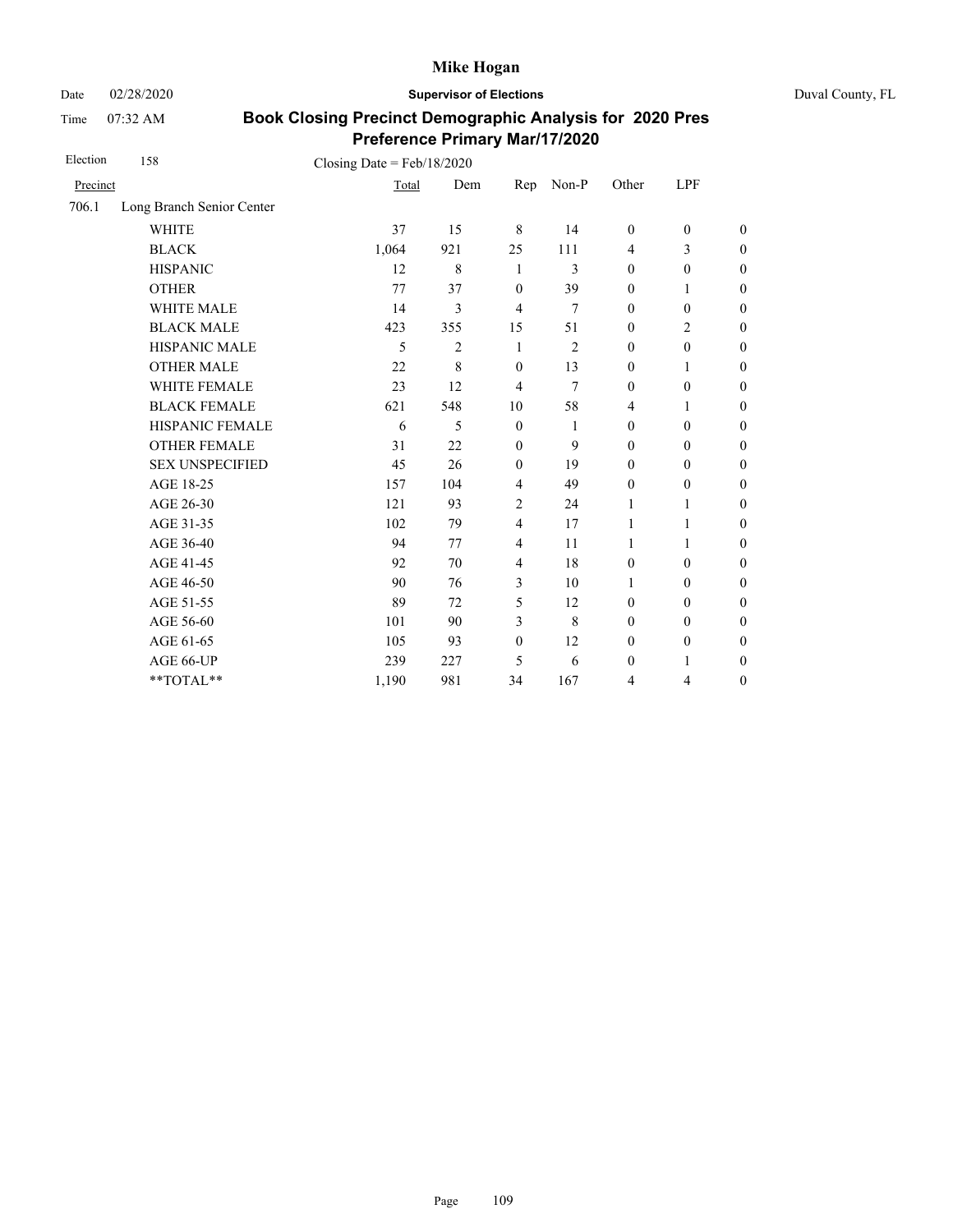# Mike Hogan

Date 02/28/2020 **Supervisor of Elections** Duval County, FL

Time 07:32 AM

## Book Closing Precinct Demographic Analysis for 2020 Pres Preference Primary Mar/17/2020

Election 158 Closing Date = Feb/18/2020

| Precinct | | Total | Dem | Rep | Non-P | Other | LPF | |
|---|---|---|---|---|---|---|---|---|
| 706.1 | Long Branch Senior Center | | | | | | | |
| | WHITE | 37 | 15 | 8 | 14 | 0 | 0 | 0 |
| | BLACK | 1,064 | 921 | 25 | 111 | 4 | 3 | 0 |
| | HISPANIC | 12 | 8 | 1 | 3 | 0 | 0 | 0 |
| | OTHER | 77 | 37 | 0 | 39 | 0 | 1 | 0 |
| | WHITE MALE | 14 | 3 | 4 | 7 | 0 | 0 | 0 |
| | BLACK MALE | 423 | 355 | 15 | 51 | 0 | 2 | 0 |
| | HISPANIC MALE | 5 | 2 | 1 | 2 | 0 | 0 | 0 |
| | OTHER MALE | 22 | 8 | 0 | 13 | 0 | 1 | 0 |
| | WHITE FEMALE | 23 | 12 | 4 | 7 | 0 | 0 | 0 |
| | BLACK FEMALE | 621 | 548 | 10 | 58 | 4 | 1 | 0 |
| | HISPANIC FEMALE | 6 | 5 | 0 | 1 | 0 | 0 | 0 |
| | OTHER FEMALE | 31 | 22 | 0 | 9 | 0 | 0 | 0 |
| | SEX UNSPECIFIED | 45 | 26 | 0 | 19 | 0 | 0 | 0 |
| | AGE 18-25 | 157 | 104 | 4 | 49 | 0 | 0 | 0 |
| | AGE 26-30 | 121 | 93 | 2 | 24 | 1 | 1 | 0 |
| | AGE 31-35 | 102 | 79 | 4 | 17 | 1 | 1 | 0 |
| | AGE 36-40 | 94 | 77 | 4 | 11 | 1 | 1 | 0 |
| | AGE 41-45 | 92 | 70 | 4 | 18 | 0 | 0 | 0 |
| | AGE 46-50 | 90 | 76 | 3 | 10 | 1 | 0 | 0 |
| | AGE 51-55 | 89 | 72 | 5 | 12 | 0 | 0 | 0 |
| | AGE 56-60 | 101 | 90 | 3 | 8 | 0 | 0 | 0 |
| | AGE 61-65 | 105 | 93 | 0 | 12 | 0 | 0 | 0 |
| | AGE 66-UP | 239 | 227 | 5 | 6 | 0 | 1 | 0 |
| | **TOTAL** | 1,190 | 981 | 34 | 167 | 4 | 4 | 0 |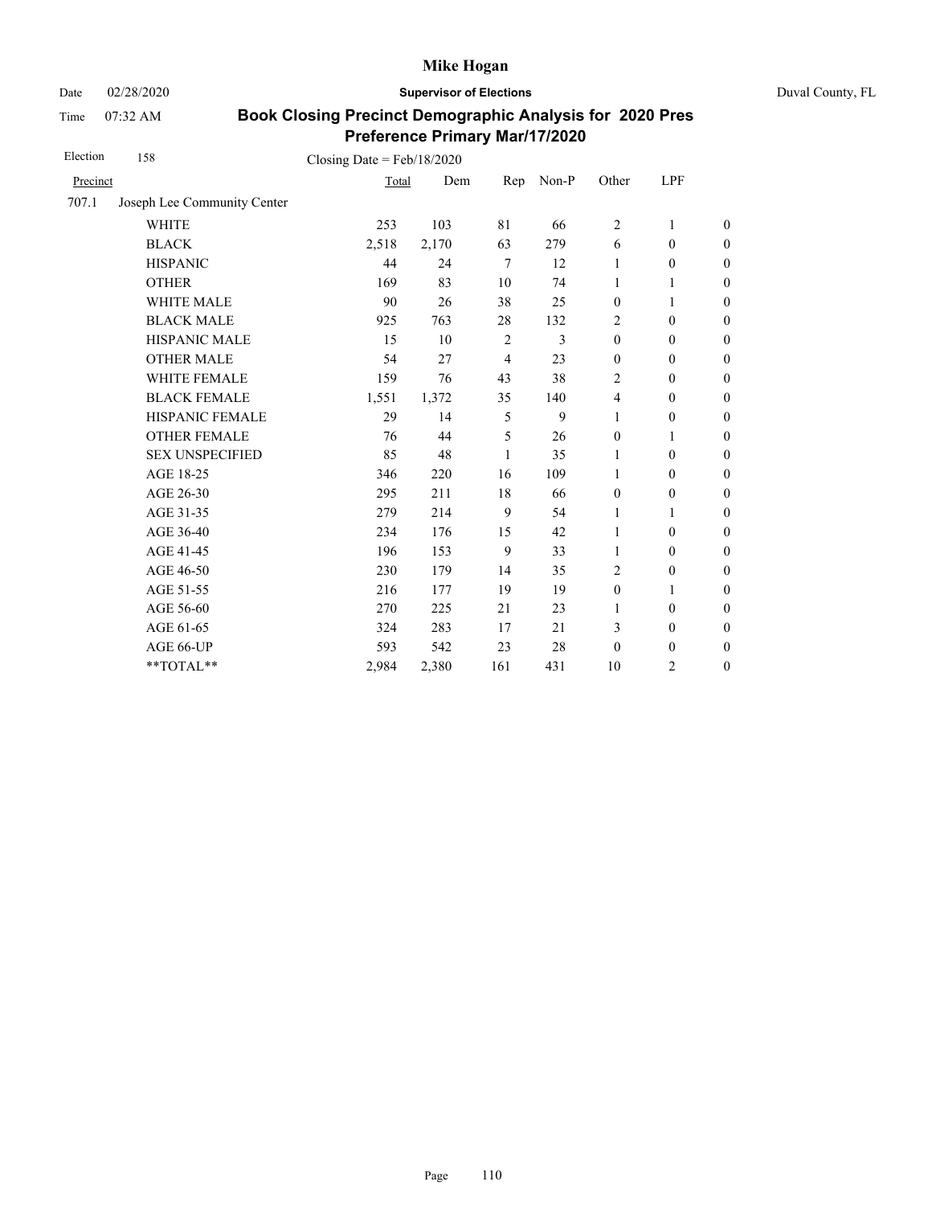# Mike Hogan

Date 02/28/2020 **Supervisor of Elections** Duval County, FL

Time 07:32 AM

## Book Closing Precinct Demographic Analysis for 2020 Pres Preference Primary Mar/17/2020

Election 158 Closing Date = Feb/18/2020

| Precinct | | Total | Dem | Rep | Non-P | Other | LPF | |
|---|---|---|---|---|---|---|---|---|
| 707.1 | Joseph Lee Community Center | | | | | | | |
| | WHITE | 253 | 103 | 81 | 66 | 2 | 1 | 0 |
| | BLACK | 2,518 | 2,170 | 63 | 279 | 6 | 0 | 0 |
| | HISPANIC | 44 | 24 | 7 | 12 | 1 | 0 | 0 |
| | OTHER | 169 | 83 | 10 | 74 | 1 | 1 | 0 |
| | WHITE MALE | 90 | 26 | 38 | 25 | 0 | 1 | 0 |
| | BLACK MALE | 925 | 763 | 28 | 132 | 2 | 0 | 0 |
| | HISPANIC MALE | 15 | 10 | 2 | 3 | 0 | 0 | 0 |
| | OTHER MALE | 54 | 27 | 4 | 23 | 0 | 0 | 0 |
| | WHITE FEMALE | 159 | 76 | 43 | 38 | 2 | 0 | 0 |
| | BLACK FEMALE | 1,551 | 1,372 | 35 | 140 | 4 | 0 | 0 |
| | HISPANIC FEMALE | 29 | 14 | 5 | 9 | 1 | 0 | 0 |
| | OTHER FEMALE | 76 | 44 | 5 | 26 | 0 | 1 | 0 |
| | SEX UNSPECIFIED | 85 | 48 | 1 | 35 | 1 | 0 | 0 |
| | AGE 18-25 | 346 | 220 | 16 | 109 | 1 | 0 | 0 |
| | AGE 26-30 | 295 | 211 | 18 | 66 | 0 | 0 | 0 |
| | AGE 31-35 | 279 | 214 | 9 | 54 | 1 | 1 | 0 |
| | AGE 36-40 | 234 | 176 | 15 | 42 | 1 | 0 | 0 |
| | AGE 41-45 | 196 | 153 | 9 | 33 | 1 | 0 | 0 |
| | AGE 46-50 | 230 | 179 | 14 | 35 | 2 | 0 | 0 |
| | AGE 51-55 | 216 | 177 | 19 | 19 | 0 | 1 | 0 |
| | AGE 56-60 | 270 | 225 | 21 | 23 | 1 | 0 | 0 |
| | AGE 61-65 | 324 | 283 | 17 | 21 | 3 | 0 | 0 |
| | AGE 66-UP | 593 | 542 | 23 | 28 | 0 | 0 | 0 |
| | **TOTAL** | 2,984 | 2,380 | 161 | 431 | 10 | 2 | 0 |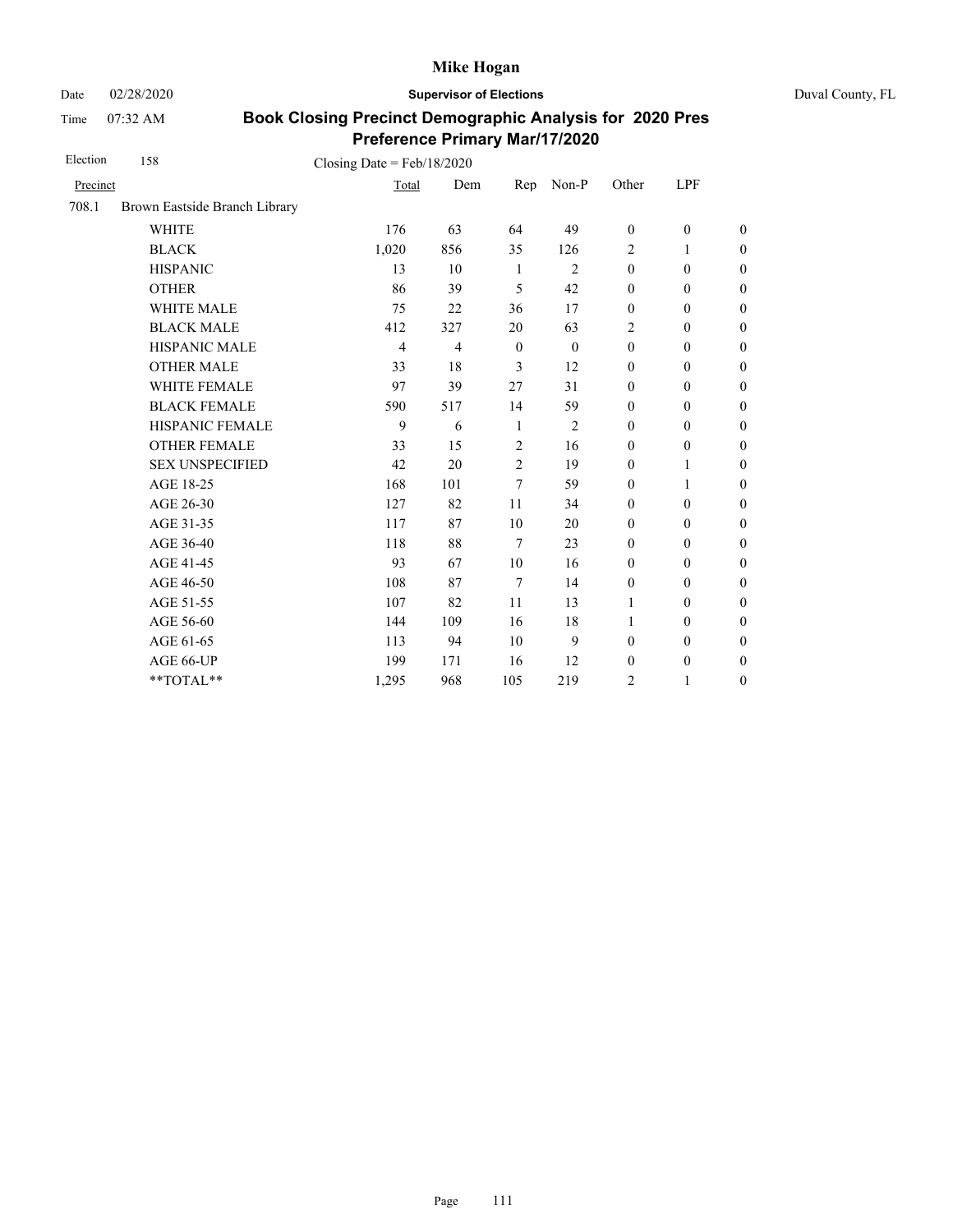# Mike Hogan

Date 02/28/2020 **Supervisor of Elections** Duval County, FL

Time 07:32 AM

## Book Closing Precinct Demographic Analysis for 2020 Pres Preference Primary Mar/17/2020

Election 158 Closing Date = Feb/18/2020

| Precinct | | Total | Dem | Rep | Non-P | Other | LPF | |
|---|---|---|---|---|---|---|---|---|
| 708.1 | Brown Eastside Branch Library | | | | | | | |
| | WHITE | 176 | 63 | 64 | 49 | 0 | 0 | 0 |
| | BLACK | 1,020 | 856 | 35 | 126 | 2 | 1 | 0 |
| | HISPANIC | 13 | 10 | 1 | 2 | 0 | 0 | 0 |
| | OTHER | 86 | 39 | 5 | 42 | 0 | 0 | 0 |
| | WHITE MALE | 75 | 22 | 36 | 17 | 0 | 0 | 0 |
| | BLACK MALE | 412 | 327 | 20 | 63 | 2 | 0 | 0 |
| | HISPANIC MALE | 4 | 4 | 0 | 0 | 0 | 0 | 0 |
| | OTHER MALE | 33 | 18 | 3 | 12 | 0 | 0 | 0 |
| | WHITE FEMALE | 97 | 39 | 27 | 31 | 0 | 0 | 0 |
| | BLACK FEMALE | 590 | 517 | 14 | 59 | 0 | 0 | 0 |
| | HISPANIC FEMALE | 9 | 6 | 1 | 2 | 0 | 0 | 0 |
| | OTHER FEMALE | 33 | 15 | 2 | 16 | 0 | 0 | 0 |
| | SEX UNSPECIFIED | 42 | 20 | 2 | 19 | 0 | 1 | 0 |
| | AGE 18-25 | 168 | 101 | 7 | 59 | 0 | 1 | 0 |
| | AGE 26-30 | 127 | 82 | 11 | 34 | 0 | 0 | 0 |
| | AGE 31-35 | 117 | 87 | 10 | 20 | 0 | 0 | 0 |
| | AGE 36-40 | 118 | 88 | 7 | 23 | 0 | 0 | 0 |
| | AGE 41-45 | 93 | 67 | 10 | 16 | 0 | 0 | 0 |
| | AGE 46-50 | 108 | 87 | 7 | 14 | 0 | 0 | 0 |
| | AGE 51-55 | 107 | 82 | 11 | 13 | 1 | 0 | 0 |
| | AGE 56-60 | 144 | 109 | 16 | 18 | 1 | 0 | 0 |
| | AGE 61-65 | 113 | 94 | 10 | 9 | 0 | 0 | 0 |
| | AGE 66-UP | 199 | 171 | 16 | 12 | 0 | 0 | 0 |
| | **TOTAL** | 1,295 | 968 | 105 | 219 | 2 | 1 | 0 |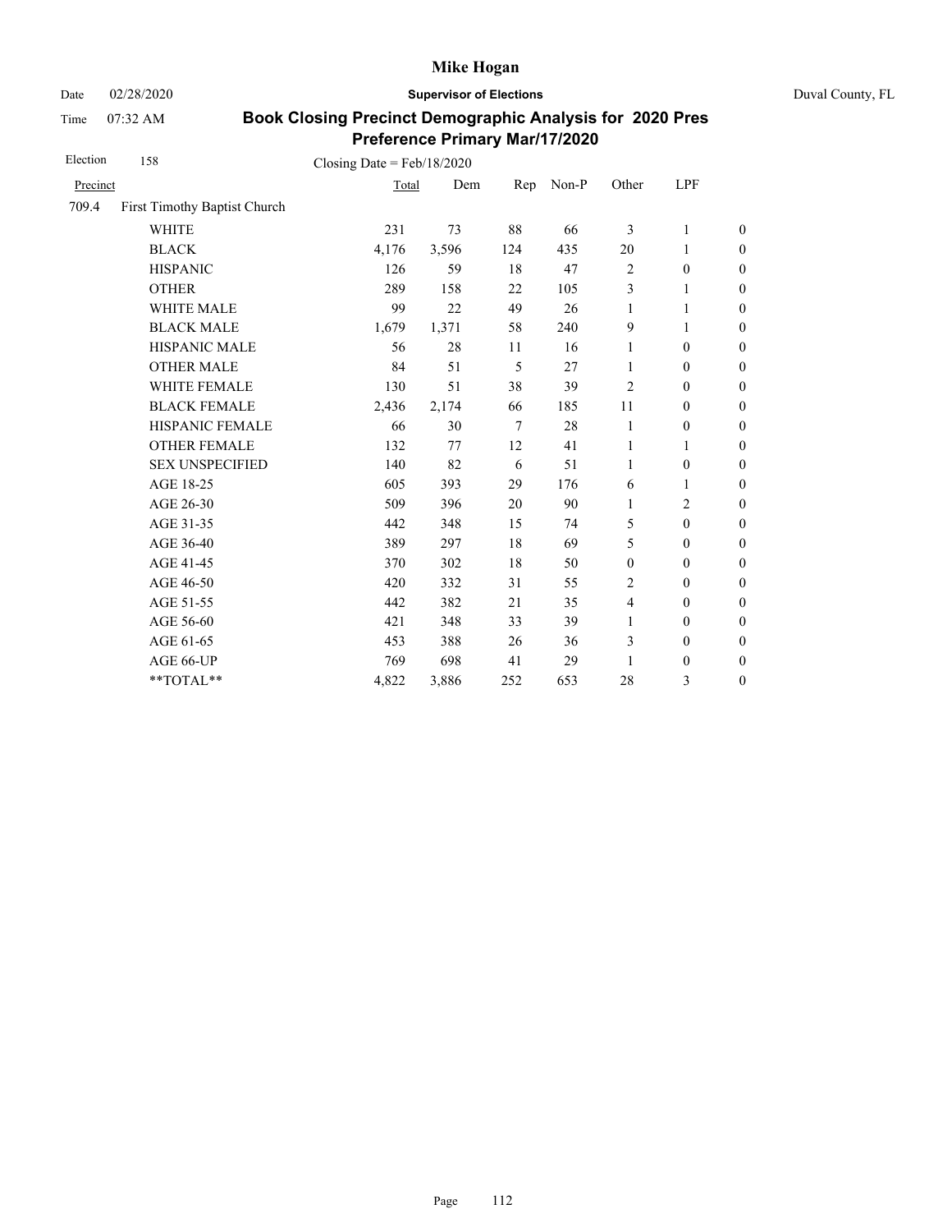# Mike Hogan

Date 02/28/2020 **Supervisor of Elections** Duval County, FL

Time 07:32 AM

## Book Closing Precinct Demographic Analysis for 2020 Pres Preference Primary Mar/17/2020

Election 158 Closing Date = Feb/18/2020

| Precinct | | Total | Dem | Rep | Non-P | Other | LPF | |
|---|---|---|---|---|---|---|---|---|
| 709.4 | First Timothy Baptist Church | | | | | | | |
| | WHITE | 231 | 73 | 88 | 66 | 3 | 1 | 0 |
| | BLACK | 4,176 | 3,596 | 124 | 435 | 20 | 1 | 0 |
| | HISPANIC | 126 | 59 | 18 | 47 | 2 | 0 | 0 |
| | OTHER | 289 | 158 | 22 | 105 | 3 | 1 | 0 |
| | WHITE MALE | 99 | 22 | 49 | 26 | 1 | 1 | 0 |
| | BLACK MALE | 1,679 | 1,371 | 58 | 240 | 9 | 1 | 0 |
| | HISPANIC MALE | 56 | 28 | 11 | 16 | 1 | 0 | 0 |
| | OTHER MALE | 84 | 51 | 5 | 27 | 1 | 0 | 0 |
| | WHITE FEMALE | 130 | 51 | 38 | 39 | 2 | 0 | 0 |
| | BLACK FEMALE | 2,436 | 2,174 | 66 | 185 | 11 | 0 | 0 |
| | HISPANIC FEMALE | 66 | 30 | 7 | 28 | 1 | 0 | 0 |
| | OTHER FEMALE | 132 | 77 | 12 | 41 | 1 | 1 | 0 |
| | SEX UNSPECIFIED | 140 | 82 | 6 | 51 | 1 | 0 | 0 |
| | AGE 18-25 | 605 | 393 | 29 | 176 | 6 | 1 | 0 |
| | AGE 26-30 | 509 | 396 | 20 | 90 | 1 | 2 | 0 |
| | AGE 31-35 | 442 | 348 | 15 | 74 | 5 | 0 | 0 |
| | AGE 36-40 | 389 | 297 | 18 | 69 | 5 | 0 | 0 |
| | AGE 41-45 | 370 | 302 | 18 | 50 | 0 | 0 | 0 |
| | AGE 46-50 | 420 | 332 | 31 | 55 | 2 | 0 | 0 |
| | AGE 51-55 | 442 | 382 | 21 | 35 | 4 | 0 | 0 |
| | AGE 56-60 | 421 | 348 | 33 | 39 | 1 | 0 | 0 |
| | AGE 61-65 | 453 | 388 | 26 | 36 | 3 | 0 | 0 |
| | AGE 66-UP | 769 | 698 | 41 | 29 | 1 | 0 | 0 |
| | **TOTAL** | 4,822 | 3,886 | 252 | 653 | 28 | 3 | 0 |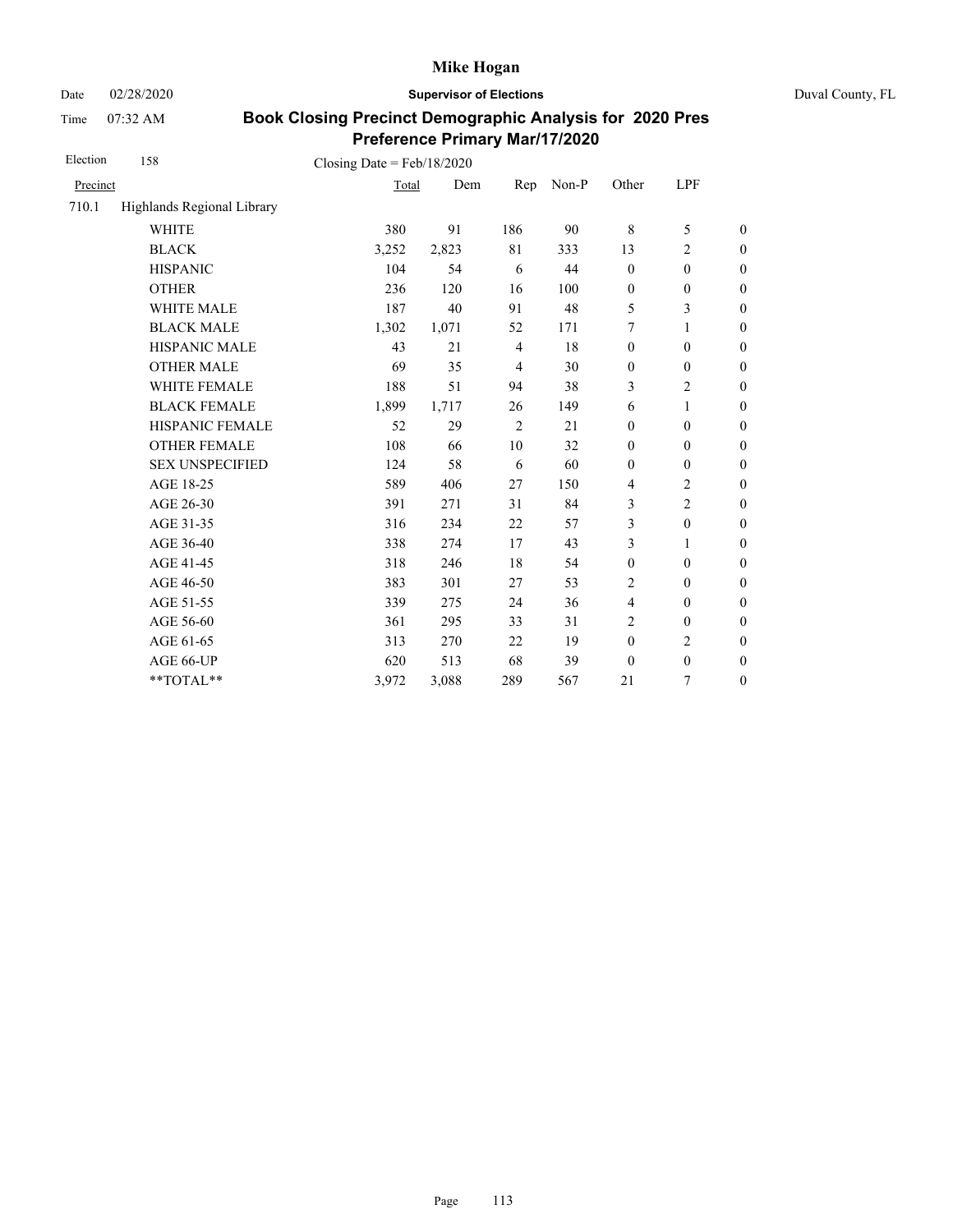# Mike Hogan

Date 02/28/2020 **Supervisor of Elections** Duval County, FL

Time 07:32 AM

## Book Closing Precinct Demographic Analysis for 2020 Pres Preference Primary Mar/17/2020

Election 158 Closing Date = Feb/18/2020

| Precinct | | Total | Dem | Rep | Non-P | Other | LPF | |
|---|---|---|---|---|---|---|---|---|
| 710.1 | Highlands Regional Library | | | | | | | |
| | WHITE | 380 | 91 | 186 | 90 | 8 | 5 | 0 |
| | BLACK | 3,252 | 2,823 | 81 | 333 | 13 | 2 | 0 |
| | HISPANIC | 104 | 54 | 6 | 44 | 0 | 0 | 0 |
| | OTHER | 236 | 120 | 16 | 100 | 0 | 0 | 0 |
| | WHITE MALE | 187 | 40 | 91 | 48 | 5 | 3 | 0 |
| | BLACK MALE | 1,302 | 1,071 | 52 | 171 | 7 | 1 | 0 |
| | HISPANIC MALE | 43 | 21 | 4 | 18 | 0 | 0 | 0 |
| | OTHER MALE | 69 | 35 | 4 | 30 | 0 | 0 | 0 |
| | WHITE FEMALE | 188 | 51 | 94 | 38 | 3 | 2 | 0 |
| | BLACK FEMALE | 1,899 | 1,717 | 26 | 149 | 6 | 1 | 0 |
| | HISPANIC FEMALE | 52 | 29 | 2 | 21 | 0 | 0 | 0 |
| | OTHER FEMALE | 108 | 66 | 10 | 32 | 0 | 0 | 0 |
| | SEX UNSPECIFIED | 124 | 58 | 6 | 60 | 0 | 0 | 0 |
| | AGE 18-25 | 589 | 406 | 27 | 150 | 4 | 2 | 0 |
| | AGE 26-30 | 391 | 271 | 31 | 84 | 3 | 2 | 0 |
| | AGE 31-35 | 316 | 234 | 22 | 57 | 3 | 0 | 0 |
| | AGE 36-40 | 338 | 274 | 17 | 43 | 3 | 1 | 0 |
| | AGE 41-45 | 318 | 246 | 18 | 54 | 0 | 0 | 0 |
| | AGE 46-50 | 383 | 301 | 27 | 53 | 2 | 0 | 0 |
| | AGE 51-55 | 339 | 275 | 24 | 36 | 4 | 0 | 0 |
| | AGE 56-60 | 361 | 295 | 33 | 31 | 2 | 0 | 0 |
| | AGE 61-65 | 313 | 270 | 22 | 19 | 0 | 2 | 0 |
| | AGE 66-UP | 620 | 513 | 68 | 39 | 0 | 0 | 0 |
| | **TOTAL** | 3,972 | 3,088 | 289 | 567 | 21 | 7 | 0 |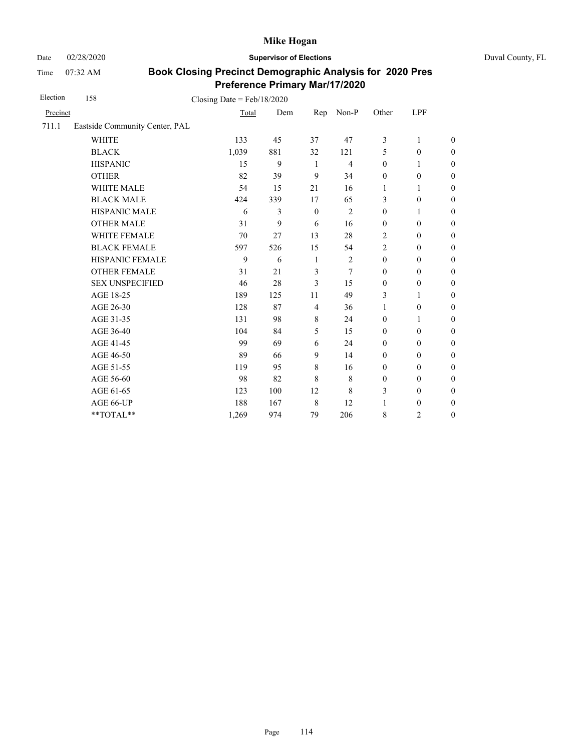Mike Hogan

Date 02/28/2020 **Supervisor of Elections** Duval County, FL

Time 07:32 AM

**Book Closing Precinct Demographic Analysis for 2020 Pres Preference Primary Mar/17/2020**

Election 158 Closing Date = Feb/18/2020

| Precinct | | Total | Dem | Rep | Non-P | Other | LPF | |
|---|---|---|---|---|---|---|---|---|
| 711.1 | Eastside Community Center, PAL | | | | | | | |
| | WHITE | 133 | 45 | 37 | 47 | 3 | 1 | 0 |
| | BLACK | 1,039 | 881 | 32 | 121 | 5 | 0 | 0 |
| | HISPANIC | 15 | 9 | 1 | 4 | 0 | 1 | 0 |
| | OTHER | 82 | 39 | 9 | 34 | 0 | 0 | 0 |
| | WHITE MALE | 54 | 15 | 21 | 16 | 1 | 1 | 0 |
| | BLACK MALE | 424 | 339 | 17 | 65 | 3 | 0 | 0 |
| | HISPANIC MALE | 6 | 3 | 0 | 2 | 0 | 1 | 0 |
| | OTHER MALE | 31 | 9 | 6 | 16 | 0 | 0 | 0 |
| | WHITE FEMALE | 70 | 27 | 13 | 28 | 2 | 0 | 0 |
| | BLACK FEMALE | 597 | 526 | 15 | 54 | 2 | 0 | 0 |
| | HISPANIC FEMALE | 9 | 6 | 1 | 2 | 0 | 0 | 0 |
| | OTHER FEMALE | 31 | 21 | 3 | 7 | 0 | 0 | 0 |
| | SEX UNSPECIFIED | 46 | 28 | 3 | 15 | 0 | 0 | 0 |
| | AGE 18-25 | 189 | 125 | 11 | 49 | 3 | 1 | 0 |
| | AGE 26-30 | 128 | 87 | 4 | 36 | 1 | 0 | 0 |
| | AGE 31-35 | 131 | 98 | 8 | 24 | 0 | 1 | 0 |
| | AGE 36-40 | 104 | 84 | 5 | 15 | 0 | 0 | 0 |
| | AGE 41-45 | 99 | 69 | 6 | 24 | 0 | 0 | 0 |
| | AGE 46-50 | 89 | 66 | 9 | 14 | 0 | 0 | 0 |
| | AGE 51-55 | 119 | 95 | 8 | 16 | 0 | 0 | 0 |
| | AGE 56-60 | 98 | 82 | 8 | 8 | 0 | 0 | 0 |
| | AGE 61-65 | 123 | 100 | 12 | 8 | 3 | 0 | 0 |
| | AGE 66-UP | 188 | 167 | 8 | 12 | 1 | 0 | 0 |
| | **TOTAL** | 1,269 | 974 | 79 | 206 | 8 | 2 | 0 |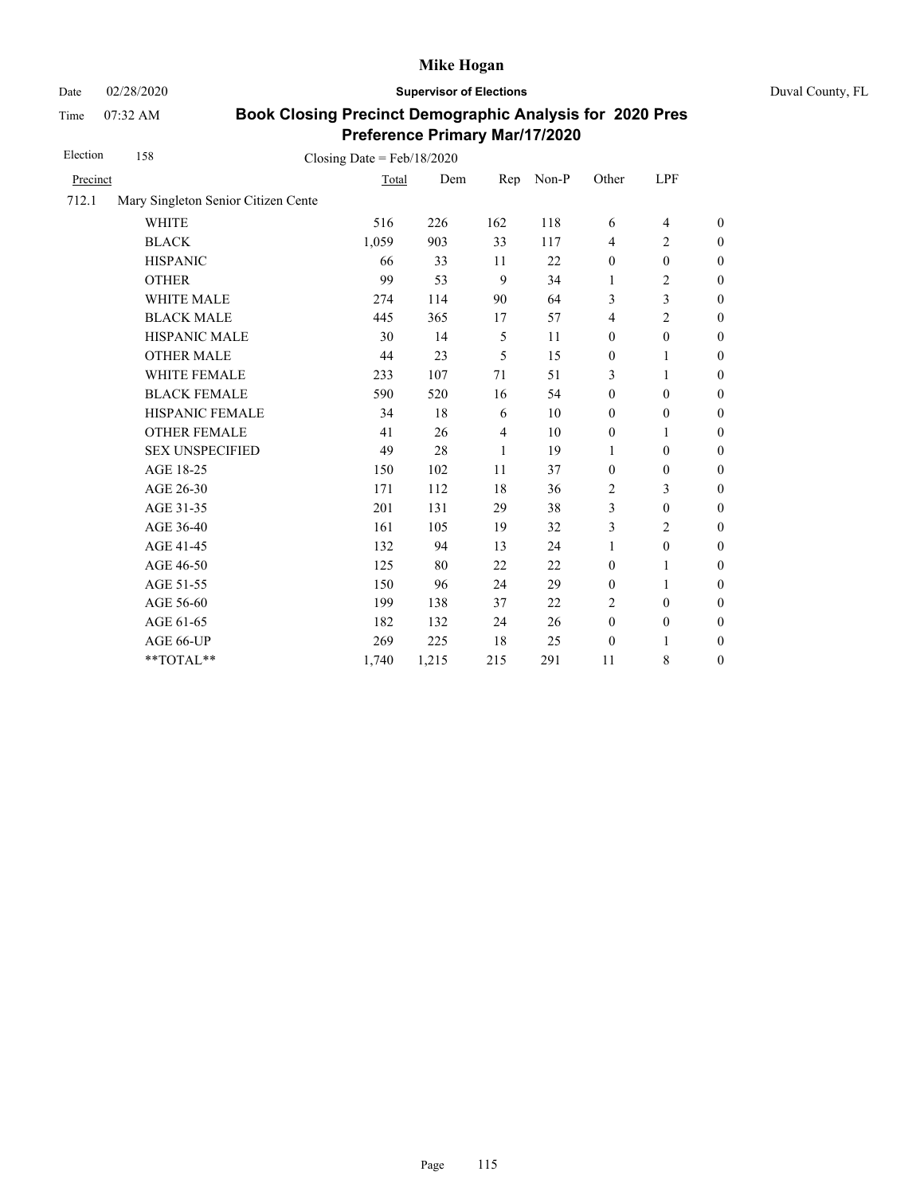# Mike Hogan

Date 02/28/2020 **Supervisor of Elections** Duval County, FL

Time 07:32 AM

## Book Closing Precinct Demographic Analysis for 2020 Pres Preference Primary Mar/17/2020

Election 158 Closing Date = Feb/18/2020

| Precinct | | Total | Dem | Rep | Non-P | Other | LPF | |
|---|---|---|---|---|---|---|---|---|
| 712.1 | Mary Singleton Senior Citizen Cente | | | | | | | |
| | WHITE | 516 | 226 | 162 | 118 | 6 | 4 | 0 |
| | BLACK | 1,059 | 903 | 33 | 117 | 4 | 2 | 0 |
| | HISPANIC | 66 | 33 | 11 | 22 | 0 | 0 | 0 |
| | OTHER | 99 | 53 | 9 | 34 | 1 | 2 | 0 |
| | WHITE MALE | 274 | 114 | 90 | 64 | 3 | 3 | 0 |
| | BLACK MALE | 445 | 365 | 17 | 57 | 4 | 2 | 0 |
| | HISPANIC MALE | 30 | 14 | 5 | 11 | 0 | 0 | 0 |
| | OTHER MALE | 44 | 23 | 5 | 15 | 0 | 1 | 0 |
| | WHITE FEMALE | 233 | 107 | 71 | 51 | 3 | 1 | 0 |
| | BLACK FEMALE | 590 | 520 | 16 | 54 | 0 | 0 | 0 |
| | HISPANIC FEMALE | 34 | 18 | 6 | 10 | 0 | 0 | 0 |
| | OTHER FEMALE | 41 | 26 | 4 | 10 | 0 | 1 | 0 |
| | SEX UNSPECIFIED | 49 | 28 | 1 | 19 | 1 | 0 | 0 |
| | AGE 18-25 | 150 | 102 | 11 | 37 | 0 | 0 | 0 |
| | AGE 26-30 | 171 | 112 | 18 | 36 | 2 | 3 | 0 |
| | AGE 31-35 | 201 | 131 | 29 | 38 | 3 | 0 | 0 |
| | AGE 36-40 | 161 | 105 | 19 | 32 | 3 | 2 | 0 |
| | AGE 41-45 | 132 | 94 | 13 | 24 | 1 | 0 | 0 |
| | AGE 46-50 | 125 | 80 | 22 | 22 | 0 | 1 | 0 |
| | AGE 51-55 | 150 | 96 | 24 | 29 | 0 | 1 | 0 |
| | AGE 56-60 | 199 | 138 | 37 | 22 | 2 | 0 | 0 |
| | AGE 61-65 | 182 | 132 | 24 | 26 | 0 | 0 | 0 |
| | AGE 66-UP | 269 | 225 | 18 | 25 | 0 | 1 | 0 |
| | **TOTAL** | 1,740 | 1,215 | 215 | 291 | 11 | 8 | 0 |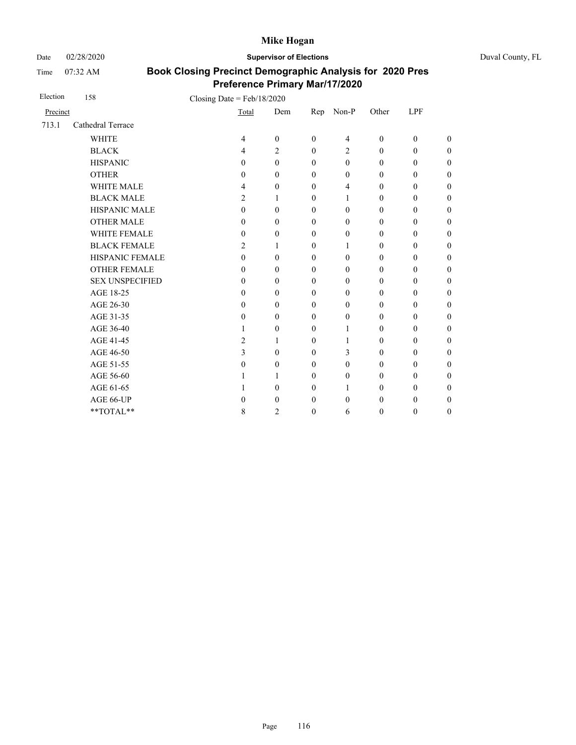# Mike Hogan

Date 02/28/2020 **Supervisor of Elections** Duval County, FL

Time 07:32 AM

## Book Closing Precinct Demographic Analysis for 2020 Pres Preference Primary Mar/17/2020

Election 158 Closing Date = Feb/18/2020

| Precinct | | Total | Dem | Rep | Non-P | Other | LPF | |
|---|---|---|---|---|---|---|---|---|
| 713.1 | Cathedral Terrace | | | | | | | |
| | WHITE | 4 | 0 | 0 | 4 | 0 | 0 | 0 |
| | BLACK | 4 | 2 | 0 | 2 | 0 | 0 | 0 |
| | HISPANIC | 0 | 0 | 0 | 0 | 0 | 0 | 0 |
| | OTHER | 0 | 0 | 0 | 0 | 0 | 0 | 0 |
| | WHITE MALE | 4 | 0 | 0 | 4 | 0 | 0 | 0 |
| | BLACK MALE | 2 | 1 | 0 | 1 | 0 | 0 | 0 |
| | HISPANIC MALE | 0 | 0 | 0 | 0 | 0 | 0 | 0 |
| | OTHER MALE | 0 | 0 | 0 | 0 | 0 | 0 | 0 |
| | WHITE FEMALE | 0 | 0 | 0 | 0 | 0 | 0 | 0 |
| | BLACK FEMALE | 2 | 1 | 0 | 1 | 0 | 0 | 0 |
| | HISPANIC FEMALE | 0 | 0 | 0 | 0 | 0 | 0 | 0 |
| | OTHER FEMALE | 0 | 0 | 0 | 0 | 0 | 0 | 0 |
| | SEX UNSPECIFIED | 0 | 0 | 0 | 0 | 0 | 0 | 0 |
| | AGE 18-25 | 0 | 0 | 0 | 0 | 0 | 0 | 0 |
| | AGE 26-30 | 0 | 0 | 0 | 0 | 0 | 0 | 0 |
| | AGE 31-35 | 0 | 0 | 0 | 0 | 0 | 0 | 0 |
| | AGE 36-40 | 1 | 0 | 0 | 1 | 0 | 0 | 0 |
| | AGE 41-45 | 2 | 1 | 0 | 1 | 0 | 0 | 0 |
| | AGE 46-50 | 3 | 0 | 0 | 3 | 0 | 0 | 0 |
| | AGE 51-55 | 0 | 0 | 0 | 0 | 0 | 0 | 0 |
| | AGE 56-60 | 1 | 1 | 0 | 0 | 0 | 0 | 0 |
| | AGE 61-65 | 1 | 0 | 0 | 1 | 0 | 0 | 0 |
| | AGE 66-UP | 0 | 0 | 0 | 0 | 0 | 0 | 0 |
| | **TOTAL** | 8 | 2 | 0 | 6 | 0 | 0 | 0 |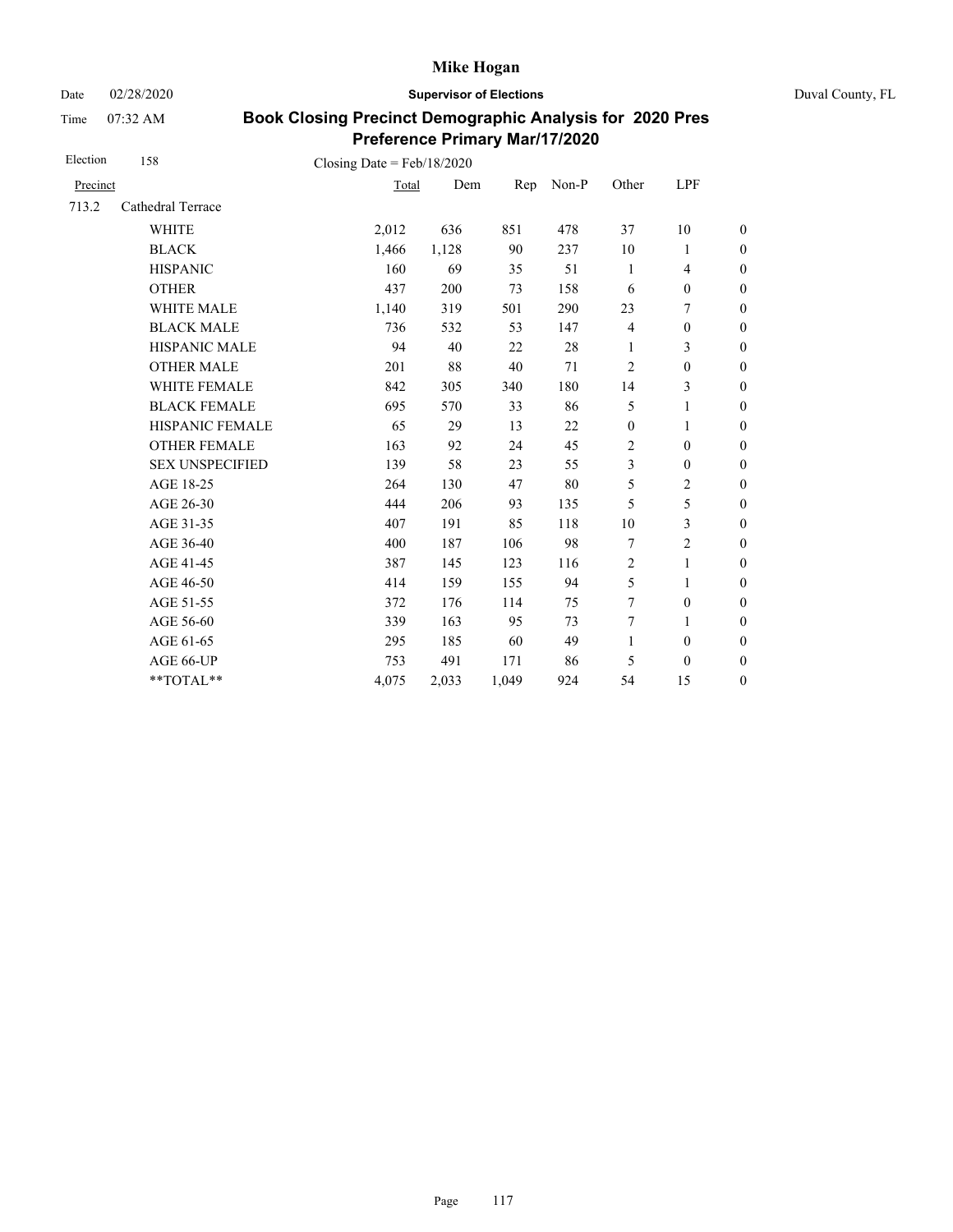# Mike Hogan

Date 02/28/2020 **Supervisor of Elections** Duval County, FL

Time 07:32 AM

## Book Closing Precinct Demographic Analysis for 2020 Pres Preference Primary Mar/17/2020

Election 158 Closing Date = Feb/18/2020

| Precinct | | Total | Dem | Rep | Non-P | Other | LPF | |
|---|---|---|---|---|---|---|---|---|
| 713.2 | Cathedral Terrace | | | | | | | |
| | WHITE | 2,012 | 636 | 851 | 478 | 37 | 10 | 0 |
| | BLACK | 1,466 | 1,128 | 90 | 237 | 10 | 1 | 0 |
| | HISPANIC | 160 | 69 | 35 | 51 | 1 | 4 | 0 |
| | OTHER | 437 | 200 | 73 | 158 | 6 | 0 | 0 |
| | WHITE MALE | 1,140 | 319 | 501 | 290 | 23 | 7 | 0 |
| | BLACK MALE | 736 | 532 | 53 | 147 | 4 | 0 | 0 |
| | HISPANIC MALE | 94 | 40 | 22 | 28 | 1 | 3 | 0 |
| | OTHER MALE | 201 | 88 | 40 | 71 | 2 | 0 | 0 |
| | WHITE FEMALE | 842 | 305 | 340 | 180 | 14 | 3 | 0 |
| | BLACK FEMALE | 695 | 570 | 33 | 86 | 5 | 1 | 0 |
| | HISPANIC FEMALE | 65 | 29 | 13 | 22 | 0 | 1 | 0 |
| | OTHER FEMALE | 163 | 92 | 24 | 45 | 2 | 0 | 0 |
| | SEX UNSPECIFIED | 139 | 58 | 23 | 55 | 3 | 0 | 0 |
| | AGE 18-25 | 264 | 130 | 47 | 80 | 5 | 2 | 0 |
| | AGE 26-30 | 444 | 206 | 93 | 135 | 5 | 5 | 0 |
| | AGE 31-35 | 407 | 191 | 85 | 118 | 10 | 3 | 0 |
| | AGE 36-40 | 400 | 187 | 106 | 98 | 7 | 2 | 0 |
| | AGE 41-45 | 387 | 145 | 123 | 116 | 2 | 1 | 0 |
| | AGE 46-50 | 414 | 159 | 155 | 94 | 5 | 1 | 0 |
| | AGE 51-55 | 372 | 176 | 114 | 75 | 7 | 0 | 0 |
| | AGE 56-60 | 339 | 163 | 95 | 73 | 7 | 1 | 0 |
| | AGE 61-65 | 295 | 185 | 60 | 49 | 1 | 0 | 0 |
| | AGE 66-UP | 753 | 491 | 171 | 86 | 5 | 0 | 0 |
| | **TOTAL** | 4,075 | 2,033 | 1,049 | 924 | 54 | 15 | 0 |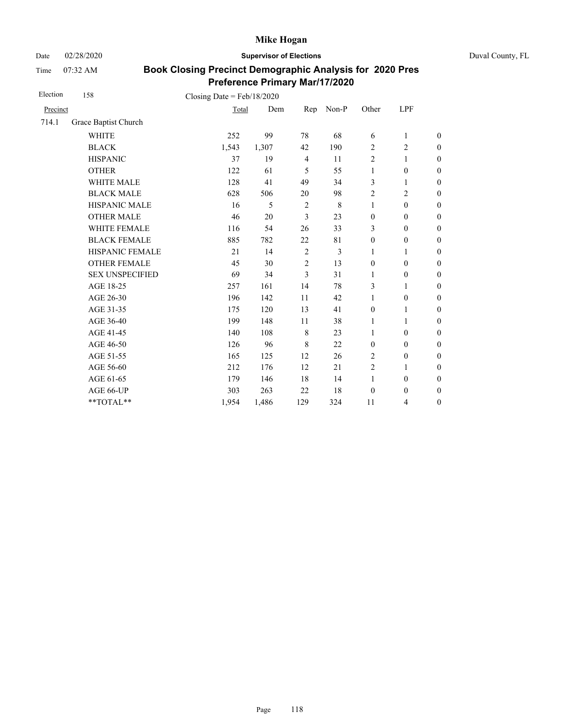# Mike Hogan

Date 02/28/2020 **Supervisor of Elections** Duval County, FL

Time 07:32 AM

## Book Closing Precinct Demographic Analysis for 2020 Pres Preference Primary Mar/17/2020

Election 158 Closing Date = Feb/18/2020

| Precinct | | Total | Dem | Rep | Non-P | Other | LPF | |
|---|---|---|---|---|---|---|---|---|
| 714.1 | Grace Baptist Church | | | | | | | |
| | WHITE | 252 | 99 | 78 | 68 | 6 | 1 | 0 |
| | BLACK | 1,543 | 1,307 | 42 | 190 | 2 | 2 | 0 |
| | HISPANIC | 37 | 19 | 4 | 11 | 2 | 1 | 0 |
| | OTHER | 122 | 61 | 5 | 55 | 1 | 0 | 0 |
| | WHITE MALE | 128 | 41 | 49 | 34 | 3 | 1 | 0 |
| | BLACK MALE | 628 | 506 | 20 | 98 | 2 | 2 | 0 |
| | HISPANIC MALE | 16 | 5 | 2 | 8 | 1 | 0 | 0 |
| | OTHER MALE | 46 | 20 | 3 | 23 | 0 | 0 | 0 |
| | WHITE FEMALE | 116 | 54 | 26 | 33 | 3 | 0 | 0 |
| | BLACK FEMALE | 885 | 782 | 22 | 81 | 0 | 0 | 0 |
| | HISPANIC FEMALE | 21 | 14 | 2 | 3 | 1 | 1 | 0 |
| | OTHER FEMALE | 45 | 30 | 2 | 13 | 0 | 0 | 0 |
| | SEX UNSPECIFIED | 69 | 34 | 3 | 31 | 1 | 0 | 0 |
| | AGE 18-25 | 257 | 161 | 14 | 78 | 3 | 1 | 0 |
| | AGE 26-30 | 196 | 142 | 11 | 42 | 1 | 0 | 0 |
| | AGE 31-35 | 175 | 120 | 13 | 41 | 0 | 1 | 0 |
| | AGE 36-40 | 199 | 148 | 11 | 38 | 1 | 1 | 0 |
| | AGE 41-45 | 140 | 108 | 8 | 23 | 1 | 0 | 0 |
| | AGE 46-50 | 126 | 96 | 8 | 22 | 0 | 0 | 0 |
| | AGE 51-55 | 165 | 125 | 12 | 26 | 2 | 0 | 0 |
| | AGE 56-60 | 212 | 176 | 12 | 21 | 2 | 1 | 0 |
| | AGE 61-65 | 179 | 146 | 18 | 14 | 1 | 0 | 0 |
| | AGE 66-UP | 303 | 263 | 22 | 18 | 0 | 0 | 0 |
| | **TOTAL** | 1,954 | 1,486 | 129 | 324 | 11 | 4 | 0 |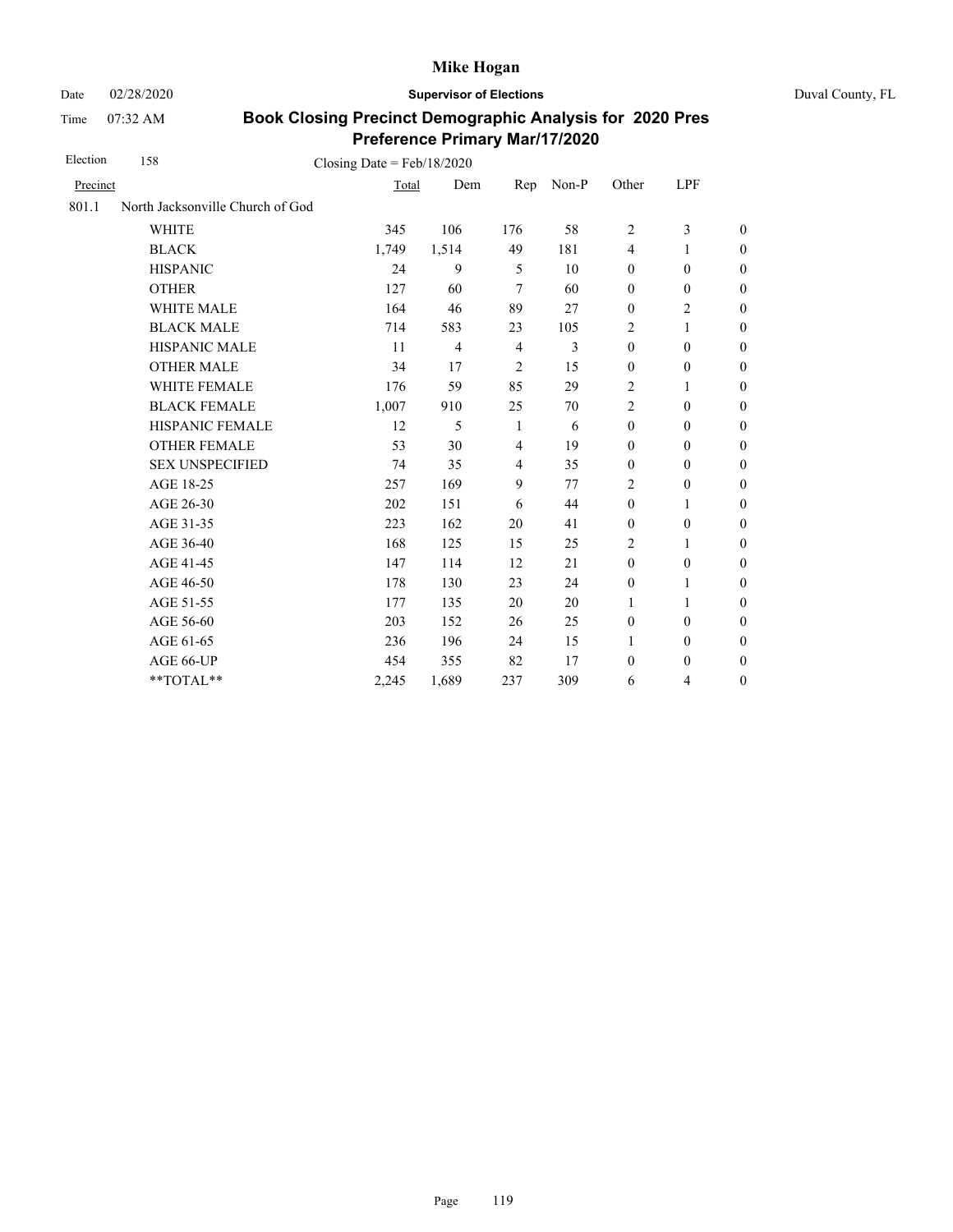# Mike Hogan

Date 02/28/2020 **Supervisor of Elections** Duval County, FL

Time 07:32 AM

## Book Closing Precinct Demographic Analysis for 2020 Pres Preference Primary Mar/17/2020

Election 158 Closing Date = Feb/18/2020

| Precinct | | Total | Dem | Rep | Non-P | Other | LPF | |
|---|---|---|---|---|---|---|---|---|
| 801.1 | North Jacksonville Church of God | | | | | | | |
| | WHITE | 345 | 106 | 176 | 58 | 2 | 3 | 0 |
| | BLACK | 1,749 | 1,514 | 49 | 181 | 4 | 1 | 0 |
| | HISPANIC | 24 | 9 | 5 | 10 | 0 | 0 | 0 |
| | OTHER | 127 | 60 | 7 | 60 | 0 | 0 | 0 |
| | WHITE MALE | 164 | 46 | 89 | 27 | 0 | 2 | 0 |
| | BLACK MALE | 714 | 583 | 23 | 105 | 2 | 1 | 0 |
| | HISPANIC MALE | 11 | 4 | 4 | 3 | 0 | 0 | 0 |
| | OTHER MALE | 34 | 17 | 2 | 15 | 0 | 0 | 0 |
| | WHITE FEMALE | 176 | 59 | 85 | 29 | 2 | 1 | 0 |
| | BLACK FEMALE | 1,007 | 910 | 25 | 70 | 2 | 0 | 0 |
| | HISPANIC FEMALE | 12 | 5 | 1 | 6 | 0 | 0 | 0 |
| | OTHER FEMALE | 53 | 30 | 4 | 19 | 0 | 0 | 0 |
| | SEX UNSPECIFIED | 74 | 35 | 4 | 35 | 0 | 0 | 0 |
| | AGE 18-25 | 257 | 169 | 9 | 77 | 2 | 0 | 0 |
| | AGE 26-30 | 202 | 151 | 6 | 44 | 0 | 1 | 0 |
| | AGE 31-35 | 223 | 162 | 20 | 41 | 0 | 0 | 0 |
| | AGE 36-40 | 168 | 125 | 15 | 25 | 2 | 1 | 0 |
| | AGE 41-45 | 147 | 114 | 12 | 21 | 0 | 0 | 0 |
| | AGE 46-50 | 178 | 130 | 23 | 24 | 0 | 1 | 0 |
| | AGE 51-55 | 177 | 135 | 20 | 20 | 1 | 1 | 0 |
| | AGE 56-60 | 203 | 152 | 26 | 25 | 0 | 0 | 0 |
| | AGE 61-65 | 236 | 196 | 24 | 15 | 1 | 0 | 0 |
| | AGE 66-UP | 454 | 355 | 82 | 17 | 0 | 0 | 0 |
| | **TOTAL** | 2,245 | 1,689 | 237 | 309 | 6 | 4 | 0 |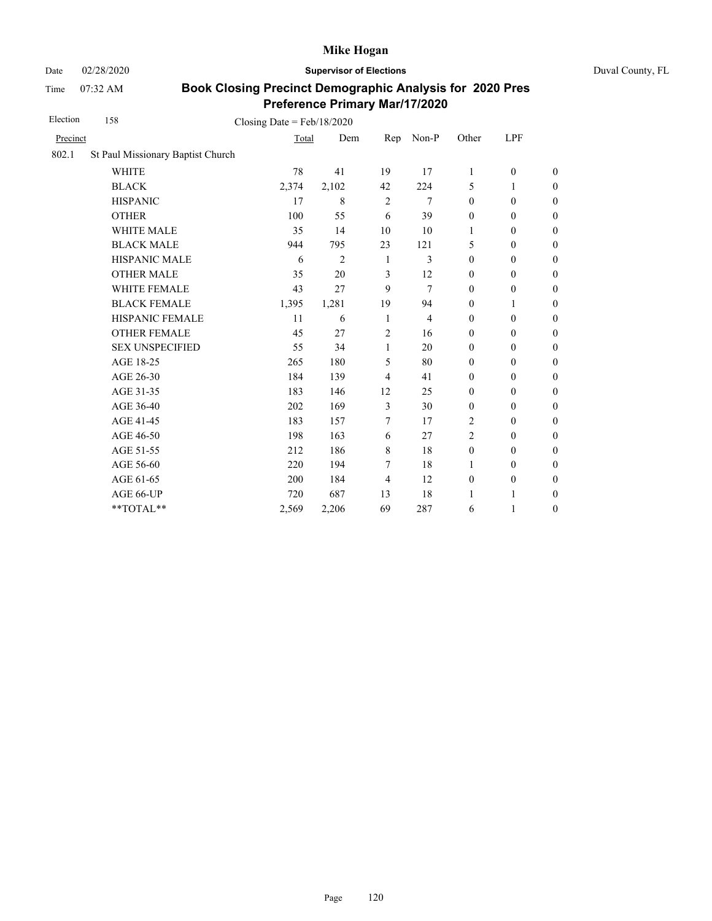# Mike Hogan

Date 02/28/2020 **Supervisor of Elections** Duval County, FL

Time 07:32 AM

## Book Closing Precinct Demographic Analysis for 2020 Pres Preference Primary Mar/17/2020

Election 158 Closing Date = Feb/18/2020

| Precinct | | Total | Dem | Rep | Non-P | Other | LPF | |
|---|---|---|---|---|---|---|---|---|
| 802.1 | St Paul Missionary Baptist Church | | | | | | | |
| | WHITE | 78 | 41 | 19 | 17 | 1 | 0 | 0 |
| | BLACK | 2,374 | 2,102 | 42 | 224 | 5 | 1 | 0 |
| | HISPANIC | 17 | 8 | 2 | 7 | 0 | 0 | 0 |
| | OTHER | 100 | 55 | 6 | 39 | 0 | 0 | 0 |
| | WHITE MALE | 35 | 14 | 10 | 10 | 1 | 0 | 0 |
| | BLACK MALE | 944 | 795 | 23 | 121 | 5 | 0 | 0 |
| | HISPANIC MALE | 6 | 2 | 1 | 3 | 0 | 0 | 0 |
| | OTHER MALE | 35 | 20 | 3 | 12 | 0 | 0 | 0 |
| | WHITE FEMALE | 43 | 27 | 9 | 7 | 0 | 0 | 0 |
| | BLACK FEMALE | 1,395 | 1,281 | 19 | 94 | 0 | 1 | 0 |
| | HISPANIC FEMALE | 11 | 6 | 1 | 4 | 0 | 0 | 0 |
| | OTHER FEMALE | 45 | 27 | 2 | 16 | 0 | 0 | 0 |
| | SEX UNSPECIFIED | 55 | 34 | 1 | 20 | 0 | 0 | 0 |
| | AGE 18-25 | 265 | 180 | 5 | 80 | 0 | 0 | 0 |
| | AGE 26-30 | 184 | 139 | 4 | 41 | 0 | 0 | 0 |
| | AGE 31-35 | 183 | 146 | 12 | 25 | 0 | 0 | 0 |
| | AGE 36-40 | 202 | 169 | 3 | 30 | 0 | 0 | 0 |
| | AGE 41-45 | 183 | 157 | 7 | 17 | 2 | 0 | 0 |
| | AGE 46-50 | 198 | 163 | 6 | 27 | 2 | 0 | 0 |
| | AGE 51-55 | 212 | 186 | 8 | 18 | 0 | 0 | 0 |
| | AGE 56-60 | 220 | 194 | 7 | 18 | 1 | 0 | 0 |
| | AGE 61-65 | 200 | 184 | 4 | 12 | 0 | 0 | 0 |
| | AGE 66-UP | 720 | 687 | 13 | 18 | 1 | 1 | 0 |
| | **TOTAL** | 2,569 | 2,206 | 69 | 287 | 6 | 1 | 0 |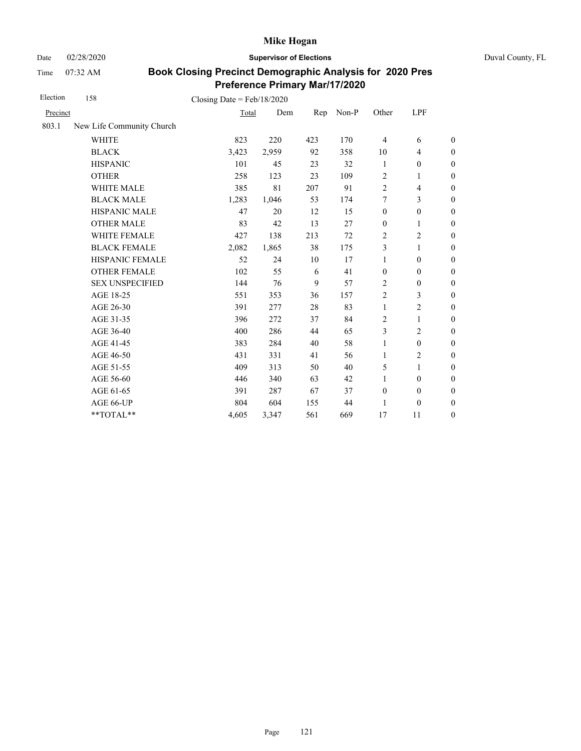Mike Hogan

Date 02/28/2020 **Supervisor of Elections** Duval County, FL

Time 07:32 AM

**Book Closing Precinct Demographic Analysis for 2020 Pres Preference Primary Mar/17/2020**

Election 158 Closing Date = Feb/18/2020

| Precinct | | Total | Dem | Rep | Non-P | Other | LPF | |
|---|---|---|---|---|---|---|---|---|
| 803.1 | New Life Community Church | | | | | | | |
| | WHITE | 823 | 220 | 423 | 170 | 4 | 6 | 0 |
| | BLACK | 3,423 | 2,959 | 92 | 358 | 10 | 4 | 0 |
| | HISPANIC | 101 | 45 | 23 | 32 | 1 | 0 | 0 |
| | OTHER | 258 | 123 | 23 | 109 | 2 | 1 | 0 |
| | WHITE MALE | 385 | 81 | 207 | 91 | 2 | 4 | 0 |
| | BLACK MALE | 1,283 | 1,046 | 53 | 174 | 7 | 3 | 0 |
| | HISPANIC MALE | 47 | 20 | 12 | 15 | 0 | 0 | 0 |
| | OTHER MALE | 83 | 42 | 13 | 27 | 0 | 1 | 0 |
| | WHITE FEMALE | 427 | 138 | 213 | 72 | 2 | 2 | 0 |
| | BLACK FEMALE | 2,082 | 1,865 | 38 | 175 | 3 | 1 | 0 |
| | HISPANIC FEMALE | 52 | 24 | 10 | 17 | 1 | 0 | 0 |
| | OTHER FEMALE | 102 | 55 | 6 | 41 | 0 | 0 | 0 |
| | SEX UNSPECIFIED | 144 | 76 | 9 | 57 | 2 | 0 | 0 |
| | AGE 18-25 | 551 | 353 | 36 | 157 | 2 | 3 | 0 |
| | AGE 26-30 | 391 | 277 | 28 | 83 | 1 | 2 | 0 |
| | AGE 31-35 | 396 | 272 | 37 | 84 | 2 | 1 | 0 |
| | AGE 36-40 | 400 | 286 | 44 | 65 | 3 | 2 | 0 |
| | AGE 41-45 | 383 | 284 | 40 | 58 | 1 | 0 | 0 |
| | AGE 46-50 | 431 | 331 | 41 | 56 | 1 | 2 | 0 |
| | AGE 51-55 | 409 | 313 | 50 | 40 | 5 | 1 | 0 |
| | AGE 56-60 | 446 | 340 | 63 | 42 | 1 | 0 | 0 |
| | AGE 61-65 | 391 | 287 | 67 | 37 | 0 | 0 | 0 |
| | AGE 66-UP | 804 | 604 | 155 | 44 | 1 | 0 | 0 |
| | **TOTAL** | 4,605 | 3,347 | 561 | 669 | 17 | 11 | 0 |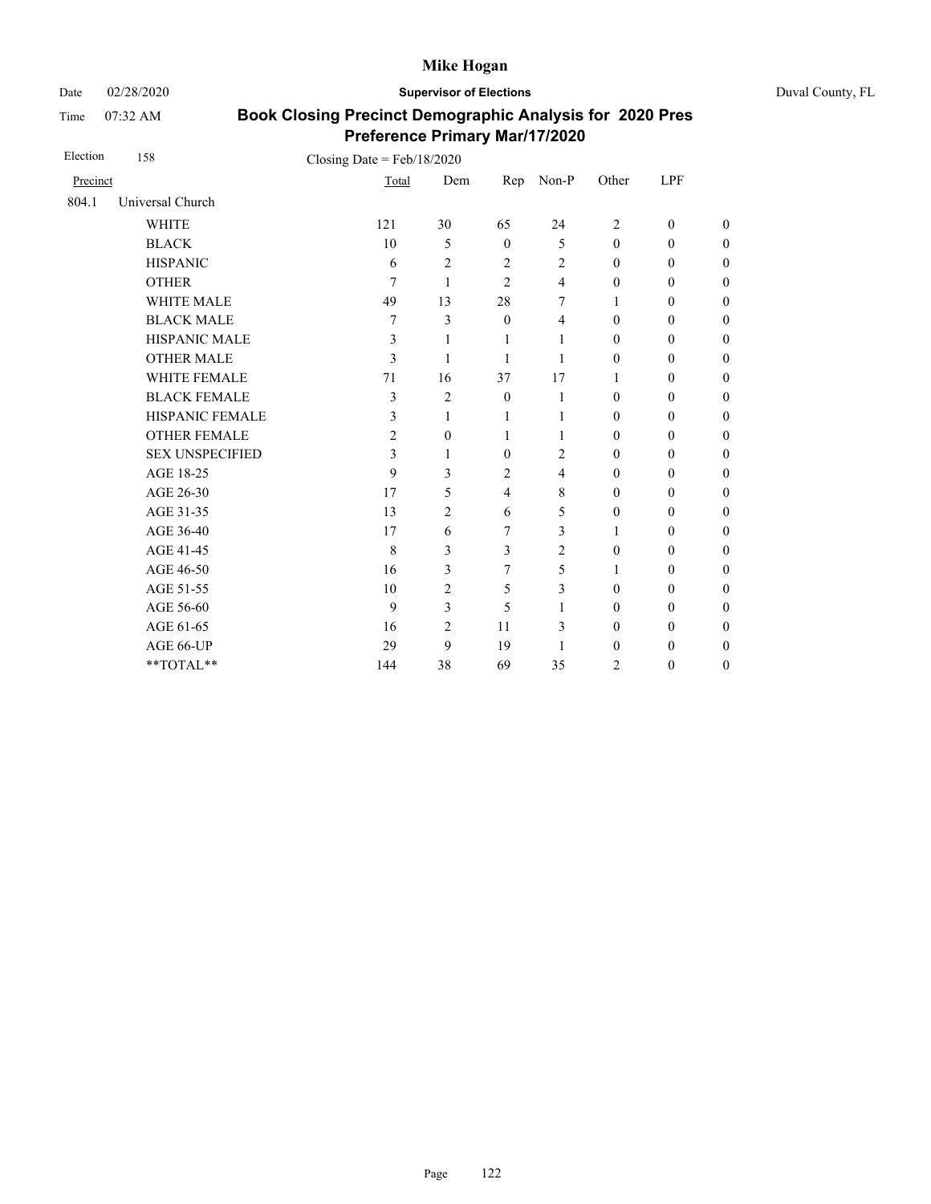# Mike Hogan

Date 02/28/2020 **Supervisor of Elections** Duval County, FL

Time 07:32 AM

## Book Closing Precinct Demographic Analysis for 2020 Pres Preference Primary Mar/17/2020

Election 158 Closing Date = Feb/18/2020

| Precinct | | Total | Dem | Rep | Non-P | Other | LPF | |
|---|---|---|---|---|---|---|---|---|
| 804.1 | Universal Church | | | | | | | |
| | WHITE | 121 | 30 | 65 | 24 | 2 | 0 | 0 |
| | BLACK | 10 | 5 | 0 | 5 | 0 | 0 | 0 |
| | HISPANIC | 6 | 2 | 2 | 2 | 0 | 0 | 0 |
| | OTHER | 7 | 1 | 2 | 4 | 0 | 0 | 0 |
| | WHITE MALE | 49 | 13 | 28 | 7 | 1 | 0 | 0 |
| | BLACK MALE | 7 | 3 | 0 | 4 | 0 | 0 | 0 |
| | HISPANIC MALE | 3 | 1 | 1 | 1 | 0 | 0 | 0 |
| | OTHER MALE | 3 | 1 | 1 | 1 | 0 | 0 | 0 |
| | WHITE FEMALE | 71 | 16 | 37 | 17 | 1 | 0 | 0 |
| | BLACK FEMALE | 3 | 2 | 0 | 1 | 0 | 0 | 0 |
| | HISPANIC FEMALE | 3 | 1 | 1 | 1 | 0 | 0 | 0 |
| | OTHER FEMALE | 2 | 0 | 1 | 1 | 0 | 0 | 0 |
| | SEX UNSPECIFIED | 3 | 1 | 0 | 2 | 0 | 0 | 0 |
| | AGE 18-25 | 9 | 3 | 2 | 4 | 0 | 0 | 0 |
| | AGE 26-30 | 17 | 5 | 4 | 8 | 0 | 0 | 0 |
| | AGE 31-35 | 13 | 2 | 6 | 5 | 0 | 0 | 0 |
| | AGE 36-40 | 17 | 6 | 7 | 3 | 1 | 0 | 0 |
| | AGE 41-45 | 8 | 3 | 3 | 2 | 0 | 0 | 0 |
| | AGE 46-50 | 16 | 3 | 7 | 5 | 1 | 0 | 0 |
| | AGE 51-55 | 10 | 2 | 5 | 3 | 0 | 0 | 0 |
| | AGE 56-60 | 9 | 3 | 5 | 1 | 0 | 0 | 0 |
| | AGE 61-65 | 16 | 2 | 11 | 3 | 0 | 0 | 0 |
| | AGE 66-UP | 29 | 9 | 19 | 1 | 0 | 0 | 0 |
| | **TOTAL** | 144 | 38 | 69 | 35 | 2 | 0 | 0 |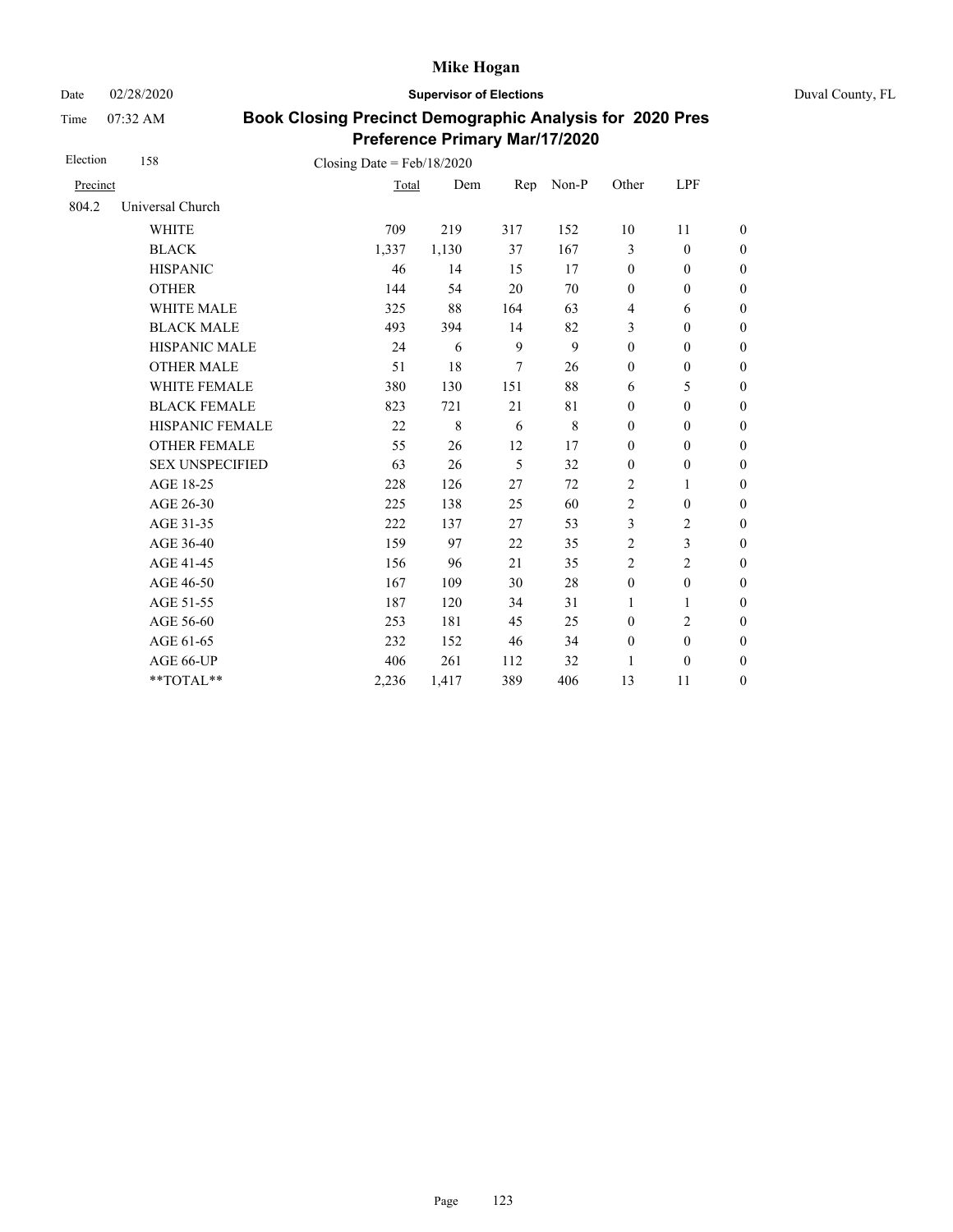# Mike Hogan

Date 02/28/2020 **Supervisor of Elections** Duval County, FL

Time 07:32 AM

## Book Closing Precinct Demographic Analysis for 2020 Pres Preference Primary Mar/17/2020

Election 158 Closing Date = Feb/18/2020

| Precinct | | Total | Dem | Rep | Non-P | Other | LPF | |
|---|---|---|---|---|---|---|---|---|
| 804.2 | Universal Church | | | | | | | |
| | WHITE | 709 | 219 | 317 | 152 | 10 | 11 | 0 |
| | BLACK | 1,337 | 1,130 | 37 | 167 | 3 | 0 | 0 |
| | HISPANIC | 46 | 14 | 15 | 17 | 0 | 0 | 0 |
| | OTHER | 144 | 54 | 20 | 70 | 0 | 0 | 0 |
| | WHITE MALE | 325 | 88 | 164 | 63 | 4 | 6 | 0 |
| | BLACK MALE | 493 | 394 | 14 | 82 | 3 | 0 | 0 |
| | HISPANIC MALE | 24 | 6 | 9 | 9 | 0 | 0 | 0 |
| | OTHER MALE | 51 | 18 | 7 | 26 | 0 | 0 | 0 |
| | WHITE FEMALE | 380 | 130 | 151 | 88 | 6 | 5 | 0 |
| | BLACK FEMALE | 823 | 721 | 21 | 81 | 0 | 0 | 0 |
| | HISPANIC FEMALE | 22 | 8 | 6 | 8 | 0 | 0 | 0 |
| | OTHER FEMALE | 55 | 26 | 12 | 17 | 0 | 0 | 0 |
| | SEX UNSPECIFIED | 63 | 26 | 5 | 32 | 0 | 0 | 0 |
| | AGE 18-25 | 228 | 126 | 27 | 72 | 2 | 1 | 0 |
| | AGE 26-30 | 225 | 138 | 25 | 60 | 2 | 0 | 0 |
| | AGE 31-35 | 222 | 137 | 27 | 53 | 3 | 2 | 0 |
| | AGE 36-40 | 159 | 97 | 22 | 35 | 2 | 3 | 0 |
| | AGE 41-45 | 156 | 96 | 21 | 35 | 2 | 2 | 0 |
| | AGE 46-50 | 167 | 109 | 30 | 28 | 0 | 0 | 0 |
| | AGE 51-55 | 187 | 120 | 34 | 31 | 1 | 1 | 0 |
| | AGE 56-60 | 253 | 181 | 45 | 25 | 0 | 2 | 0 |
| | AGE 61-65 | 232 | 152 | 46 | 34 | 0 | 0 | 0 |
| | AGE 66-UP | 406 | 261 | 112 | 32 | 1 | 0 | 0 |
| | **TOTAL** | 2,236 | 1,417 | 389 | 406 | 13 | 11 | 0 |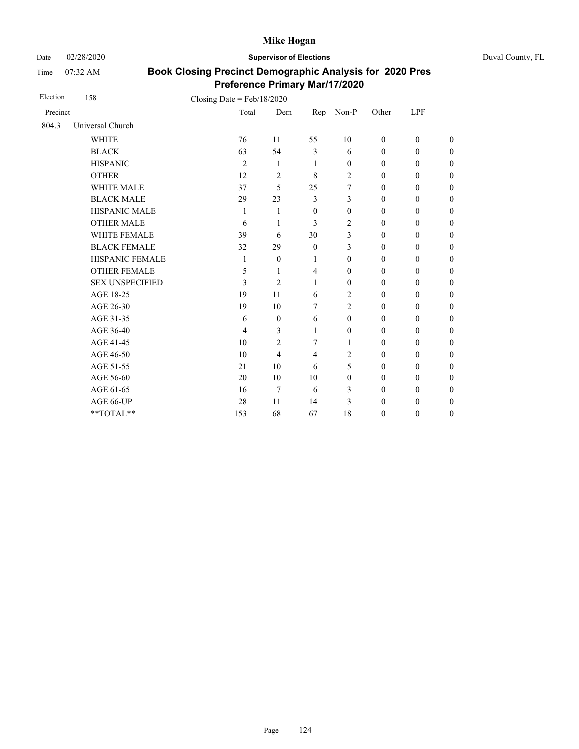**Mike Hogan**

Date 02/28/2020 **Supervisor of Elections** Duval County, FL

Time 07:32 AM

## Book Closing Precinct Demographic Analysis for 2020 Pres Preference Primary Mar/17/2020

Election 158 Closing Date = Feb/18/2020

| Precinct | | Total | Dem | Rep | Non-P | Other | LPF | |
|---|---|---|---|---|---|---|---|---|
| 804.3 | Universal Church | | | | | | | |
| | WHITE | 76 | 11 | 55 | 10 | 0 | 0 | 0 |
| | BLACK | 63 | 54 | 3 | 6 | 0 | 0 | 0 |
| | HISPANIC | 2 | 1 | 1 | 0 | 0 | 0 | 0 |
| | OTHER | 12 | 2 | 8 | 2 | 0 | 0 | 0 |
| | WHITE MALE | 37 | 5 | 25 | 7 | 0 | 0 | 0 |
| | BLACK MALE | 29 | 23 | 3 | 3 | 0 | 0 | 0 |
| | HISPANIC MALE | 1 | 1 | 0 | 0 | 0 | 0 | 0 |
| | OTHER MALE | 6 | 1 | 3 | 2 | 0 | 0 | 0 |
| | WHITE FEMALE | 39 | 6 | 30 | 3 | 0 | 0 | 0 |
| | BLACK FEMALE | 32 | 29 | 0 | 3 | 0 | 0 | 0 |
| | HISPANIC FEMALE | 1 | 0 | 1 | 0 | 0 | 0 | 0 |
| | OTHER FEMALE | 5 | 1 | 4 | 0 | 0 | 0 | 0 |
| | SEX UNSPECIFIED | 3 | 2 | 1 | 0 | 0 | 0 | 0 |
| | AGE 18-25 | 19 | 11 | 6 | 2 | 0 | 0 | 0 |
| | AGE 26-30 | 19 | 10 | 7 | 2 | 0 | 0 | 0 |
| | AGE 31-35 | 6 | 0 | 6 | 0 | 0 | 0 | 0 |
| | AGE 36-40 | 4 | 3 | 1 | 0 | 0 | 0 | 0 |
| | AGE 41-45 | 10 | 2 | 7 | 1 | 0 | 0 | 0 |
| | AGE 46-50 | 10 | 4 | 4 | 2 | 0 | 0 | 0 |
| | AGE 51-55 | 21 | 10 | 6 | 5 | 0 | 0 | 0 |
| | AGE 56-60 | 20 | 10 | 10 | 0 | 0 | 0 | 0 |
| | AGE 61-65 | 16 | 7 | 6 | 3 | 0 | 0 | 0 |
| | AGE 66-UP | 28 | 11 | 14 | 3 | 0 | 0 | 0 |
| | **TOTAL** | 153 | 68 | 67 | 18 | 0 | 0 | 0 |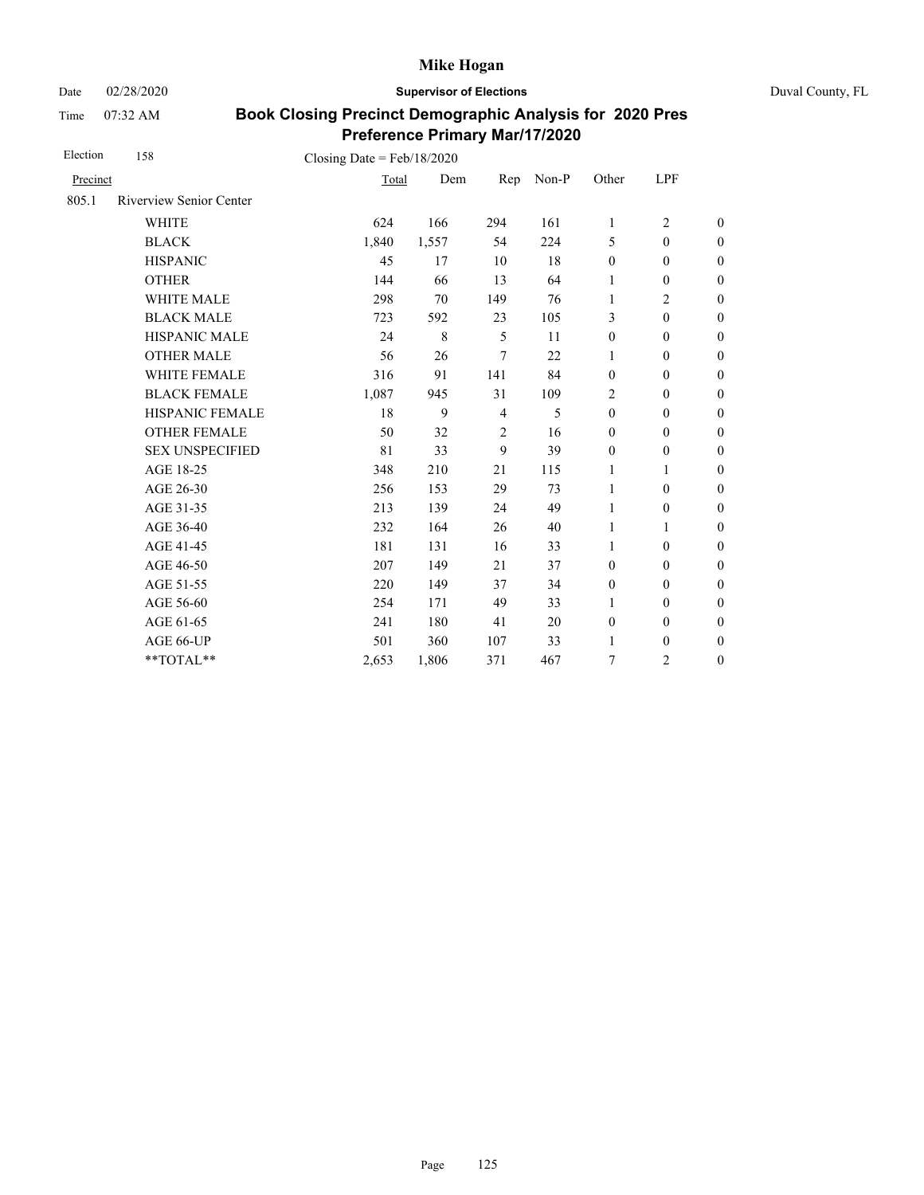# Mike Hogan

Date 02/28/2020 **Supervisor of Elections** Duval County, FL

Time 07:32 AM

## Book Closing Precinct Demographic Analysis for 2020 Pres Preference Primary Mar/17/2020

Election 158 Closing Date = Feb/18/2020

| Precinct | | Total | Dem | Rep | Non-P | Other | LPF | |
|---|---|---|---|---|---|---|---|---|
| 805.1 | Riverview Senior Center | | | | | | | |
| | WHITE | 624 | 166 | 294 | 161 | 1 | 2 | 0 |
| | BLACK | 1,840 | 1,557 | 54 | 224 | 5 | 0 | 0 |
| | HISPANIC | 45 | 17 | 10 | 18 | 0 | 0 | 0 |
| | OTHER | 144 | 66 | 13 | 64 | 1 | 0 | 0 |
| | WHITE MALE | 298 | 70 | 149 | 76 | 1 | 2 | 0 |
| | BLACK MALE | 723 | 592 | 23 | 105 | 3 | 0 | 0 |
| | HISPANIC MALE | 24 | 8 | 5 | 11 | 0 | 0 | 0 |
| | OTHER MALE | 56 | 26 | 7 | 22 | 1 | 0 | 0 |
| | WHITE FEMALE | 316 | 91 | 141 | 84 | 0 | 0 | 0 |
| | BLACK FEMALE | 1,087 | 945 | 31 | 109 | 2 | 0 | 0 |
| | HISPANIC FEMALE | 18 | 9 | 4 | 5 | 0 | 0 | 0 |
| | OTHER FEMALE | 50 | 32 | 2 | 16 | 0 | 0 | 0 |
| | SEX UNSPECIFIED | 81 | 33 | 9 | 39 | 0 | 0 | 0 |
| | AGE 18-25 | 348 | 210 | 21 | 115 | 1 | 1 | 0 |
| | AGE 26-30 | 256 | 153 | 29 | 73 | 1 | 0 | 0 |
| | AGE 31-35 | 213 | 139 | 24 | 49 | 1 | 0 | 0 |
| | AGE 36-40 | 232 | 164 | 26 | 40 | 1 | 1 | 0 |
| | AGE 41-45 | 181 | 131 | 16 | 33 | 1 | 0 | 0 |
| | AGE 46-50 | 207 | 149 | 21 | 37 | 0 | 0 | 0 |
| | AGE 51-55 | 220 | 149 | 37 | 34 | 0 | 0 | 0 |
| | AGE 56-60 | 254 | 171 | 49 | 33 | 1 | 0 | 0 |
| | AGE 61-65 | 241 | 180 | 41 | 20 | 0 | 0 | 0 |
| | AGE 66-UP | 501 | 360 | 107 | 33 | 1 | 0 | 0 |
| | **TOTAL** | 2,653 | 1,806 | 371 | 467 | 7 | 2 | 0 |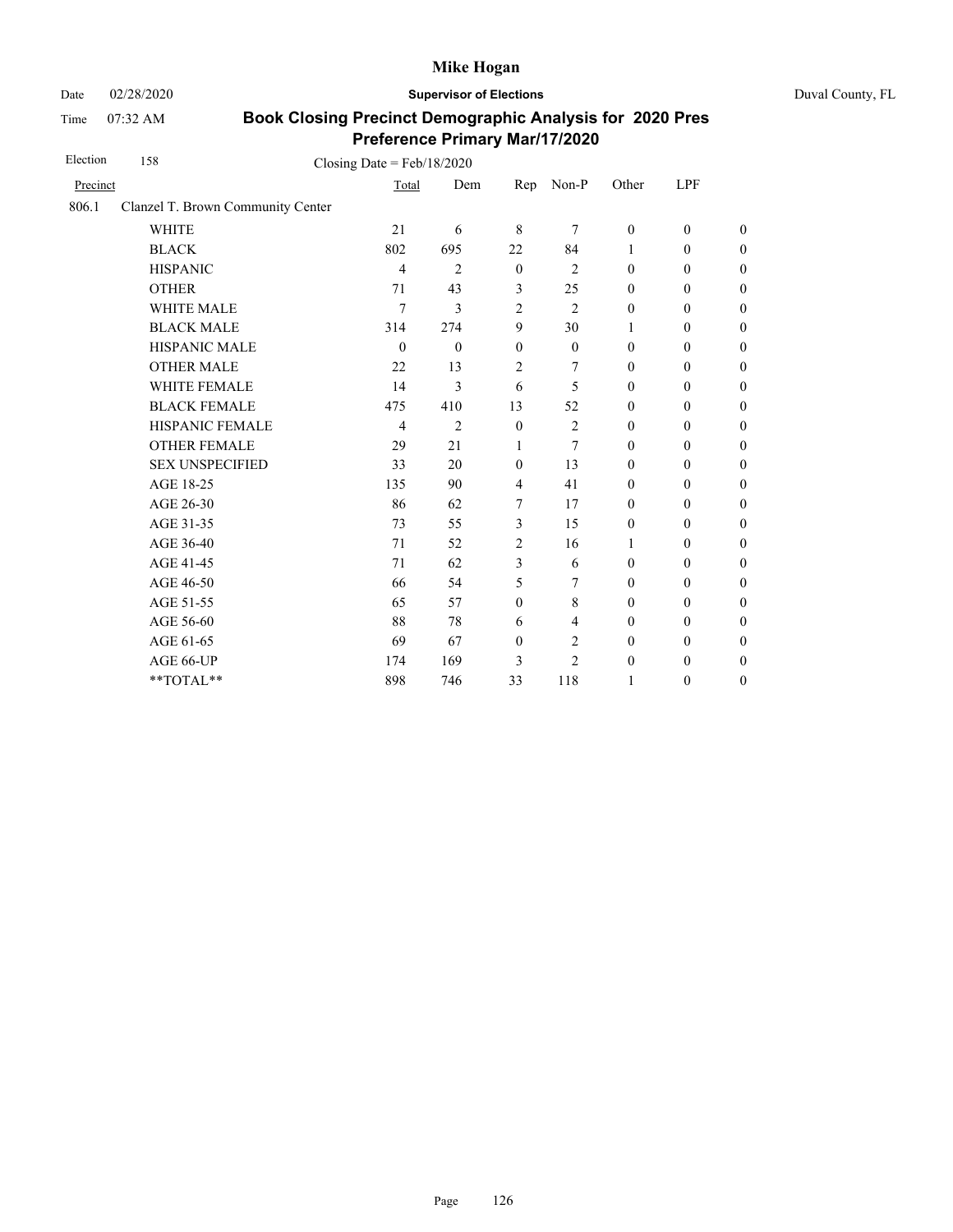# Mike Hogan

Date 02/28/2020 **Supervisor of Elections** Duval County, FL

Time 07:32 AM

## Book Closing Precinct Demographic Analysis for 2020 Pres Preference Primary Mar/17/2020

Election 158 Closing Date = Feb/18/2020

| Precinct | | Total | Dem | Rep | Non-P | Other | LPF | |
|---|---|---|---|---|---|---|---|---|
| 806.1 | Clanzel T. Brown Community Center | | | | | | | |
| | WHITE | 21 | 6 | 8 | 7 | 0 | 0 | 0 |
| | BLACK | 802 | 695 | 22 | 84 | 1 | 0 | 0 |
| | HISPANIC | 4 | 2 | 0 | 2 | 0 | 0 | 0 |
| | OTHER | 71 | 43 | 3 | 25 | 0 | 0 | 0 |
| | WHITE MALE | 7 | 3 | 2 | 2 | 0 | 0 | 0 |
| | BLACK MALE | 314 | 274 | 9 | 30 | 1 | 0 | 0 |
| | HISPANIC MALE | 0 | 0 | 0 | 0 | 0 | 0 | 0 |
| | OTHER MALE | 22 | 13 | 2 | 7 | 0 | 0 | 0 |
| | WHITE FEMALE | 14 | 3 | 6 | 5 | 0 | 0 | 0 |
| | BLACK FEMALE | 475 | 410 | 13 | 52 | 0 | 0 | 0 |
| | HISPANIC FEMALE | 4 | 2 | 0 | 2 | 0 | 0 | 0 |
| | OTHER FEMALE | 29 | 21 | 1 | 7 | 0 | 0 | 0 |
| | SEX UNSPECIFIED | 33 | 20 | 0 | 13 | 0 | 0 | 0 |
| | AGE 18-25 | 135 | 90 | 4 | 41 | 0 | 0 | 0 |
| | AGE 26-30 | 86 | 62 | 7 | 17 | 0 | 0 | 0 |
| | AGE 31-35 | 73 | 55 | 3 | 15 | 0 | 0 | 0 |
| | AGE 36-40 | 71 | 52 | 2 | 16 | 1 | 0 | 0 |
| | AGE 41-45 | 71 | 62 | 3 | 6 | 0 | 0 | 0 |
| | AGE 46-50 | 66 | 54 | 5 | 7 | 0 | 0 | 0 |
| | AGE 51-55 | 65 | 57 | 0 | 8 | 0 | 0 | 0 |
| | AGE 56-60 | 88 | 78 | 6 | 4 | 0 | 0 | 0 |
| | AGE 61-65 | 69 | 67 | 0 | 2 | 0 | 0 | 0 |
| | AGE 66-UP | 174 | 169 | 3 | 2 | 0 | 0 | 0 |
| | **TOTAL** | 898 | 746 | 33 | 118 | 1 | 0 | 0 |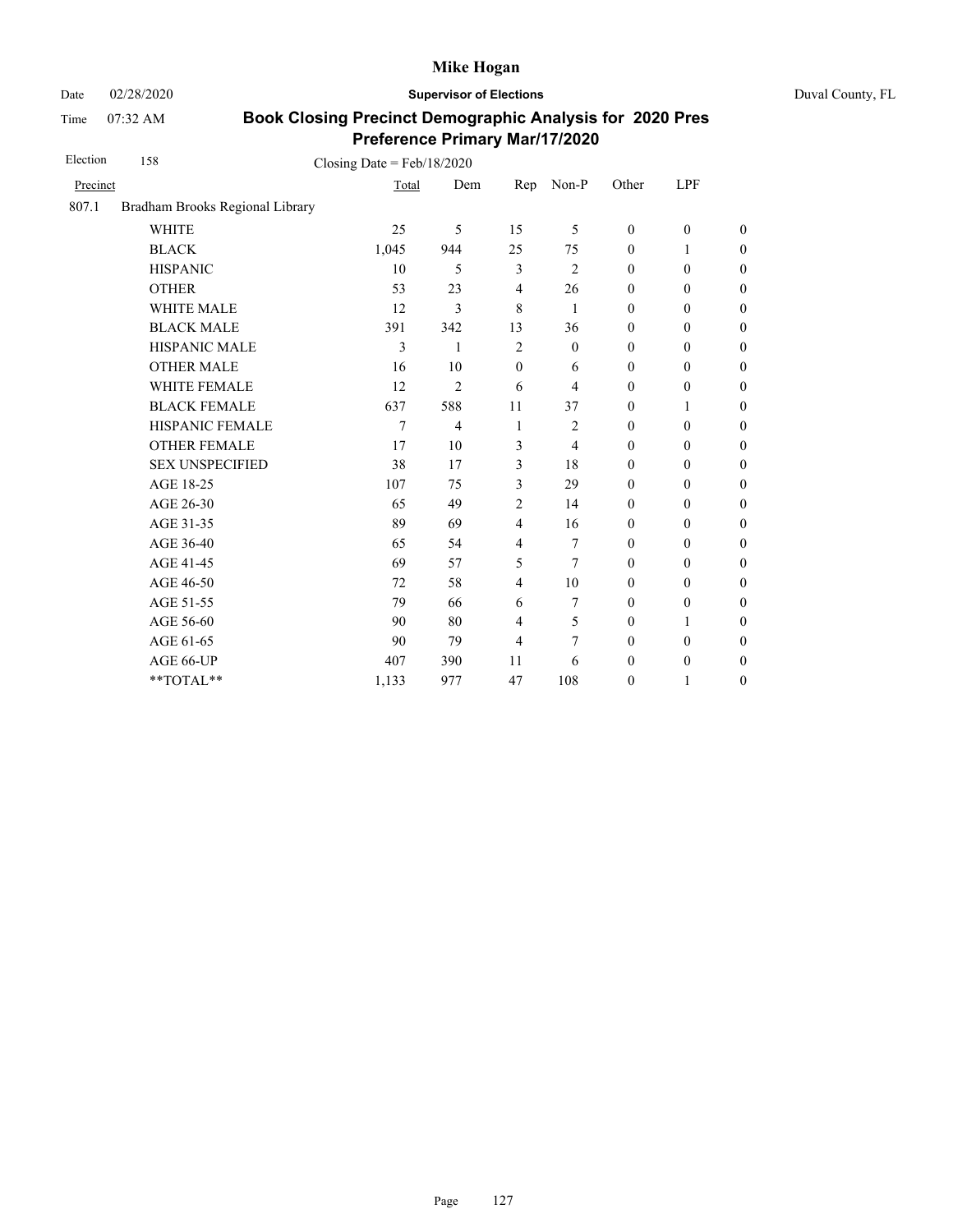# Mike Hogan

Date 02/28/2020 **Supervisor of Elections** Duval County, FL

Time 07:32 AM **Book Closing Precinct Demographic Analysis for 2020 Pres Preference Primary Mar/17/2020**

Election 158 Closing Date = Feb/18/2020

| Precinct | | Total | Dem | Rep | Non-P | Other | LPF | |
|---|---|---|---|---|---|---|---|---|
| 807.1 | Bradham Brooks Regional Library | | | | | | | |
| | WHITE | 25 | 5 | 15 | 5 | 0 | 0 | 0 |
| | BLACK | 1,045 | 944 | 25 | 75 | 0 | 1 | 0 |
| | HISPANIC | 10 | 5 | 3 | 2 | 0 | 0 | 0 |
| | OTHER | 53 | 23 | 4 | 26 | 0 | 0 | 0 |
| | WHITE MALE | 12 | 3 | 8 | 1 | 0 | 0 | 0 |
| | BLACK MALE | 391 | 342 | 13 | 36 | 0 | 0 | 0 |
| | HISPANIC MALE | 3 | 1 | 2 | 0 | 0 | 0 | 0 |
| | OTHER MALE | 16 | 10 | 0 | 6 | 0 | 0 | 0 |
| | WHITE FEMALE | 12 | 2 | 6 | 4 | 0 | 0 | 0 |
| | BLACK FEMALE | 637 | 588 | 11 | 37 | 0 | 1 | 0 |
| | HISPANIC FEMALE | 7 | 4 | 1 | 2 | 0 | 0 | 0 |
| | OTHER FEMALE | 17 | 10 | 3 | 4 | 0 | 0 | 0 |
| | SEX UNSPECIFIED | 38 | 17 | 3 | 18 | 0 | 0 | 0 |
| | AGE 18-25 | 107 | 75 | 3 | 29 | 0 | 0 | 0 |
| | AGE 26-30 | 65 | 49 | 2 | 14 | 0 | 0 | 0 |
| | AGE 31-35 | 89 | 69 | 4 | 16 | 0 | 0 | 0 |
| | AGE 36-40 | 65 | 54 | 4 | 7 | 0 | 0 | 0 |
| | AGE 41-45 | 69 | 57 | 5 | 7 | 0 | 0 | 0 |
| | AGE 46-50 | 72 | 58 | 4 | 10 | 0 | 0 | 0 |
| | AGE 51-55 | 79 | 66 | 6 | 7 | 0 | 0 | 0 |
| | AGE 56-60 | 90 | 80 | 4 | 5 | 0 | 1 | 0 |
| | AGE 61-65 | 90 | 79 | 4 | 7 | 0 | 0 | 0 |
| | AGE 66-UP | 407 | 390 | 11 | 6 | 0 | 0 | 0 |
| | **TOTAL** | 1,133 | 977 | 47 | 108 | 0 | 1 | 0 |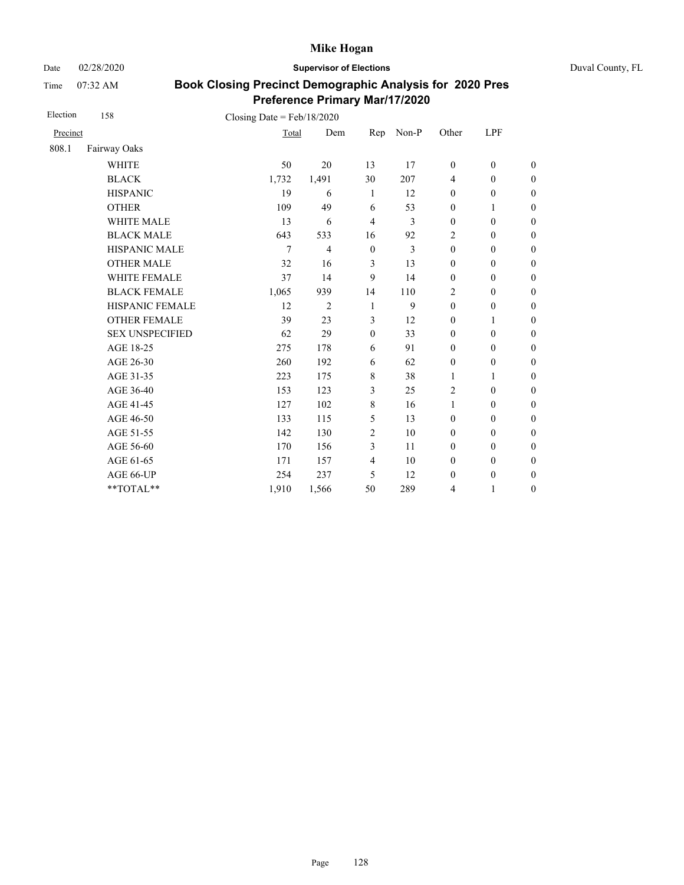# Mike Hogan

Date 02/28/2020 **Supervisor of Elections** Duval County, FL

Time 07:32 AM

## Book Closing Precinct Demographic Analysis for 2020 Pres Preference Primary Mar/17/2020

Election 158 Closing Date = Feb/18/2020

| Precinct | | Total | Dem | Rep | Non-P | Other | LPF | |
|---|---|---|---|---|---|---|---|---|
| 808.1 | Fairway Oaks | | | | | | | |
| | WHITE | 50 | 20 | 13 | 17 | 0 | 0 | 0 |
| | BLACK | 1,732 | 1,491 | 30 | 207 | 4 | 0 | 0 |
| | HISPANIC | 19 | 6 | 1 | 12 | 0 | 0 | 0 |
| | OTHER | 109 | 49 | 6 | 53 | 0 | 1 | 0 |
| | WHITE MALE | 13 | 6 | 4 | 3 | 0 | 0 | 0 |
| | BLACK MALE | 643 | 533 | 16 | 92 | 2 | 0 | 0 |
| | HISPANIC MALE | 7 | 4 | 0 | 3 | 0 | 0 | 0 |
| | OTHER MALE | 32 | 16 | 3 | 13 | 0 | 0 | 0 |
| | WHITE FEMALE | 37 | 14 | 9 | 14 | 0 | 0 | 0 |
| | BLACK FEMALE | 1,065 | 939 | 14 | 110 | 2 | 0 | 0 |
| | HISPANIC FEMALE | 12 | 2 | 1 | 9 | 0 | 0 | 0 |
| | OTHER FEMALE | 39 | 23 | 3 | 12 | 0 | 1 | 0 |
| | SEX UNSPECIFIED | 62 | 29 | 0 | 33 | 0 | 0 | 0 |
| | AGE 18-25 | 275 | 178 | 6 | 91 | 0 | 0 | 0 |
| | AGE 26-30 | 260 | 192 | 6 | 62 | 0 | 0 | 0 |
| | AGE 31-35 | 223 | 175 | 8 | 38 | 1 | 1 | 0 |
| | AGE 36-40 | 153 | 123 | 3 | 25 | 2 | 0 | 0 |
| | AGE 41-45 | 127 | 102 | 8 | 16 | 1 | 0 | 0 |
| | AGE 46-50 | 133 | 115 | 5 | 13 | 0 | 0 | 0 |
| | AGE 51-55 | 142 | 130 | 2 | 10 | 0 | 0 | 0 |
| | AGE 56-60 | 170 | 156 | 3 | 11 | 0 | 0 | 0 |
| | AGE 61-65 | 171 | 157 | 4 | 10 | 0 | 0 | 0 |
| | AGE 66-UP | 254 | 237 | 5 | 12 | 0 | 0 | 0 |
| | **TOTAL** | 1,910 | 1,566 | 50 | 289 | 4 | 1 | 0 |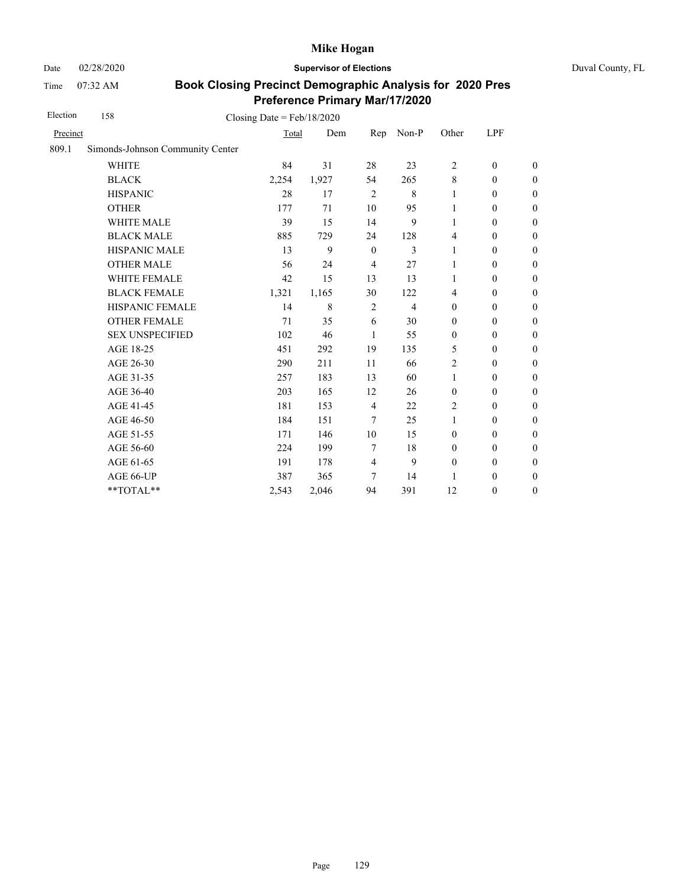Mike Hogan

Date 02/28/2020 **Supervisor of Elections** Duval County, FL

Time 07:32 AM

**Book Closing Precinct Demographic Analysis for 2020 Pres Preference Primary Mar/17/2020**

Election 158 Closing Date = Feb/18/2020

| Precinct | | Total | Dem | Rep | Non-P | Other | LPF | |
|---|---|---|---|---|---|---|---|---|
| 809.1 | Simonds-Johnson Community Center | | | | | | | |
| | WHITE | 84 | 31 | 28 | 23 | 2 | 0 | 0 |
| | BLACK | 2,254 | 1,927 | 54 | 265 | 8 | 0 | 0 |
| | HISPANIC | 28 | 17 | 2 | 8 | 1 | 0 | 0 |
| | OTHER | 177 | 71 | 10 | 95 | 1 | 0 | 0 |
| | WHITE MALE | 39 | 15 | 14 | 9 | 1 | 0 | 0 |
| | BLACK MALE | 885 | 729 | 24 | 128 | 4 | 0 | 0 |
| | HISPANIC MALE | 13 | 9 | 0 | 3 | 1 | 0 | 0 |
| | OTHER MALE | 56 | 24 | 4 | 27 | 1 | 0 | 0 |
| | WHITE FEMALE | 42 | 15 | 13 | 13 | 1 | 0 | 0 |
| | BLACK FEMALE | 1,321 | 1,165 | 30 | 122 | 4 | 0 | 0 |
| | HISPANIC FEMALE | 14 | 8 | 2 | 4 | 0 | 0 | 0 |
| | OTHER FEMALE | 71 | 35 | 6 | 30 | 0 | 0 | 0 |
| | SEX UNSPECIFIED | 102 | 46 | 1 | 55 | 0 | 0 | 0 |
| | AGE 18-25 | 451 | 292 | 19 | 135 | 5 | 0 | 0 |
| | AGE 26-30 | 290 | 211 | 11 | 66 | 2 | 0 | 0 |
| | AGE 31-35 | 257 | 183 | 13 | 60 | 1 | 0 | 0 |
| | AGE 36-40 | 203 | 165 | 12 | 26 | 0 | 0 | 0 |
| | AGE 41-45 | 181 | 153 | 4 | 22 | 2 | 0 | 0 |
| | AGE 46-50 | 184 | 151 | 7 | 25 | 1 | 0 | 0 |
| | AGE 51-55 | 171 | 146 | 10 | 15 | 0 | 0 | 0 |
| | AGE 56-60 | 224 | 199 | 7 | 18 | 0 | 0 | 0 |
| | AGE 61-65 | 191 | 178 | 4 | 9 | 0 | 0 | 0 |
| | AGE 66-UP | 387 | 365 | 7 | 14 | 1 | 0 | 0 |
| | **TOTAL** | 2,543 | 2,046 | 94 | 391 | 12 | 0 | 0 |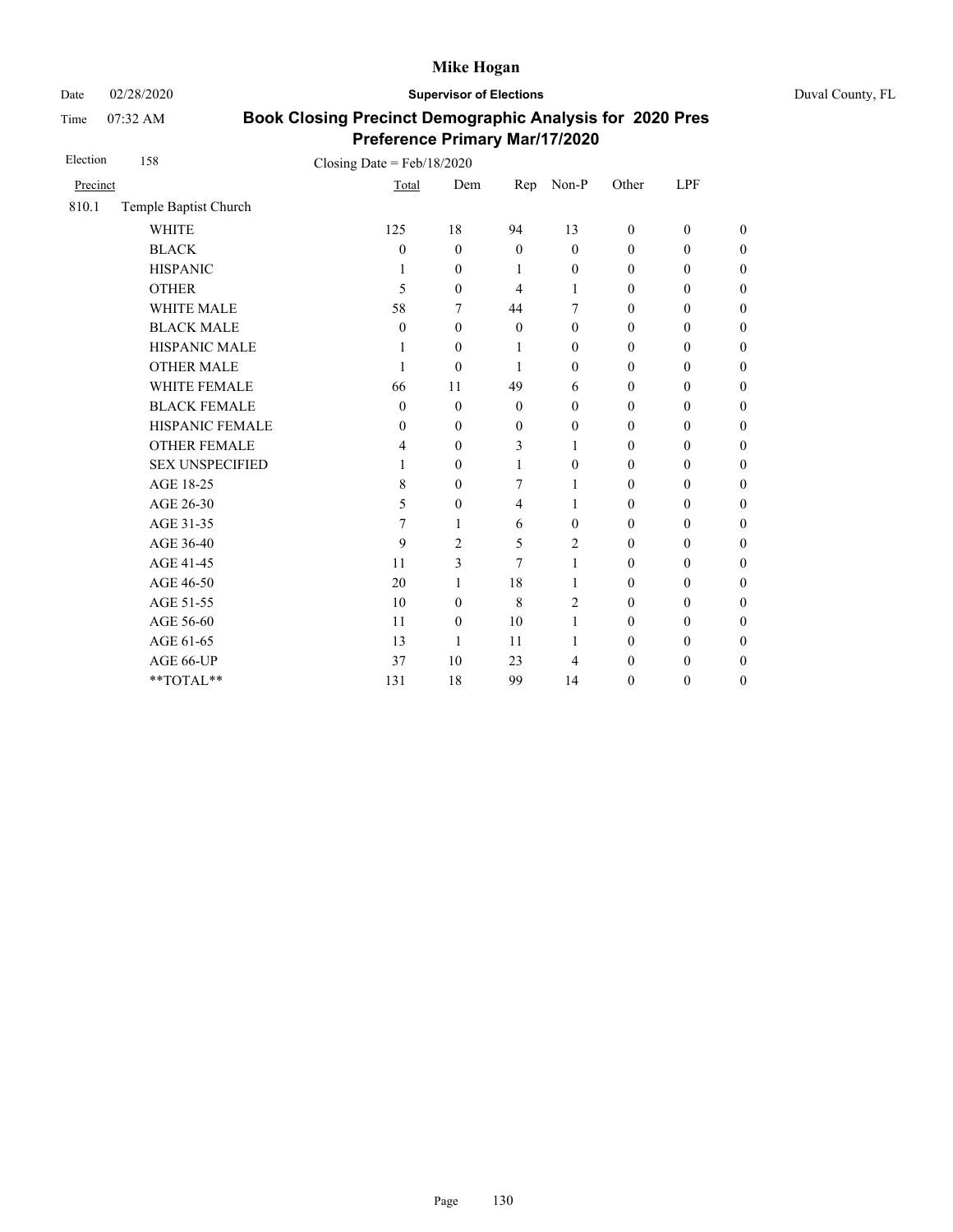# Mike Hogan

Date 02/28/2020 **Supervisor of Elections** Duval County, FL

Time 07:32 AM

## Book Closing Precinct Demographic Analysis for 2020 Pres Preference Primary Mar/17/2020

Election 158 Closing Date = Feb/18/2020

| Precinct | | Total | Dem | Rep | Non-P | Other | LPF | |
|---|---|---|---|---|---|---|---|---|
| 810.1 | Temple Baptist Church | | | | | | | |
| | WHITE | 125 | 18 | 94 | 13 | 0 | 0 | 0 |
| | BLACK | 0 | 0 | 0 | 0 | 0 | 0 | 0 |
| | HISPANIC | 1 | 0 | 1 | 0 | 0 | 0 | 0 |
| | OTHER | 5 | 0 | 4 | 1 | 0 | 0 | 0 |
| | WHITE MALE | 58 | 7 | 44 | 7 | 0 | 0 | 0 |
| | BLACK MALE | 0 | 0 | 0 | 0 | 0 | 0 | 0 |
| | HISPANIC MALE | 1 | 0 | 1 | 0 | 0 | 0 | 0 |
| | OTHER MALE | 1 | 0 | 1 | 0 | 0 | 0 | 0 |
| | WHITE FEMALE | 66 | 11 | 49 | 6 | 0 | 0 | 0 |
| | BLACK FEMALE | 0 | 0 | 0 | 0 | 0 | 0 | 0 |
| | HISPANIC FEMALE | 0 | 0 | 0 | 0 | 0 | 0 | 0 |
| | OTHER FEMALE | 4 | 0 | 3 | 1 | 0 | 0 | 0 |
| | SEX UNSPECIFIED | 1 | 0 | 1 | 0 | 0 | 0 | 0 |
| | AGE 18-25 | 8 | 0 | 7 | 1 | 0 | 0 | 0 |
| | AGE 26-30 | 5 | 0 | 4 | 1 | 0 | 0 | 0 |
| | AGE 31-35 | 7 | 1 | 6 | 0 | 0 | 0 | 0 |
| | AGE 36-40 | 9 | 2 | 5 | 2 | 0 | 0 | 0 |
| | AGE 41-45 | 11 | 3 | 7 | 1 | 0 | 0 | 0 |
| | AGE 46-50 | 20 | 1 | 18 | 1 | 0 | 0 | 0 |
| | AGE 51-55 | 10 | 0 | 8 | 2 | 0 | 0 | 0 |
| | AGE 56-60 | 11 | 0 | 10 | 1 | 0 | 0 | 0 |
| | AGE 61-65 | 13 | 1 | 11 | 1 | 0 | 0 | 0 |
| | AGE 66-UP | 37 | 10 | 23 | 4 | 0 | 0 | 0 |
| | **TOTAL** | 131 | 18 | 99 | 14 | 0 | 0 | 0 |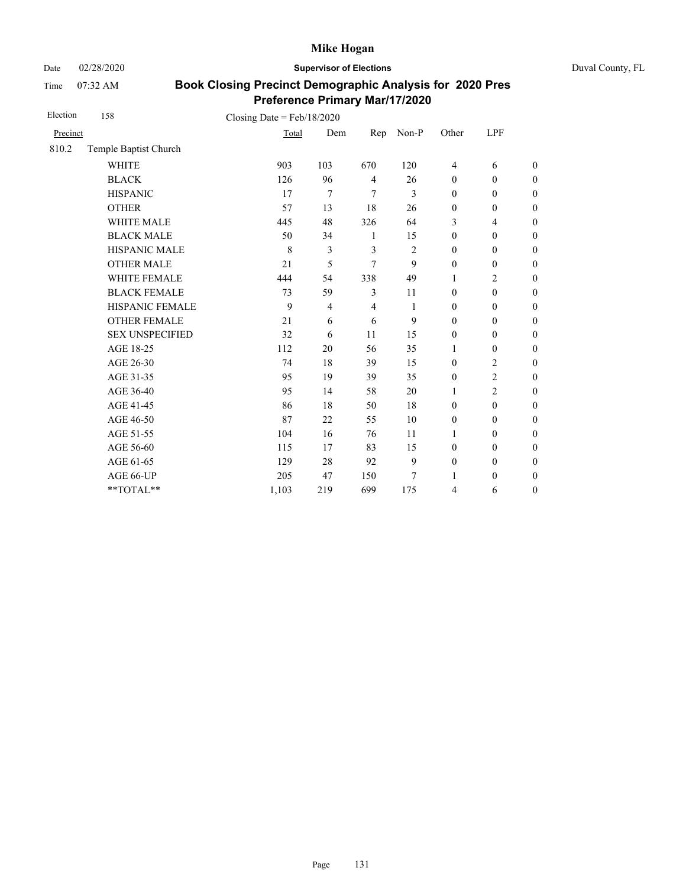Mike Hogan

Date 02/28/2020 **Supervisor of Elections** Duval County, FL

Time 07:32 AM

**Book Closing Precinct Demographic Analysis for 2020 Pres Preference Primary Mar/17/2020**

Election 158 Closing Date = Feb/18/2020

| Precinct | | Total | Dem | Rep | Non-P | Other | LPF | |
|---|---|---|---|---|---|---|---|---|
| 810.2 | Temple Baptist Church | | | | | | | |
| | WHITE | 903 | 103 | 670 | 120 | 4 | 6 | 0 |
| | BLACK | 126 | 96 | 4 | 26 | 0 | 0 | 0 |
| | HISPANIC | 17 | 7 | 7 | 3 | 0 | 0 | 0 |
| | OTHER | 57 | 13 | 18 | 26 | 0 | 0 | 0 |
| | WHITE MALE | 445 | 48 | 326 | 64 | 3 | 4 | 0 |
| | BLACK MALE | 50 | 34 | 1 | 15 | 0 | 0 | 0 |
| | HISPANIC MALE | 8 | 3 | 3 | 2 | 0 | 0 | 0 |
| | OTHER MALE | 21 | 5 | 7 | 9 | 0 | 0 | 0 |
| | WHITE FEMALE | 444 | 54 | 338 | 49 | 1 | 2 | 0 |
| | BLACK FEMALE | 73 | 59 | 3 | 11 | 0 | 0 | 0 |
| | HISPANIC FEMALE | 9 | 4 | 4 | 1 | 0 | 0 | 0 |
| | OTHER FEMALE | 21 | 6 | 6 | 9 | 0 | 0 | 0 |
| | SEX UNSPECIFIED | 32 | 6 | 11 | 15 | 0 | 0 | 0 |
| | AGE 18-25 | 112 | 20 | 56 | 35 | 1 | 0 | 0 |
| | AGE 26-30 | 74 | 18 | 39 | 15 | 0 | 2 | 0 |
| | AGE 31-35 | 95 | 19 | 39 | 35 | 0 | 2 | 0 |
| | AGE 36-40 | 95 | 14 | 58 | 20 | 1 | 2 | 0 |
| | AGE 41-45 | 86 | 18 | 50 | 18 | 0 | 0 | 0 |
| | AGE 46-50 | 87 | 22 | 55 | 10 | 0 | 0 | 0 |
| | AGE 51-55 | 104 | 16 | 76 | 11 | 1 | 0 | 0 |
| | AGE 56-60 | 115 | 17 | 83 | 15 | 0 | 0 | 0 |
| | AGE 61-65 | 129 | 28 | 92 | 9 | 0 | 0 | 0 |
| | AGE 66-UP | 205 | 47 | 150 | 7 | 1 | 0 | 0 |
| | **TOTAL** | 1,103 | 219 | 699 | 175 | 4 | 6 | 0 |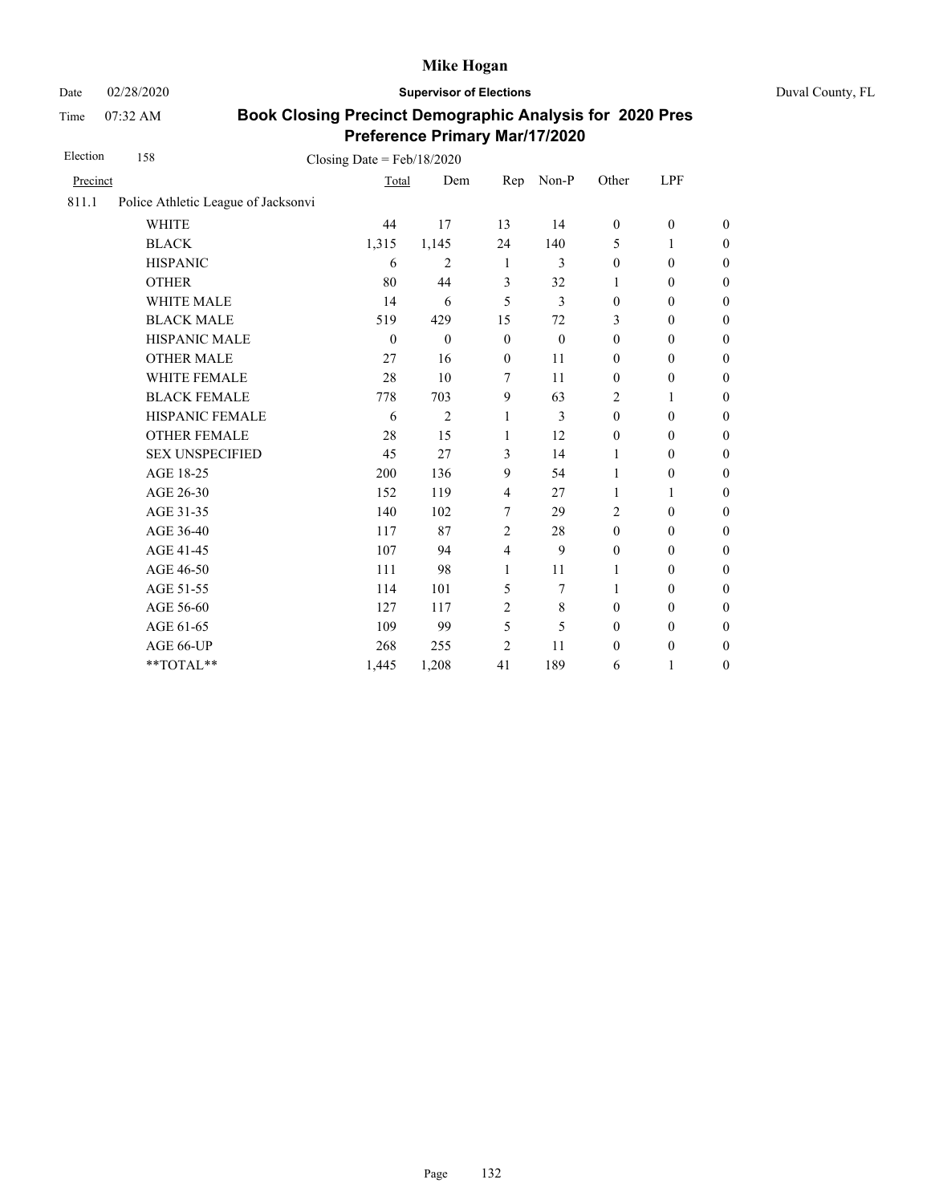# Mike Hogan

Date 02/28/2020 **Supervisor of Elections** Duval County, FL

Time 07:32 AM

## Book Closing Precinct Demographic Analysis for 2020 Pres Preference Primary Mar/17/2020

Election 158 Closing Date = Feb/18/2020

| Precinct | | Total | Dem | Rep | Non-P | Other | LPF | |
|---|---|---|---|---|---|---|---|---|
| 811.1 | Police Athletic League of Jacksonvi | | | | | | | |
| | WHITE | 44 | 17 | 13 | 14 | 0 | 0 | 0 |
| | BLACK | 1,315 | 1,145 | 24 | 140 | 5 | 1 | 0 |
| | HISPANIC | 6 | 2 | 1 | 3 | 0 | 0 | 0 |
| | OTHER | 80 | 44 | 3 | 32 | 1 | 0 | 0 |
| | WHITE MALE | 14 | 6 | 5 | 3 | 0 | 0 | 0 |
| | BLACK MALE | 519 | 429 | 15 | 72 | 3 | 0 | 0 |
| | HISPANIC MALE | 0 | 0 | 0 | 0 | 0 | 0 | 0 |
| | OTHER MALE | 27 | 16 | 0 | 11 | 0 | 0 | 0 |
| | WHITE FEMALE | 28 | 10 | 7 | 11 | 0 | 0 | 0 |
| | BLACK FEMALE | 778 | 703 | 9 | 63 | 2 | 1 | 0 |
| | HISPANIC FEMALE | 6 | 2 | 1 | 3 | 0 | 0 | 0 |
| | OTHER FEMALE | 28 | 15 | 1 | 12 | 0 | 0 | 0 |
| | SEX UNSPECIFIED | 45 | 27 | 3 | 14 | 1 | 0 | 0 |
| | AGE 18-25 | 200 | 136 | 9 | 54 | 1 | 0 | 0 |
| | AGE 26-30 | 152 | 119 | 4 | 27 | 1 | 1 | 0 |
| | AGE 31-35 | 140 | 102 | 7 | 29 | 2 | 0 | 0 |
| | AGE 36-40 | 117 | 87 | 2 | 28 | 0 | 0 | 0 |
| | AGE 41-45 | 107 | 94 | 4 | 9 | 0 | 0 | 0 |
| | AGE 46-50 | 111 | 98 | 1 | 11 | 1 | 0 | 0 |
| | AGE 51-55 | 114 | 101 | 5 | 7 | 1 | 0 | 0 |
| | AGE 56-60 | 127 | 117 | 2 | 8 | 0 | 0 | 0 |
| | AGE 61-65 | 109 | 99 | 5 | 5 | 0 | 0 | 0 |
| | AGE 66-UP | 268 | 255 | 2 | 11 | 0 | 0 | 0 |
| | **TOTAL** | 1,445 | 1,208 | 41 | 189 | 6 | 1 | 0 |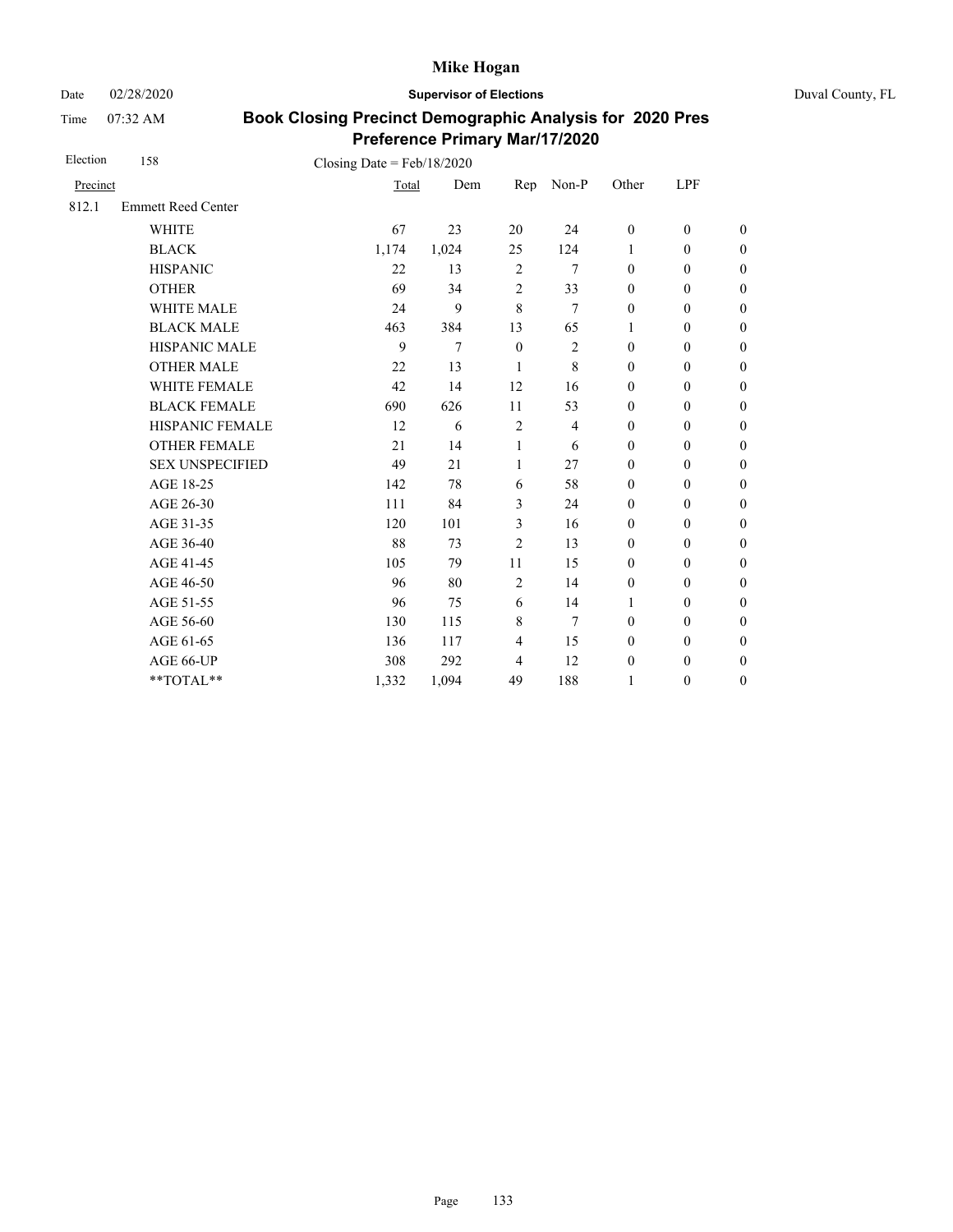Mike Hogan

Date 02/28/2020 **Supervisor of Elections** Duval County, FL

Time 07:32 AM

**Book Closing Precinct Demographic Analysis for 2020 Pres Preference Primary Mar/17/2020**

Election 158 Closing Date = Feb/18/2020

| Precinct | | Total | Dem | Rep | Non-P | Other | LPF | |
|---|---|---|---|---|---|---|---|---|
| 812.1 | Emmett Reed Center | | | | | | | |
| | WHITE | 67 | 23 | 20 | 24 | 0 | 0 | 0 |
| | BLACK | 1,174 | 1,024 | 25 | 124 | 1 | 0 | 0 |
| | HISPANIC | 22 | 13 | 2 | 7 | 0 | 0 | 0 |
| | OTHER | 69 | 34 | 2 | 33 | 0 | 0 | 0 |
| | WHITE MALE | 24 | 9 | 8 | 7 | 0 | 0 | 0 |
| | BLACK MALE | 463 | 384 | 13 | 65 | 1 | 0 | 0 |
| | HISPANIC MALE | 9 | 7 | 0 | 2 | 0 | 0 | 0 |
| | OTHER MALE | 22 | 13 | 1 | 8 | 0 | 0 | 0 |
| | WHITE FEMALE | 42 | 14 | 12 | 16 | 0 | 0 | 0 |
| | BLACK FEMALE | 690 | 626 | 11 | 53 | 0 | 0 | 0 |
| | HISPANIC FEMALE | 12 | 6 | 2 | 4 | 0 | 0 | 0 |
| | OTHER FEMALE | 21 | 14 | 1 | 6 | 0 | 0 | 0 |
| | SEX UNSPECIFIED | 49 | 21 | 1 | 27 | 0 | 0 | 0 |
| | AGE 18-25 | 142 | 78 | 6 | 58 | 0 | 0 | 0 |
| | AGE 26-30 | 111 | 84 | 3 | 24 | 0 | 0 | 0 |
| | AGE 31-35 | 120 | 101 | 3 | 16 | 0 | 0 | 0 |
| | AGE 36-40 | 88 | 73 | 2 | 13 | 0 | 0 | 0 |
| | AGE 41-45 | 105 | 79 | 11 | 15 | 0 | 0 | 0 |
| | AGE 46-50 | 96 | 80 | 2 | 14 | 0 | 0 | 0 |
| | AGE 51-55 | 96 | 75 | 6 | 14 | 1 | 0 | 0 |
| | AGE 56-60 | 130 | 115 | 8 | 7 | 0 | 0 | 0 |
| | AGE 61-65 | 136 | 117 | 4 | 15 | 0 | 0 | 0 |
| | AGE 66-UP | 308 | 292 | 4 | 12 | 0 | 0 | 0 |
| | **TOTAL** | 1,332 | 1,094 | 49 | 188 | 1 | 0 | 0 |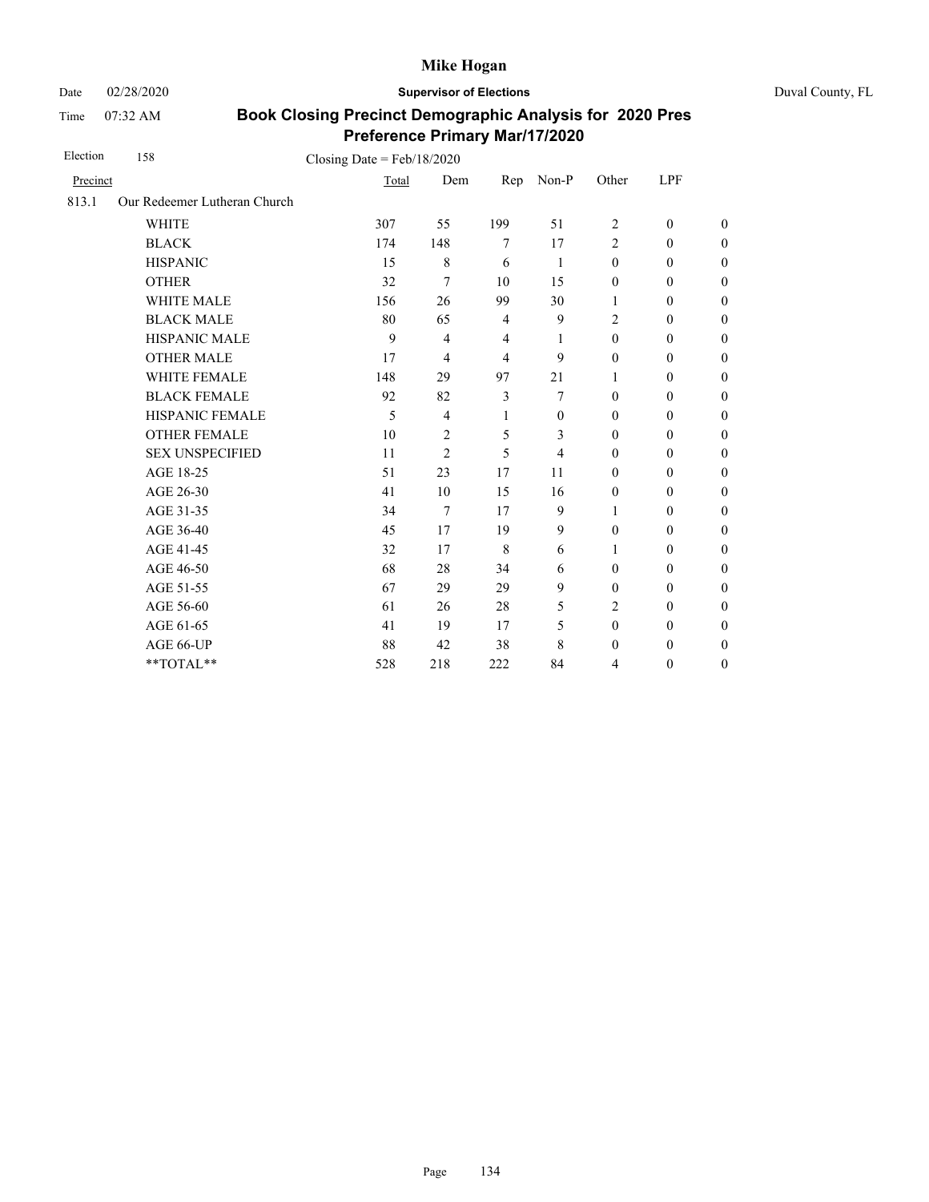# Mike Hogan

Date 02/28/2020 **Supervisor of Elections** Duval County, FL

Time 07:32 AM

## Book Closing Precinct Demographic Analysis for 2020 Pres Preference Primary Mar/17/2020

Election 158 Closing Date = Feb/18/2020

| Precinct | | Total | Dem | Rep | Non-P | Other | LPF | |
|---|---|---|---|---|---|---|---|---|
| 813.1 | Our Redeemer Lutheran Church | | | | | | | |
| | WHITE | 307 | 55 | 199 | 51 | 2 | 0 | 0 |
| | BLACK | 174 | 148 | 7 | 17 | 2 | 0 | 0 |
| | HISPANIC | 15 | 8 | 6 | 1 | 0 | 0 | 0 |
| | OTHER | 32 | 7 | 10 | 15 | 0 | 0 | 0 |
| | WHITE MALE | 156 | 26 | 99 | 30 | 1 | 0 | 0 |
| | BLACK MALE | 80 | 65 | 4 | 9 | 2 | 0 | 0 |
| | HISPANIC MALE | 9 | 4 | 4 | 1 | 0 | 0 | 0 |
| | OTHER MALE | 17 | 4 | 4 | 9 | 0 | 0 | 0 |
| | WHITE FEMALE | 148 | 29 | 97 | 21 | 1 | 0 | 0 |
| | BLACK FEMALE | 92 | 82 | 3 | 7 | 0 | 0 | 0 |
| | HISPANIC FEMALE | 5 | 4 | 1 | 0 | 0 | 0 | 0 |
| | OTHER FEMALE | 10 | 2 | 5 | 3 | 0 | 0 | 0 |
| | SEX UNSPECIFIED | 11 | 2 | 5 | 4 | 0 | 0 | 0 |
| | AGE 18-25 | 51 | 23 | 17 | 11 | 0 | 0 | 0 |
| | AGE 26-30 | 41 | 10 | 15 | 16 | 0 | 0 | 0 |
| | AGE 31-35 | 34 | 7 | 17 | 9 | 1 | 0 | 0 |
| | AGE 36-40 | 45 | 17 | 19 | 9 | 0 | 0 | 0 |
| | AGE 41-45 | 32 | 17 | 8 | 6 | 1 | 0 | 0 |
| | AGE 46-50 | 68 | 28 | 34 | 6 | 0 | 0 | 0 |
| | AGE 51-55 | 67 | 29 | 29 | 9 | 0 | 0 | 0 |
| | AGE 56-60 | 61 | 26 | 28 | 5 | 2 | 0 | 0 |
| | AGE 61-65 | 41 | 19 | 17 | 5 | 0 | 0 | 0 |
| | AGE 66-UP | 88 | 42 | 38 | 8 | 0 | 0 | 0 |
| | **TOTAL** | 528 | 218 | 222 | 84 | 4 | 0 | 0 |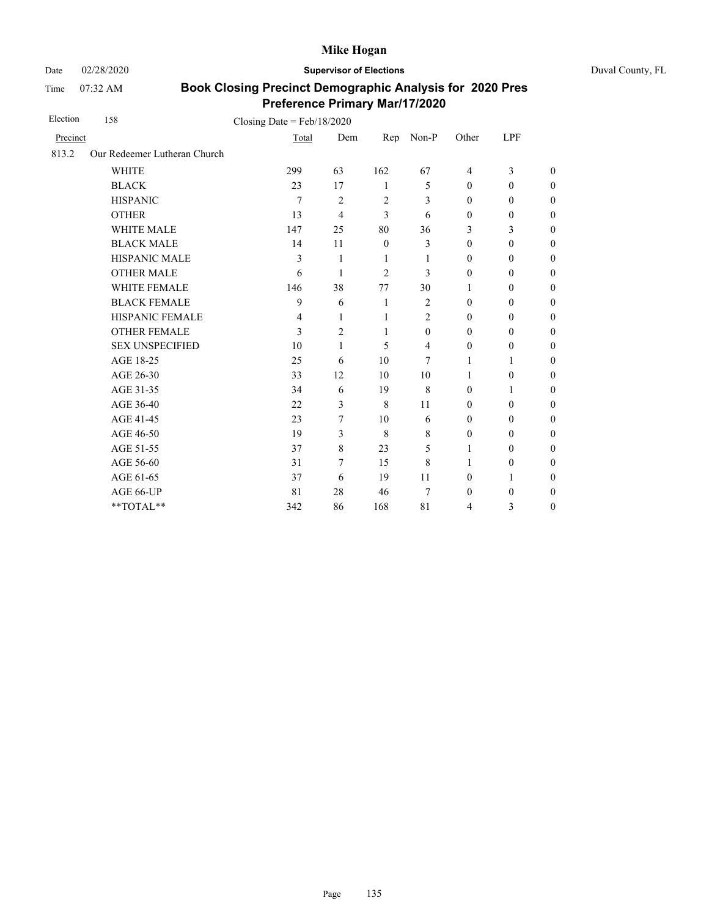# Mike Hogan

Date 02/28/2020 **Supervisor of Elections** Duval County, FL

Time 07:32 AM

## Book Closing Precinct Demographic Analysis for 2020 Pres Preference Primary Mar/17/2020

Election 158 Closing Date = Feb/18/2020

| Precinct | | Total | Dem | Rep | Non-P | Other | LPF | |
|---|---|---|---|---|---|---|---|---|
| 813.2 | Our Redeemer Lutheran Church | | | | | | | |
| | WHITE | 299 | 63 | 162 | 67 | 4 | 3 | 0 |
| | BLACK | 23 | 17 | 1 | 5 | 0 | 0 | 0 |
| | HISPANIC | 7 | 2 | 2 | 3 | 0 | 0 | 0 |
| | OTHER | 13 | 4 | 3 | 6 | 0 | 0 | 0 |
| | WHITE MALE | 147 | 25 | 80 | 36 | 3 | 3 | 0 |
| | BLACK MALE | 14 | 11 | 0 | 3 | 0 | 0 | 0 |
| | HISPANIC MALE | 3 | 1 | 1 | 1 | 0 | 0 | 0 |
| | OTHER MALE | 6 | 1 | 2 | 3 | 0 | 0 | 0 |
| | WHITE FEMALE | 146 | 38 | 77 | 30 | 1 | 0 | 0 |
| | BLACK FEMALE | 9 | 6 | 1 | 2 | 0 | 0 | 0 |
| | HISPANIC FEMALE | 4 | 1 | 1 | 2 | 0 | 0 | 0 |
| | OTHER FEMALE | 3 | 2 | 1 | 0 | 0 | 0 | 0 |
| | SEX UNSPECIFIED | 10 | 1 | 5 | 4 | 0 | 0 | 0 |
| | AGE 18-25 | 25 | 6 | 10 | 7 | 1 | 1 | 0 |
| | AGE 26-30 | 33 | 12 | 10 | 10 | 1 | 0 | 0 |
| | AGE 31-35 | 34 | 6 | 19 | 8 | 0 | 1 | 0 |
| | AGE 36-40 | 22 | 3 | 8 | 11 | 0 | 0 | 0 |
| | AGE 41-45 | 23 | 7 | 10 | 6 | 0 | 0 | 0 |
| | AGE 46-50 | 19 | 3 | 8 | 8 | 0 | 0 | 0 |
| | AGE 51-55 | 37 | 8 | 23 | 5 | 1 | 0 | 0 |
| | AGE 56-60 | 31 | 7 | 15 | 8 | 1 | 0 | 0 |
| | AGE 61-65 | 37 | 6 | 19 | 11 | 0 | 1 | 0 |
| | AGE 66-UP | 81 | 28 | 46 | 7 | 0 | 0 | 0 |
| | **TOTAL** | 342 | 86 | 168 | 81 | 4 | 3 | 0 |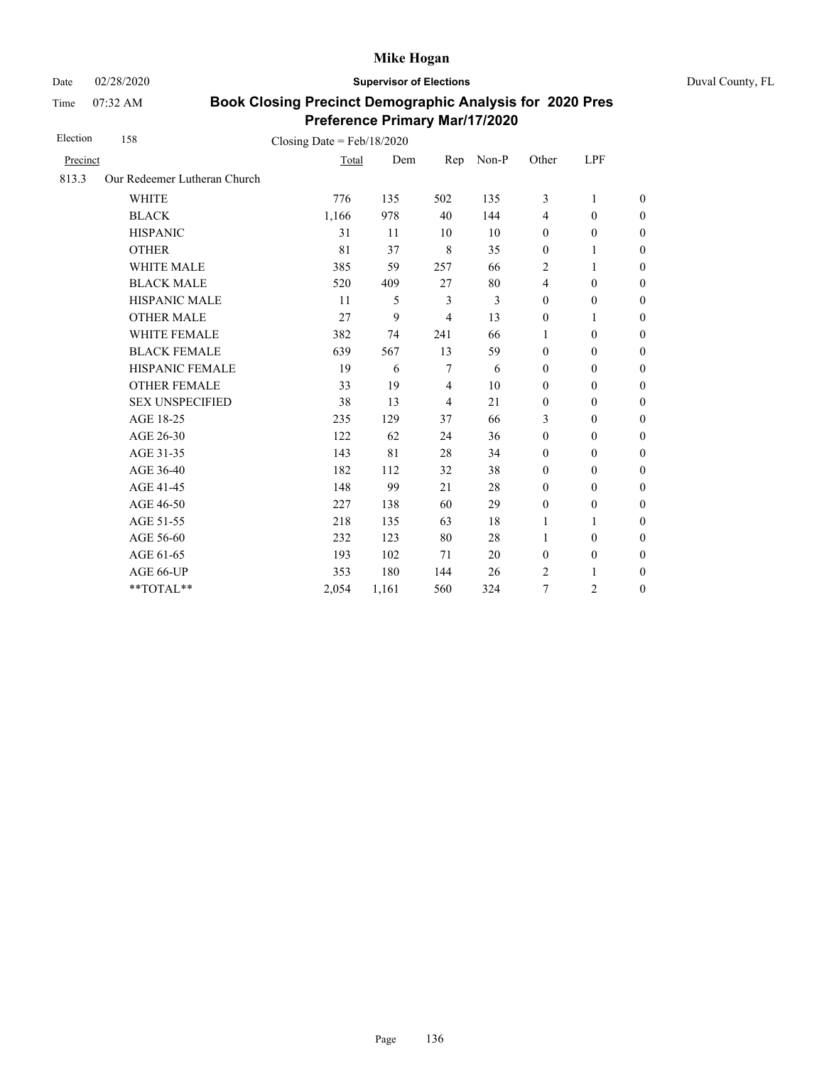Mike Hogan

Date 02/28/2020 **Supervisor of Elections** Duval County, FL

Time 07:32 AM

**Book Closing Precinct Demographic Analysis for 2020 Pres Preference Primary Mar/17/2020**

Election 158 Closing Date = Feb/18/2020

| Precinct | | Total | Dem | Rep | Non-P | Other | LPF | |
|---|---|---|---|---|---|---|---|---|
| 813.3 | Our Redeemer Lutheran Church | | | | | | | |
| | WHITE | 776 | 135 | 502 | 135 | 3 | 1 | 0 |
| | BLACK | 1,166 | 978 | 40 | 144 | 4 | 0 | 0 |
| | HISPANIC | 31 | 11 | 10 | 10 | 0 | 0 | 0 |
| | OTHER | 81 | 37 | 8 | 35 | 0 | 1 | 0 |
| | WHITE MALE | 385 | 59 | 257 | 66 | 2 | 1 | 0 |
| | BLACK MALE | 520 | 409 | 27 | 80 | 4 | 0 | 0 |
| | HISPANIC MALE | 11 | 5 | 3 | 3 | 0 | 0 | 0 |
| | OTHER MALE | 27 | 9 | 4 | 13 | 0 | 1 | 0 |
| | WHITE FEMALE | 382 | 74 | 241 | 66 | 1 | 0 | 0 |
| | BLACK FEMALE | 639 | 567 | 13 | 59 | 0 | 0 | 0 |
| | HISPANIC FEMALE | 19 | 6 | 7 | 6 | 0 | 0 | 0 |
| | OTHER FEMALE | 33 | 19 | 4 | 10 | 0 | 0 | 0 |
| | SEX UNSPECIFIED | 38 | 13 | 4 | 21 | 0 | 0 | 0 |
| | AGE 18-25 | 235 | 129 | 37 | 66 | 3 | 0 | 0 |
| | AGE 26-30 | 122 | 62 | 24 | 36 | 0 | 0 | 0 |
| | AGE 31-35 | 143 | 81 | 28 | 34 | 0 | 0 | 0 |
| | AGE 36-40 | 182 | 112 | 32 | 38 | 0 | 0 | 0 |
| | AGE 41-45 | 148 | 99 | 21 | 28 | 0 | 0 | 0 |
| | AGE 46-50 | 227 | 138 | 60 | 29 | 0 | 0 | 0 |
| | AGE 51-55 | 218 | 135 | 63 | 18 | 1 | 1 | 0 |
| | AGE 56-60 | 232 | 123 | 80 | 28 | 1 | 0 | 0 |
| | AGE 61-65 | 193 | 102 | 71 | 20 | 0 | 0 | 0 |
| | AGE 66-UP | 353 | 180 | 144 | 26 | 2 | 1 | 0 |
| | **TOTAL** | 2,054 | 1,161 | 560 | 324 | 7 | 2 | 0 |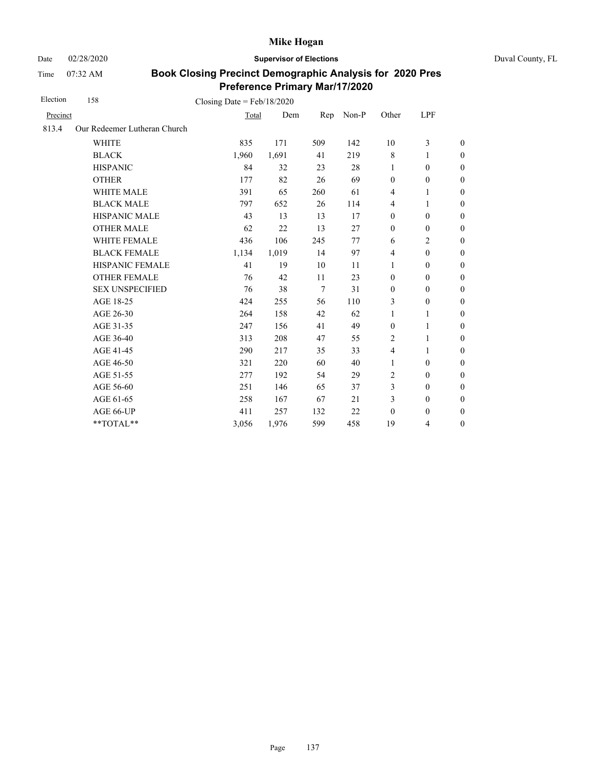# Mike Hogan

Date 02/28/2020 | **Supervisor of Elections** | Duval County, FL

Time 07:32 AM

**Book Closing Precinct Demographic Analysis for 2020 Pres Preference Primary Mar/17/2020**

Election 158 | Closing Date = Feb/18/2020

| Precinct | | Total | Dem | Rep | Non-P | Other | LPF | |
|---|---|---|---|---|---|---|---|---|
| 813.4 | Our Redeemer Lutheran Church | | | | | | | |
| | WHITE | 835 | 171 | 509 | 142 | 10 | 3 | 0 |
| | BLACK | 1,960 | 1,691 | 41 | 219 | 8 | 1 | 0 |
| | HISPANIC | 84 | 32 | 23 | 28 | 1 | 0 | 0 |
| | OTHER | 177 | 82 | 26 | 69 | 0 | 0 | 0 |
| | WHITE MALE | 391 | 65 | 260 | 61 | 4 | 1 | 0 |
| | BLACK MALE | 797 | 652 | 26 | 114 | 4 | 1 | 0 |
| | HISPANIC MALE | 43 | 13 | 13 | 17 | 0 | 0 | 0 |
| | OTHER MALE | 62 | 22 | 13 | 27 | 0 | 0 | 0 |
| | WHITE FEMALE | 436 | 106 | 245 | 77 | 6 | 2 | 0 |
| | BLACK FEMALE | 1,134 | 1,019 | 14 | 97 | 4 | 0 | 0 |
| | HISPANIC FEMALE | 41 | 19 | 10 | 11 | 1 | 0 | 0 |
| | OTHER FEMALE | 76 | 42 | 11 | 23 | 0 | 0 | 0 |
| | SEX UNSPECIFIED | 76 | 38 | 7 | 31 | 0 | 0 | 0 |
| | AGE 18-25 | 424 | 255 | 56 | 110 | 3 | 0 | 0 |
| | AGE 26-30 | 264 | 158 | 42 | 62 | 1 | 1 | 0 |
| | AGE 31-35 | 247 | 156 | 41 | 49 | 0 | 1 | 0 |
| | AGE 36-40 | 313 | 208 | 47 | 55 | 2 | 1 | 0 |
| | AGE 41-45 | 290 | 217 | 35 | 33 | 4 | 1 | 0 |
| | AGE 46-50 | 321 | 220 | 60 | 40 | 1 | 0 | 0 |
| | AGE 51-55 | 277 | 192 | 54 | 29 | 2 | 0 | 0 |
| | AGE 56-60 | 251 | 146 | 65 | 37 | 3 | 0 | 0 |
| | AGE 61-65 | 258 | 167 | 67 | 21 | 3 | 0 | 0 |
| | AGE 66-UP | 411 | 257 | 132 | 22 | 0 | 0 | 0 |
| | **TOTAL** | 3,056 | 1,976 | 599 | 458 | 19 | 4 | 0 |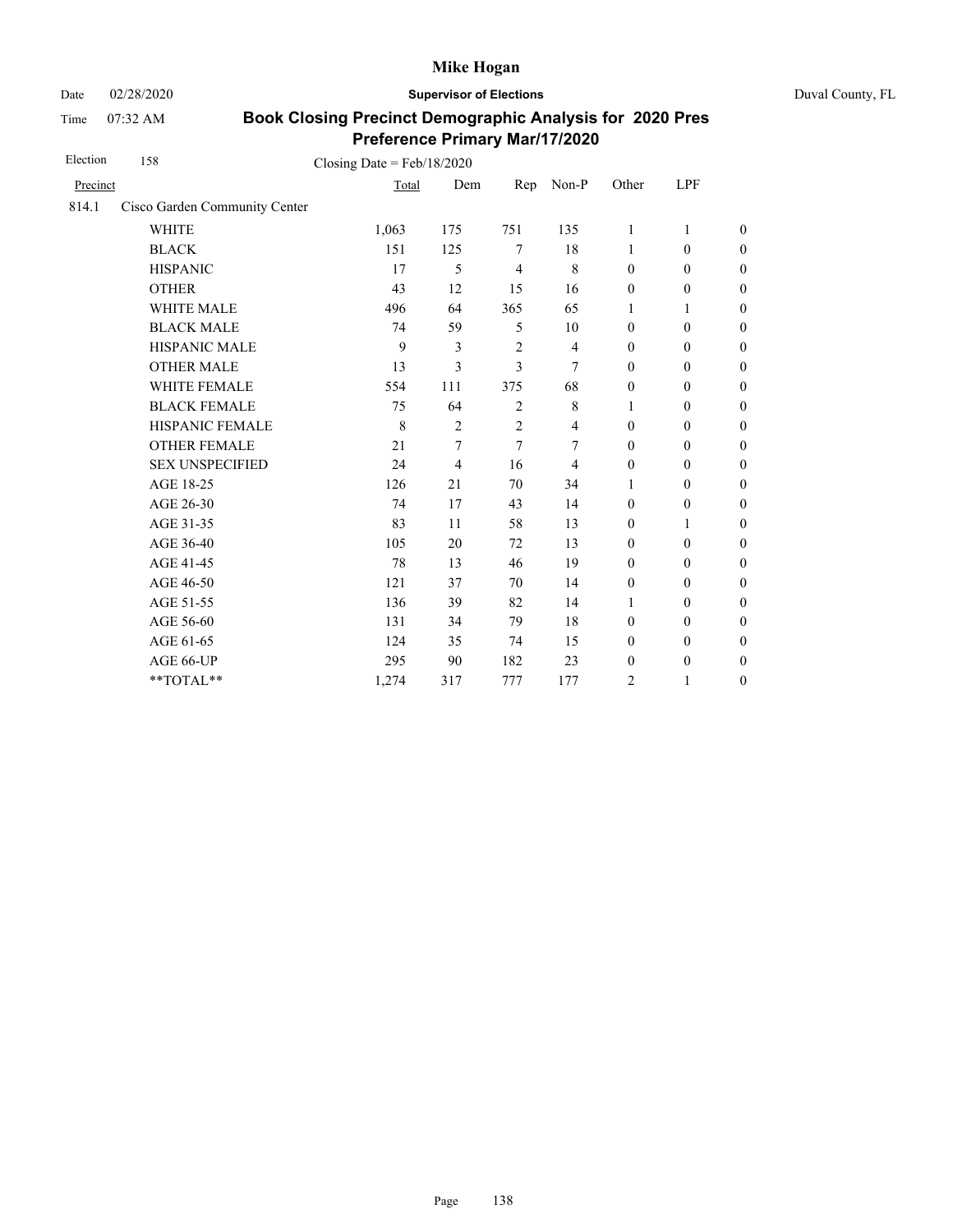# Mike Hogan

Date 02/28/2020 **Supervisor of Elections** Duval County, FL

Time 07:32 AM

## Book Closing Precinct Demographic Analysis for 2020 Pres Preference Primary Mar/17/2020

Election 158 Closing Date = Feb/18/2020

| Precinct | | Total | Dem | Rep | Non-P | Other | LPF | |
|---|---|---|---|---|---|---|---|---|
| 814.1 | Cisco Garden Community Center | | | | | | | |
| | WHITE | 1,063 | 175 | 751 | 135 | 1 | 1 | 0 |
| | BLACK | 151 | 125 | 7 | 18 | 1 | 0 | 0 |
| | HISPANIC | 17 | 5 | 4 | 8 | 0 | 0 | 0 |
| | OTHER | 43 | 12 | 15 | 16 | 0 | 0 | 0 |
| | WHITE MALE | 496 | 64 | 365 | 65 | 1 | 1 | 0 |
| | BLACK MALE | 74 | 59 | 5 | 10 | 0 | 0 | 0 |
| | HISPANIC MALE | 9 | 3 | 2 | 4 | 0 | 0 | 0 |
| | OTHER MALE | 13 | 3 | 3 | 7 | 0 | 0 | 0 |
| | WHITE FEMALE | 554 | 111 | 375 | 68 | 0 | 0 | 0 |
| | BLACK FEMALE | 75 | 64 | 2 | 8 | 1 | 0 | 0 |
| | HISPANIC FEMALE | 8 | 2 | 2 | 4 | 0 | 0 | 0 |
| | OTHER FEMALE | 21 | 7 | 7 | 7 | 0 | 0 | 0 |
| | SEX UNSPECIFIED | 24 | 4 | 16 | 4 | 0 | 0 | 0 |
| | AGE 18-25 | 126 | 21 | 70 | 34 | 1 | 0 | 0 |
| | AGE 26-30 | 74 | 17 | 43 | 14 | 0 | 0 | 0 |
| | AGE 31-35 | 83 | 11 | 58 | 13 | 0 | 1 | 0 |
| | AGE 36-40 | 105 | 20 | 72 | 13 | 0 | 0 | 0 |
| | AGE 41-45 | 78 | 13 | 46 | 19 | 0 | 0 | 0 |
| | AGE 46-50 | 121 | 37 | 70 | 14 | 0 | 0 | 0 |
| | AGE 51-55 | 136 | 39 | 82 | 14 | 1 | 0 | 0 |
| | AGE 56-60 | 131 | 34 | 79 | 18 | 0 | 0 | 0 |
| | AGE 61-65 | 124 | 35 | 74 | 15 | 0 | 0 | 0 |
| | AGE 66-UP | 295 | 90 | 182 | 23 | 0 | 0 | 0 |
| | **TOTAL** | 1,274 | 317 | 777 | 177 | 2 | 1 | 0 |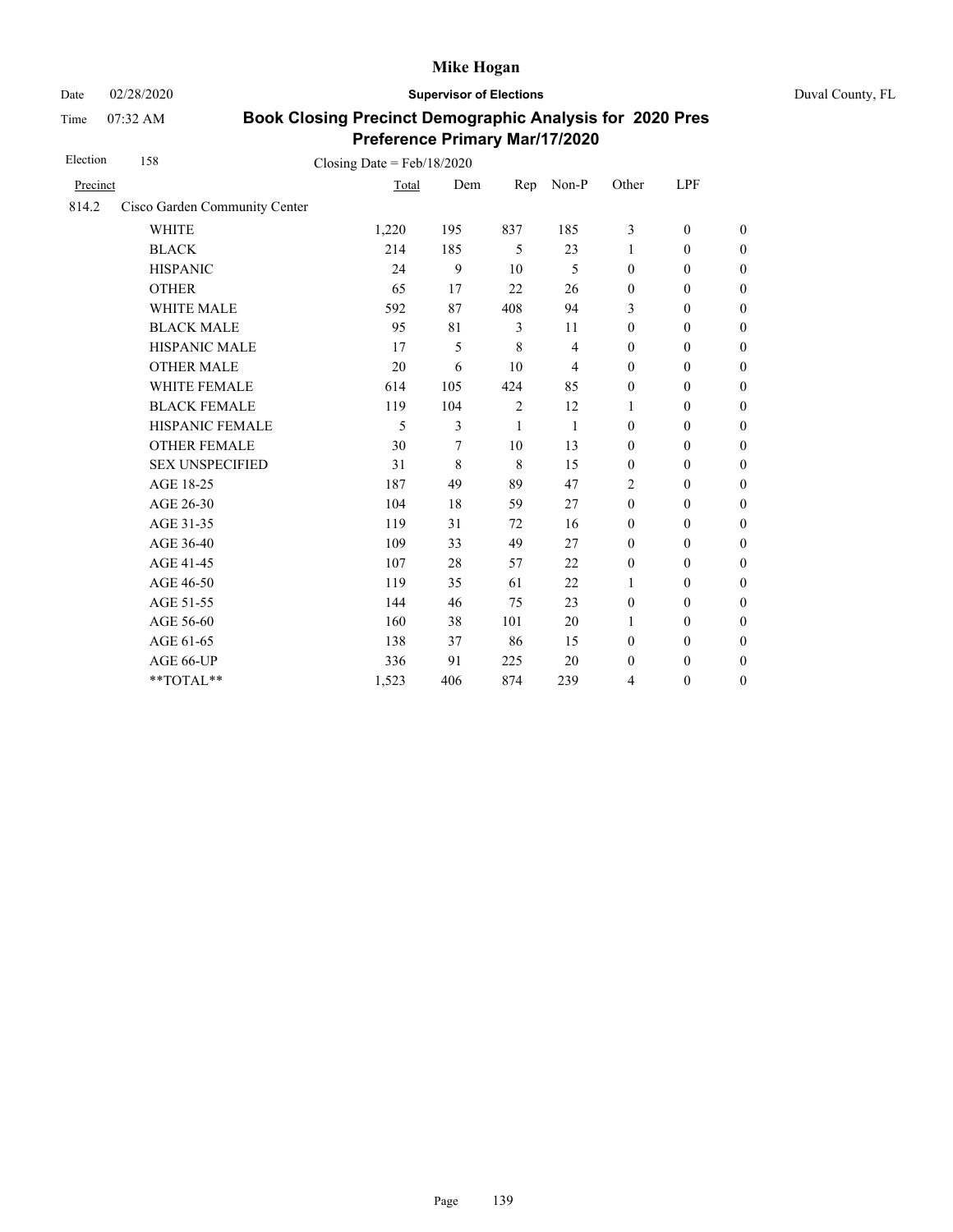# Mike Hogan

Date 02/28/2020 **Supervisor of Elections** Duval County, FL

Time 07:32 AM

## Book Closing Precinct Demographic Analysis for 2020 Pres Preference Primary Mar/17/2020

Election 158 Closing Date = Feb/18/2020

| Precinct | | Total | Dem | Rep | Non-P | Other | LPF | |
|---|---|---|---|---|---|---|---|---|
| 814.2 | Cisco Garden Community Center | | | | | | | |
| | WHITE | 1,220 | 195 | 837 | 185 | 3 | 0 | 0 |
| | BLACK | 214 | 185 | 5 | 23 | 1 | 0 | 0 |
| | HISPANIC | 24 | 9 | 10 | 5 | 0 | 0 | 0 |
| | OTHER | 65 | 17 | 22 | 26 | 0 | 0 | 0 |
| | WHITE MALE | 592 | 87 | 408 | 94 | 3 | 0 | 0 |
| | BLACK MALE | 95 | 81 | 3 | 11 | 0 | 0 | 0 |
| | HISPANIC MALE | 17 | 5 | 8 | 4 | 0 | 0 | 0 |
| | OTHER MALE | 20 | 6 | 10 | 4 | 0 | 0 | 0 |
| | WHITE FEMALE | 614 | 105 | 424 | 85 | 0 | 0 | 0 |
| | BLACK FEMALE | 119 | 104 | 2 | 12 | 1 | 0 | 0 |
| | HISPANIC FEMALE | 5 | 3 | 1 | 1 | 0 | 0 | 0 |
| | OTHER FEMALE | 30 | 7 | 10 | 13 | 0 | 0 | 0 |
| | SEX UNSPECIFIED | 31 | 8 | 8 | 15 | 0 | 0 | 0 |
| | AGE 18-25 | 187 | 49 | 89 | 47 | 2 | 0 | 0 |
| | AGE 26-30 | 104 | 18 | 59 | 27 | 0 | 0 | 0 |
| | AGE 31-35 | 119 | 31 | 72 | 16 | 0 | 0 | 0 |
| | AGE 36-40 | 109 | 33 | 49 | 27 | 0 | 0 | 0 |
| | AGE 41-45 | 107 | 28 | 57 | 22 | 0 | 0 | 0 |
| | AGE 46-50 | 119 | 35 | 61 | 22 | 1 | 0 | 0 |
| | AGE 51-55 | 144 | 46 | 75 | 23 | 0 | 0 | 0 |
| | AGE 56-60 | 160 | 38 | 101 | 20 | 1 | 0 | 0 |
| | AGE 61-65 | 138 | 37 | 86 | 15 | 0 | 0 | 0 |
| | AGE 66-UP | 336 | 91 | 225 | 20 | 0 | 0 | 0 |
| | **TOTAL** | 1,523 | 406 | 874 | 239 | 4 | 0 | 0 |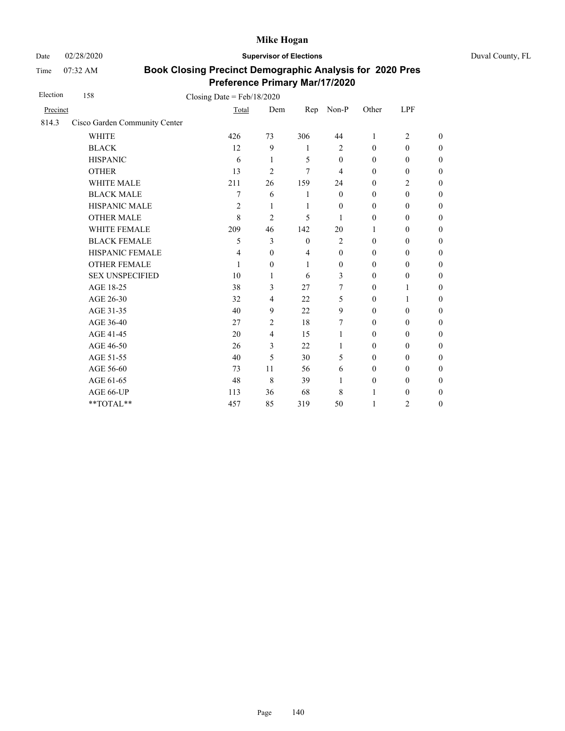Mike Hogan

Date 02/28/2020 **Supervisor of Elections** Duval County, FL

Time 07:32 AM

## Book Closing Precinct Demographic Analysis for 2020 Pres Preference Primary Mar/17/2020

Election 158 Closing Date = Feb/18/2020

| Precinct | | Total | Dem | Rep | Non-P | Other | LPF | |
|---|---|---|---|---|---|---|---|---|
| 814.3 | Cisco Garden Community Center | | | | | | | |
| | WHITE | 426 | 73 | 306 | 44 | 1 | 2 | 0 |
| | BLACK | 12 | 9 | 1 | 2 | 0 | 0 | 0 |
| | HISPANIC | 6 | 1 | 5 | 0 | 0 | 0 | 0 |
| | OTHER | 13 | 2 | 7 | 4 | 0 | 0 | 0 |
| | WHITE MALE | 211 | 26 | 159 | 24 | 0 | 2 | 0 |
| | BLACK MALE | 7 | 6 | 1 | 0 | 0 | 0 | 0 |
| | HISPANIC MALE | 2 | 1 | 1 | 0 | 0 | 0 | 0 |
| | OTHER MALE | 8 | 2 | 5 | 1 | 0 | 0 | 0 |
| | WHITE FEMALE | 209 | 46 | 142 | 20 | 1 | 0 | 0 |
| | BLACK FEMALE | 5 | 3 | 0 | 2 | 0 | 0 | 0 |
| | HISPANIC FEMALE | 4 | 0 | 4 | 0 | 0 | 0 | 0 |
| | OTHER FEMALE | 1 | 0 | 1 | 0 | 0 | 0 | 0 |
| | SEX UNSPECIFIED | 10 | 1 | 6 | 3 | 0 | 0 | 0 |
| | AGE 18-25 | 38 | 3 | 27 | 7 | 0 | 1 | 0 |
| | AGE 26-30 | 32 | 4 | 22 | 5 | 0 | 1 | 0 |
| | AGE 31-35 | 40 | 9 | 22 | 9 | 0 | 0 | 0 |
| | AGE 36-40 | 27 | 2 | 18 | 7 | 0 | 0 | 0 |
| | AGE 41-45 | 20 | 4 | 15 | 1 | 0 | 0 | 0 |
| | AGE 46-50 | 26 | 3 | 22 | 1 | 0 | 0 | 0 |
| | AGE 51-55 | 40 | 5 | 30 | 5 | 0 | 0 | 0 |
| | AGE 56-60 | 73 | 11 | 56 | 6 | 0 | 0 | 0 |
| | AGE 61-65 | 48 | 8 | 39 | 1 | 0 | 0 | 0 |
| | AGE 66-UP | 113 | 36 | 68 | 8 | 1 | 0 | 0 |
| | **TOTAL** | 457 | 85 | 319 | 50 | 1 | 2 | 0 |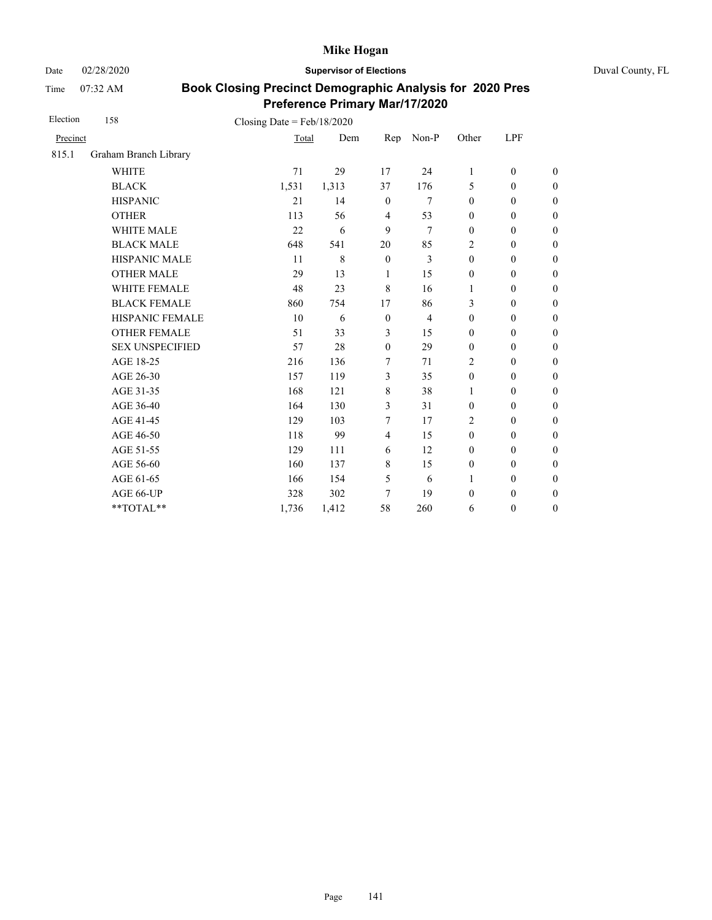# Mike Hogan

Date 02/28/2020 **Supervisor of Elections** Duval County, FL

Time 07:32 AM

## Book Closing Precinct Demographic Analysis for 2020 Pres Preference Primary Mar/17/2020

Election 158 Closing Date = Feb/18/2020

| Precinct | | Total | Dem | Rep | Non-P | Other | LPF | |
|---|---|---|---|---|---|---|---|---|
| 815.1 | Graham Branch Library | | | | | | | |
| | WHITE | 71 | 29 | 17 | 24 | 1 | 0 | 0 |
| | BLACK | 1,531 | 1,313 | 37 | 176 | 5 | 0 | 0 |
| | HISPANIC | 21 | 14 | 0 | 7 | 0 | 0 | 0 |
| | OTHER | 113 | 56 | 4 | 53 | 0 | 0 | 0 |
| | WHITE MALE | 22 | 6 | 9 | 7 | 0 | 0 | 0 |
| | BLACK MALE | 648 | 541 | 20 | 85 | 2 | 0 | 0 |
| | HISPANIC MALE | 11 | 8 | 0 | 3 | 0 | 0 | 0 |
| | OTHER MALE | 29 | 13 | 1 | 15 | 0 | 0 | 0 |
| | WHITE FEMALE | 48 | 23 | 8 | 16 | 1 | 0 | 0 |
| | BLACK FEMALE | 860 | 754 | 17 | 86 | 3 | 0 | 0 |
| | HISPANIC FEMALE | 10 | 6 | 0 | 4 | 0 | 0 | 0 |
| | OTHER FEMALE | 51 | 33 | 3 | 15 | 0 | 0 | 0 |
| | SEX UNSPECIFIED | 57 | 28 | 0 | 29 | 0 | 0 | 0 |
| | AGE 18-25 | 216 | 136 | 7 | 71 | 2 | 0 | 0 |
| | AGE 26-30 | 157 | 119 | 3 | 35 | 0 | 0 | 0 |
| | AGE 31-35 | 168 | 121 | 8 | 38 | 1 | 0 | 0 |
| | AGE 36-40 | 164 | 130 | 3 | 31 | 0 | 0 | 0 |
| | AGE 41-45 | 129 | 103 | 7 | 17 | 2 | 0 | 0 |
| | AGE 46-50 | 118 | 99 | 4 | 15 | 0 | 0 | 0 |
| | AGE 51-55 | 129 | 111 | 6 | 12 | 0 | 0 | 0 |
| | AGE 56-60 | 160 | 137 | 8 | 15 | 0 | 0 | 0 |
| | AGE 61-65 | 166 | 154 | 5 | 6 | 1 | 0 | 0 |
| | AGE 66-UP | 328 | 302 | 7 | 19 | 0 | 0 | 0 |
| | **TOTAL** | 1,736 | 1,412 | 58 | 260 | 6 | 0 | 0 |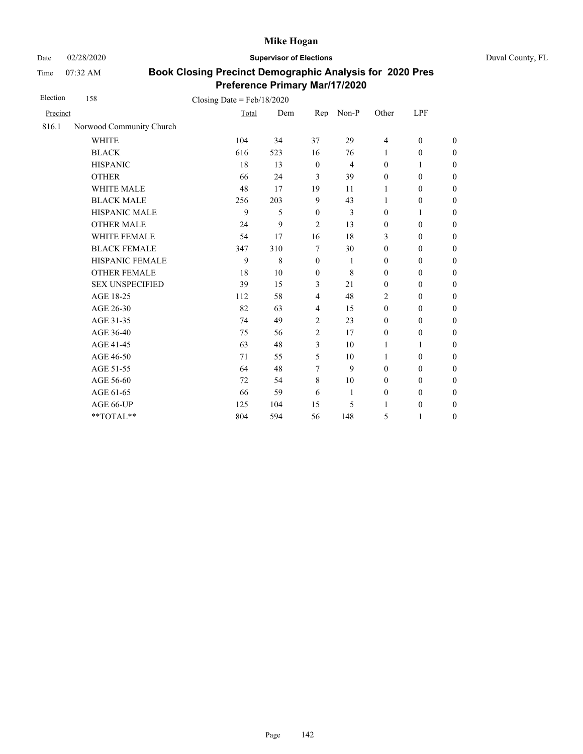# Mike Hogan

Date 02/28/2020 **Supervisor of Elections** Duval County, FL

Time 07:32 AM

## Book Closing Precinct Demographic Analysis for 2020 Pres Preference Primary Mar/17/2020

Election 158 Closing Date = Feb/18/2020

| Precinct | | Total | Dem | Rep | Non-P | Other | LPF | |
|---|---|---|---|---|---|---|---|---|
| 816.1 | Norwood Community Church | | | | | | | |
| | WHITE | 104 | 34 | 37 | 29 | 4 | 0 | 0 |
| | BLACK | 616 | 523 | 16 | 76 | 1 | 0 | 0 |
| | HISPANIC | 18 | 13 | 0 | 4 | 0 | 1 | 0 |
| | OTHER | 66 | 24 | 3 | 39 | 0 | 0 | 0 |
| | WHITE MALE | 48 | 17 | 19 | 11 | 1 | 0 | 0 |
| | BLACK MALE | 256 | 203 | 9 | 43 | 1 | 0 | 0 |
| | HISPANIC MALE | 9 | 5 | 0 | 3 | 0 | 1 | 0 |
| | OTHER MALE | 24 | 9 | 2 | 13 | 0 | 0 | 0 |
| | WHITE FEMALE | 54 | 17 | 16 | 18 | 3 | 0 | 0 |
| | BLACK FEMALE | 347 | 310 | 7 | 30 | 0 | 0 | 0 |
| | HISPANIC FEMALE | 9 | 8 | 0 | 1 | 0 | 0 | 0 |
| | OTHER FEMALE | 18 | 10 | 0 | 8 | 0 | 0 | 0 |
| | SEX UNSPECIFIED | 39 | 15 | 3 | 21 | 0 | 0 | 0 |
| | AGE 18-25 | 112 | 58 | 4 | 48 | 2 | 0 | 0 |
| | AGE 26-30 | 82 | 63 | 4 | 15 | 0 | 0 | 0 |
| | AGE 31-35 | 74 | 49 | 2 | 23 | 0 | 0 | 0 |
| | AGE 36-40 | 75 | 56 | 2 | 17 | 0 | 0 | 0 |
| | AGE 41-45 | 63 | 48 | 3 | 10 | 1 | 1 | 0 |
| | AGE 46-50 | 71 | 55 | 5 | 10 | 1 | 0 | 0 |
| | AGE 51-55 | 64 | 48 | 7 | 9 | 0 | 0 | 0 |
| | AGE 56-60 | 72 | 54 | 8 | 10 | 0 | 0 | 0 |
| | AGE 61-65 | 66 | 59 | 6 | 1 | 0 | 0 | 0 |
| | AGE 66-UP | 125 | 104 | 15 | 5 | 1 | 0 | 0 |
| | **TOTAL** | 804 | 594 | 56 | 148 | 5 | 1 | 0 |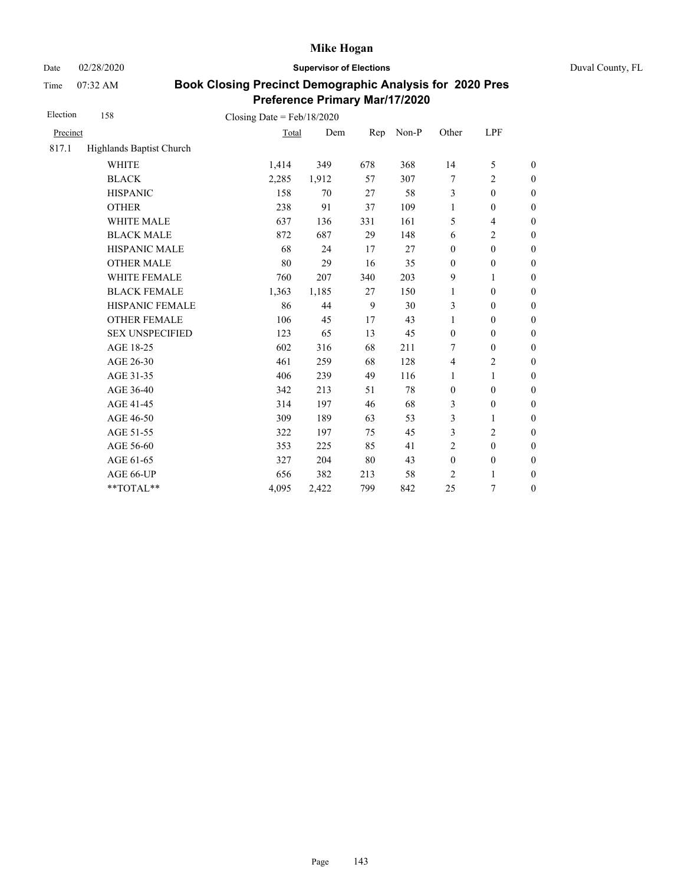# Mike Hogan

Date 02/28/2020 **Supervisor of Elections** Duval County, FL

Time 07:32 AM

## Book Closing Precinct Demographic Analysis for 2020 Pres Preference Primary Mar/17/2020

Election 158 Closing Date = Feb/18/2020

| Precinct | | Total | Dem | Rep | Non-P | Other | LPF | |
|---|---|---|---|---|---|---|---|---|
| 817.1 | Highlands Baptist Church | | | | | | | |
| | WHITE | 1,414 | 349 | 678 | 368 | 14 | 5 | 0 |
| | BLACK | 2,285 | 1,912 | 57 | 307 | 7 | 2 | 0 |
| | HISPANIC | 158 | 70 | 27 | 58 | 3 | 0 | 0 |
| | OTHER | 238 | 91 | 37 | 109 | 1 | 0 | 0 |
| | WHITE MALE | 637 | 136 | 331 | 161 | 5 | 4 | 0 |
| | BLACK MALE | 872 | 687 | 29 | 148 | 6 | 2 | 0 |
| | HISPANIC MALE | 68 | 24 | 17 | 27 | 0 | 0 | 0 |
| | OTHER MALE | 80 | 29 | 16 | 35 | 0 | 0 | 0 |
| | WHITE FEMALE | 760 | 207 | 340 | 203 | 9 | 1 | 0 |
| | BLACK FEMALE | 1,363 | 1,185 | 27 | 150 | 1 | 0 | 0 |
| | HISPANIC FEMALE | 86 | 44 | 9 | 30 | 3 | 0 | 0 |
| | OTHER FEMALE | 106 | 45 | 17 | 43 | 1 | 0 | 0 |
| | SEX UNSPECIFIED | 123 | 65 | 13 | 45 | 0 | 0 | 0 |
| | AGE 18-25 | 602 | 316 | 68 | 211 | 7 | 0 | 0 |
| | AGE 26-30 | 461 | 259 | 68 | 128 | 4 | 2 | 0 |
| | AGE 31-35 | 406 | 239 | 49 | 116 | 1 | 1 | 0 |
| | AGE 36-40 | 342 | 213 | 51 | 78 | 0 | 0 | 0 |
| | AGE 41-45 | 314 | 197 | 46 | 68 | 3 | 0 | 0 |
| | AGE 46-50 | 309 | 189 | 63 | 53 | 3 | 1 | 0 |
| | AGE 51-55 | 322 | 197 | 75 | 45 | 3 | 2 | 0 |
| | AGE 56-60 | 353 | 225 | 85 | 41 | 2 | 0 | 0 |
| | AGE 61-65 | 327 | 204 | 80 | 43 | 0 | 0 | 0 |
| | AGE 66-UP | 656 | 382 | 213 | 58 | 2 | 1 | 0 |
| | **TOTAL** | 4,095 | 2,422 | 799 | 842 | 25 | 7 | 0 |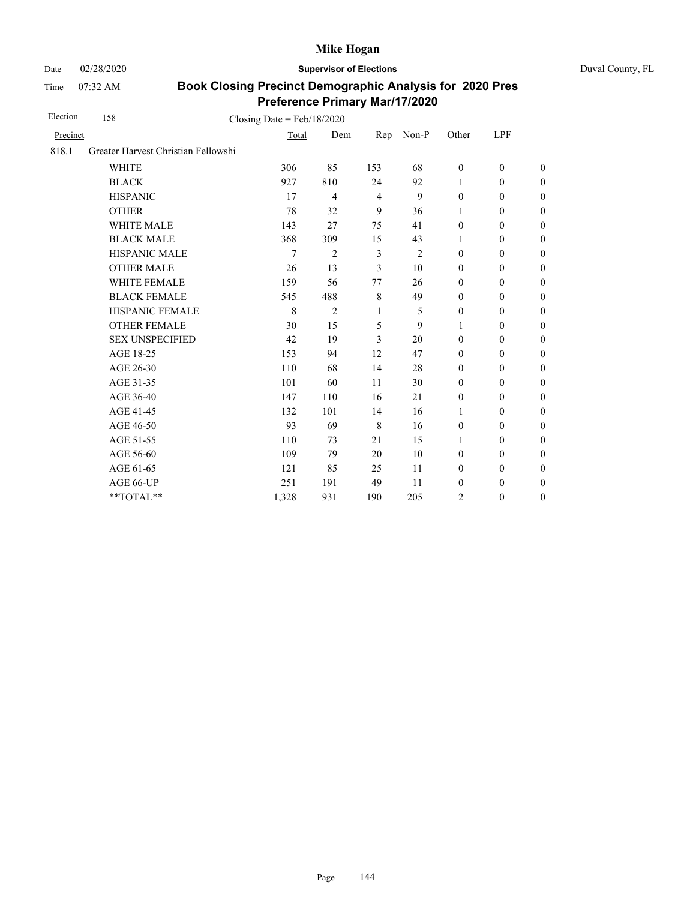# Book Closing Precinct Demographic Analysis for 2020 Pres Preference Primary Mar/17/2020

Date 02/28/2020 — Supervisor of Elections — Duval County, FL

Time 07:32 AM

Election 158 — Closing Date = Feb/18/2020

| Precinct | | Total | Dem | Rep | Non-P | Other | LPF | |
|---|---|---|---|---|---|---|---|---|
| 818.1 | Greater Harvest Christian Fellowshi | | | | | | | |
| | WHITE | 306 | 85 | 153 | 68 | 0 | 0 | 0 |
| | BLACK | 927 | 810 | 24 | 92 | 1 | 0 | 0 |
| | HISPANIC | 17 | 4 | 4 | 9 | 0 | 0 | 0 |
| | OTHER | 78 | 32 | 9 | 36 | 1 | 0 | 0 |
| | WHITE MALE | 143 | 27 | 75 | 41 | 0 | 0 | 0 |
| | BLACK MALE | 368 | 309 | 15 | 43 | 1 | 0 | 0 |
| | HISPANIC MALE | 7 | 2 | 3 | 2 | 0 | 0 | 0 |
| | OTHER MALE | 26 | 13 | 3 | 10 | 0 | 0 | 0 |
| | WHITE FEMALE | 159 | 56 | 77 | 26 | 0 | 0 | 0 |
| | BLACK FEMALE | 545 | 488 | 8 | 49 | 0 | 0 | 0 |
| | HISPANIC FEMALE | 8 | 2 | 1 | 5 | 0 | 0 | 0 |
| | OTHER FEMALE | 30 | 15 | 5 | 9 | 1 | 0 | 0 |
| | SEX UNSPECIFIED | 42 | 19 | 3 | 20 | 0 | 0 | 0 |
| | AGE 18-25 | 153 | 94 | 12 | 47 | 0 | 0 | 0 |
| | AGE 26-30 | 110 | 68 | 14 | 28 | 0 | 0 | 0 |
| | AGE 31-35 | 101 | 60 | 11 | 30 | 0 | 0 | 0 |
| | AGE 36-40 | 147 | 110 | 16 | 21 | 0 | 0 | 0 |
| | AGE 41-45 | 132 | 101 | 14 | 16 | 1 | 0 | 0 |
| | AGE 46-50 | 93 | 69 | 8 | 16 | 0 | 0 | 0 |
| | AGE 51-55 | 110 | 73 | 21 | 15 | 1 | 0 | 0 |
| | AGE 56-60 | 109 | 79 | 20 | 10 | 0 | 0 | 0 |
| | AGE 61-65 | 121 | 85 | 25 | 11 | 0 | 0 | 0 |
| | AGE 66-UP | 251 | 191 | 49 | 11 | 0 | 0 | 0 |
| | **TOTAL** | 1,328 | 931 | 190 | 205 | 2 | 0 | 0 |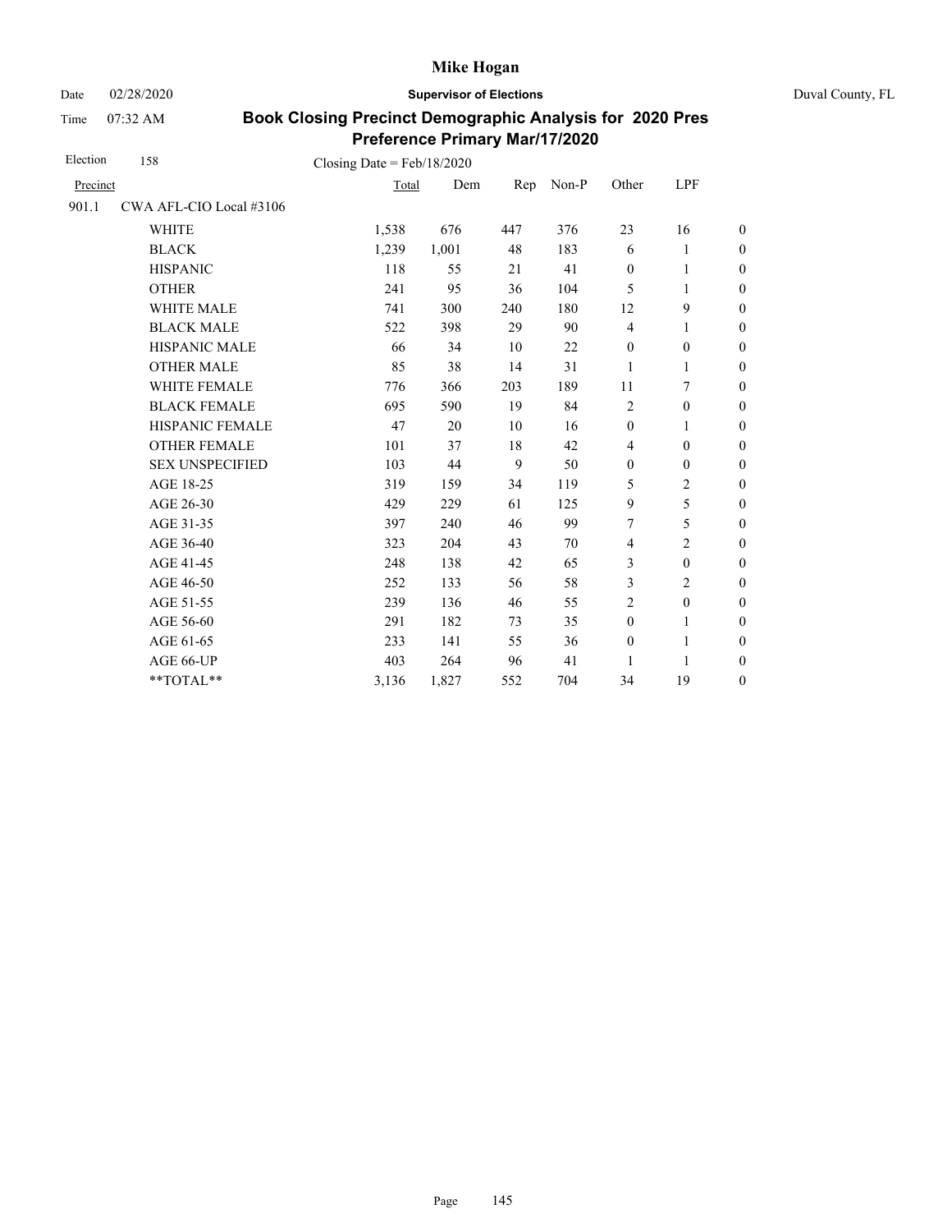# Mike Hogan

Date 02/28/2020 **Supervisor of Elections** Duval County, FL

Time 07:32 AM

## Book Closing Precinct Demographic Analysis for 2020 Pres Preference Primary Mar/17/2020

Election 158 Closing Date = Feb/18/2020

| Precinct | | Total | Dem | Rep | Non-P | Other | LPF | |
|---|---|---|---|---|---|---|---|---|
| 901.1 | CWA AFL-CIO Local #3106 | | | | | | | |
| | WHITE | 1,538 | 676 | 447 | 376 | 23 | 16 | 0 |
| | BLACK | 1,239 | 1,001 | 48 | 183 | 6 | 1 | 0 |
| | HISPANIC | 118 | 55 | 21 | 41 | 0 | 1 | 0 |
| | OTHER | 241 | 95 | 36 | 104 | 5 | 1 | 0 |
| | WHITE MALE | 741 | 300 | 240 | 180 | 12 | 9 | 0 |
| | BLACK MALE | 522 | 398 | 29 | 90 | 4 | 1 | 0 |
| | HISPANIC MALE | 66 | 34 | 10 | 22 | 0 | 0 | 0 |
| | OTHER MALE | 85 | 38 | 14 | 31 | 1 | 1 | 0 |
| | WHITE FEMALE | 776 | 366 | 203 | 189 | 11 | 7 | 0 |
| | BLACK FEMALE | 695 | 590 | 19 | 84 | 2 | 0 | 0 |
| | HISPANIC FEMALE | 47 | 20 | 10 | 16 | 0 | 1 | 0 |
| | OTHER FEMALE | 101 | 37 | 18 | 42 | 4 | 0 | 0 |
| | SEX UNSPECIFIED | 103 | 44 | 9 | 50 | 0 | 0 | 0 |
| | AGE 18-25 | 319 | 159 | 34 | 119 | 5 | 2 | 0 |
| | AGE 26-30 | 429 | 229 | 61 | 125 | 9 | 5 | 0 |
| | AGE 31-35 | 397 | 240 | 46 | 99 | 7 | 5 | 0 |
| | AGE 36-40 | 323 | 204 | 43 | 70 | 4 | 2 | 0 |
| | AGE 41-45 | 248 | 138 | 42 | 65 | 3 | 0 | 0 |
| | AGE 46-50 | 252 | 133 | 56 | 58 | 3 | 2 | 0 |
| | AGE 51-55 | 239 | 136 | 46 | 55 | 2 | 0 | 0 |
| | AGE 56-60 | 291 | 182 | 73 | 35 | 0 | 1 | 0 |
| | AGE 61-65 | 233 | 141 | 55 | 36 | 0 | 1 | 0 |
| | AGE 66-UP | 403 | 264 | 96 | 41 | 1 | 1 | 0 |
| | **TOTAL** | 3,136 | 1,827 | 552 | 704 | 34 | 19 | 0 |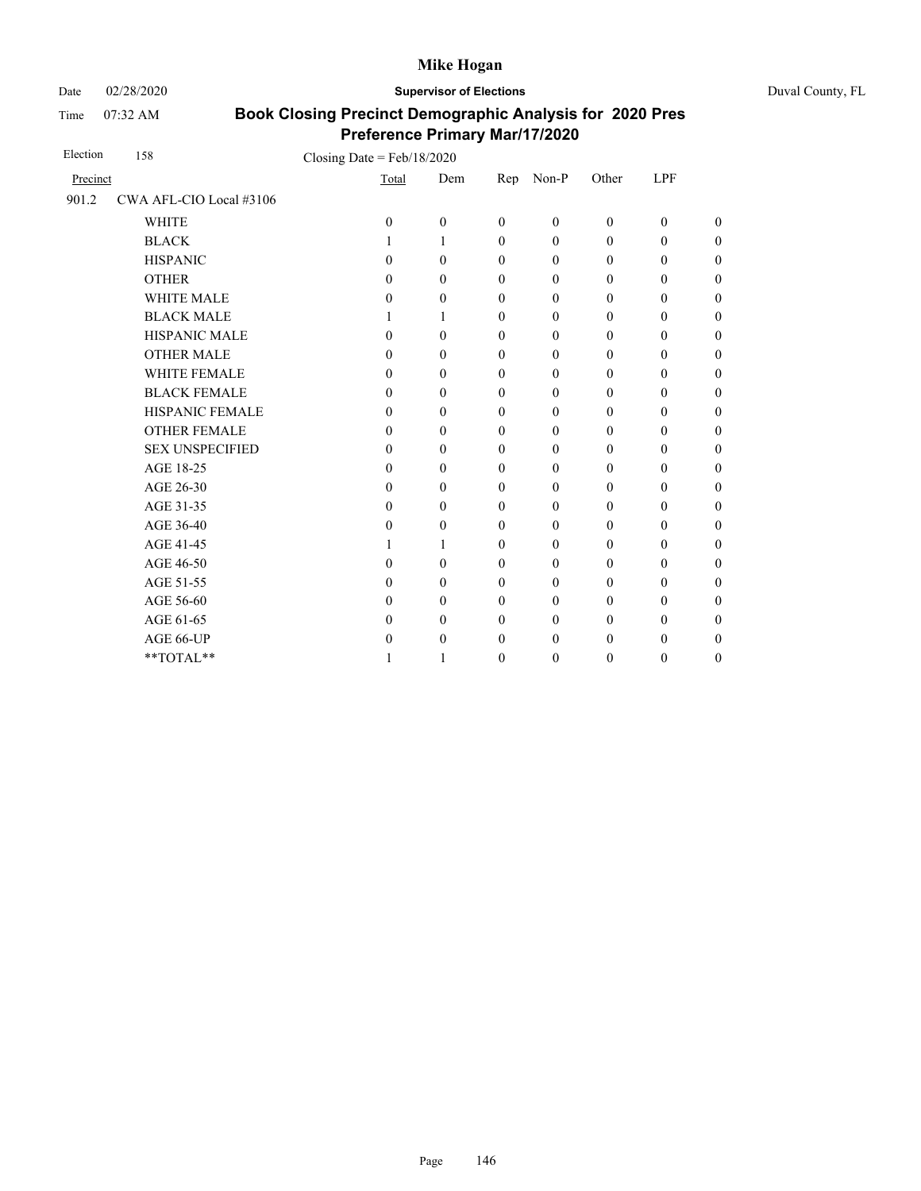# Mike Hogan

Date 02/28/2020 **Supervisor of Elections** Duval County, FL

Time 07:32 AM

## Book Closing Precinct Demographic Analysis for 2020 Pres Preference Primary Mar/17/2020

Election 158 Closing Date = Feb/18/2020

| Precinct | | Total | Dem | Rep | Non-P | Other | LPF | |
|---|---|---|---|---|---|---|---|---|
| 901.2 | CWA AFL-CIO Local #3106 | | | | | | | |
| | WHITE | 0 | 0 | 0 | 0 | 0 | 0 | 0 |
| | BLACK | 1 | 1 | 0 | 0 | 0 | 0 | 0 |
| | HISPANIC | 0 | 0 | 0 | 0 | 0 | 0 | 0 |
| | OTHER | 0 | 0 | 0 | 0 | 0 | 0 | 0 |
| | WHITE MALE | 0 | 0 | 0 | 0 | 0 | 0 | 0 |
| | BLACK MALE | 1 | 1 | 0 | 0 | 0 | 0 | 0 |
| | HISPANIC MALE | 0 | 0 | 0 | 0 | 0 | 0 | 0 |
| | OTHER MALE | 0 | 0 | 0 | 0 | 0 | 0 | 0 |
| | WHITE FEMALE | 0 | 0 | 0 | 0 | 0 | 0 | 0 |
| | BLACK FEMALE | 0 | 0 | 0 | 0 | 0 | 0 | 0 |
| | HISPANIC FEMALE | 0 | 0 | 0 | 0 | 0 | 0 | 0 |
| | OTHER FEMALE | 0 | 0 | 0 | 0 | 0 | 0 | 0 |
| | SEX UNSPECIFIED | 0 | 0 | 0 | 0 | 0 | 0 | 0 |
| | AGE 18-25 | 0 | 0 | 0 | 0 | 0 | 0 | 0 |
| | AGE 26-30 | 0 | 0 | 0 | 0 | 0 | 0 | 0 |
| | AGE 31-35 | 0 | 0 | 0 | 0 | 0 | 0 | 0 |
| | AGE 36-40 | 0 | 0 | 0 | 0 | 0 | 0 | 0 |
| | AGE 41-45 | 1 | 1 | 0 | 0 | 0 | 0 | 0 |
| | AGE 46-50 | 0 | 0 | 0 | 0 | 0 | 0 | 0 |
| | AGE 51-55 | 0 | 0 | 0 | 0 | 0 | 0 | 0 |
| | AGE 56-60 | 0 | 0 | 0 | 0 | 0 | 0 | 0 |
| | AGE 61-65 | 0 | 0 | 0 | 0 | 0 | 0 | 0 |
| | AGE 66-UP | 0 | 0 | 0 | 0 | 0 | 0 | 0 |
| | **TOTAL** | 1 | 1 | 0 | 0 | 0 | 0 | 0 |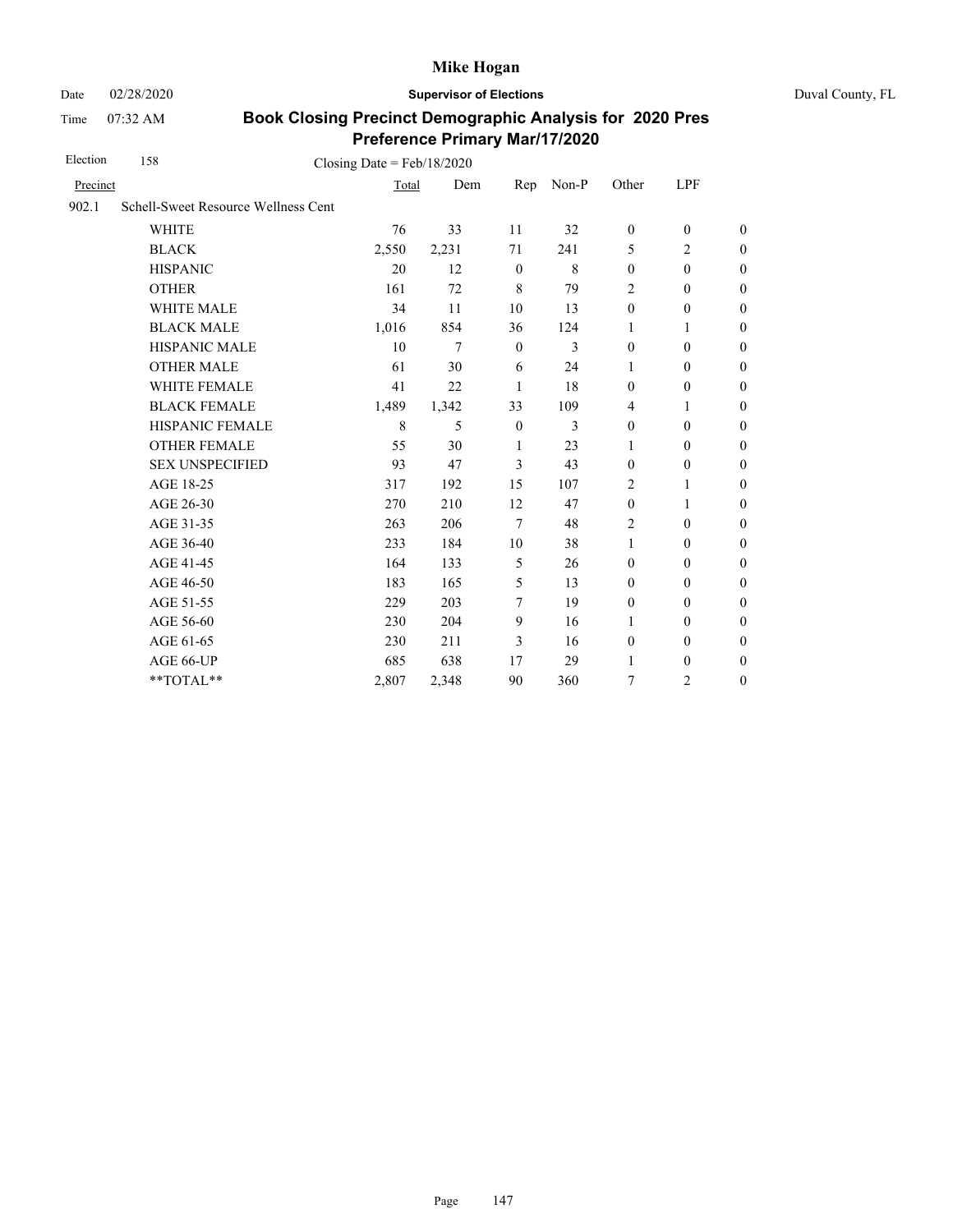# Mike Hogan

Date 02/28/2020 **Supervisor of Elections** Duval County, FL

Time 07:32 AM

## Book Closing Precinct Demographic Analysis for 2020 Pres Preference Primary Mar/17/2020

Election 158 Closing Date = Feb/18/2020

| Precinct | | Total | Dem | Rep | Non-P | Other | LPF | |
|---|---|---|---|---|---|---|---|---|
| 902.1 | Schell-Sweet Resource Wellness Cent | | | | | | | |
| | WHITE | 76 | 33 | 11 | 32 | 0 | 0 | 0 |
| | BLACK | 2,550 | 2,231 | 71 | 241 | 5 | 2 | 0 |
| | HISPANIC | 20 | 12 | 0 | 8 | 0 | 0 | 0 |
| | OTHER | 161 | 72 | 8 | 79 | 2 | 0 | 0 |
| | WHITE MALE | 34 | 11 | 10 | 13 | 0 | 0 | 0 |
| | BLACK MALE | 1,016 | 854 | 36 | 124 | 1 | 1 | 0 |
| | HISPANIC MALE | 10 | 7 | 0 | 3 | 0 | 0 | 0 |
| | OTHER MALE | 61 | 30 | 6 | 24 | 1 | 0 | 0 |
| | WHITE FEMALE | 41 | 22 | 1 | 18 | 0 | 0 | 0 |
| | BLACK FEMALE | 1,489 | 1,342 | 33 | 109 | 4 | 1 | 0 |
| | HISPANIC FEMALE | 8 | 5 | 0 | 3 | 0 | 0 | 0 |
| | OTHER FEMALE | 55 | 30 | 1 | 23 | 1 | 0 | 0 |
| | SEX UNSPECIFIED | 93 | 47 | 3 | 43 | 0 | 0 | 0 |
| | AGE 18-25 | 317 | 192 | 15 | 107 | 2 | 1 | 0 |
| | AGE 26-30 | 270 | 210 | 12 | 47 | 0 | 1 | 0 |
| | AGE 31-35 | 263 | 206 | 7 | 48 | 2 | 0 | 0 |
| | AGE 36-40 | 233 | 184 | 10 | 38 | 1 | 0 | 0 |
| | AGE 41-45 | 164 | 133 | 5 | 26 | 0 | 0 | 0 |
| | AGE 46-50 | 183 | 165 | 5 | 13 | 0 | 0 | 0 |
| | AGE 51-55 | 229 | 203 | 7 | 19 | 0 | 0 | 0 |
| | AGE 56-60 | 230 | 204 | 9 | 16 | 1 | 0 | 0 |
| | AGE 61-65 | 230 | 211 | 3 | 16 | 0 | 0 | 0 |
| | AGE 66-UP | 685 | 638 | 17 | 29 | 1 | 0 | 0 |
| | **TOTAL** | 2,807 | 2,348 | 90 | 360 | 7 | 2 | 0 |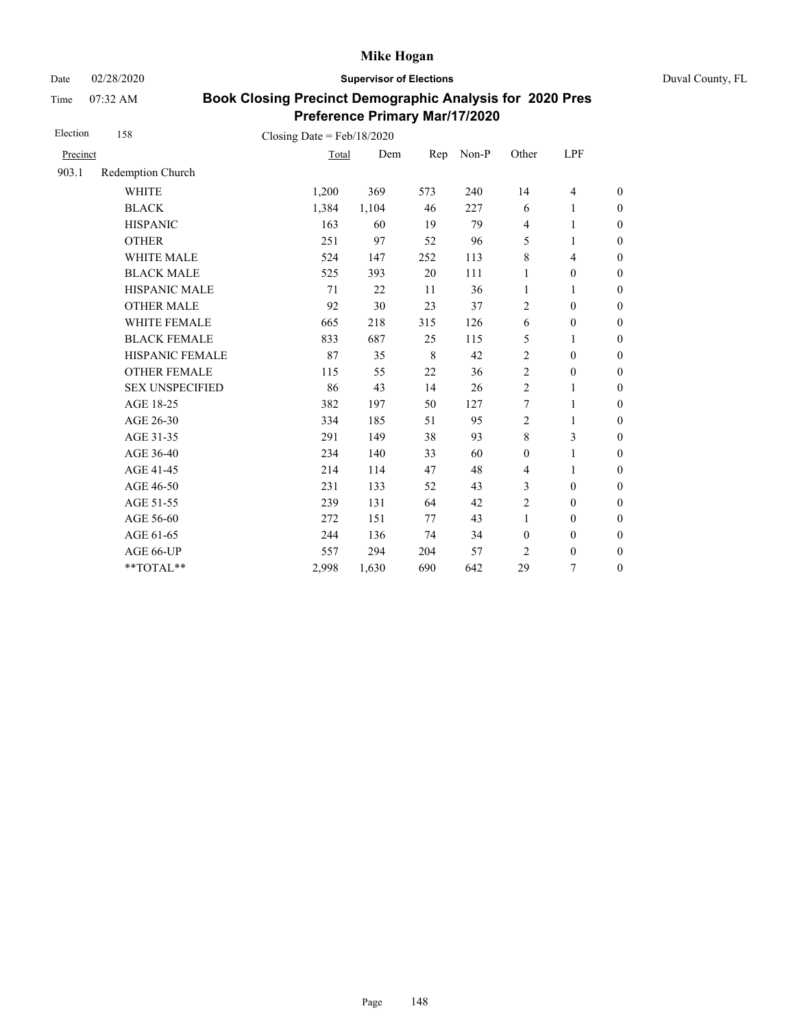**Mike Hogan**

Date 02/28/2020 **Supervisor of Elections** Duval County, FL

Time 07:32 AM

**Book Closing Precinct Demographic Analysis for 2020 Pres Preference Primary Mar/17/2020**

Election 158 Closing Date = Feb/18/2020

| Precinct | | Total | Dem | Rep | Non-P | Other | LPF | |
|---|---|---|---|---|---|---|---|---|
| 903.1 | Redemption Church | | | | | | | |
| | WHITE | 1,200 | 369 | 573 | 240 | 14 | 4 | 0 |
| | BLACK | 1,384 | 1,104 | 46 | 227 | 6 | 1 | 0 |
| | HISPANIC | 163 | 60 | 19 | 79 | 4 | 1 | 0 |
| | OTHER | 251 | 97 | 52 | 96 | 5 | 1 | 0 |
| | WHITE MALE | 524 | 147 | 252 | 113 | 8 | 4 | 0 |
| | BLACK MALE | 525 | 393 | 20 | 111 | 1 | 0 | 0 |
| | HISPANIC MALE | 71 | 22 | 11 | 36 | 1 | 1 | 0 |
| | OTHER MALE | 92 | 30 | 23 | 37 | 2 | 0 | 0 |
| | WHITE FEMALE | 665 | 218 | 315 | 126 | 6 | 0 | 0 |
| | BLACK FEMALE | 833 | 687 | 25 | 115 | 5 | 1 | 0 |
| | HISPANIC FEMALE | 87 | 35 | 8 | 42 | 2 | 0 | 0 |
| | OTHER FEMALE | 115 | 55 | 22 | 36 | 2 | 0 | 0 |
| | SEX UNSPECIFIED | 86 | 43 | 14 | 26 | 2 | 1 | 0 |
| | AGE 18-25 | 382 | 197 | 50 | 127 | 7 | 1 | 0 |
| | AGE 26-30 | 334 | 185 | 51 | 95 | 2 | 1 | 0 |
| | AGE 31-35 | 291 | 149 | 38 | 93 | 8 | 3 | 0 |
| | AGE 36-40 | 234 | 140 | 33 | 60 | 0 | 1 | 0 |
| | AGE 41-45 | 214 | 114 | 47 | 48 | 4 | 1 | 0 |
| | AGE 46-50 | 231 | 133 | 52 | 43 | 3 | 0 | 0 |
| | AGE 51-55 | 239 | 131 | 64 | 42 | 2 | 0 | 0 |
| | AGE 56-60 | 272 | 151 | 77 | 43 | 1 | 0 | 0 |
| | AGE 61-65 | 244 | 136 | 74 | 34 | 0 | 0 | 0 |
| | AGE 66-UP | 557 | 294 | 204 | 57 | 2 | 0 | 0 |
| | **TOTAL** | 2,998 | 1,630 | 690 | 642 | 29 | 7 | 0 |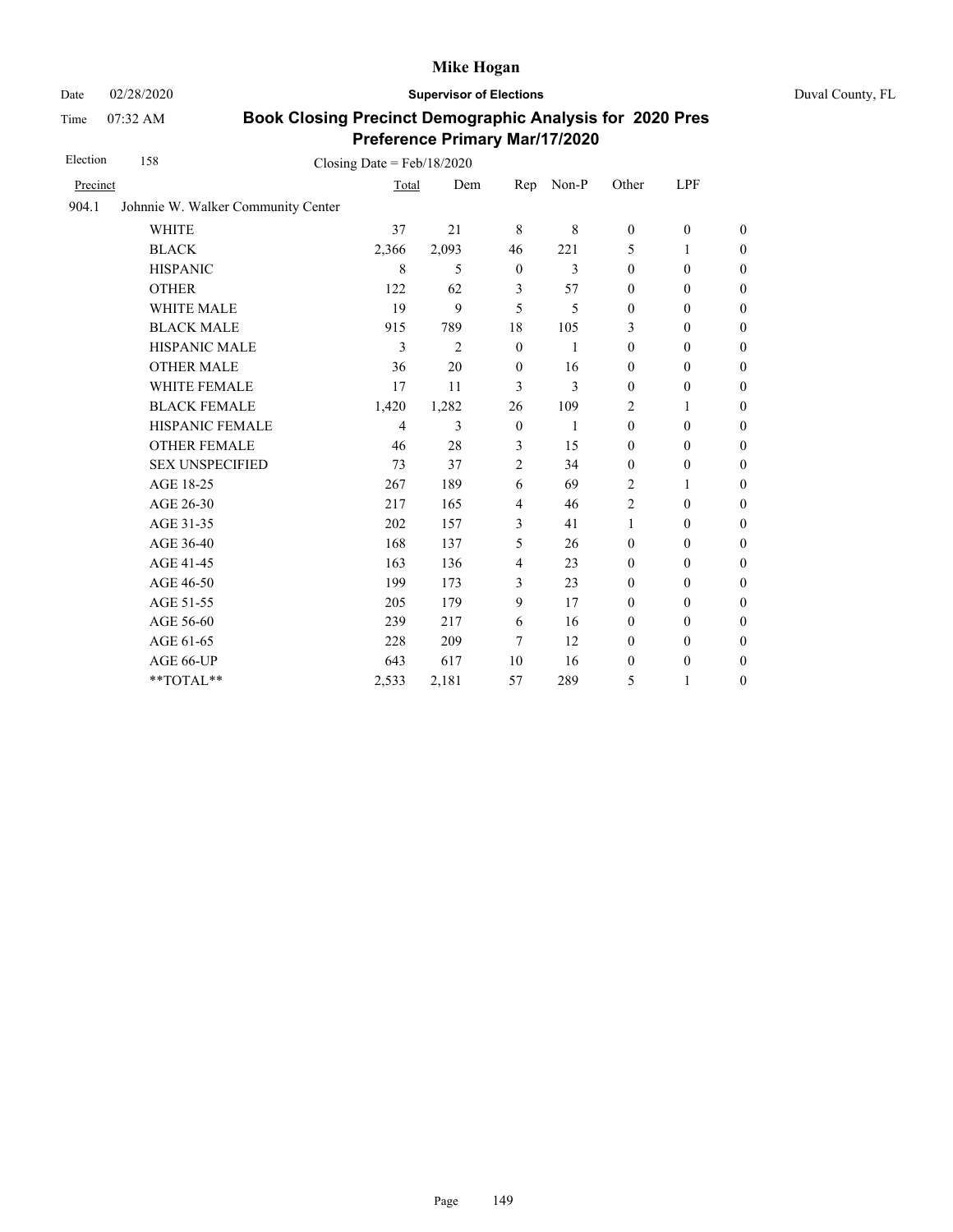# Mike Hogan

Date 02/28/2020 **Supervisor of Elections** Duval County, FL

Time 07:32 AM

## Book Closing Precinct Demographic Analysis for 2020 Pres Preference Primary Mar/17/2020

Election 158 Closing Date = Feb/18/2020

| Precinct | | Total | Dem | Rep | Non-P | Other | LPF | |
|---|---|---|---|---|---|---|---|---|
| 904.1 | Johnnie W. Walker Community Center | | | | | | | |
| | WHITE | 37 | 21 | 8 | 8 | 0 | 0 | 0 |
| | BLACK | 2,366 | 2,093 | 46 | 221 | 5 | 1 | 0 |
| | HISPANIC | 8 | 5 | 0 | 3 | 0 | 0 | 0 |
| | OTHER | 122 | 62 | 3 | 57 | 0 | 0 | 0 |
| | WHITE MALE | 19 | 9 | 5 | 5 | 0 | 0 | 0 |
| | BLACK MALE | 915 | 789 | 18 | 105 | 3 | 0 | 0 |
| | HISPANIC MALE | 3 | 2 | 0 | 1 | 0 | 0 | 0 |
| | OTHER MALE | 36 | 20 | 0 | 16 | 0 | 0 | 0 |
| | WHITE FEMALE | 17 | 11 | 3 | 3 | 0 | 0 | 0 |
| | BLACK FEMALE | 1,420 | 1,282 | 26 | 109 | 2 | 1 | 0 |
| | HISPANIC FEMALE | 4 | 3 | 0 | 1 | 0 | 0 | 0 |
| | OTHER FEMALE | 46 | 28 | 3 | 15 | 0 | 0 | 0 |
| | SEX UNSPECIFIED | 73 | 37 | 2 | 34 | 0 | 0 | 0 |
| | AGE 18-25 | 267 | 189 | 6 | 69 | 2 | 1 | 0 |
| | AGE 26-30 | 217 | 165 | 4 | 46 | 2 | 0 | 0 |
| | AGE 31-35 | 202 | 157 | 3 | 41 | 1 | 0 | 0 |
| | AGE 36-40 | 168 | 137 | 5 | 26 | 0 | 0 | 0 |
| | AGE 41-45 | 163 | 136 | 4 | 23 | 0 | 0 | 0 |
| | AGE 46-50 | 199 | 173 | 3 | 23 | 0 | 0 | 0 |
| | AGE 51-55 | 205 | 179 | 9 | 17 | 0 | 0 | 0 |
| | AGE 56-60 | 239 | 217 | 6 | 16 | 0 | 0 | 0 |
| | AGE 61-65 | 228 | 209 | 7 | 12 | 0 | 0 | 0 |
| | AGE 66-UP | 643 | 617 | 10 | 16 | 0 | 0 | 0 |
| | **TOTAL** | 2,533 | 2,181 | 57 | 289 | 5 | 1 | 0 |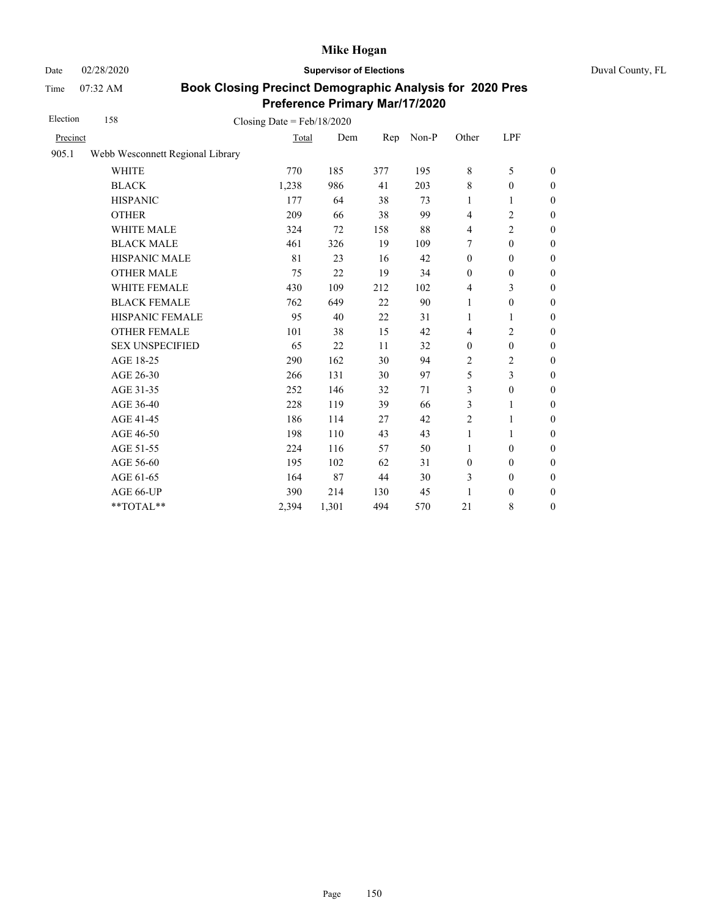**Mike Hogan**

Date 02/28/2020 **Supervisor of Elections** Duval County, FL

Time 07:32 AM

## Book Closing Precinct Demographic Analysis for 2020 Pres Preference Primary Mar/17/2020

Election 158 Closing Date = Feb/18/2020

| Precinct | | Total | Dem | Rep | Non-P | Other | LPF | |
|---|---|---|---|---|---|---|---|---|
| 905.1 | Webb Wesconnett Regional Library | | | | | | | |
| | WHITE | 770 | 185 | 377 | 195 | 8 | 5 | 0 |
| | BLACK | 1,238 | 986 | 41 | 203 | 8 | 0 | 0 |
| | HISPANIC | 177 | 64 | 38 | 73 | 1 | 1 | 0 |
| | OTHER | 209 | 66 | 38 | 99 | 4 | 2 | 0 |
| | WHITE MALE | 324 | 72 | 158 | 88 | 4 | 2 | 0 |
| | BLACK MALE | 461 | 326 | 19 | 109 | 7 | 0 | 0 |
| | HISPANIC MALE | 81 | 23 | 16 | 42 | 0 | 0 | 0 |
| | OTHER MALE | 75 | 22 | 19 | 34 | 0 | 0 | 0 |
| | WHITE FEMALE | 430 | 109 | 212 | 102 | 4 | 3 | 0 |
| | BLACK FEMALE | 762 | 649 | 22 | 90 | 1 | 0 | 0 |
| | HISPANIC FEMALE | 95 | 40 | 22 | 31 | 1 | 1 | 0 |
| | OTHER FEMALE | 101 | 38 | 15 | 42 | 4 | 2 | 0 |
| | SEX UNSPECIFIED | 65 | 22 | 11 | 32 | 0 | 0 | 0 |
| | AGE 18-25 | 290 | 162 | 30 | 94 | 2 | 2 | 0 |
| | AGE 26-30 | 266 | 131 | 30 | 97 | 5 | 3 | 0 |
| | AGE 31-35 | 252 | 146 | 32 | 71 | 3 | 0 | 0 |
| | AGE 36-40 | 228 | 119 | 39 | 66 | 3 | 1 | 0 |
| | AGE 41-45 | 186 | 114 | 27 | 42 | 2 | 1 | 0 |
| | AGE 46-50 | 198 | 110 | 43 | 43 | 1 | 1 | 0 |
| | AGE 51-55 | 224 | 116 | 57 | 50 | 1 | 0 | 0 |
| | AGE 56-60 | 195 | 102 | 62 | 31 | 0 | 0 | 0 |
| | AGE 61-65 | 164 | 87 | 44 | 30 | 3 | 0 | 0 |
| | AGE 66-UP | 390 | 214 | 130 | 45 | 1 | 0 | 0 |
| | **TOTAL** | 2,394 | 1,301 | 494 | 570 | 21 | 8 | 0 |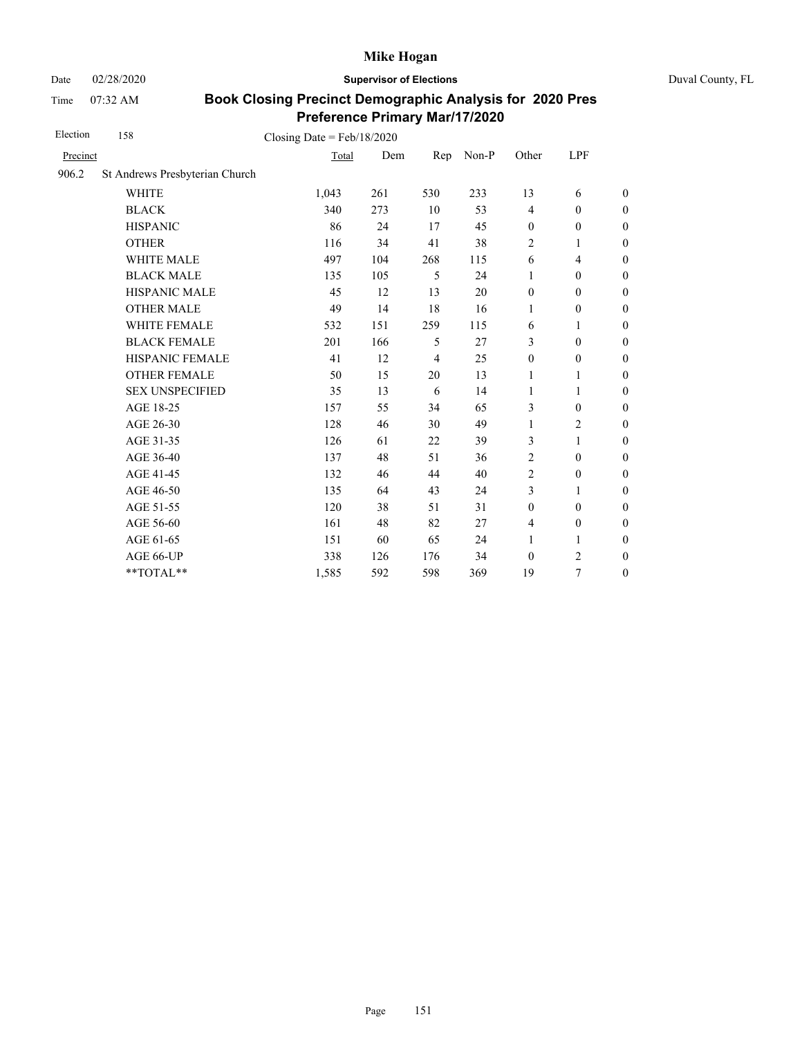# Mike Hogan

Date 02/28/2020 **Supervisor of Elections** Duval County, FL

Time 07:32 AM

## Book Closing Precinct Demographic Analysis for 2020 Pres Preference Primary Mar/17/2020

Election 158 Closing Date = Feb/18/2020

| Precinct | | Total | Dem | Rep | Non-P | Other | LPF | |
|---|---|---|---|---|---|---|---|---|
| 906.2 | St Andrews Presbyterian Church | | | | | | | |
| | WHITE | 1,043 | 261 | 530 | 233 | 13 | 6 | 0 |
| | BLACK | 340 | 273 | 10 | 53 | 4 | 0 | 0 |
| | HISPANIC | 86 | 24 | 17 | 45 | 0 | 0 | 0 |
| | OTHER | 116 | 34 | 41 | 38 | 2 | 1 | 0 |
| | WHITE MALE | 497 | 104 | 268 | 115 | 6 | 4 | 0 |
| | BLACK MALE | 135 | 105 | 5 | 24 | 1 | 0 | 0 |
| | HISPANIC MALE | 45 | 12 | 13 | 20 | 0 | 0 | 0 |
| | OTHER MALE | 49 | 14 | 18 | 16 | 1 | 0 | 0 |
| | WHITE FEMALE | 532 | 151 | 259 | 115 | 6 | 1 | 0 |
| | BLACK FEMALE | 201 | 166 | 5 | 27 | 3 | 0 | 0 |
| | HISPANIC FEMALE | 41 | 12 | 4 | 25 | 0 | 0 | 0 |
| | OTHER FEMALE | 50 | 15 | 20 | 13 | 1 | 1 | 0 |
| | SEX UNSPECIFIED | 35 | 13 | 6 | 14 | 1 | 1 | 0 |
| | AGE 18-25 | 157 | 55 | 34 | 65 | 3 | 0 | 0 |
| | AGE 26-30 | 128 | 46 | 30 | 49 | 1 | 2 | 0 |
| | AGE 31-35 | 126 | 61 | 22 | 39 | 3 | 1 | 0 |
| | AGE 36-40 | 137 | 48 | 51 | 36 | 2 | 0 | 0 |
| | AGE 41-45 | 132 | 46 | 44 | 40 | 2 | 0 | 0 |
| | AGE 46-50 | 135 | 64 | 43 | 24 | 3 | 1 | 0 |
| | AGE 51-55 | 120 | 38 | 51 | 31 | 0 | 0 | 0 |
| | AGE 56-60 | 161 | 48 | 82 | 27 | 4 | 0 | 0 |
| | AGE 61-65 | 151 | 60 | 65 | 24 | 1 | 1 | 0 |
| | AGE 66-UP | 338 | 126 | 176 | 34 | 0 | 2 | 0 |
| | **TOTAL** | 1,585 | 592 | 598 | 369 | 19 | 7 | 0 |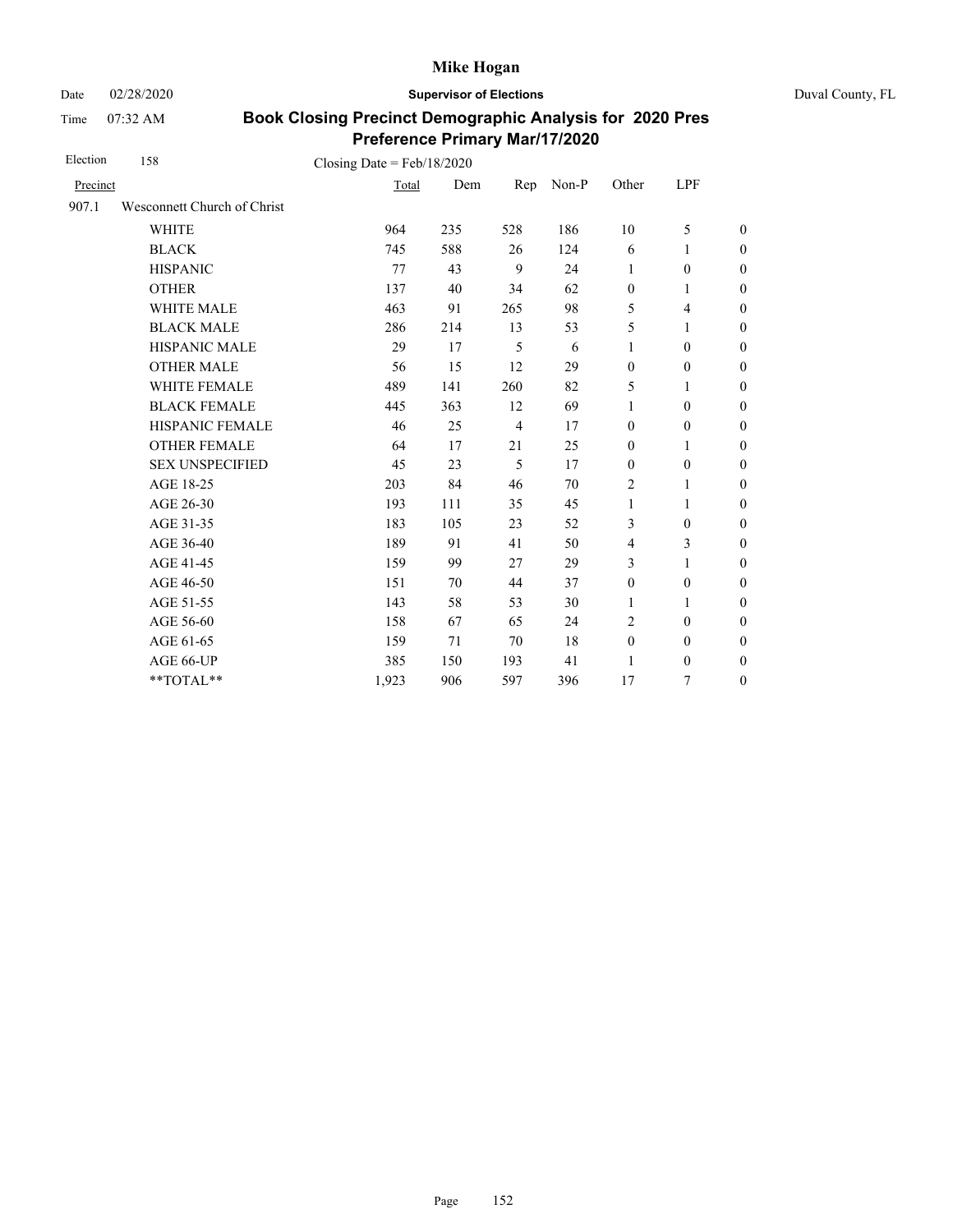**Mike Hogan**

Date 02/28/2020 **Supervisor of Elections** Duval County, FL

Time 07:32 AM

## Book Closing Precinct Demographic Analysis for 2020 Pres Preference Primary Mar/17/2020

Election 158 Closing Date = Feb/18/2020

| Precinct | | Total | Dem | Rep | Non-P | Other | LPF | |
|---|---|---|---|---|---|---|---|---|
| 907.1 | Wesconnett Church of Christ | | | | | | | |
| | WHITE | 964 | 235 | 528 | 186 | 10 | 5 | 0 |
| | BLACK | 745 | 588 | 26 | 124 | 6 | 1 | 0 |
| | HISPANIC | 77 | 43 | 9 | 24 | 1 | 0 | 0 |
| | OTHER | 137 | 40 | 34 | 62 | 0 | 1 | 0 |
| | WHITE MALE | 463 | 91 | 265 | 98 | 5 | 4 | 0 |
| | BLACK MALE | 286 | 214 | 13 | 53 | 5 | 1 | 0 |
| | HISPANIC MALE | 29 | 17 | 5 | 6 | 1 | 0 | 0 |
| | OTHER MALE | 56 | 15 | 12 | 29 | 0 | 0 | 0 |
| | WHITE FEMALE | 489 | 141 | 260 | 82 | 5 | 1 | 0 |
| | BLACK FEMALE | 445 | 363 | 12 | 69 | 1 | 0 | 0 |
| | HISPANIC FEMALE | 46 | 25 | 4 | 17 | 0 | 0 | 0 |
| | OTHER FEMALE | 64 | 17 | 21 | 25 | 0 | 1 | 0 |
| | SEX UNSPECIFIED | 45 | 23 | 5 | 17 | 0 | 0 | 0 |
| | AGE 18-25 | 203 | 84 | 46 | 70 | 2 | 1 | 0 |
| | AGE 26-30 | 193 | 111 | 35 | 45 | 1 | 1 | 0 |
| | AGE 31-35 | 183 | 105 | 23 | 52 | 3 | 0 | 0 |
| | AGE 36-40 | 189 | 91 | 41 | 50 | 4 | 3 | 0 |
| | AGE 41-45 | 159 | 99 | 27 | 29 | 3 | 1 | 0 |
| | AGE 46-50 | 151 | 70 | 44 | 37 | 0 | 0 | 0 |
| | AGE 51-55 | 143 | 58 | 53 | 30 | 1 | 1 | 0 |
| | AGE 56-60 | 158 | 67 | 65 | 24 | 2 | 0 | 0 |
| | AGE 61-65 | 159 | 71 | 70 | 18 | 0 | 0 | 0 |
| | AGE 66-UP | 385 | 150 | 193 | 41 | 1 | 0 | 0 |
| | **TOTAL** | 1,923 | 906 | 597 | 396 | 17 | 7 | 0 |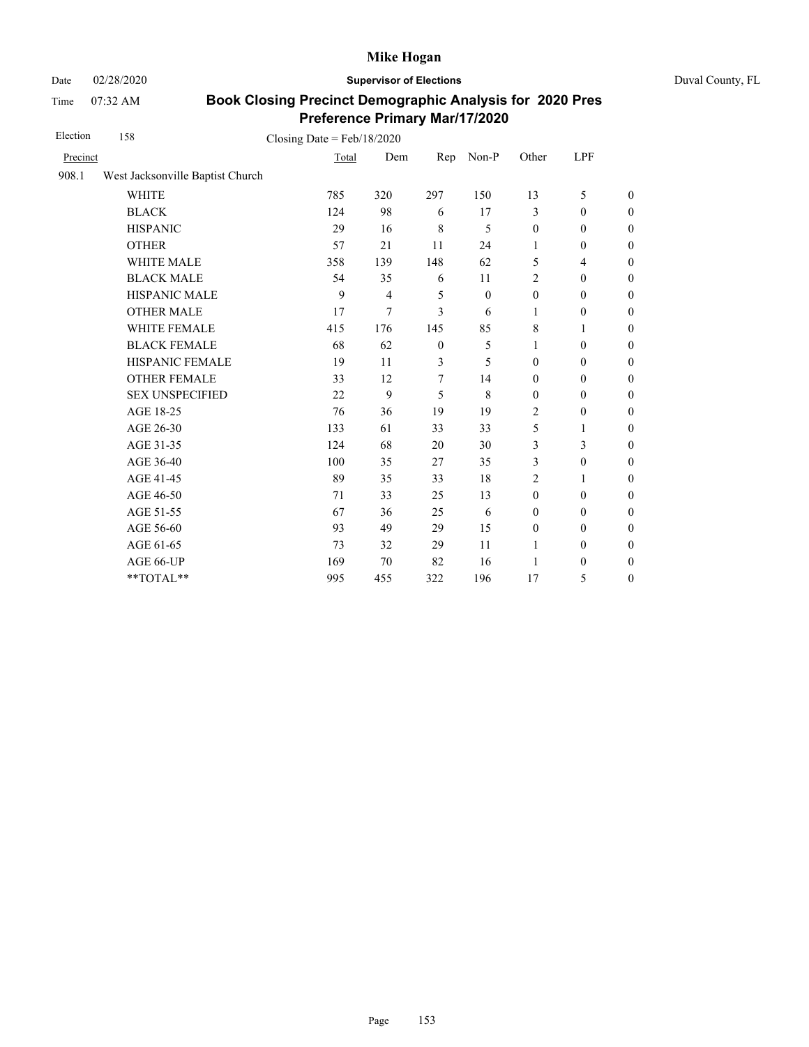# Mike Hogan

Date 02/28/2020 **Supervisor of Elections** Duval County, FL

Time 07:32 AM

## Book Closing Precinct Demographic Analysis for 2020 Pres Preference Primary Mar/17/2020

Election 158 Closing Date = Feb/18/2020

| Precinct | | Total | Dem | Rep | Non-P | Other | LPF | |
|---|---|---|---|---|---|---|---|---|
| 908.1 | West Jacksonville Baptist Church | | | | | | | |
| | WHITE | 785 | 320 | 297 | 150 | 13 | 5 | 0 |
| | BLACK | 124 | 98 | 6 | 17 | 3 | 0 | 0 |
| | HISPANIC | 29 | 16 | 8 | 5 | 0 | 0 | 0 |
| | OTHER | 57 | 21 | 11 | 24 | 1 | 0 | 0 |
| | WHITE MALE | 358 | 139 | 148 | 62 | 5 | 4 | 0 |
| | BLACK MALE | 54 | 35 | 6 | 11 | 2 | 0 | 0 |
| | HISPANIC MALE | 9 | 4 | 5 | 0 | 0 | 0 | 0 |
| | OTHER MALE | 17 | 7 | 3 | 6 | 1 | 0 | 0 |
| | WHITE FEMALE | 415 | 176 | 145 | 85 | 8 | 1 | 0 |
| | BLACK FEMALE | 68 | 62 | 0 | 5 | 1 | 0 | 0 |
| | HISPANIC FEMALE | 19 | 11 | 3 | 5 | 0 | 0 | 0 |
| | OTHER FEMALE | 33 | 12 | 7 | 14 | 0 | 0 | 0 |
| | SEX UNSPECIFIED | 22 | 9 | 5 | 8 | 0 | 0 | 0 |
| | AGE 18-25 | 76 | 36 | 19 | 19 | 2 | 0 | 0 |
| | AGE 26-30 | 133 | 61 | 33 | 33 | 5 | 1 | 0 |
| | AGE 31-35 | 124 | 68 | 20 | 30 | 3 | 3 | 0 |
| | AGE 36-40 | 100 | 35 | 27 | 35 | 3 | 0 | 0 |
| | AGE 41-45 | 89 | 35 | 33 | 18 | 2 | 1 | 0 |
| | AGE 46-50 | 71 | 33 | 25 | 13 | 0 | 0 | 0 |
| | AGE 51-55 | 67 | 36 | 25 | 6 | 0 | 0 | 0 |
| | AGE 56-60 | 93 | 49 | 29 | 15 | 0 | 0 | 0 |
| | AGE 61-65 | 73 | 32 | 29 | 11 | 1 | 0 | 0 |
| | AGE 66-UP | 169 | 70 | 82 | 16 | 1 | 0 | 0 |
| | **TOTAL** | 995 | 455 | 322 | 196 | 17 | 5 | 0 |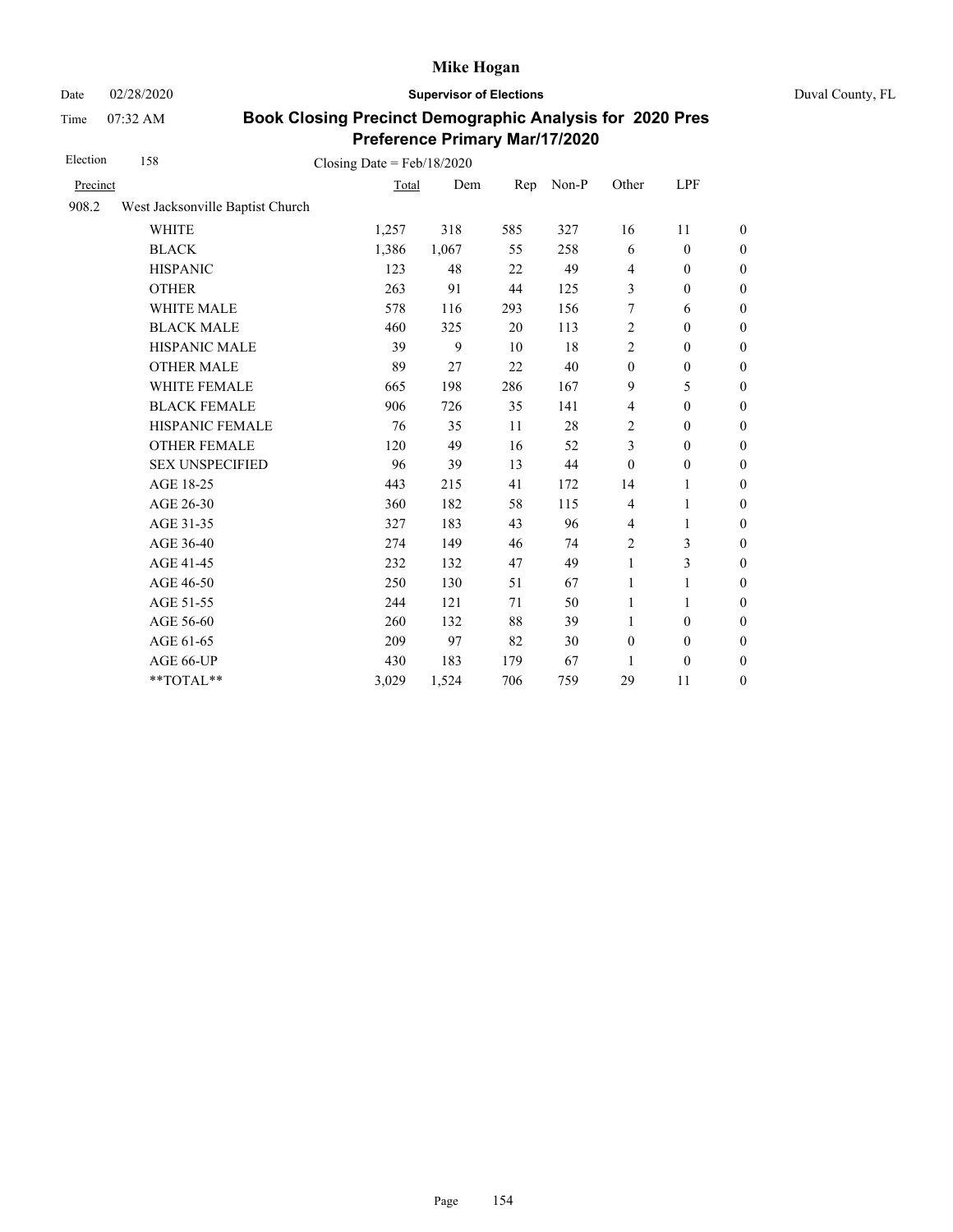# Book Closing Precinct Demographic Analysis for 2020 Pres Preference Primary Mar/17/2020

Election 158 — Closing Date = Feb/18/2020

| Precinct | | Total | Dem | Rep | Non-P | Other | LPF | |
|---|---|---|---|---|---|---|---|---|
| 908.2 | West Jacksonville Baptist Church | | | | | | | |
| | WHITE | 1,257 | 318 | 585 | 327 | 16 | 11 | 0 |
| | BLACK | 1,386 | 1,067 | 55 | 258 | 6 | 0 | 0 |
| | HISPANIC | 123 | 48 | 22 | 49 | 4 | 0 | 0 |
| | OTHER | 263 | 91 | 44 | 125 | 3 | 0 | 0 |
| | WHITE MALE | 578 | 116 | 293 | 156 | 7 | 6 | 0 |
| | BLACK MALE | 460 | 325 | 20 | 113 | 2 | 0 | 0 |
| | HISPANIC MALE | 39 | 9 | 10 | 18 | 2 | 0 | 0 |
| | OTHER MALE | 89 | 27 | 22 | 40 | 0 | 0 | 0 |
| | WHITE FEMALE | 665 | 198 | 286 | 167 | 9 | 5 | 0 |
| | BLACK FEMALE | 906 | 726 | 35 | 141 | 4 | 0 | 0 |
| | HISPANIC FEMALE | 76 | 35 | 11 | 28 | 2 | 0 | 0 |
| | OTHER FEMALE | 120 | 49 | 16 | 52 | 3 | 0 | 0 |
| | SEX UNSPECIFIED | 96 | 39 | 13 | 44 | 0 | 0 | 0 |
| | AGE 18-25 | 443 | 215 | 41 | 172 | 14 | 1 | 0 |
| | AGE 26-30 | 360 | 182 | 58 | 115 | 4 | 1 | 0 |
| | AGE 31-35 | 327 | 183 | 43 | 96 | 4 | 1 | 0 |
| | AGE 36-40 | 274 | 149 | 46 | 74 | 2 | 3 | 0 |
| | AGE 41-45 | 232 | 132 | 47 | 49 | 1 | 3 | 0 |
| | AGE 46-50 | 250 | 130 | 51 | 67 | 1 | 1 | 0 |
| | AGE 51-55 | 244 | 121 | 71 | 50 | 1 | 1 | 0 |
| | AGE 56-60 | 260 | 132 | 88 | 39 | 1 | 0 | 0 |
| | AGE 61-65 | 209 | 97 | 82 | 30 | 0 | 0 | 0 |
| | AGE 66-UP | 430 | 183 | 179 | 67 | 1 | 0 | 0 |
| | **TOTAL** | 3,029 | 1,524 | 706 | 759 | 29 | 11 | 0 |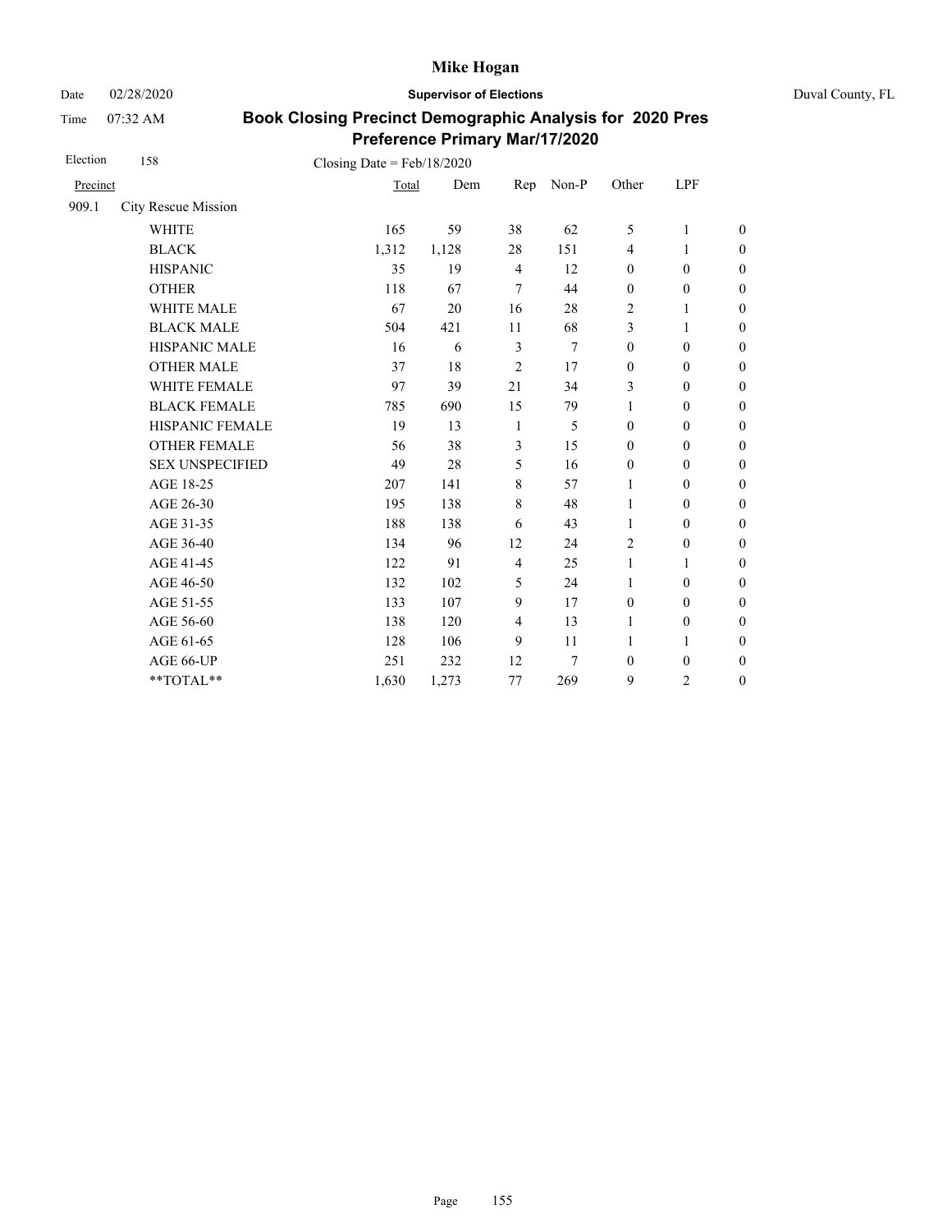# Mike Hogan

Date 02/28/2020 **Supervisor of Elections** Duval County, FL

Time 07:32 AM

## Book Closing Precinct Demographic Analysis for 2020 Pres Preference Primary Mar/17/2020

Election 158 Closing Date = Feb/18/2020

| Precinct | | Total | Dem | Rep | Non-P | Other | LPF | |
|---|---|---|---|---|---|---|---|---|
| 909.1 | City Rescue Mission | | | | | | | |
| | WHITE | 165 | 59 | 38 | 62 | 5 | 1 | 0 |
| | BLACK | 1,312 | 1,128 | 28 | 151 | 4 | 1 | 0 |
| | HISPANIC | 35 | 19 | 4 | 12 | 0 | 0 | 0 |
| | OTHER | 118 | 67 | 7 | 44 | 0 | 0 | 0 |
| | WHITE MALE | 67 | 20 | 16 | 28 | 2 | 1 | 0 |
| | BLACK MALE | 504 | 421 | 11 | 68 | 3 | 1 | 0 |
| | HISPANIC MALE | 16 | 6 | 3 | 7 | 0 | 0 | 0 |
| | OTHER MALE | 37 | 18 | 2 | 17 | 0 | 0 | 0 |
| | WHITE FEMALE | 97 | 39 | 21 | 34 | 3 | 0 | 0 |
| | BLACK FEMALE | 785 | 690 | 15 | 79 | 1 | 0 | 0 |
| | HISPANIC FEMALE | 19 | 13 | 1 | 5 | 0 | 0 | 0 |
| | OTHER FEMALE | 56 | 38 | 3 | 15 | 0 | 0 | 0 |
| | SEX UNSPECIFIED | 49 | 28 | 5 | 16 | 0 | 0 | 0 |
| | AGE 18-25 | 207 | 141 | 8 | 57 | 1 | 0 | 0 |
| | AGE 26-30 | 195 | 138 | 8 | 48 | 1 | 0 | 0 |
| | AGE 31-35 | 188 | 138 | 6 | 43 | 1 | 0 | 0 |
| | AGE 36-40 | 134 | 96 | 12 | 24 | 2 | 0 | 0 |
| | AGE 41-45 | 122 | 91 | 4 | 25 | 1 | 1 | 0 |
| | AGE 46-50 | 132 | 102 | 5 | 24 | 1 | 0 | 0 |
| | AGE 51-55 | 133 | 107 | 9 | 17 | 0 | 0 | 0 |
| | AGE 56-60 | 138 | 120 | 4 | 13 | 1 | 0 | 0 |
| | AGE 61-65 | 128 | 106 | 9 | 11 | 1 | 1 | 0 |
| | AGE 66-UP | 251 | 232 | 12 | 7 | 0 | 0 | 0 |
| | **TOTAL** | 1,630 | 1,273 | 77 | 269 | 9 | 2 | 0 |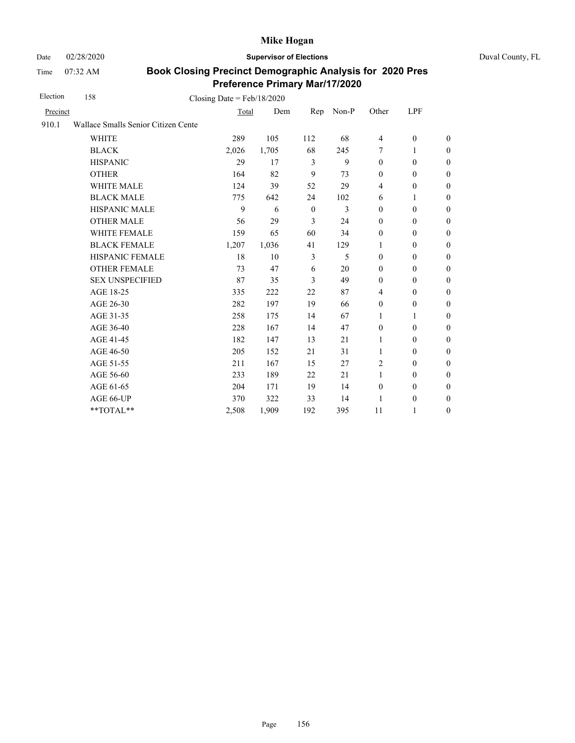**Mike Hogan**

Date 02/28/2020 **Supervisor of Elections** Duval County, FL

Time 07:32 AM

## Book Closing Precinct Demographic Analysis for 2020 Pres Preference Primary Mar/17/2020

Election 158 Closing Date = Feb/18/2020

| Precinct | | Total | Dem | Rep | Non-P | Other | LPF | |
|---|---|---|---|---|---|---|---|---|
| 910.1 | Wallace Smalls Senior Citizen Cente | | | | | | | |
| | WHITE | 289 | 105 | 112 | 68 | 4 | 0 | 0 |
| | BLACK | 2,026 | 1,705 | 68 | 245 | 7 | 1 | 0 |
| | HISPANIC | 29 | 17 | 3 | 9 | 0 | 0 | 0 |
| | OTHER | 164 | 82 | 9 | 73 | 0 | 0 | 0 |
| | WHITE MALE | 124 | 39 | 52 | 29 | 4 | 0 | 0 |
| | BLACK MALE | 775 | 642 | 24 | 102 | 6 | 1 | 0 |
| | HISPANIC MALE | 9 | 6 | 0 | 3 | 0 | 0 | 0 |
| | OTHER MALE | 56 | 29 | 3 | 24 | 0 | 0 | 0 |
| | WHITE FEMALE | 159 | 65 | 60 | 34 | 0 | 0 | 0 |
| | BLACK FEMALE | 1,207 | 1,036 | 41 | 129 | 1 | 0 | 0 |
| | HISPANIC FEMALE | 18 | 10 | 3 | 5 | 0 | 0 | 0 |
| | OTHER FEMALE | 73 | 47 | 6 | 20 | 0 | 0 | 0 |
| | SEX UNSPECIFIED | 87 | 35 | 3 | 49 | 0 | 0 | 0 |
| | AGE 18-25 | 335 | 222 | 22 | 87 | 4 | 0 | 0 |
| | AGE 26-30 | 282 | 197 | 19 | 66 | 0 | 0 | 0 |
| | AGE 31-35 | 258 | 175 | 14 | 67 | 1 | 1 | 0 |
| | AGE 36-40 | 228 | 167 | 14 | 47 | 0 | 0 | 0 |
| | AGE 41-45 | 182 | 147 | 13 | 21 | 1 | 0 | 0 |
| | AGE 46-50 | 205 | 152 | 21 | 31 | 1 | 0 | 0 |
| | AGE 51-55 | 211 | 167 | 15 | 27 | 2 | 0 | 0 |
| | AGE 56-60 | 233 | 189 | 22 | 21 | 1 | 0 | 0 |
| | AGE 61-65 | 204 | 171 | 19 | 14 | 0 | 0 | 0 |
| | AGE 66-UP | 370 | 322 | 33 | 14 | 1 | 0 | 0 |
| | **TOTAL** | 2,508 | 1,909 | 192 | 395 | 11 | 1 | 0 |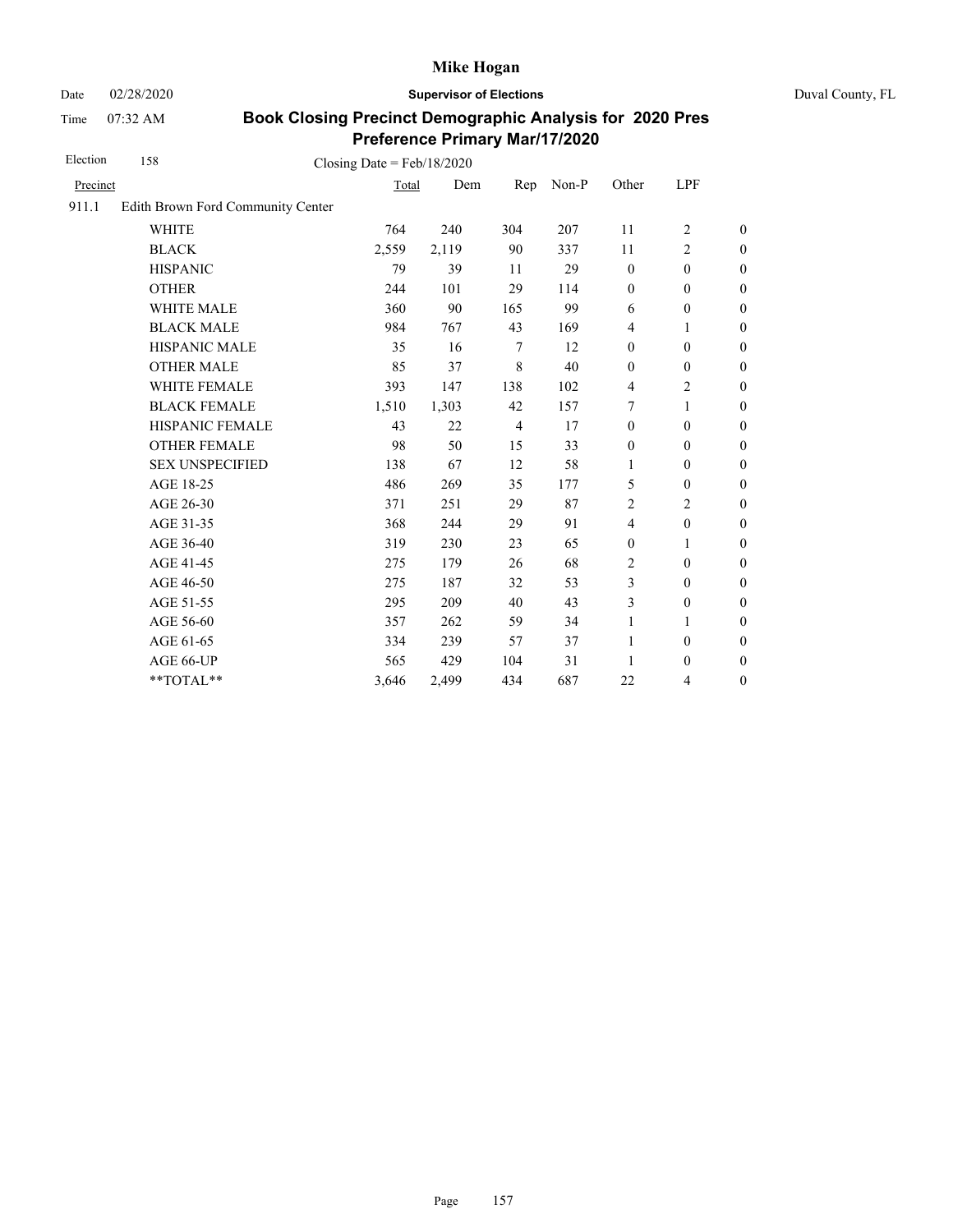Date 02/28/2020 **Supervisor of Elections** Duval County, FL

Time 07:32 AM

# Book Closing Precinct Demographic Analysis for 2020 Pres Preference Primary Mar/17/2020

Election 158 Closing Date = Feb/18/2020

| Precinct | | Total | Dem | Rep | Non-P | Other | LPF | |
|---|---|---|---|---|---|---|---|---|
| 911.1 | Edith Brown Ford Community Center | | | | | | | |
| | WHITE | 764 | 240 | 304 | 207 | 11 | 2 | 0 |
| | BLACK | 2,559 | 2,119 | 90 | 337 | 11 | 2 | 0 |
| | HISPANIC | 79 | 39 | 11 | 29 | 0 | 0 | 0 |
| | OTHER | 244 | 101 | 29 | 114 | 0 | 0 | 0 |
| | WHITE MALE | 360 | 90 | 165 | 99 | 6 | 0 | 0 |
| | BLACK MALE | 984 | 767 | 43 | 169 | 4 | 1 | 0 |
| | HISPANIC MALE | 35 | 16 | 7 | 12 | 0 | 0 | 0 |
| | OTHER MALE | 85 | 37 | 8 | 40 | 0 | 0 | 0 |
| | WHITE FEMALE | 393 | 147 | 138 | 102 | 4 | 2 | 0 |
| | BLACK FEMALE | 1,510 | 1,303 | 42 | 157 | 7 | 1 | 0 |
| | HISPANIC FEMALE | 43 | 22 | 4 | 17 | 0 | 0 | 0 |
| | OTHER FEMALE | 98 | 50 | 15 | 33 | 0 | 0 | 0 |
| | SEX UNSPECIFIED | 138 | 67 | 12 | 58 | 1 | 0 | 0 |
| | AGE 18-25 | 486 | 269 | 35 | 177 | 5 | 0 | 0 |
| | AGE 26-30 | 371 | 251 | 29 | 87 | 2 | 2 | 0 |
| | AGE 31-35 | 368 | 244 | 29 | 91 | 4 | 0 | 0 |
| | AGE 36-40 | 319 | 230 | 23 | 65 | 0 | 1 | 0 |
| | AGE 41-45 | 275 | 179 | 26 | 68 | 2 | 0 | 0 |
| | AGE 46-50 | 275 | 187 | 32 | 53 | 3 | 0 | 0 |
| | AGE 51-55 | 295 | 209 | 40 | 43 | 3 | 0 | 0 |
| | AGE 56-60 | 357 | 262 | 59 | 34 | 1 | 1 | 0 |
| | AGE 61-65 | 334 | 239 | 57 | 37 | 1 | 0 | 0 |
| | AGE 66-UP | 565 | 429 | 104 | 31 | 1 | 0 | 0 |
| | **TOTAL** | 3,646 | 2,499 | 434 | 687 | 22 | 4 | 0 |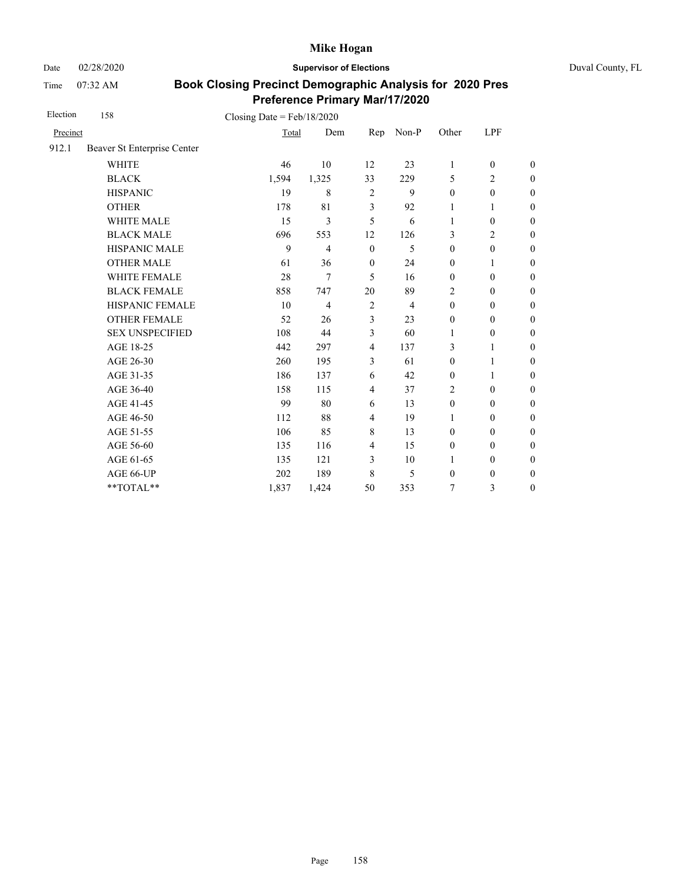# Mike Hogan

Date 02/28/2020 **Supervisor of Elections** Duval County, FL

Time 07:32 AM

## Book Closing Precinct Demographic Analysis for 2020 Pres Preference Primary Mar/17/2020

Election 158 Closing Date = Feb/18/2020

| Precinct | | Total | Dem | Rep | Non-P | Other | LPF | |
|---|---|---|---|---|---|---|---|---|
| 912.1 | Beaver St Enterprise Center | | | | | | | |
| | WHITE | 46 | 10 | 12 | 23 | 1 | 0 | 0 |
| | BLACK | 1,594 | 1,325 | 33 | 229 | 5 | 2 | 0 |
| | HISPANIC | 19 | 8 | 2 | 9 | 0 | 0 | 0 |
| | OTHER | 178 | 81 | 3 | 92 | 1 | 1 | 0 |
| | WHITE MALE | 15 | 3 | 5 | 6 | 1 | 0 | 0 |
| | BLACK MALE | 696 | 553 | 12 | 126 | 3 | 2 | 0 |
| | HISPANIC MALE | 9 | 4 | 0 | 5 | 0 | 0 | 0 |
| | OTHER MALE | 61 | 36 | 0 | 24 | 0 | 1 | 0 |
| | WHITE FEMALE | 28 | 7 | 5 | 16 | 0 | 0 | 0 |
| | BLACK FEMALE | 858 | 747 | 20 | 89 | 2 | 0 | 0 |
| | HISPANIC FEMALE | 10 | 4 | 2 | 4 | 0 | 0 | 0 |
| | OTHER FEMALE | 52 | 26 | 3 | 23 | 0 | 0 | 0 |
| | SEX UNSPECIFIED | 108 | 44 | 3 | 60 | 1 | 0 | 0 |
| | AGE 18-25 | 442 | 297 | 4 | 137 | 3 | 1 | 0 |
| | AGE 26-30 | 260 | 195 | 3 | 61 | 0 | 1 | 0 |
| | AGE 31-35 | 186 | 137 | 6 | 42 | 0 | 1 | 0 |
| | AGE 36-40 | 158 | 115 | 4 | 37 | 2 | 0 | 0 |
| | AGE 41-45 | 99 | 80 | 6 | 13 | 0 | 0 | 0 |
| | AGE 46-50 | 112 | 88 | 4 | 19 | 1 | 0 | 0 |
| | AGE 51-55 | 106 | 85 | 8 | 13 | 0 | 0 | 0 |
| | AGE 56-60 | 135 | 116 | 4 | 15 | 0 | 0 | 0 |
| | AGE 61-65 | 135 | 121 | 3 | 10 | 1 | 0 | 0 |
| | AGE 66-UP | 202 | 189 | 8 | 5 | 0 | 0 | 0 |
| | **TOTAL** | 1,837 | 1,424 | 50 | 353 | 7 | 3 | 0 |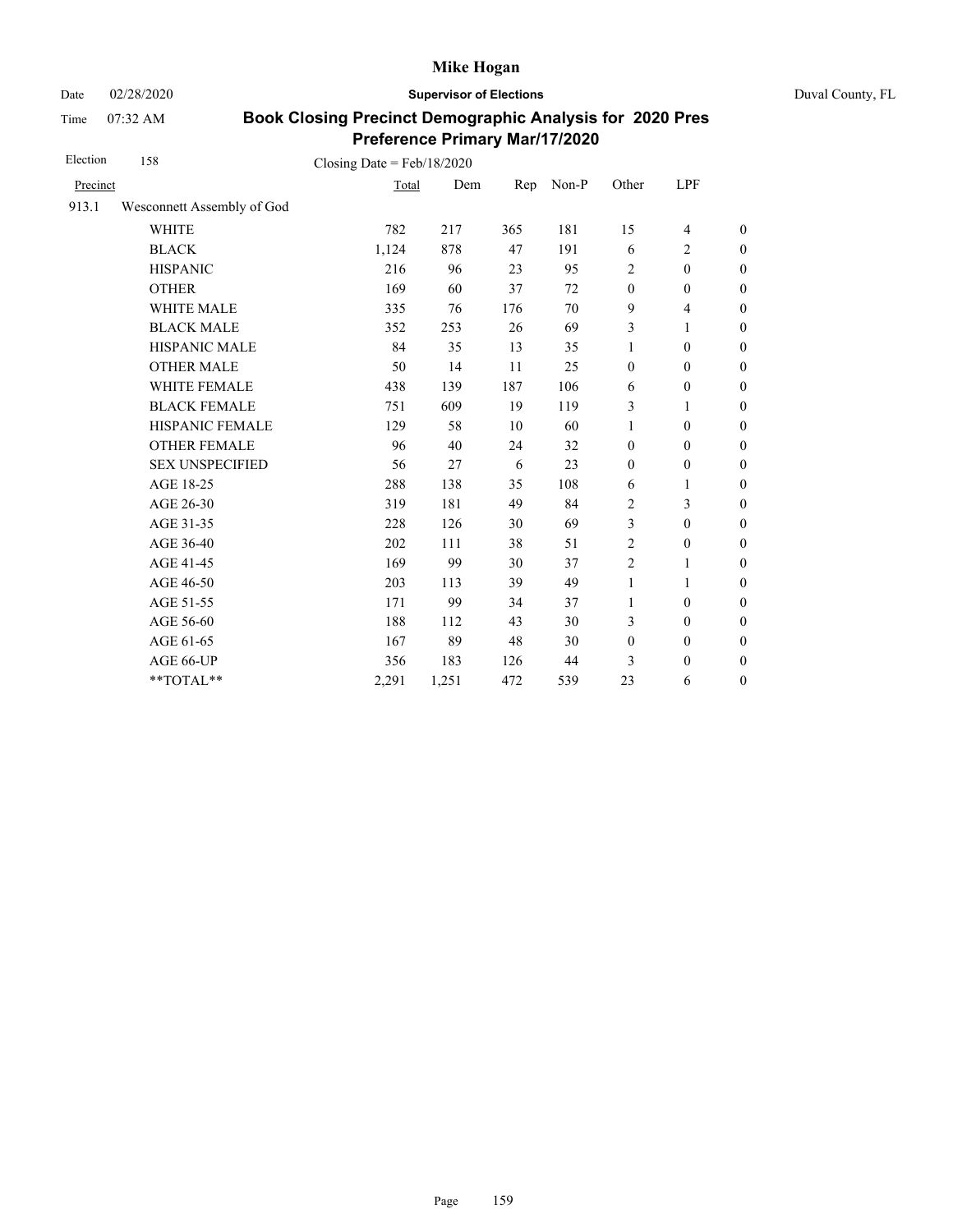# Mike Hogan

Date 02/28/2020 **Supervisor of Elections** Duval County, FL

Time 07:32 AM

## Book Closing Precinct Demographic Analysis for 2020 Pres Preference Primary Mar/17/2020

Election 158 Closing Date = Feb/18/2020

| Precinct | | Total | Dem | Rep | Non-P | Other | LPF | |
|---|---|---|---|---|---|---|---|---|
| 913.1 | Wesconnett Assembly of God | | | | | | | |
| | WHITE | 782 | 217 | 365 | 181 | 15 | 4 | 0 |
| | BLACK | 1,124 | 878 | 47 | 191 | 6 | 2 | 0 |
| | HISPANIC | 216 | 96 | 23 | 95 | 2 | 0 | 0 |
| | OTHER | 169 | 60 | 37 | 72 | 0 | 0 | 0 |
| | WHITE MALE | 335 | 76 | 176 | 70 | 9 | 4 | 0 |
| | BLACK MALE | 352 | 253 | 26 | 69 | 3 | 1 | 0 |
| | HISPANIC MALE | 84 | 35 | 13 | 35 | 1 | 0 | 0 |
| | OTHER MALE | 50 | 14 | 11 | 25 | 0 | 0 | 0 |
| | WHITE FEMALE | 438 | 139 | 187 | 106 | 6 | 0 | 0 |
| | BLACK FEMALE | 751 | 609 | 19 | 119 | 3 | 1 | 0 |
| | HISPANIC FEMALE | 129 | 58 | 10 | 60 | 1 | 0 | 0 |
| | OTHER FEMALE | 96 | 40 | 24 | 32 | 0 | 0 | 0 |
| | SEX UNSPECIFIED | 56 | 27 | 6 | 23 | 0 | 0 | 0 |
| | AGE 18-25 | 288 | 138 | 35 | 108 | 6 | 1 | 0 |
| | AGE 26-30 | 319 | 181 | 49 | 84 | 2 | 3 | 0 |
| | AGE 31-35 | 228 | 126 | 30 | 69 | 3 | 0 | 0 |
| | AGE 36-40 | 202 | 111 | 38 | 51 | 2 | 0 | 0 |
| | AGE 41-45 | 169 | 99 | 30 | 37 | 2 | 1 | 0 |
| | AGE 46-50 | 203 | 113 | 39 | 49 | 1 | 1 | 0 |
| | AGE 51-55 | 171 | 99 | 34 | 37 | 1 | 0 | 0 |
| | AGE 56-60 | 188 | 112 | 43 | 30 | 3 | 0 | 0 |
| | AGE 61-65 | 167 | 89 | 48 | 30 | 0 | 0 | 0 |
| | AGE 66-UP | 356 | 183 | 126 | 44 | 3 | 0 | 0 |
| | **TOTAL** | 2,291 | 1,251 | 472 | 539 | 23 | 6 | 0 |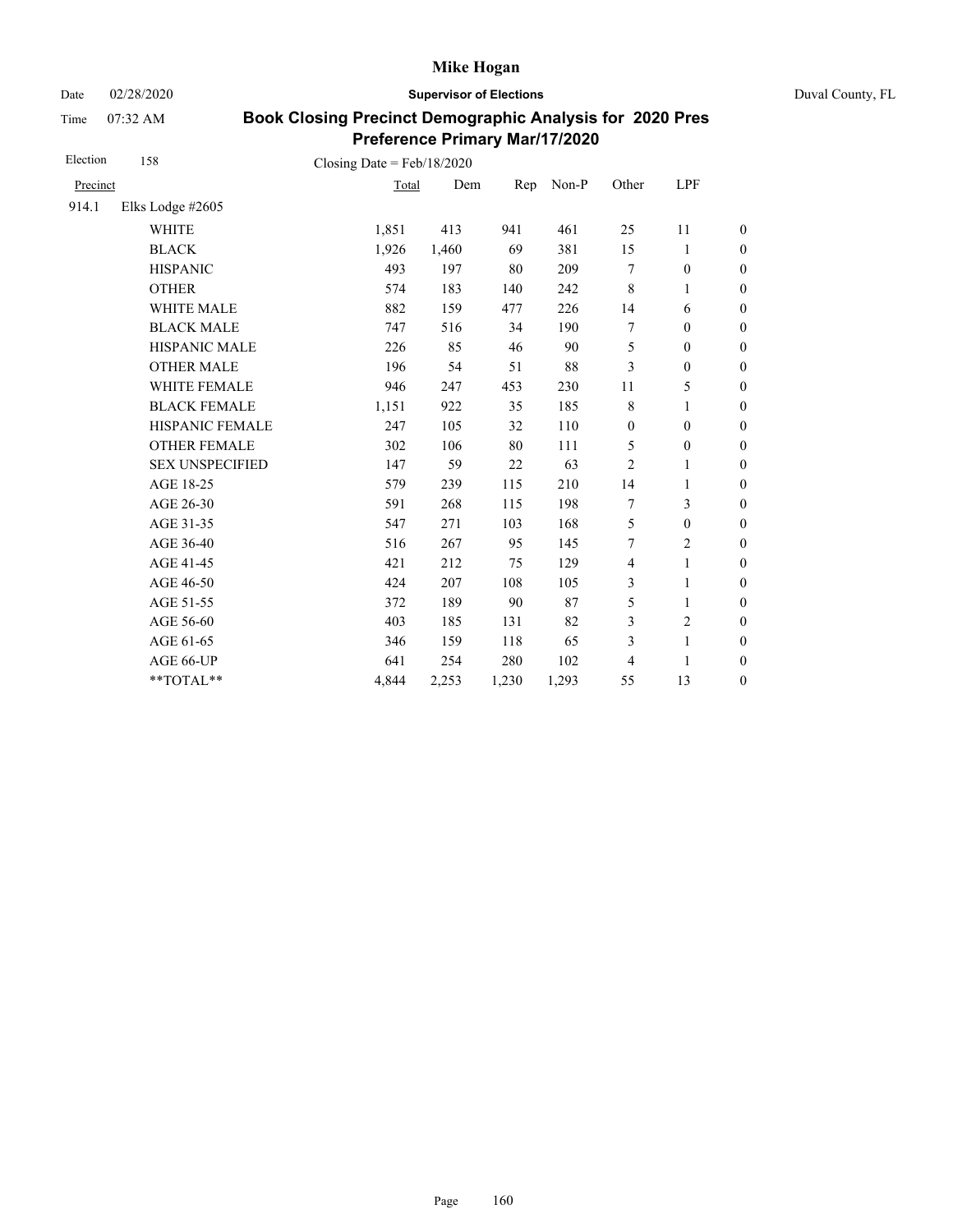**Mike Hogan**

Date 02/28/2020 **Supervisor of Elections** Duval County, FL

Time 07:32 AM

# Book Closing Precinct Demographic Analysis for 2020 Pres Preference Primary Mar/17/2020

Election 158 Closing Date = Feb/18/2020

| Precinct | | Total | Dem | Rep | Non-P | Other | LPF | |
|---|---|---|---|---|---|---|---|---|
| 914.1 | Elks Lodge #2605 | | | | | | | |
| | WHITE | 1,851 | 413 | 941 | 461 | 25 | 11 | 0 |
| | BLACK | 1,926 | 1,460 | 69 | 381 | 15 | 1 | 0 |
| | HISPANIC | 493 | 197 | 80 | 209 | 7 | 0 | 0 |
| | OTHER | 574 | 183 | 140 | 242 | 8 | 1 | 0 |
| | WHITE MALE | 882 | 159 | 477 | 226 | 14 | 6 | 0 |
| | BLACK MALE | 747 | 516 | 34 | 190 | 7 | 0 | 0 |
| | HISPANIC MALE | 226 | 85 | 46 | 90 | 5 | 0 | 0 |
| | OTHER MALE | 196 | 54 | 51 | 88 | 3 | 0 | 0 |
| | WHITE FEMALE | 946 | 247 | 453 | 230 | 11 | 5 | 0 |
| | BLACK FEMALE | 1,151 | 922 | 35 | 185 | 8 | 1 | 0 |
| | HISPANIC FEMALE | 247 | 105 | 32 | 110 | 0 | 0 | 0 |
| | OTHER FEMALE | 302 | 106 | 80 | 111 | 5 | 0 | 0 |
| | SEX UNSPECIFIED | 147 | 59 | 22 | 63 | 2 | 1 | 0 |
| | AGE 18-25 | 579 | 239 | 115 | 210 | 14 | 1 | 0 |
| | AGE 26-30 | 591 | 268 | 115 | 198 | 7 | 3 | 0 |
| | AGE 31-35 | 547 | 271 | 103 | 168 | 5 | 0 | 0 |
| | AGE 36-40 | 516 | 267 | 95 | 145 | 7 | 2 | 0 |
| | AGE 41-45 | 421 | 212 | 75 | 129 | 4 | 1 | 0 |
| | AGE 46-50 | 424 | 207 | 108 | 105 | 3 | 1 | 0 |
| | AGE 51-55 | 372 | 189 | 90 | 87 | 5 | 1 | 0 |
| | AGE 56-60 | 403 | 185 | 131 | 82 | 3 | 2 | 0 |
| | AGE 61-65 | 346 | 159 | 118 | 65 | 3 | 1 | 0 |
| | AGE 66-UP | 641 | 254 | 280 | 102 | 4 | 1 | 0 |
| | **TOTAL** | 4,844 | 2,253 | 1,230 | 1,293 | 55 | 13 | 0 |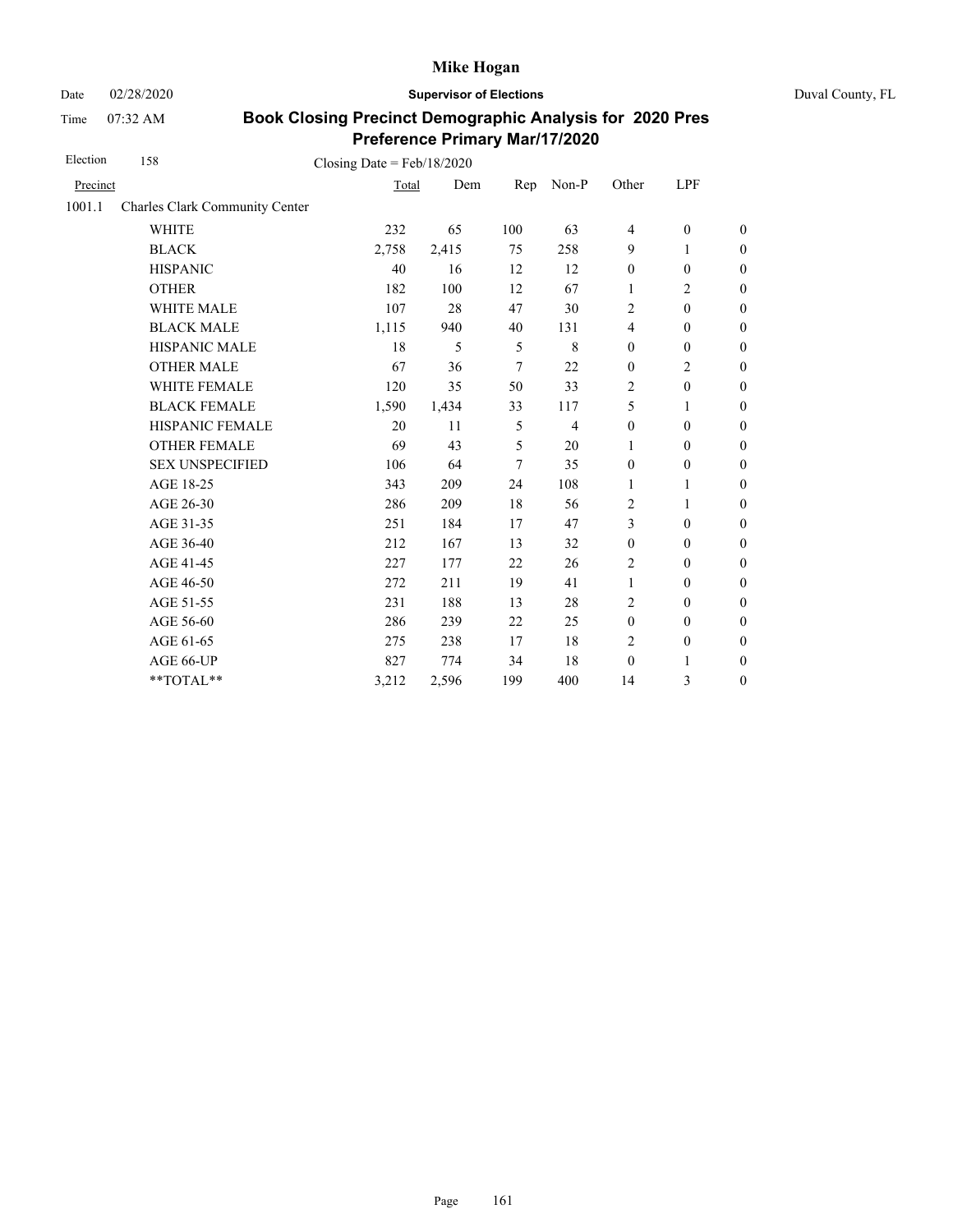# Mike Hogan

Date 02/28/2020 **Supervisor of Elections** Duval County, FL

Time 07:32 AM

## Book Closing Precinct Demographic Analysis for 2020 Pres Preference Primary Mar/17/2020

Election 158 Closing Date = Feb/18/2020

| Precinct | | Total | Dem | Rep | Non-P | Other | LPF | |
|---|---|---|---|---|---|---|---|---|
| 1001.1 | Charles Clark Community Center | | | | | | | |
| | WHITE | 232 | 65 | 100 | 63 | 4 | 0 | 0 |
| | BLACK | 2,758 | 2,415 | 75 | 258 | 9 | 1 | 0 |
| | HISPANIC | 40 | 16 | 12 | 12 | 0 | 0 | 0 |
| | OTHER | 182 | 100 | 12 | 67 | 1 | 2 | 0 |
| | WHITE MALE | 107 | 28 | 47 | 30 | 2 | 0 | 0 |
| | BLACK MALE | 1,115 | 940 | 40 | 131 | 4 | 0 | 0 |
| | HISPANIC MALE | 18 | 5 | 5 | 8 | 0 | 0 | 0 |
| | OTHER MALE | 67 | 36 | 7 | 22 | 0 | 2 | 0 |
| | WHITE FEMALE | 120 | 35 | 50 | 33 | 2 | 0 | 0 |
| | BLACK FEMALE | 1,590 | 1,434 | 33 | 117 | 5 | 1 | 0 |
| | HISPANIC FEMALE | 20 | 11 | 5 | 4 | 0 | 0 | 0 |
| | OTHER FEMALE | 69 | 43 | 5 | 20 | 1 | 0 | 0 |
| | SEX UNSPECIFIED | 106 | 64 | 7 | 35 | 0 | 0 | 0 |
| | AGE 18-25 | 343 | 209 | 24 | 108 | 1 | 1 | 0 |
| | AGE 26-30 | 286 | 209 | 18 | 56 | 2 | 1 | 0 |
| | AGE 31-35 | 251 | 184 | 17 | 47 | 3 | 0 | 0 |
| | AGE 36-40 | 212 | 167 | 13 | 32 | 0 | 0 | 0 |
| | AGE 41-45 | 227 | 177 | 22 | 26 | 2 | 0 | 0 |
| | AGE 46-50 | 272 | 211 | 19 | 41 | 1 | 0 | 0 |
| | AGE 51-55 | 231 | 188 | 13 | 28 | 2 | 0 | 0 |
| | AGE 56-60 | 286 | 239 | 22 | 25 | 0 | 0 | 0 |
| | AGE 61-65 | 275 | 238 | 17 | 18 | 2 | 0 | 0 |
| | AGE 66-UP | 827 | 774 | 34 | 18 | 0 | 1 | 0 |
| | **TOTAL** | 3,212 | 2,596 | 199 | 400 | 14 | 3 | 0 |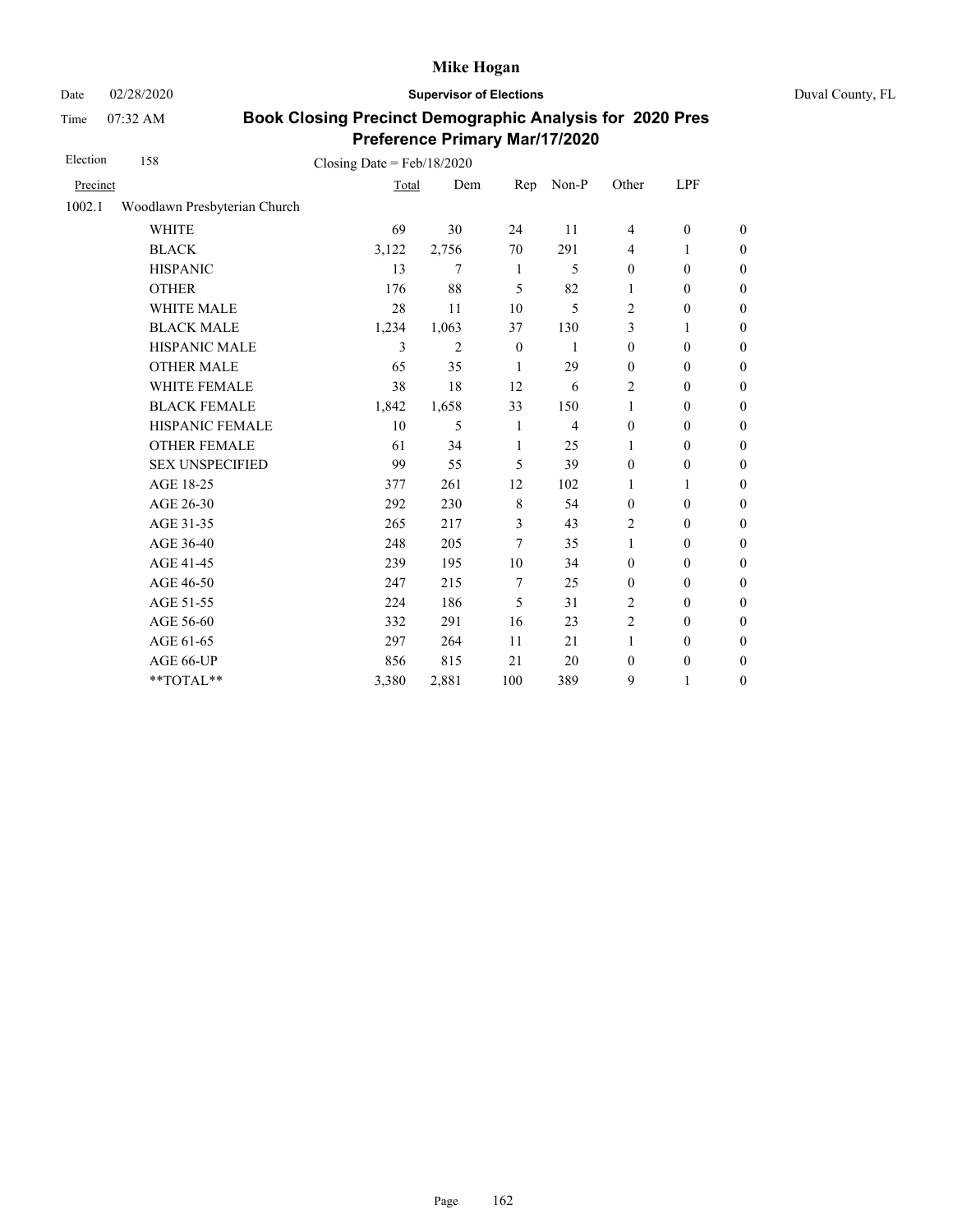# Mike Hogan

Date 02/28/2020 **Supervisor of Elections** Duval County, FL

Time 07:32 AM

## Book Closing Precinct Demographic Analysis for 2020 Pres Preference Primary Mar/17/2020

Election 158 Closing Date = Feb/18/2020

| Precinct | | Total | Dem | Rep | Non-P | Other | LPF | |
|---|---|---|---|---|---|---|---|---|
| 1002.1 | Woodlawn Presbyterian Church | | | | | | | |
| | WHITE | 69 | 30 | 24 | 11 | 4 | 0 | 0 |
| | BLACK | 3,122 | 2,756 | 70 | 291 | 4 | 1 | 0 |
| | HISPANIC | 13 | 7 | 1 | 5 | 0 | 0 | 0 |
| | OTHER | 176 | 88 | 5 | 82 | 1 | 0 | 0 |
| | WHITE MALE | 28 | 11 | 10 | 5 | 2 | 0 | 0 |
| | BLACK MALE | 1,234 | 1,063 | 37 | 130 | 3 | 1 | 0 |
| | HISPANIC MALE | 3 | 2 | 0 | 1 | 0 | 0 | 0 |
| | OTHER MALE | 65 | 35 | 1 | 29 | 0 | 0 | 0 |
| | WHITE FEMALE | 38 | 18 | 12 | 6 | 2 | 0 | 0 |
| | BLACK FEMALE | 1,842 | 1,658 | 33 | 150 | 1 | 0 | 0 |
| | HISPANIC FEMALE | 10 | 5 | 1 | 4 | 0 | 0 | 0 |
| | OTHER FEMALE | 61 | 34 | 1 | 25 | 1 | 0 | 0 |
| | SEX UNSPECIFIED | 99 | 55 | 5 | 39 | 0 | 0 | 0 |
| | AGE 18-25 | 377 | 261 | 12 | 102 | 1 | 1 | 0 |
| | AGE 26-30 | 292 | 230 | 8 | 54 | 0 | 0 | 0 |
| | AGE 31-35 | 265 | 217 | 3 | 43 | 2 | 0 | 0 |
| | AGE 36-40 | 248 | 205 | 7 | 35 | 1 | 0 | 0 |
| | AGE 41-45 | 239 | 195 | 10 | 34 | 0 | 0 | 0 |
| | AGE 46-50 | 247 | 215 | 7 | 25 | 0 | 0 | 0 |
| | AGE 51-55 | 224 | 186 | 5 | 31 | 2 | 0 | 0 |
| | AGE 56-60 | 332 | 291 | 16 | 23 | 2 | 0 | 0 |
| | AGE 61-65 | 297 | 264 | 11 | 21 | 1 | 0 | 0 |
| | AGE 66-UP | 856 | 815 | 21 | 20 | 0 | 0 | 0 |
| | **TOTAL** | 3,380 | 2,881 | 100 | 389 | 9 | 1 | 0 |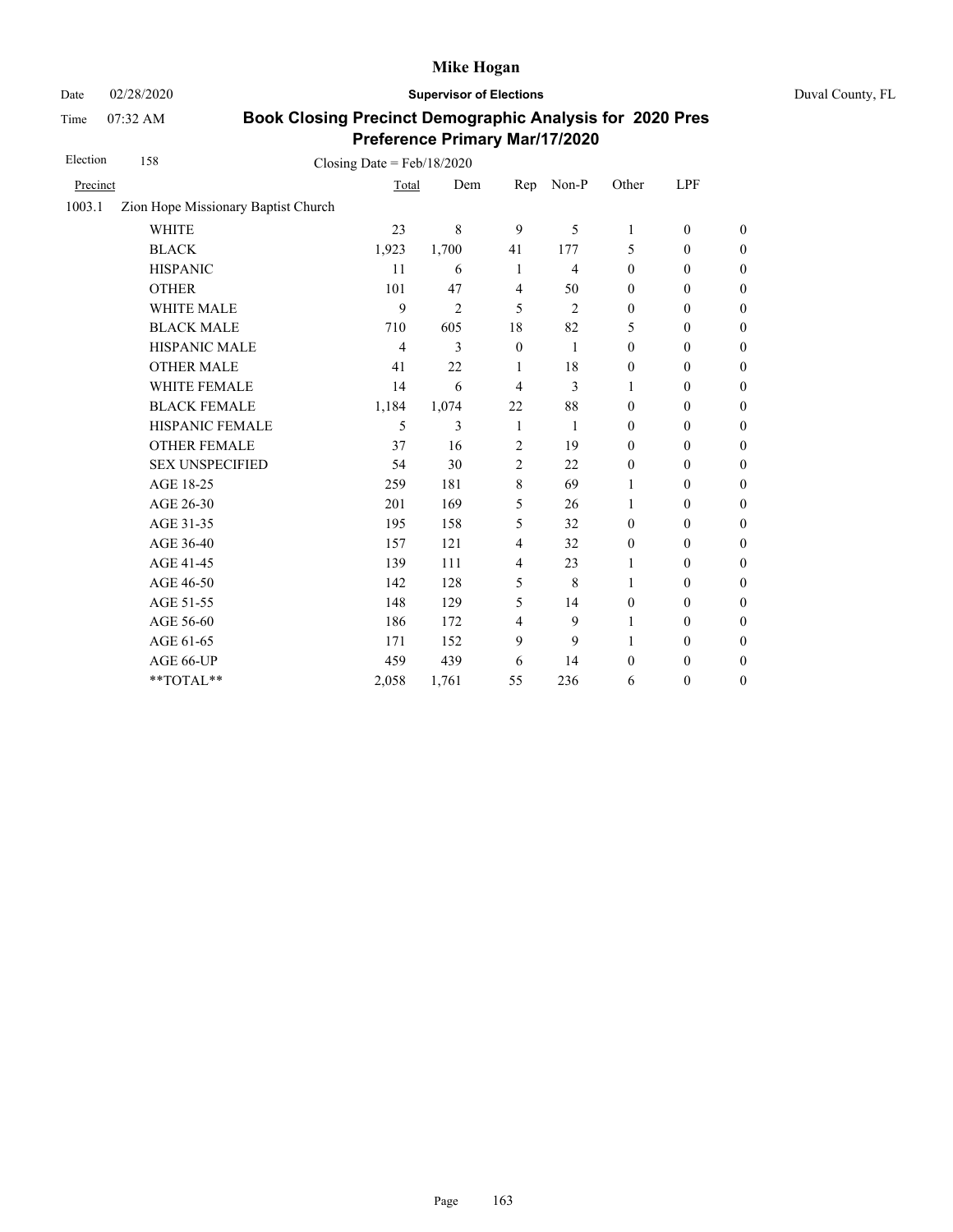# Mike Hogan

Date 02/28/2020 **Supervisor of Elections** Duval County, FL

Time 07:32 AM

## Book Closing Precinct Demographic Analysis for 2020 Pres Preference Primary Mar/17/2020

Election 158 Closing Date = Feb/18/2020

| Precinct | | Total | Dem | Rep | Non-P | Other | LPF | |
|---|---|---|---|---|---|---|---|---|
| 1003.1 | Zion Hope Missionary Baptist Church | | | | | | | |
| | WHITE | 23 | 8 | 9 | 5 | 1 | 0 | 0 |
| | BLACK | 1,923 | 1,700 | 41 | 177 | 5 | 0 | 0 |
| | HISPANIC | 11 | 6 | 1 | 4 | 0 | 0 | 0 |
| | OTHER | 101 | 47 | 4 | 50 | 0 | 0 | 0 |
| | WHITE MALE | 9 | 2 | 5 | 2 | 0 | 0 | 0 |
| | BLACK MALE | 710 | 605 | 18 | 82 | 5 | 0 | 0 |
| | HISPANIC MALE | 4 | 3 | 0 | 1 | 0 | 0 | 0 |
| | OTHER MALE | 41 | 22 | 1 | 18 | 0 | 0 | 0 |
| | WHITE FEMALE | 14 | 6 | 4 | 3 | 1 | 0 | 0 |
| | BLACK FEMALE | 1,184 | 1,074 | 22 | 88 | 0 | 0 | 0 |
| | HISPANIC FEMALE | 5 | 3 | 1 | 1 | 0 | 0 | 0 |
| | OTHER FEMALE | 37 | 16 | 2 | 19 | 0 | 0 | 0 |
| | SEX UNSPECIFIED | 54 | 30 | 2 | 22 | 0 | 0 | 0 |
| | AGE 18-25 | 259 | 181 | 8 | 69 | 1 | 0 | 0 |
| | AGE 26-30 | 201 | 169 | 5 | 26 | 1 | 0 | 0 |
| | AGE 31-35 | 195 | 158 | 5 | 32 | 0 | 0 | 0 |
| | AGE 36-40 | 157 | 121 | 4 | 32 | 0 | 0 | 0 |
| | AGE 41-45 | 139 | 111 | 4 | 23 | 1 | 0 | 0 |
| | AGE 46-50 | 142 | 128 | 5 | 8 | 1 | 0 | 0 |
| | AGE 51-55 | 148 | 129 | 5 | 14 | 0 | 0 | 0 |
| | AGE 56-60 | 186 | 172 | 4 | 9 | 1 | 0 | 0 |
| | AGE 61-65 | 171 | 152 | 9 | 9 | 1 | 0 | 0 |
| | AGE 66-UP | 459 | 439 | 6 | 14 | 0 | 0 | 0 |
| | **TOTAL** | 2,058 | 1,761 | 55 | 236 | 6 | 0 | 0 |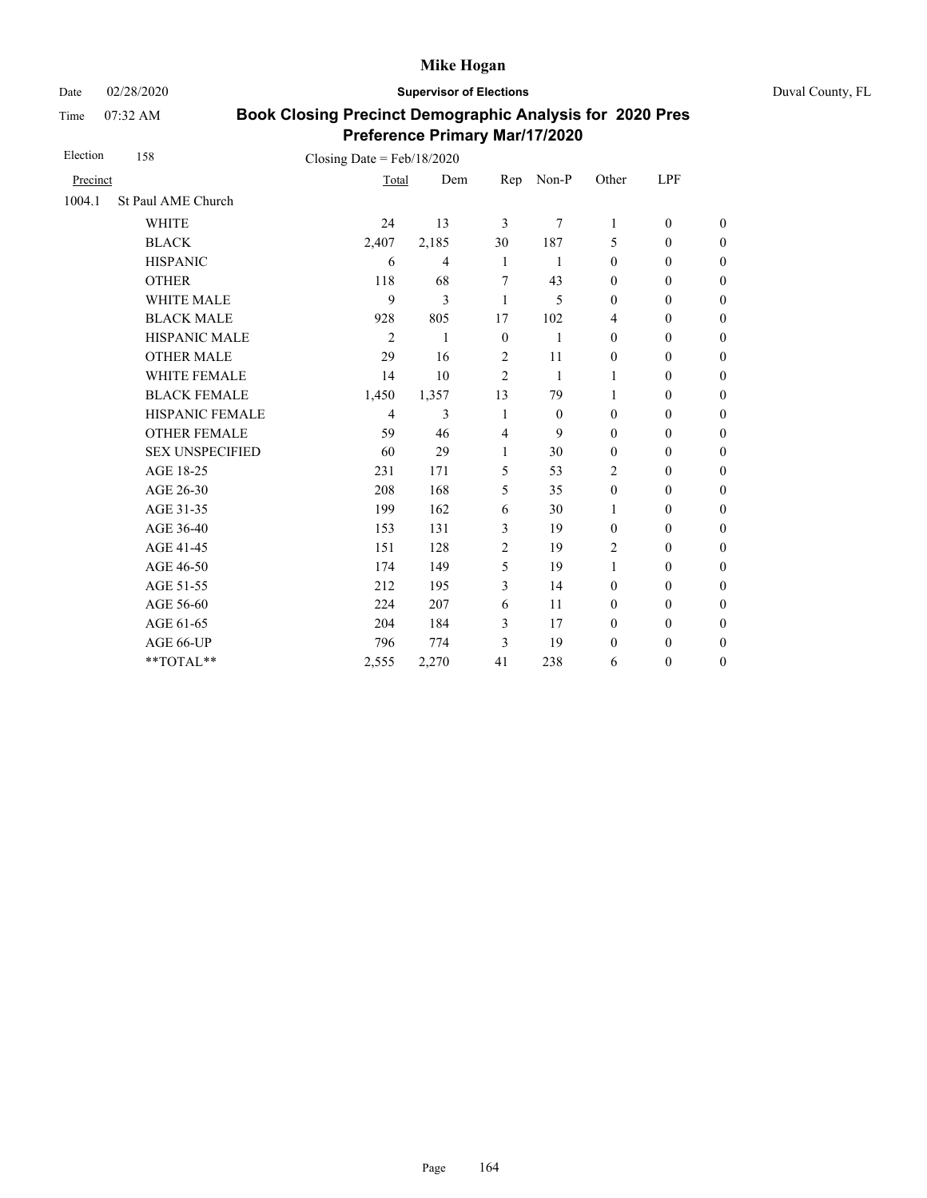# Mike Hogan

Date 02/28/2020 **Supervisor of Elections** Duval County, FL

Time 07:32 AM

## Book Closing Precinct Demographic Analysis for 2020 Pres Preference Primary Mar/17/2020

Election 158 Closing Date = Feb/18/2020

| Precinct | | Total | Dem | Rep | Non-P | Other | LPF | |
|---|---|---|---|---|---|---|---|---|
| 1004.1 | St Paul AME Church | | | | | | | |
| | WHITE | 24 | 13 | 3 | 7 | 1 | 0 | 0 |
| | BLACK | 2,407 | 2,185 | 30 | 187 | 5 | 0 | 0 |
| | HISPANIC | 6 | 4 | 1 | 1 | 0 | 0 | 0 |
| | OTHER | 118 | 68 | 7 | 43 | 0 | 0 | 0 |
| | WHITE MALE | 9 | 3 | 1 | 5 | 0 | 0 | 0 |
| | BLACK MALE | 928 | 805 | 17 | 102 | 4 | 0 | 0 |
| | HISPANIC MALE | 2 | 1 | 0 | 1 | 0 | 0 | 0 |
| | OTHER MALE | 29 | 16 | 2 | 11 | 0 | 0 | 0 |
| | WHITE FEMALE | 14 | 10 | 2 | 1 | 1 | 0 | 0 |
| | BLACK FEMALE | 1,450 | 1,357 | 13 | 79 | 1 | 0 | 0 |
| | HISPANIC FEMALE | 4 | 3 | 1 | 0 | 0 | 0 | 0 |
| | OTHER FEMALE | 59 | 46 | 4 | 9 | 0 | 0 | 0 |
| | SEX UNSPECIFIED | 60 | 29 | 1 | 30 | 0 | 0 | 0 |
| | AGE 18-25 | 231 | 171 | 5 | 53 | 2 | 0 | 0 |
| | AGE 26-30 | 208 | 168 | 5 | 35 | 0 | 0 | 0 |
| | AGE 31-35 | 199 | 162 | 6 | 30 | 1 | 0 | 0 |
| | AGE 36-40 | 153 | 131 | 3 | 19 | 0 | 0 | 0 |
| | AGE 41-45 | 151 | 128 | 2 | 19 | 2 | 0 | 0 |
| | AGE 46-50 | 174 | 149 | 5 | 19 | 1 | 0 | 0 |
| | AGE 51-55 | 212 | 195 | 3 | 14 | 0 | 0 | 0 |
| | AGE 56-60 | 224 | 207 | 6 | 11 | 0 | 0 | 0 |
| | AGE 61-65 | 204 | 184 | 3 | 17 | 0 | 0 | 0 |
| | AGE 66-UP | 796 | 774 | 3 | 19 | 0 | 0 | 0 |
| | **TOTAL** | 2,555 | 2,270 | 41 | 238 | 6 | 0 | 0 |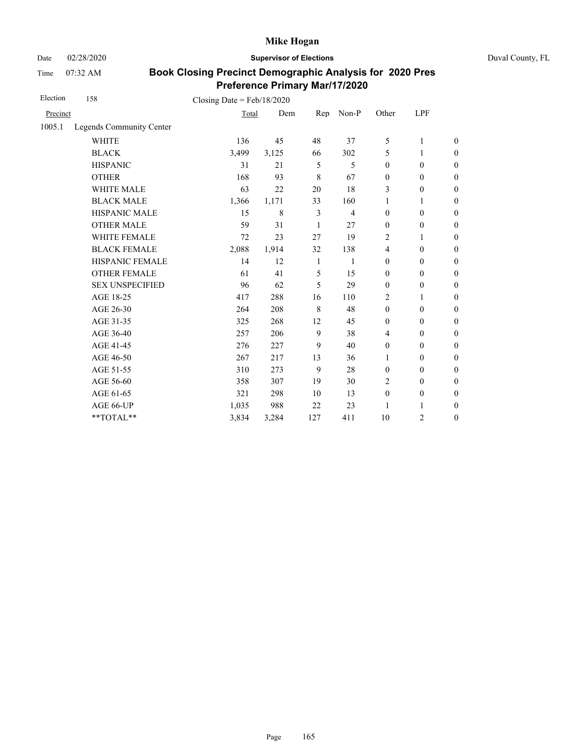# Mike Hogan

Date 02/28/2020 **Supervisor of Elections** Duval County, FL

Time 07:32 AM

## Book Closing Precinct Demographic Analysis for 2020 Pres Preference Primary Mar/17/2020

Election 158 Closing Date = Feb/18/2020

| Precinct | | Total | Dem | Rep | Non-P | Other | LPF | |
|---|---|---|---|---|---|---|---|---|
| 1005.1 | Legends Community Center | | | | | | | |
| | WHITE | 136 | 45 | 48 | 37 | 5 | 1 | 0 |
| | BLACK | 3,499 | 3,125 | 66 | 302 | 5 | 1 | 0 |
| | HISPANIC | 31 | 21 | 5 | 5 | 0 | 0 | 0 |
| | OTHER | 168 | 93 | 8 | 67 | 0 | 0 | 0 |
| | WHITE MALE | 63 | 22 | 20 | 18 | 3 | 0 | 0 |
| | BLACK MALE | 1,366 | 1,171 | 33 | 160 | 1 | 1 | 0 |
| | HISPANIC MALE | 15 | 8 | 3 | 4 | 0 | 0 | 0 |
| | OTHER MALE | 59 | 31 | 1 | 27 | 0 | 0 | 0 |
| | WHITE FEMALE | 72 | 23 | 27 | 19 | 2 | 1 | 0 |
| | BLACK FEMALE | 2,088 | 1,914 | 32 | 138 | 4 | 0 | 0 |
| | HISPANIC FEMALE | 14 | 12 | 1 | 1 | 0 | 0 | 0 |
| | OTHER FEMALE | 61 | 41 | 5 | 15 | 0 | 0 | 0 |
| | SEX UNSPECIFIED | 96 | 62 | 5 | 29 | 0 | 0 | 0 |
| | AGE 18-25 | 417 | 288 | 16 | 110 | 2 | 1 | 0 |
| | AGE 26-30 | 264 | 208 | 8 | 48 | 0 | 0 | 0 |
| | AGE 31-35 | 325 | 268 | 12 | 45 | 0 | 0 | 0 |
| | AGE 36-40 | 257 | 206 | 9 | 38 | 4 | 0 | 0 |
| | AGE 41-45 | 276 | 227 | 9 | 40 | 0 | 0 | 0 |
| | AGE 46-50 | 267 | 217 | 13 | 36 | 1 | 0 | 0 |
| | AGE 51-55 | 310 | 273 | 9 | 28 | 0 | 0 | 0 |
| | AGE 56-60 | 358 | 307 | 19 | 30 | 2 | 0 | 0 |
| | AGE 61-65 | 321 | 298 | 10 | 13 | 0 | 0 | 0 |
| | AGE 66-UP | 1,035 | 988 | 22 | 23 | 1 | 1 | 0 |
| | **TOTAL** | 3,834 | 3,284 | 127 | 411 | 10 | 2 | 0 |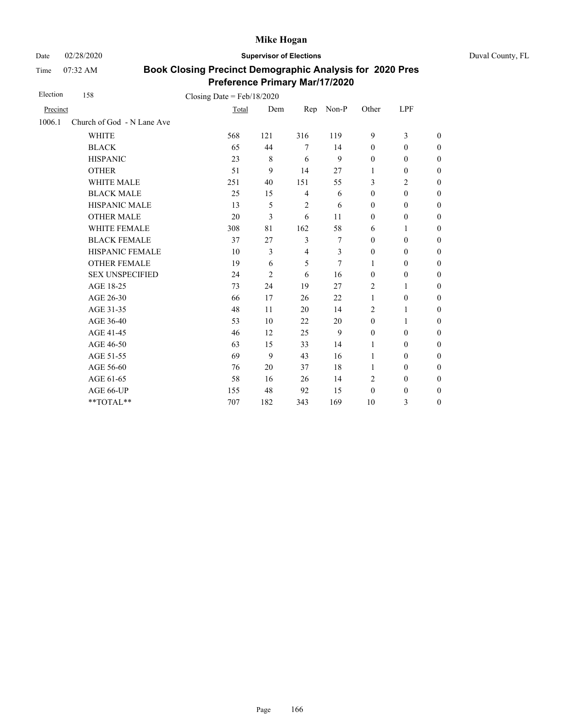# Mike Hogan

Date 02/28/2020 | **Supervisor of Elections** | Duval County, FL

Time 07:32 AM

## Book Closing Precinct Demographic Analysis for 2020 Pres Preference Primary Mar/17/2020

Election 158 | Closing Date = Feb/18/2020

| Precinct | | Total | Dem | Rep | Non-P | Other | LPF | |
|---|---|---|---|---|---|---|---|---|
| 1006.1 | Church of God - N Lane Ave | | | | | | | |
| | WHITE | 568 | 121 | 316 | 119 | 9 | 3 | 0 |
| | BLACK | 65 | 44 | 7 | 14 | 0 | 0 | 0 |
| | HISPANIC | 23 | 8 | 6 | 9 | 0 | 0 | 0 |
| | OTHER | 51 | 9 | 14 | 27 | 1 | 0 | 0 |
| | WHITE MALE | 251 | 40 | 151 | 55 | 3 | 2 | 0 |
| | BLACK MALE | 25 | 15 | 4 | 6 | 0 | 0 | 0 |
| | HISPANIC MALE | 13 | 5 | 2 | 6 | 0 | 0 | 0 |
| | OTHER MALE | 20 | 3 | 6 | 11 | 0 | 0 | 0 |
| | WHITE FEMALE | 308 | 81 | 162 | 58 | 6 | 1 | 0 |
| | BLACK FEMALE | 37 | 27 | 3 | 7 | 0 | 0 | 0 |
| | HISPANIC FEMALE | 10 | 3 | 4 | 3 | 0 | 0 | 0 |
| | OTHER FEMALE | 19 | 6 | 5 | 7 | 1 | 0 | 0 |
| | SEX UNSPECIFIED | 24 | 2 | 6 | 16 | 0 | 0 | 0 |
| | AGE 18-25 | 73 | 24 | 19 | 27 | 2 | 1 | 0 |
| | AGE 26-30 | 66 | 17 | 26 | 22 | 1 | 0 | 0 |
| | AGE 31-35 | 48 | 11 | 20 | 14 | 2 | 1 | 0 |
| | AGE 36-40 | 53 | 10 | 22 | 20 | 0 | 1 | 0 |
| | AGE 41-45 | 46 | 12 | 25 | 9 | 0 | 0 | 0 |
| | AGE 46-50 | 63 | 15 | 33 | 14 | 1 | 0 | 0 |
| | AGE 51-55 | 69 | 9 | 43 | 16 | 1 | 0 | 0 |
| | AGE 56-60 | 76 | 20 | 37 | 18 | 1 | 0 | 0 |
| | AGE 61-65 | 58 | 16 | 26 | 14 | 2 | 0 | 0 |
| | AGE 66-UP | 155 | 48 | 92 | 15 | 0 | 0 | 0 |
| | **TOTAL** | 707 | 182 | 343 | 169 | 10 | 3 | 0 |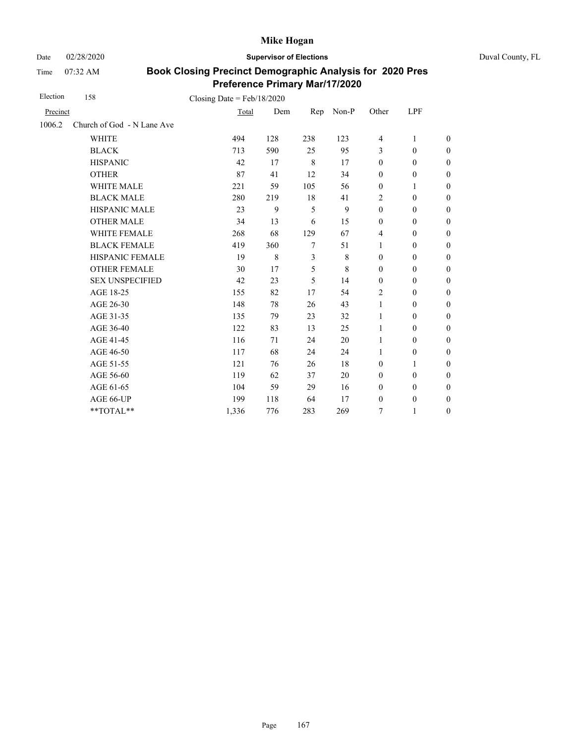Mike Hogan

Date 02/28/2020 **Supervisor of Elections** Duval County, FL

Time 07:32 AM

## Book Closing Precinct Demographic Analysis for 2020 Pres Preference Primary Mar/17/2020

Election 158 Closing Date = Feb/18/2020

| Precinct | | Total | Dem | Rep | Non-P | Other | LPF | |
|---|---|---|---|---|---|---|---|---|
| 1006.2 | Church of God - N Lane Ave | | | | | | | |
| | WHITE | 494 | 128 | 238 | 123 | 4 | 1 | 0 |
| | BLACK | 713 | 590 | 25 | 95 | 3 | 0 | 0 |
| | HISPANIC | 42 | 17 | 8 | 17 | 0 | 0 | 0 |
| | OTHER | 87 | 41 | 12 | 34 | 0 | 0 | 0 |
| | WHITE MALE | 221 | 59 | 105 | 56 | 0 | 1 | 0 |
| | BLACK MALE | 280 | 219 | 18 | 41 | 2 | 0 | 0 |
| | HISPANIC MALE | 23 | 9 | 5 | 9 | 0 | 0 | 0 |
| | OTHER MALE | 34 | 13 | 6 | 15 | 0 | 0 | 0 |
| | WHITE FEMALE | 268 | 68 | 129 | 67 | 4 | 0 | 0 |
| | BLACK FEMALE | 419 | 360 | 7 | 51 | 1 | 0 | 0 |
| | HISPANIC FEMALE | 19 | 8 | 3 | 8 | 0 | 0 | 0 |
| | OTHER FEMALE | 30 | 17 | 5 | 8 | 0 | 0 | 0 |
| | SEX UNSPECIFIED | 42 | 23 | 5 | 14 | 0 | 0 | 0 |
| | AGE 18-25 | 155 | 82 | 17 | 54 | 2 | 0 | 0 |
| | AGE 26-30 | 148 | 78 | 26 | 43 | 1 | 0 | 0 |
| | AGE 31-35 | 135 | 79 | 23 | 32 | 1 | 0 | 0 |
| | AGE 36-40 | 122 | 83 | 13 | 25 | 1 | 0 | 0 |
| | AGE 41-45 | 116 | 71 | 24 | 20 | 1 | 0 | 0 |
| | AGE 46-50 | 117 | 68 | 24 | 24 | 1 | 0 | 0 |
| | AGE 51-55 | 121 | 76 | 26 | 18 | 0 | 1 | 0 |
| | AGE 56-60 | 119 | 62 | 37 | 20 | 0 | 0 | 0 |
| | AGE 61-65 | 104 | 59 | 29 | 16 | 0 | 0 | 0 |
| | AGE 66-UP | 199 | 118 | 64 | 17 | 0 | 0 | 0 |
| | **TOTAL** | 1,336 | 776 | 283 | 269 | 7 | 1 | 0 |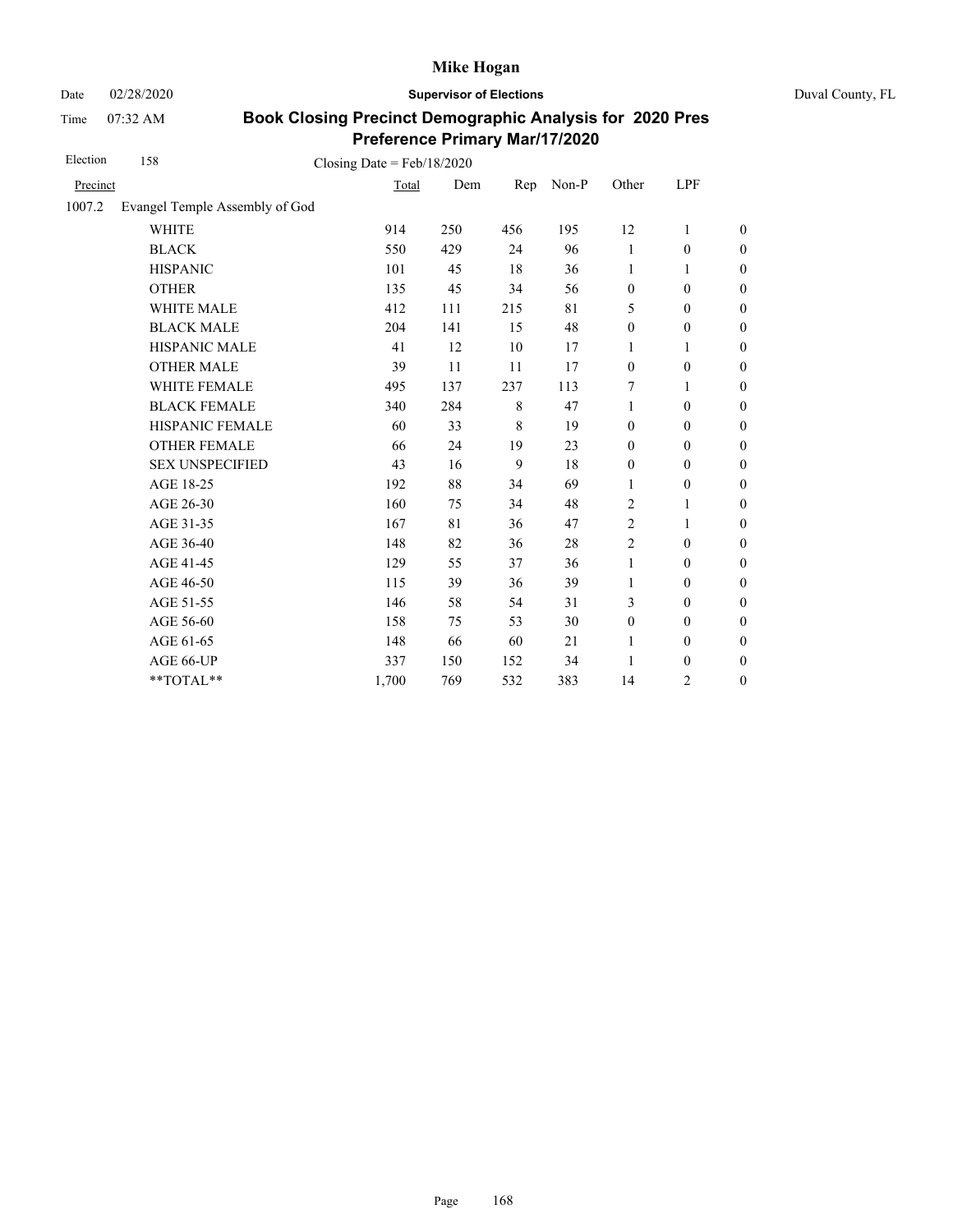# Mike Hogan

Date 02/28/2020 **Supervisor of Elections** Duval County, FL

Time 07:32 AM

## Book Closing Precinct Demographic Analysis for 2020 Pres Preference Primary Mar/17/2020

Election 158 Closing Date = Feb/18/2020

| Precinct | | Total | Dem | Rep | Non-P | Other | LPF | |
|---|---|---|---|---|---|---|---|---|
| 1007.2 | Evangel Temple Assembly of God | | | | | | | |
| | WHITE | 914 | 250 | 456 | 195 | 12 | 1 | 0 |
| | BLACK | 550 | 429 | 24 | 96 | 1 | 0 | 0 |
| | HISPANIC | 101 | 45 | 18 | 36 | 1 | 1 | 0 |
| | OTHER | 135 | 45 | 34 | 56 | 0 | 0 | 0 |
| | WHITE MALE | 412 | 111 | 215 | 81 | 5 | 0 | 0 |
| | BLACK MALE | 204 | 141 | 15 | 48 | 0 | 0 | 0 |
| | HISPANIC MALE | 41 | 12 | 10 | 17 | 1 | 1 | 0 |
| | OTHER MALE | 39 | 11 | 11 | 17 | 0 | 0 | 0 |
| | WHITE FEMALE | 495 | 137 | 237 | 113 | 7 | 1 | 0 |
| | BLACK FEMALE | 340 | 284 | 8 | 47 | 1 | 0 | 0 |
| | HISPANIC FEMALE | 60 | 33 | 8 | 19 | 0 | 0 | 0 |
| | OTHER FEMALE | 66 | 24 | 19 | 23 | 0 | 0 | 0 |
| | SEX UNSPECIFIED | 43 | 16 | 9 | 18 | 0 | 0 | 0 |
| | AGE 18-25 | 192 | 88 | 34 | 69 | 1 | 0 | 0 |
| | AGE 26-30 | 160 | 75 | 34 | 48 | 2 | 1 | 0 |
| | AGE 31-35 | 167 | 81 | 36 | 47 | 2 | 1 | 0 |
| | AGE 36-40 | 148 | 82 | 36 | 28 | 2 | 0 | 0 |
| | AGE 41-45 | 129 | 55 | 37 | 36 | 1 | 0 | 0 |
| | AGE 46-50 | 115 | 39 | 36 | 39 | 1 | 0 | 0 |
| | AGE 51-55 | 146 | 58 | 54 | 31 | 3 | 0 | 0 |
| | AGE 56-60 | 158 | 75 | 53 | 30 | 0 | 0 | 0 |
| | AGE 61-65 | 148 | 66 | 60 | 21 | 1 | 0 | 0 |
| | AGE 66-UP | 337 | 150 | 152 | 34 | 1 | 0 | 0 |
| | **TOTAL** | 1,700 | 769 | 532 | 383 | 14 | 2 | 0 |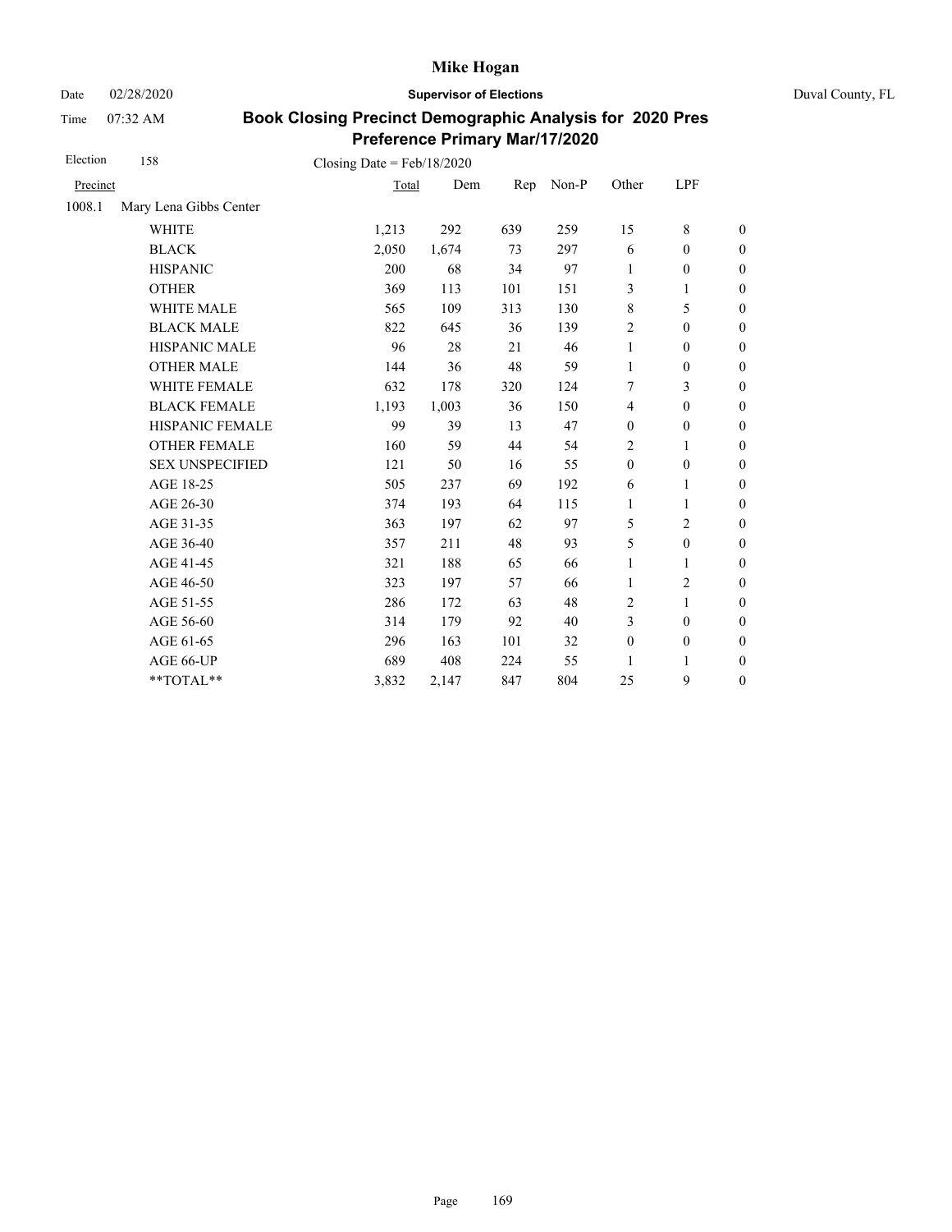# Mike Hogan

Date 02/28/2020 **Supervisor of Elections** Duval County, FL

Time 07:32 AM

## Book Closing Precinct Demographic Analysis for 2020 Pres Preference Primary Mar/17/2020

Election 158 Closing Date = Feb/18/2020

| Precinct | | Total | Dem | Rep | Non-P | Other | LPF | |
|---|---|---|---|---|---|---|---|---|
| 1008.1 | Mary Lena Gibbs Center | | | | | | | |
| | WHITE | 1,213 | 292 | 639 | 259 | 15 | 8 | 0 |
| | BLACK | 2,050 | 1,674 | 73 | 297 | 6 | 0 | 0 |
| | HISPANIC | 200 | 68 | 34 | 97 | 1 | 0 | 0 |
| | OTHER | 369 | 113 | 101 | 151 | 3 | 1 | 0 |
| | WHITE MALE | 565 | 109 | 313 | 130 | 8 | 5 | 0 |
| | BLACK MALE | 822 | 645 | 36 | 139 | 2 | 0 | 0 |
| | HISPANIC MALE | 96 | 28 | 21 | 46 | 1 | 0 | 0 |
| | OTHER MALE | 144 | 36 | 48 | 59 | 1 | 0 | 0 |
| | WHITE FEMALE | 632 | 178 | 320 | 124 | 7 | 3 | 0 |
| | BLACK FEMALE | 1,193 | 1,003 | 36 | 150 | 4 | 0 | 0 |
| | HISPANIC FEMALE | 99 | 39 | 13 | 47 | 0 | 0 | 0 |
| | OTHER FEMALE | 160 | 59 | 44 | 54 | 2 | 1 | 0 |
| | SEX UNSPECIFIED | 121 | 50 | 16 | 55 | 0 | 0 | 0 |
| | AGE 18-25 | 505 | 237 | 69 | 192 | 6 | 1 | 0 |
| | AGE 26-30 | 374 | 193 | 64 | 115 | 1 | 1 | 0 |
| | AGE 31-35 | 363 | 197 | 62 | 97 | 5 | 2 | 0 |
| | AGE 36-40 | 357 | 211 | 48 | 93 | 5 | 0 | 0 |
| | AGE 41-45 | 321 | 188 | 65 | 66 | 1 | 1 | 0 |
| | AGE 46-50 | 323 | 197 | 57 | 66 | 1 | 2 | 0 |
| | AGE 51-55 | 286 | 172 | 63 | 48 | 2 | 1 | 0 |
| | AGE 56-60 | 314 | 179 | 92 | 40 | 3 | 0 | 0 |
| | AGE 61-65 | 296 | 163 | 101 | 32 | 0 | 0 | 0 |
| | AGE 66-UP | 689 | 408 | 224 | 55 | 1 | 1 | 0 |
| | **TOTAL** | 3,832 | 2,147 | 847 | 804 | 25 | 9 | 0 |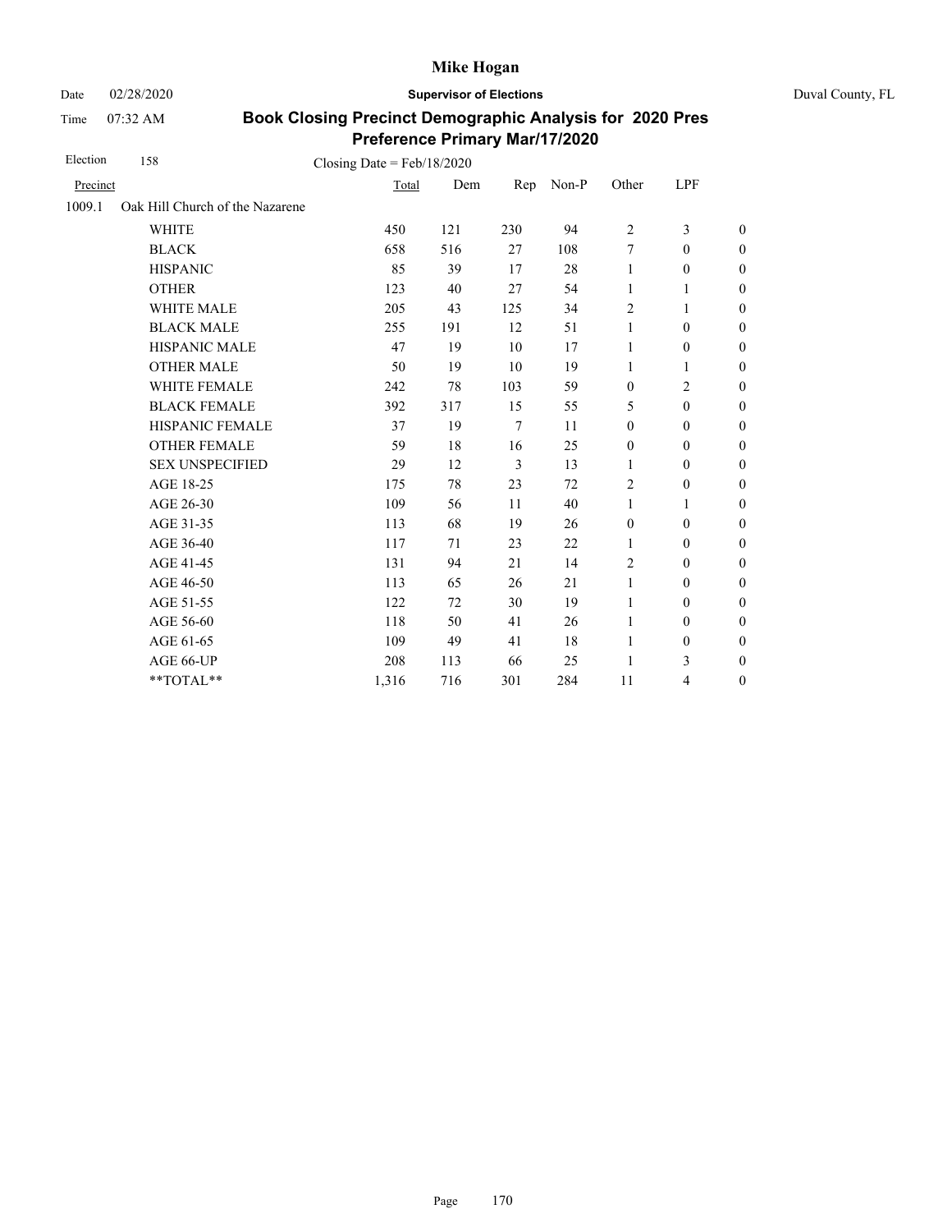# Mike Hogan

Date 02/28/2020 **Supervisor of Elections** Duval County, FL

Time 07:32 AM

## Book Closing Precinct Demographic Analysis for 2020 Pres Preference Primary Mar/17/2020

Election 158 Closing Date = Feb/18/2020

| Precinct | | Total | Dem | Rep | Non-P | Other | LPF | |
|---|---|---|---|---|---|---|---|---|
| 1009.1 | Oak Hill Church of the Nazarene | | | | | | | |
| | WHITE | 450 | 121 | 230 | 94 | 2 | 3 | 0 |
| | BLACK | 658 | 516 | 27 | 108 | 7 | 0 | 0 |
| | HISPANIC | 85 | 39 | 17 | 28 | 1 | 0 | 0 |
| | OTHER | 123 | 40 | 27 | 54 | 1 | 1 | 0 |
| | WHITE MALE | 205 | 43 | 125 | 34 | 2 | 1 | 0 |
| | BLACK MALE | 255 | 191 | 12 | 51 | 1 | 0 | 0 |
| | HISPANIC MALE | 47 | 19 | 10 | 17 | 1 | 0 | 0 |
| | OTHER MALE | 50 | 19 | 10 | 19 | 1 | 1 | 0 |
| | WHITE FEMALE | 242 | 78 | 103 | 59 | 0 | 2 | 0 |
| | BLACK FEMALE | 392 | 317 | 15 | 55 | 5 | 0 | 0 |
| | HISPANIC FEMALE | 37 | 19 | 7 | 11 | 0 | 0 | 0 |
| | OTHER FEMALE | 59 | 18 | 16 | 25 | 0 | 0 | 0 |
| | SEX UNSPECIFIED | 29 | 12 | 3 | 13 | 1 | 0 | 0 |
| | AGE 18-25 | 175 | 78 | 23 | 72 | 2 | 0 | 0 |
| | AGE 26-30 | 109 | 56 | 11 | 40 | 1 | 1 | 0 |
| | AGE 31-35 | 113 | 68 | 19 | 26 | 0 | 0 | 0 |
| | AGE 36-40 | 117 | 71 | 23 | 22 | 1 | 0 | 0 |
| | AGE 41-45 | 131 | 94 | 21 | 14 | 2 | 0 | 0 |
| | AGE 46-50 | 113 | 65 | 26 | 21 | 1 | 0 | 0 |
| | AGE 51-55 | 122 | 72 | 30 | 19 | 1 | 0 | 0 |
| | AGE 56-60 | 118 | 50 | 41 | 26 | 1 | 0 | 0 |
| | AGE 61-65 | 109 | 49 | 41 | 18 | 1 | 0 | 0 |
| | AGE 66-UP | 208 | 113 | 66 | 25 | 1 | 3 | 0 |
| | **TOTAL** | 1,316 | 716 | 301 | 284 | 11 | 4 | 0 |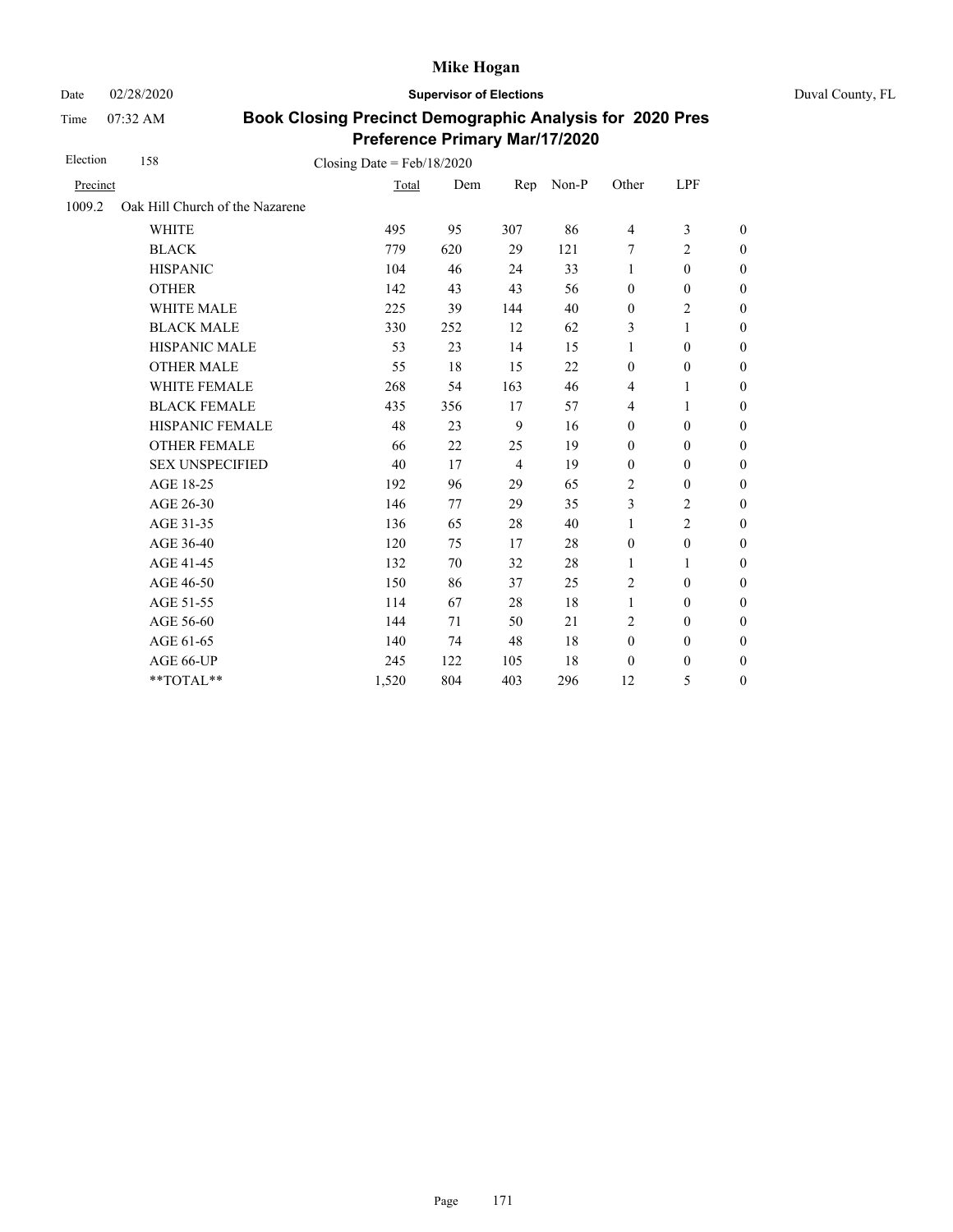# Mike Hogan

Date 02/28/2020 **Supervisor of Elections** Duval County, FL

Time 07:32 AM

## Book Closing Precinct Demographic Analysis for 2020 Pres Preference Primary Mar/17/2020

Election 158 Closing Date = Feb/18/2020

| Precinct | | Total | Dem | Rep | Non-P | Other | LPF | |
|---|---|---|---|---|---|---|---|---|
| 1009.2 | Oak Hill Church of the Nazarene | | | | | | | |
| | WHITE | 495 | 95 | 307 | 86 | 4 | 3 | 0 |
| | BLACK | 779 | 620 | 29 | 121 | 7 | 2 | 0 |
| | HISPANIC | 104 | 46 | 24 | 33 | 1 | 0 | 0 |
| | OTHER | 142 | 43 | 43 | 56 | 0 | 0 | 0 |
| | WHITE MALE | 225 | 39 | 144 | 40 | 0 | 2 | 0 |
| | BLACK MALE | 330 | 252 | 12 | 62 | 3 | 1 | 0 |
| | HISPANIC MALE | 53 | 23 | 14 | 15 | 1 | 0 | 0 |
| | OTHER MALE | 55 | 18 | 15 | 22 | 0 | 0 | 0 |
| | WHITE FEMALE | 268 | 54 | 163 | 46 | 4 | 1 | 0 |
| | BLACK FEMALE | 435 | 356 | 17 | 57 | 4 | 1 | 0 |
| | HISPANIC FEMALE | 48 | 23 | 9 | 16 | 0 | 0 | 0 |
| | OTHER FEMALE | 66 | 22 | 25 | 19 | 0 | 0 | 0 |
| | SEX UNSPECIFIED | 40 | 17 | 4 | 19 | 0 | 0 | 0 |
| | AGE 18-25 | 192 | 96 | 29 | 65 | 2 | 0 | 0 |
| | AGE 26-30 | 146 | 77 | 29 | 35 | 3 | 2 | 0 |
| | AGE 31-35 | 136 | 65 | 28 | 40 | 1 | 2 | 0 |
| | AGE 36-40 | 120 | 75 | 17 | 28 | 0 | 0 | 0 |
| | AGE 41-45 | 132 | 70 | 32 | 28 | 1 | 1 | 0 |
| | AGE 46-50 | 150 | 86 | 37 | 25 | 2 | 0 | 0 |
| | AGE 51-55 | 114 | 67 | 28 | 18 | 1 | 0 | 0 |
| | AGE 56-60 | 144 | 71 | 50 | 21 | 2 | 0 | 0 |
| | AGE 61-65 | 140 | 74 | 48 | 18 | 0 | 0 | 0 |
| | AGE 66-UP | 245 | 122 | 105 | 18 | 0 | 0 | 0 |
| | **TOTAL** | 1,520 | 804 | 403 | 296 | 12 | 5 | 0 |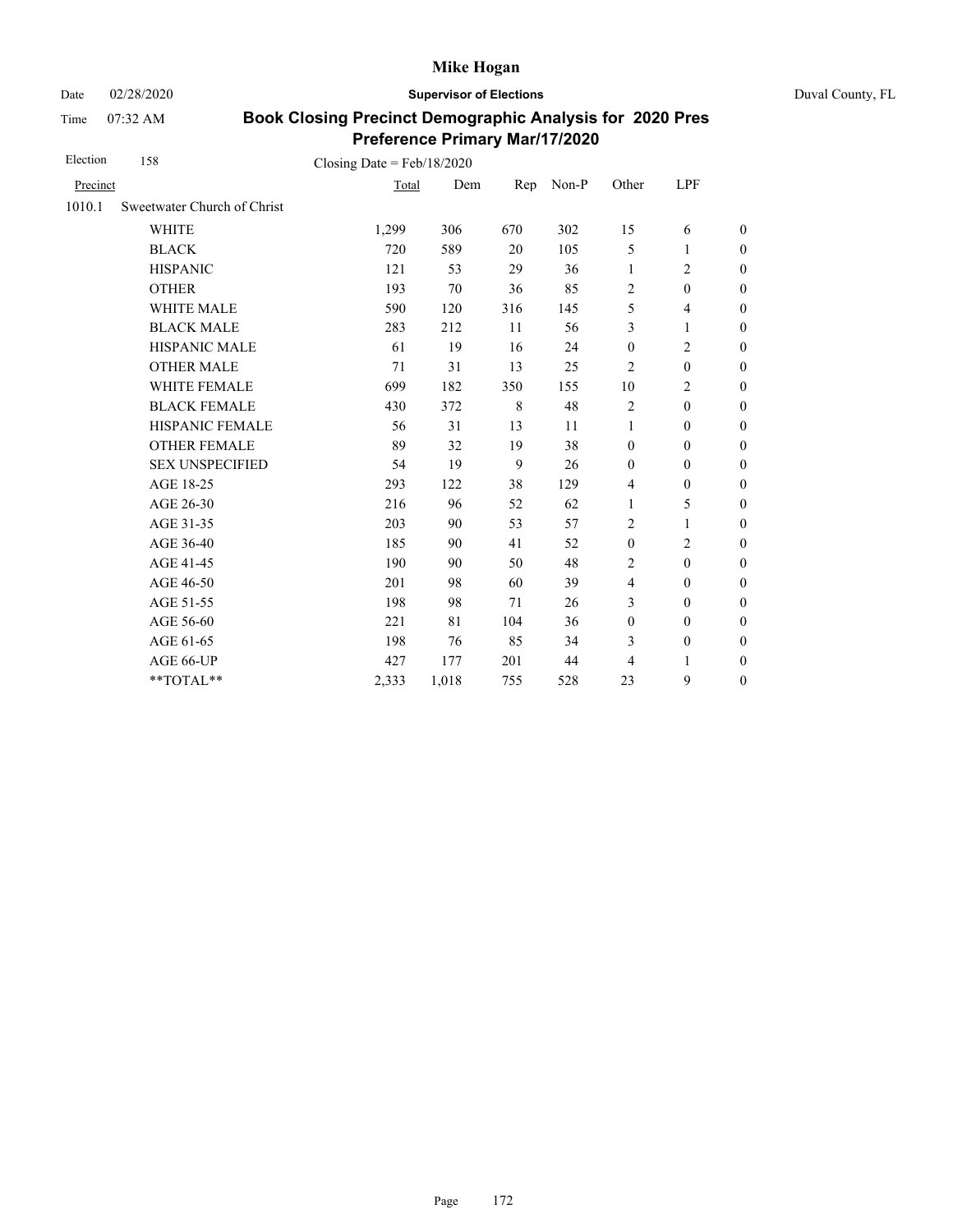# Mike Hogan

Date 02/28/2020 **Supervisor of Elections** Duval County, FL

Time 07:32 AM

## Book Closing Precinct Demographic Analysis for 2020 Pres Preference Primary Mar/17/2020

Election 158 Closing Date = Feb/18/2020

| Precinct | | Total | Dem | Rep | Non-P | Other | LPF | |
|---|---|---|---|---|---|---|---|---|
| 1010.1 | Sweetwater Church of Christ | | | | | | | |
| | WHITE | 1,299 | 306 | 670 | 302 | 15 | 6 | 0 |
| | BLACK | 720 | 589 | 20 | 105 | 5 | 1 | 0 |
| | HISPANIC | 121 | 53 | 29 | 36 | 1 | 2 | 0 |
| | OTHER | 193 | 70 | 36 | 85 | 2 | 0 | 0 |
| | WHITE MALE | 590 | 120 | 316 | 145 | 5 | 4 | 0 |
| | BLACK MALE | 283 | 212 | 11 | 56 | 3 | 1 | 0 |
| | HISPANIC MALE | 61 | 19 | 16 | 24 | 0 | 2 | 0 |
| | OTHER MALE | 71 | 31 | 13 | 25 | 2 | 0 | 0 |
| | WHITE FEMALE | 699 | 182 | 350 | 155 | 10 | 2 | 0 |
| | BLACK FEMALE | 430 | 372 | 8 | 48 | 2 | 0 | 0 |
| | HISPANIC FEMALE | 56 | 31 | 13 | 11 | 1 | 0 | 0 |
| | OTHER FEMALE | 89 | 32 | 19 | 38 | 0 | 0 | 0 |
| | SEX UNSPECIFIED | 54 | 19 | 9 | 26 | 0 | 0 | 0 |
| | AGE 18-25 | 293 | 122 | 38 | 129 | 4 | 0 | 0 |
| | AGE 26-30 | 216 | 96 | 52 | 62 | 1 | 5 | 0 |
| | AGE 31-35 | 203 | 90 | 53 | 57 | 2 | 1 | 0 |
| | AGE 36-40 | 185 | 90 | 41 | 52 | 0 | 2 | 0 |
| | AGE 41-45 | 190 | 90 | 50 | 48 | 2 | 0 | 0 |
| | AGE 46-50 | 201 | 98 | 60 | 39 | 4 | 0 | 0 |
| | AGE 51-55 | 198 | 98 | 71 | 26 | 3 | 0 | 0 |
| | AGE 56-60 | 221 | 81 | 104 | 36 | 0 | 0 | 0 |
| | AGE 61-65 | 198 | 76 | 85 | 34 | 3 | 0 | 0 |
| | AGE 66-UP | 427 | 177 | 201 | 44 | 4 | 1 | 0 |
| | **TOTAL** | 2,333 | 1,018 | 755 | 528 | 23 | 9 | 0 |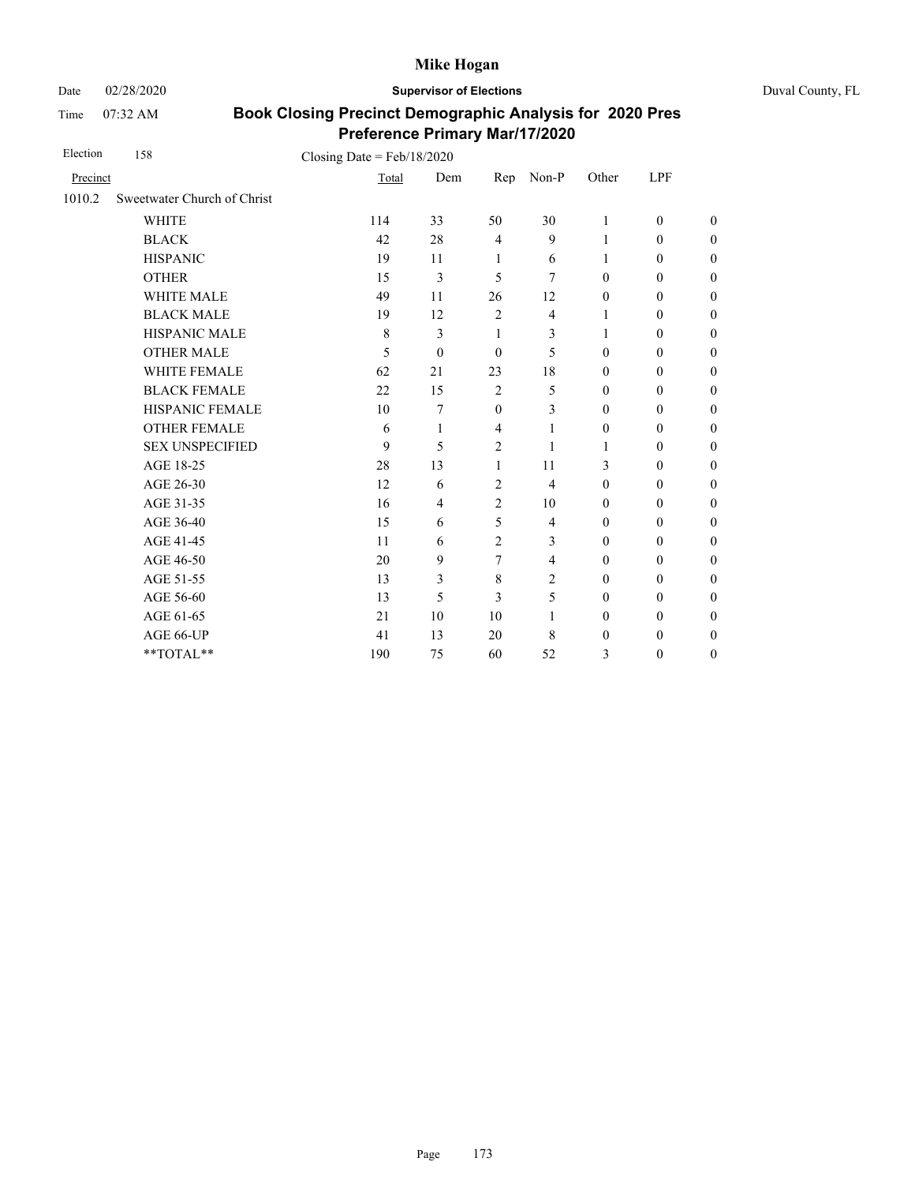# Mike Hogan

Date 02/28/2020 **Supervisor of Elections** Duval County, FL

Time 07:32 AM

## Book Closing Precinct Demographic Analysis for 2020 Pres Preference Primary Mar/17/2020

Election 158 Closing Date = Feb/18/2020

| Precinct | | Total | Dem | Rep | Non-P | Other | LPF | |
|---|---|---|---|---|---|---|---|---|
| 1010.2 | Sweetwater Church of Christ | | | | | | | |
| | WHITE | 114 | 33 | 50 | 30 | 1 | 0 | 0 |
| | BLACK | 42 | 28 | 4 | 9 | 1 | 0 | 0 |
| | HISPANIC | 19 | 11 | 1 | 6 | 1 | 0 | 0 |
| | OTHER | 15 | 3 | 5 | 7 | 0 | 0 | 0 |
| | WHITE MALE | 49 | 11 | 26 | 12 | 0 | 0 | 0 |
| | BLACK MALE | 19 | 12 | 2 | 4 | 1 | 0 | 0 |
| | HISPANIC MALE | 8 | 3 | 1 | 3 | 1 | 0 | 0 |
| | OTHER MALE | 5 | 0 | 0 | 5 | 0 | 0 | 0 |
| | WHITE FEMALE | 62 | 21 | 23 | 18 | 0 | 0 | 0 |
| | BLACK FEMALE | 22 | 15 | 2 | 5 | 0 | 0 | 0 |
| | HISPANIC FEMALE | 10 | 7 | 0 | 3 | 0 | 0 | 0 |
| | OTHER FEMALE | 6 | 1 | 4 | 1 | 0 | 0 | 0 |
| | SEX UNSPECIFIED | 9 | 5 | 2 | 1 | 1 | 0 | 0 |
| | AGE 18-25 | 28 | 13 | 1 | 11 | 3 | 0 | 0 |
| | AGE 26-30 | 12 | 6 | 2 | 4 | 0 | 0 | 0 |
| | AGE 31-35 | 16 | 4 | 2 | 10 | 0 | 0 | 0 |
| | AGE 36-40 | 15 | 6 | 5 | 4 | 0 | 0 | 0 |
| | AGE 41-45 | 11 | 6 | 2 | 3 | 0 | 0 | 0 |
| | AGE 46-50 | 20 | 9 | 7 | 4 | 0 | 0 | 0 |
| | AGE 51-55 | 13 | 3 | 8 | 2 | 0 | 0 | 0 |
| | AGE 56-60 | 13 | 5 | 3 | 5 | 0 | 0 | 0 |
| | AGE 61-65 | 21 | 10 | 10 | 1 | 0 | 0 | 0 |
| | AGE 66-UP | 41 | 13 | 20 | 8 | 0 | 0 | 0 |
| | **TOTAL** | 190 | 75 | 60 | 52 | 3 | 0 | 0 |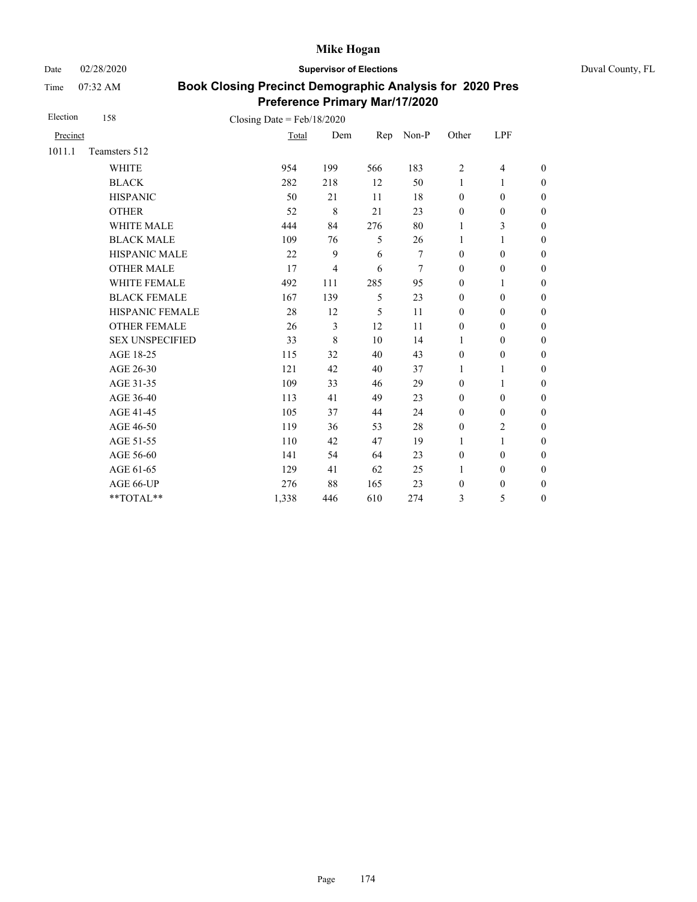**Mike Hogan**

Date 02/28/2020 **Supervisor of Elections** Duval County, FL

Time 07:32 AM

## Book Closing Precinct Demographic Analysis for 2020 Pres Preference Primary Mar/17/2020

Election 158 Closing Date = Feb/18/2020

| Precinct | | Total | Dem | Rep | Non-P | Other | LPF | |
|---|---|---|---|---|---|---|---|---|
| 1011.1 | Teamsters 512 | | | | | | | |
| | WHITE | 954 | 199 | 566 | 183 | 2 | 4 | 0 |
| | BLACK | 282 | 218 | 12 | 50 | 1 | 1 | 0 |
| | HISPANIC | 50 | 21 | 11 | 18 | 0 | 0 | 0 |
| | OTHER | 52 | 8 | 21 | 23 | 0 | 0 | 0 |
| | WHITE MALE | 444 | 84 | 276 | 80 | 1 | 3 | 0 |
| | BLACK MALE | 109 | 76 | 5 | 26 | 1 | 1 | 0 |
| | HISPANIC MALE | 22 | 9 | 6 | 7 | 0 | 0 | 0 |
| | OTHER MALE | 17 | 4 | 6 | 7 | 0 | 0 | 0 |
| | WHITE FEMALE | 492 | 111 | 285 | 95 | 0 | 1 | 0 |
| | BLACK FEMALE | 167 | 139 | 5 | 23 | 0 | 0 | 0 |
| | HISPANIC FEMALE | 28 | 12 | 5 | 11 | 0 | 0 | 0 |
| | OTHER FEMALE | 26 | 3 | 12 | 11 | 0 | 0 | 0 |
| | SEX UNSPECIFIED | 33 | 8 | 10 | 14 | 1 | 0 | 0 |
| | AGE 18-25 | 115 | 32 | 40 | 43 | 0 | 0 | 0 |
| | AGE 26-30 | 121 | 42 | 40 | 37 | 1 | 1 | 0 |
| | AGE 31-35 | 109 | 33 | 46 | 29 | 0 | 1 | 0 |
| | AGE 36-40 | 113 | 41 | 49 | 23 | 0 | 0 | 0 |
| | AGE 41-45 | 105 | 37 | 44 | 24 | 0 | 0 | 0 |
| | AGE 46-50 | 119 | 36 | 53 | 28 | 0 | 2 | 0 |
| | AGE 51-55 | 110 | 42 | 47 | 19 | 1 | 1 | 0 |
| | AGE 56-60 | 141 | 54 | 64 | 23 | 0 | 0 | 0 |
| | AGE 61-65 | 129 | 41 | 62 | 25 | 1 | 0 | 0 |
| | AGE 66-UP | 276 | 88 | 165 | 23 | 0 | 0 | 0 |
| | **TOTAL** | 1,338 | 446 | 610 | 274 | 3 | 5 | 0 |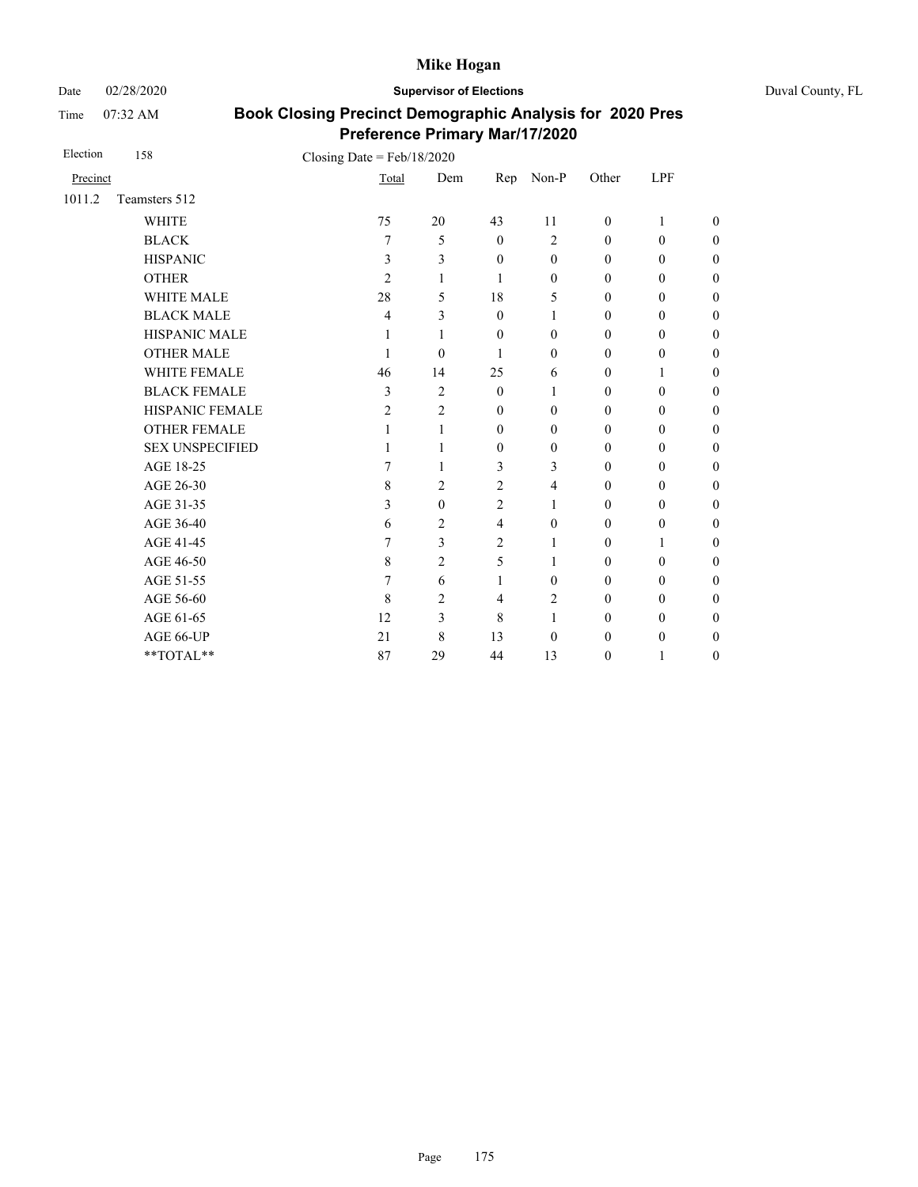# Mike Hogan

Date 02/28/2020 **Supervisor of Elections** Duval County, FL

Time 07:32 AM

## Book Closing Precinct Demographic Analysis for 2020 Pres Preference Primary Mar/17/2020

Election 158 Closing Date = Feb/18/2020

| Precinct | | Total | Dem | Rep | Non-P | Other | LPF | |
|---|---|---|---|---|---|---|---|---|
| 1011.2 | Teamsters 512 | | | | | | | |
| | WHITE | 75 | 20 | 43 | 11 | 0 | 1 | 0 |
| | BLACK | 7 | 5 | 0 | 2 | 0 | 0 | 0 |
| | HISPANIC | 3 | 3 | 0 | 0 | 0 | 0 | 0 |
| | OTHER | 2 | 1 | 1 | 0 | 0 | 0 | 0 |
| | WHITE MALE | 28 | 5 | 18 | 5 | 0 | 0 | 0 |
| | BLACK MALE | 4 | 3 | 0 | 1 | 0 | 0 | 0 |
| | HISPANIC MALE | 1 | 1 | 0 | 0 | 0 | 0 | 0 |
| | OTHER MALE | 1 | 0 | 1 | 0 | 0 | 0 | 0 |
| | WHITE FEMALE | 46 | 14 | 25 | 6 | 0 | 1 | 0 |
| | BLACK FEMALE | 3 | 2 | 0 | 1 | 0 | 0 | 0 |
| | HISPANIC FEMALE | 2 | 2 | 0 | 0 | 0 | 0 | 0 |
| | OTHER FEMALE | 1 | 1 | 0 | 0 | 0 | 0 | 0 |
| | SEX UNSPECIFIED | 1 | 1 | 0 | 0 | 0 | 0 | 0 |
| | AGE 18-25 | 7 | 1 | 3 | 3 | 0 | 0 | 0 |
| | AGE 26-30 | 8 | 2 | 2 | 4 | 0 | 0 | 0 |
| | AGE 31-35 | 3 | 0 | 2 | 1 | 0 | 0 | 0 |
| | AGE 36-40 | 6 | 2 | 4 | 0 | 0 | 0 | 0 |
| | AGE 41-45 | 7 | 3 | 2 | 1 | 0 | 1 | 0 |
| | AGE 46-50 | 8 | 2 | 5 | 1 | 0 | 0 | 0 |
| | AGE 51-55 | 7 | 6 | 1 | 0 | 0 | 0 | 0 |
| | AGE 56-60 | 8 | 2 | 4 | 2 | 0 | 0 | 0 |
| | AGE 61-65 | 12 | 3 | 8 | 1 | 0 | 0 | 0 |
| | AGE 66-UP | 21 | 8 | 13 | 0 | 0 | 0 | 0 |
| | **TOTAL** | 87 | 29 | 44 | 13 | 0 | 1 | 0 |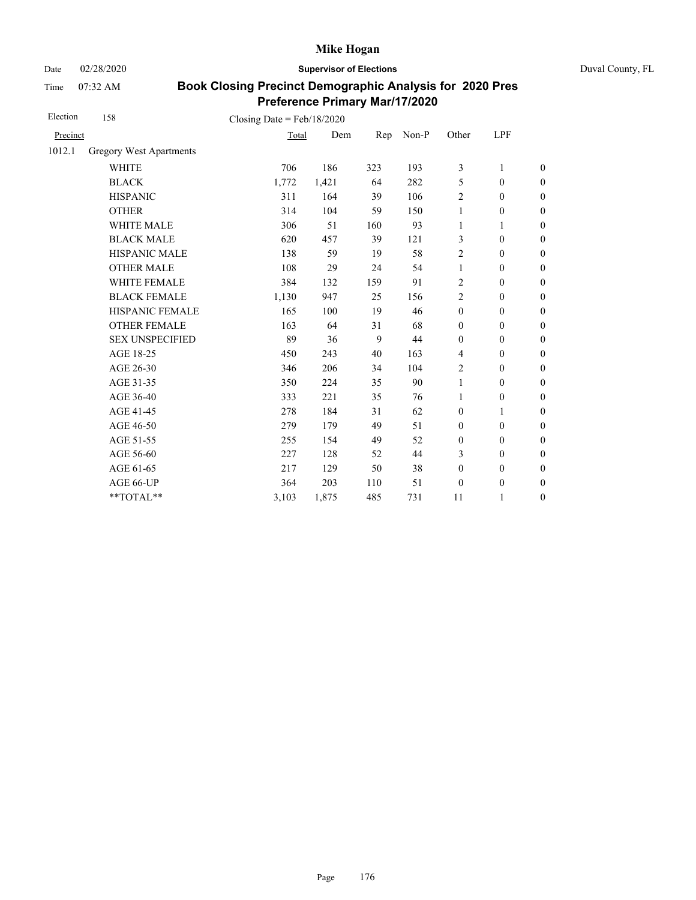Mike Hogan

Date 02/28/2020 **Supervisor of Elections** Duval County, FL

Time 07:32 AM

# Book Closing Precinct Demographic Analysis for 2020 Pres Preference Primary Mar/17/2020

Election 158 Closing Date = Feb/18/2020

| Precinct | | Total | Dem | Rep | Non-P | Other | LPF | |
|---|---|---|---|---|---|---|---|---|
| 1012.1 | Gregory West Apartments | | | | | | | |
| | WHITE | 706 | 186 | 323 | 193 | 3 | 1 | 0 |
| | BLACK | 1,772 | 1,421 | 64 | 282 | 5 | 0 | 0 |
| | HISPANIC | 311 | 164 | 39 | 106 | 2 | 0 | 0 |
| | OTHER | 314 | 104 | 59 | 150 | 1 | 0 | 0 |
| | WHITE MALE | 306 | 51 | 160 | 93 | 1 | 1 | 0 |
| | BLACK MALE | 620 | 457 | 39 | 121 | 3 | 0 | 0 |
| | HISPANIC MALE | 138 | 59 | 19 | 58 | 2 | 0 | 0 |
| | OTHER MALE | 108 | 29 | 24 | 54 | 1 | 0 | 0 |
| | WHITE FEMALE | 384 | 132 | 159 | 91 | 2 | 0 | 0 |
| | BLACK FEMALE | 1,130 | 947 | 25 | 156 | 2 | 0 | 0 |
| | HISPANIC FEMALE | 165 | 100 | 19 | 46 | 0 | 0 | 0 |
| | OTHER FEMALE | 163 | 64 | 31 | 68 | 0 | 0 | 0 |
| | SEX UNSPECIFIED | 89 | 36 | 9 | 44 | 0 | 0 | 0 |
| | AGE 18-25 | 450 | 243 | 40 | 163 | 4 | 0 | 0 |
| | AGE 26-30 | 346 | 206 | 34 | 104 | 2 | 0 | 0 |
| | AGE 31-35 | 350 | 224 | 35 | 90 | 1 | 0 | 0 |
| | AGE 36-40 | 333 | 221 | 35 | 76 | 1 | 0 | 0 |
| | AGE 41-45 | 278 | 184 | 31 | 62 | 0 | 1 | 0 |
| | AGE 46-50 | 279 | 179 | 49 | 51 | 0 | 0 | 0 |
| | AGE 51-55 | 255 | 154 | 49 | 52 | 0 | 0 | 0 |
| | AGE 56-60 | 227 | 128 | 52 | 44 | 3 | 0 | 0 |
| | AGE 61-65 | 217 | 129 | 50 | 38 | 0 | 0 | 0 |
| | AGE 66-UP | 364 | 203 | 110 | 51 | 0 | 0 | 0 |
| | **TOTAL** | 3,103 | 1,875 | 485 | 731 | 11 | 1 | 0 |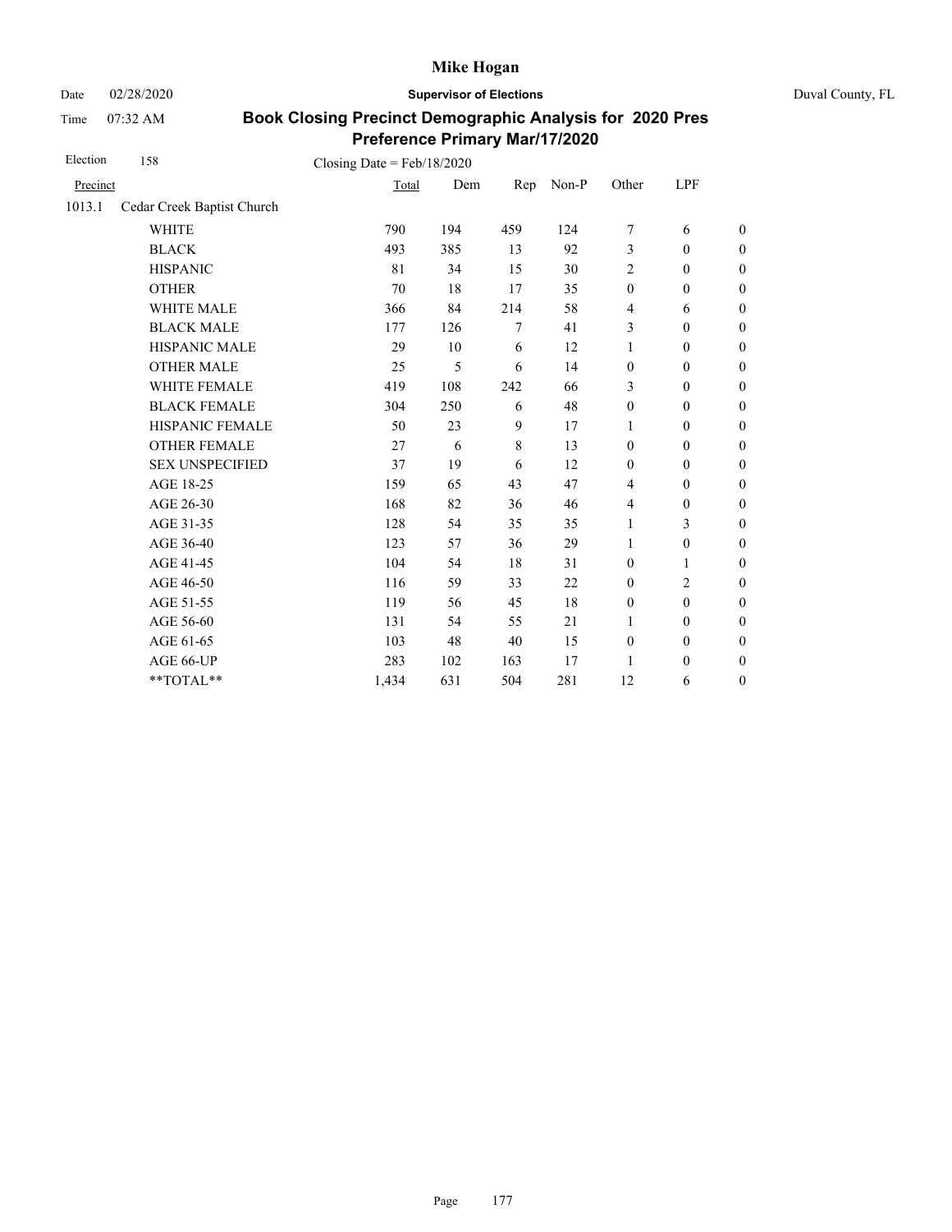# Mike Hogan

Date 02/28/2020 **Supervisor of Elections** Duval County, FL

Time 07:32 AM

## Book Closing Precinct Demographic Analysis for 2020 Pres Preference Primary Mar/17/2020

Election 158 Closing Date = Feb/18/2020

| Precinct | | Total | Dem | Rep | Non-P | Other | LPF | |
|---|---|---|---|---|---|---|---|---|
| 1013.1 | Cedar Creek Baptist Church | | | | | | | |
| | WHITE | 790 | 194 | 459 | 124 | 7 | 6 | 0 |
| | BLACK | 493 | 385 | 13 | 92 | 3 | 0 | 0 |
| | HISPANIC | 81 | 34 | 15 | 30 | 2 | 0 | 0 |
| | OTHER | 70 | 18 | 17 | 35 | 0 | 0 | 0 |
| | WHITE MALE | 366 | 84 | 214 | 58 | 4 | 6 | 0 |
| | BLACK MALE | 177 | 126 | 7 | 41 | 3 | 0 | 0 |
| | HISPANIC MALE | 29 | 10 | 6 | 12 | 1 | 0 | 0 |
| | OTHER MALE | 25 | 5 | 6 | 14 | 0 | 0 | 0 |
| | WHITE FEMALE | 419 | 108 | 242 | 66 | 3 | 0 | 0 |
| | BLACK FEMALE | 304 | 250 | 6 | 48 | 0 | 0 | 0 |
| | HISPANIC FEMALE | 50 | 23 | 9 | 17 | 1 | 0 | 0 |
| | OTHER FEMALE | 27 | 6 | 8 | 13 | 0 | 0 | 0 |
| | SEX UNSPECIFIED | 37 | 19 | 6 | 12 | 0 | 0 | 0 |
| | AGE 18-25 | 159 | 65 | 43 | 47 | 4 | 0 | 0 |
| | AGE 26-30 | 168 | 82 | 36 | 46 | 4 | 0 | 0 |
| | AGE 31-35 | 128 | 54 | 35 | 35 | 1 | 3 | 0 |
| | AGE 36-40 | 123 | 57 | 36 | 29 | 1 | 0 | 0 |
| | AGE 41-45 | 104 | 54 | 18 | 31 | 0 | 1 | 0 |
| | AGE 46-50 | 116 | 59 | 33 | 22 | 0 | 2 | 0 |
| | AGE 51-55 | 119 | 56 | 45 | 18 | 0 | 0 | 0 |
| | AGE 56-60 | 131 | 54 | 55 | 21 | 1 | 0 | 0 |
| | AGE 61-65 | 103 | 48 | 40 | 15 | 0 | 0 | 0 |
| | AGE 66-UP | 283 | 102 | 163 | 17 | 1 | 0 | 0 |
| | **TOTAL** | 1,434 | 631 | 504 | 281 | 12 | 6 | 0 |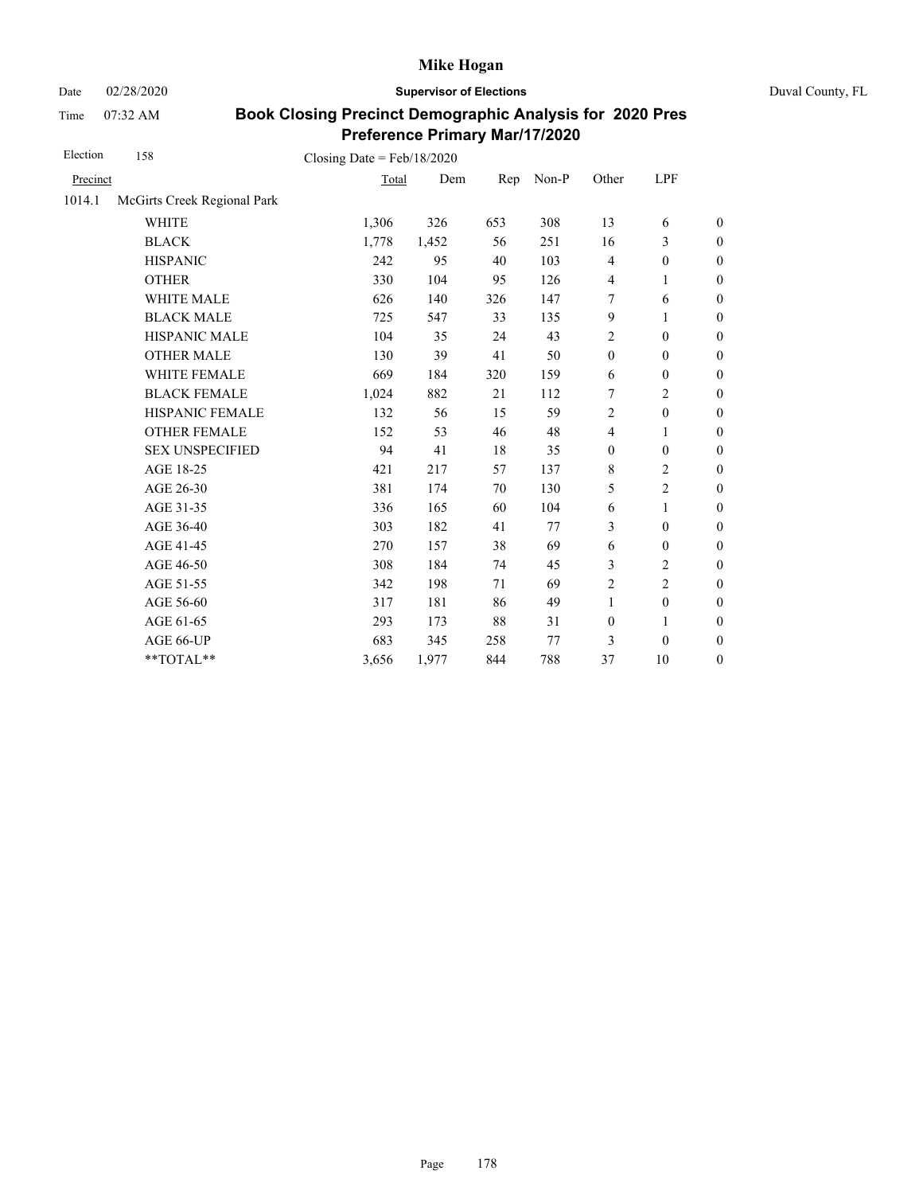# Mike Hogan

Date 02/28/2020 **Supervisor of Elections** Duval County, FL

Time 07:32 AM

## Book Closing Precinct Demographic Analysis for 2020 Pres Preference Primary Mar/17/2020

Election 158 Closing Date = Feb/18/2020

| Precinct | | Total | Dem | Rep | Non-P | Other | LPF | |
|---|---|---|---|---|---|---|---|---|
| 1014.1 | McGirts Creek Regional Park | | | | | | | |
| | WHITE | 1,306 | 326 | 653 | 308 | 13 | 6 | 0 |
| | BLACK | 1,778 | 1,452 | 56 | 251 | 16 | 3 | 0 |
| | HISPANIC | 242 | 95 | 40 | 103 | 4 | 0 | 0 |
| | OTHER | 330 | 104 | 95 | 126 | 4 | 1 | 0 |
| | WHITE MALE | 626 | 140 | 326 | 147 | 7 | 6 | 0 |
| | BLACK MALE | 725 | 547 | 33 | 135 | 9 | 1 | 0 |
| | HISPANIC MALE | 104 | 35 | 24 | 43 | 2 | 0 | 0 |
| | OTHER MALE | 130 | 39 | 41 | 50 | 0 | 0 | 0 |
| | WHITE FEMALE | 669 | 184 | 320 | 159 | 6 | 0 | 0 |
| | BLACK FEMALE | 1,024 | 882 | 21 | 112 | 7 | 2 | 0 |
| | HISPANIC FEMALE | 132 | 56 | 15 | 59 | 2 | 0 | 0 |
| | OTHER FEMALE | 152 | 53 | 46 | 48 | 4 | 1 | 0 |
| | SEX UNSPECIFIED | 94 | 41 | 18 | 35 | 0 | 0 | 0 |
| | AGE 18-25 | 421 | 217 | 57 | 137 | 8 | 2 | 0 |
| | AGE 26-30 | 381 | 174 | 70 | 130 | 5 | 2 | 0 |
| | AGE 31-35 | 336 | 165 | 60 | 104 | 6 | 1 | 0 |
| | AGE 36-40 | 303 | 182 | 41 | 77 | 3 | 0 | 0 |
| | AGE 41-45 | 270 | 157 | 38 | 69 | 6 | 0 | 0 |
| | AGE 46-50 | 308 | 184 | 74 | 45 | 3 | 2 | 0 |
| | AGE 51-55 | 342 | 198 | 71 | 69 | 2 | 2 | 0 |
| | AGE 56-60 | 317 | 181 | 86 | 49 | 1 | 0 | 0 |
| | AGE 61-65 | 293 | 173 | 88 | 31 | 0 | 1 | 0 |
| | AGE 66-UP | 683 | 345 | 258 | 77 | 3 | 0 | 0 |
| | **TOTAL** | 3,656 | 1,977 | 844 | 788 | 37 | 10 | 0 |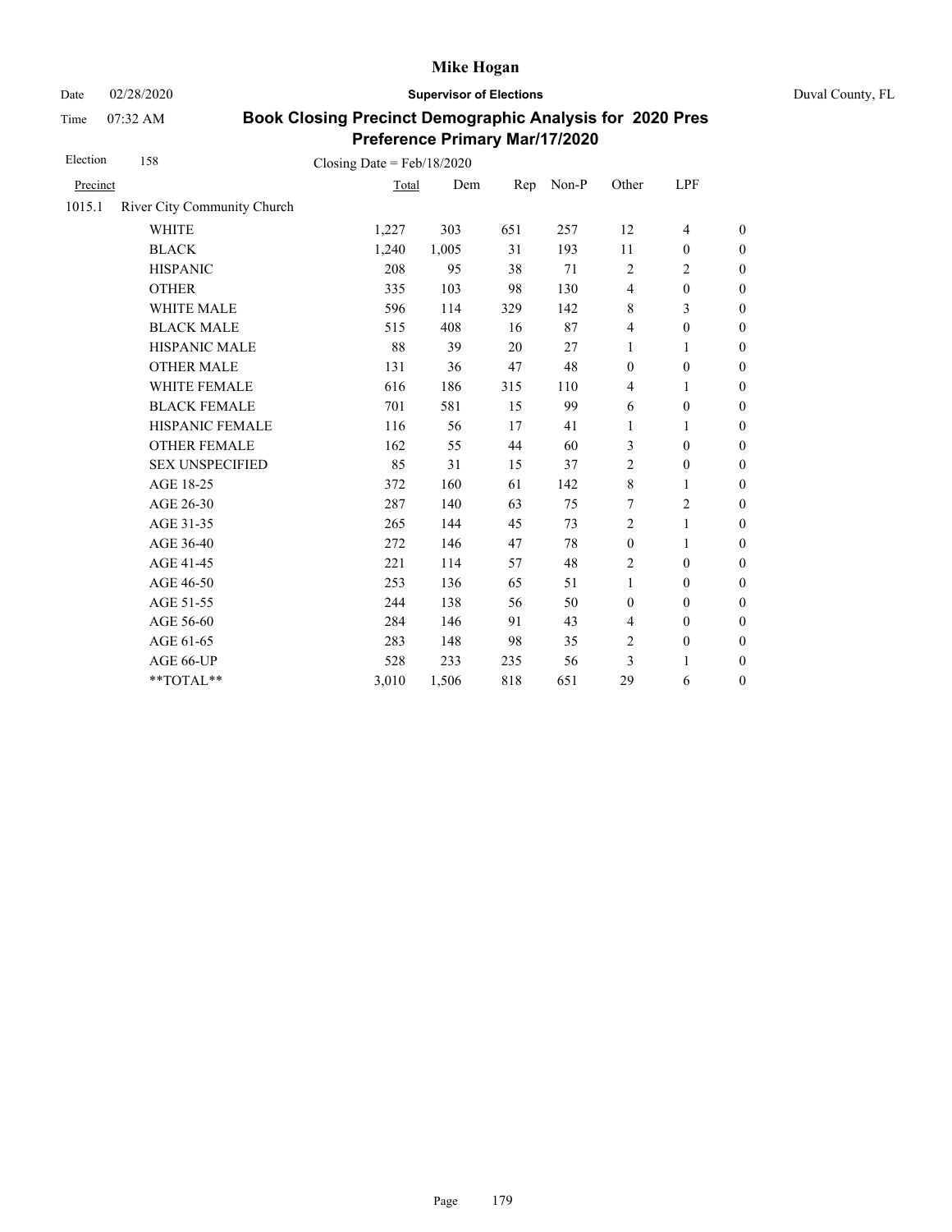Mike Hogan

Date 02/28/2020 **Supervisor of Elections** Duval County, FL

Time 07:32 AM

## Book Closing Precinct Demographic Analysis for 2020 Pres Preference Primary Mar/17/2020

Election 158 Closing Date = Feb/18/2020

| Precinct | | Total | Dem | Rep | Non-P | Other | LPF | |
|---|---|---|---|---|---|---|---|---|
| 1015.1 | River City Community Church | | | | | | | |
| | WHITE | 1,227 | 303 | 651 | 257 | 12 | 4 | 0 |
| | BLACK | 1,240 | 1,005 | 31 | 193 | 11 | 0 | 0 |
| | HISPANIC | 208 | 95 | 38 | 71 | 2 | 2 | 0 |
| | OTHER | 335 | 103 | 98 | 130 | 4 | 0 | 0 |
| | WHITE MALE | 596 | 114 | 329 | 142 | 8 | 3 | 0 |
| | BLACK MALE | 515 | 408 | 16 | 87 | 4 | 0 | 0 |
| | HISPANIC MALE | 88 | 39 | 20 | 27 | 1 | 1 | 0 |
| | OTHER MALE | 131 | 36 | 47 | 48 | 0 | 0 | 0 |
| | WHITE FEMALE | 616 | 186 | 315 | 110 | 4 | 1 | 0 |
| | BLACK FEMALE | 701 | 581 | 15 | 99 | 6 | 0 | 0 |
| | HISPANIC FEMALE | 116 | 56 | 17 | 41 | 1 | 1 | 0 |
| | OTHER FEMALE | 162 | 55 | 44 | 60 | 3 | 0 | 0 |
| | SEX UNSPECIFIED | 85 | 31 | 15 | 37 | 2 | 0 | 0 |
| | AGE 18-25 | 372 | 160 | 61 | 142 | 8 | 1 | 0 |
| | AGE 26-30 | 287 | 140 | 63 | 75 | 7 | 2 | 0 |
| | AGE 31-35 | 265 | 144 | 45 | 73 | 2 | 1 | 0 |
| | AGE 36-40 | 272 | 146 | 47 | 78 | 0 | 1 | 0 |
| | AGE 41-45 | 221 | 114 | 57 | 48 | 2 | 0 | 0 |
| | AGE 46-50 | 253 | 136 | 65 | 51 | 1 | 0 | 0 |
| | AGE 51-55 | 244 | 138 | 56 | 50 | 0 | 0 | 0 |
| | AGE 56-60 | 284 | 146 | 91 | 43 | 4 | 0 | 0 |
| | AGE 61-65 | 283 | 148 | 98 | 35 | 2 | 0 | 0 |
| | AGE 66-UP | 528 | 233 | 235 | 56 | 3 | 1 | 0 |
| | **TOTAL** | 3,010 | 1,506 | 818 | 651 | 29 | 6 | 0 |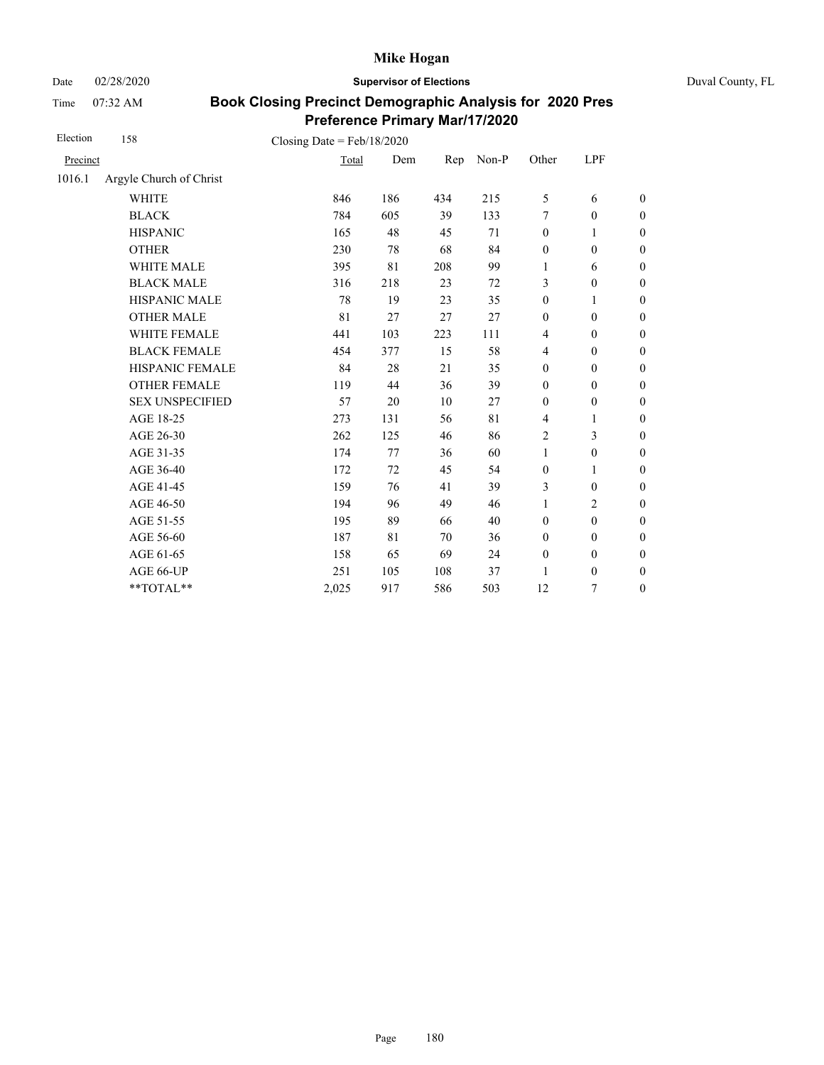# Mike Hogan

Date 02/28/2020 **Supervisor of Elections** Duval County, FL

Time 07:32 AM

## Book Closing Precinct Demographic Analysis for 2020 Pres Preference Primary Mar/17/2020

Election 158 Closing Date = Feb/18/2020

| Precinct | | Total | Dem | Rep | Non-P | Other | LPF | |
|---|---|---|---|---|---|---|---|---|
| 1016.1 | Argyle Church of Christ | | | | | | | |
| | WHITE | 846 | 186 | 434 | 215 | 5 | 6 | 0 |
| | BLACK | 784 | 605 | 39 | 133 | 7 | 0 | 0 |
| | HISPANIC | 165 | 48 | 45 | 71 | 0 | 1 | 0 |
| | OTHER | 230 | 78 | 68 | 84 | 0 | 0 | 0 |
| | WHITE MALE | 395 | 81 | 208 | 99 | 1 | 6 | 0 |
| | BLACK MALE | 316 | 218 | 23 | 72 | 3 | 0 | 0 |
| | HISPANIC MALE | 78 | 19 | 23 | 35 | 0 | 1 | 0 |
| | OTHER MALE | 81 | 27 | 27 | 27 | 0 | 0 | 0 |
| | WHITE FEMALE | 441 | 103 | 223 | 111 | 4 | 0 | 0 |
| | BLACK FEMALE | 454 | 377 | 15 | 58 | 4 | 0 | 0 |
| | HISPANIC FEMALE | 84 | 28 | 21 | 35 | 0 | 0 | 0 |
| | OTHER FEMALE | 119 | 44 | 36 | 39 | 0 | 0 | 0 |
| | SEX UNSPECIFIED | 57 | 20 | 10 | 27 | 0 | 0 | 0 |
| | AGE 18-25 | 273 | 131 | 56 | 81 | 4 | 1 | 0 |
| | AGE 26-30 | 262 | 125 | 46 | 86 | 2 | 3 | 0 |
| | AGE 31-35 | 174 | 77 | 36 | 60 | 1 | 0 | 0 |
| | AGE 36-40 | 172 | 72 | 45 | 54 | 0 | 1 | 0 |
| | AGE 41-45 | 159 | 76 | 41 | 39 | 3 | 0 | 0 |
| | AGE 46-50 | 194 | 96 | 49 | 46 | 1 | 2 | 0 |
| | AGE 51-55 | 195 | 89 | 66 | 40 | 0 | 0 | 0 |
| | AGE 56-60 | 187 | 81 | 70 | 36 | 0 | 0 | 0 |
| | AGE 61-65 | 158 | 65 | 69 | 24 | 0 | 0 | 0 |
| | AGE 66-UP | 251 | 105 | 108 | 37 | 1 | 0 | 0 |
| | **TOTAL** | 2,025 | 917 | 586 | 503 | 12 | 7 | 0 |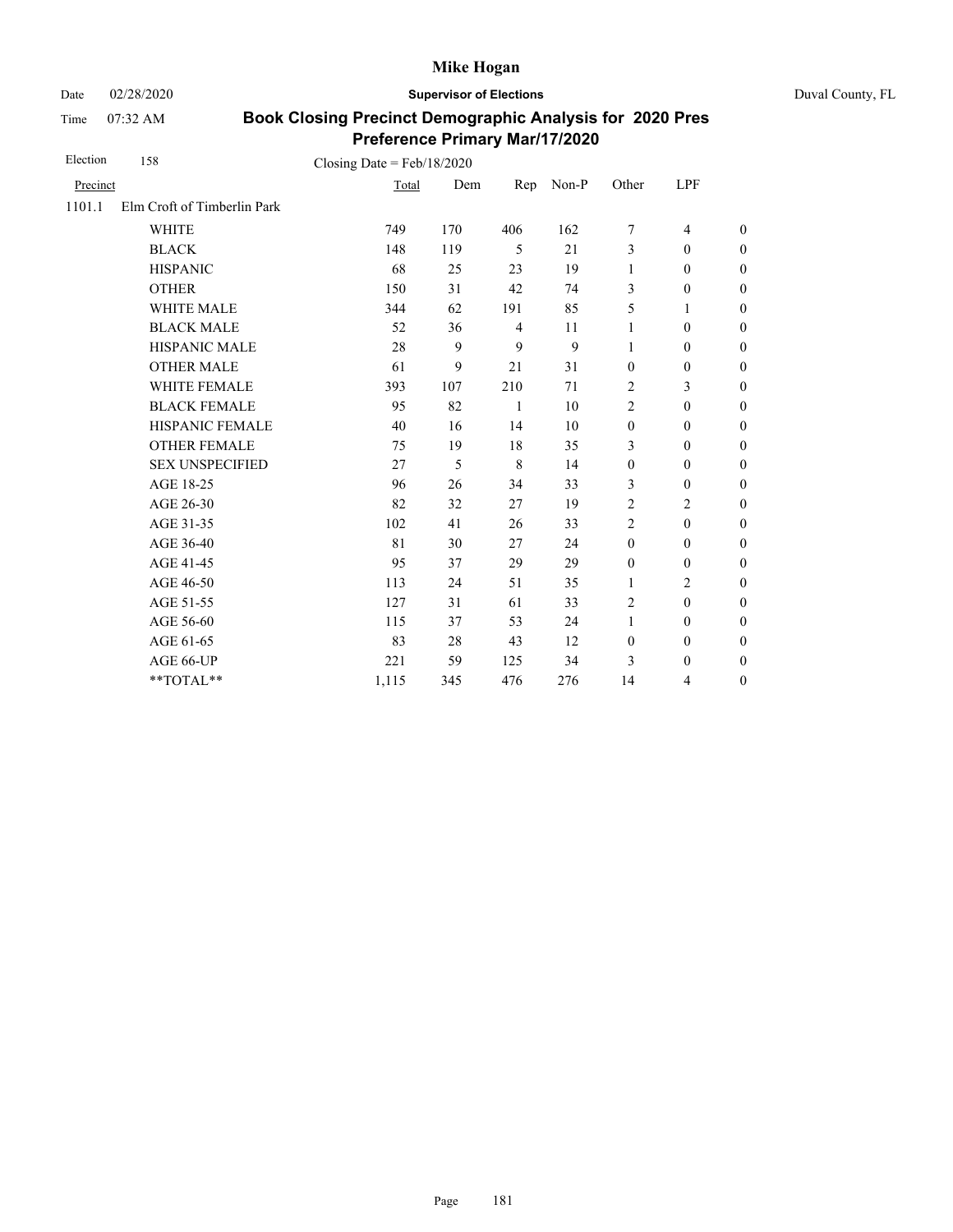# Mike Hogan

Date 02/28/2020 **Supervisor of Elections** Duval County, FL

Time 07:32 AM

## Book Closing Precinct Demographic Analysis for 2020 Pres Preference Primary Mar/17/2020

Election 158 Closing Date = Feb/18/2020

| Precinct | | Total | Dem | Rep | Non-P | Other | LPF | |
|---|---|---|---|---|---|---|---|---|
| 1101.1 | Elm Croft of Timberlin Park | | | | | | | |
| | WHITE | 749 | 170 | 406 | 162 | 7 | 4 | 0 |
| | BLACK | 148 | 119 | 5 | 21 | 3 | 0 | 0 |
| | HISPANIC | 68 | 25 | 23 | 19 | 1 | 0 | 0 |
| | OTHER | 150 | 31 | 42 | 74 | 3 | 0 | 0 |
| | WHITE MALE | 344 | 62 | 191 | 85 | 5 | 1 | 0 |
| | BLACK MALE | 52 | 36 | 4 | 11 | 1 | 0 | 0 |
| | HISPANIC MALE | 28 | 9 | 9 | 9 | 1 | 0 | 0 |
| | OTHER MALE | 61 | 9 | 21 | 31 | 0 | 0 | 0 |
| | WHITE FEMALE | 393 | 107 | 210 | 71 | 2 | 3 | 0 |
| | BLACK FEMALE | 95 | 82 | 1 | 10 | 2 | 0 | 0 |
| | HISPANIC FEMALE | 40 | 16 | 14 | 10 | 0 | 0 | 0 |
| | OTHER FEMALE | 75 | 19 | 18 | 35 | 3 | 0 | 0 |
| | SEX UNSPECIFIED | 27 | 5 | 8 | 14 | 0 | 0 | 0 |
| | AGE 18-25 | 96 | 26 | 34 | 33 | 3 | 0 | 0 |
| | AGE 26-30 | 82 | 32 | 27 | 19 | 2 | 2 | 0 |
| | AGE 31-35 | 102 | 41 | 26 | 33 | 2 | 0 | 0 |
| | AGE 36-40 | 81 | 30 | 27 | 24 | 0 | 0 | 0 |
| | AGE 41-45 | 95 | 37 | 29 | 29 | 0 | 0 | 0 |
| | AGE 46-50 | 113 | 24 | 51 | 35 | 1 | 2 | 0 |
| | AGE 51-55 | 127 | 31 | 61 | 33 | 2 | 0 | 0 |
| | AGE 56-60 | 115 | 37 | 53 | 24 | 1 | 0 | 0 |
| | AGE 61-65 | 83 | 28 | 43 | 12 | 0 | 0 | 0 |
| | AGE 66-UP | 221 | 59 | 125 | 34 | 3 | 0 | 0 |
| | **TOTAL** | 1,115 | 345 | 476 | 276 | 14 | 4 | 0 |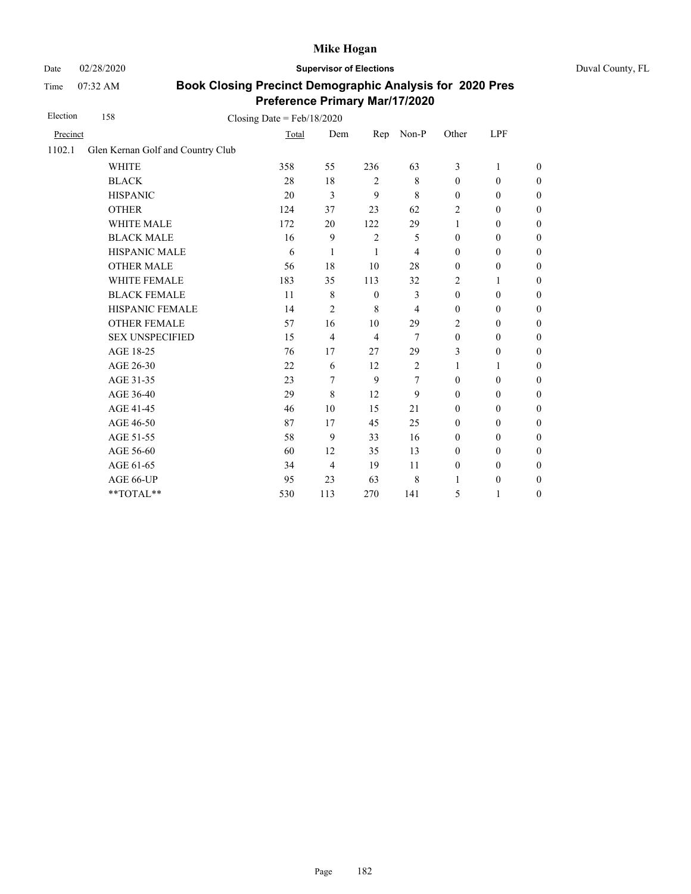# Mike Hogan

Date 02/28/2020 **Supervisor of Elections** Duval County, FL

Time 07:32 AM

## Book Closing Precinct Demographic Analysis for 2020 Pres Preference Primary Mar/17/2020

Election 158 Closing Date = Feb/18/2020

| Precinct | | Total | Dem | Rep | Non-P | Other | LPF | |
|---|---|---|---|---|---|---|---|---|
| 1102.1 | Glen Kernan Golf and Country Club | | | | | | | |
| | WHITE | 358 | 55 | 236 | 63 | 3 | 1 | 0 |
| | BLACK | 28 | 18 | 2 | 8 | 0 | 0 | 0 |
| | HISPANIC | 20 | 3 | 9 | 8 | 0 | 0 | 0 |
| | OTHER | 124 | 37 | 23 | 62 | 2 | 0 | 0 |
| | WHITE MALE | 172 | 20 | 122 | 29 | 1 | 0 | 0 |
| | BLACK MALE | 16 | 9 | 2 | 5 | 0 | 0 | 0 |
| | HISPANIC MALE | 6 | 1 | 1 | 4 | 0 | 0 | 0 |
| | OTHER MALE | 56 | 18 | 10 | 28 | 0 | 0 | 0 |
| | WHITE FEMALE | 183 | 35 | 113 | 32 | 2 | 1 | 0 |
| | BLACK FEMALE | 11 | 8 | 0 | 3 | 0 | 0 | 0 |
| | HISPANIC FEMALE | 14 | 2 | 8 | 4 | 0 | 0 | 0 |
| | OTHER FEMALE | 57 | 16 | 10 | 29 | 2 | 0 | 0 |
| | SEX UNSPECIFIED | 15 | 4 | 4 | 7 | 0 | 0 | 0 |
| | AGE 18-25 | 76 | 17 | 27 | 29 | 3 | 0 | 0 |
| | AGE 26-30 | 22 | 6 | 12 | 2 | 1 | 1 | 0 |
| | AGE 31-35 | 23 | 7 | 9 | 7 | 0 | 0 | 0 |
| | AGE 36-40 | 29 | 8 | 12 | 9 | 0 | 0 | 0 |
| | AGE 41-45 | 46 | 10 | 15 | 21 | 0 | 0 | 0 |
| | AGE 46-50 | 87 | 17 | 45 | 25 | 0 | 0 | 0 |
| | AGE 51-55 | 58 | 9 | 33 | 16 | 0 | 0 | 0 |
| | AGE 56-60 | 60 | 12 | 35 | 13 | 0 | 0 | 0 |
| | AGE 61-65 | 34 | 4 | 19 | 11 | 0 | 0 | 0 |
| | AGE 66-UP | 95 | 23 | 63 | 8 | 1 | 0 | 0 |
| | **TOTAL** | 530 | 113 | 270 | 141 | 5 | 1 | 0 |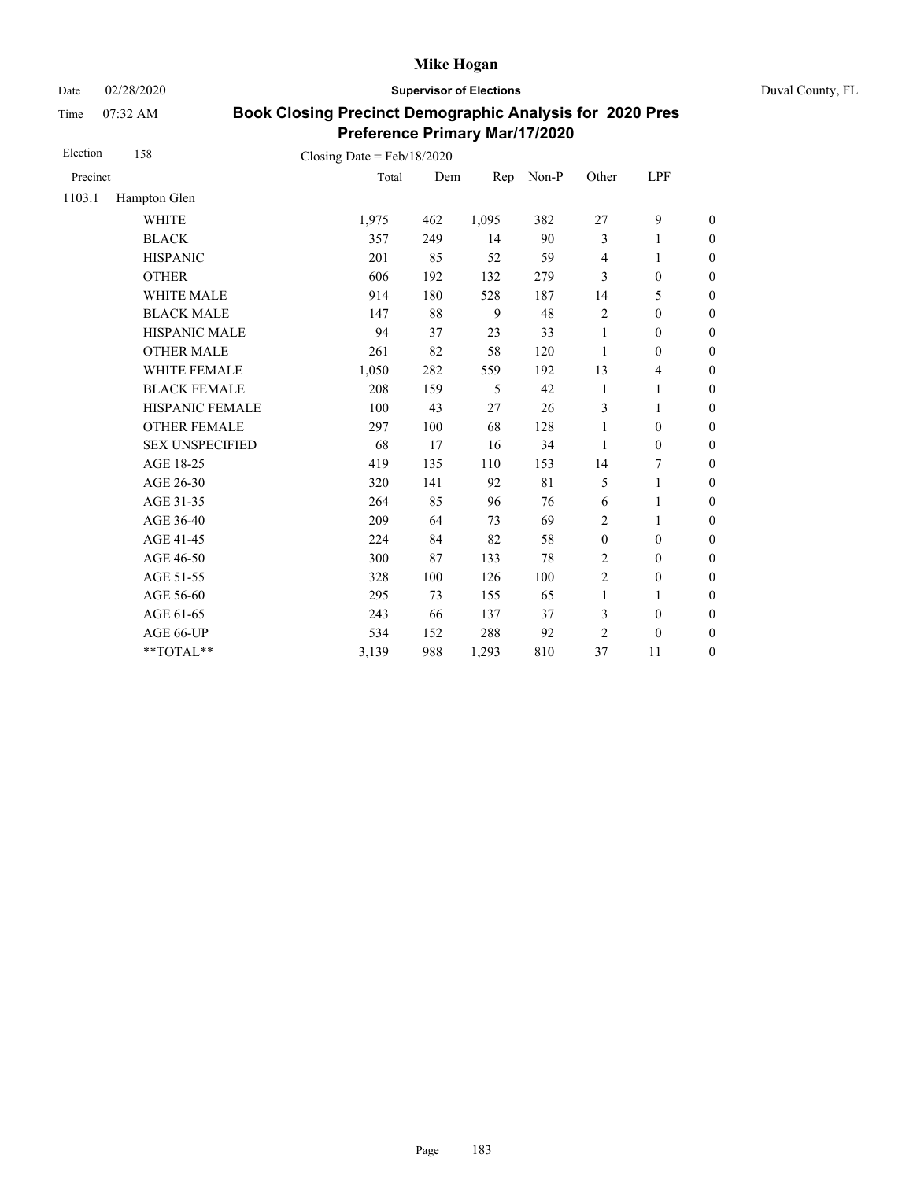**Mike Hogan**

Date 02/28/2020 **Supervisor of Elections** Duval County, FL

Time 07:32 AM

## Book Closing Precinct Demographic Analysis for 2020 Pres Preference Primary Mar/17/2020

Election 158 Closing Date = Feb/18/2020

| Precinct | | Total | Dem | Rep | Non-P | Other | LPF | |
|---|---|---|---|---|---|---|---|---|
| 1103.1 | Hampton Glen | | | | | | | |
| | WHITE | 1,975 | 462 | 1,095 | 382 | 27 | 9 | 0 |
| | BLACK | 357 | 249 | 14 | 90 | 3 | 1 | 0 |
| | HISPANIC | 201 | 85 | 52 | 59 | 4 | 1 | 0 |
| | OTHER | 606 | 192 | 132 | 279 | 3 | 0 | 0 |
| | WHITE MALE | 914 | 180 | 528 | 187 | 14 | 5 | 0 |
| | BLACK MALE | 147 | 88 | 9 | 48 | 2 | 0 | 0 |
| | HISPANIC MALE | 94 | 37 | 23 | 33 | 1 | 0 | 0 |
| | OTHER MALE | 261 | 82 | 58 | 120 | 1 | 0 | 0 |
| | WHITE FEMALE | 1,050 | 282 | 559 | 192 | 13 | 4 | 0 |
| | BLACK FEMALE | 208 | 159 | 5 | 42 | 1 | 1 | 0 |
| | HISPANIC FEMALE | 100 | 43 | 27 | 26 | 3 | 1 | 0 |
| | OTHER FEMALE | 297 | 100 | 68 | 128 | 1 | 0 | 0 |
| | SEX UNSPECIFIED | 68 | 17 | 16 | 34 | 1 | 0 | 0 |
| | AGE 18-25 | 419 | 135 | 110 | 153 | 14 | 7 | 0 |
| | AGE 26-30 | 320 | 141 | 92 | 81 | 5 | 1 | 0 |
| | AGE 31-35 | 264 | 85 | 96 | 76 | 6 | 1 | 0 |
| | AGE 36-40 | 209 | 64 | 73 | 69 | 2 | 1 | 0 |
| | AGE 41-45 | 224 | 84 | 82 | 58 | 0 | 0 | 0 |
| | AGE 46-50 | 300 | 87 | 133 | 78 | 2 | 0 | 0 |
| | AGE 51-55 | 328 | 100 | 126 | 100 | 2 | 0 | 0 |
| | AGE 56-60 | 295 | 73 | 155 | 65 | 1 | 1 | 0 |
| | AGE 61-65 | 243 | 66 | 137 | 37 | 3 | 0 | 0 |
| | AGE 66-UP | 534 | 152 | 288 | 92 | 2 | 0 | 0 |
| | **TOTAL** | 3,139 | 988 | 1,293 | 810 | 37 | 11 | 0 |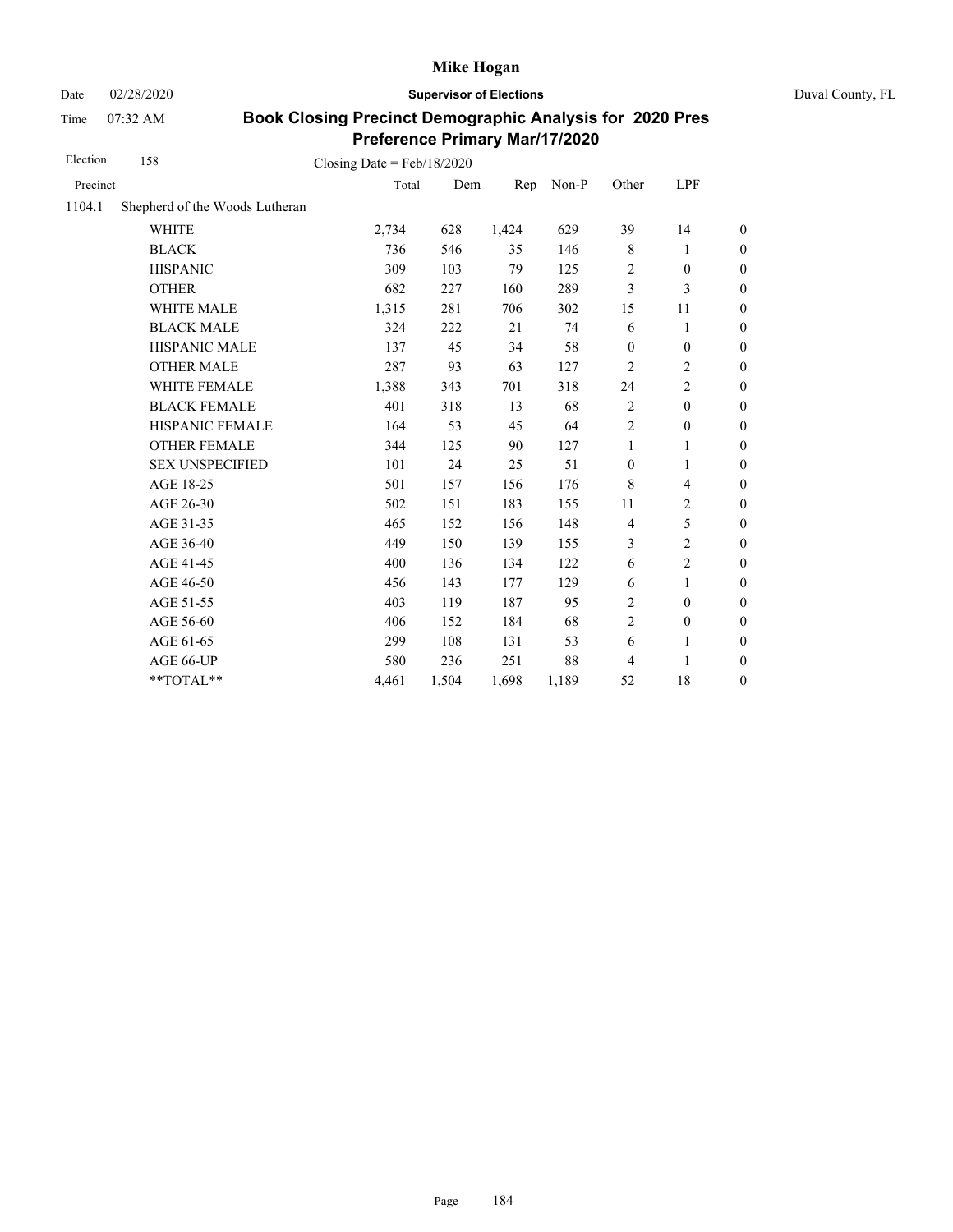# Mike Hogan

Date 02/28/2020 **Supervisor of Elections** Duval County, FL

Time 07:32 AM

## Book Closing Precinct Demographic Analysis for 2020 Pres Preference Primary Mar/17/2020

Election 158 Closing Date = Feb/18/2020

| Precinct | | Total | Dem | Rep | Non-P | Other | LPF | |
|---|---|---|---|---|---|---|---|---|
| 1104.1 | Shepherd of the Woods Lutheran | | | | | | | |
| | WHITE | 2,734 | 628 | 1,424 | 629 | 39 | 14 | 0 |
| | BLACK | 736 | 546 | 35 | 146 | 8 | 1 | 0 |
| | HISPANIC | 309 | 103 | 79 | 125 | 2 | 0 | 0 |
| | OTHER | 682 | 227 | 160 | 289 | 3 | 3 | 0 |
| | WHITE MALE | 1,315 | 281 | 706 | 302 | 15 | 11 | 0 |
| | BLACK MALE | 324 | 222 | 21 | 74 | 6 | 1 | 0 |
| | HISPANIC MALE | 137 | 45 | 34 | 58 | 0 | 0 | 0 |
| | OTHER MALE | 287 | 93 | 63 | 127 | 2 | 2 | 0 |
| | WHITE FEMALE | 1,388 | 343 | 701 | 318 | 24 | 2 | 0 |
| | BLACK FEMALE | 401 | 318 | 13 | 68 | 2 | 0 | 0 |
| | HISPANIC FEMALE | 164 | 53 | 45 | 64 | 2 | 0 | 0 |
| | OTHER FEMALE | 344 | 125 | 90 | 127 | 1 | 1 | 0 |
| | SEX UNSPECIFIED | 101 | 24 | 25 | 51 | 0 | 1 | 0 |
| | AGE 18-25 | 501 | 157 | 156 | 176 | 8 | 4 | 0 |
| | AGE 26-30 | 502 | 151 | 183 | 155 | 11 | 2 | 0 |
| | AGE 31-35 | 465 | 152 | 156 | 148 | 4 | 5 | 0 |
| | AGE 36-40 | 449 | 150 | 139 | 155 | 3 | 2 | 0 |
| | AGE 41-45 | 400 | 136 | 134 | 122 | 6 | 2 | 0 |
| | AGE 46-50 | 456 | 143 | 177 | 129 | 6 | 1 | 0 |
| | AGE 51-55 | 403 | 119 | 187 | 95 | 2 | 0 | 0 |
| | AGE 56-60 | 406 | 152 | 184 | 68 | 2 | 0 | 0 |
| | AGE 61-65 | 299 | 108 | 131 | 53 | 6 | 1 | 0 |
| | AGE 66-UP | 580 | 236 | 251 | 88 | 4 | 1 | 0 |
| | **TOTAL** | 4,461 | 1,504 | 1,698 | 1,189 | 52 | 18 | 0 |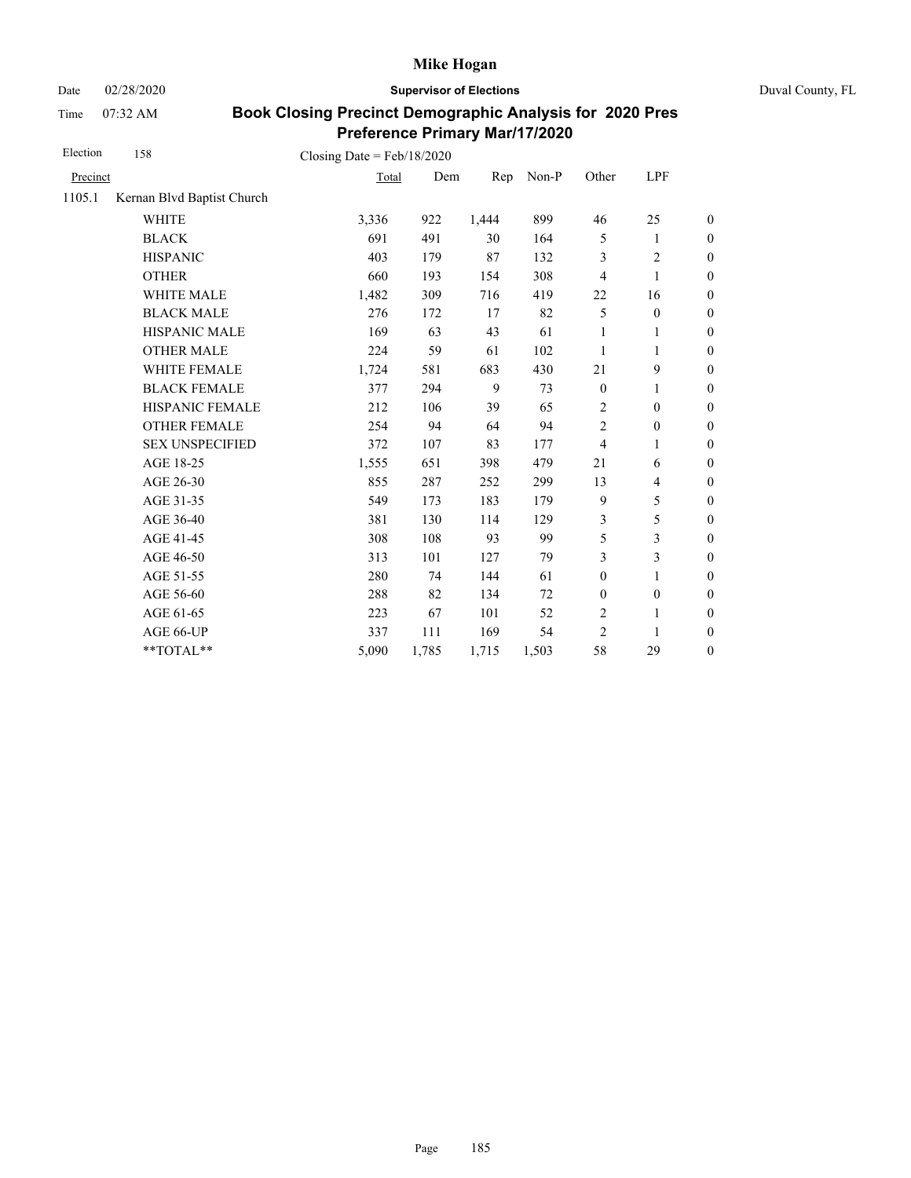**Mike Hogan**

Date 02/28/2020 **Supervisor of Elections** Duval County, FL

Time 07:32 AM

## Book Closing Precinct Demographic Analysis for 2020 Pres Preference Primary Mar/17/2020

Election 158 Closing Date = Feb/18/2020

| Precinct | | Total | Dem | Rep | Non-P | Other | LPF | |
|---|---|---|---|---|---|---|---|---|
| 1105.1 | Kernan Blvd Baptist Church | | | | | | | |
| | WHITE | 3,336 | 922 | 1,444 | 899 | 46 | 25 | 0 |
| | BLACK | 691 | 491 | 30 | 164 | 5 | 1 | 0 |
| | HISPANIC | 403 | 179 | 87 | 132 | 3 | 2 | 0 |
| | OTHER | 660 | 193 | 154 | 308 | 4 | 1 | 0 |
| | WHITE MALE | 1,482 | 309 | 716 | 419 | 22 | 16 | 0 |
| | BLACK MALE | 276 | 172 | 17 | 82 | 5 | 0 | 0 |
| | HISPANIC MALE | 169 | 63 | 43 | 61 | 1 | 1 | 0 |
| | OTHER MALE | 224 | 59 | 61 | 102 | 1 | 1 | 0 |
| | WHITE FEMALE | 1,724 | 581 | 683 | 430 | 21 | 9 | 0 |
| | BLACK FEMALE | 377 | 294 | 9 | 73 | 0 | 1 | 0 |
| | HISPANIC FEMALE | 212 | 106 | 39 | 65 | 2 | 0 | 0 |
| | OTHER FEMALE | 254 | 94 | 64 | 94 | 2 | 0 | 0 |
| | SEX UNSPECIFIED | 372 | 107 | 83 | 177 | 4 | 1 | 0 |
| | AGE 18-25 | 1,555 | 651 | 398 | 479 | 21 | 6 | 0 |
| | AGE 26-30 | 855 | 287 | 252 | 299 | 13 | 4 | 0 |
| | AGE 31-35 | 549 | 173 | 183 | 179 | 9 | 5 | 0 |
| | AGE 36-40 | 381 | 130 | 114 | 129 | 3 | 5 | 0 |
| | AGE 41-45 | 308 | 108 | 93 | 99 | 5 | 3 | 0 |
| | AGE 46-50 | 313 | 101 | 127 | 79 | 3 | 3 | 0 |
| | AGE 51-55 | 280 | 74 | 144 | 61 | 0 | 1 | 0 |
| | AGE 56-60 | 288 | 82 | 134 | 72 | 0 | 0 | 0 |
| | AGE 61-65 | 223 | 67 | 101 | 52 | 2 | 1 | 0 |
| | AGE 66-UP | 337 | 111 | 169 | 54 | 2 | 1 | 0 |
| | **TOTAL** | 5,090 | 1,785 | 1,715 | 1,503 | 58 | 29 | 0 |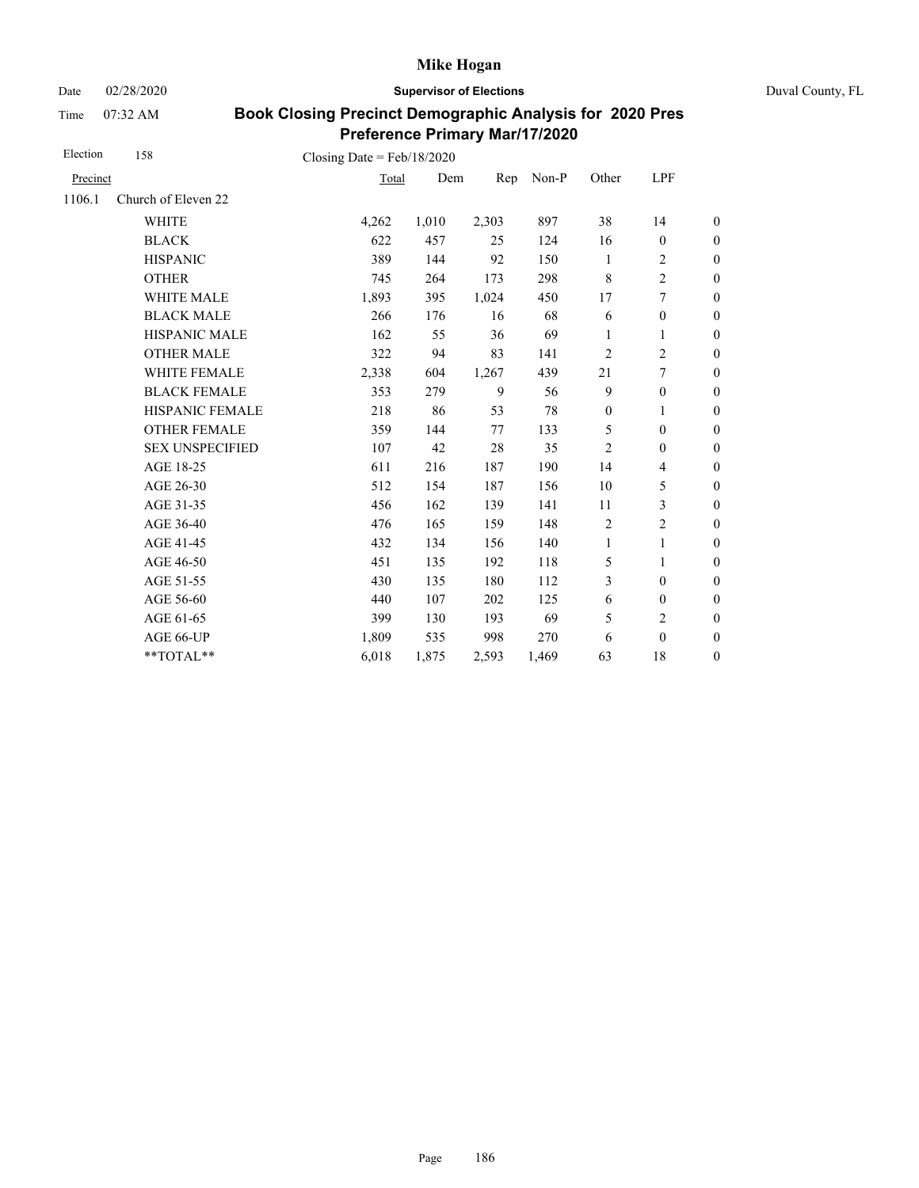# Mike Hogan

Date 02/28/2020 **Supervisor of Elections** Duval County, FL

Time 07:32 AM

## Book Closing Precinct Demographic Analysis for 2020 Pres Preference Primary Mar/17/2020

Election 158 Closing Date = Feb/18/2020

| Precinct | | Total | Dem | Rep | Non-P | Other | LPF | |
|---|---|---|---|---|---|---|---|---|
| 1106.1 | Church of Eleven 22 | | | | | | | |
| | WHITE | 4,262 | 1,010 | 2,303 | 897 | 38 | 14 | 0 |
| | BLACK | 622 | 457 | 25 | 124 | 16 | 0 | 0 |
| | HISPANIC | 389 | 144 | 92 | 150 | 1 | 2 | 0 |
| | OTHER | 745 | 264 | 173 | 298 | 8 | 2 | 0 |
| | WHITE MALE | 1,893 | 395 | 1,024 | 450 | 17 | 7 | 0 |
| | BLACK MALE | 266 | 176 | 16 | 68 | 6 | 0 | 0 |
| | HISPANIC MALE | 162 | 55 | 36 | 69 | 1 | 1 | 0 |
| | OTHER MALE | 322 | 94 | 83 | 141 | 2 | 2 | 0 |
| | WHITE FEMALE | 2,338 | 604 | 1,267 | 439 | 21 | 7 | 0 |
| | BLACK FEMALE | 353 | 279 | 9 | 56 | 9 | 0 | 0 |
| | HISPANIC FEMALE | 218 | 86 | 53 | 78 | 0 | 1 | 0 |
| | OTHER FEMALE | 359 | 144 | 77 | 133 | 5 | 0 | 0 |
| | SEX UNSPECIFIED | 107 | 42 | 28 | 35 | 2 | 0 | 0 |
| | AGE 18-25 | 611 | 216 | 187 | 190 | 14 | 4 | 0 |
| | AGE 26-30 | 512 | 154 | 187 | 156 | 10 | 5 | 0 |
| | AGE 31-35 | 456 | 162 | 139 | 141 | 11 | 3 | 0 |
| | AGE 36-40 | 476 | 165 | 159 | 148 | 2 | 2 | 0 |
| | AGE 41-45 | 432 | 134 | 156 | 140 | 1 | 1 | 0 |
| | AGE 46-50 | 451 | 135 | 192 | 118 | 5 | 1 | 0 |
| | AGE 51-55 | 430 | 135 | 180 | 112 | 3 | 0 | 0 |
| | AGE 56-60 | 440 | 107 | 202 | 125 | 6 | 0 | 0 |
| | AGE 61-65 | 399 | 130 | 193 | 69 | 5 | 2 | 0 |
| | AGE 66-UP | 1,809 | 535 | 998 | 270 | 6 | 0 | 0 |
| | **TOTAL** | 6,018 | 1,875 | 2,593 | 1,469 | 63 | 18 | 0 |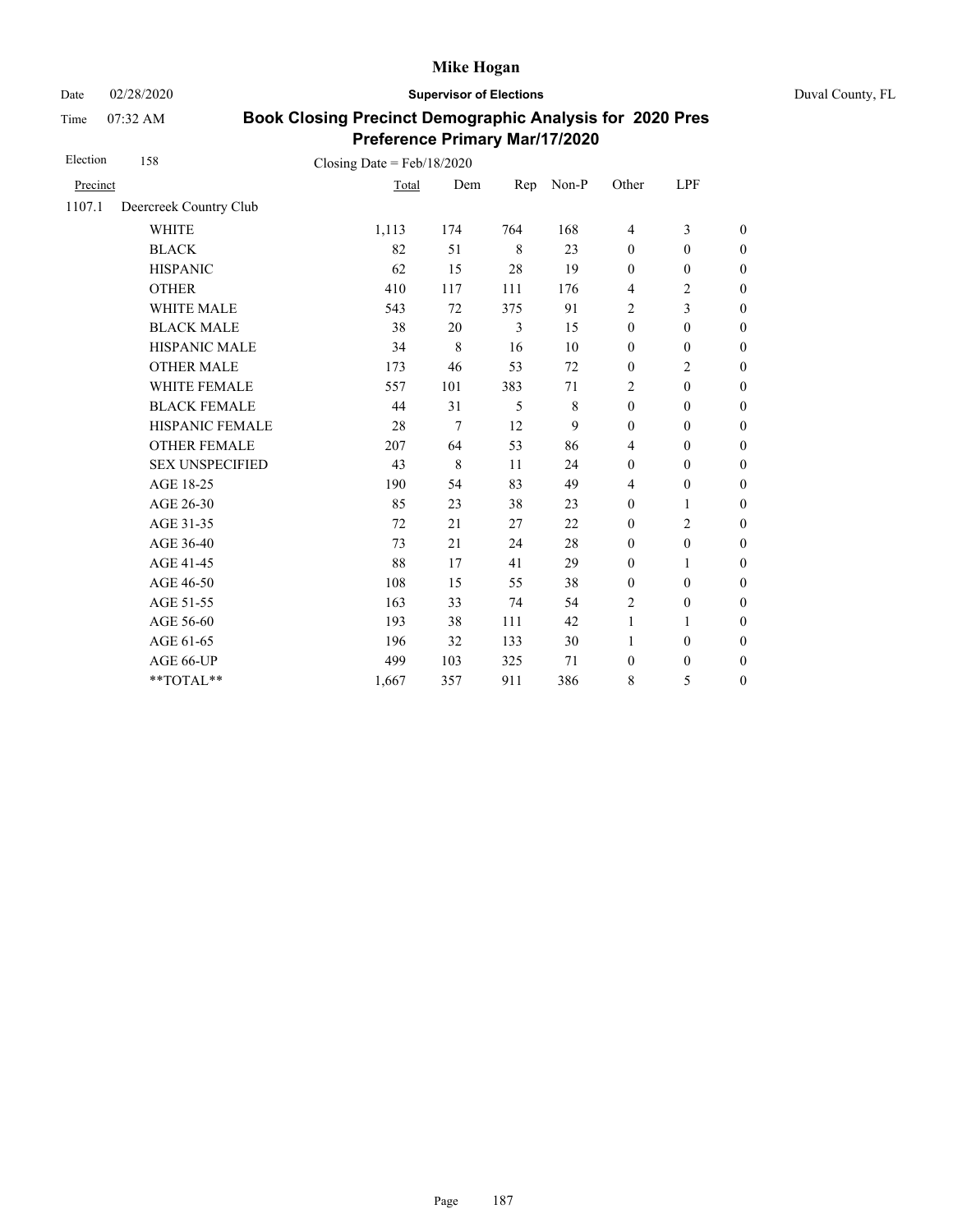# Mike Hogan

Date 02/28/2020 **Supervisor of Elections** Duval County, FL

Time 07:32 AM

## Book Closing Precinct Demographic Analysis for 2020 Pres Preference Primary Mar/17/2020

Election 158 Closing Date = Feb/18/2020

| Precinct | | Total | Dem | Rep | Non-P | Other | LPF | |
|---|---|---|---|---|---|---|---|---|
| 1107.1 | Deercreek Country Club | | | | | | | |
| | WHITE | 1,113 | 174 | 764 | 168 | 4 | 3 | 0 |
| | BLACK | 82 | 51 | 8 | 23 | 0 | 0 | 0 |
| | HISPANIC | 62 | 15 | 28 | 19 | 0 | 0 | 0 |
| | OTHER | 410 | 117 | 111 | 176 | 4 | 2 | 0 |
| | WHITE MALE | 543 | 72 | 375 | 91 | 2 | 3 | 0 |
| | BLACK MALE | 38 | 20 | 3 | 15 | 0 | 0 | 0 |
| | HISPANIC MALE | 34 | 8 | 16 | 10 | 0 | 0 | 0 |
| | OTHER MALE | 173 | 46 | 53 | 72 | 0 | 2 | 0 |
| | WHITE FEMALE | 557 | 101 | 383 | 71 | 2 | 0 | 0 |
| | BLACK FEMALE | 44 | 31 | 5 | 8 | 0 | 0 | 0 |
| | HISPANIC FEMALE | 28 | 7 | 12 | 9 | 0 | 0 | 0 |
| | OTHER FEMALE | 207 | 64 | 53 | 86 | 4 | 0 | 0 |
| | SEX UNSPECIFIED | 43 | 8 | 11 | 24 | 0 | 0 | 0 |
| | AGE 18-25 | 190 | 54 | 83 | 49 | 4 | 0 | 0 |
| | AGE 26-30 | 85 | 23 | 38 | 23 | 0 | 1 | 0 |
| | AGE 31-35 | 72 | 21 | 27 | 22 | 0 | 2 | 0 |
| | AGE 36-40 | 73 | 21 | 24 | 28 | 0 | 0 | 0 |
| | AGE 41-45 | 88 | 17 | 41 | 29 | 0 | 1 | 0 |
| | AGE 46-50 | 108 | 15 | 55 | 38 | 0 | 0 | 0 |
| | AGE 51-55 | 163 | 33 | 74 | 54 | 2 | 0 | 0 |
| | AGE 56-60 | 193 | 38 | 111 | 42 | 1 | 1 | 0 |
| | AGE 61-65 | 196 | 32 | 133 | 30 | 1 | 0 | 0 |
| | AGE 66-UP | 499 | 103 | 325 | 71 | 0 | 0 | 0 |
| | **TOTAL** | 1,667 | 357 | 911 | 386 | 8 | 5 | 0 |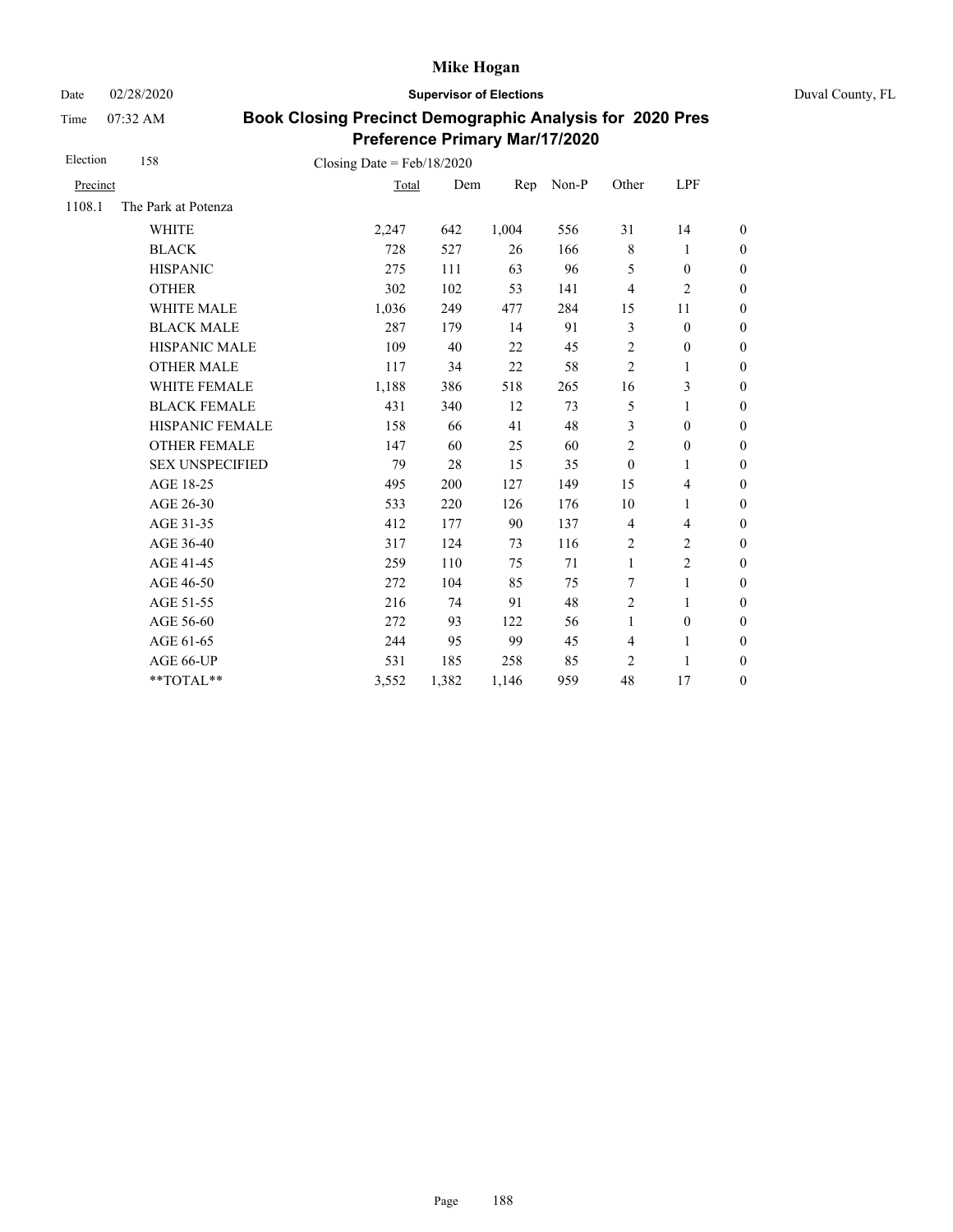# Mike Hogan

Date 02/28/2020 **Supervisor of Elections** Duval County, FL

Time 07:32 AM

## Book Closing Precinct Demographic Analysis for 2020 Pres Preference Primary Mar/17/2020

Election 158 Closing Date = Feb/18/2020

| Precinct | | Total | Dem | Rep | Non-P | Other | LPF | |
|---|---|---|---|---|---|---|---|---|
| 1108.1 | The Park at Potenza | | | | | | | |
| | WHITE | 2,247 | 642 | 1,004 | 556 | 31 | 14 | 0 |
| | BLACK | 728 | 527 | 26 | 166 | 8 | 1 | 0 |
| | HISPANIC | 275 | 111 | 63 | 96 | 5 | 0 | 0 |
| | OTHER | 302 | 102 | 53 | 141 | 4 | 2 | 0 |
| | WHITE MALE | 1,036 | 249 | 477 | 284 | 15 | 11 | 0 |
| | BLACK MALE | 287 | 179 | 14 | 91 | 3 | 0 | 0 |
| | HISPANIC MALE | 109 | 40 | 22 | 45 | 2 | 0 | 0 |
| | OTHER MALE | 117 | 34 | 22 | 58 | 2 | 1 | 0 |
| | WHITE FEMALE | 1,188 | 386 | 518 | 265 | 16 | 3 | 0 |
| | BLACK FEMALE | 431 | 340 | 12 | 73 | 5 | 1 | 0 |
| | HISPANIC FEMALE | 158 | 66 | 41 | 48 | 3 | 0 | 0 |
| | OTHER FEMALE | 147 | 60 | 25 | 60 | 2 | 0 | 0 |
| | SEX UNSPECIFIED | 79 | 28 | 15 | 35 | 0 | 1 | 0 |
| | AGE 18-25 | 495 | 200 | 127 | 149 | 15 | 4 | 0 |
| | AGE 26-30 | 533 | 220 | 126 | 176 | 10 | 1 | 0 |
| | AGE 31-35 | 412 | 177 | 90 | 137 | 4 | 4 | 0 |
| | AGE 36-40 | 317 | 124 | 73 | 116 | 2 | 2 | 0 |
| | AGE 41-45 | 259 | 110 | 75 | 71 | 1 | 2 | 0 |
| | AGE 46-50 | 272 | 104 | 85 | 75 | 7 | 1 | 0 |
| | AGE 51-55 | 216 | 74 | 91 | 48 | 2 | 1 | 0 |
| | AGE 56-60 | 272 | 93 | 122 | 56 | 1 | 0 | 0 |
| | AGE 61-65 | 244 | 95 | 99 | 45 | 4 | 1 | 0 |
| | AGE 66-UP | 531 | 185 | 258 | 85 | 2 | 1 | 0 |
| | **TOTAL** | 3,552 | 1,382 | 1,146 | 959 | 48 | 17 | 0 |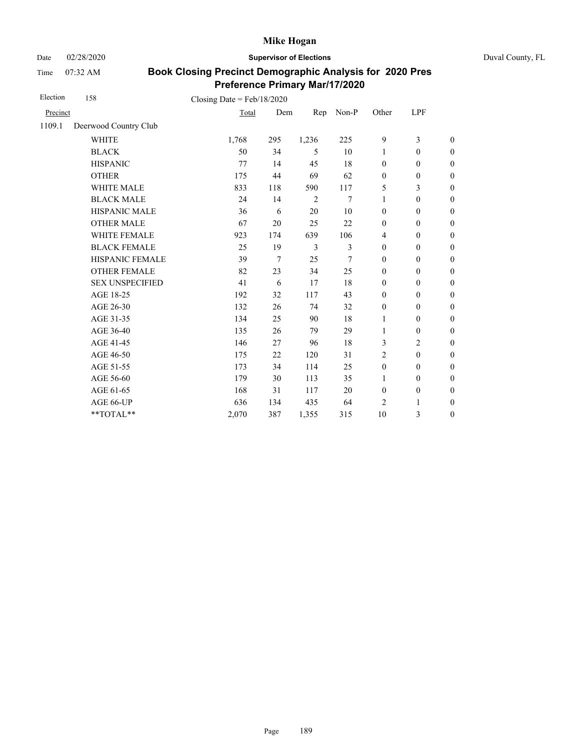# Mike Hogan

Date 02/28/2020 **Supervisor of Elections** Duval County, FL

Time 07:32 AM

## Book Closing Precinct Demographic Analysis for 2020 Pres Preference Primary Mar/17/2020

Election 158 Closing Date = Feb/18/2020

| Precinct | | Total | Dem | Rep | Non-P | Other | LPF | |
|---|---|---|---|---|---|---|---|---|
| 1109.1 | Deerwood Country Club | | | | | | | |
| | WHITE | 1,768 | 295 | 1,236 | 225 | 9 | 3 | 0 |
| | BLACK | 50 | 34 | 5 | 10 | 1 | 0 | 0 |
| | HISPANIC | 77 | 14 | 45 | 18 | 0 | 0 | 0 |
| | OTHER | 175 | 44 | 69 | 62 | 0 | 0 | 0 |
| | WHITE MALE | 833 | 118 | 590 | 117 | 5 | 3 | 0 |
| | BLACK MALE | 24 | 14 | 2 | 7 | 1 | 0 | 0 |
| | HISPANIC MALE | 36 | 6 | 20 | 10 | 0 | 0 | 0 |
| | OTHER MALE | 67 | 20 | 25 | 22 | 0 | 0 | 0 |
| | WHITE FEMALE | 923 | 174 | 639 | 106 | 4 | 0 | 0 |
| | BLACK FEMALE | 25 | 19 | 3 | 3 | 0 | 0 | 0 |
| | HISPANIC FEMALE | 39 | 7 | 25 | 7 | 0 | 0 | 0 |
| | OTHER FEMALE | 82 | 23 | 34 | 25 | 0 | 0 | 0 |
| | SEX UNSPECIFIED | 41 | 6 | 17 | 18 | 0 | 0 | 0 |
| | AGE 18-25 | 192 | 32 | 117 | 43 | 0 | 0 | 0 |
| | AGE 26-30 | 132 | 26 | 74 | 32 | 0 | 0 | 0 |
| | AGE 31-35 | 134 | 25 | 90 | 18 | 1 | 0 | 0 |
| | AGE 36-40 | 135 | 26 | 79 | 29 | 1 | 0 | 0 |
| | AGE 41-45 | 146 | 27 | 96 | 18 | 3 | 2 | 0 |
| | AGE 46-50 | 175 | 22 | 120 | 31 | 2 | 0 | 0 |
| | AGE 51-55 | 173 | 34 | 114 | 25 | 0 | 0 | 0 |
| | AGE 56-60 | 179 | 30 | 113 | 35 | 1 | 0 | 0 |
| | AGE 61-65 | 168 | 31 | 117 | 20 | 0 | 0 | 0 |
| | AGE 66-UP | 636 | 134 | 435 | 64 | 2 | 1 | 0 |
| | **TOTAL** | 2,070 | 387 | 1,355 | 315 | 10 | 3 | 0 |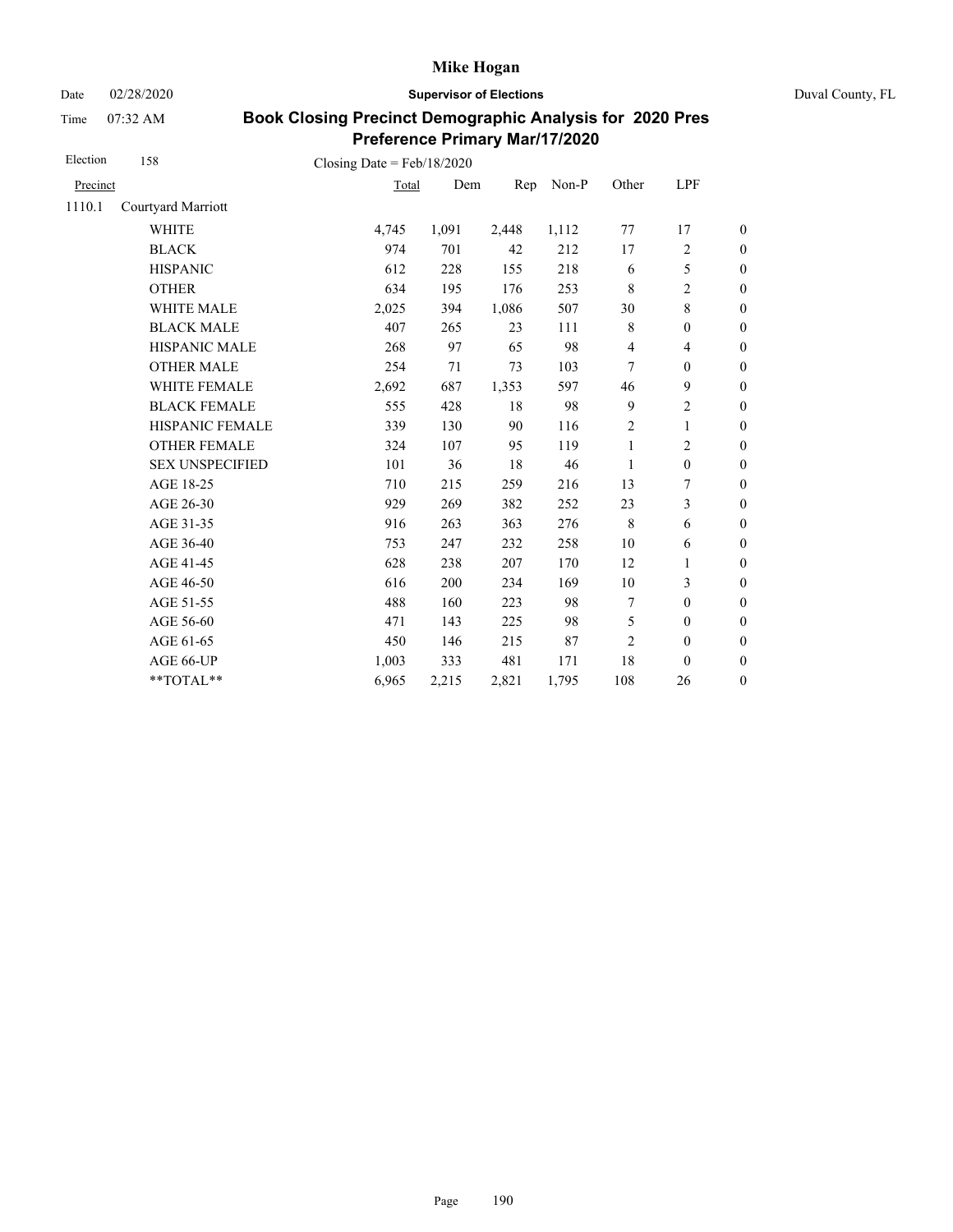**Mike Hogan**

Date 02/28/2020 **Supervisor of Elections** Duval County, FL

Time 07:32 AM

## Book Closing Precinct Demographic Analysis for 2020 Pres Preference Primary Mar/17/2020

Election 158 Closing Date = Feb/18/2020

| Precinct | | Total | Dem | Rep | Non-P | Other | LPF | |
|---|---|---|---|---|---|---|---|---|
| 1110.1 | Courtyard Marriott | | | | | | | |
| | WHITE | 4,745 | 1,091 | 2,448 | 1,112 | 77 | 17 | 0 |
| | BLACK | 974 | 701 | 42 | 212 | 17 | 2 | 0 |
| | HISPANIC | 612 | 228 | 155 | 218 | 6 | 5 | 0 |
| | OTHER | 634 | 195 | 176 | 253 | 8 | 2 | 0 |
| | WHITE MALE | 2,025 | 394 | 1,086 | 507 | 30 | 8 | 0 |
| | BLACK MALE | 407 | 265 | 23 | 111 | 8 | 0 | 0 |
| | HISPANIC MALE | 268 | 97 | 65 | 98 | 4 | 4 | 0 |
| | OTHER MALE | 254 | 71 | 73 | 103 | 7 | 0 | 0 |
| | WHITE FEMALE | 2,692 | 687 | 1,353 | 597 | 46 | 9 | 0 |
| | BLACK FEMALE | 555 | 428 | 18 | 98 | 9 | 2 | 0 |
| | HISPANIC FEMALE | 339 | 130 | 90 | 116 | 2 | 1 | 0 |
| | OTHER FEMALE | 324 | 107 | 95 | 119 | 1 | 2 | 0 |
| | SEX UNSPECIFIED | 101 | 36 | 18 | 46 | 1 | 0 | 0 |
| | AGE 18-25 | 710 | 215 | 259 | 216 | 13 | 7 | 0 |
| | AGE 26-30 | 929 | 269 | 382 | 252 | 23 | 3 | 0 |
| | AGE 31-35 | 916 | 263 | 363 | 276 | 8 | 6 | 0 |
| | AGE 36-40 | 753 | 247 | 232 | 258 | 10 | 6 | 0 |
| | AGE 41-45 | 628 | 238 | 207 | 170 | 12 | 1 | 0 |
| | AGE 46-50 | 616 | 200 | 234 | 169 | 10 | 3 | 0 |
| | AGE 51-55 | 488 | 160 | 223 | 98 | 7 | 0 | 0 |
| | AGE 56-60 | 471 | 143 | 225 | 98 | 5 | 0 | 0 |
| | AGE 61-65 | 450 | 146 | 215 | 87 | 2 | 0 | 0 |
| | AGE 66-UP | 1,003 | 333 | 481 | 171 | 18 | 0 | 0 |
| | **TOTAL** | 6,965 | 2,215 | 2,821 | 1,795 | 108 | 26 | 0 |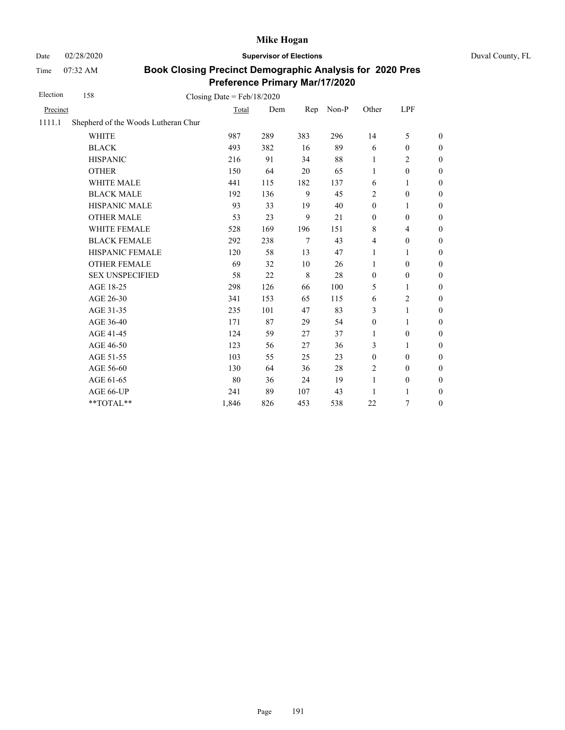# Mike Hogan

Date 02/28/2020 **Supervisor of Elections** Duval County, FL

Time 07:32 AM

## Book Closing Precinct Demographic Analysis for 2020 Pres Preference Primary Mar/17/2020

Election 158 Closing Date = Feb/18/2020

| Precinct | | Total | Dem | Rep | Non-P | Other | LPF | |
|---|---|---|---|---|---|---|---|---|
| 1111.1 | Shepherd of the Woods Lutheran Chur | | | | | | | |
| | WHITE | 987 | 289 | 383 | 296 | 14 | 5 | 0 |
| | BLACK | 493 | 382 | 16 | 89 | 6 | 0 | 0 |
| | HISPANIC | 216 | 91 | 34 | 88 | 1 | 2 | 0 |
| | OTHER | 150 | 64 | 20 | 65 | 1 | 0 | 0 |
| | WHITE MALE | 441 | 115 | 182 | 137 | 6 | 1 | 0 |
| | BLACK MALE | 192 | 136 | 9 | 45 | 2 | 0 | 0 |
| | HISPANIC MALE | 93 | 33 | 19 | 40 | 0 | 1 | 0 |
| | OTHER MALE | 53 | 23 | 9 | 21 | 0 | 0 | 0 |
| | WHITE FEMALE | 528 | 169 | 196 | 151 | 8 | 4 | 0 |
| | BLACK FEMALE | 292 | 238 | 7 | 43 | 4 | 0 | 0 |
| | HISPANIC FEMALE | 120 | 58 | 13 | 47 | 1 | 1 | 0 |
| | OTHER FEMALE | 69 | 32 | 10 | 26 | 1 | 0 | 0 |
| | SEX UNSPECIFIED | 58 | 22 | 8 | 28 | 0 | 0 | 0 |
| | AGE 18-25 | 298 | 126 | 66 | 100 | 5 | 1 | 0 |
| | AGE 26-30 | 341 | 153 | 65 | 115 | 6 | 2 | 0 |
| | AGE 31-35 | 235 | 101 | 47 | 83 | 3 | 1 | 0 |
| | AGE 36-40 | 171 | 87 | 29 | 54 | 0 | 1 | 0 |
| | AGE 41-45 | 124 | 59 | 27 | 37 | 1 | 0 | 0 |
| | AGE 46-50 | 123 | 56 | 27 | 36 | 3 | 1 | 0 |
| | AGE 51-55 | 103 | 55 | 25 | 23 | 0 | 0 | 0 |
| | AGE 56-60 | 130 | 64 | 36 | 28 | 2 | 0 | 0 |
| | AGE 61-65 | 80 | 36 | 24 | 19 | 1 | 0 | 0 |
| | AGE 66-UP | 241 | 89 | 107 | 43 | 1 | 1 | 0 |
| | **TOTAL** | 1,846 | 826 | 453 | 538 | 22 | 7 | 0 |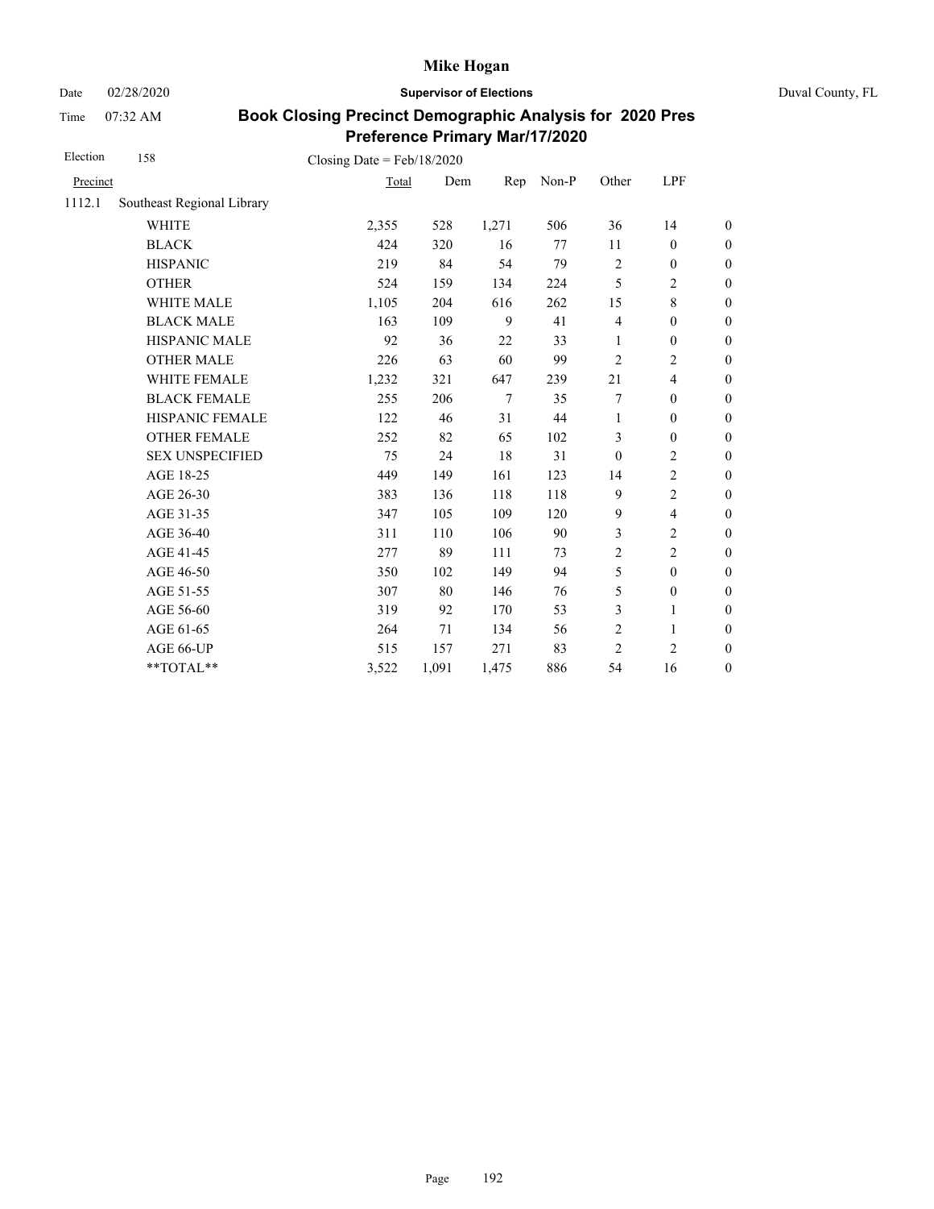# Mike Hogan

Date 02/28/2020 **Supervisor of Elections** Duval County, FL

Time 07:32 AM

## Book Closing Precinct Demographic Analysis for 2020 Pres Preference Primary Mar/17/2020

Election 158 Closing Date = Feb/18/2020

| Precinct | | Total | Dem | Rep | Non-P | Other | LPF | |
|---|---|---|---|---|---|---|---|---|
| 1112.1 | Southeast Regional Library | | | | | | | |
| | WHITE | 2,355 | 528 | 1,271 | 506 | 36 | 14 | 0 |
| | BLACK | 424 | 320 | 16 | 77 | 11 | 0 | 0 |
| | HISPANIC | 219 | 84 | 54 | 79 | 2 | 0 | 0 |
| | OTHER | 524 | 159 | 134 | 224 | 5 | 2 | 0 |
| | WHITE MALE | 1,105 | 204 | 616 | 262 | 15 | 8 | 0 |
| | BLACK MALE | 163 | 109 | 9 | 41 | 4 | 0 | 0 |
| | HISPANIC MALE | 92 | 36 | 22 | 33 | 1 | 0 | 0 |
| | OTHER MALE | 226 | 63 | 60 | 99 | 2 | 2 | 0 |
| | WHITE FEMALE | 1,232 | 321 | 647 | 239 | 21 | 4 | 0 |
| | BLACK FEMALE | 255 | 206 | 7 | 35 | 7 | 0 | 0 |
| | HISPANIC FEMALE | 122 | 46 | 31 | 44 | 1 | 0 | 0 |
| | OTHER FEMALE | 252 | 82 | 65 | 102 | 3 | 0 | 0 |
| | SEX UNSPECIFIED | 75 | 24 | 18 | 31 | 0 | 2 | 0 |
| | AGE 18-25 | 449 | 149 | 161 | 123 | 14 | 2 | 0 |
| | AGE 26-30 | 383 | 136 | 118 | 118 | 9 | 2 | 0 |
| | AGE 31-35 | 347 | 105 | 109 | 120 | 9 | 4 | 0 |
| | AGE 36-40 | 311 | 110 | 106 | 90 | 3 | 2 | 0 |
| | AGE 41-45 | 277 | 89 | 111 | 73 | 2 | 2 | 0 |
| | AGE 46-50 | 350 | 102 | 149 | 94 | 5 | 0 | 0 |
| | AGE 51-55 | 307 | 80 | 146 | 76 | 5 | 0 | 0 |
| | AGE 56-60 | 319 | 92 | 170 | 53 | 3 | 1 | 0 |
| | AGE 61-65 | 264 | 71 | 134 | 56 | 2 | 1 | 0 |
| | AGE 66-UP | 515 | 157 | 271 | 83 | 2 | 2 | 0 |
| | **TOTAL** | 3,522 | 1,091 | 1,475 | 886 | 54 | 16 | 0 |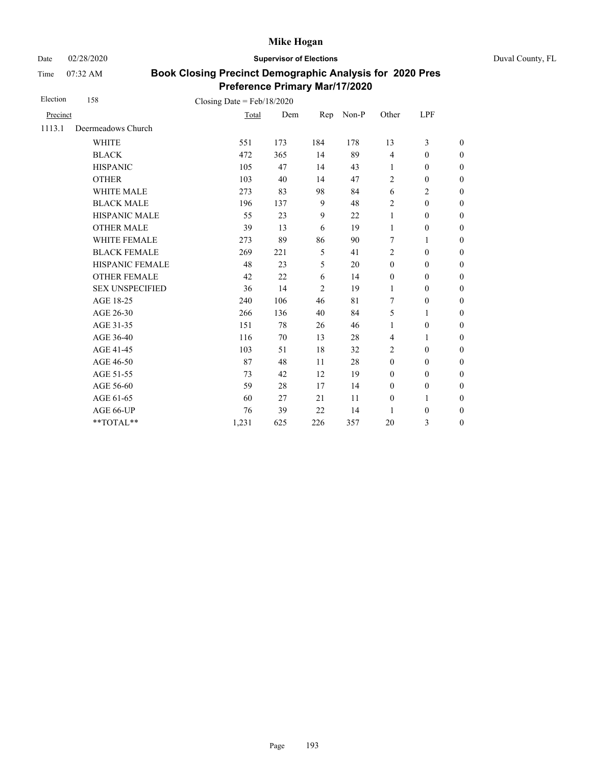# Mike Hogan

Date 02/28/2020 **Supervisor of Elections** Duval County, FL

Time 07:32 AM

## Book Closing Precinct Demographic Analysis for 2020 Pres Preference Primary Mar/17/2020

Election 158 Closing Date = Feb/18/2020

| Precinct | | Total | Dem | Rep | Non-P | Other | LPF | |
|---|---|---|---|---|---|---|---|---|
| 1113.1 | Deermeadows Church | | | | | | | |
| | WHITE | 551 | 173 | 184 | 178 | 13 | 3 | 0 |
| | BLACK | 472 | 365 | 14 | 89 | 4 | 0 | 0 |
| | HISPANIC | 105 | 47 | 14 | 43 | 1 | 0 | 0 |
| | OTHER | 103 | 40 | 14 | 47 | 2 | 0 | 0 |
| | WHITE MALE | 273 | 83 | 98 | 84 | 6 | 2 | 0 |
| | BLACK MALE | 196 | 137 | 9 | 48 | 2 | 0 | 0 |
| | HISPANIC MALE | 55 | 23 | 9 | 22 | 1 | 0 | 0 |
| | OTHER MALE | 39 | 13 | 6 | 19 | 1 | 0 | 0 |
| | WHITE FEMALE | 273 | 89 | 86 | 90 | 7 | 1 | 0 |
| | BLACK FEMALE | 269 | 221 | 5 | 41 | 2 | 0 | 0 |
| | HISPANIC FEMALE | 48 | 23 | 5 | 20 | 0 | 0 | 0 |
| | OTHER FEMALE | 42 | 22 | 6 | 14 | 0 | 0 | 0 |
| | SEX UNSPECIFIED | 36 | 14 | 2 | 19 | 1 | 0 | 0 |
| | AGE 18-25 | 240 | 106 | 46 | 81 | 7 | 0 | 0 |
| | AGE 26-30 | 266 | 136 | 40 | 84 | 5 | 1 | 0 |
| | AGE 31-35 | 151 | 78 | 26 | 46 | 1 | 0 | 0 |
| | AGE 36-40 | 116 | 70 | 13 | 28 | 4 | 1 | 0 |
| | AGE 41-45 | 103 | 51 | 18 | 32 | 2 | 0 | 0 |
| | AGE 46-50 | 87 | 48 | 11 | 28 | 0 | 0 | 0 |
| | AGE 51-55 | 73 | 42 | 12 | 19 | 0 | 0 | 0 |
| | AGE 56-60 | 59 | 28 | 17 | 14 | 0 | 0 | 0 |
| | AGE 61-65 | 60 | 27 | 21 | 11 | 0 | 1 | 0 |
| | AGE 66-UP | 76 | 39 | 22 | 14 | 1 | 0 | 0 |
| | **TOTAL** | 1,231 | 625 | 226 | 357 | 20 | 3 | 0 |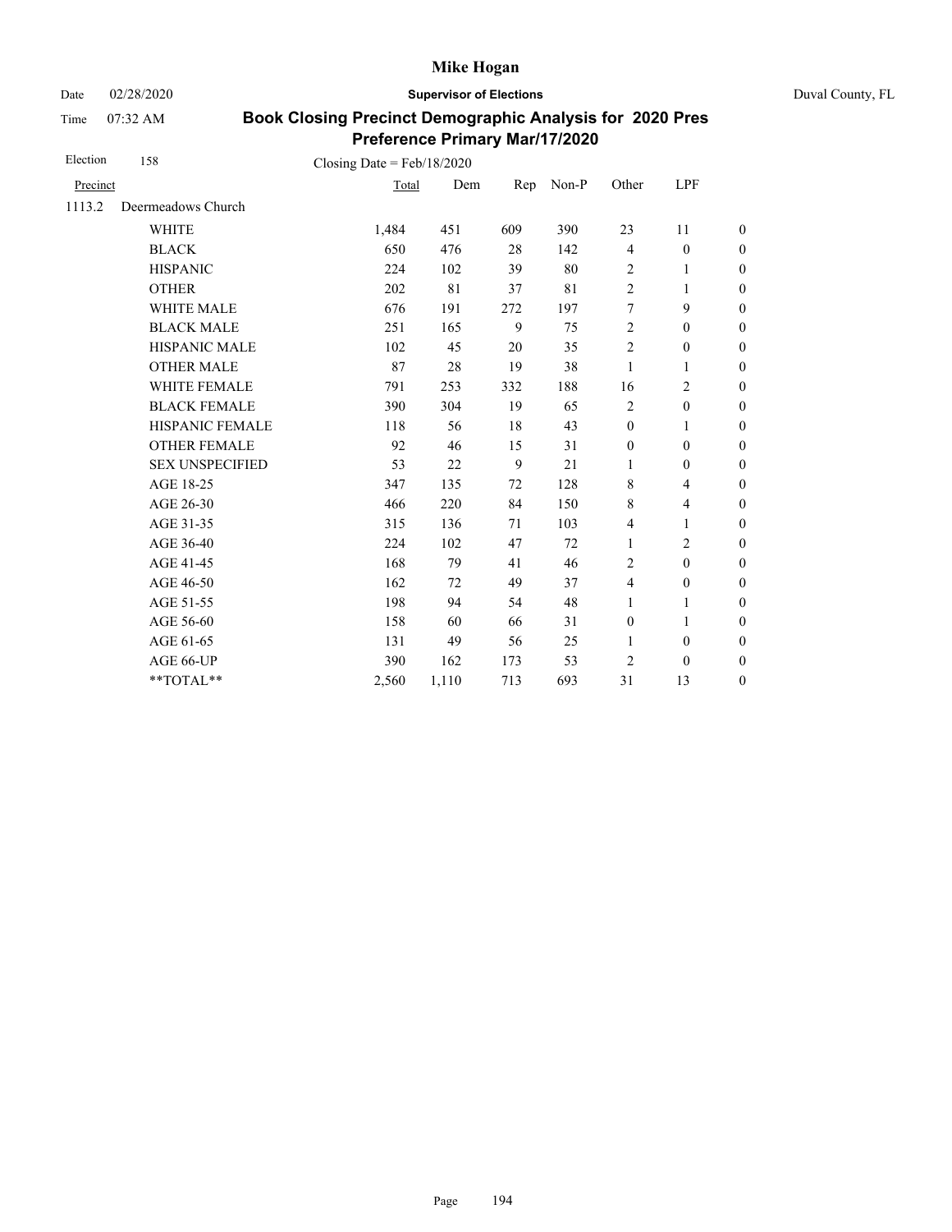# Mike Hogan

Date 02/28/2020 **Supervisor of Elections** Duval County, FL

Time 07:32 AM

## Book Closing Precinct Demographic Analysis for 2020 Pres Preference Primary Mar/17/2020

Election 158 Closing Date = Feb/18/2020

| Precinct | | Total | Dem | Rep | Non-P | Other | LPF | |
|---|---|---|---|---|---|---|---|---|
| 1113.2 | Deermeadows Church | | | | | | | |
| | WHITE | 1,484 | 451 | 609 | 390 | 23 | 11 | 0 |
| | BLACK | 650 | 476 | 28 | 142 | 4 | 0 | 0 |
| | HISPANIC | 224 | 102 | 39 | 80 | 2 | 1 | 0 |
| | OTHER | 202 | 81 | 37 | 81 | 2 | 1 | 0 |
| | WHITE MALE | 676 | 191 | 272 | 197 | 7 | 9 | 0 |
| | BLACK MALE | 251 | 165 | 9 | 75 | 2 | 0 | 0 |
| | HISPANIC MALE | 102 | 45 | 20 | 35 | 2 | 0 | 0 |
| | OTHER MALE | 87 | 28 | 19 | 38 | 1 | 1 | 0 |
| | WHITE FEMALE | 791 | 253 | 332 | 188 | 16 | 2 | 0 |
| | BLACK FEMALE | 390 | 304 | 19 | 65 | 2 | 0 | 0 |
| | HISPANIC FEMALE | 118 | 56 | 18 | 43 | 0 | 1 | 0 |
| | OTHER FEMALE | 92 | 46 | 15 | 31 | 0 | 0 | 0 |
| | SEX UNSPECIFIED | 53 | 22 | 9 | 21 | 1 | 0 | 0 |
| | AGE 18-25 | 347 | 135 | 72 | 128 | 8 | 4 | 0 |
| | AGE 26-30 | 466 | 220 | 84 | 150 | 8 | 4 | 0 |
| | AGE 31-35 | 315 | 136 | 71 | 103 | 4 | 1 | 0 |
| | AGE 36-40 | 224 | 102 | 47 | 72 | 1 | 2 | 0 |
| | AGE 41-45 | 168 | 79 | 41 | 46 | 2 | 0 | 0 |
| | AGE 46-50 | 162 | 72 | 49 | 37 | 4 | 0 | 0 |
| | AGE 51-55 | 198 | 94 | 54 | 48 | 1 | 1 | 0 |
| | AGE 56-60 | 158 | 60 | 66 | 31 | 0 | 1 | 0 |
| | AGE 61-65 | 131 | 49 | 56 | 25 | 1 | 0 | 0 |
| | AGE 66-UP | 390 | 162 | 173 | 53 | 2 | 0 | 0 |
| | **TOTAL** | 2,560 | 1,110 | 713 | 693 | 31 | 13 | 0 |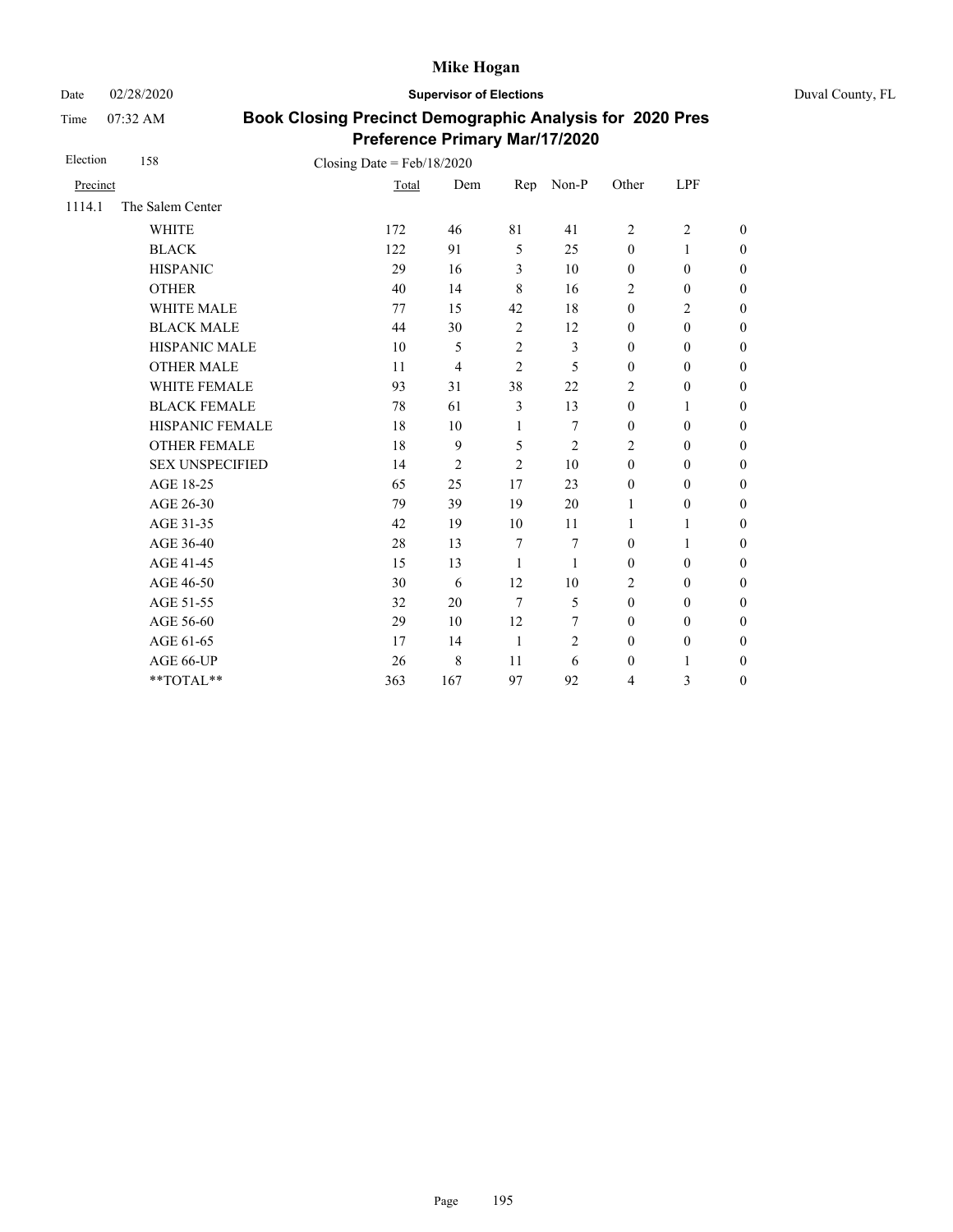# Mike Hogan

Date 02/28/2020 **Supervisor of Elections** Duval County, FL

Time 07:32 AM

## Book Closing Precinct Demographic Analysis for 2020 Pres Preference Primary Mar/17/2020

Election 158 Closing Date = Feb/18/2020

| Precinct | | Total | Dem | Rep | Non-P | Other | LPF | |
|---|---|---|---|---|---|---|---|---|
| 1114.1 | The Salem Center | | | | | | | |
| | WHITE | 172 | 46 | 81 | 41 | 2 | 2 | 0 |
| | BLACK | 122 | 91 | 5 | 25 | 0 | 1 | 0 |
| | HISPANIC | 29 | 16 | 3 | 10 | 0 | 0 | 0 |
| | OTHER | 40 | 14 | 8 | 16 | 2 | 0 | 0 |
| | WHITE MALE | 77 | 15 | 42 | 18 | 0 | 2 | 0 |
| | BLACK MALE | 44 | 30 | 2 | 12 | 0 | 0 | 0 |
| | HISPANIC MALE | 10 | 5 | 2 | 3 | 0 | 0 | 0 |
| | OTHER MALE | 11 | 4 | 2 | 5 | 0 | 0 | 0 |
| | WHITE FEMALE | 93 | 31 | 38 | 22 | 2 | 0 | 0 |
| | BLACK FEMALE | 78 | 61 | 3 | 13 | 0 | 1 | 0 |
| | HISPANIC FEMALE | 18 | 10 | 1 | 7 | 0 | 0 | 0 |
| | OTHER FEMALE | 18 | 9 | 5 | 2 | 2 | 0 | 0 |
| | SEX UNSPECIFIED | 14 | 2 | 2 | 10 | 0 | 0 | 0 |
| | AGE 18-25 | 65 | 25 | 17 | 23 | 0 | 0 | 0 |
| | AGE 26-30 | 79 | 39 | 19 | 20 | 1 | 0 | 0 |
| | AGE 31-35 | 42 | 19 | 10 | 11 | 1 | 1 | 0 |
| | AGE 36-40 | 28 | 13 | 7 | 7 | 0 | 1 | 0 |
| | AGE 41-45 | 15 | 13 | 1 | 1 | 0 | 0 | 0 |
| | AGE 46-50 | 30 | 6 | 12 | 10 | 2 | 0 | 0 |
| | AGE 51-55 | 32 | 20 | 7 | 5 | 0 | 0 | 0 |
| | AGE 56-60 | 29 | 10 | 12 | 7 | 0 | 0 | 0 |
| | AGE 61-65 | 17 | 14 | 1 | 2 | 0 | 0 | 0 |
| | AGE 66-UP | 26 | 8 | 11 | 6 | 0 | 1 | 0 |
| | **TOTAL** | 363 | 167 | 97 | 92 | 4 | 3 | 0 |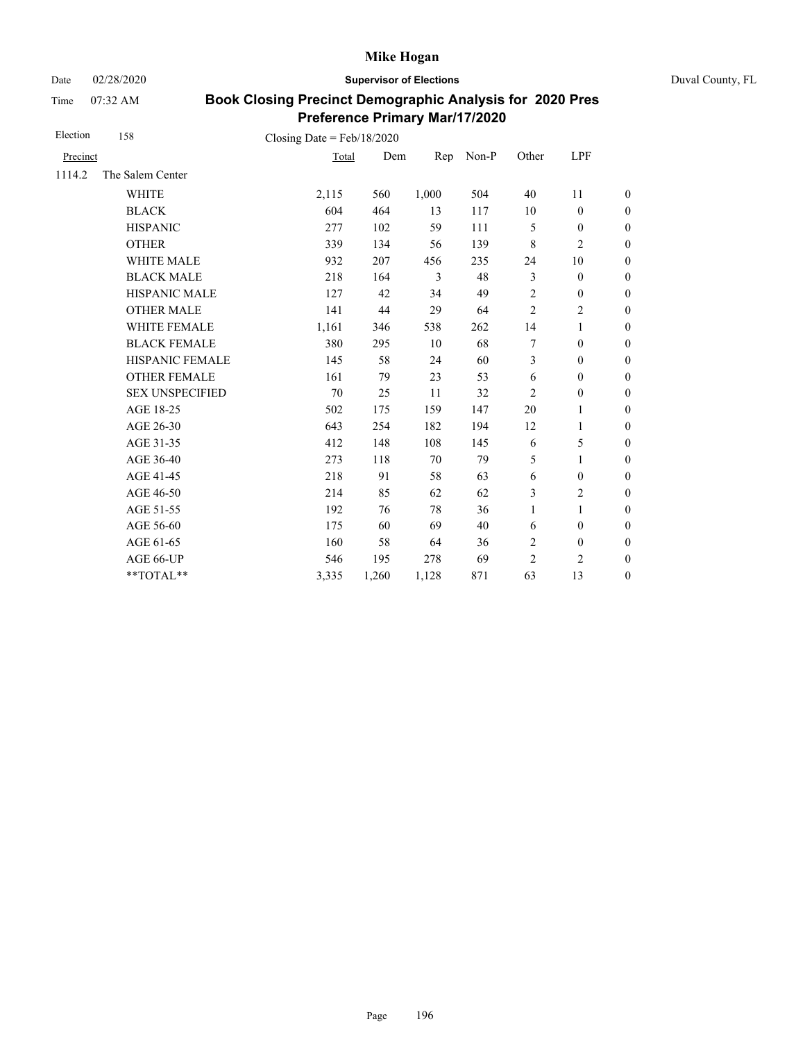# Mike Hogan

Date 02/28/2020 | **Supervisor of Elections** | Duval County, FL

Time 07:32 AM

## Book Closing Precinct Demographic Analysis for 2020 Pres Preference Primary Mar/17/2020

Election 158 | Closing Date = Feb/18/2020

| Precinct | | Total | Dem | Rep | Non-P | Other | LPF | |
|---|---|---|---|---|---|---|---|---|
| 1114.2 | The Salem Center | | | | | | | |
| | WHITE | 2,115 | 560 | 1,000 | 504 | 40 | 11 | 0 |
| | BLACK | 604 | 464 | 13 | 117 | 10 | 0 | 0 |
| | HISPANIC | 277 | 102 | 59 | 111 | 5 | 0 | 0 |
| | OTHER | 339 | 134 | 56 | 139 | 8 | 2 | 0 |
| | WHITE MALE | 932 | 207 | 456 | 235 | 24 | 10 | 0 |
| | BLACK MALE | 218 | 164 | 3 | 48 | 3 | 0 | 0 |
| | HISPANIC MALE | 127 | 42 | 34 | 49 | 2 | 0 | 0 |
| | OTHER MALE | 141 | 44 | 29 | 64 | 2 | 2 | 0 |
| | WHITE FEMALE | 1,161 | 346 | 538 | 262 | 14 | 1 | 0 |
| | BLACK FEMALE | 380 | 295 | 10 | 68 | 7 | 0 | 0 |
| | HISPANIC FEMALE | 145 | 58 | 24 | 60 | 3 | 0 | 0 |
| | OTHER FEMALE | 161 | 79 | 23 | 53 | 6 | 0 | 0 |
| | SEX UNSPECIFIED | 70 | 25 | 11 | 32 | 2 | 0 | 0 |
| | AGE 18-25 | 502 | 175 | 159 | 147 | 20 | 1 | 0 |
| | AGE 26-30 | 643 | 254 | 182 | 194 | 12 | 1 | 0 |
| | AGE 31-35 | 412 | 148 | 108 | 145 | 6 | 5 | 0 |
| | AGE 36-40 | 273 | 118 | 70 | 79 | 5 | 1 | 0 |
| | AGE 41-45 | 218 | 91 | 58 | 63 | 6 | 0 | 0 |
| | AGE 46-50 | 214 | 85 | 62 | 62 | 3 | 2 | 0 |
| | AGE 51-55 | 192 | 76 | 78 | 36 | 1 | 1 | 0 |
| | AGE 56-60 | 175 | 60 | 69 | 40 | 6 | 0 | 0 |
| | AGE 61-65 | 160 | 58 | 64 | 36 | 2 | 0 | 0 |
| | AGE 66-UP | 546 | 195 | 278 | 69 | 2 | 2 | 0 |
| | **TOTAL** | 3,335 | 1,260 | 1,128 | 871 | 63 | 13 | 0 |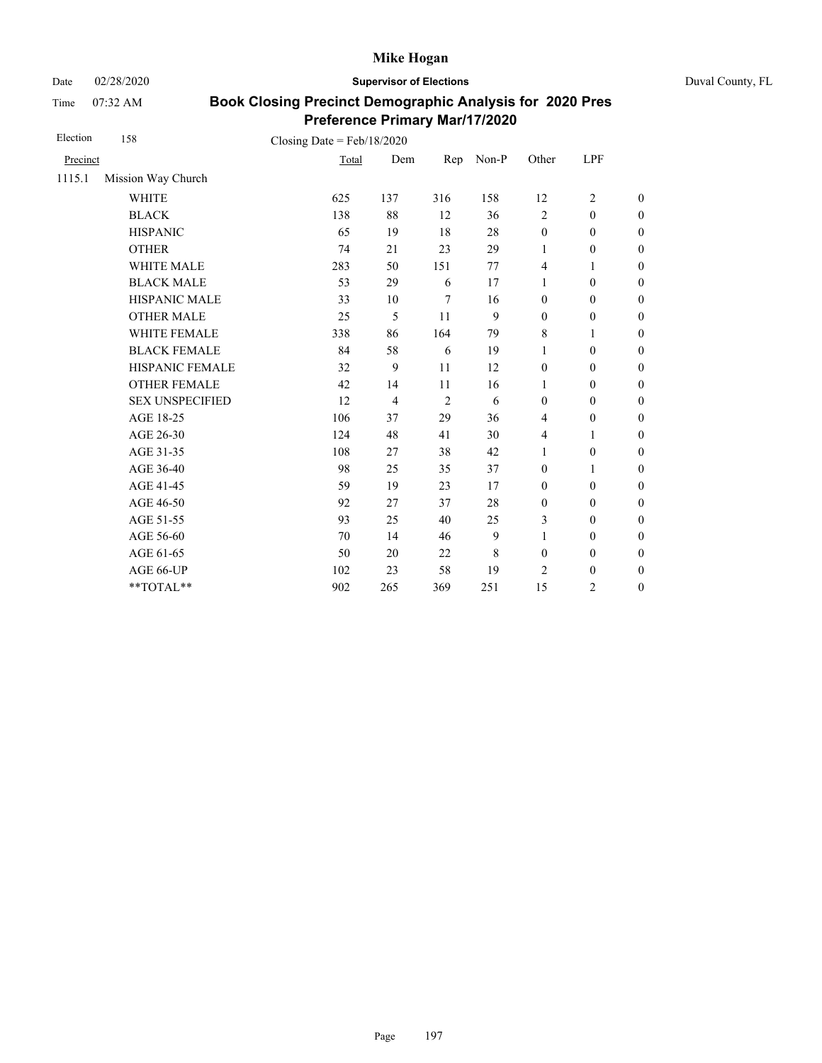**Mike Hogan**

Date 02/28/2020 **Supervisor of Elections** Duval County, FL

Time 07:32 AM

## Book Closing Precinct Demographic Analysis for 2020 Pres Preference Primary Mar/17/2020

Election 158 Closing Date = Feb/18/2020

| Precinct | | Total | Dem | Rep | Non-P | Other | LPF | |
|---|---|---|---|---|---|---|---|---|
| 1115.1 | Mission Way Church | | | | | | | |
| | WHITE | 625 | 137 | 316 | 158 | 12 | 2 | 0 |
| | BLACK | 138 | 88 | 12 | 36 | 2 | 0 | 0 |
| | HISPANIC | 65 | 19 | 18 | 28 | 0 | 0 | 0 |
| | OTHER | 74 | 21 | 23 | 29 | 1 | 0 | 0 |
| | WHITE MALE | 283 | 50 | 151 | 77 | 4 | 1 | 0 |
| | BLACK MALE | 53 | 29 | 6 | 17 | 1 | 0 | 0 |
| | HISPANIC MALE | 33 | 10 | 7 | 16 | 0 | 0 | 0 |
| | OTHER MALE | 25 | 5 | 11 | 9 | 0 | 0 | 0 |
| | WHITE FEMALE | 338 | 86 | 164 | 79 | 8 | 1 | 0 |
| | BLACK FEMALE | 84 | 58 | 6 | 19 | 1 | 0 | 0 |
| | HISPANIC FEMALE | 32 | 9 | 11 | 12 | 0 | 0 | 0 |
| | OTHER FEMALE | 42 | 14 | 11 | 16 | 1 | 0 | 0 |
| | SEX UNSPECIFIED | 12 | 4 | 2 | 6 | 0 | 0 | 0 |
| | AGE 18-25 | 106 | 37 | 29 | 36 | 4 | 0 | 0 |
| | AGE 26-30 | 124 | 48 | 41 | 30 | 4 | 1 | 0 |
| | AGE 31-35 | 108 | 27 | 38 | 42 | 1 | 0 | 0 |
| | AGE 36-40 | 98 | 25 | 35 | 37 | 0 | 1 | 0 |
| | AGE 41-45 | 59 | 19 | 23 | 17 | 0 | 0 | 0 |
| | AGE 46-50 | 92 | 27 | 37 | 28 | 0 | 0 | 0 |
| | AGE 51-55 | 93 | 25 | 40 | 25 | 3 | 0 | 0 |
| | AGE 56-60 | 70 | 14 | 46 | 9 | 1 | 0 | 0 |
| | AGE 61-65 | 50 | 20 | 22 | 8 | 0 | 0 | 0 |
| | AGE 66-UP | 102 | 23 | 58 | 19 | 2 | 0 | 0 |
| | **TOTAL** | 902 | 265 | 369 | 251 | 15 | 2 | 0 |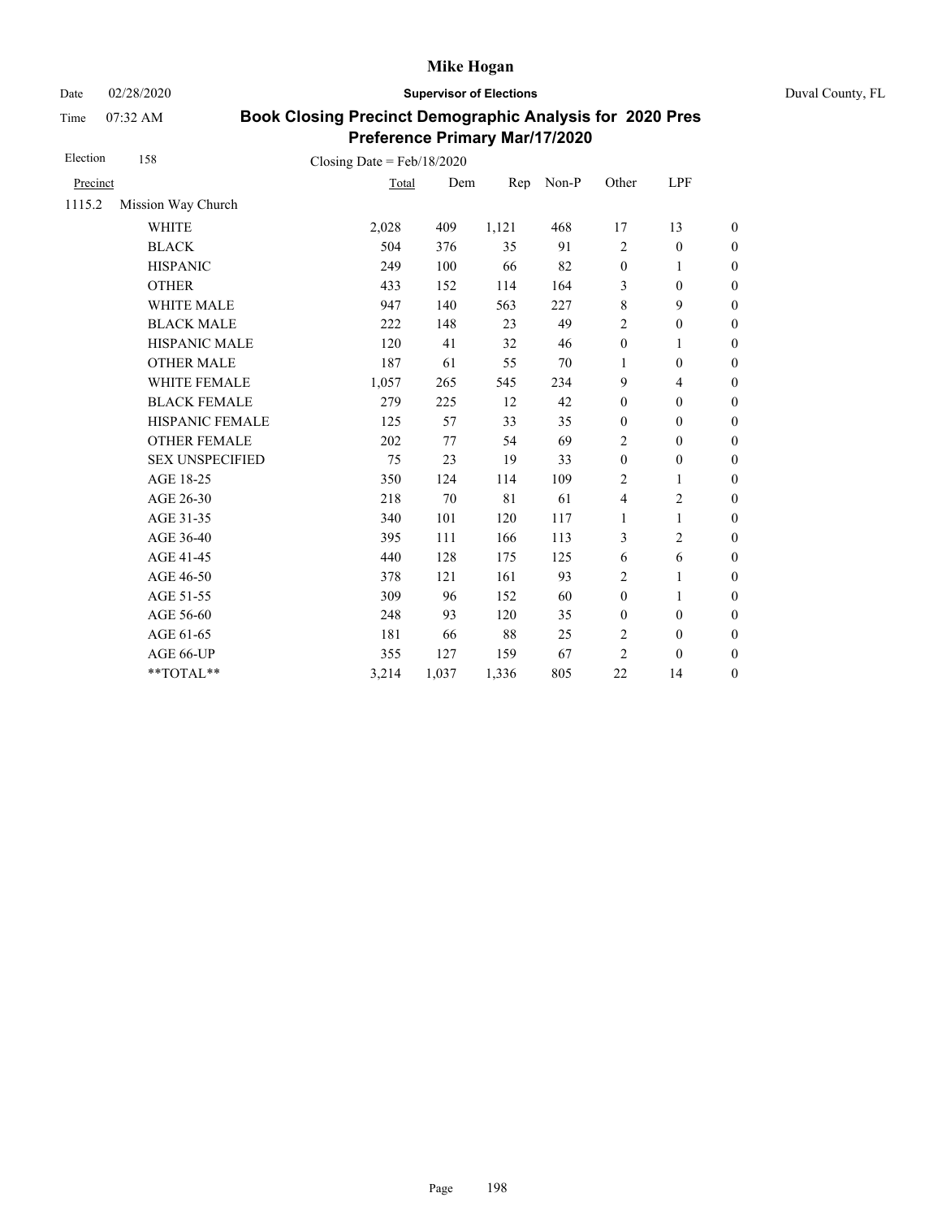# Mike Hogan

Date 02/28/2020 **Supervisor of Elections** Duval County, FL

Time 07:32 AM

## Book Closing Precinct Demographic Analysis for 2020 Pres Preference Primary Mar/17/2020

Election 158 Closing Date = Feb/18/2020

| Precinct | | Total | Dem | Rep | Non-P | Other | LPF | |
|---|---|---|---|---|---|---|---|---|
| 1115.2 | Mission Way Church | | | | | | | |
| | WHITE | 2,028 | 409 | 1,121 | 468 | 17 | 13 | 0 |
| | BLACK | 504 | 376 | 35 | 91 | 2 | 0 | 0 |
| | HISPANIC | 249 | 100 | 66 | 82 | 0 | 1 | 0 |
| | OTHER | 433 | 152 | 114 | 164 | 3 | 0 | 0 |
| | WHITE MALE | 947 | 140 | 563 | 227 | 8 | 9 | 0 |
| | BLACK MALE | 222 | 148 | 23 | 49 | 2 | 0 | 0 |
| | HISPANIC MALE | 120 | 41 | 32 | 46 | 0 | 1 | 0 |
| | OTHER MALE | 187 | 61 | 55 | 70 | 1 | 0 | 0 |
| | WHITE FEMALE | 1,057 | 265 | 545 | 234 | 9 | 4 | 0 |
| | BLACK FEMALE | 279 | 225 | 12 | 42 | 0 | 0 | 0 |
| | HISPANIC FEMALE | 125 | 57 | 33 | 35 | 0 | 0 | 0 |
| | OTHER FEMALE | 202 | 77 | 54 | 69 | 2 | 0 | 0 |
| | SEX UNSPECIFIED | 75 | 23 | 19 | 33 | 0 | 0 | 0 |
| | AGE 18-25 | 350 | 124 | 114 | 109 | 2 | 1 | 0 |
| | AGE 26-30 | 218 | 70 | 81 | 61 | 4 | 2 | 0 |
| | AGE 31-35 | 340 | 101 | 120 | 117 | 1 | 1 | 0 |
| | AGE 36-40 | 395 | 111 | 166 | 113 | 3 | 2 | 0 |
| | AGE 41-45 | 440 | 128 | 175 | 125 | 6 | 6 | 0 |
| | AGE 46-50 | 378 | 121 | 161 | 93 | 2 | 1 | 0 |
| | AGE 51-55 | 309 | 96 | 152 | 60 | 0 | 1 | 0 |
| | AGE 56-60 | 248 | 93 | 120 | 35 | 0 | 0 | 0 |
| | AGE 61-65 | 181 | 66 | 88 | 25 | 2 | 0 | 0 |
| | AGE 66-UP | 355 | 127 | 159 | 67 | 2 | 0 | 0 |
| | **TOTAL** | 3,214 | 1,037 | 1,336 | 805 | 22 | 14 | 0 |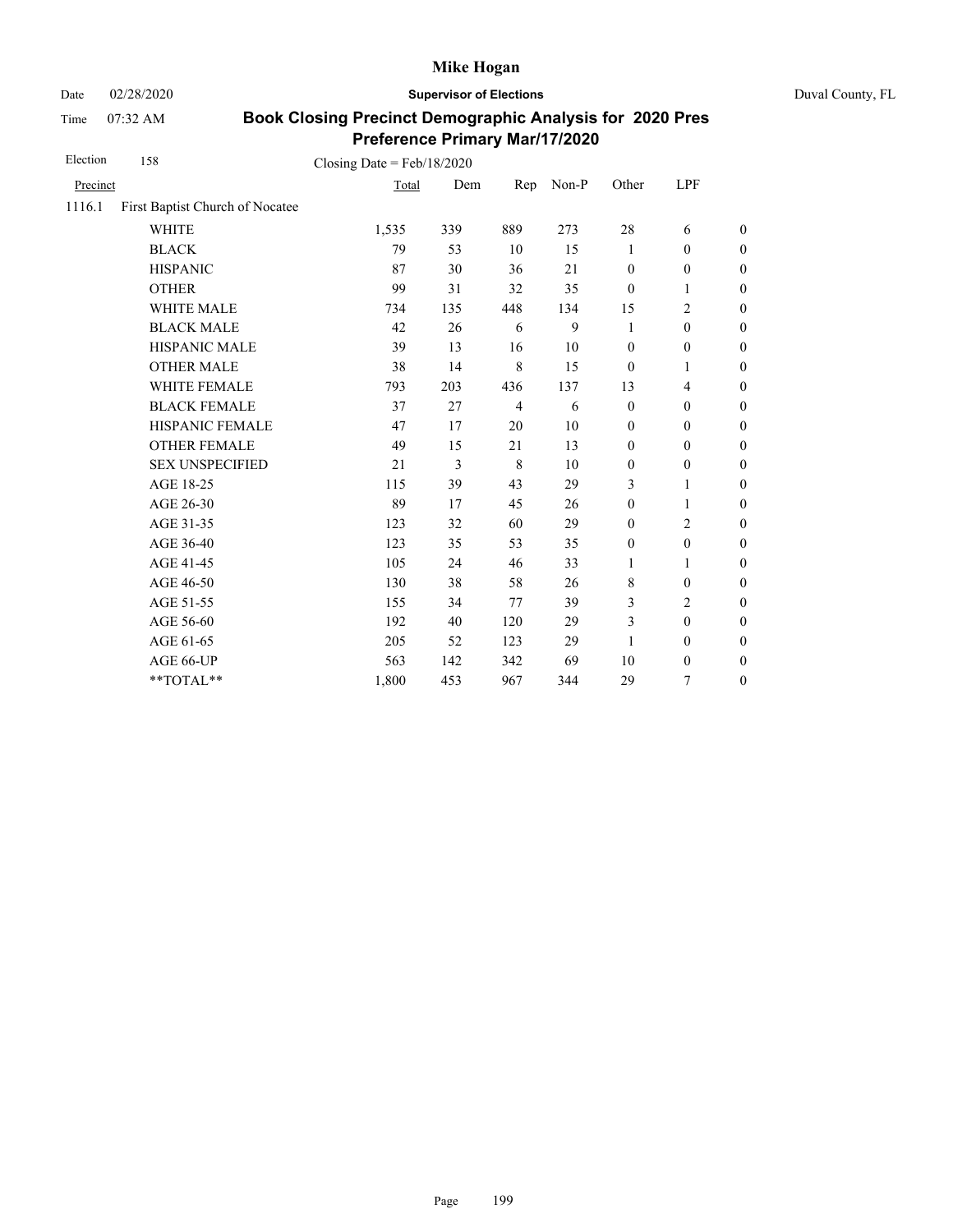# Mike Hogan

Date 02/28/2020 **Supervisor of Elections** Duval County, FL

Time 07:32 AM **Book Closing Precinct Demographic Analysis for 2020 Pres Preference Primary Mar/17/2020**

Election 158 Closing Date = Feb/18/2020

| Precinct | | Total | Dem | Rep | Non-P | Other | LPF | |
|---|---|---|---|---|---|---|---|---|
| 1116.1 | First Baptist Church of Nocatee | | | | | | | |
| | WHITE | 1,535 | 339 | 889 | 273 | 28 | 6 | 0 |
| | BLACK | 79 | 53 | 10 | 15 | 1 | 0 | 0 |
| | HISPANIC | 87 | 30 | 36 | 21 | 0 | 0 | 0 |
| | OTHER | 99 | 31 | 32 | 35 | 0 | 1 | 0 |
| | WHITE MALE | 734 | 135 | 448 | 134 | 15 | 2 | 0 |
| | BLACK MALE | 42 | 26 | 6 | 9 | 1 | 0 | 0 |
| | HISPANIC MALE | 39 | 13 | 16 | 10 | 0 | 0 | 0 |
| | OTHER MALE | 38 | 14 | 8 | 15 | 0 | 1 | 0 |
| | WHITE FEMALE | 793 | 203 | 436 | 137 | 13 | 4 | 0 |
| | BLACK FEMALE | 37 | 27 | 4 | 6 | 0 | 0 | 0 |
| | HISPANIC FEMALE | 47 | 17 | 20 | 10 | 0 | 0 | 0 |
| | OTHER FEMALE | 49 | 15 | 21 | 13 | 0 | 0 | 0 |
| | SEX UNSPECIFIED | 21 | 3 | 8 | 10 | 0 | 0 | 0 |
| | AGE 18-25 | 115 | 39 | 43 | 29 | 3 | 1 | 0 |
| | AGE 26-30 | 89 | 17 | 45 | 26 | 0 | 1 | 0 |
| | AGE 31-35 | 123 | 32 | 60 | 29 | 0 | 2 | 0 |
| | AGE 36-40 | 123 | 35 | 53 | 35 | 0 | 0 | 0 |
| | AGE 41-45 | 105 | 24 | 46 | 33 | 1 | 1 | 0 |
| | AGE 46-50 | 130 | 38 | 58 | 26 | 8 | 0 | 0 |
| | AGE 51-55 | 155 | 34 | 77 | 39 | 3 | 2 | 0 |
| | AGE 56-60 | 192 | 40 | 120 | 29 | 3 | 0 | 0 |
| | AGE 61-65 | 205 | 52 | 123 | 29 | 1 | 0 | 0 |
| | AGE 66-UP | 563 | 142 | 342 | 69 | 10 | 0 | 0 |
| | **TOTAL** | 1,800 | 453 | 967 | 344 | 29 | 7 | 0 |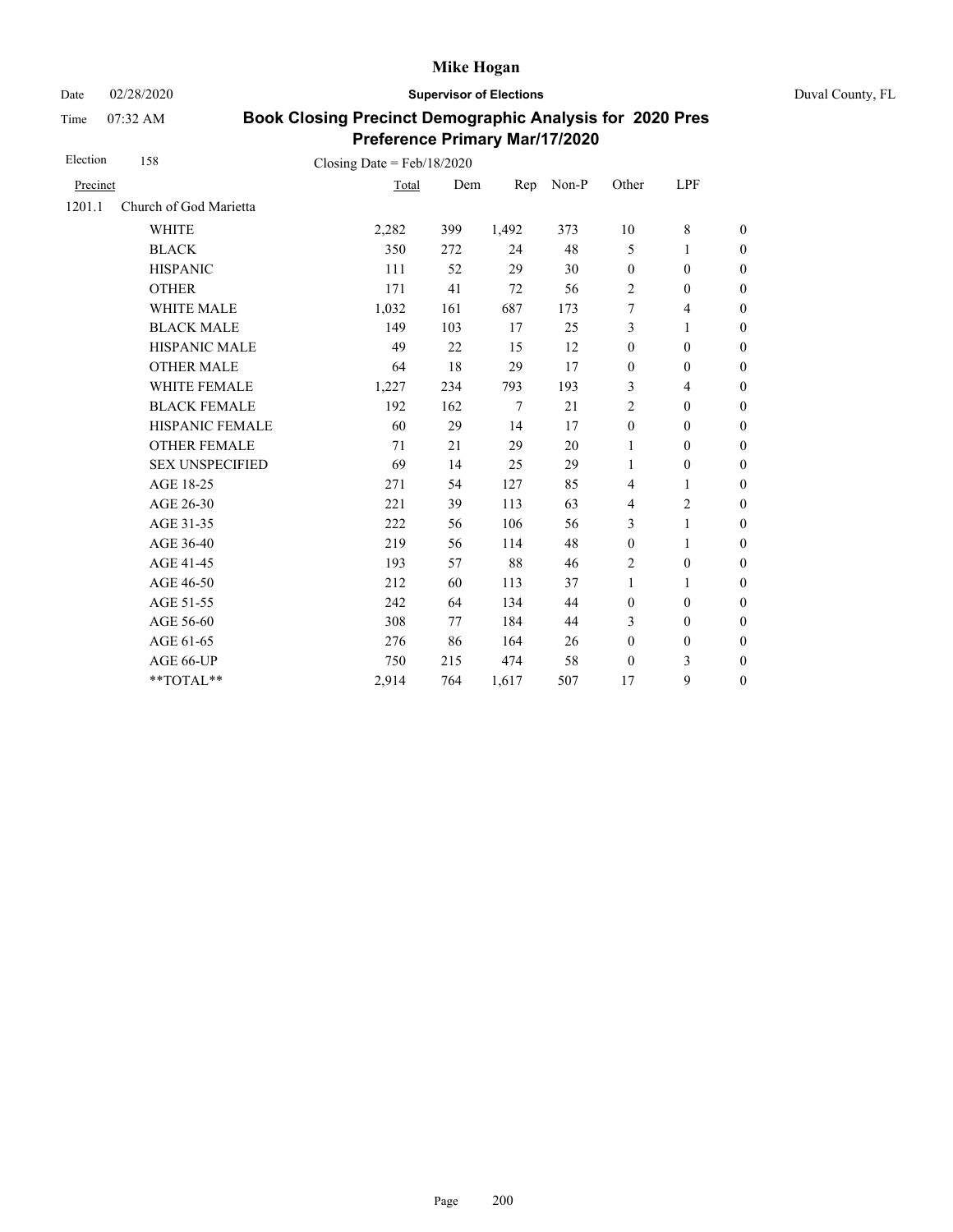# Mike Hogan

Date 02/28/2020 **Supervisor of Elections** Duval County, FL

Time 07:32 AM

## Book Closing Precinct Demographic Analysis for 2020 Pres Preference Primary Mar/17/2020

Election 158 Closing Date = Feb/18/2020

| Precinct | | Total | Dem | Rep | Non-P | Other | LPF | |
|---|---|---|---|---|---|---|---|---|
| 1201.1 | Church of God Marietta | | | | | | | |
| | WHITE | 2,282 | 399 | 1,492 | 373 | 10 | 8 | 0 |
| | BLACK | 350 | 272 | 24 | 48 | 5 | 1 | 0 |
| | HISPANIC | 111 | 52 | 29 | 30 | 0 | 0 | 0 |
| | OTHER | 171 | 41 | 72 | 56 | 2 | 0 | 0 |
| | WHITE MALE | 1,032 | 161 | 687 | 173 | 7 | 4 | 0 |
| | BLACK MALE | 149 | 103 | 17 | 25 | 3 | 1 | 0 |
| | HISPANIC MALE | 49 | 22 | 15 | 12 | 0 | 0 | 0 |
| | OTHER MALE | 64 | 18 | 29 | 17 | 0 | 0 | 0 |
| | WHITE FEMALE | 1,227 | 234 | 793 | 193 | 3 | 4 | 0 |
| | BLACK FEMALE | 192 | 162 | 7 | 21 | 2 | 0 | 0 |
| | HISPANIC FEMALE | 60 | 29 | 14 | 17 | 0 | 0 | 0 |
| | OTHER FEMALE | 71 | 21 | 29 | 20 | 1 | 0 | 0 |
| | SEX UNSPECIFIED | 69 | 14 | 25 | 29 | 1 | 0 | 0 |
| | AGE 18-25 | 271 | 54 | 127 | 85 | 4 | 1 | 0 |
| | AGE 26-30 | 221 | 39 | 113 | 63 | 4 | 2 | 0 |
| | AGE 31-35 | 222 | 56 | 106 | 56 | 3 | 1 | 0 |
| | AGE 36-40 | 219 | 56 | 114 | 48 | 0 | 1 | 0 |
| | AGE 41-45 | 193 | 57 | 88 | 46 | 2 | 0 | 0 |
| | AGE 46-50 | 212 | 60 | 113 | 37 | 1 | 1 | 0 |
| | AGE 51-55 | 242 | 64 | 134 | 44 | 0 | 0 | 0 |
| | AGE 56-60 | 308 | 77 | 184 | 44 | 3 | 0 | 0 |
| | AGE 61-65 | 276 | 86 | 164 | 26 | 0 | 0 | 0 |
| | AGE 66-UP | 750 | 215 | 474 | 58 | 0 | 3 | 0 |
| | **TOTAL** | 2,914 | 764 | 1,617 | 507 | 17 | 9 | 0 |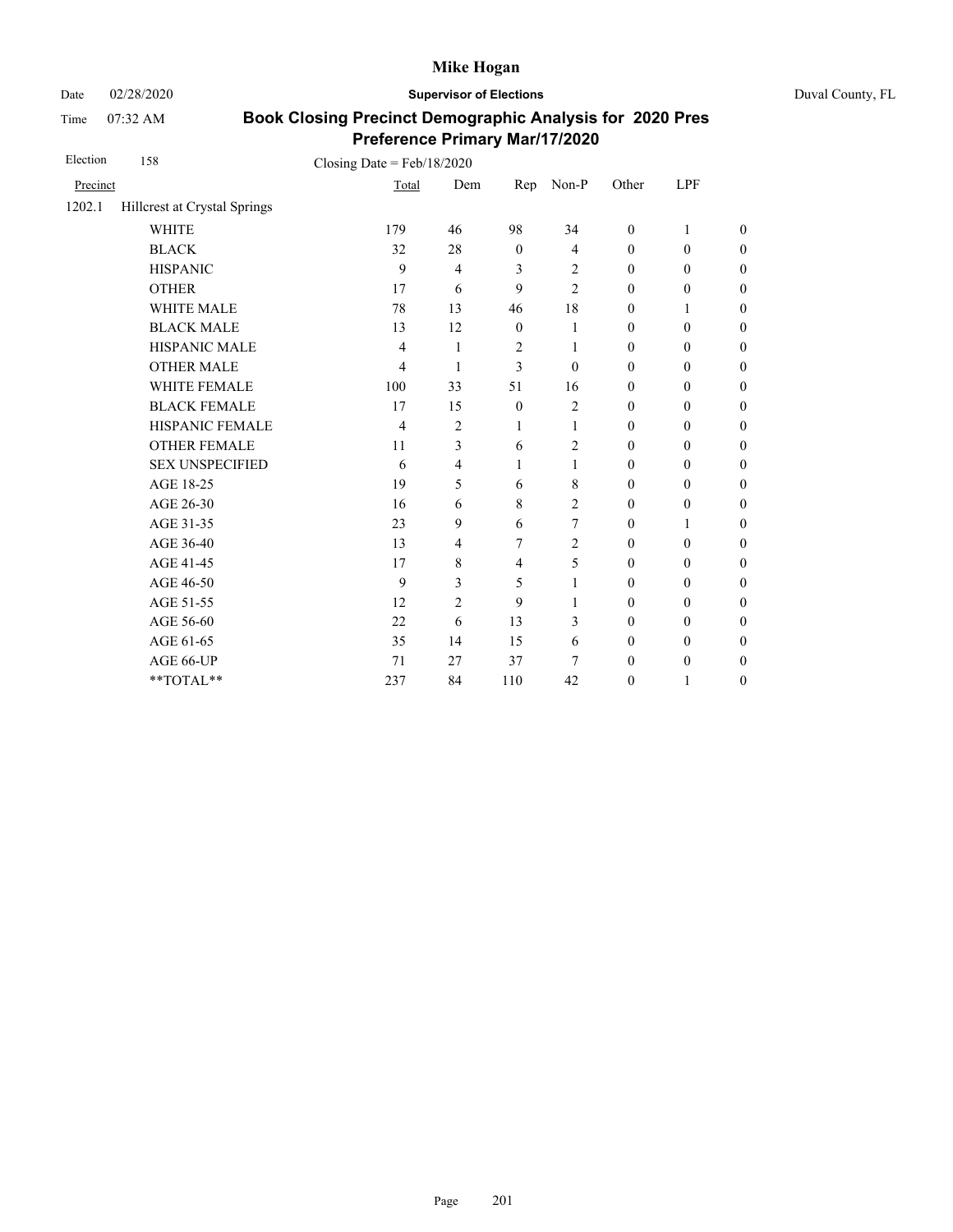# Mike Hogan

Date 02/28/2020 **Supervisor of Elections** Duval County, FL

Time 07:32 AM

## Book Closing Precinct Demographic Analysis for 2020 Pres Preference Primary Mar/17/2020

Election 158 Closing Date = Feb/18/2020

| Precinct | | Total | Dem | Rep | Non-P | Other | LPF | |
|---|---|---|---|---|---|---|---|---|
| 1202.1 | Hillcrest at Crystal Springs | | | | | | | |
| | WHITE | 179 | 46 | 98 | 34 | 0 | 1 | 0 |
| | BLACK | 32 | 28 | 0 | 4 | 0 | 0 | 0 |
| | HISPANIC | 9 | 4 | 3 | 2 | 0 | 0 | 0 |
| | OTHER | 17 | 6 | 9 | 2 | 0 | 0 | 0 |
| | WHITE MALE | 78 | 13 | 46 | 18 | 0 | 1 | 0 |
| | BLACK MALE | 13 | 12 | 0 | 1 | 0 | 0 | 0 |
| | HISPANIC MALE | 4 | 1 | 2 | 1 | 0 | 0 | 0 |
| | OTHER MALE | 4 | 1 | 3 | 0 | 0 | 0 | 0 |
| | WHITE FEMALE | 100 | 33 | 51 | 16 | 0 | 0 | 0 |
| | BLACK FEMALE | 17 | 15 | 0 | 2 | 0 | 0 | 0 |
| | HISPANIC FEMALE | 4 | 2 | 1 | 1 | 0 | 0 | 0 |
| | OTHER FEMALE | 11 | 3 | 6 | 2 | 0 | 0 | 0 |
| | SEX UNSPECIFIED | 6 | 4 | 1 | 1 | 0 | 0 | 0 |
| | AGE 18-25 | 19 | 5 | 6 | 8 | 0 | 0 | 0 |
| | AGE 26-30 | 16 | 6 | 8 | 2 | 0 | 0 | 0 |
| | AGE 31-35 | 23 | 9 | 6 | 7 | 0 | 1 | 0 |
| | AGE 36-40 | 13 | 4 | 7 | 2 | 0 | 0 | 0 |
| | AGE 41-45 | 17 | 8 | 4 | 5 | 0 | 0 | 0 |
| | AGE 46-50 | 9 | 3 | 5 | 1 | 0 | 0 | 0 |
| | AGE 51-55 | 12 | 2 | 9 | 1 | 0 | 0 | 0 |
| | AGE 56-60 | 22 | 6 | 13 | 3 | 0 | 0 | 0 |
| | AGE 61-65 | 35 | 14 | 15 | 6 | 0 | 0 | 0 |
| | AGE 66-UP | 71 | 27 | 37 | 7 | 0 | 0 | 0 |
| | **TOTAL** | 237 | 84 | 110 | 42 | 0 | 1 | 0 |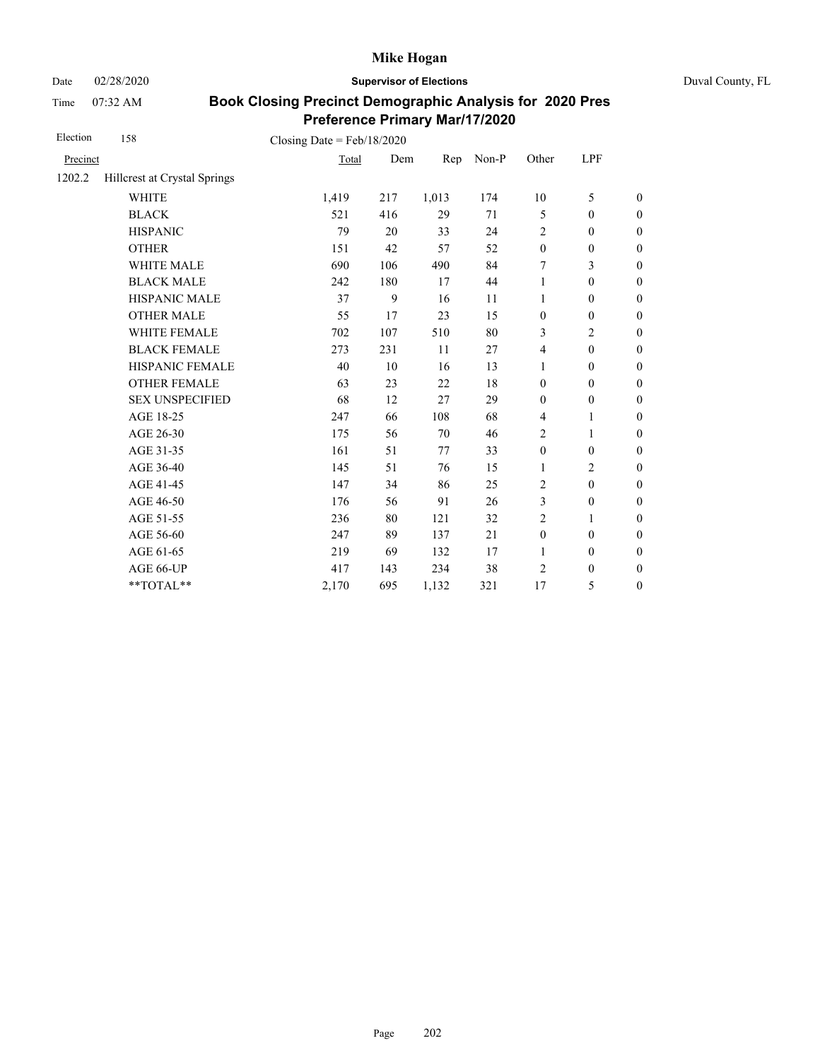# Mike Hogan

Date 02/28/2020 **Supervisor of Elections** Duval County, FL

Time 07:32 AM

## Book Closing Precinct Demographic Analysis for 2020 Pres Preference Primary Mar/17/2020

Election 158 Closing Date = Feb/18/2020

| Precinct | | Total | Dem | Rep | Non-P | Other | LPF | |
|---|---|---|---|---|---|---|---|---|
| 1202.2 | Hillcrest at Crystal Springs | | | | | | | |
| | WHITE | 1,419 | 217 | 1,013 | 174 | 10 | 5 | 0 |
| | BLACK | 521 | 416 | 29 | 71 | 5 | 0 | 0 |
| | HISPANIC | 79 | 20 | 33 | 24 | 2 | 0 | 0 |
| | OTHER | 151 | 42 | 57 | 52 | 0 | 0 | 0 |
| | WHITE MALE | 690 | 106 | 490 | 84 | 7 | 3 | 0 |
| | BLACK MALE | 242 | 180 | 17 | 44 | 1 | 0 | 0 |
| | HISPANIC MALE | 37 | 9 | 16 | 11 | 1 | 0 | 0 |
| | OTHER MALE | 55 | 17 | 23 | 15 | 0 | 0 | 0 |
| | WHITE FEMALE | 702 | 107 | 510 | 80 | 3 | 2 | 0 |
| | BLACK FEMALE | 273 | 231 | 11 | 27 | 4 | 0 | 0 |
| | HISPANIC FEMALE | 40 | 10 | 16 | 13 | 1 | 0 | 0 |
| | OTHER FEMALE | 63 | 23 | 22 | 18 | 0 | 0 | 0 |
| | SEX UNSPECIFIED | 68 | 12 | 27 | 29 | 0 | 0 | 0 |
| | AGE 18-25 | 247 | 66 | 108 | 68 | 4 | 1 | 0 |
| | AGE 26-30 | 175 | 56 | 70 | 46 | 2 | 1 | 0 |
| | AGE 31-35 | 161 | 51 | 77 | 33 | 0 | 0 | 0 |
| | AGE 36-40 | 145 | 51 | 76 | 15 | 1 | 2 | 0 |
| | AGE 41-45 | 147 | 34 | 86 | 25 | 2 | 0 | 0 |
| | AGE 46-50 | 176 | 56 | 91 | 26 | 3 | 0 | 0 |
| | AGE 51-55 | 236 | 80 | 121 | 32 | 2 | 1 | 0 |
| | AGE 56-60 | 247 | 89 | 137 | 21 | 0 | 0 | 0 |
| | AGE 61-65 | 219 | 69 | 132 | 17 | 1 | 0 | 0 |
| | AGE 66-UP | 417 | 143 | 234 | 38 | 2 | 0 | 0 |
| | **TOTAL** | 2,170 | 695 | 1,132 | 321 | 17 | 5 | 0 |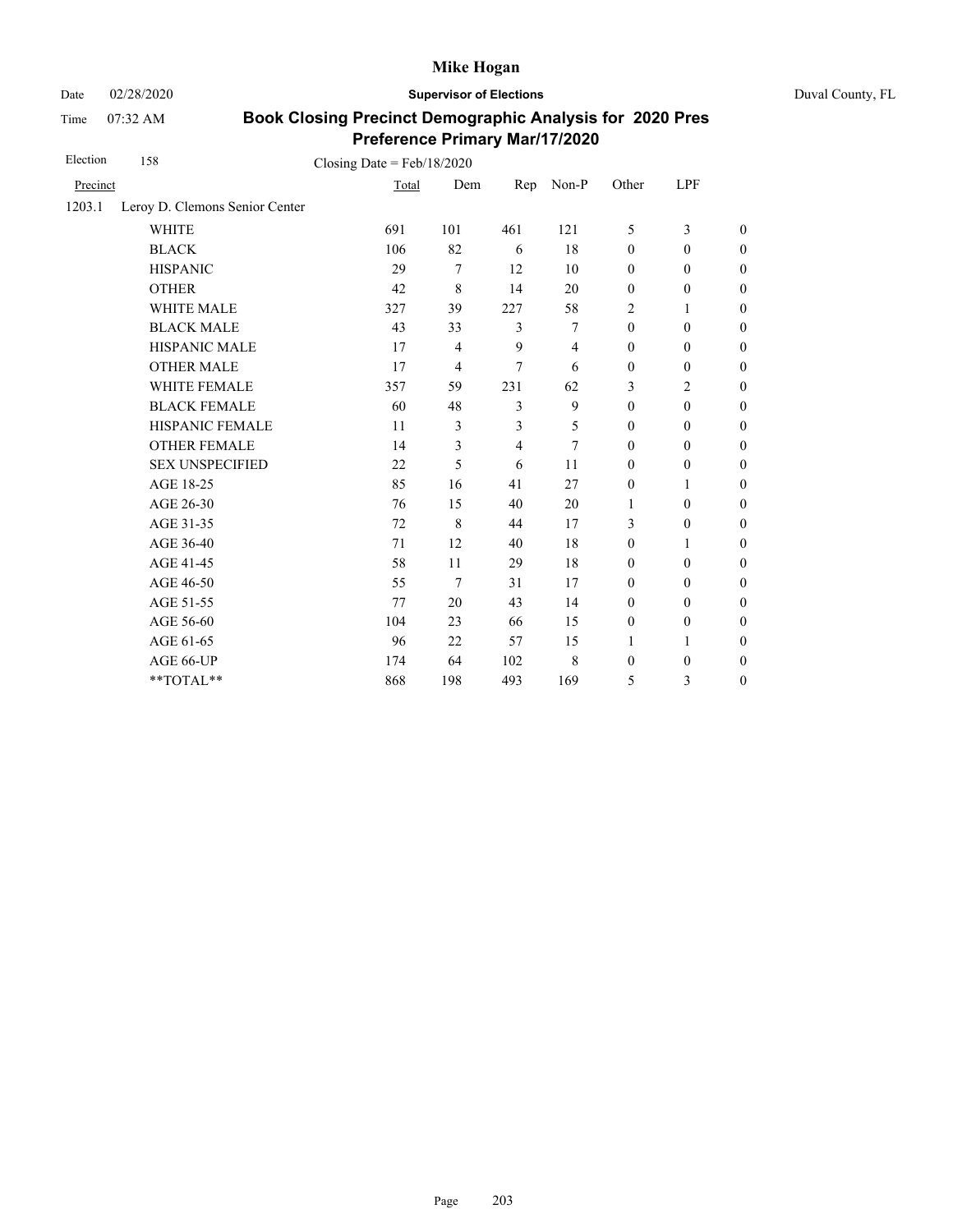# Mike Hogan

Date 02/28/2020 **Supervisor of Elections** Duval County, FL

Time 07:32 AM

## Book Closing Precinct Demographic Analysis for 2020 Pres Preference Primary Mar/17/2020

Election 158 Closing Date = Feb/18/2020

| Precinct | | Total | Dem | Rep | Non-P | Other | LPF | |
|---|---|---|---|---|---|---|---|---|
| 1203.1 | Leroy D. Clemons Senior Center | | | | | | | |
| | WHITE | 691 | 101 | 461 | 121 | 5 | 3 | 0 |
| | BLACK | 106 | 82 | 6 | 18 | 0 | 0 | 0 |
| | HISPANIC | 29 | 7 | 12 | 10 | 0 | 0 | 0 |
| | OTHER | 42 | 8 | 14 | 20 | 0 | 0 | 0 |
| | WHITE MALE | 327 | 39 | 227 | 58 | 2 | 1 | 0 |
| | BLACK MALE | 43 | 33 | 3 | 7 | 0 | 0 | 0 |
| | HISPANIC MALE | 17 | 4 | 9 | 4 | 0 | 0 | 0 |
| | OTHER MALE | 17 | 4 | 7 | 6 | 0 | 0 | 0 |
| | WHITE FEMALE | 357 | 59 | 231 | 62 | 3 | 2 | 0 |
| | BLACK FEMALE | 60 | 48 | 3 | 9 | 0 | 0 | 0 |
| | HISPANIC FEMALE | 11 | 3 | 3 | 5 | 0 | 0 | 0 |
| | OTHER FEMALE | 14 | 3 | 4 | 7 | 0 | 0 | 0 |
| | SEX UNSPECIFIED | 22 | 5 | 6 | 11 | 0 | 0 | 0 |
| | AGE 18-25 | 85 | 16 | 41 | 27 | 0 | 1 | 0 |
| | AGE 26-30 | 76 | 15 | 40 | 20 | 1 | 0 | 0 |
| | AGE 31-35 | 72 | 8 | 44 | 17 | 3 | 0 | 0 |
| | AGE 36-40 | 71 | 12 | 40 | 18 | 0 | 1 | 0 |
| | AGE 41-45 | 58 | 11 | 29 | 18 | 0 | 0 | 0 |
| | AGE 46-50 | 55 | 7 | 31 | 17 | 0 | 0 | 0 |
| | AGE 51-55 | 77 | 20 | 43 | 14 | 0 | 0 | 0 |
| | AGE 56-60 | 104 | 23 | 66 | 15 | 0 | 0 | 0 |
| | AGE 61-65 | 96 | 22 | 57 | 15 | 1 | 1 | 0 |
| | AGE 66-UP | 174 | 64 | 102 | 8 | 0 | 0 | 0 |
| | **TOTAL** | 868 | 198 | 493 | 169 | 5 | 3 | 0 |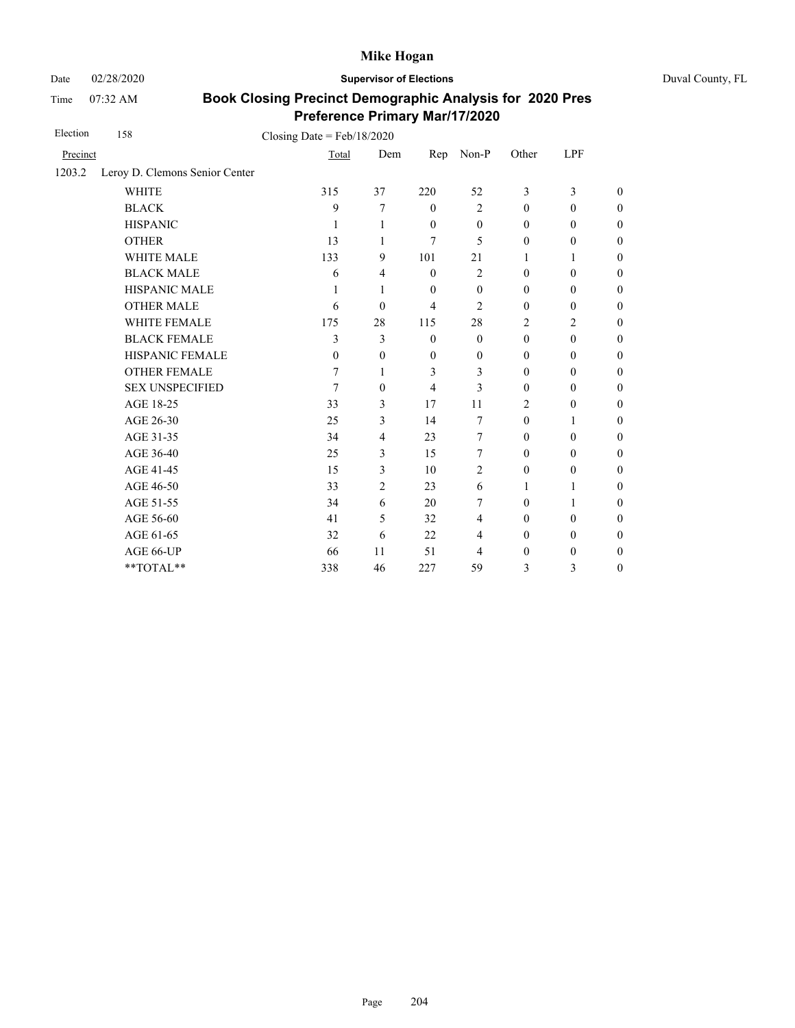# Mike Hogan

Date 02/28/2020 **Supervisor of Elections** Duval County, FL

Time 07:32 AM

## Book Closing Precinct Demographic Analysis for 2020 Pres Preference Primary Mar/17/2020

Election 158 Closing Date = Feb/18/2020

| Precinct | | Total | Dem | Rep | Non-P | Other | LPF | |
|---|---|---|---|---|---|---|---|---|
| 1203.2 | Leroy D. Clemons Senior Center | | | | | | | |
| | WHITE | 315 | 37 | 220 | 52 | 3 | 3 | 0 |
| | BLACK | 9 | 7 | 0 | 2 | 0 | 0 | 0 |
| | HISPANIC | 1 | 1 | 0 | 0 | 0 | 0 | 0 |
| | OTHER | 13 | 1 | 7 | 5 | 0 | 0 | 0 |
| | WHITE MALE | 133 | 9 | 101 | 21 | 1 | 1 | 0 |
| | BLACK MALE | 6 | 4 | 0 | 2 | 0 | 0 | 0 |
| | HISPANIC MALE | 1 | 1 | 0 | 0 | 0 | 0 | 0 |
| | OTHER MALE | 6 | 0 | 4 | 2 | 0 | 0 | 0 |
| | WHITE FEMALE | 175 | 28 | 115 | 28 | 2 | 2 | 0 |
| | BLACK FEMALE | 3 | 3 | 0 | 0 | 0 | 0 | 0 |
| | HISPANIC FEMALE | 0 | 0 | 0 | 0 | 0 | 0 | 0 |
| | OTHER FEMALE | 7 | 1 | 3 | 3 | 0 | 0 | 0 |
| | SEX UNSPECIFIED | 7 | 0 | 4 | 3 | 0 | 0 | 0 |
| | AGE 18-25 | 33 | 3 | 17 | 11 | 2 | 0 | 0 |
| | AGE 26-30 | 25 | 3 | 14 | 7 | 0 | 1 | 0 |
| | AGE 31-35 | 34 | 4 | 23 | 7 | 0 | 0 | 0 |
| | AGE 36-40 | 25 | 3 | 15 | 7 | 0 | 0 | 0 |
| | AGE 41-45 | 15 | 3 | 10 | 2 | 0 | 0 | 0 |
| | AGE 46-50 | 33 | 2 | 23 | 6 | 1 | 1 | 0 |
| | AGE 51-55 | 34 | 6 | 20 | 7 | 0 | 1 | 0 |
| | AGE 56-60 | 41 | 5 | 32 | 4 | 0 | 0 | 0 |
| | AGE 61-65 | 32 | 6 | 22 | 4 | 0 | 0 | 0 |
| | AGE 66-UP | 66 | 11 | 51 | 4 | 0 | 0 | 0 |
| | **TOTAL** | 338 | 46 | 227 | 59 | 3 | 3 | 0 |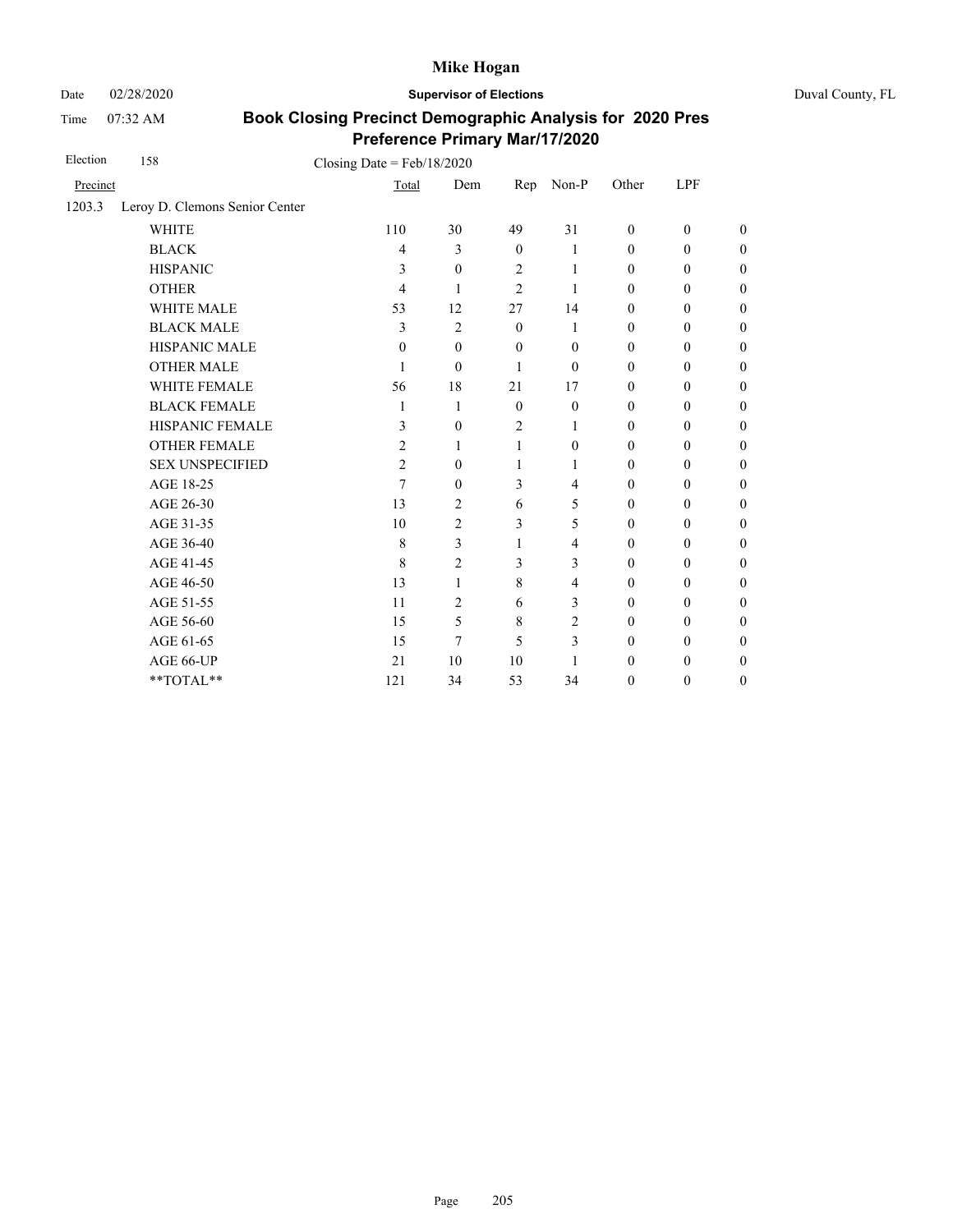# Mike Hogan

Date 02/28/2020 **Supervisor of Elections** Duval County, FL

Time 07:32 AM

## Book Closing Precinct Demographic Analysis for 2020 Pres Preference Primary Mar/17/2020

Election 158 Closing Date = Feb/18/2020

| Precinct | Total | Dem | Rep | Non-P | Other | LPF | |
|---|---|---|---|---|---|---|---|
| 1203.3 Leroy D. Clemons Senior Center | | | | | | | |
| WHITE | 110 | 30 | 49 | 31 | 0 | 0 | 0 |
| BLACK | 4 | 3 | 0 | 1 | 0 | 0 | 0 |
| HISPANIC | 3 | 0 | 2 | 1 | 0 | 0 | 0 |
| OTHER | 4 | 1 | 2 | 1 | 0 | 0 | 0 |
| WHITE MALE | 53 | 12 | 27 | 14 | 0 | 0 | 0 |
| BLACK MALE | 3 | 2 | 0 | 1 | 0 | 0 | 0 |
| HISPANIC MALE | 0 | 0 | 0 | 0 | 0 | 0 | 0 |
| OTHER MALE | 1 | 0 | 1 | 0 | 0 | 0 | 0 |
| WHITE FEMALE | 56 | 18 | 21 | 17 | 0 | 0 | 0 |
| BLACK FEMALE | 1 | 1 | 0 | 0 | 0 | 0 | 0 |
| HISPANIC FEMALE | 3 | 0 | 2 | 1 | 0 | 0 | 0 |
| OTHER FEMALE | 2 | 1 | 1 | 0 | 0 | 0 | 0 |
| SEX UNSPECIFIED | 2 | 0 | 1 | 1 | 0 | 0 | 0 |
| AGE 18-25 | 7 | 0 | 3 | 4 | 0 | 0 | 0 |
| AGE 26-30 | 13 | 2 | 6 | 5 | 0 | 0 | 0 |
| AGE 31-35 | 10 | 2 | 3 | 5 | 0 | 0 | 0 |
| AGE 36-40 | 8 | 3 | 1 | 4 | 0 | 0 | 0 |
| AGE 41-45 | 8 | 2 | 3 | 3 | 0 | 0 | 0 |
| AGE 46-50 | 13 | 1 | 8 | 4 | 0 | 0 | 0 |
| AGE 51-55 | 11 | 2 | 6 | 3 | 0 | 0 | 0 |
| AGE 56-60 | 15 | 5 | 8 | 2 | 0 | 0 | 0 |
| AGE 61-65 | 15 | 7 | 5 | 3 | 0 | 0 | 0 |
| AGE 66-UP | 21 | 10 | 10 | 1 | 0 | 0 | 0 |
| **TOTAL** | 121 | 34 | 53 | 34 | 0 | 0 | 0 |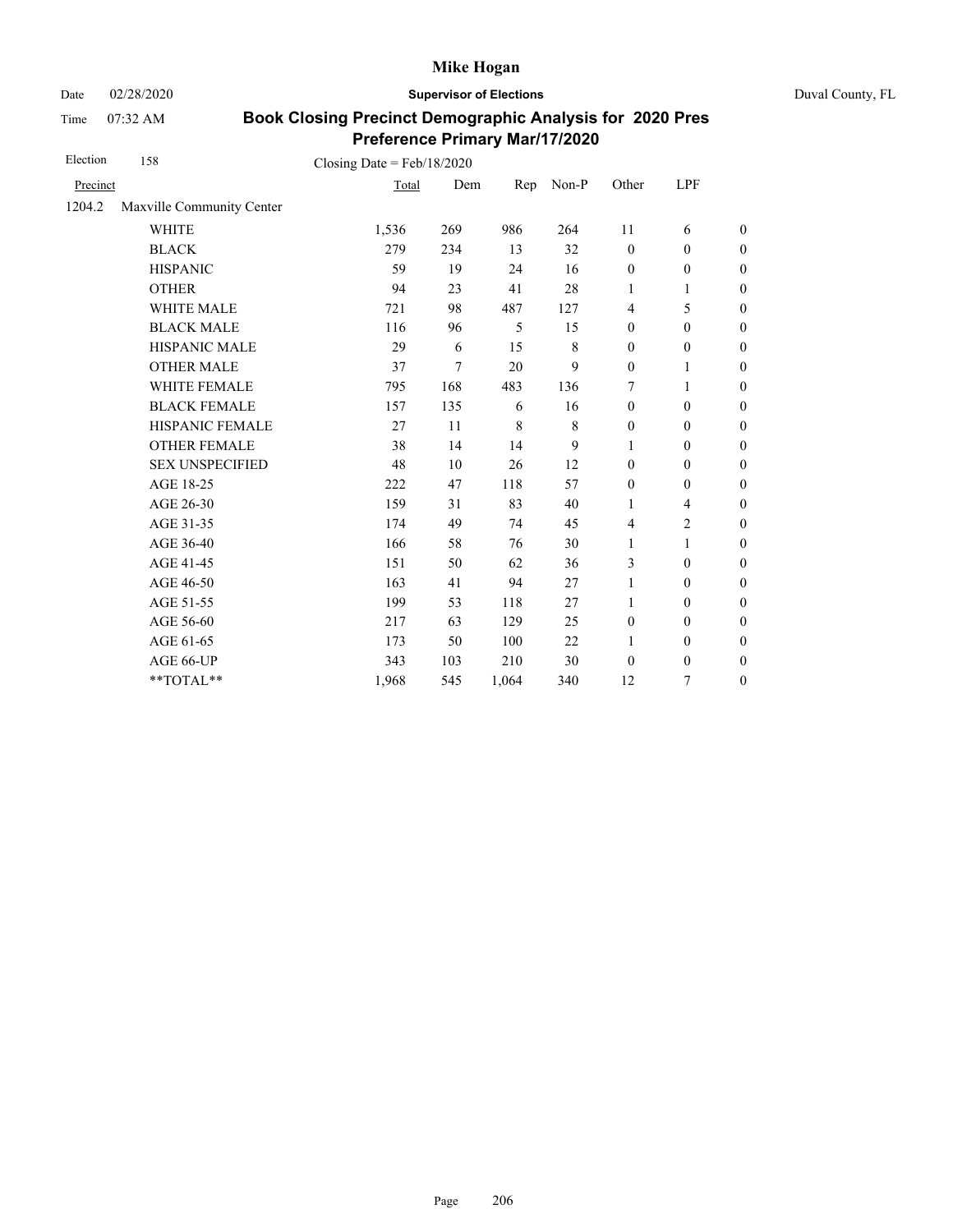Mike Hogan

Date 02/28/2020 **Supervisor of Elections** Duval County, FL

Time 07:32 AM

**Book Closing Precinct Demographic Analysis for 2020 Pres Preference Primary Mar/17/2020**

Election 158 Closing Date = Feb/18/2020

| Precinct | | Total | Dem | Rep | Non-P | Other | LPF | |
|---|---|---|---|---|---|---|---|---|
| 1204.2 | Maxville Community Center | | | | | | | |
| | WHITE | 1,536 | 269 | 986 | 264 | 11 | 6 | 0 |
| | BLACK | 279 | 234 | 13 | 32 | 0 | 0 | 0 |
| | HISPANIC | 59 | 19 | 24 | 16 | 0 | 0 | 0 |
| | OTHER | 94 | 23 | 41 | 28 | 1 | 1 | 0 |
| | WHITE MALE | 721 | 98 | 487 | 127 | 4 | 5 | 0 |
| | BLACK MALE | 116 | 96 | 5 | 15 | 0 | 0 | 0 |
| | HISPANIC MALE | 29 | 6 | 15 | 8 | 0 | 0 | 0 |
| | OTHER MALE | 37 | 7 | 20 | 9 | 0 | 1 | 0 |
| | WHITE FEMALE | 795 | 168 | 483 | 136 | 7 | 1 | 0 |
| | BLACK FEMALE | 157 | 135 | 6 | 16 | 0 | 0 | 0 |
| | HISPANIC FEMALE | 27 | 11 | 8 | 8 | 0 | 0 | 0 |
| | OTHER FEMALE | 38 | 14 | 14 | 9 | 1 | 0 | 0 |
| | SEX UNSPECIFIED | 48 | 10 | 26 | 12 | 0 | 0 | 0 |
| | AGE 18-25 | 222 | 47 | 118 | 57 | 0 | 0 | 0 |
| | AGE 26-30 | 159 | 31 | 83 | 40 | 1 | 4 | 0 |
| | AGE 31-35 | 174 | 49 | 74 | 45 | 4 | 2 | 0 |
| | AGE 36-40 | 166 | 58 | 76 | 30 | 1 | 1 | 0 |
| | AGE 41-45 | 151 | 50 | 62 | 36 | 3 | 0 | 0 |
| | AGE 46-50 | 163 | 41 | 94 | 27 | 1 | 0 | 0 |
| | AGE 51-55 | 199 | 53 | 118 | 27 | 1 | 0 | 0 |
| | AGE 56-60 | 217 | 63 | 129 | 25 | 0 | 0 | 0 |
| | AGE 61-65 | 173 | 50 | 100 | 22 | 1 | 0 | 0 |
| | AGE 66-UP | 343 | 103 | 210 | 30 | 0 | 0 | 0 |
| | **TOTAL** | 1,968 | 545 | 1,064 | 340 | 12 | 7 | 0 |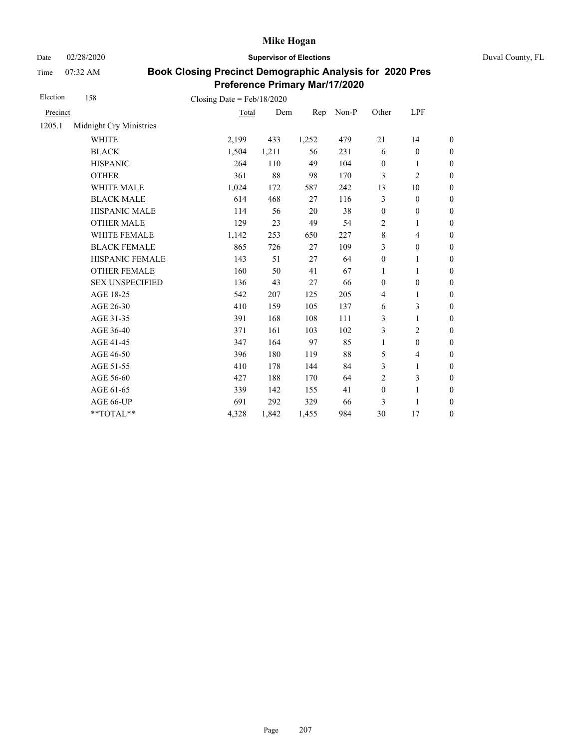# Mike Hogan

Date 02/28/2020 **Supervisor of Elections** Duval County, FL

Time 07:32 AM

## Book Closing Precinct Demographic Analysis for 2020 Pres Preference Primary Mar/17/2020

Election 158 Closing Date = Feb/18/2020

| Precinct | | Total | Dem | Rep | Non-P | Other | LPF | |
|---|---|---|---|---|---|---|---|---|
| 1205.1 | Midnight Cry Ministries | | | | | | | |
| | WHITE | 2,199 | 433 | 1,252 | 479 | 21 | 14 | 0 |
| | BLACK | 1,504 | 1,211 | 56 | 231 | 6 | 0 | 0 |
| | HISPANIC | 264 | 110 | 49 | 104 | 0 | 1 | 0 |
| | OTHER | 361 | 88 | 98 | 170 | 3 | 2 | 0 |
| | WHITE MALE | 1,024 | 172 | 587 | 242 | 13 | 10 | 0 |
| | BLACK MALE | 614 | 468 | 27 | 116 | 3 | 0 | 0 |
| | HISPANIC MALE | 114 | 56 | 20 | 38 | 0 | 0 | 0 |
| | OTHER MALE | 129 | 23 | 49 | 54 | 2 | 1 | 0 |
| | WHITE FEMALE | 1,142 | 253 | 650 | 227 | 8 | 4 | 0 |
| | BLACK FEMALE | 865 | 726 | 27 | 109 | 3 | 0 | 0 |
| | HISPANIC FEMALE | 143 | 51 | 27 | 64 | 0 | 1 | 0 |
| | OTHER FEMALE | 160 | 50 | 41 | 67 | 1 | 1 | 0 |
| | SEX UNSPECIFIED | 136 | 43 | 27 | 66 | 0 | 0 | 0 |
| | AGE 18-25 | 542 | 207 | 125 | 205 | 4 | 1 | 0 |
| | AGE 26-30 | 410 | 159 | 105 | 137 | 6 | 3 | 0 |
| | AGE 31-35 | 391 | 168 | 108 | 111 | 3 | 1 | 0 |
| | AGE 36-40 | 371 | 161 | 103 | 102 | 3 | 2 | 0 |
| | AGE 41-45 | 347 | 164 | 97 | 85 | 1 | 0 | 0 |
| | AGE 46-50 | 396 | 180 | 119 | 88 | 5 | 4 | 0 |
| | AGE 51-55 | 410 | 178 | 144 | 84 | 3 | 1 | 0 |
| | AGE 56-60 | 427 | 188 | 170 | 64 | 2 | 3 | 0 |
| | AGE 61-65 | 339 | 142 | 155 | 41 | 0 | 1 | 0 |
| | AGE 66-UP | 691 | 292 | 329 | 66 | 3 | 1 | 0 |
| | **TOTAL** | 4,328 | 1,842 | 1,455 | 984 | 30 | 17 | 0 |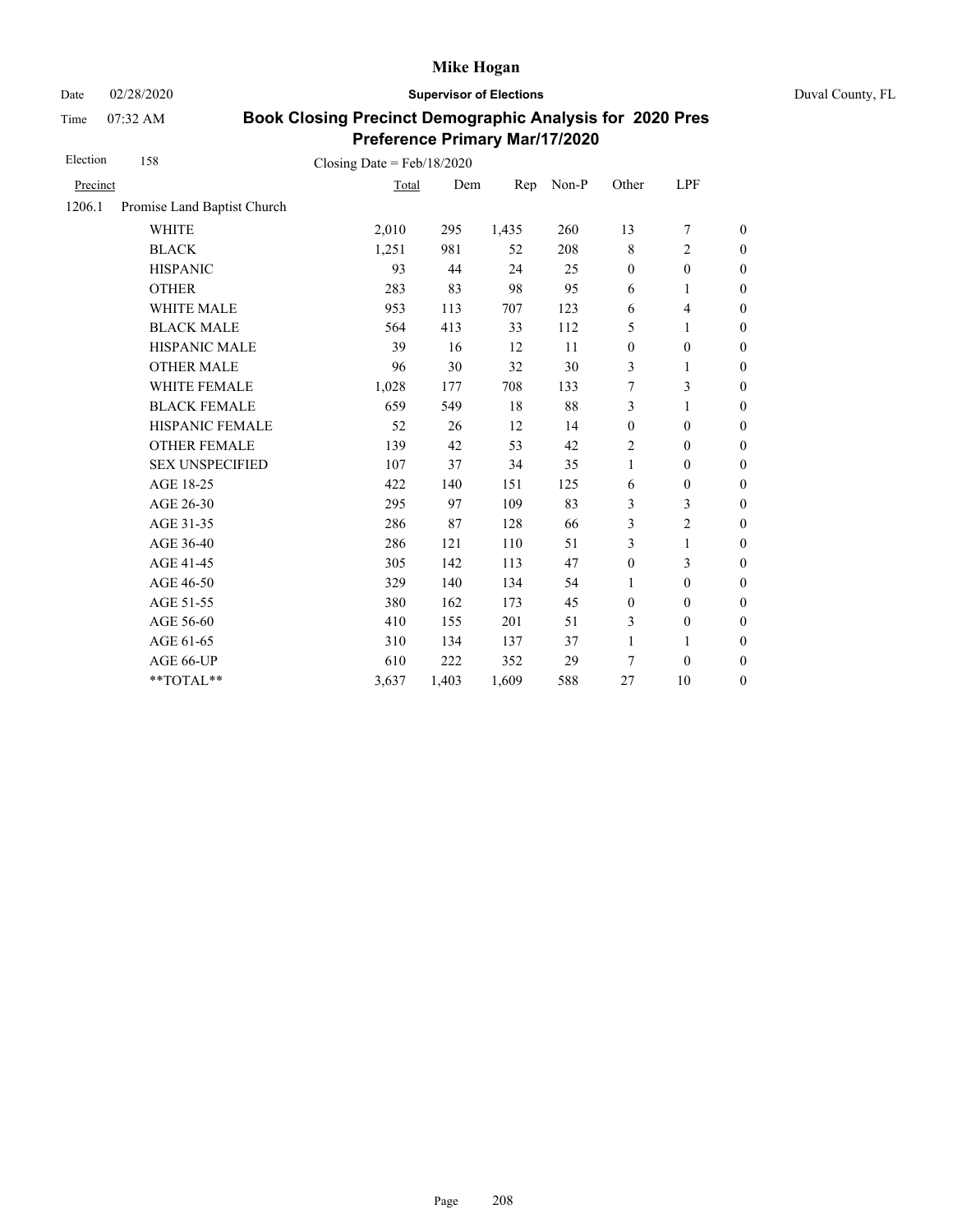# Mike Hogan

Date 02/28/2020 **Supervisor of Elections** Duval County, FL

Time 07:32 AM

## Book Closing Precinct Demographic Analysis for 2020 Pres Preference Primary Mar/17/2020

Election 158 Closing Date = Feb/18/2020

| Precinct | | Total | Dem | Rep | Non-P | Other | LPF | |
|---|---|---|---|---|---|---|---|---|
| 1206.1 | Promise Land Baptist Church | | | | | | | |
| | WHITE | 2,010 | 295 | 1,435 | 260 | 13 | 7 | 0 |
| | BLACK | 1,251 | 981 | 52 | 208 | 8 | 2 | 0 |
| | HISPANIC | 93 | 44 | 24 | 25 | 0 | 0 | 0 |
| | OTHER | 283 | 83 | 98 | 95 | 6 | 1 | 0 |
| | WHITE MALE | 953 | 113 | 707 | 123 | 6 | 4 | 0 |
| | BLACK MALE | 564 | 413 | 33 | 112 | 5 | 1 | 0 |
| | HISPANIC MALE | 39 | 16 | 12 | 11 | 0 | 0 | 0 |
| | OTHER MALE | 96 | 30 | 32 | 30 | 3 | 1 | 0 |
| | WHITE FEMALE | 1,028 | 177 | 708 | 133 | 7 | 3 | 0 |
| | BLACK FEMALE | 659 | 549 | 18 | 88 | 3 | 1 | 0 |
| | HISPANIC FEMALE | 52 | 26 | 12 | 14 | 0 | 0 | 0 |
| | OTHER FEMALE | 139 | 42 | 53 | 42 | 2 | 0 | 0 |
| | SEX UNSPECIFIED | 107 | 37 | 34 | 35 | 1 | 0 | 0 |
| | AGE 18-25 | 422 | 140 | 151 | 125 | 6 | 0 | 0 |
| | AGE 26-30 | 295 | 97 | 109 | 83 | 3 | 3 | 0 |
| | AGE 31-35 | 286 | 87 | 128 | 66 | 3 | 2 | 0 |
| | AGE 36-40 | 286 | 121 | 110 | 51 | 3 | 1 | 0 |
| | AGE 41-45 | 305 | 142 | 113 | 47 | 0 | 3 | 0 |
| | AGE 46-50 | 329 | 140 | 134 | 54 | 1 | 0 | 0 |
| | AGE 51-55 | 380 | 162 | 173 | 45 | 0 | 0 | 0 |
| | AGE 56-60 | 410 | 155 | 201 | 51 | 3 | 0 | 0 |
| | AGE 61-65 | 310 | 134 | 137 | 37 | 1 | 1 | 0 |
| | AGE 66-UP | 610 | 222 | 352 | 29 | 7 | 0 | 0 |
| | **TOTAL** | 3,637 | 1,403 | 1,609 | 588 | 27 | 10 | 0 |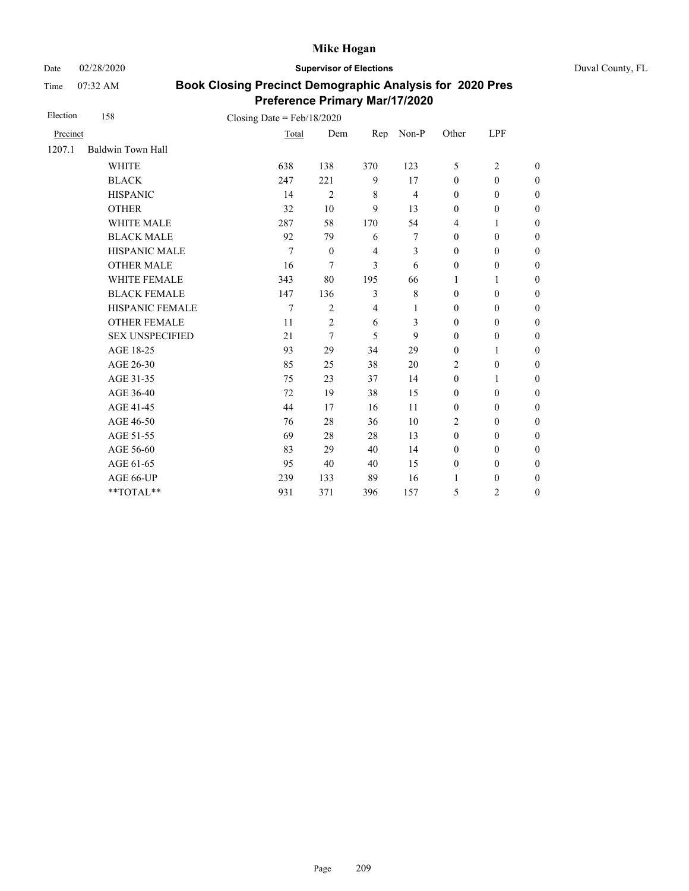**Mike Hogan**

Date 02/28/2020 **Supervisor of Elections** Duval County, FL

Time 07:32 AM

## Book Closing Precinct Demographic Analysis for 2020 Pres Preference Primary Mar/17/2020

Election 158 Closing Date = Feb/18/2020

| Precinct | | Total | Dem | Rep | Non-P | Other | LPF | |
|---|---|---|---|---|---|---|---|---|
| 1207.1 | Baldwin Town Hall | | | | | | | |
| | WHITE | 638 | 138 | 370 | 123 | 5 | 2 | 0 |
| | BLACK | 247 | 221 | 9 | 17 | 0 | 0 | 0 |
| | HISPANIC | 14 | 2 | 8 | 4 | 0 | 0 | 0 |
| | OTHER | 32 | 10 | 9 | 13 | 0 | 0 | 0 |
| | WHITE MALE | 287 | 58 | 170 | 54 | 4 | 1 | 0 |
| | BLACK MALE | 92 | 79 | 6 | 7 | 0 | 0 | 0 |
| | HISPANIC MALE | 7 | 0 | 4 | 3 | 0 | 0 | 0 |
| | OTHER MALE | 16 | 7 | 3 | 6 | 0 | 0 | 0 |
| | WHITE FEMALE | 343 | 80 | 195 | 66 | 1 | 1 | 0 |
| | BLACK FEMALE | 147 | 136 | 3 | 8 | 0 | 0 | 0 |
| | HISPANIC FEMALE | 7 | 2 | 4 | 1 | 0 | 0 | 0 |
| | OTHER FEMALE | 11 | 2 | 6 | 3 | 0 | 0 | 0 |
| | SEX UNSPECIFIED | 21 | 7 | 5 | 9 | 0 | 0 | 0 |
| | AGE 18-25 | 93 | 29 | 34 | 29 | 0 | 1 | 0 |
| | AGE 26-30 | 85 | 25 | 38 | 20 | 2 | 0 | 0 |
| | AGE 31-35 | 75 | 23 | 37 | 14 | 0 | 1 | 0 |
| | AGE 36-40 | 72 | 19 | 38 | 15 | 0 | 0 | 0 |
| | AGE 41-45 | 44 | 17 | 16 | 11 | 0 | 0 | 0 |
| | AGE 46-50 | 76 | 28 | 36 | 10 | 2 | 0 | 0 |
| | AGE 51-55 | 69 | 28 | 28 | 13 | 0 | 0 | 0 |
| | AGE 56-60 | 83 | 29 | 40 | 14 | 0 | 0 | 0 |
| | AGE 61-65 | 95 | 40 | 40 | 15 | 0 | 0 | 0 |
| | AGE 66-UP | 239 | 133 | 89 | 16 | 1 | 0 | 0 |
| | **TOTAL** | 931 | 371 | 396 | 157 | 5 | 2 | 0 |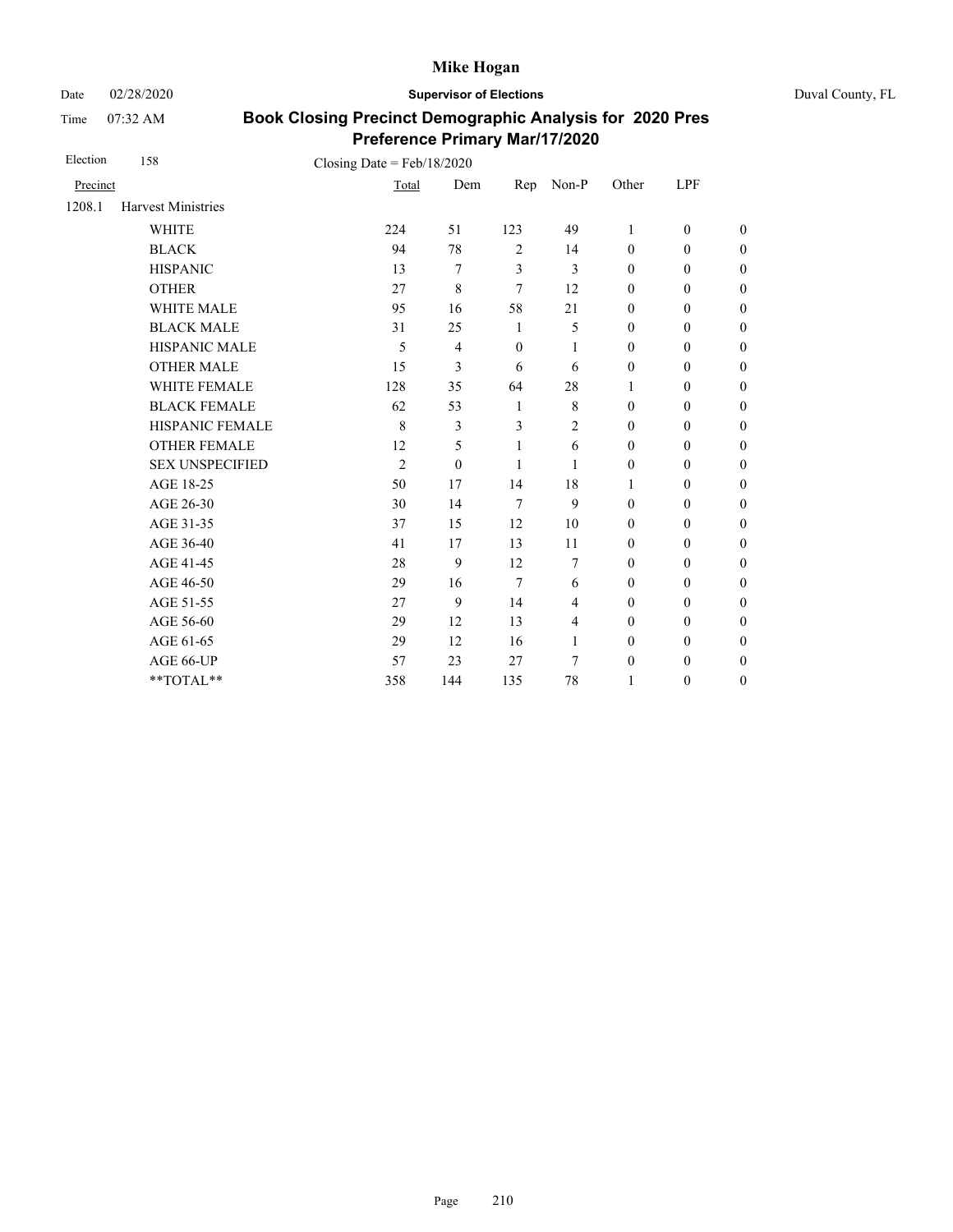# Mike Hogan

Date 02/28/2020 **Supervisor of Elections** Duval County, FL

Time 07:32 AM

## Book Closing Precinct Demographic Analysis for 2020 Pres Preference Primary Mar/17/2020

Election 158 Closing Date = Feb/18/2020

| Precinct | | Total | Dem | Rep | Non-P | Other | LPF | |
|---|---|---|---|---|---|---|---|---|
| 1208.1 | Harvest Ministries | | | | | | | |
| | WHITE | 224 | 51 | 123 | 49 | 1 | 0 | 0 |
| | BLACK | 94 | 78 | 2 | 14 | 0 | 0 | 0 |
| | HISPANIC | 13 | 7 | 3 | 3 | 0 | 0 | 0 |
| | OTHER | 27 | 8 | 7 | 12 | 0 | 0 | 0 |
| | WHITE MALE | 95 | 16 | 58 | 21 | 0 | 0 | 0 |
| | BLACK MALE | 31 | 25 | 1 | 5 | 0 | 0 | 0 |
| | HISPANIC MALE | 5 | 4 | 0 | 1 | 0 | 0 | 0 |
| | OTHER MALE | 15 | 3 | 6 | 6 | 0 | 0 | 0 |
| | WHITE FEMALE | 128 | 35 | 64 | 28 | 1 | 0 | 0 |
| | BLACK FEMALE | 62 | 53 | 1 | 8 | 0 | 0 | 0 |
| | HISPANIC FEMALE | 8 | 3 | 3 | 2 | 0 | 0 | 0 |
| | OTHER FEMALE | 12 | 5 | 1 | 6 | 0 | 0 | 0 |
| | SEX UNSPECIFIED | 2 | 0 | 1 | 1 | 0 | 0 | 0 |
| | AGE 18-25 | 50 | 17 | 14 | 18 | 1 | 0 | 0 |
| | AGE 26-30 | 30 | 14 | 7 | 9 | 0 | 0 | 0 |
| | AGE 31-35 | 37 | 15 | 12 | 10 | 0 | 0 | 0 |
| | AGE 36-40 | 41 | 17 | 13 | 11 | 0 | 0 | 0 |
| | AGE 41-45 | 28 | 9 | 12 | 7 | 0 | 0 | 0 |
| | AGE 46-50 | 29 | 16 | 7 | 6 | 0 | 0 | 0 |
| | AGE 51-55 | 27 | 9 | 14 | 4 | 0 | 0 | 0 |
| | AGE 56-60 | 29 | 12 | 13 | 4 | 0 | 0 | 0 |
| | AGE 61-65 | 29 | 12 | 16 | 1 | 0 | 0 | 0 |
| | AGE 66-UP | 57 | 23 | 27 | 7 | 0 | 0 | 0 |
| | **TOTAL** | 358 | 144 | 135 | 78 | 1 | 0 | 0 |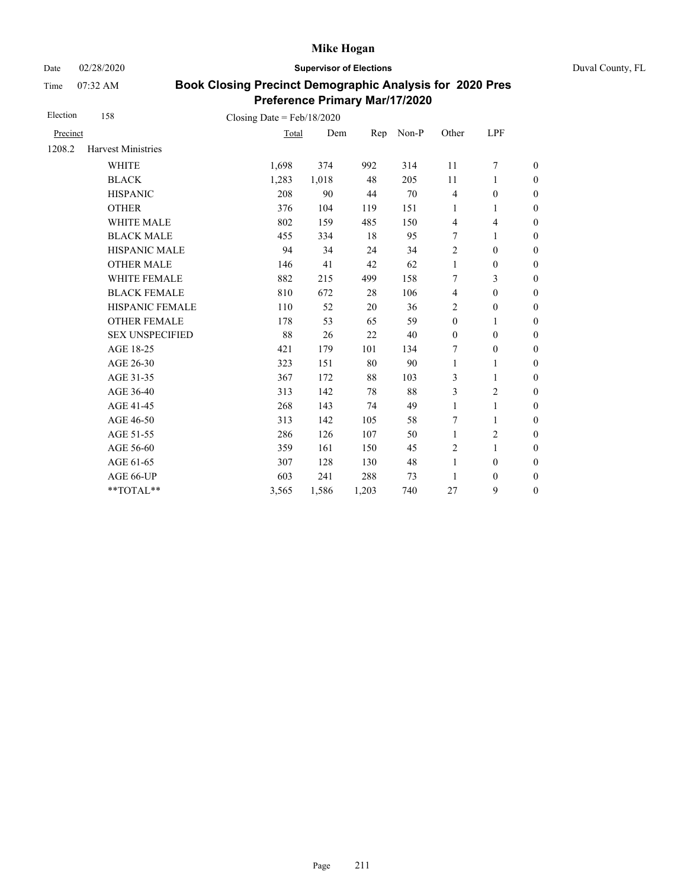# Book Closing Precinct Demographic Analysis for 2020 Pres Preference Primary Mar/17/2020

Duval County, FL

Supervisor of Elections

Date 02/28/2020

Time 07:32 AM

Election 158 Closing Date = Feb/18/2020

| Precinct | | Total | Dem | Rep | Non-P | Other | LPF | |
|---|---|---|---|---|---|---|---|---|
| 1208.2 | Harvest Ministries | | | | | | | |
| | WHITE | 1,698 | 374 | 992 | 314 | 11 | 7 | 0 |
| | BLACK | 1,283 | 1,018 | 48 | 205 | 11 | 1 | 0 |
| | HISPANIC | 208 | 90 | 44 | 70 | 4 | 0 | 0 |
| | OTHER | 376 | 104 | 119 | 151 | 1 | 1 | 0 |
| | WHITE MALE | 802 | 159 | 485 | 150 | 4 | 4 | 0 |
| | BLACK MALE | 455 | 334 | 18 | 95 | 7 | 1 | 0 |
| | HISPANIC MALE | 94 | 34 | 24 | 34 | 2 | 0 | 0 |
| | OTHER MALE | 146 | 41 | 42 | 62 | 1 | 0 | 0 |
| | WHITE FEMALE | 882 | 215 | 499 | 158 | 7 | 3 | 0 |
| | BLACK FEMALE | 810 | 672 | 28 | 106 | 4 | 0 | 0 |
| | HISPANIC FEMALE | 110 | 52 | 20 | 36 | 2 | 0 | 0 |
| | OTHER FEMALE | 178 | 53 | 65 | 59 | 0 | 1 | 0 |
| | SEX UNSPECIFIED | 88 | 26 | 22 | 40 | 0 | 0 | 0 |
| | AGE 18-25 | 421 | 179 | 101 | 134 | 7 | 0 | 0 |
| | AGE 26-30 | 323 | 151 | 80 | 90 | 1 | 1 | 0 |
| | AGE 31-35 | 367 | 172 | 88 | 103 | 3 | 1 | 0 |
| | AGE 36-40 | 313 | 142 | 78 | 88 | 3 | 2 | 0 |
| | AGE 41-45 | 268 | 143 | 74 | 49 | 1 | 1 | 0 |
| | AGE 46-50 | 313 | 142 | 105 | 58 | 7 | 1 | 0 |
| | AGE 51-55 | 286 | 126 | 107 | 50 | 1 | 2 | 0 |
| | AGE 56-60 | 359 | 161 | 150 | 45 | 2 | 1 | 0 |
| | AGE 61-65 | 307 | 128 | 130 | 48 | 1 | 0 | 0 |
| | AGE 66-UP | 603 | 241 | 288 | 73 | 1 | 0 | 0 |
| | **TOTAL** | 3,565 | 1,586 | 1,203 | 740 | 27 | 9 | 0 |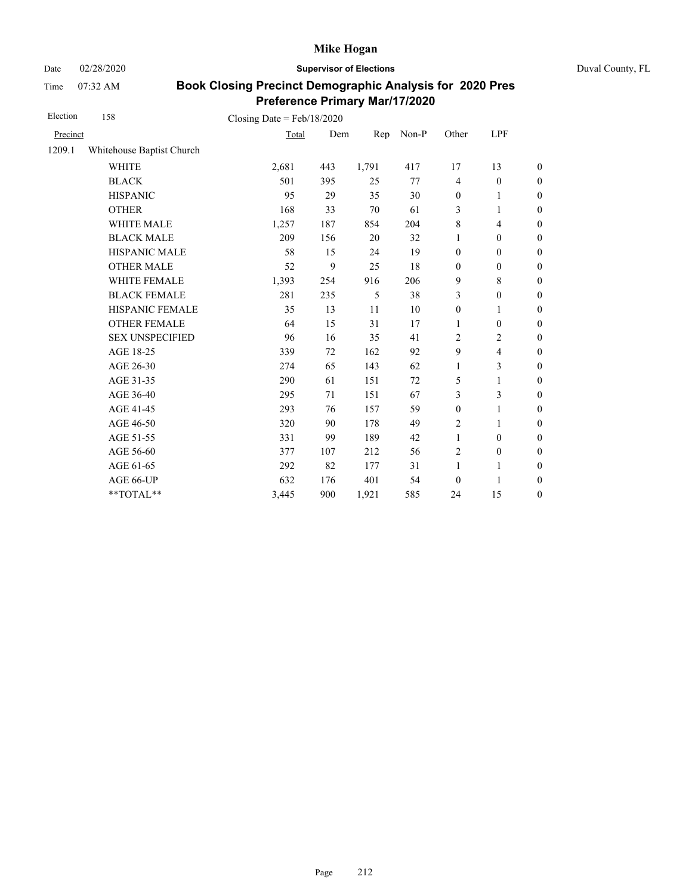# Mike Hogan

Date 02/28/2020 **Supervisor of Elections** Duval County, FL

Time 07:32 AM

## Book Closing Precinct Demographic Analysis for 2020 Pres Preference Primary Mar/17/2020

Election 158 Closing Date = Feb/18/2020

| Precinct | | Total | Dem | Rep | Non-P | Other | LPF | |
|---|---|---|---|---|---|---|---|---|
| 1209.1 | Whitehouse Baptist Church | | | | | | | |
| | WHITE | 2,681 | 443 | 1,791 | 417 | 17 | 13 | 0 |
| | BLACK | 501 | 395 | 25 | 77 | 4 | 0 | 0 |
| | HISPANIC | 95 | 29 | 35 | 30 | 0 | 1 | 0 |
| | OTHER | 168 | 33 | 70 | 61 | 3 | 1 | 0 |
| | WHITE MALE | 1,257 | 187 | 854 | 204 | 8 | 4 | 0 |
| | BLACK MALE | 209 | 156 | 20 | 32 | 1 | 0 | 0 |
| | HISPANIC MALE | 58 | 15 | 24 | 19 | 0 | 0 | 0 |
| | OTHER MALE | 52 | 9 | 25 | 18 | 0 | 0 | 0 |
| | WHITE FEMALE | 1,393 | 254 | 916 | 206 | 9 | 8 | 0 |
| | BLACK FEMALE | 281 | 235 | 5 | 38 | 3 | 0 | 0 |
| | HISPANIC FEMALE | 35 | 13 | 11 | 10 | 0 | 1 | 0 |
| | OTHER FEMALE | 64 | 15 | 31 | 17 | 1 | 0 | 0 |
| | SEX UNSPECIFIED | 96 | 16 | 35 | 41 | 2 | 2 | 0 |
| | AGE 18-25 | 339 | 72 | 162 | 92 | 9 | 4 | 0 |
| | AGE 26-30 | 274 | 65 | 143 | 62 | 1 | 3 | 0 |
| | AGE 31-35 | 290 | 61 | 151 | 72 | 5 | 1 | 0 |
| | AGE 36-40 | 295 | 71 | 151 | 67 | 3 | 3 | 0 |
| | AGE 41-45 | 293 | 76 | 157 | 59 | 0 | 1 | 0 |
| | AGE 46-50 | 320 | 90 | 178 | 49 | 2 | 1 | 0 |
| | AGE 51-55 | 331 | 99 | 189 | 42 | 1 | 0 | 0 |
| | AGE 56-60 | 377 | 107 | 212 | 56 | 2 | 0 | 0 |
| | AGE 61-65 | 292 | 82 | 177 | 31 | 1 | 1 | 0 |
| | AGE 66-UP | 632 | 176 | 401 | 54 | 0 | 1 | 0 |
| | **TOTAL** | 3,445 | 900 | 1,921 | 585 | 24 | 15 | 0 |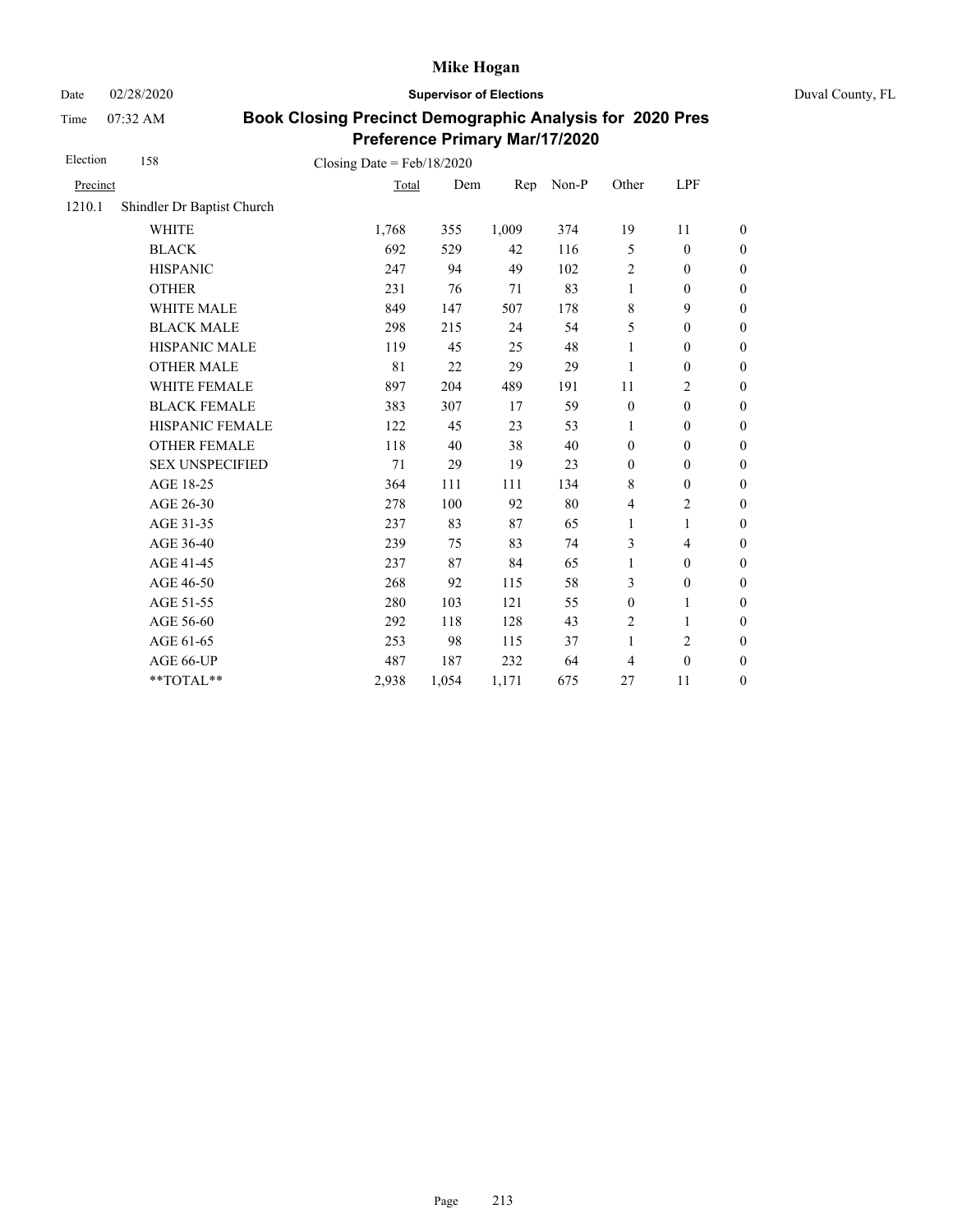# Mike Hogan

Date 02/28/2020 **Supervisor of Elections** Duval County, FL

Time 07:32 AM

## Book Closing Precinct Demographic Analysis for 2020 Pres Preference Primary Mar/17/2020

Election 158 Closing Date = Feb/18/2020

| Precinct | | Total | Dem | Rep | Non-P | Other | LPF | |
|---|---|---|---|---|---|---|---|---|
| 1210.1 | Shindler Dr Baptist Church | | | | | | | |
| | WHITE | 1,768 | 355 | 1,009 | 374 | 19 | 11 | 0 |
| | BLACK | 692 | 529 | 42 | 116 | 5 | 0 | 0 |
| | HISPANIC | 247 | 94 | 49 | 102 | 2 | 0 | 0 |
| | OTHER | 231 | 76 | 71 | 83 | 1 | 0 | 0 |
| | WHITE MALE | 849 | 147 | 507 | 178 | 8 | 9 | 0 |
| | BLACK MALE | 298 | 215 | 24 | 54 | 5 | 0 | 0 |
| | HISPANIC MALE | 119 | 45 | 25 | 48 | 1 | 0 | 0 |
| | OTHER MALE | 81 | 22 | 29 | 29 | 1 | 0 | 0 |
| | WHITE FEMALE | 897 | 204 | 489 | 191 | 11 | 2 | 0 |
| | BLACK FEMALE | 383 | 307 | 17 | 59 | 0 | 0 | 0 |
| | HISPANIC FEMALE | 122 | 45 | 23 | 53 | 1 | 0 | 0 |
| | OTHER FEMALE | 118 | 40 | 38 | 40 | 0 | 0 | 0 |
| | SEX UNSPECIFIED | 71 | 29 | 19 | 23 | 0 | 0 | 0 |
| | AGE 18-25 | 364 | 111 | 111 | 134 | 8 | 0 | 0 |
| | AGE 26-30 | 278 | 100 | 92 | 80 | 4 | 2 | 0 |
| | AGE 31-35 | 237 | 83 | 87 | 65 | 1 | 1 | 0 |
| | AGE 36-40 | 239 | 75 | 83 | 74 | 3 | 4 | 0 |
| | AGE 41-45 | 237 | 87 | 84 | 65 | 1 | 0 | 0 |
| | AGE 46-50 | 268 | 92 | 115 | 58 | 3 | 0 | 0 |
| | AGE 51-55 | 280 | 103 | 121 | 55 | 0 | 1 | 0 |
| | AGE 56-60 | 292 | 118 | 128 | 43 | 2 | 1 | 0 |
| | AGE 61-65 | 253 | 98 | 115 | 37 | 1 | 2 | 0 |
| | AGE 66-UP | 487 | 187 | 232 | 64 | 4 | 0 | 0 |
| | **TOTAL** | 2,938 | 1,054 | 1,171 | 675 | 27 | 11 | 0 |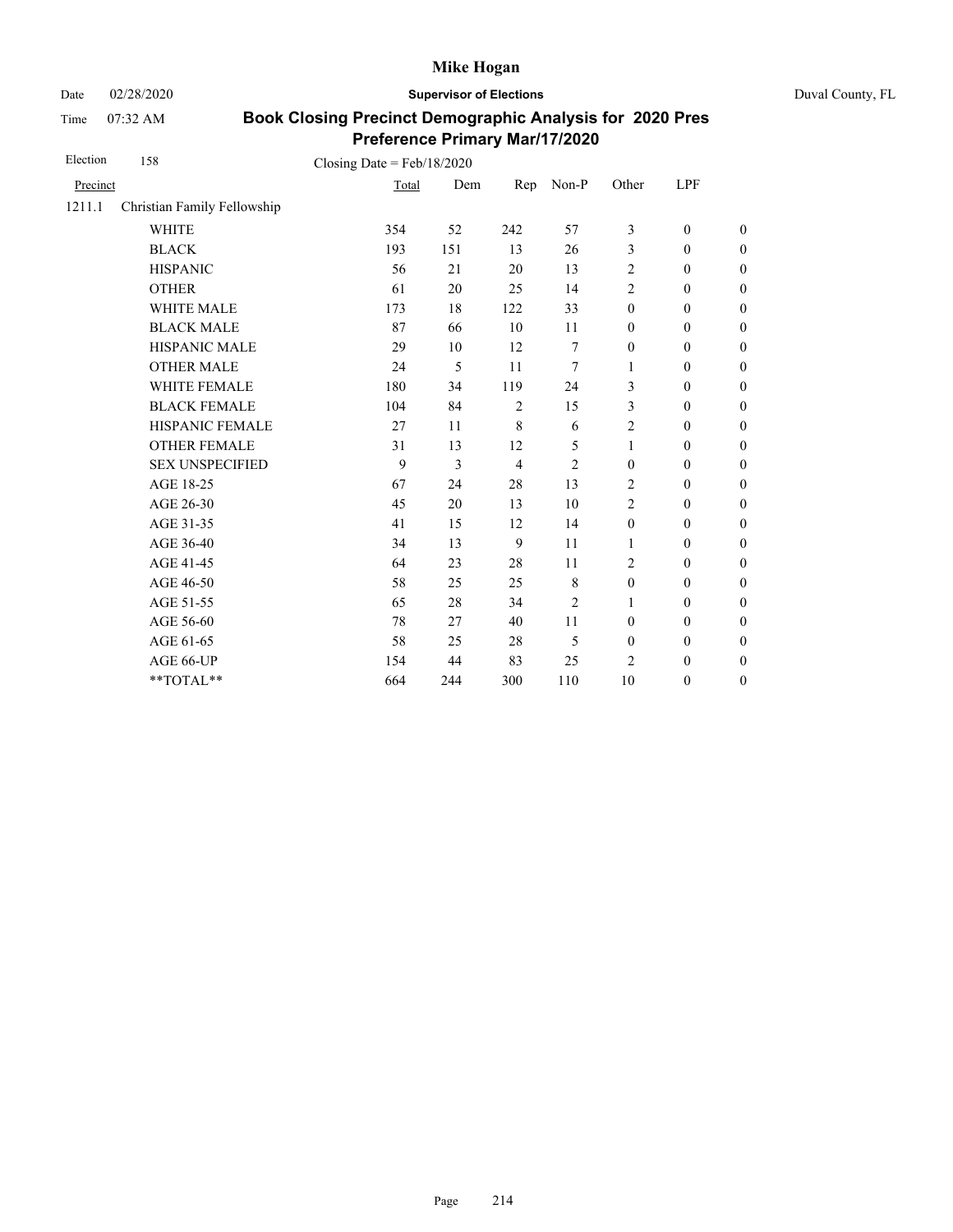# Mike Hogan

Date 02/28/2020 **Supervisor of Elections** Duval County, FL

Time 07:32 AM

## Book Closing Precinct Demographic Analysis for 2020 Pres Preference Primary Mar/17/2020

Election 158 Closing Date = Feb/18/2020

| Precinct | | Total | Dem | Rep | Non-P | Other | LPF | |
|---|---|---|---|---|---|---|---|---|
| 1211.1 | Christian Family Fellowship | | | | | | | |
| | WHITE | 354 | 52 | 242 | 57 | 3 | 0 | 0 |
| | BLACK | 193 | 151 | 13 | 26 | 3 | 0 | 0 |
| | HISPANIC | 56 | 21 | 20 | 13 | 2 | 0 | 0 |
| | OTHER | 61 | 20 | 25 | 14 | 2 | 0 | 0 |
| | WHITE MALE | 173 | 18 | 122 | 33 | 0 | 0 | 0 |
| | BLACK MALE | 87 | 66 | 10 | 11 | 0 | 0 | 0 |
| | HISPANIC MALE | 29 | 10 | 12 | 7 | 0 | 0 | 0 |
| | OTHER MALE | 24 | 5 | 11 | 7 | 1 | 0 | 0 |
| | WHITE FEMALE | 180 | 34 | 119 | 24 | 3 | 0 | 0 |
| | BLACK FEMALE | 104 | 84 | 2 | 15 | 3 | 0 | 0 |
| | HISPANIC FEMALE | 27 | 11 | 8 | 6 | 2 | 0 | 0 |
| | OTHER FEMALE | 31 | 13 | 12 | 5 | 1 | 0 | 0 |
| | SEX UNSPECIFIED | 9 | 3 | 4 | 2 | 0 | 0 | 0 |
| | AGE 18-25 | 67 | 24 | 28 | 13 | 2 | 0 | 0 |
| | AGE 26-30 | 45 | 20 | 13 | 10 | 2 | 0 | 0 |
| | AGE 31-35 | 41 | 15 | 12 | 14 | 0 | 0 | 0 |
| | AGE 36-40 | 34 | 13 | 9 | 11 | 1 | 0 | 0 |
| | AGE 41-45 | 64 | 23 | 28 | 11 | 2 | 0 | 0 |
| | AGE 46-50 | 58 | 25 | 25 | 8 | 0 | 0 | 0 |
| | AGE 51-55 | 65 | 28 | 34 | 2 | 1 | 0 | 0 |
| | AGE 56-60 | 78 | 27 | 40 | 11 | 0 | 0 | 0 |
| | AGE 61-65 | 58 | 25 | 28 | 5 | 0 | 0 | 0 |
| | AGE 66-UP | 154 | 44 | 83 | 25 | 2 | 0 | 0 |
| | **TOTAL** | 664 | 244 | 300 | 110 | 10 | 0 | 0 |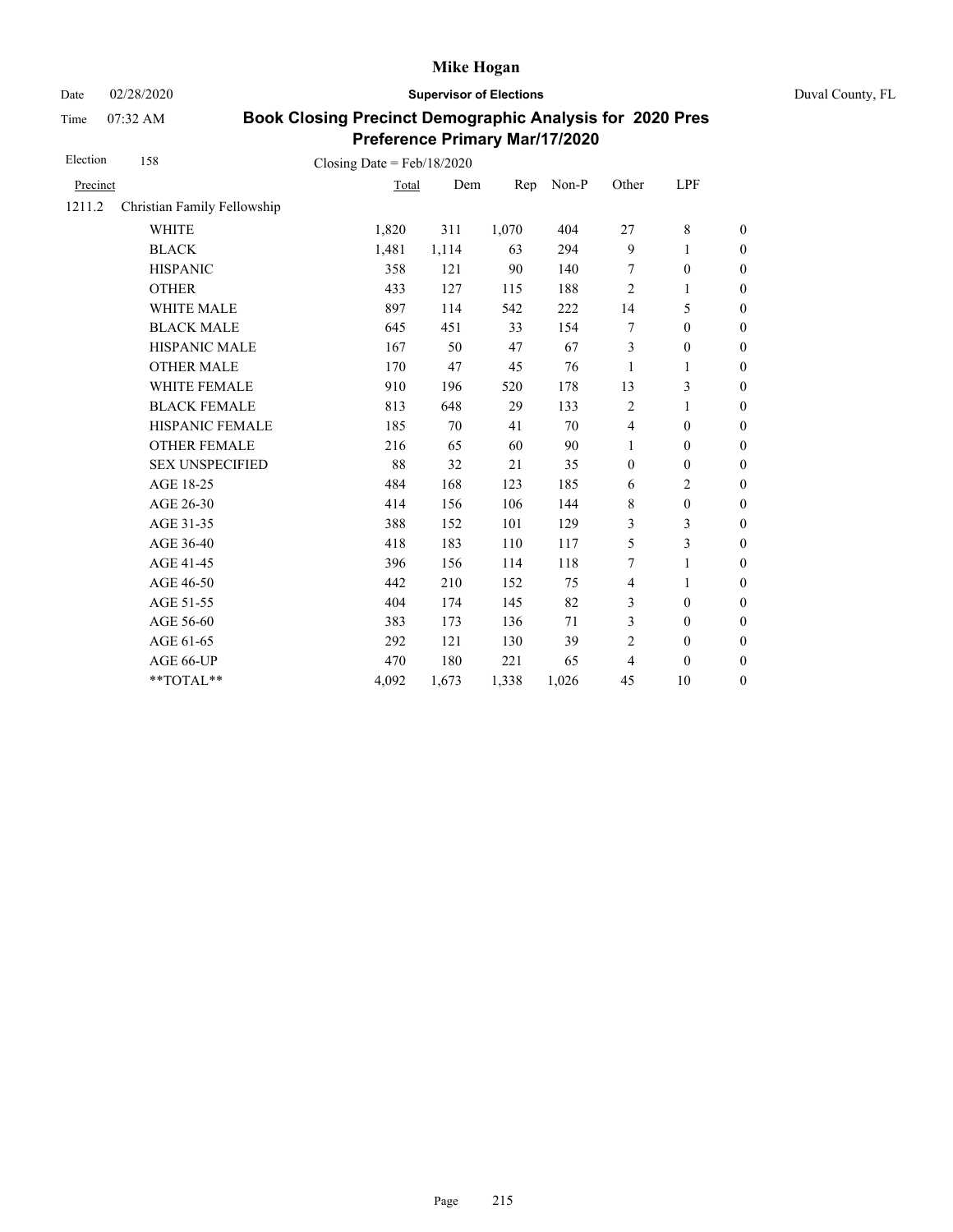# Mike Hogan

Date 02/28/2020 **Supervisor of Elections** Duval County, FL

Time 07:32 AM

## Book Closing Precinct Demographic Analysis for 2020 Pres Preference Primary Mar/17/2020

Election 158 Closing Date = Feb/18/2020

| Precinct | | Total | Dem | Rep | Non-P | Other | LPF | |
|---|---|---|---|---|---|---|---|---|
| 1211.2 | Christian Family Fellowship | | | | | | | |
| | WHITE | 1,820 | 311 | 1,070 | 404 | 27 | 8 | 0 |
| | BLACK | 1,481 | 1,114 | 63 | 294 | 9 | 1 | 0 |
| | HISPANIC | 358 | 121 | 90 | 140 | 7 | 0 | 0 |
| | OTHER | 433 | 127 | 115 | 188 | 2 | 1 | 0 |
| | WHITE MALE | 897 | 114 | 542 | 222 | 14 | 5 | 0 |
| | BLACK MALE | 645 | 451 | 33 | 154 | 7 | 0 | 0 |
| | HISPANIC MALE | 167 | 50 | 47 | 67 | 3 | 0 | 0 |
| | OTHER MALE | 170 | 47 | 45 | 76 | 1 | 1 | 0 |
| | WHITE FEMALE | 910 | 196 | 520 | 178 | 13 | 3 | 0 |
| | BLACK FEMALE | 813 | 648 | 29 | 133 | 2 | 1 | 0 |
| | HISPANIC FEMALE | 185 | 70 | 41 | 70 | 4 | 0 | 0 |
| | OTHER FEMALE | 216 | 65 | 60 | 90 | 1 | 0 | 0 |
| | SEX UNSPECIFIED | 88 | 32 | 21 | 35 | 0 | 0 | 0 |
| | AGE 18-25 | 484 | 168 | 123 | 185 | 6 | 2 | 0 |
| | AGE 26-30 | 414 | 156 | 106 | 144 | 8 | 0 | 0 |
| | AGE 31-35 | 388 | 152 | 101 | 129 | 3 | 3 | 0 |
| | AGE 36-40 | 418 | 183 | 110 | 117 | 5 | 3 | 0 |
| | AGE 41-45 | 396 | 156 | 114 | 118 | 7 | 1 | 0 |
| | AGE 46-50 | 442 | 210 | 152 | 75 | 4 | 1 | 0 |
| | AGE 51-55 | 404 | 174 | 145 | 82 | 3 | 0 | 0 |
| | AGE 56-60 | 383 | 173 | 136 | 71 | 3 | 0 | 0 |
| | AGE 61-65 | 292 | 121 | 130 | 39 | 2 | 0 | 0 |
| | AGE 66-UP | 470 | 180 | 221 | 65 | 4 | 0 | 0 |
| | **TOTAL** | 4,092 | 1,673 | 1,338 | 1,026 | 45 | 10 | 0 |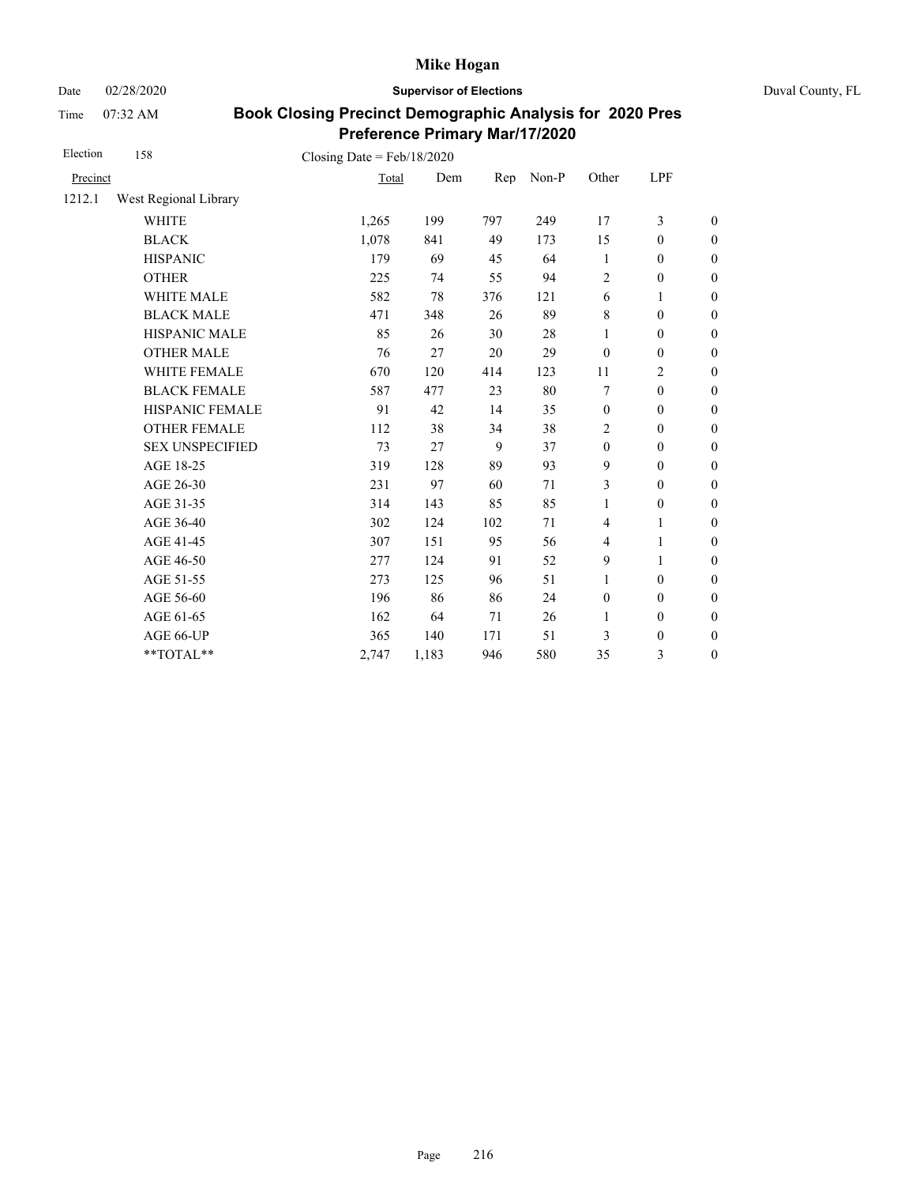# Mike Hogan

Date 02/28/2020 **Supervisor of Elections** Duval County, FL

Time 07:32 AM

## Book Closing Precinct Demographic Analysis for 2020 Pres Preference Primary Mar/17/2020

Election 158    Closing Date = Feb/18/2020

| Precinct | | Total | Dem | Rep | Non-P | Other | LPF | |
|---|---|---|---|---|---|---|---|---|
| 1212.1 | West Regional Library | | | | | | | |
| | WHITE | 1,265 | 199 | 797 | 249 | 17 | 3 | 0 |
| | BLACK | 1,078 | 841 | 49 | 173 | 15 | 0 | 0 |
| | HISPANIC | 179 | 69 | 45 | 64 | 1 | 0 | 0 |
| | OTHER | 225 | 74 | 55 | 94 | 2 | 0 | 0 |
| | WHITE MALE | 582 | 78 | 376 | 121 | 6 | 1 | 0 |
| | BLACK MALE | 471 | 348 | 26 | 89 | 8 | 0 | 0 |
| | HISPANIC MALE | 85 | 26 | 30 | 28 | 1 | 0 | 0 |
| | OTHER MALE | 76 | 27 | 20 | 29 | 0 | 0 | 0 |
| | WHITE FEMALE | 670 | 120 | 414 | 123 | 11 | 2 | 0 |
| | BLACK FEMALE | 587 | 477 | 23 | 80 | 7 | 0 | 0 |
| | HISPANIC FEMALE | 91 | 42 | 14 | 35 | 0 | 0 | 0 |
| | OTHER FEMALE | 112 | 38 | 34 | 38 | 2 | 0 | 0 |
| | SEX UNSPECIFIED | 73 | 27 | 9 | 37 | 0 | 0 | 0 |
| | AGE 18-25 | 319 | 128 | 89 | 93 | 9 | 0 | 0 |
| | AGE 26-30 | 231 | 97 | 60 | 71 | 3 | 0 | 0 |
| | AGE 31-35 | 314 | 143 | 85 | 85 | 1 | 0 | 0 |
| | AGE 36-40 | 302 | 124 | 102 | 71 | 4 | 1 | 0 |
| | AGE 41-45 | 307 | 151 | 95 | 56 | 4 | 1 | 0 |
| | AGE 46-50 | 277 | 124 | 91 | 52 | 9 | 1 | 0 |
| | AGE 51-55 | 273 | 125 | 96 | 51 | 1 | 0 | 0 |
| | AGE 56-60 | 196 | 86 | 86 | 24 | 0 | 0 | 0 |
| | AGE 61-65 | 162 | 64 | 71 | 26 | 1 | 0 | 0 |
| | AGE 66-UP | 365 | 140 | 171 | 51 | 3 | 0 | 0 |
| | **TOTAL** | 2,747 | 1,183 | 946 | 580 | 35 | 3 | 0 |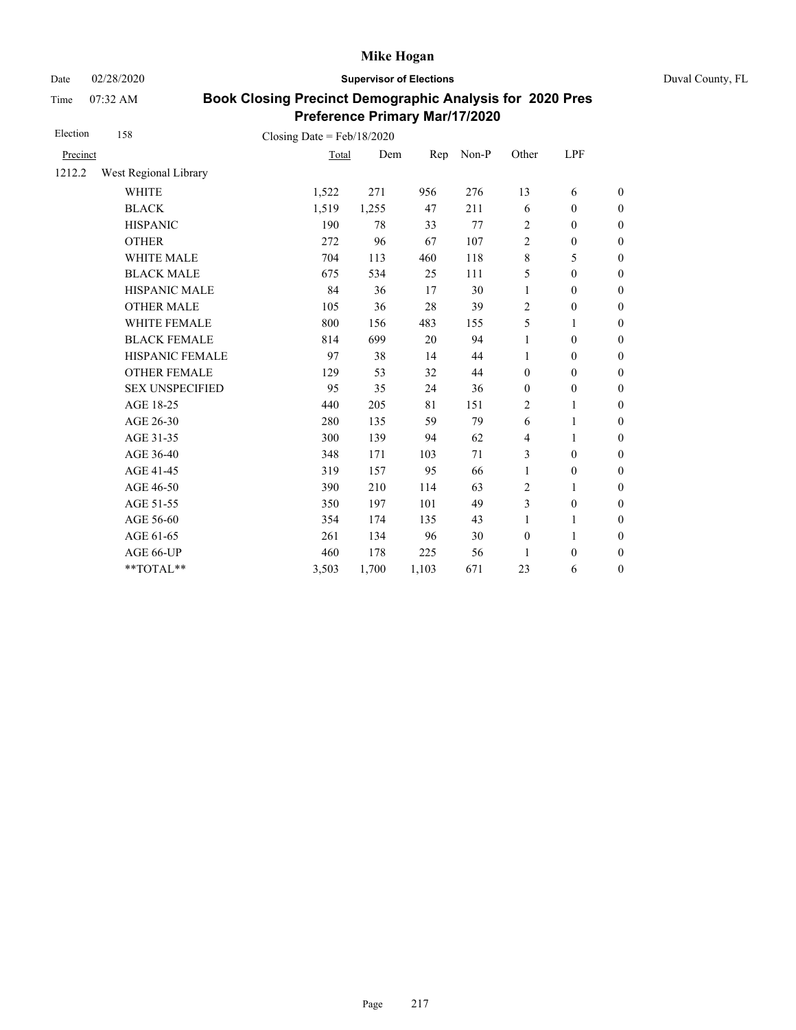# Mike Hogan

Date 02/28/2020 **Supervisor of Elections** Duval County, FL

Time 07:32 AM

## Book Closing Precinct Demographic Analysis for 2020 Pres Preference Primary Mar/17/2020

Election 158 Closing Date = Feb/18/2020

| Precinct | | Total | Dem | Rep | Non-P | Other | LPF | |
|---|---|---|---|---|---|---|---|---|
| 1212.2 | West Regional Library | | | | | | | |
| | WHITE | 1,522 | 271 | 956 | 276 | 13 | 6 | 0 |
| | BLACK | 1,519 | 1,255 | 47 | 211 | 6 | 0 | 0 |
| | HISPANIC | 190 | 78 | 33 | 77 | 2 | 0 | 0 |
| | OTHER | 272 | 96 | 67 | 107 | 2 | 0 | 0 |
| | WHITE MALE | 704 | 113 | 460 | 118 | 8 | 5 | 0 |
| | BLACK MALE | 675 | 534 | 25 | 111 | 5 | 0 | 0 |
| | HISPANIC MALE | 84 | 36 | 17 | 30 | 1 | 0 | 0 |
| | OTHER MALE | 105 | 36 | 28 | 39 | 2 | 0 | 0 |
| | WHITE FEMALE | 800 | 156 | 483 | 155 | 5 | 1 | 0 |
| | BLACK FEMALE | 814 | 699 | 20 | 94 | 1 | 0 | 0 |
| | HISPANIC FEMALE | 97 | 38 | 14 | 44 | 1 | 0 | 0 |
| | OTHER FEMALE | 129 | 53 | 32 | 44 | 0 | 0 | 0 |
| | SEX UNSPECIFIED | 95 | 35 | 24 | 36 | 0 | 0 | 0 |
| | AGE 18-25 | 440 | 205 | 81 | 151 | 2 | 1 | 0 |
| | AGE 26-30 | 280 | 135 | 59 | 79 | 6 | 1 | 0 |
| | AGE 31-35 | 300 | 139 | 94 | 62 | 4 | 1 | 0 |
| | AGE 36-40 | 348 | 171 | 103 | 71 | 3 | 0 | 0 |
| | AGE 41-45 | 319 | 157 | 95 | 66 | 1 | 0 | 0 |
| | AGE 46-50 | 390 | 210 | 114 | 63 | 2 | 1 | 0 |
| | AGE 51-55 | 350 | 197 | 101 | 49 | 3 | 0 | 0 |
| | AGE 56-60 | 354 | 174 | 135 | 43 | 1 | 1 | 0 |
| | AGE 61-65 | 261 | 134 | 96 | 30 | 0 | 1 | 0 |
| | AGE 66-UP | 460 | 178 | 225 | 56 | 1 | 0 | 0 |
| | **TOTAL** | 3,503 | 1,700 | 1,103 | 671 | 23 | 6 | 0 |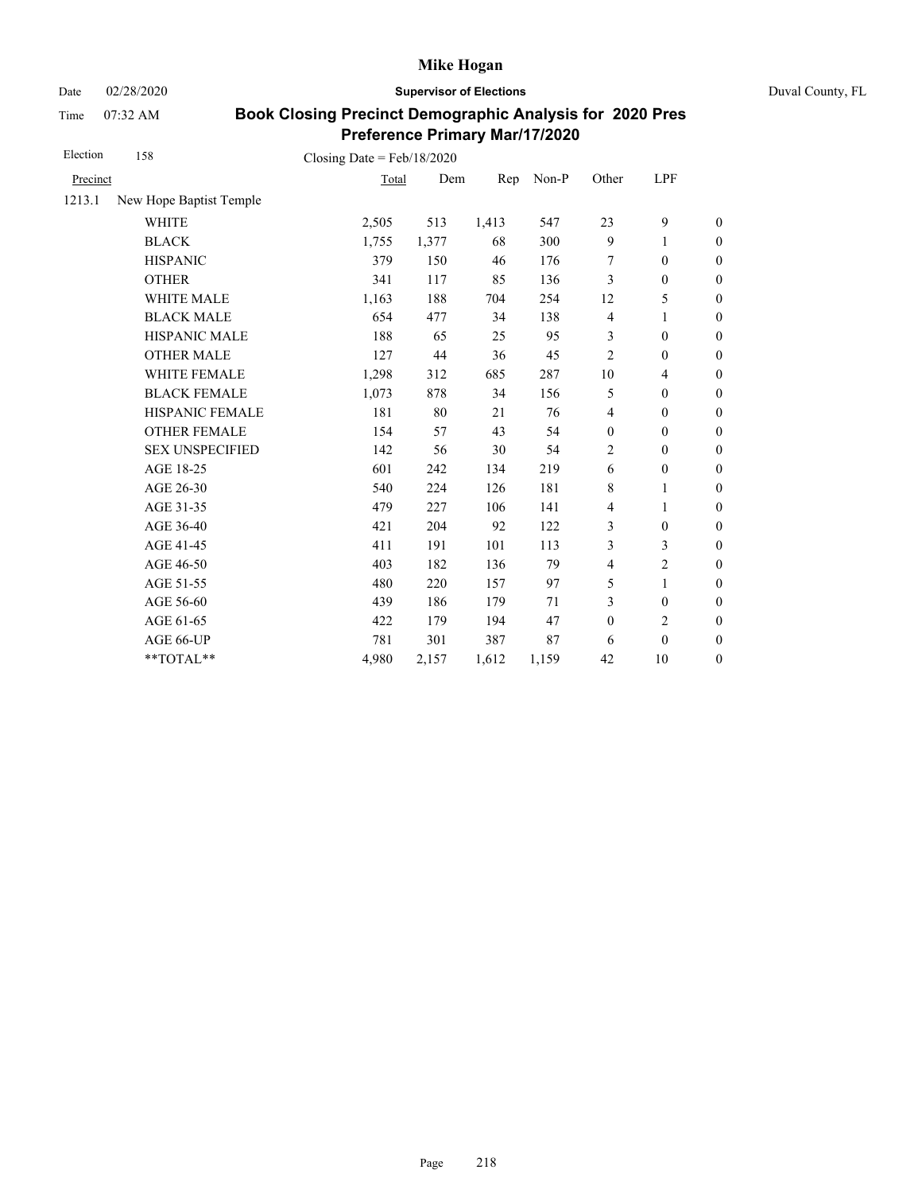# Mike Hogan

Date 02/28/2020 **Supervisor of Elections** Duval County, FL

Time 07:32 AM

## Book Closing Precinct Demographic Analysis for 2020 Pres Preference Primary Mar/17/2020

Election 158 Closing Date = Feb/18/2020

| Precinct | | Total | Dem | Rep | Non-P | Other | LPF | |
|---|---|---|---|---|---|---|---|---|
| 1213.1 | New Hope Baptist Temple | | | | | | | |
| | WHITE | 2,505 | 513 | 1,413 | 547 | 23 | 9 | 0 |
| | BLACK | 1,755 | 1,377 | 68 | 300 | 9 | 1 | 0 |
| | HISPANIC | 379 | 150 | 46 | 176 | 7 | 0 | 0 |
| | OTHER | 341 | 117 | 85 | 136 | 3 | 0 | 0 |
| | WHITE MALE | 1,163 | 188 | 704 | 254 | 12 | 5 | 0 |
| | BLACK MALE | 654 | 477 | 34 | 138 | 4 | 1 | 0 |
| | HISPANIC MALE | 188 | 65 | 25 | 95 | 3 | 0 | 0 |
| | OTHER MALE | 127 | 44 | 36 | 45 | 2 | 0 | 0 |
| | WHITE FEMALE | 1,298 | 312 | 685 | 287 | 10 | 4 | 0 |
| | BLACK FEMALE | 1,073 | 878 | 34 | 156 | 5 | 0 | 0 |
| | HISPANIC FEMALE | 181 | 80 | 21 | 76 | 4 | 0 | 0 |
| | OTHER FEMALE | 154 | 57 | 43 | 54 | 0 | 0 | 0 |
| | SEX UNSPECIFIED | 142 | 56 | 30 | 54 | 2 | 0 | 0 |
| | AGE 18-25 | 601 | 242 | 134 | 219 | 6 | 0 | 0 |
| | AGE 26-30 | 540 | 224 | 126 | 181 | 8 | 1 | 0 |
| | AGE 31-35 | 479 | 227 | 106 | 141 | 4 | 1 | 0 |
| | AGE 36-40 | 421 | 204 | 92 | 122 | 3 | 0 | 0 |
| | AGE 41-45 | 411 | 191 | 101 | 113 | 3 | 3 | 0 |
| | AGE 46-50 | 403 | 182 | 136 | 79 | 4 | 2 | 0 |
| | AGE 51-55 | 480 | 220 | 157 | 97 | 5 | 1 | 0 |
| | AGE 56-60 | 439 | 186 | 179 | 71 | 3 | 0 | 0 |
| | AGE 61-65 | 422 | 179 | 194 | 47 | 0 | 2 | 0 |
| | AGE 66-UP | 781 | 301 | 387 | 87 | 6 | 0 | 0 |
| | **TOTAL** | 4,980 | 2,157 | 1,612 | 1,159 | 42 | 10 | 0 |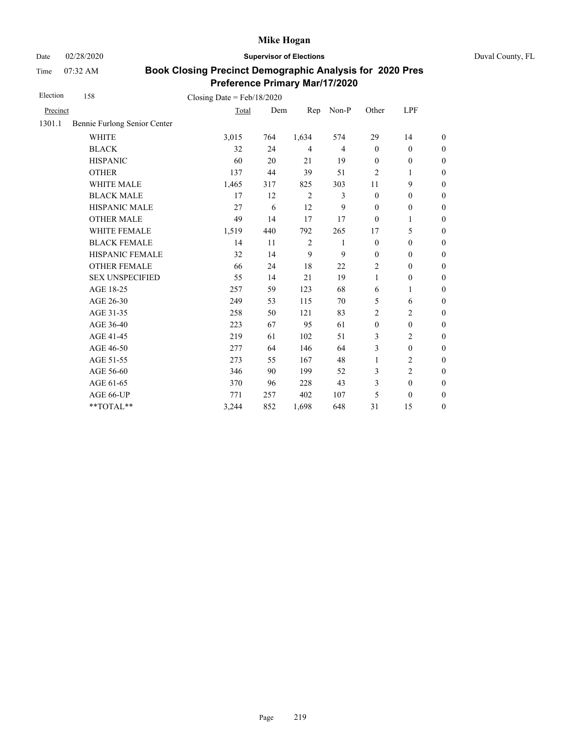**Mike Hogan**

Date 02/28/2020 **Supervisor of Elections** Duval County, FL

Time 07:32 AM

## Book Closing Precinct Demographic Analysis for 2020 Pres Preference Primary Mar/17/2020

Election 158 Closing Date = Feb/18/2020

| Precinct | | Total | Dem | Rep | Non-P | Other | LPF | |
|---|---|---|---|---|---|---|---|---|
| 1301.1 | Bennie Furlong Senior Center | | | | | | | |
| | WHITE | 3,015 | 764 | 1,634 | 574 | 29 | 14 | 0 |
| | BLACK | 32 | 24 | 4 | 4 | 0 | 0 | 0 |
| | HISPANIC | 60 | 20 | 21 | 19 | 0 | 0 | 0 |
| | OTHER | 137 | 44 | 39 | 51 | 2 | 1 | 0 |
| | WHITE MALE | 1,465 | 317 | 825 | 303 | 11 | 9 | 0 |
| | BLACK MALE | 17 | 12 | 2 | 3 | 0 | 0 | 0 |
| | HISPANIC MALE | 27 | 6 | 12 | 9 | 0 | 0 | 0 |
| | OTHER MALE | 49 | 14 | 17 | 17 | 0 | 1 | 0 |
| | WHITE FEMALE | 1,519 | 440 | 792 | 265 | 17 | 5 | 0 |
| | BLACK FEMALE | 14 | 11 | 2 | 1 | 0 | 0 | 0 |
| | HISPANIC FEMALE | 32 | 14 | 9 | 9 | 0 | 0 | 0 |
| | OTHER FEMALE | 66 | 24 | 18 | 22 | 2 | 0 | 0 |
| | SEX UNSPECIFIED | 55 | 14 | 21 | 19 | 1 | 0 | 0 |
| | AGE 18-25 | 257 | 59 | 123 | 68 | 6 | 1 | 0 |
| | AGE 26-30 | 249 | 53 | 115 | 70 | 5 | 6 | 0 |
| | AGE 31-35 | 258 | 50 | 121 | 83 | 2 | 2 | 0 |
| | AGE 36-40 | 223 | 67 | 95 | 61 | 0 | 0 | 0 |
| | AGE 41-45 | 219 | 61 | 102 | 51 | 3 | 2 | 0 |
| | AGE 46-50 | 277 | 64 | 146 | 64 | 3 | 0 | 0 |
| | AGE 51-55 | 273 | 55 | 167 | 48 | 1 | 2 | 0 |
| | AGE 56-60 | 346 | 90 | 199 | 52 | 3 | 2 | 0 |
| | AGE 61-65 | 370 | 96 | 228 | 43 | 3 | 0 | 0 |
| | AGE 66-UP | 771 | 257 | 402 | 107 | 5 | 0 | 0 |
| | **TOTAL** | 3,244 | 852 | 1,698 | 648 | 31 | 15 | 0 |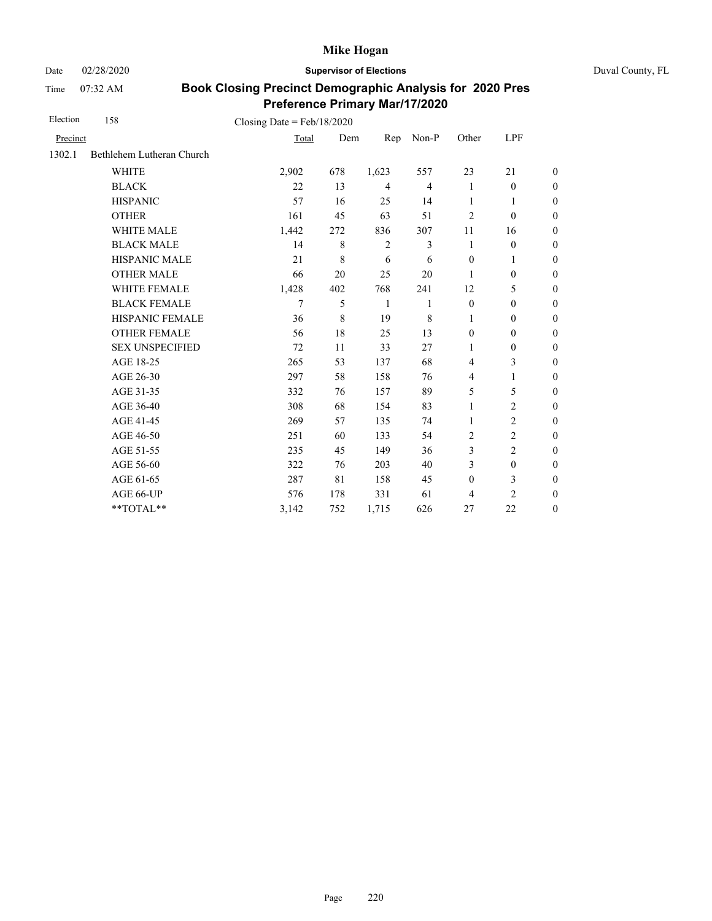# Mike Hogan

Date 02/28/2020 **Supervisor of Elections** Duval County, FL

Time 07:32 AM

## Book Closing Precinct Demographic Analysis for 2020 Pres Preference Primary Mar/17/2020

Election 158 Closing Date = Feb/18/2020

| Precinct | | Total | Dem | Rep | Non-P | Other | LPF | |
|---|---|---|---|---|---|---|---|---|
| 1302.1 | Bethlehem Lutheran Church | | | | | | | |
| | WHITE | 2,902 | 678 | 1,623 | 557 | 23 | 21 | 0 |
| | BLACK | 22 | 13 | 4 | 4 | 1 | 0 | 0 |
| | HISPANIC | 57 | 16 | 25 | 14 | 1 | 1 | 0 |
| | OTHER | 161 | 45 | 63 | 51 | 2 | 0 | 0 |
| | WHITE MALE | 1,442 | 272 | 836 | 307 | 11 | 16 | 0 |
| | BLACK MALE | 14 | 8 | 2 | 3 | 1 | 0 | 0 |
| | HISPANIC MALE | 21 | 8 | 6 | 6 | 0 | 1 | 0 |
| | OTHER MALE | 66 | 20 | 25 | 20 | 1 | 0 | 0 |
| | WHITE FEMALE | 1,428 | 402 | 768 | 241 | 12 | 5 | 0 |
| | BLACK FEMALE | 7 | 5 | 1 | 1 | 0 | 0 | 0 |
| | HISPANIC FEMALE | 36 | 8 | 19 | 8 | 1 | 0 | 0 |
| | OTHER FEMALE | 56 | 18 | 25 | 13 | 0 | 0 | 0 |
| | SEX UNSPECIFIED | 72 | 11 | 33 | 27 | 1 | 0 | 0 |
| | AGE 18-25 | 265 | 53 | 137 | 68 | 4 | 3 | 0 |
| | AGE 26-30 | 297 | 58 | 158 | 76 | 4 | 1 | 0 |
| | AGE 31-35 | 332 | 76 | 157 | 89 | 5 | 5 | 0 |
| | AGE 36-40 | 308 | 68 | 154 | 83 | 1 | 2 | 0 |
| | AGE 41-45 | 269 | 57 | 135 | 74 | 1 | 2 | 0 |
| | AGE 46-50 | 251 | 60 | 133 | 54 | 2 | 2 | 0 |
| | AGE 51-55 | 235 | 45 | 149 | 36 | 3 | 2 | 0 |
| | AGE 56-60 | 322 | 76 | 203 | 40 | 3 | 0 | 0 |
| | AGE 61-65 | 287 | 81 | 158 | 45 | 0 | 3 | 0 |
| | AGE 66-UP | 576 | 178 | 331 | 61 | 4 | 2 | 0 |
| | **TOTAL** | 3,142 | 752 | 1,715 | 626 | 27 | 22 | 0 |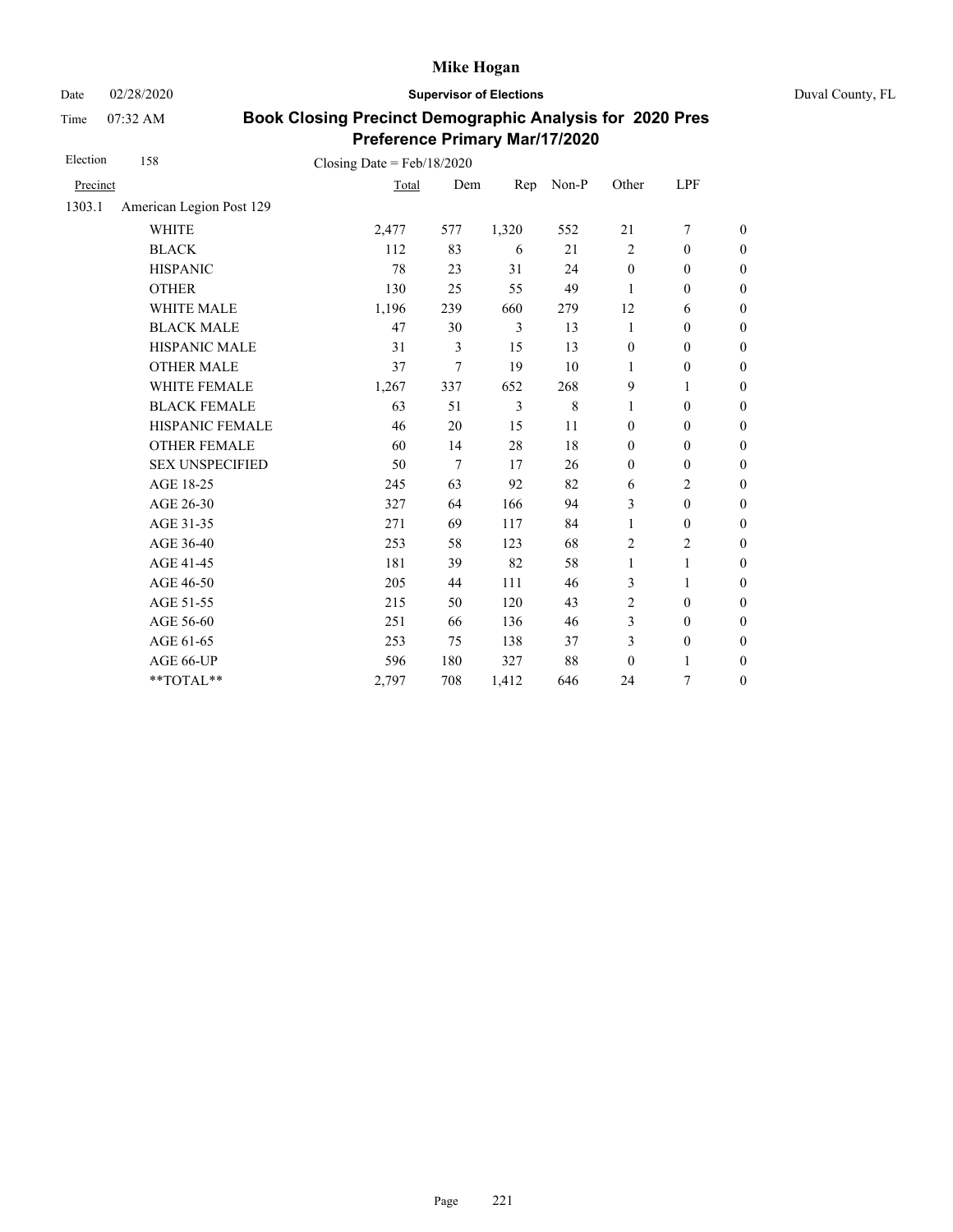# Mike Hogan

Date 02/28/2020 **Supervisor of Elections** Duval County, FL

Time 07:32 AM

## Book Closing Precinct Demographic Analysis for 2020 Pres Preference Primary Mar/17/2020

Election 158 Closing Date = Feb/18/2020

| Precinct | | Total | Dem | Rep | Non-P | Other | LPF | |
|---|---|---|---|---|---|---|---|---|
| 1303.1 | American Legion Post 129 | | | | | | | |
| | WHITE | 2,477 | 577 | 1,320 | 552 | 21 | 7 | 0 |
| | BLACK | 112 | 83 | 6 | 21 | 2 | 0 | 0 |
| | HISPANIC | 78 | 23 | 31 | 24 | 0 | 0 | 0 |
| | OTHER | 130 | 25 | 55 | 49 | 1 | 0 | 0 |
| | WHITE MALE | 1,196 | 239 | 660 | 279 | 12 | 6 | 0 |
| | BLACK MALE | 47 | 30 | 3 | 13 | 1 | 0 | 0 |
| | HISPANIC MALE | 31 | 3 | 15 | 13 | 0 | 0 | 0 |
| | OTHER MALE | 37 | 7 | 19 | 10 | 1 | 0 | 0 |
| | WHITE FEMALE | 1,267 | 337 | 652 | 268 | 9 | 1 | 0 |
| | BLACK FEMALE | 63 | 51 | 3 | 8 | 1 | 0 | 0 |
| | HISPANIC FEMALE | 46 | 20 | 15 | 11 | 0 | 0 | 0 |
| | OTHER FEMALE | 60 | 14 | 28 | 18 | 0 | 0 | 0 |
| | SEX UNSPECIFIED | 50 | 7 | 17 | 26 | 0 | 0 | 0 |
| | AGE 18-25 | 245 | 63 | 92 | 82 | 6 | 2 | 0 |
| | AGE 26-30 | 327 | 64 | 166 | 94 | 3 | 0 | 0 |
| | AGE 31-35 | 271 | 69 | 117 | 84 | 1 | 0 | 0 |
| | AGE 36-40 | 253 | 58 | 123 | 68 | 2 | 2 | 0 |
| | AGE 41-45 | 181 | 39 | 82 | 58 | 1 | 1 | 0 |
| | AGE 46-50 | 205 | 44 | 111 | 46 | 3 | 1 | 0 |
| | AGE 51-55 | 215 | 50 | 120 | 43 | 2 | 0 | 0 |
| | AGE 56-60 | 251 | 66 | 136 | 46 | 3 | 0 | 0 |
| | AGE 61-65 | 253 | 75 | 138 | 37 | 3 | 0 | 0 |
| | AGE 66-UP | 596 | 180 | 327 | 88 | 0 | 1 | 0 |
| | **TOTAL** | 2,797 | 708 | 1,412 | 646 | 24 | 7 | 0 |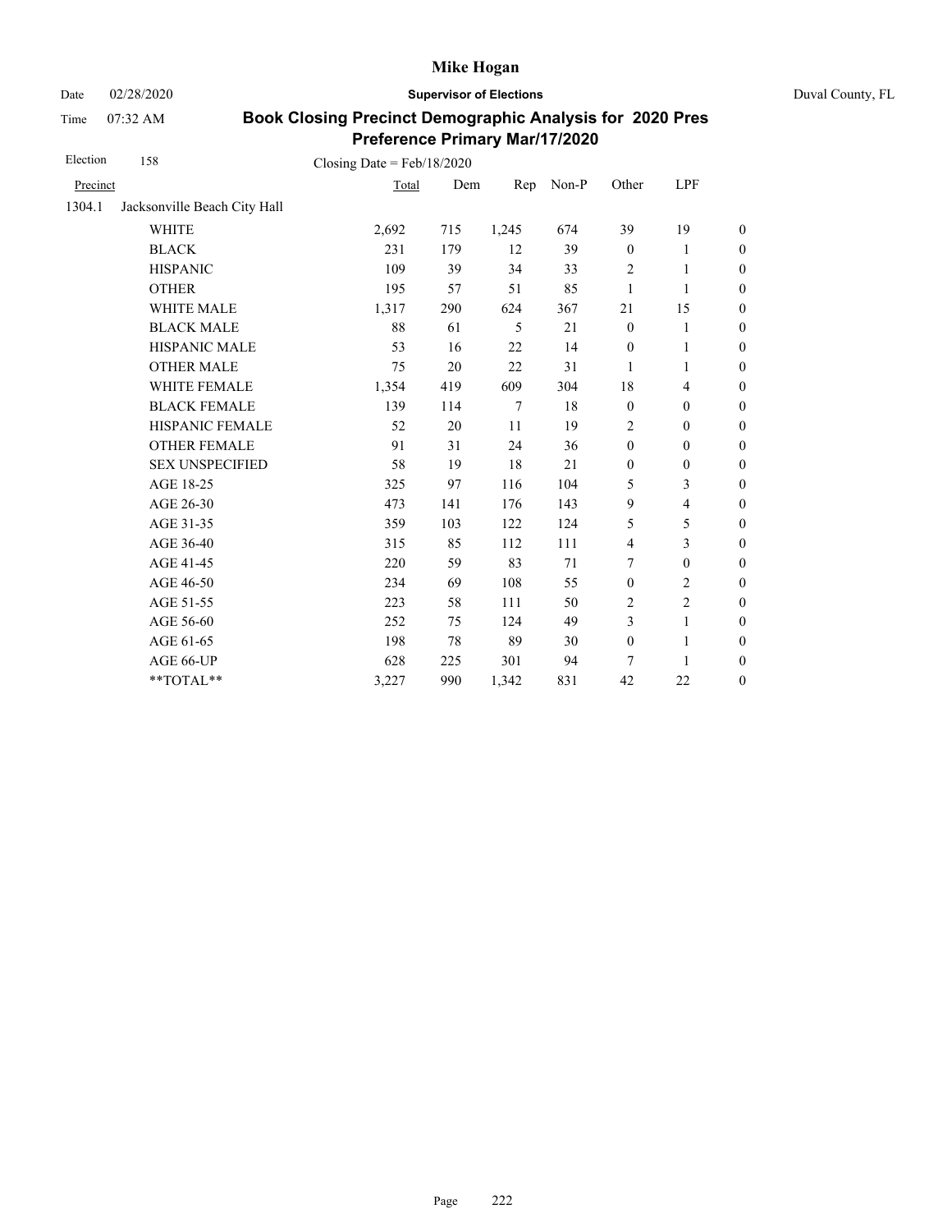**Mike Hogan**

Date 02/28/2020 **Supervisor of Elections** Duval County, FL

Time 07:32 AM

## Book Closing Precinct Demographic Analysis for 2020 Pres Preference Primary Mar/17/2020

Election 158 Closing Date = Feb/18/2020

| Precinct | | Total | Dem | Rep | Non-P | Other | LPF | |
|---|---|---|---|---|---|---|---|---|
| 1304.1 | Jacksonville Beach City Hall | | | | | | | |
| | WHITE | 2,692 | 715 | 1,245 | 674 | 39 | 19 | 0 |
| | BLACK | 231 | 179 | 12 | 39 | 0 | 1 | 0 |
| | HISPANIC | 109 | 39 | 34 | 33 | 2 | 1 | 0 |
| | OTHER | 195 | 57 | 51 | 85 | 1 | 1 | 0 |
| | WHITE MALE | 1,317 | 290 | 624 | 367 | 21 | 15 | 0 |
| | BLACK MALE | 88 | 61 | 5 | 21 | 0 | 1 | 0 |
| | HISPANIC MALE | 53 | 16 | 22 | 14 | 0 | 1 | 0 |
| | OTHER MALE | 75 | 20 | 22 | 31 | 1 | 1 | 0 |
| | WHITE FEMALE | 1,354 | 419 | 609 | 304 | 18 | 4 | 0 |
| | BLACK FEMALE | 139 | 114 | 7 | 18 | 0 | 0 | 0 |
| | HISPANIC FEMALE | 52 | 20 | 11 | 19 | 2 | 0 | 0 |
| | OTHER FEMALE | 91 | 31 | 24 | 36 | 0 | 0 | 0 |
| | SEX UNSPECIFIED | 58 | 19 | 18 | 21 | 0 | 0 | 0 |
| | AGE 18-25 | 325 | 97 | 116 | 104 | 5 | 3 | 0 |
| | AGE 26-30 | 473 | 141 | 176 | 143 | 9 | 4 | 0 |
| | AGE 31-35 | 359 | 103 | 122 | 124 | 5 | 5 | 0 |
| | AGE 36-40 | 315 | 85 | 112 | 111 | 4 | 3 | 0 |
| | AGE 41-45 | 220 | 59 | 83 | 71 | 7 | 0 | 0 |
| | AGE 46-50 | 234 | 69 | 108 | 55 | 0 | 2 | 0 |
| | AGE 51-55 | 223 | 58 | 111 | 50 | 2 | 2 | 0 |
| | AGE 56-60 | 252 | 75 | 124 | 49 | 3 | 1 | 0 |
| | AGE 61-65 | 198 | 78 | 89 | 30 | 0 | 1 | 0 |
| | AGE 66-UP | 628 | 225 | 301 | 94 | 7 | 1 | 0 |
| | **TOTAL** | 3,227 | 990 | 1,342 | 831 | 42 | 22 | 0 |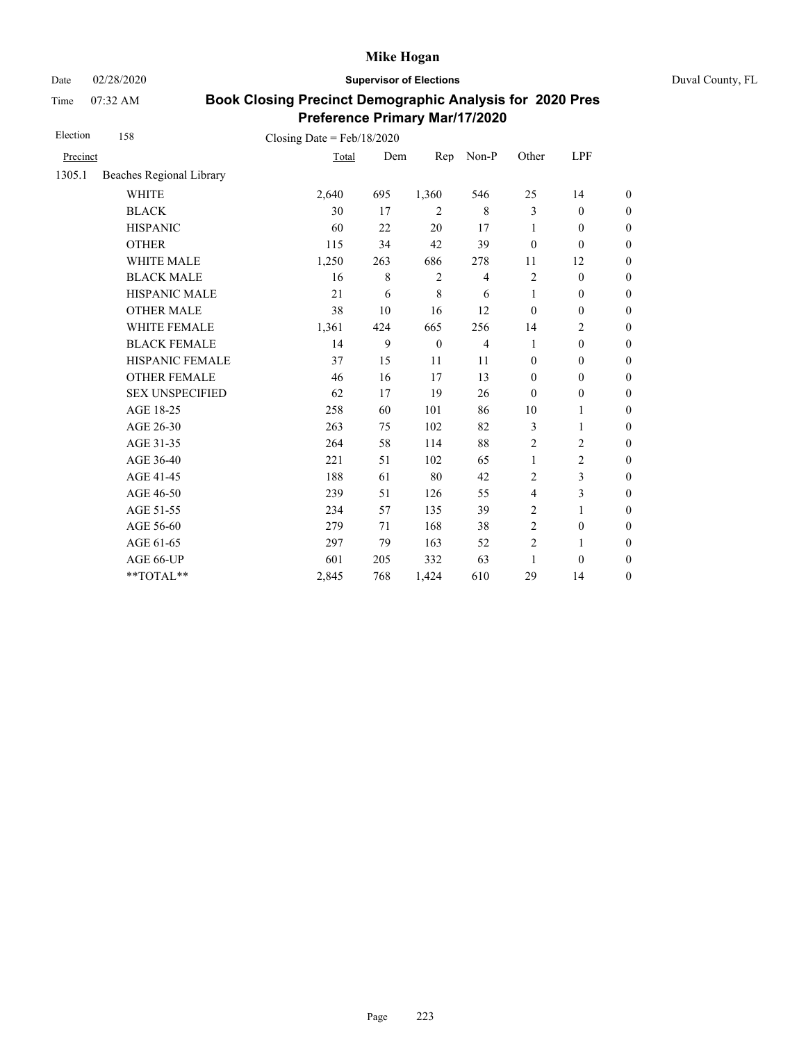# Mike Hogan

Date 02/28/2020 **Supervisor of Elections** Duval County, FL

Time 07:32 AM

## Book Closing Precinct Demographic Analysis for 2020 Pres Preference Primary Mar/17/2020

Election 158 Closing Date = Feb/18/2020

| Precinct | | Total | Dem | Rep | Non-P | Other | LPF | |
|---|---|---|---|---|---|---|---|---|
| 1305.1 | Beaches Regional Library | | | | | | | |
| | WHITE | 2,640 | 695 | 1,360 | 546 | 25 | 14 | 0 |
| | BLACK | 30 | 17 | 2 | 8 | 3 | 0 | 0 |
| | HISPANIC | 60 | 22 | 20 | 17 | 1 | 0 | 0 |
| | OTHER | 115 | 34 | 42 | 39 | 0 | 0 | 0 |
| | WHITE MALE | 1,250 | 263 | 686 | 278 | 11 | 12 | 0 |
| | BLACK MALE | 16 | 8 | 2 | 4 | 2 | 0 | 0 |
| | HISPANIC MALE | 21 | 6 | 8 | 6 | 1 | 0 | 0 |
| | OTHER MALE | 38 | 10 | 16 | 12 | 0 | 0 | 0 |
| | WHITE FEMALE | 1,361 | 424 | 665 | 256 | 14 | 2 | 0 |
| | BLACK FEMALE | 14 | 9 | 0 | 4 | 1 | 0 | 0 |
| | HISPANIC FEMALE | 37 | 15 | 11 | 11 | 0 | 0 | 0 |
| | OTHER FEMALE | 46 | 16 | 17 | 13 | 0 | 0 | 0 |
| | SEX UNSPECIFIED | 62 | 17 | 19 | 26 | 0 | 0 | 0 |
| | AGE 18-25 | 258 | 60 | 101 | 86 | 10 | 1 | 0 |
| | AGE 26-30 | 263 | 75 | 102 | 82 | 3 | 1 | 0 |
| | AGE 31-35 | 264 | 58 | 114 | 88 | 2 | 2 | 0 |
| | AGE 36-40 | 221 | 51 | 102 | 65 | 1 | 2 | 0 |
| | AGE 41-45 | 188 | 61 | 80 | 42 | 2 | 3 | 0 |
| | AGE 46-50 | 239 | 51 | 126 | 55 | 4 | 3 | 0 |
| | AGE 51-55 | 234 | 57 | 135 | 39 | 2 | 1 | 0 |
| | AGE 56-60 | 279 | 71 | 168 | 38 | 2 | 0 | 0 |
| | AGE 61-65 | 297 | 79 | 163 | 52 | 2 | 1 | 0 |
| | AGE 66-UP | 601 | 205 | 332 | 63 | 1 | 0 | 0 |
| | **TOTAL** | 2,845 | 768 | 1,424 | 610 | 29 | 14 | 0 |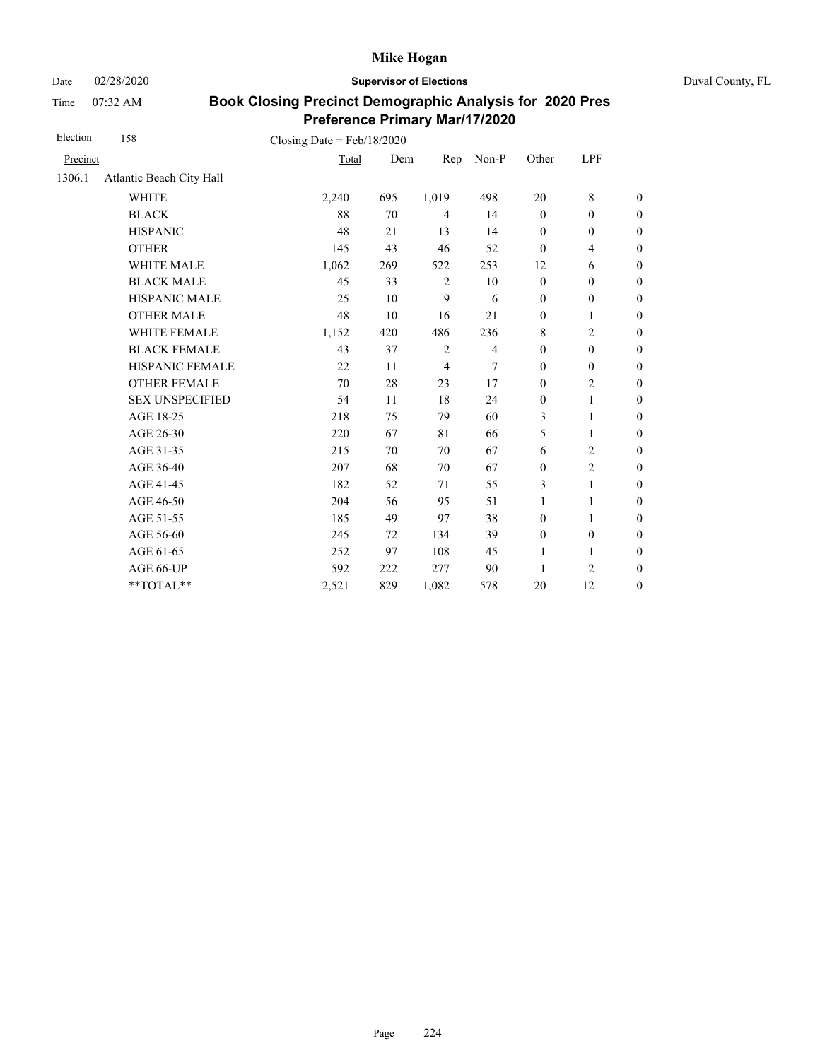# Mike Hogan

Date 02/28/2020 **Supervisor of Elections** Duval County, FL

Time 07:32 AM

## Book Closing Precinct Demographic Analysis for 2020 Pres Preference Primary Mar/17/2020

Election 158 Closing Date = Feb/18/2020

| Precinct | | Total | Dem | Rep | Non-P | Other | LPF | |
|---|---|---|---|---|---|---|---|---|
| 1306.1 | Atlantic Beach City Hall | | | | | | | |
| | WHITE | 2,240 | 695 | 1,019 | 498 | 20 | 8 | 0 |
| | BLACK | 88 | 70 | 4 | 14 | 0 | 0 | 0 |
| | HISPANIC | 48 | 21 | 13 | 14 | 0 | 0 | 0 |
| | OTHER | 145 | 43 | 46 | 52 | 0 | 4 | 0 |
| | WHITE MALE | 1,062 | 269 | 522 | 253 | 12 | 6 | 0 |
| | BLACK MALE | 45 | 33 | 2 | 10 | 0 | 0 | 0 |
| | HISPANIC MALE | 25 | 10 | 9 | 6 | 0 | 0 | 0 |
| | OTHER MALE | 48 | 10 | 16 | 21 | 0 | 1 | 0 |
| | WHITE FEMALE | 1,152 | 420 | 486 | 236 | 8 | 2 | 0 |
| | BLACK FEMALE | 43 | 37 | 2 | 4 | 0 | 0 | 0 |
| | HISPANIC FEMALE | 22 | 11 | 4 | 7 | 0 | 0 | 0 |
| | OTHER FEMALE | 70 | 28 | 23 | 17 | 0 | 2 | 0 |
| | SEX UNSPECIFIED | 54 | 11 | 18 | 24 | 0 | 1 | 0 |
| | AGE 18-25 | 218 | 75 | 79 | 60 | 3 | 1 | 0 |
| | AGE 26-30 | 220 | 67 | 81 | 66 | 5 | 1 | 0 |
| | AGE 31-35 | 215 | 70 | 70 | 67 | 6 | 2 | 0 |
| | AGE 36-40 | 207 | 68 | 70 | 67 | 0 | 2 | 0 |
| | AGE 41-45 | 182 | 52 | 71 | 55 | 3 | 1 | 0 |
| | AGE 46-50 | 204 | 56 | 95 | 51 | 1 | 1 | 0 |
| | AGE 51-55 | 185 | 49 | 97 | 38 | 0 | 1 | 0 |
| | AGE 56-60 | 245 | 72 | 134 | 39 | 0 | 0 | 0 |
| | AGE 61-65 | 252 | 97 | 108 | 45 | 1 | 1 | 0 |
| | AGE 66-UP | 592 | 222 | 277 | 90 | 1 | 2 | 0 |
| | **TOTAL** | 2,521 | 829 | 1,082 | 578 | 20 | 12 | 0 |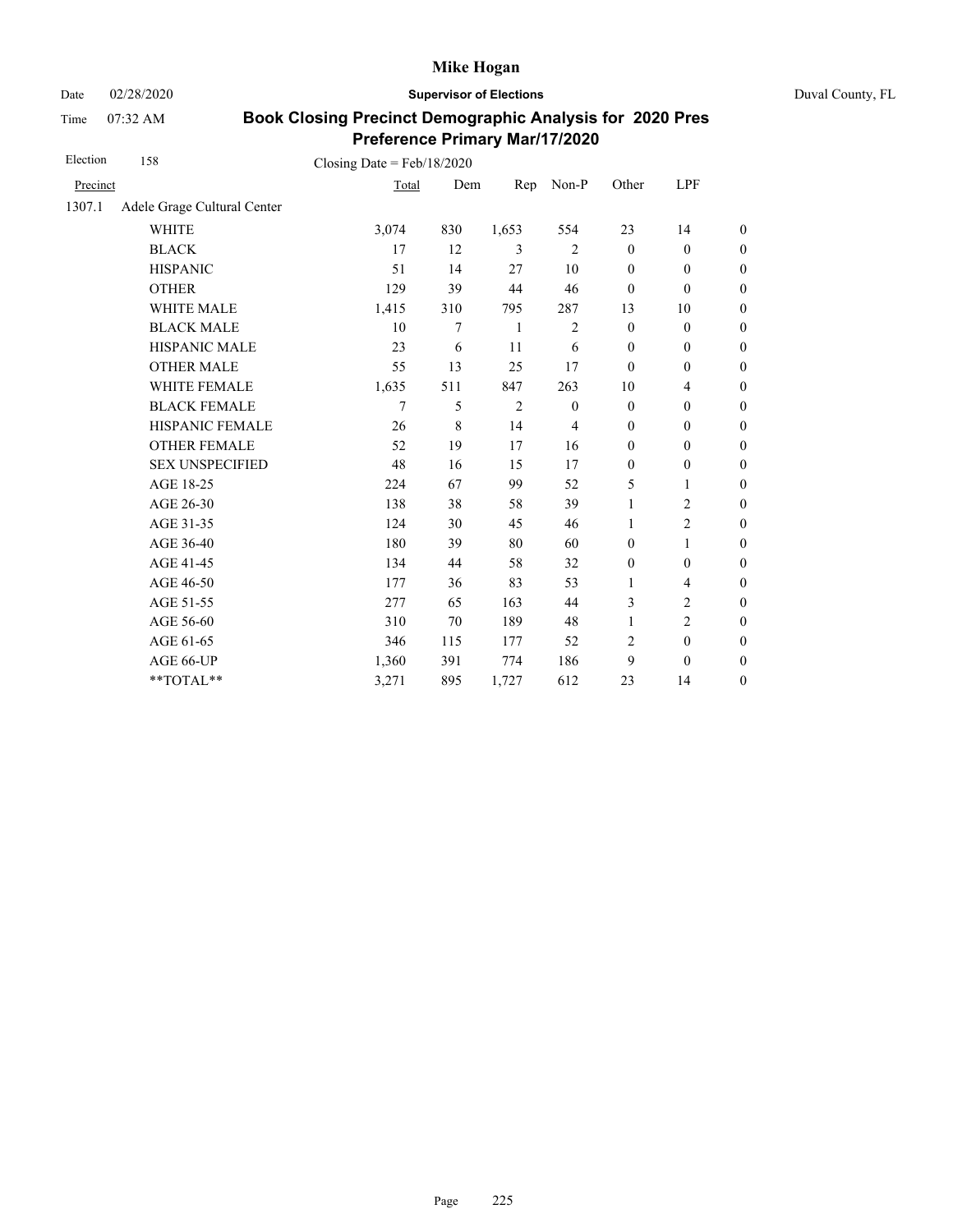# Mike Hogan

Date 02/28/2020 **Supervisor of Elections** Duval County, FL

Time 07:32 AM

**Book Closing Precinct Demographic Analysis for 2020 Pres Preference Primary Mar/17/2020**

Election 158 Closing Date = Feb/18/2020

| Precinct | | Total | Dem | Rep | Non-P | Other | LPF | |
|---|---|---|---|---|---|---|---|---|
| 1307.1 | Adele Grage Cultural Center | | | | | | | |
| | WHITE | 3,074 | 830 | 1,653 | 554 | 23 | 14 | 0 |
| | BLACK | 17 | 12 | 3 | 2 | 0 | 0 | 0 |
| | HISPANIC | 51 | 14 | 27 | 10 | 0 | 0 | 0 |
| | OTHER | 129 | 39 | 44 | 46 | 0 | 0 | 0 |
| | WHITE MALE | 1,415 | 310 | 795 | 287 | 13 | 10 | 0 |
| | BLACK MALE | 10 | 7 | 1 | 2 | 0 | 0 | 0 |
| | HISPANIC MALE | 23 | 6 | 11 | 6 | 0 | 0 | 0 |
| | OTHER MALE | 55 | 13 | 25 | 17 | 0 | 0 | 0 |
| | WHITE FEMALE | 1,635 | 511 | 847 | 263 | 10 | 4 | 0 |
| | BLACK FEMALE | 7 | 5 | 2 | 0 | 0 | 0 | 0 |
| | HISPANIC FEMALE | 26 | 8 | 14 | 4 | 0 | 0 | 0 |
| | OTHER FEMALE | 52 | 19 | 17 | 16 | 0 | 0 | 0 |
| | SEX UNSPECIFIED | 48 | 16 | 15 | 17 | 0 | 0 | 0 |
| | AGE 18-25 | 224 | 67 | 99 | 52 | 5 | 1 | 0 |
| | AGE 26-30 | 138 | 38 | 58 | 39 | 1 | 2 | 0 |
| | AGE 31-35 | 124 | 30 | 45 | 46 | 1 | 2 | 0 |
| | AGE 36-40 | 180 | 39 | 80 | 60 | 0 | 1 | 0 |
| | AGE 41-45 | 134 | 44 | 58 | 32 | 0 | 0 | 0 |
| | AGE 46-50 | 177 | 36 | 83 | 53 | 1 | 4 | 0 |
| | AGE 51-55 | 277 | 65 | 163 | 44 | 3 | 2 | 0 |
| | AGE 56-60 | 310 | 70 | 189 | 48 | 1 | 2 | 0 |
| | AGE 61-65 | 346 | 115 | 177 | 52 | 2 | 0 | 0 |
| | AGE 66-UP | 1,360 | 391 | 774 | 186 | 9 | 0 | 0 |
| | **TOTAL** | 3,271 | 895 | 1,727 | 612 | 23 | 14 | 0 |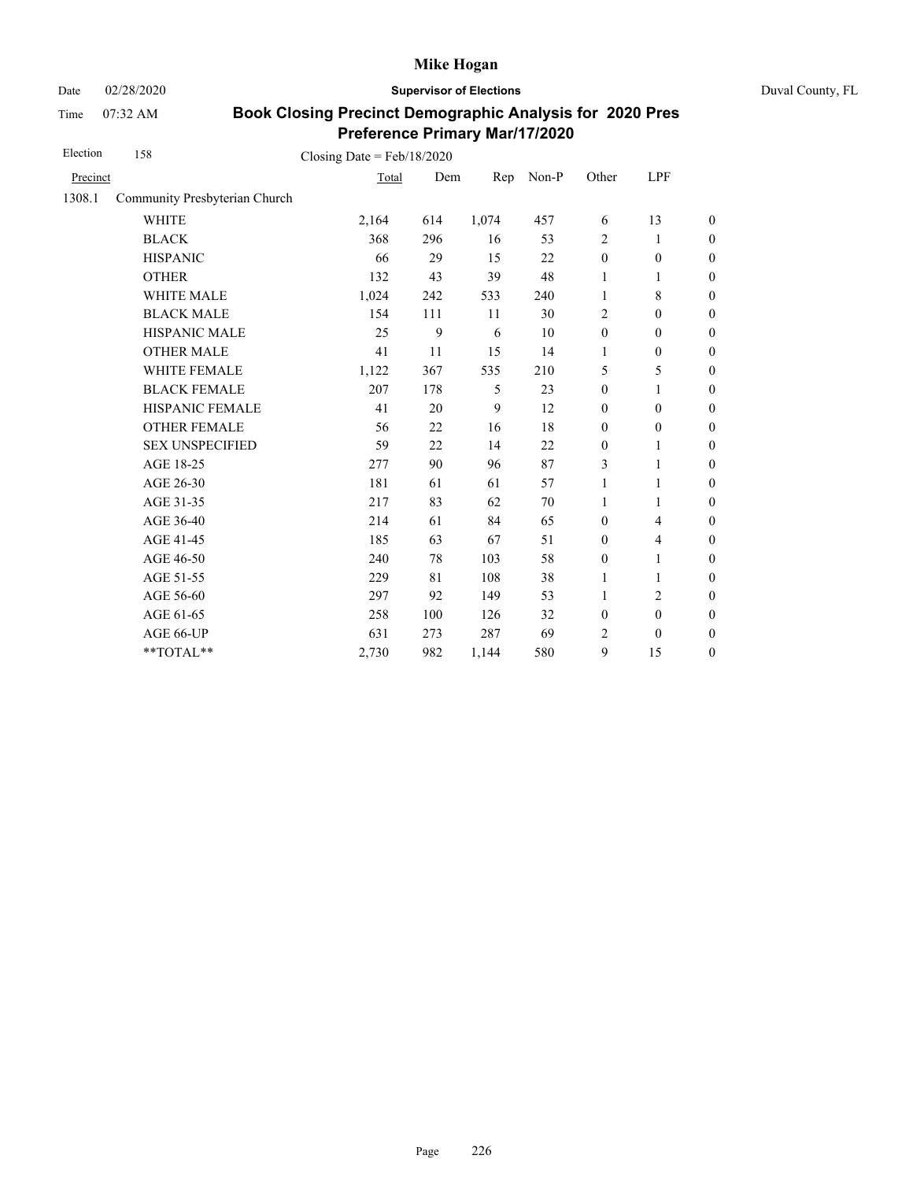# Mike Hogan

Date 02/28/2020 **Supervisor of Elections** Duval County, FL

Time 07:32 AM

## Book Closing Precinct Demographic Analysis for 2020 Pres Preference Primary Mar/17/2020

Election 158 Closing Date = Feb/18/2020

| Precinct | | Total | Dem | Rep | Non-P | Other | LPF | |
|---|---|---|---|---|---|---|---|---|
| 1308.1 | Community Presbyterian Church | | | | | | | |
| | WHITE | 2,164 | 614 | 1,074 | 457 | 6 | 13 | 0 |
| | BLACK | 368 | 296 | 16 | 53 | 2 | 1 | 0 |
| | HISPANIC | 66 | 29 | 15 | 22 | 0 | 0 | 0 |
| | OTHER | 132 | 43 | 39 | 48 | 1 | 1 | 0 |
| | WHITE MALE | 1,024 | 242 | 533 | 240 | 1 | 8 | 0 |
| | BLACK MALE | 154 | 111 | 11 | 30 | 2 | 0 | 0 |
| | HISPANIC MALE | 25 | 9 | 6 | 10 | 0 | 0 | 0 |
| | OTHER MALE | 41 | 11 | 15 | 14 | 1 | 0 | 0 |
| | WHITE FEMALE | 1,122 | 367 | 535 | 210 | 5 | 5 | 0 |
| | BLACK FEMALE | 207 | 178 | 5 | 23 | 0 | 1 | 0 |
| | HISPANIC FEMALE | 41 | 20 | 9 | 12 | 0 | 0 | 0 |
| | OTHER FEMALE | 56 | 22 | 16 | 18 | 0 | 0 | 0 |
| | SEX UNSPECIFIED | 59 | 22 | 14 | 22 | 0 | 1 | 0 |
| | AGE 18-25 | 277 | 90 | 96 | 87 | 3 | 1 | 0 |
| | AGE 26-30 | 181 | 61 | 61 | 57 | 1 | 1 | 0 |
| | AGE 31-35 | 217 | 83 | 62 | 70 | 1 | 1 | 0 |
| | AGE 36-40 | 214 | 61 | 84 | 65 | 0 | 4 | 0 |
| | AGE 41-45 | 185 | 63 | 67 | 51 | 0 | 4 | 0 |
| | AGE 46-50 | 240 | 78 | 103 | 58 | 0 | 1 | 0 |
| | AGE 51-55 | 229 | 81 | 108 | 38 | 1 | 1 | 0 |
| | AGE 56-60 | 297 | 92 | 149 | 53 | 1 | 2 | 0 |
| | AGE 61-65 | 258 | 100 | 126 | 32 | 0 | 0 | 0 |
| | AGE 66-UP | 631 | 273 | 287 | 69 | 2 | 0 | 0 |
| | **TOTAL** | 2,730 | 982 | 1,144 | 580 | 9 | 15 | 0 |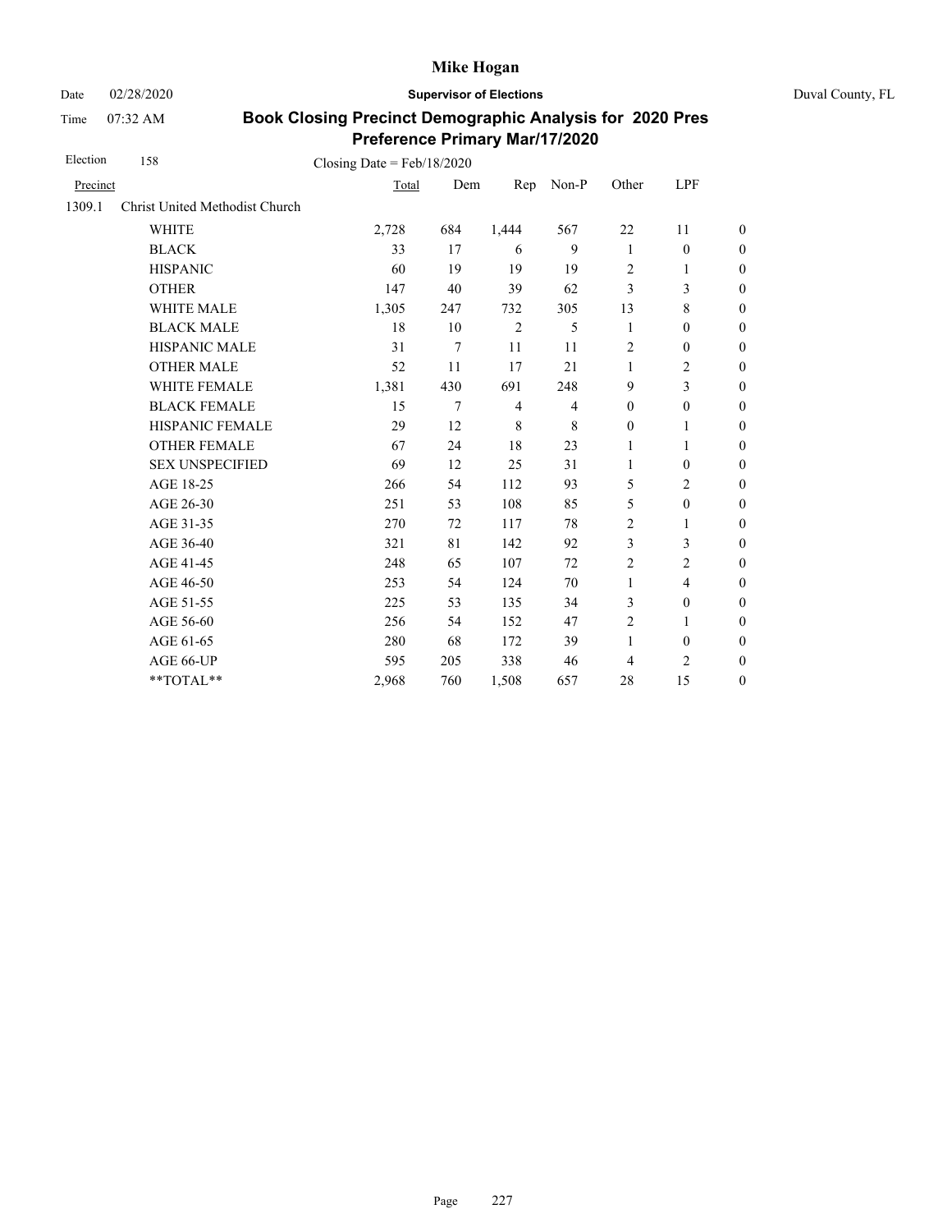# Mike Hogan

Date 02/28/2020 **Supervisor of Elections** Duval County, FL

Time 07:32 AM

## Book Closing Precinct Demographic Analysis for 2020 Pres Preference Primary Mar/17/2020

Election 158 Closing Date = Feb/18/2020

| Precinct | | Total | Dem | Rep | Non-P | Other | LPF | |
|---|---|---|---|---|---|---|---|---|
| 1309.1 | Christ United Methodist Church | | | | | | | |
| | WHITE | 2,728 | 684 | 1,444 | 567 | 22 | 11 | 0 |
| | BLACK | 33 | 17 | 6 | 9 | 1 | 0 | 0 |
| | HISPANIC | 60 | 19 | 19 | 19 | 2 | 1 | 0 |
| | OTHER | 147 | 40 | 39 | 62 | 3 | 3 | 0 |
| | WHITE MALE | 1,305 | 247 | 732 | 305 | 13 | 8 | 0 |
| | BLACK MALE | 18 | 10 | 2 | 5 | 1 | 0 | 0 |
| | HISPANIC MALE | 31 | 7 | 11 | 11 | 2 | 0 | 0 |
| | OTHER MALE | 52 | 11 | 17 | 21 | 1 | 2 | 0 |
| | WHITE FEMALE | 1,381 | 430 | 691 | 248 | 9 | 3 | 0 |
| | BLACK FEMALE | 15 | 7 | 4 | 4 | 0 | 0 | 0 |
| | HISPANIC FEMALE | 29 | 12 | 8 | 8 | 0 | 1 | 0 |
| | OTHER FEMALE | 67 | 24 | 18 | 23 | 1 | 1 | 0 |
| | SEX UNSPECIFIED | 69 | 12 | 25 | 31 | 1 | 0 | 0 |
| | AGE 18-25 | 266 | 54 | 112 | 93 | 5 | 2 | 0 |
| | AGE 26-30 | 251 | 53 | 108 | 85 | 5 | 0 | 0 |
| | AGE 31-35 | 270 | 72 | 117 | 78 | 2 | 1 | 0 |
| | AGE 36-40 | 321 | 81 | 142 | 92 | 3 | 3 | 0 |
| | AGE 41-45 | 248 | 65 | 107 | 72 | 2 | 2 | 0 |
| | AGE 46-50 | 253 | 54 | 124 | 70 | 1 | 4 | 0 |
| | AGE 51-55 | 225 | 53 | 135 | 34 | 3 | 0 | 0 |
| | AGE 56-60 | 256 | 54 | 152 | 47 | 2 | 1 | 0 |
| | AGE 61-65 | 280 | 68 | 172 | 39 | 1 | 0 | 0 |
| | AGE 66-UP | 595 | 205 | 338 | 46 | 4 | 2 | 0 |
| | **TOTAL** | 2,968 | 760 | 1,508 | 657 | 28 | 15 | 0 |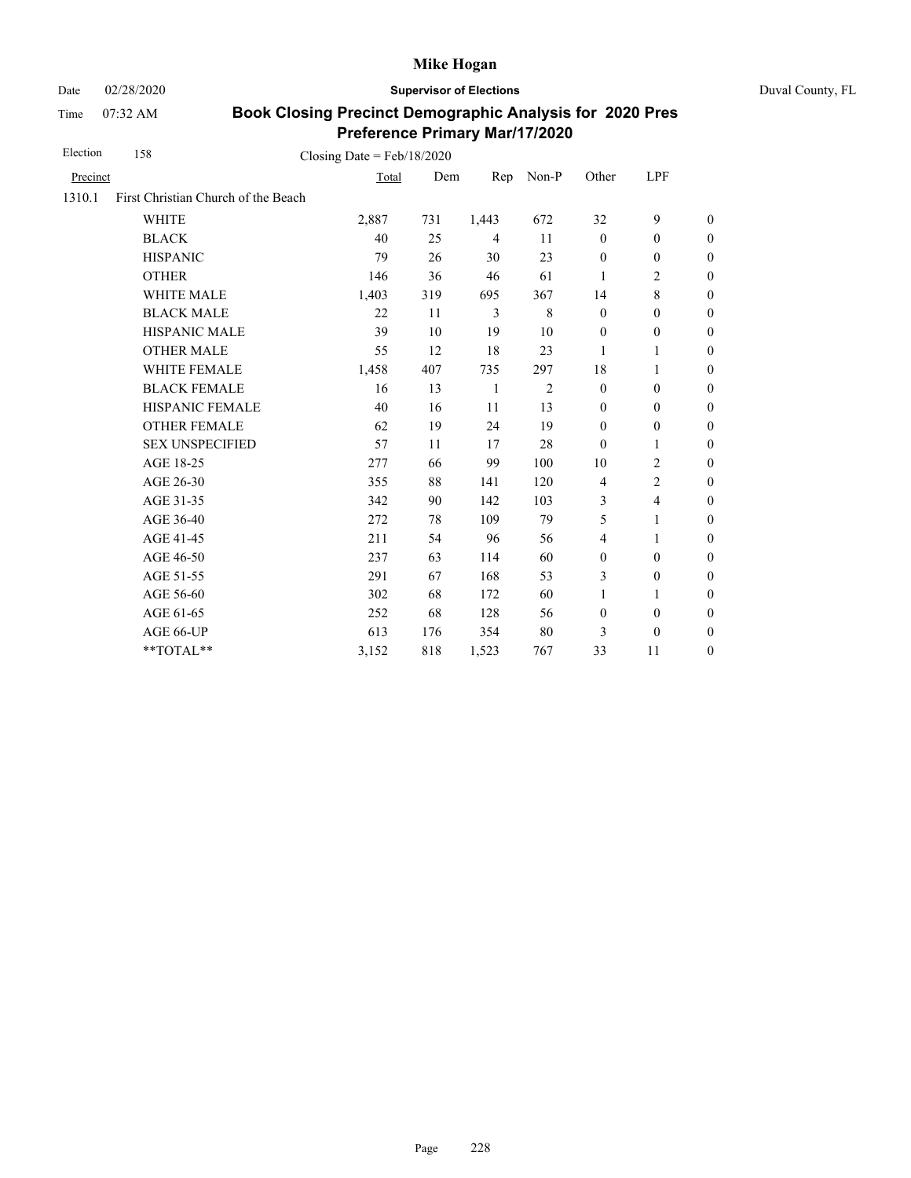# Mike Hogan

Date 02/28/2020 **Supervisor of Elections** Duval County, FL

Time 07:32 AM

## Book Closing Precinct Demographic Analysis for 2020 Pres Preference Primary Mar/17/2020

Election 158 Closing Date = Feb/18/2020

| Precinct | | Total | Dem | Rep | Non-P | Other | LPF | |
|---|---|---|---|---|---|---|---|---|
| 1310.1 | First Christian Church of the Beach | | | | | | | |
| | WHITE | 2,887 | 731 | 1,443 | 672 | 32 | 9 | 0 |
| | BLACK | 40 | 25 | 4 | 11 | 0 | 0 | 0 |
| | HISPANIC | 79 | 26 | 30 | 23 | 0 | 0 | 0 |
| | OTHER | 146 | 36 | 46 | 61 | 1 | 2 | 0 |
| | WHITE MALE | 1,403 | 319 | 695 | 367 | 14 | 8 | 0 |
| | BLACK MALE | 22 | 11 | 3 | 8 | 0 | 0 | 0 |
| | HISPANIC MALE | 39 | 10 | 19 | 10 | 0 | 0 | 0 |
| | OTHER MALE | 55 | 12 | 18 | 23 | 1 | 1 | 0 |
| | WHITE FEMALE | 1,458 | 407 | 735 | 297 | 18 | 1 | 0 |
| | BLACK FEMALE | 16 | 13 | 1 | 2 | 0 | 0 | 0 |
| | HISPANIC FEMALE | 40 | 16 | 11 | 13 | 0 | 0 | 0 |
| | OTHER FEMALE | 62 | 19 | 24 | 19 | 0 | 0 | 0 |
| | SEX UNSPECIFIED | 57 | 11 | 17 | 28 | 0 | 1 | 0 |
| | AGE 18-25 | 277 | 66 | 99 | 100 | 10 | 2 | 0 |
| | AGE 26-30 | 355 | 88 | 141 | 120 | 4 | 2 | 0 |
| | AGE 31-35 | 342 | 90 | 142 | 103 | 3 | 4 | 0 |
| | AGE 36-40 | 272 | 78 | 109 | 79 | 5 | 1 | 0 |
| | AGE 41-45 | 211 | 54 | 96 | 56 | 4 | 1 | 0 |
| | AGE 46-50 | 237 | 63 | 114 | 60 | 0 | 0 | 0 |
| | AGE 51-55 | 291 | 67 | 168 | 53 | 3 | 0 | 0 |
| | AGE 56-60 | 302 | 68 | 172 | 60 | 1 | 1 | 0 |
| | AGE 61-65 | 252 | 68 | 128 | 56 | 0 | 0 | 0 |
| | AGE 66-UP | 613 | 176 | 354 | 80 | 3 | 0 | 0 |
| | **TOTAL** | 3,152 | 818 | 1,523 | 767 | 33 | 11 | 0 |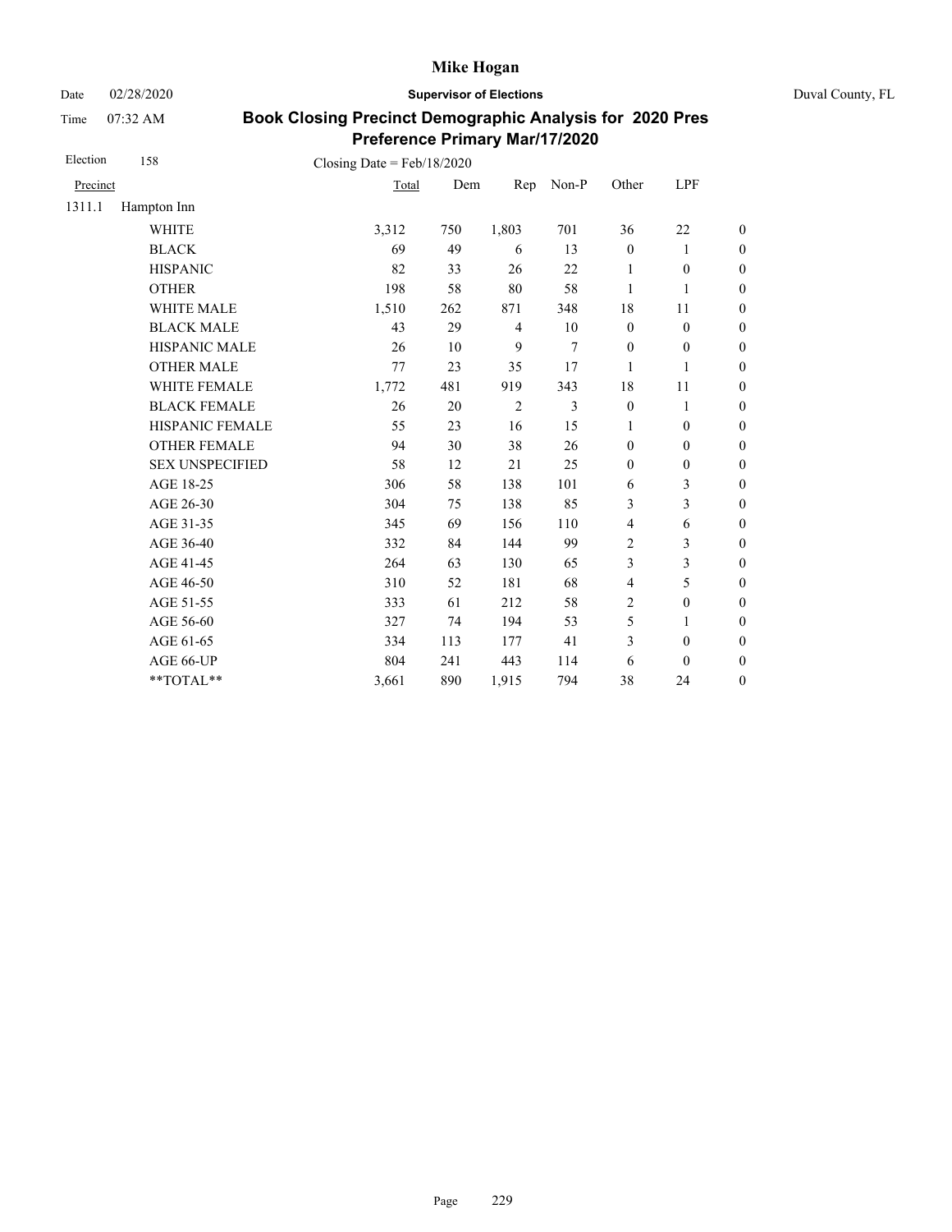# Mike Hogan

Date 02/28/2020 **Supervisor of Elections** Duval County, FL

Time 07:32 AM

## Book Closing Precinct Demographic Analysis for 2020 Pres Preference Primary Mar/17/2020

Election 158 Closing Date = Feb/18/2020

| Precinct | | Total | Dem | Rep | Non-P | Other | LPF | |
|---|---|---|---|---|---|---|---|---|
| 1311.1 | Hampton Inn | | | | | | | |
| | WHITE | 3,312 | 750 | 1,803 | 701 | 36 | 22 | 0 |
| | BLACK | 69 | 49 | 6 | 13 | 0 | 1 | 0 |
| | HISPANIC | 82 | 33 | 26 | 22 | 1 | 0 | 0 |
| | OTHER | 198 | 58 | 80 | 58 | 1 | 1 | 0 |
| | WHITE MALE | 1,510 | 262 | 871 | 348 | 18 | 11 | 0 |
| | BLACK MALE | 43 | 29 | 4 | 10 | 0 | 0 | 0 |
| | HISPANIC MALE | 26 | 10 | 9 | 7 | 0 | 0 | 0 |
| | OTHER MALE | 77 | 23 | 35 | 17 | 1 | 1 | 0 |
| | WHITE FEMALE | 1,772 | 481 | 919 | 343 | 18 | 11 | 0 |
| | BLACK FEMALE | 26 | 20 | 2 | 3 | 0 | 1 | 0 |
| | HISPANIC FEMALE | 55 | 23 | 16 | 15 | 1 | 0 | 0 |
| | OTHER FEMALE | 94 | 30 | 38 | 26 | 0 | 0 | 0 |
| | SEX UNSPECIFIED | 58 | 12 | 21 | 25 | 0 | 0 | 0 |
| | AGE 18-25 | 306 | 58 | 138 | 101 | 6 | 3 | 0 |
| | AGE 26-30 | 304 | 75 | 138 | 85 | 3 | 3 | 0 |
| | AGE 31-35 | 345 | 69 | 156 | 110 | 4 | 6 | 0 |
| | AGE 36-40 | 332 | 84 | 144 | 99 | 2 | 3 | 0 |
| | AGE 41-45 | 264 | 63 | 130 | 65 | 3 | 3 | 0 |
| | AGE 46-50 | 310 | 52 | 181 | 68 | 4 | 5 | 0 |
| | AGE 51-55 | 333 | 61 | 212 | 58 | 2 | 0 | 0 |
| | AGE 56-60 | 327 | 74 | 194 | 53 | 5 | 1 | 0 |
| | AGE 61-65 | 334 | 113 | 177 | 41 | 3 | 0 | 0 |
| | AGE 66-UP | 804 | 241 | 443 | 114 | 6 | 0 | 0 |
| | **TOTAL** | 3,661 | 890 | 1,915 | 794 | 38 | 24 | 0 |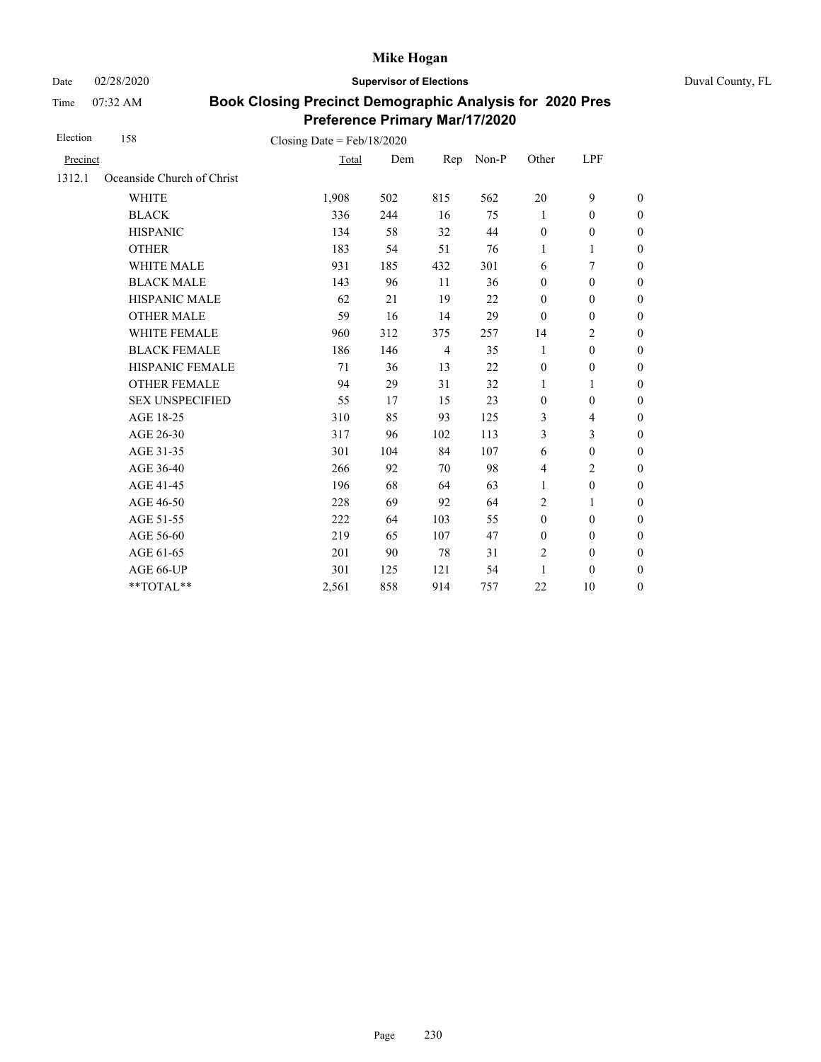# Mike Hogan

Date 02/28/2020 **Supervisor of Elections** Duval County, FL

Time 07:32 AM

## Book Closing Precinct Demographic Analysis for 2020 Pres Preference Primary Mar/17/2020

Election 158 Closing Date = Feb/18/2020

| Precinct | | Total | Dem | Rep | Non-P | Other | LPF | |
|---|---|---|---|---|---|---|---|---|
| 1312.1 | Oceanside Church of Christ | | | | | | | |
| | WHITE | 1,908 | 502 | 815 | 562 | 20 | 9 | 0 |
| | BLACK | 336 | 244 | 16 | 75 | 1 | 0 | 0 |
| | HISPANIC | 134 | 58 | 32 | 44 | 0 | 0 | 0 |
| | OTHER | 183 | 54 | 51 | 76 | 1 | 1 | 0 |
| | WHITE MALE | 931 | 185 | 432 | 301 | 6 | 7 | 0 |
| | BLACK MALE | 143 | 96 | 11 | 36 | 0 | 0 | 0 |
| | HISPANIC MALE | 62 | 21 | 19 | 22 | 0 | 0 | 0 |
| | OTHER MALE | 59 | 16 | 14 | 29 | 0 | 0 | 0 |
| | WHITE FEMALE | 960 | 312 | 375 | 257 | 14 | 2 | 0 |
| | BLACK FEMALE | 186 | 146 | 4 | 35 | 1 | 0 | 0 |
| | HISPANIC FEMALE | 71 | 36 | 13 | 22 | 0 | 0 | 0 |
| | OTHER FEMALE | 94 | 29 | 31 | 32 | 1 | 1 | 0 |
| | SEX UNSPECIFIED | 55 | 17 | 15 | 23 | 0 | 0 | 0 |
| | AGE 18-25 | 310 | 85 | 93 | 125 | 3 | 4 | 0 |
| | AGE 26-30 | 317 | 96 | 102 | 113 | 3 | 3 | 0 |
| | AGE 31-35 | 301 | 104 | 84 | 107 | 6 | 0 | 0 |
| | AGE 36-40 | 266 | 92 | 70 | 98 | 4 | 2 | 0 |
| | AGE 41-45 | 196 | 68 | 64 | 63 | 1 | 0 | 0 |
| | AGE 46-50 | 228 | 69 | 92 | 64 | 2 | 1 | 0 |
| | AGE 51-55 | 222 | 64 | 103 | 55 | 0 | 0 | 0 |
| | AGE 56-60 | 219 | 65 | 107 | 47 | 0 | 0 | 0 |
| | AGE 61-65 | 201 | 90 | 78 | 31 | 2 | 0 | 0 |
| | AGE 66-UP | 301 | 125 | 121 | 54 | 1 | 0 | 0 |
| | **TOTAL** | 2,561 | 858 | 914 | 757 | 22 | 10 | 0 |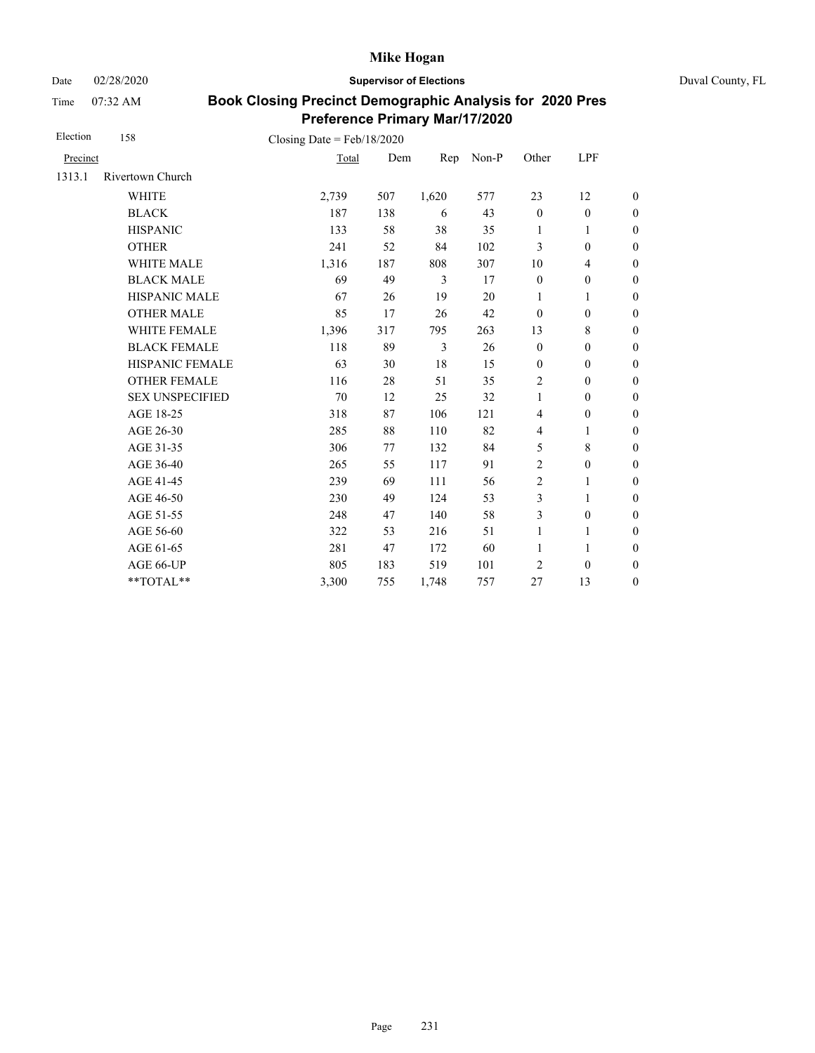# Mike Hogan

Date 02/28/2020 **Supervisor of Elections** Duval County, FL

Time 07:32 AM

## Book Closing Precinct Demographic Analysis for 2020 Pres Preference Primary Mar/17/2020

Election 158 Closing Date = Feb/18/2020

| Precinct | | Total | Dem | Rep | Non-P | Other | LPF | |
|---|---|---|---|---|---|---|---|---|
| 1313.1 | Rivertown Church | | | | | | | |
| | WHITE | 2,739 | 507 | 1,620 | 577 | 23 | 12 | 0 |
| | BLACK | 187 | 138 | 6 | 43 | 0 | 0 | 0 |
| | HISPANIC | 133 | 58 | 38 | 35 | 1 | 1 | 0 |
| | OTHER | 241 | 52 | 84 | 102 | 3 | 0 | 0 |
| | WHITE MALE | 1,316 | 187 | 808 | 307 | 10 | 4 | 0 |
| | BLACK MALE | 69 | 49 | 3 | 17 | 0 | 0 | 0 |
| | HISPANIC MALE | 67 | 26 | 19 | 20 | 1 | 1 | 0 |
| | OTHER MALE | 85 | 17 | 26 | 42 | 0 | 0 | 0 |
| | WHITE FEMALE | 1,396 | 317 | 795 | 263 | 13 | 8 | 0 |
| | BLACK FEMALE | 118 | 89 | 3 | 26 | 0 | 0 | 0 |
| | HISPANIC FEMALE | 63 | 30 | 18 | 15 | 0 | 0 | 0 |
| | OTHER FEMALE | 116 | 28 | 51 | 35 | 2 | 0 | 0 |
| | SEX UNSPECIFIED | 70 | 12 | 25 | 32 | 1 | 0 | 0 |
| | AGE 18-25 | 318 | 87 | 106 | 121 | 4 | 0 | 0 |
| | AGE 26-30 | 285 | 88 | 110 | 82 | 4 | 1 | 0 |
| | AGE 31-35 | 306 | 77 | 132 | 84 | 5 | 8 | 0 |
| | AGE 36-40 | 265 | 55 | 117 | 91 | 2 | 0 | 0 |
| | AGE 41-45 | 239 | 69 | 111 | 56 | 2 | 1 | 0 |
| | AGE 46-50 | 230 | 49 | 124 | 53 | 3 | 1 | 0 |
| | AGE 51-55 | 248 | 47 | 140 | 58 | 3 | 0 | 0 |
| | AGE 56-60 | 322 | 53 | 216 | 51 | 1 | 1 | 0 |
| | AGE 61-65 | 281 | 47 | 172 | 60 | 1 | 1 | 0 |
| | AGE 66-UP | 805 | 183 | 519 | 101 | 2 | 0 | 0 |
| | **TOTAL** | 3,300 | 755 | 1,748 | 757 | 27 | 13 | 0 |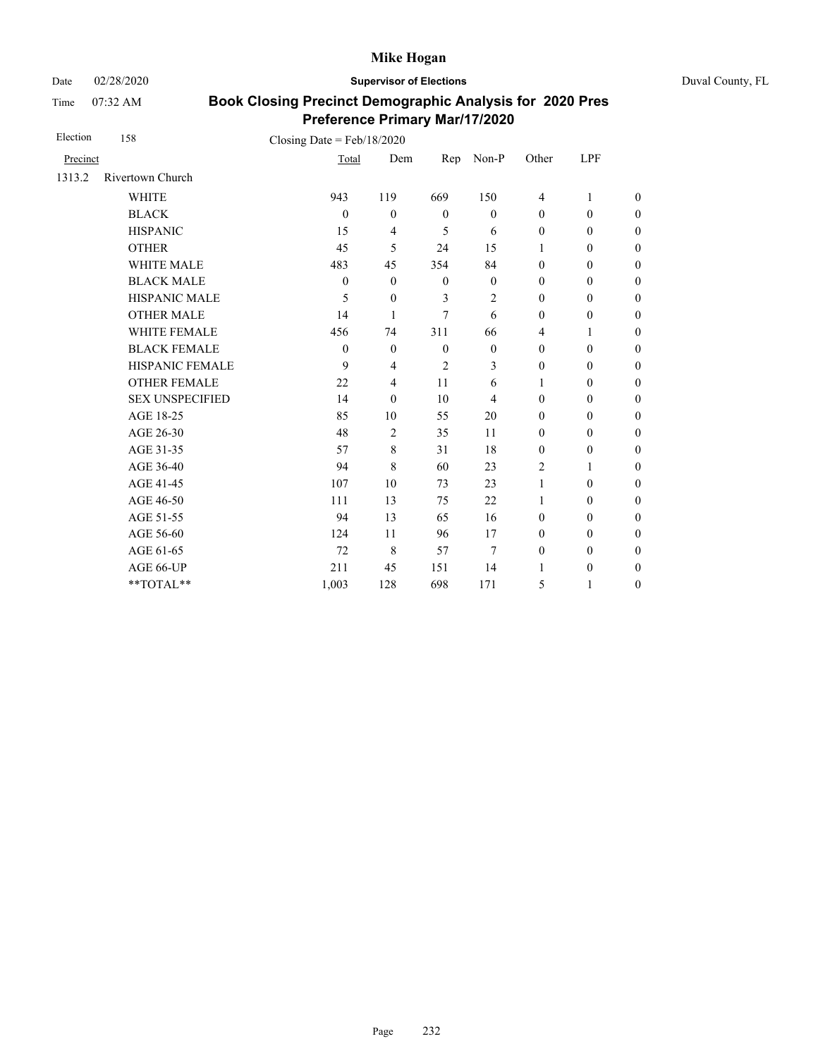# Mike Hogan

Date 02/28/2020 **Supervisor of Elections** Duval County, FL

Time 07:32 AM

## Book Closing Precinct Demographic Analysis for 2020 Pres Preference Primary Mar/17/2020

Election 158 Closing Date = Feb/18/2020

| Precinct | | Total | Dem | Rep | Non-P | Other | LPF | |
|---|---|---|---|---|---|---|---|---|
| 1313.2 | Rivertown Church | | | | | | | |
| | WHITE | 943 | 119 | 669 | 150 | 4 | 1 | 0 |
| | BLACK | 0 | 0 | 0 | 0 | 0 | 0 | 0 |
| | HISPANIC | 15 | 4 | 5 | 6 | 0 | 0 | 0 |
| | OTHER | 45 | 5 | 24 | 15 | 1 | 0 | 0 |
| | WHITE MALE | 483 | 45 | 354 | 84 | 0 | 0 | 0 |
| | BLACK MALE | 0 | 0 | 0 | 0 | 0 | 0 | 0 |
| | HISPANIC MALE | 5 | 0 | 3 | 2 | 0 | 0 | 0 |
| | OTHER MALE | 14 | 1 | 7 | 6 | 0 | 0 | 0 |
| | WHITE FEMALE | 456 | 74 | 311 | 66 | 4 | 1 | 0 |
| | BLACK FEMALE | 0 | 0 | 0 | 0 | 0 | 0 | 0 |
| | HISPANIC FEMALE | 9 | 4 | 2 | 3 | 0 | 0 | 0 |
| | OTHER FEMALE | 22 | 4 | 11 | 6 | 1 | 0 | 0 |
| | SEX UNSPECIFIED | 14 | 0 | 10 | 4 | 0 | 0 | 0 |
| | AGE 18-25 | 85 | 10 | 55 | 20 | 0 | 0 | 0 |
| | AGE 26-30 | 48 | 2 | 35 | 11 | 0 | 0 | 0 |
| | AGE 31-35 | 57 | 8 | 31 | 18 | 0 | 0 | 0 |
| | AGE 36-40 | 94 | 8 | 60 | 23 | 2 | 1 | 0 |
| | AGE 41-45 | 107 | 10 | 73 | 23 | 1 | 0 | 0 |
| | AGE 46-50 | 111 | 13 | 75 | 22 | 1 | 0 | 0 |
| | AGE 51-55 | 94 | 13 | 65 | 16 | 0 | 0 | 0 |
| | AGE 56-60 | 124 | 11 | 96 | 17 | 0 | 0 | 0 |
| | AGE 61-65 | 72 | 8 | 57 | 7 | 0 | 0 | 0 |
| | AGE 66-UP | 211 | 45 | 151 | 14 | 1 | 0 | 0 |
| | **TOTAL** | 1,003 | 128 | 698 | 171 | 5 | 1 | 0 |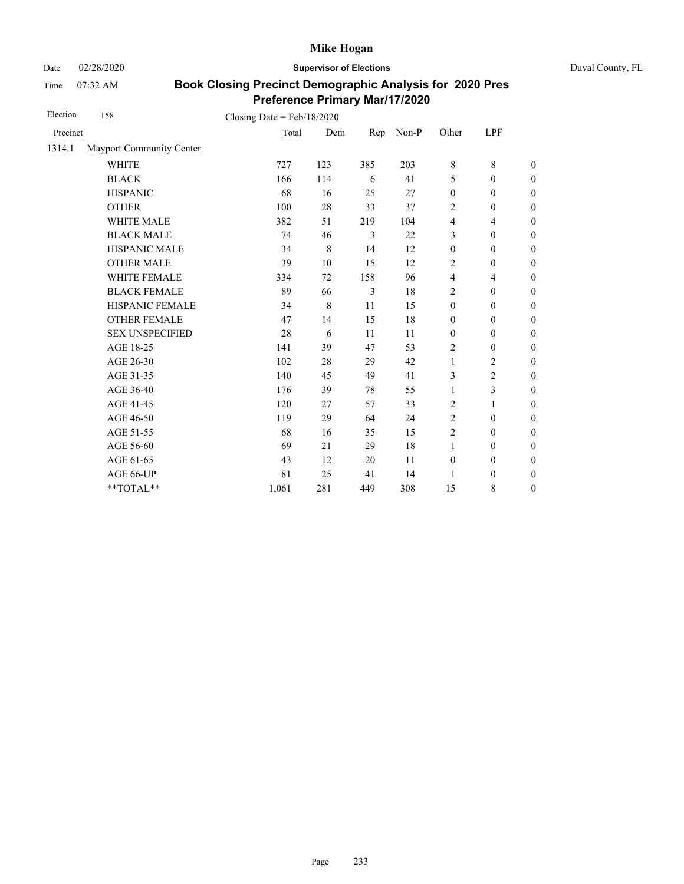# Mike Hogan

Date 02/28/2020 **Supervisor of Elections** Duval County, FL

Time 07:32 AM

## Book Closing Precinct Demographic Analysis for 2020 Pres Preference Primary Mar/17/2020

Election 158 Closing Date = Feb/18/2020

| Precinct | | Total | Dem | Rep | Non-P | Other | LPF | |
|---|---|---|---|---|---|---|---|---|
| 1314.1 | Mayport Community Center | | | | | | | |
| | WHITE | 727 | 123 | 385 | 203 | 8 | 8 | 0 |
| | BLACK | 166 | 114 | 6 | 41 | 5 | 0 | 0 |
| | HISPANIC | 68 | 16 | 25 | 27 | 0 | 0 | 0 |
| | OTHER | 100 | 28 | 33 | 37 | 2 | 0 | 0 |
| | WHITE MALE | 382 | 51 | 219 | 104 | 4 | 4 | 0 |
| | BLACK MALE | 74 | 46 | 3 | 22 | 3 | 0 | 0 |
| | HISPANIC MALE | 34 | 8 | 14 | 12 | 0 | 0 | 0 |
| | OTHER MALE | 39 | 10 | 15 | 12 | 2 | 0 | 0 |
| | WHITE FEMALE | 334 | 72 | 158 | 96 | 4 | 4 | 0 |
| | BLACK FEMALE | 89 | 66 | 3 | 18 | 2 | 0 | 0 |
| | HISPANIC FEMALE | 34 | 8 | 11 | 15 | 0 | 0 | 0 |
| | OTHER FEMALE | 47 | 14 | 15 | 18 | 0 | 0 | 0 |
| | SEX UNSPECIFIED | 28 | 6 | 11 | 11 | 0 | 0 | 0 |
| | AGE 18-25 | 141 | 39 | 47 | 53 | 2 | 0 | 0 |
| | AGE 26-30 | 102 | 28 | 29 | 42 | 1 | 2 | 0 |
| | AGE 31-35 | 140 | 45 | 49 | 41 | 3 | 2 | 0 |
| | AGE 36-40 | 176 | 39 | 78 | 55 | 1 | 3 | 0 |
| | AGE 41-45 | 120 | 27 | 57 | 33 | 2 | 1 | 0 |
| | AGE 46-50 | 119 | 29 | 64 | 24 | 2 | 0 | 0 |
| | AGE 51-55 | 68 | 16 | 35 | 15 | 2 | 0 | 0 |
| | AGE 56-60 | 69 | 21 | 29 | 18 | 1 | 0 | 0 |
| | AGE 61-65 | 43 | 12 | 20 | 11 | 0 | 0 | 0 |
| | AGE 66-UP | 81 | 25 | 41 | 14 | 1 | 0 | 0 |
| | **TOTAL** | 1,061 | 281 | 449 | 308 | 15 | 8 | 0 |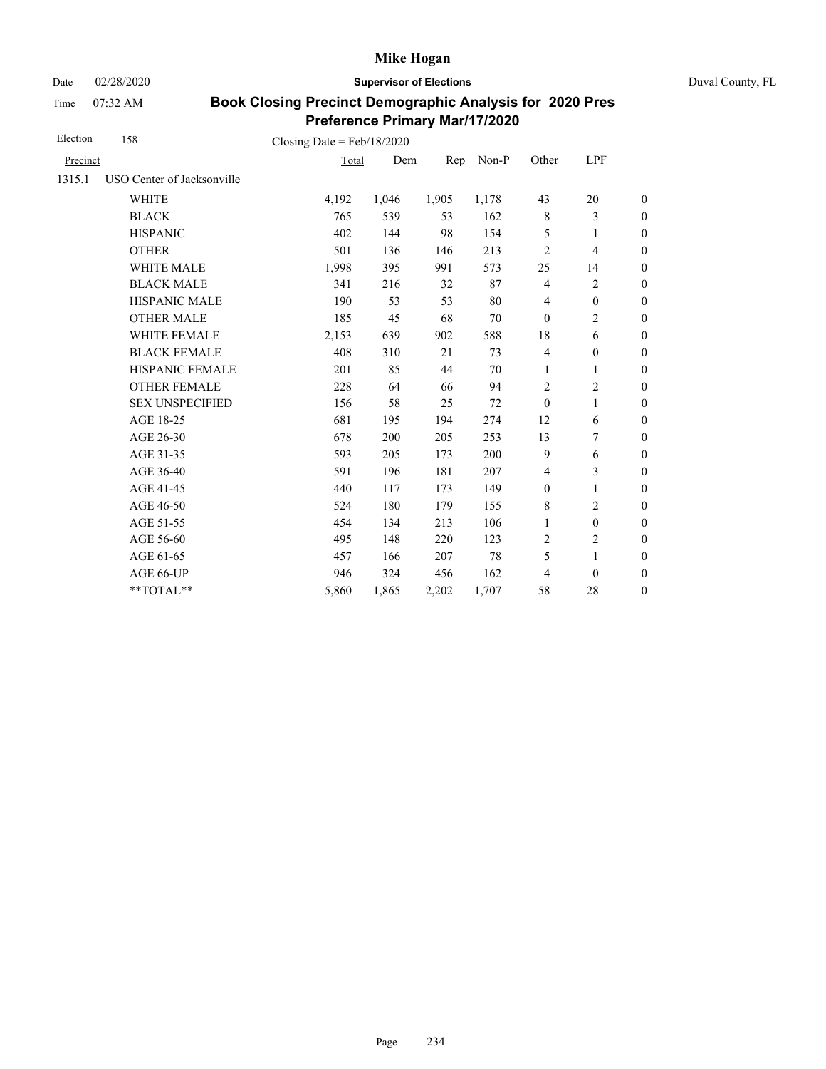**Mike Hogan**

Date 02/28/2020 — **Supervisor of Elections** — Duval County, FL

Time 07:32 AM

## Book Closing Precinct Demographic Analysis for 2020 Pres Preference Primary Mar/17/2020

Election 158 — Closing Date = Feb/18/2020

| Precinct | | Total | Dem | Rep | Non-P | Other | LPF | |
|---|---|---|---|---|---|---|---|---|
| 1315.1 | USO Center of Jacksonville | | | | | | | |
| | WHITE | 4,192 | 1,046 | 1,905 | 1,178 | 43 | 20 | 0 |
| | BLACK | 765 | 539 | 53 | 162 | 8 | 3 | 0 |
| | HISPANIC | 402 | 144 | 98 | 154 | 5 | 1 | 0 |
| | OTHER | 501 | 136 | 146 | 213 | 2 | 4 | 0 |
| | WHITE MALE | 1,998 | 395 | 991 | 573 | 25 | 14 | 0 |
| | BLACK MALE | 341 | 216 | 32 | 87 | 4 | 2 | 0 |
| | HISPANIC MALE | 190 | 53 | 53 | 80 | 4 | 0 | 0 |
| | OTHER MALE | 185 | 45 | 68 | 70 | 0 | 2 | 0 |
| | WHITE FEMALE | 2,153 | 639 | 902 | 588 | 18 | 6 | 0 |
| | BLACK FEMALE | 408 | 310 | 21 | 73 | 4 | 0 | 0 |
| | HISPANIC FEMALE | 201 | 85 | 44 | 70 | 1 | 1 | 0 |
| | OTHER FEMALE | 228 | 64 | 66 | 94 | 2 | 2 | 0 |
| | SEX UNSPECIFIED | 156 | 58 | 25 | 72 | 0 | 1 | 0 |
| | AGE 18-25 | 681 | 195 | 194 | 274 | 12 | 6 | 0 |
| | AGE 26-30 | 678 | 200 | 205 | 253 | 13 | 7 | 0 |
| | AGE 31-35 | 593 | 205 | 173 | 200 | 9 | 6 | 0 |
| | AGE 36-40 | 591 | 196 | 181 | 207 | 4 | 3 | 0 |
| | AGE 41-45 | 440 | 117 | 173 | 149 | 0 | 1 | 0 |
| | AGE 46-50 | 524 | 180 | 179 | 155 | 8 | 2 | 0 |
| | AGE 51-55 | 454 | 134 | 213 | 106 | 1 | 0 | 0 |
| | AGE 56-60 | 495 | 148 | 220 | 123 | 2 | 2 | 0 |
| | AGE 61-65 | 457 | 166 | 207 | 78 | 5 | 1 | 0 |
| | AGE 66-UP | 946 | 324 | 456 | 162 | 4 | 0 | 0 |
| | **TOTAL** | 5,860 | 1,865 | 2,202 | 1,707 | 58 | 28 | 0 |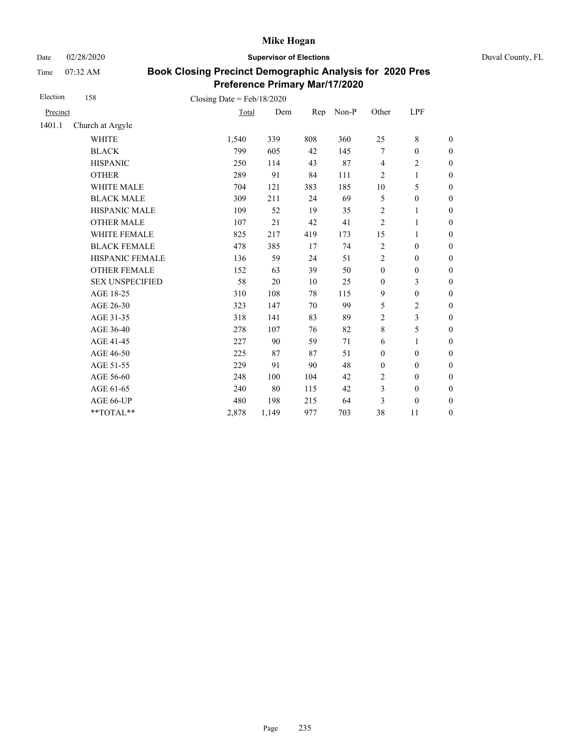Mike Hogan

Date 02/28/2020 **Supervisor of Elections** Duval County, FL

Time 07:32 AM

## Book Closing Precinct Demographic Analysis for 2020 Pres Preference Primary Mar/17/2020

Election 158 Closing Date = Feb/18/2020

| Precinct | | Total | Dem | Rep | Non-P | Other | LPF | |
|---|---|---|---|---|---|---|---|---|
| 1401.1 | Church at Argyle | | | | | | | |
| | WHITE | 1,540 | 339 | 808 | 360 | 25 | 8 | 0 |
| | BLACK | 799 | 605 | 42 | 145 | 7 | 0 | 0 |
| | HISPANIC | 250 | 114 | 43 | 87 | 4 | 2 | 0 |
| | OTHER | 289 | 91 | 84 | 111 | 2 | 1 | 0 |
| | WHITE MALE | 704 | 121 | 383 | 185 | 10 | 5 | 0 |
| | BLACK MALE | 309 | 211 | 24 | 69 | 5 | 0 | 0 |
| | HISPANIC MALE | 109 | 52 | 19 | 35 | 2 | 1 | 0 |
| | OTHER MALE | 107 | 21 | 42 | 41 | 2 | 1 | 0 |
| | WHITE FEMALE | 825 | 217 | 419 | 173 | 15 | 1 | 0 |
| | BLACK FEMALE | 478 | 385 | 17 | 74 | 2 | 0 | 0 |
| | HISPANIC FEMALE | 136 | 59 | 24 | 51 | 2 | 0 | 0 |
| | OTHER FEMALE | 152 | 63 | 39 | 50 | 0 | 0 | 0 |
| | SEX UNSPECIFIED | 58 | 20 | 10 | 25 | 0 | 3 | 0 |
| | AGE 18-25 | 310 | 108 | 78 | 115 | 9 | 0 | 0 |
| | AGE 26-30 | 323 | 147 | 70 | 99 | 5 | 2 | 0 |
| | AGE 31-35 | 318 | 141 | 83 | 89 | 2 | 3 | 0 |
| | AGE 36-40 | 278 | 107 | 76 | 82 | 8 | 5 | 0 |
| | AGE 41-45 | 227 | 90 | 59 | 71 | 6 | 1 | 0 |
| | AGE 46-50 | 225 | 87 | 87 | 51 | 0 | 0 | 0 |
| | AGE 51-55 | 229 | 91 | 90 | 48 | 0 | 0 | 0 |
| | AGE 56-60 | 248 | 100 | 104 | 42 | 2 | 0 | 0 |
| | AGE 61-65 | 240 | 80 | 115 | 42 | 3 | 0 | 0 |
| | AGE 66-UP | 480 | 198 | 215 | 64 | 3 | 0 | 0 |
| | **TOTAL** | 2,878 | 1,149 | 977 | 703 | 38 | 11 | 0 |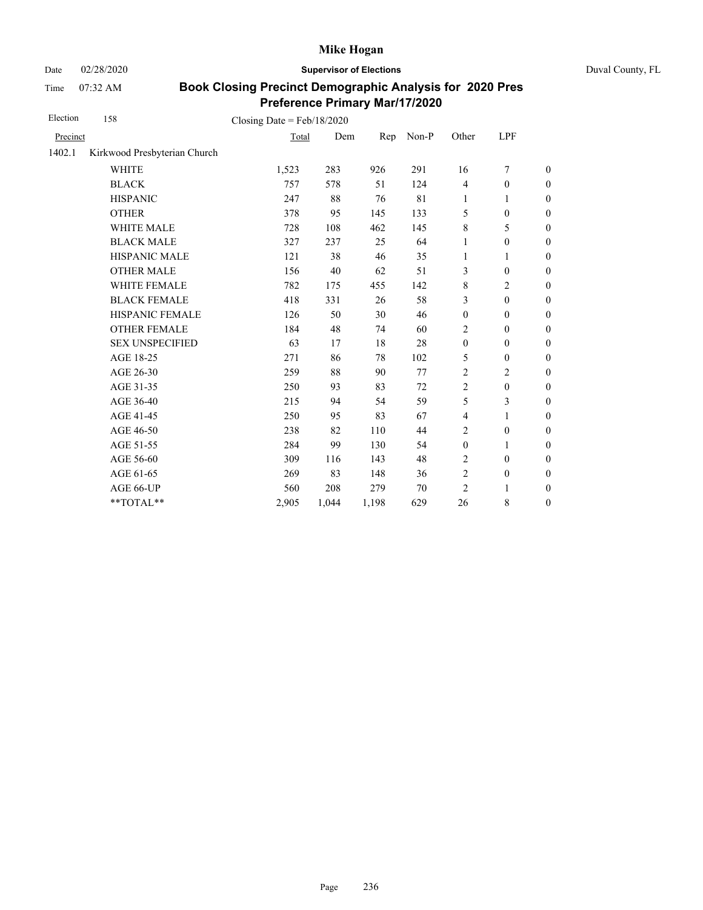# Mike Hogan

Date 02/28/2020 **Supervisor of Elections** Duval County, FL

Time 07:32 AM

## Book Closing Precinct Demographic Analysis for 2020 Pres Preference Primary Mar/17/2020

Election 158 Closing Date = Feb/18/2020

| Precinct | | Total | Dem | Rep | Non-P | Other | LPF | |
|---|---|---|---|---|---|---|---|---|
| 1402.1 | Kirkwood Presbyterian Church | | | | | | | |
| | WHITE | 1,523 | 283 | 926 | 291 | 16 | 7 | 0 |
| | BLACK | 757 | 578 | 51 | 124 | 4 | 0 | 0 |
| | HISPANIC | 247 | 88 | 76 | 81 | 1 | 1 | 0 |
| | OTHER | 378 | 95 | 145 | 133 | 5 | 0 | 0 |
| | WHITE MALE | 728 | 108 | 462 | 145 | 8 | 5 | 0 |
| | BLACK MALE | 327 | 237 | 25 | 64 | 1 | 0 | 0 |
| | HISPANIC MALE | 121 | 38 | 46 | 35 | 1 | 1 | 0 |
| | OTHER MALE | 156 | 40 | 62 | 51 | 3 | 0 | 0 |
| | WHITE FEMALE | 782 | 175 | 455 | 142 | 8 | 2 | 0 |
| | BLACK FEMALE | 418 | 331 | 26 | 58 | 3 | 0 | 0 |
| | HISPANIC FEMALE | 126 | 50 | 30 | 46 | 0 | 0 | 0 |
| | OTHER FEMALE | 184 | 48 | 74 | 60 | 2 | 0 | 0 |
| | SEX UNSPECIFIED | 63 | 17 | 18 | 28 | 0 | 0 | 0 |
| | AGE 18-25 | 271 | 86 | 78 | 102 | 5 | 0 | 0 |
| | AGE 26-30 | 259 | 88 | 90 | 77 | 2 | 2 | 0 |
| | AGE 31-35 | 250 | 93 | 83 | 72 | 2 | 0 | 0 |
| | AGE 36-40 | 215 | 94 | 54 | 59 | 5 | 3 | 0 |
| | AGE 41-45 | 250 | 95 | 83 | 67 | 4 | 1 | 0 |
| | AGE 46-50 | 238 | 82 | 110 | 44 | 2 | 0 | 0 |
| | AGE 51-55 | 284 | 99 | 130 | 54 | 0 | 1 | 0 |
| | AGE 56-60 | 309 | 116 | 143 | 48 | 2 | 0 | 0 |
| | AGE 61-65 | 269 | 83 | 148 | 36 | 2 | 0 | 0 |
| | AGE 66-UP | 560 | 208 | 279 | 70 | 2 | 1 | 0 |
| | **TOTAL** | 2,905 | 1,044 | 1,198 | 629 | 26 | 8 | 0 |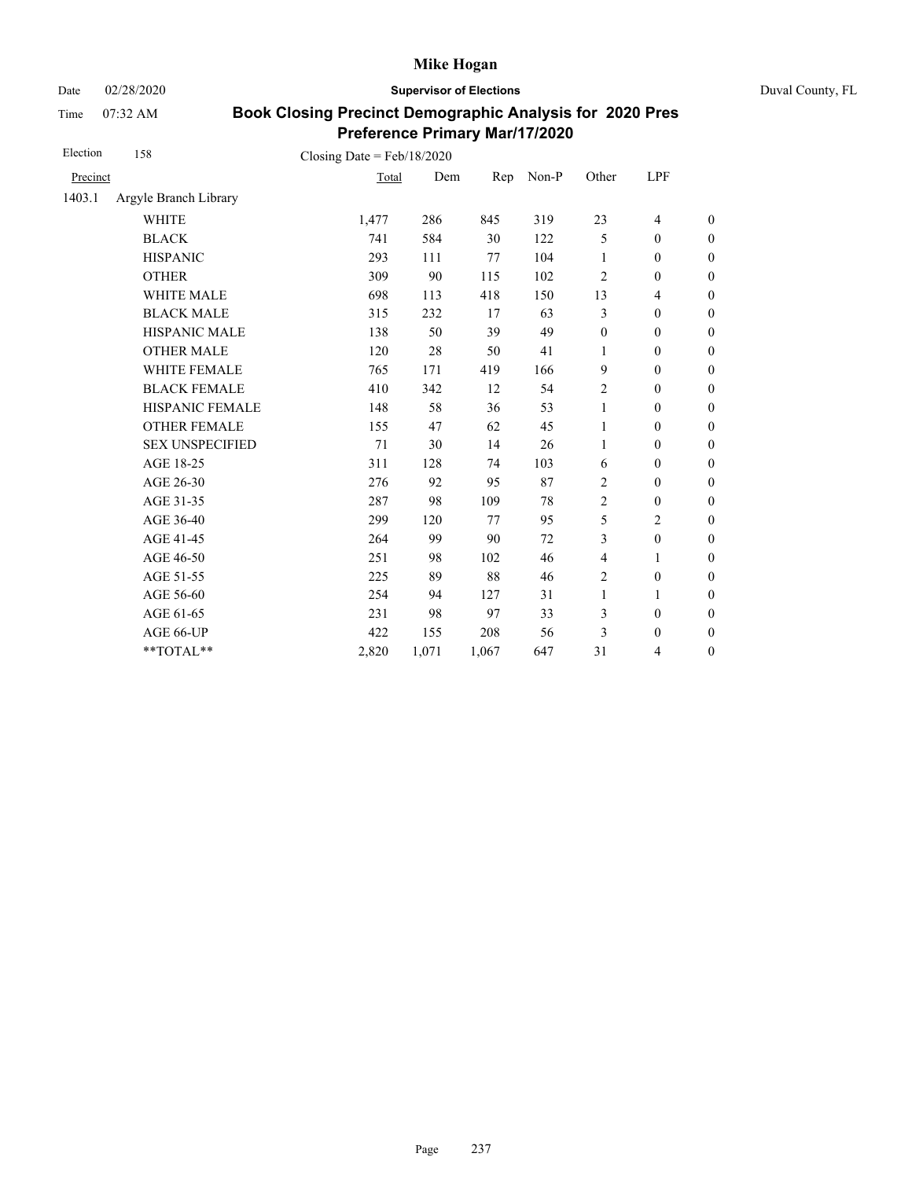# Mike Hogan

Date 02/28/2020 **Supervisor of Elections** Duval County, FL

Time 07:32 AM

## Book Closing Precinct Demographic Analysis for 2020 Pres Preference Primary Mar/17/2020

Election 158 Closing Date = Feb/18/2020

| Precinct | | Total | Dem | Rep | Non-P | Other | LPF | |
|---|---|---|---|---|---|---|---|---|
| 1403.1 | Argyle Branch Library | | | | | | | |
| | WHITE | 1,477 | 286 | 845 | 319 | 23 | 4 | 0 |
| | BLACK | 741 | 584 | 30 | 122 | 5 | 0 | 0 |
| | HISPANIC | 293 | 111 | 77 | 104 | 1 | 0 | 0 |
| | OTHER | 309 | 90 | 115 | 102 | 2 | 0 | 0 |
| | WHITE MALE | 698 | 113 | 418 | 150 | 13 | 4 | 0 |
| | BLACK MALE | 315 | 232 | 17 | 63 | 3 | 0 | 0 |
| | HISPANIC MALE | 138 | 50 | 39 | 49 | 0 | 0 | 0 |
| | OTHER MALE | 120 | 28 | 50 | 41 | 1 | 0 | 0 |
| | WHITE FEMALE | 765 | 171 | 419 | 166 | 9 | 0 | 0 |
| | BLACK FEMALE | 410 | 342 | 12 | 54 | 2 | 0 | 0 |
| | HISPANIC FEMALE | 148 | 58 | 36 | 53 | 1 | 0 | 0 |
| | OTHER FEMALE | 155 | 47 | 62 | 45 | 1 | 0 | 0 |
| | SEX UNSPECIFIED | 71 | 30 | 14 | 26 | 1 | 0 | 0 |
| | AGE 18-25 | 311 | 128 | 74 | 103 | 6 | 0 | 0 |
| | AGE 26-30 | 276 | 92 | 95 | 87 | 2 | 0 | 0 |
| | AGE 31-35 | 287 | 98 | 109 | 78 | 2 | 0 | 0 |
| | AGE 36-40 | 299 | 120 | 77 | 95 | 5 | 2 | 0 |
| | AGE 41-45 | 264 | 99 | 90 | 72 | 3 | 0 | 0 |
| | AGE 46-50 | 251 | 98 | 102 | 46 | 4 | 1 | 0 |
| | AGE 51-55 | 225 | 89 | 88 | 46 | 2 | 0 | 0 |
| | AGE 56-60 | 254 | 94 | 127 | 31 | 1 | 1 | 0 |
| | AGE 61-65 | 231 | 98 | 97 | 33 | 3 | 0 | 0 |
| | AGE 66-UP | 422 | 155 | 208 | 56 | 3 | 0 | 0 |
| | **TOTAL** | 2,820 | 1,071 | 1,067 | 647 | 31 | 4 | 0 |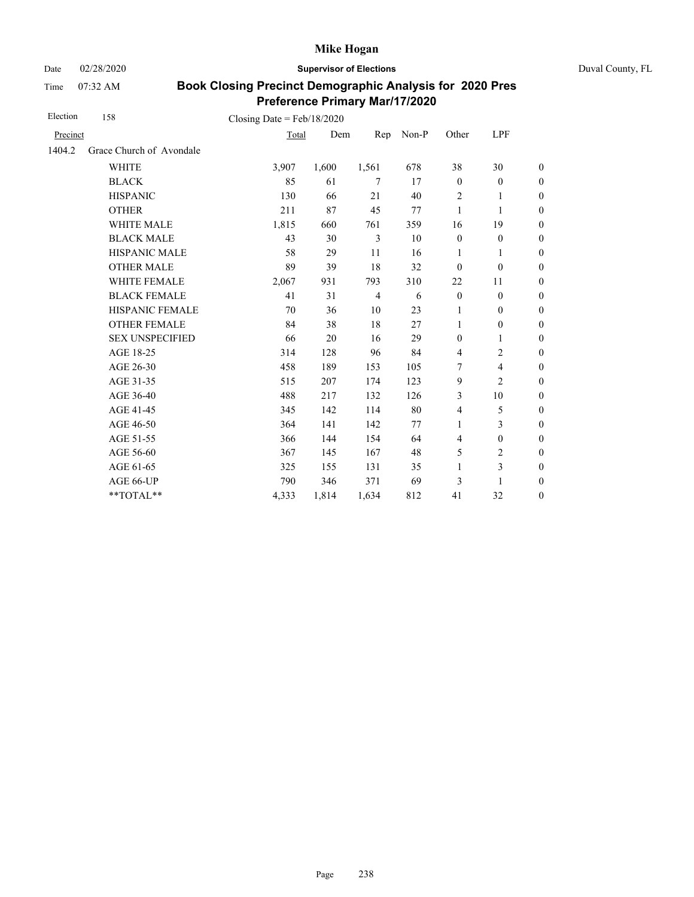# Mike Hogan

Date 02/28/2020 **Supervisor of Elections** Duval County, FL

Time 07:32 AM

## Book Closing Precinct Demographic Analysis for 2020 Pres Preference Primary Mar/17/2020

Election 158 Closing Date = Feb/18/2020

| Precinct | | Total | Dem | Rep | Non-P | Other | LPF | |
|---|---|---|---|---|---|---|---|---|
| 1404.2 | Grace Church of Avondale | | | | | | | |
| | WHITE | 3,907 | 1,600 | 1,561 | 678 | 38 | 30 | 0 |
| | BLACK | 85 | 61 | 7 | 17 | 0 | 0 | 0 |
| | HISPANIC | 130 | 66 | 21 | 40 | 2 | 1 | 0 |
| | OTHER | 211 | 87 | 45 | 77 | 1 | 1 | 0 |
| | WHITE MALE | 1,815 | 660 | 761 | 359 | 16 | 19 | 0 |
| | BLACK MALE | 43 | 30 | 3 | 10 | 0 | 0 | 0 |
| | HISPANIC MALE | 58 | 29 | 11 | 16 | 1 | 1 | 0 |
| | OTHER MALE | 89 | 39 | 18 | 32 | 0 | 0 | 0 |
| | WHITE FEMALE | 2,067 | 931 | 793 | 310 | 22 | 11 | 0 |
| | BLACK FEMALE | 41 | 31 | 4 | 6 | 0 | 0 | 0 |
| | HISPANIC FEMALE | 70 | 36 | 10 | 23 | 1 | 0 | 0 |
| | OTHER FEMALE | 84 | 38 | 18 | 27 | 1 | 0 | 0 |
| | SEX UNSPECIFIED | 66 | 20 | 16 | 29 | 0 | 1 | 0 |
| | AGE 18-25 | 314 | 128 | 96 | 84 | 4 | 2 | 0 |
| | AGE 26-30 | 458 | 189 | 153 | 105 | 7 | 4 | 0 |
| | AGE 31-35 | 515 | 207 | 174 | 123 | 9 | 2 | 0 |
| | AGE 36-40 | 488 | 217 | 132 | 126 | 3 | 10 | 0 |
| | AGE 41-45 | 345 | 142 | 114 | 80 | 4 | 5 | 0 |
| | AGE 46-50 | 364 | 141 | 142 | 77 | 1 | 3 | 0 |
| | AGE 51-55 | 366 | 144 | 154 | 64 | 4 | 0 | 0 |
| | AGE 56-60 | 367 | 145 | 167 | 48 | 5 | 2 | 0 |
| | AGE 61-65 | 325 | 155 | 131 | 35 | 1 | 3 | 0 |
| | AGE 66-UP | 790 | 346 | 371 | 69 | 3 | 1 | 0 |
| | **TOTAL** | 4,333 | 1,814 | 1,634 | 812 | 41 | 32 | 0 |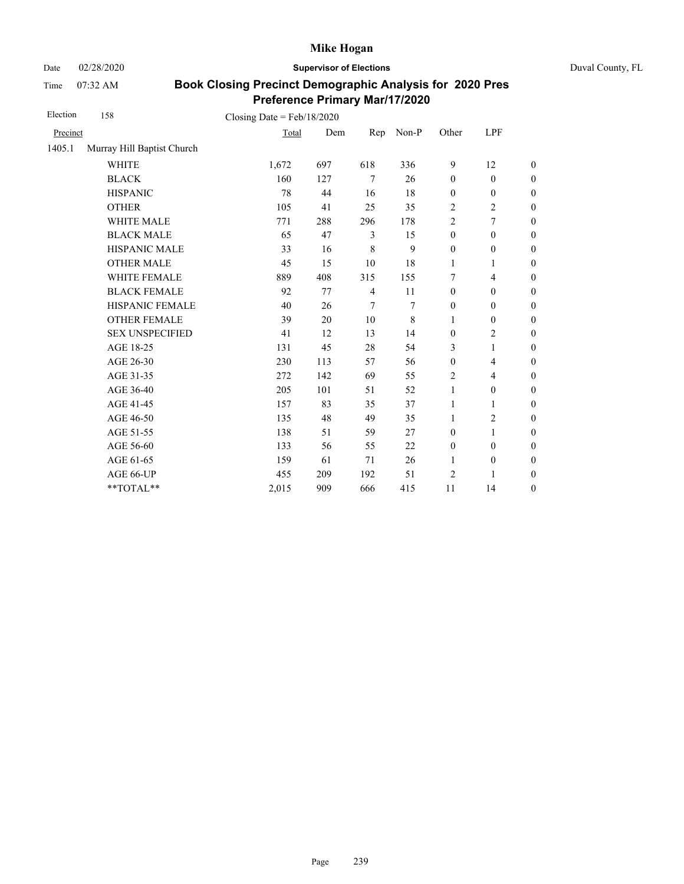# Mike Hogan

Date 02/28/2020 | **Supervisor of Elections** | Duval County, FL

Time 07:32 AM

## Book Closing Precinct Demographic Analysis for 2020 Pres Preference Primary Mar/17/2020

Election 158 Closing Date = Feb/18/2020

| Precinct | | Total | Dem | Rep | Non-P | Other | LPF | |
|---|---|---|---|---|---|---|---|---|
| 1405.1 | Murray Hill Baptist Church | | | | | | | |
| | WHITE | 1,672 | 697 | 618 | 336 | 9 | 12 | 0 |
| | BLACK | 160 | 127 | 7 | 26 | 0 | 0 | 0 |
| | HISPANIC | 78 | 44 | 16 | 18 | 0 | 0 | 0 |
| | OTHER | 105 | 41 | 25 | 35 | 2 | 2 | 0 |
| | WHITE MALE | 771 | 288 | 296 | 178 | 2 | 7 | 0 |
| | BLACK MALE | 65 | 47 | 3 | 15 | 0 | 0 | 0 |
| | HISPANIC MALE | 33 | 16 | 8 | 9 | 0 | 0 | 0 |
| | OTHER MALE | 45 | 15 | 10 | 18 | 1 | 1 | 0 |
| | WHITE FEMALE | 889 | 408 | 315 | 155 | 7 | 4 | 0 |
| | BLACK FEMALE | 92 | 77 | 4 | 11 | 0 | 0 | 0 |
| | HISPANIC FEMALE | 40 | 26 | 7 | 7 | 0 | 0 | 0 |
| | OTHER FEMALE | 39 | 20 | 10 | 8 | 1 | 0 | 0 |
| | SEX UNSPECIFIED | 41 | 12 | 13 | 14 | 0 | 2 | 0 |
| | AGE 18-25 | 131 | 45 | 28 | 54 | 3 | 1 | 0 |
| | AGE 26-30 | 230 | 113 | 57 | 56 | 0 | 4 | 0 |
| | AGE 31-35 | 272 | 142 | 69 | 55 | 2 | 4 | 0 |
| | AGE 36-40 | 205 | 101 | 51 | 52 | 1 | 0 | 0 |
| | AGE 41-45 | 157 | 83 | 35 | 37 | 1 | 1 | 0 |
| | AGE 46-50 | 135 | 48 | 49 | 35 | 1 | 2 | 0 |
| | AGE 51-55 | 138 | 51 | 59 | 27 | 0 | 1 | 0 |
| | AGE 56-60 | 133 | 56 | 55 | 22 | 0 | 0 | 0 |
| | AGE 61-65 | 159 | 61 | 71 | 26 | 1 | 0 | 0 |
| | AGE 66-UP | 455 | 209 | 192 | 51 | 2 | 1 | 0 |
| | **TOTAL** | 2,015 | 909 | 666 | 415 | 11 | 14 | 0 |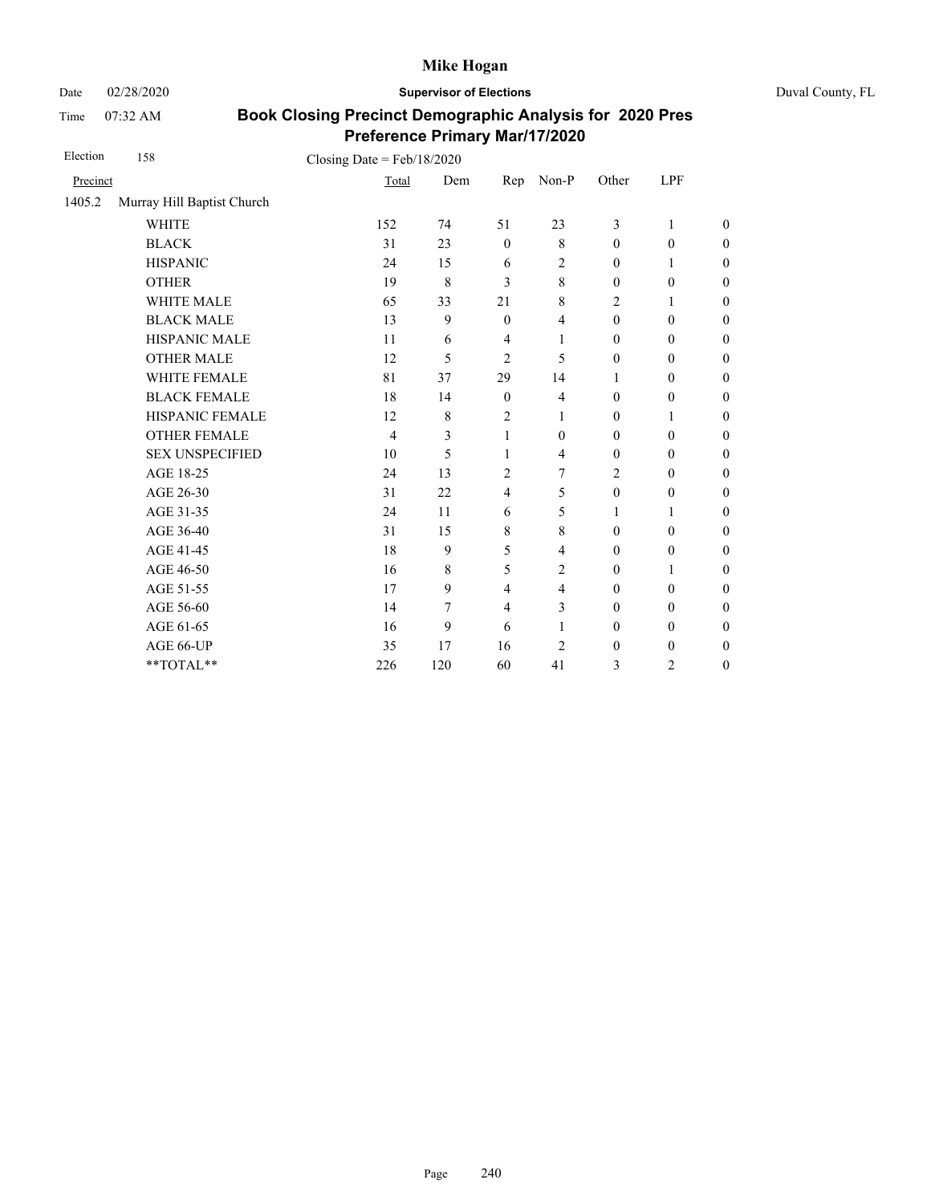# Mike Hogan

Date 02/28/2020 **Supervisor of Elections** Duval County, FL

Time 07:32 AM

## Book Closing Precinct Demographic Analysis for 2020 Pres Preference Primary Mar/17/2020

Election 158 Closing Date = Feb/18/2020

| Precinct | | Total | Dem | Rep | Non-P | Other | LPF | |
|---|---|---|---|---|---|---|---|---|
| 1405.2 | Murray Hill Baptist Church | | | | | | | |
| | WHITE | 152 | 74 | 51 | 23 | 3 | 1 | 0 |
| | BLACK | 31 | 23 | 0 | 8 | 0 | 0 | 0 |
| | HISPANIC | 24 | 15 | 6 | 2 | 0 | 1 | 0 |
| | OTHER | 19 | 8 | 3 | 8 | 0 | 0 | 0 |
| | WHITE MALE | 65 | 33 | 21 | 8 | 2 | 1 | 0 |
| | BLACK MALE | 13 | 9 | 0 | 4 | 0 | 0 | 0 |
| | HISPANIC MALE | 11 | 6 | 4 | 1 | 0 | 0 | 0 |
| | OTHER MALE | 12 | 5 | 2 | 5 | 0 | 0 | 0 |
| | WHITE FEMALE | 81 | 37 | 29 | 14 | 1 | 0 | 0 |
| | BLACK FEMALE | 18 | 14 | 0 | 4 | 0 | 0 | 0 |
| | HISPANIC FEMALE | 12 | 8 | 2 | 1 | 0 | 1 | 0 |
| | OTHER FEMALE | 4 | 3 | 1 | 0 | 0 | 0 | 0 |
| | SEX UNSPECIFIED | 10 | 5 | 1 | 4 | 0 | 0 | 0 |
| | AGE 18-25 | 24 | 13 | 2 | 7 | 2 | 0 | 0 |
| | AGE 26-30 | 31 | 22 | 4 | 5 | 0 | 0 | 0 |
| | AGE 31-35 | 24 | 11 | 6 | 5 | 1 | 1 | 0 |
| | AGE 36-40 | 31 | 15 | 8 | 8 | 0 | 0 | 0 |
| | AGE 41-45 | 18 | 9 | 5 | 4 | 0 | 0 | 0 |
| | AGE 46-50 | 16 | 8 | 5 | 2 | 0 | 1 | 0 |
| | AGE 51-55 | 17 | 9 | 4 | 4 | 0 | 0 | 0 |
| | AGE 56-60 | 14 | 7 | 4 | 3 | 0 | 0 | 0 |
| | AGE 61-65 | 16 | 9 | 6 | 1 | 0 | 0 | 0 |
| | AGE 66-UP | 35 | 17 | 16 | 2 | 0 | 0 | 0 |
| | **TOTAL** | 226 | 120 | 60 | 41 | 3 | 2 | 0 |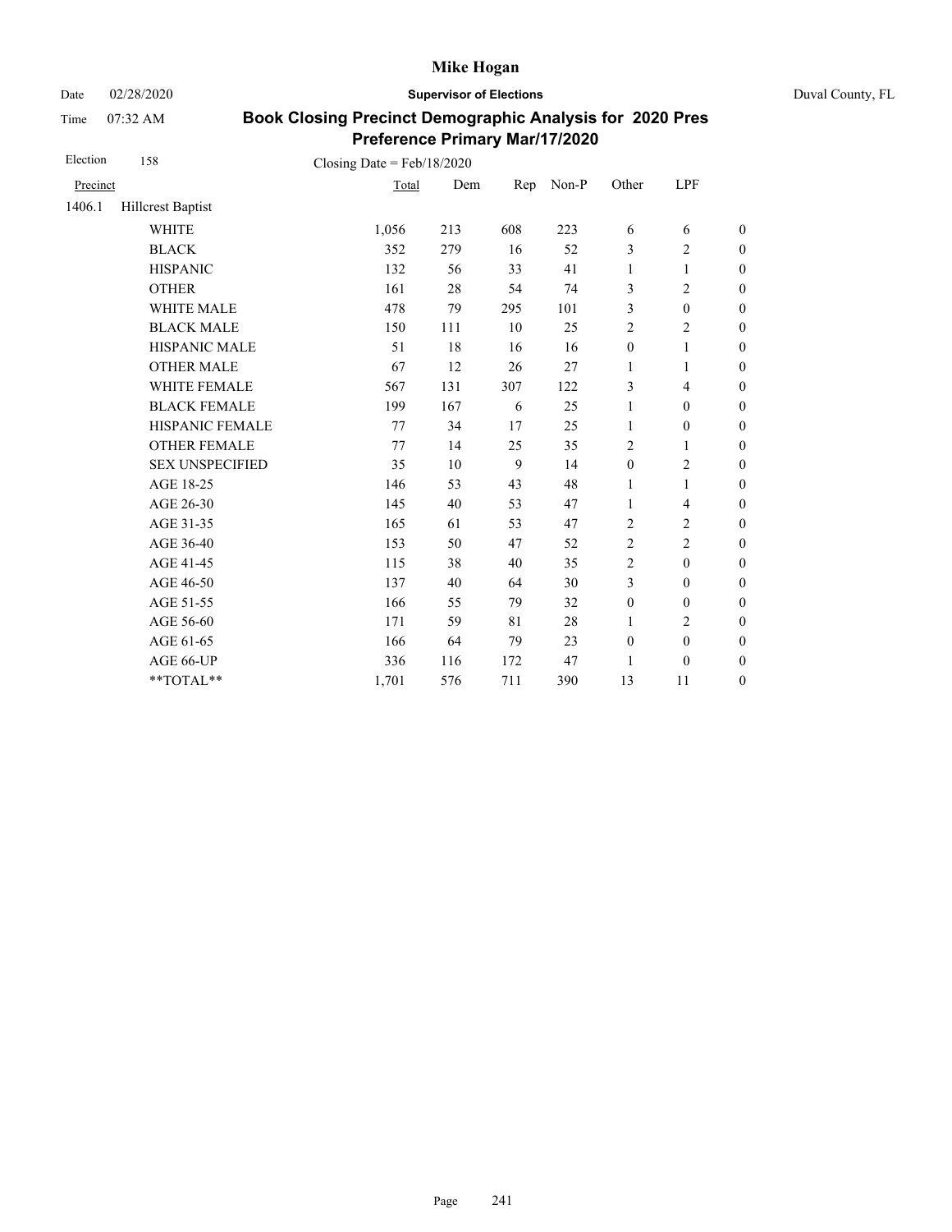# Mike Hogan

Date 02/28/2020 **Supervisor of Elections** Duval County, FL

Time 07:32 AM

## Book Closing Precinct Demographic Analysis for 2020 Pres Preference Primary Mar/17/2020

Election 158 Closing Date = Feb/18/2020

| Precinct | | Total | Dem | Rep | Non-P | Other | LPF | |
|---|---|---|---|---|---|---|---|---|
| 1406.1 | Hillcrest Baptist | | | | | | | |
| | WHITE | 1,056 | 213 | 608 | 223 | 6 | 6 | 0 |
| | BLACK | 352 | 279 | 16 | 52 | 3 | 2 | 0 |
| | HISPANIC | 132 | 56 | 33 | 41 | 1 | 1 | 0 |
| | OTHER | 161 | 28 | 54 | 74 | 3 | 2 | 0 |
| | WHITE MALE | 478 | 79 | 295 | 101 | 3 | 0 | 0 |
| | BLACK MALE | 150 | 111 | 10 | 25 | 2 | 2 | 0 |
| | HISPANIC MALE | 51 | 18 | 16 | 16 | 0 | 1 | 0 |
| | OTHER MALE | 67 | 12 | 26 | 27 | 1 | 1 | 0 |
| | WHITE FEMALE | 567 | 131 | 307 | 122 | 3 | 4 | 0 |
| | BLACK FEMALE | 199 | 167 | 6 | 25 | 1 | 0 | 0 |
| | HISPANIC FEMALE | 77 | 34 | 17 | 25 | 1 | 0 | 0 |
| | OTHER FEMALE | 77 | 14 | 25 | 35 | 2 | 1 | 0 |
| | SEX UNSPECIFIED | 35 | 10 | 9 | 14 | 0 | 2 | 0 |
| | AGE 18-25 | 146 | 53 | 43 | 48 | 1 | 1 | 0 |
| | AGE 26-30 | 145 | 40 | 53 | 47 | 1 | 4 | 0 |
| | AGE 31-35 | 165 | 61 | 53 | 47 | 2 | 2 | 0 |
| | AGE 36-40 | 153 | 50 | 47 | 52 | 2 | 2 | 0 |
| | AGE 41-45 | 115 | 38 | 40 | 35 | 2 | 0 | 0 |
| | AGE 46-50 | 137 | 40 | 64 | 30 | 3 | 0 | 0 |
| | AGE 51-55 | 166 | 55 | 79 | 32 | 0 | 0 | 0 |
| | AGE 56-60 | 171 | 59 | 81 | 28 | 1 | 2 | 0 |
| | AGE 61-65 | 166 | 64 | 79 | 23 | 0 | 0 | 0 |
| | AGE 66-UP | 336 | 116 | 172 | 47 | 1 | 0 | 0 |
| | **TOTAL** | 1,701 | 576 | 711 | 390 | 13 | 11 | 0 |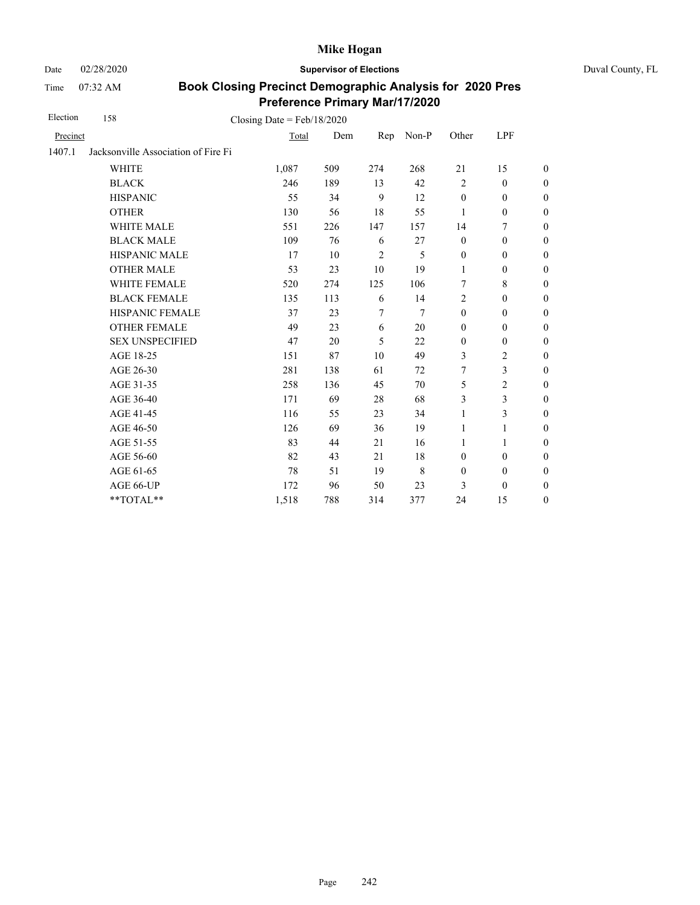# Mike Hogan

Date 02/28/2020 **Supervisor of Elections** Duval County, FL

Time 07:32 AM

## Book Closing Precinct Demographic Analysis for 2020 Pres Preference Primary Mar/17/2020

Election 158 Closing Date = Feb/18/2020

| Precinct | | Total | Dem | Rep | Non-P | Other | LPF | |
|---|---|---|---|---|---|---|---|---|
| 1407.1 | Jacksonville Association of Fire Fi | | | | | | | |
| | WHITE | 1,087 | 509 | 274 | 268 | 21 | 15 | 0 |
| | BLACK | 246 | 189 | 13 | 42 | 2 | 0 | 0 |
| | HISPANIC | 55 | 34 | 9 | 12 | 0 | 0 | 0 |
| | OTHER | 130 | 56 | 18 | 55 | 1 | 0 | 0 |
| | WHITE MALE | 551 | 226 | 147 | 157 | 14 | 7 | 0 |
| | BLACK MALE | 109 | 76 | 6 | 27 | 0 | 0 | 0 |
| | HISPANIC MALE | 17 | 10 | 2 | 5 | 0 | 0 | 0 |
| | OTHER MALE | 53 | 23 | 10 | 19 | 1 | 0 | 0 |
| | WHITE FEMALE | 520 | 274 | 125 | 106 | 7 | 8 | 0 |
| | BLACK FEMALE | 135 | 113 | 6 | 14 | 2 | 0 | 0 |
| | HISPANIC FEMALE | 37 | 23 | 7 | 7 | 0 | 0 | 0 |
| | OTHER FEMALE | 49 | 23 | 6 | 20 | 0 | 0 | 0 |
| | SEX UNSPECIFIED | 47 | 20 | 5 | 22 | 0 | 0 | 0 |
| | AGE 18-25 | 151 | 87 | 10 | 49 | 3 | 2 | 0 |
| | AGE 26-30 | 281 | 138 | 61 | 72 | 7 | 3 | 0 |
| | AGE 31-35 | 258 | 136 | 45 | 70 | 5 | 2 | 0 |
| | AGE 36-40 | 171 | 69 | 28 | 68 | 3 | 3 | 0 |
| | AGE 41-45 | 116 | 55 | 23 | 34 | 1 | 3 | 0 |
| | AGE 46-50 | 126 | 69 | 36 | 19 | 1 | 1 | 0 |
| | AGE 51-55 | 83 | 44 | 21 | 16 | 1 | 1 | 0 |
| | AGE 56-60 | 82 | 43 | 21 | 18 | 0 | 0 | 0 |
| | AGE 61-65 | 78 | 51 | 19 | 8 | 0 | 0 | 0 |
| | AGE 66-UP | 172 | 96 | 50 | 23 | 3 | 0 | 0 |
| | **TOTAL** | 1,518 | 788 | 314 | 377 | 24 | 15 | 0 |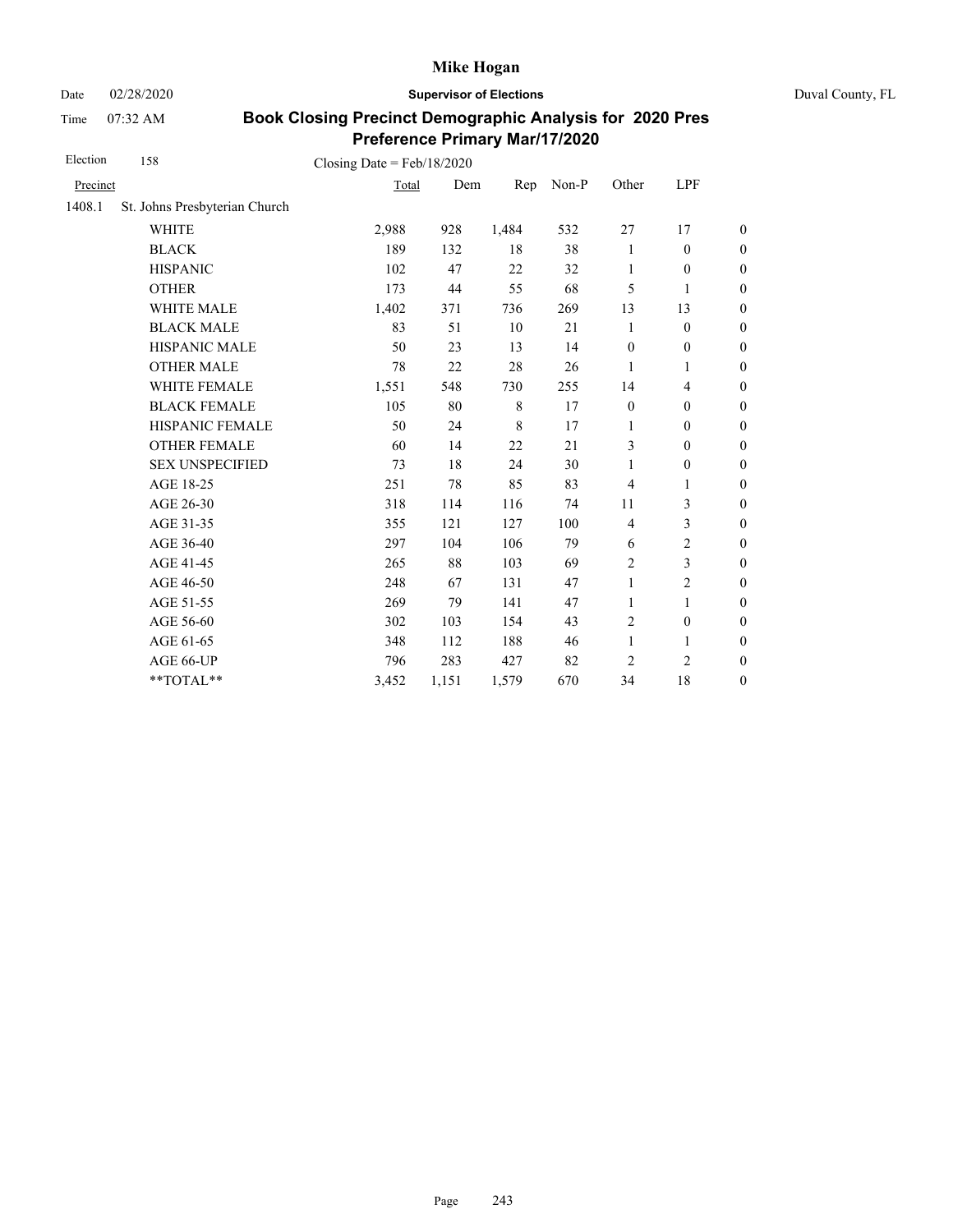# Book Closing Precinct Demographic Analysis for 2020 Pres Preference Primary Mar/17/2020

Election 158 — Closing Date = Feb/18/2020

| Precinct | | Total | Dem | Rep | Non-P | Other | LPF | |
|---|---|---|---|---|---|---|---|---|
| 1408.1 | St. Johns Presbyterian Church | | | | | | | |
| | WHITE | 2,988 | 928 | 1,484 | 532 | 27 | 17 | 0 |
| | BLACK | 189 | 132 | 18 | 38 | 1 | 0 | 0 |
| | HISPANIC | 102 | 47 | 22 | 32 | 1 | 0 | 0 |
| | OTHER | 173 | 44 | 55 | 68 | 5 | 1 | 0 |
| | WHITE MALE | 1,402 | 371 | 736 | 269 | 13 | 13 | 0 |
| | BLACK MALE | 83 | 51 | 10 | 21 | 1 | 0 | 0 |
| | HISPANIC MALE | 50 | 23 | 13 | 14 | 0 | 0 | 0 |
| | OTHER MALE | 78 | 22 | 28 | 26 | 1 | 1 | 0 |
| | WHITE FEMALE | 1,551 | 548 | 730 | 255 | 14 | 4 | 0 |
| | BLACK FEMALE | 105 | 80 | 8 | 17 | 0 | 0 | 0 |
| | HISPANIC FEMALE | 50 | 24 | 8 | 17 | 1 | 0 | 0 |
| | OTHER FEMALE | 60 | 14 | 22 | 21 | 3 | 0 | 0 |
| | SEX UNSPECIFIED | 73 | 18 | 24 | 30 | 1 | 0 | 0 |
| | AGE 18-25 | 251 | 78 | 85 | 83 | 4 | 1 | 0 |
| | AGE 26-30 | 318 | 114 | 116 | 74 | 11 | 3 | 0 |
| | AGE 31-35 | 355 | 121 | 127 | 100 | 4 | 3 | 0 |
| | AGE 36-40 | 297 | 104 | 106 | 79 | 6 | 2 | 0 |
| | AGE 41-45 | 265 | 88 | 103 | 69 | 2 | 3 | 0 |
| | AGE 46-50 | 248 | 67 | 131 | 47 | 1 | 2 | 0 |
| | AGE 51-55 | 269 | 79 | 141 | 47 | 1 | 1 | 0 |
| | AGE 56-60 | 302 | 103 | 154 | 43 | 2 | 0 | 0 |
| | AGE 61-65 | 348 | 112 | 188 | 46 | 1 | 1 | 0 |
| | AGE 66-UP | 796 | 283 | 427 | 82 | 2 | 2 | 0 |
| | **TOTAL** | 3,452 | 1,151 | 1,579 | 670 | 34 | 18 | 0 |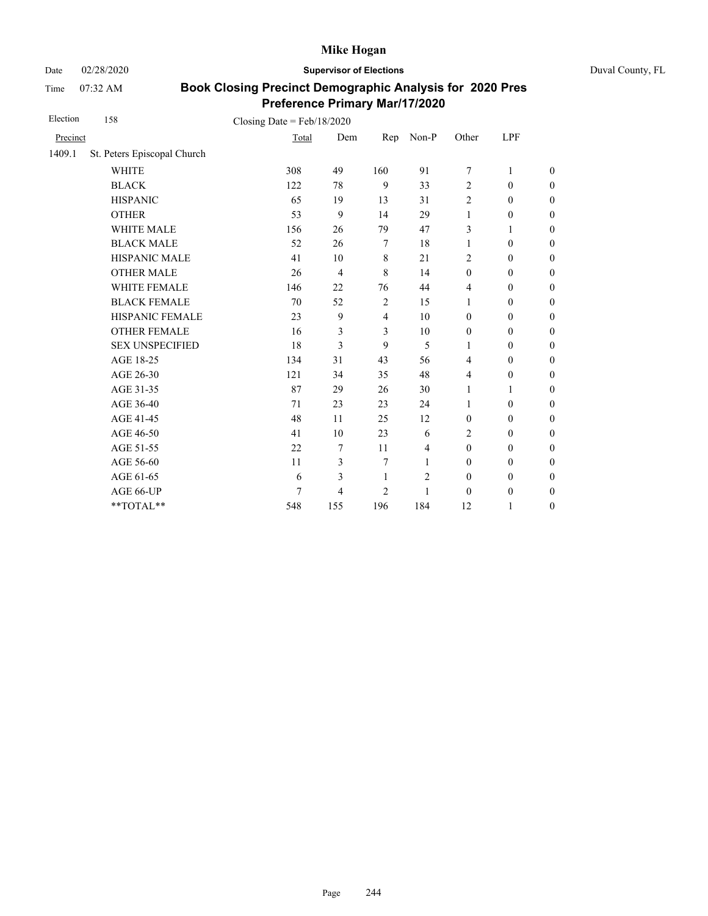# Mike Hogan

Date 02/28/2020 **Supervisor of Elections** Duval County, FL

Time 07:32 AM

## Book Closing Precinct Demographic Analysis for 2020 Pres Preference Primary Mar/17/2020

Election 158 Closing Date = Feb/18/2020

| Precinct | | Total | Dem | Rep | Non-P | Other | LPF | |
|---|---|---|---|---|---|---|---|---|
| 1409.1 | St. Peters Episcopal Church | | | | | | | |
| | WHITE | 308 | 49 | 160 | 91 | 7 | 1 | 0 |
| | BLACK | 122 | 78 | 9 | 33 | 2 | 0 | 0 |
| | HISPANIC | 65 | 19 | 13 | 31 | 2 | 0 | 0 |
| | OTHER | 53 | 9 | 14 | 29 | 1 | 0 | 0 |
| | WHITE MALE | 156 | 26 | 79 | 47 | 3 | 1 | 0 |
| | BLACK MALE | 52 | 26 | 7 | 18 | 1 | 0 | 0 |
| | HISPANIC MALE | 41 | 10 | 8 | 21 | 2 | 0 | 0 |
| | OTHER MALE | 26 | 4 | 8 | 14 | 0 | 0 | 0 |
| | WHITE FEMALE | 146 | 22 | 76 | 44 | 4 | 0 | 0 |
| | BLACK FEMALE | 70 | 52 | 2 | 15 | 1 | 0 | 0 |
| | HISPANIC FEMALE | 23 | 9 | 4 | 10 | 0 | 0 | 0 |
| | OTHER FEMALE | 16 | 3 | 3 | 10 | 0 | 0 | 0 |
| | SEX UNSPECIFIED | 18 | 3 | 9 | 5 | 1 | 0 | 0 |
| | AGE 18-25 | 134 | 31 | 43 | 56 | 4 | 0 | 0 |
| | AGE 26-30 | 121 | 34 | 35 | 48 | 4 | 0 | 0 |
| | AGE 31-35 | 87 | 29 | 26 | 30 | 1 | 1 | 0 |
| | AGE 36-40 | 71 | 23 | 23 | 24 | 1 | 0 | 0 |
| | AGE 41-45 | 48 | 11 | 25 | 12 | 0 | 0 | 0 |
| | AGE 46-50 | 41 | 10 | 23 | 6 | 2 | 0 | 0 |
| | AGE 51-55 | 22 | 7 | 11 | 4 | 0 | 0 | 0 |
| | AGE 56-60 | 11 | 3 | 7 | 1 | 0 | 0 | 0 |
| | AGE 61-65 | 6 | 3 | 1 | 2 | 0 | 0 | 0 |
| | AGE 66-UP | 7 | 4 | 2 | 1 | 0 | 0 | 0 |
| | **TOTAL** | 548 | 155 | 196 | 184 | 12 | 1 | 0 |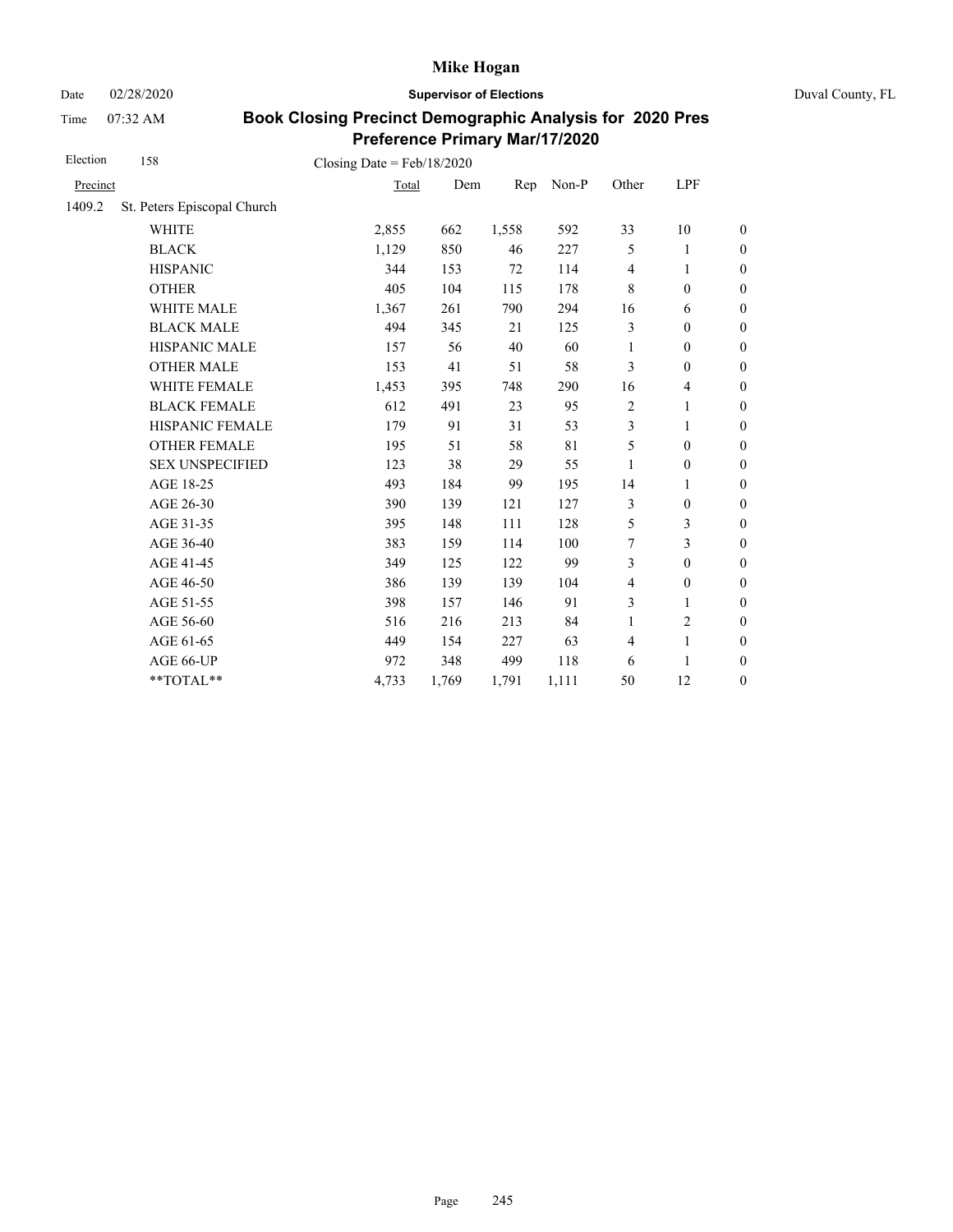# Mike Hogan

Date 02/28/2020 **Supervisor of Elections** Duval County, FL

Time 07:32 AM

## Book Closing Precinct Demographic Analysis for 2020 Pres Preference Primary Mar/17/2020

Election 158 Closing Date = Feb/18/2020

| Precinct | | Total | Dem | Rep | Non-P | Other | LPF | |
|---|---|---|---|---|---|---|---|---|
| 1409.2 | St. Peters Episcopal Church | | | | | | | |
| | WHITE | 2,855 | 662 | 1,558 | 592 | 33 | 10 | 0 |
| | BLACK | 1,129 | 850 | 46 | 227 | 5 | 1 | 0 |
| | HISPANIC | 344 | 153 | 72 | 114 | 4 | 1 | 0 |
| | OTHER | 405 | 104 | 115 | 178 | 8 | 0 | 0 |
| | WHITE MALE | 1,367 | 261 | 790 | 294 | 16 | 6 | 0 |
| | BLACK MALE | 494 | 345 | 21 | 125 | 3 | 0 | 0 |
| | HISPANIC MALE | 157 | 56 | 40 | 60 | 1 | 0 | 0 |
| | OTHER MALE | 153 | 41 | 51 | 58 | 3 | 0 | 0 |
| | WHITE FEMALE | 1,453 | 395 | 748 | 290 | 16 | 4 | 0 |
| | BLACK FEMALE | 612 | 491 | 23 | 95 | 2 | 1 | 0 |
| | HISPANIC FEMALE | 179 | 91 | 31 | 53 | 3 | 1 | 0 |
| | OTHER FEMALE | 195 | 51 | 58 | 81 | 5 | 0 | 0 |
| | SEX UNSPECIFIED | 123 | 38 | 29 | 55 | 1 | 0 | 0 |
| | AGE 18-25 | 493 | 184 | 99 | 195 | 14 | 1 | 0 |
| | AGE 26-30 | 390 | 139 | 121 | 127 | 3 | 0 | 0 |
| | AGE 31-35 | 395 | 148 | 111 | 128 | 5 | 3 | 0 |
| | AGE 36-40 | 383 | 159 | 114 | 100 | 7 | 3 | 0 |
| | AGE 41-45 | 349 | 125 | 122 | 99 | 3 | 0 | 0 |
| | AGE 46-50 | 386 | 139 | 139 | 104 | 4 | 0 | 0 |
| | AGE 51-55 | 398 | 157 | 146 | 91 | 3 | 1 | 0 |
| | AGE 56-60 | 516 | 216 | 213 | 84 | 1 | 2 | 0 |
| | AGE 61-65 | 449 | 154 | 227 | 63 | 4 | 1 | 0 |
| | AGE 66-UP | 972 | 348 | 499 | 118 | 6 | 1 | 0 |
| | **TOTAL** | 4,733 | 1,769 | 1,791 | 1,111 | 50 | 12 | 0 |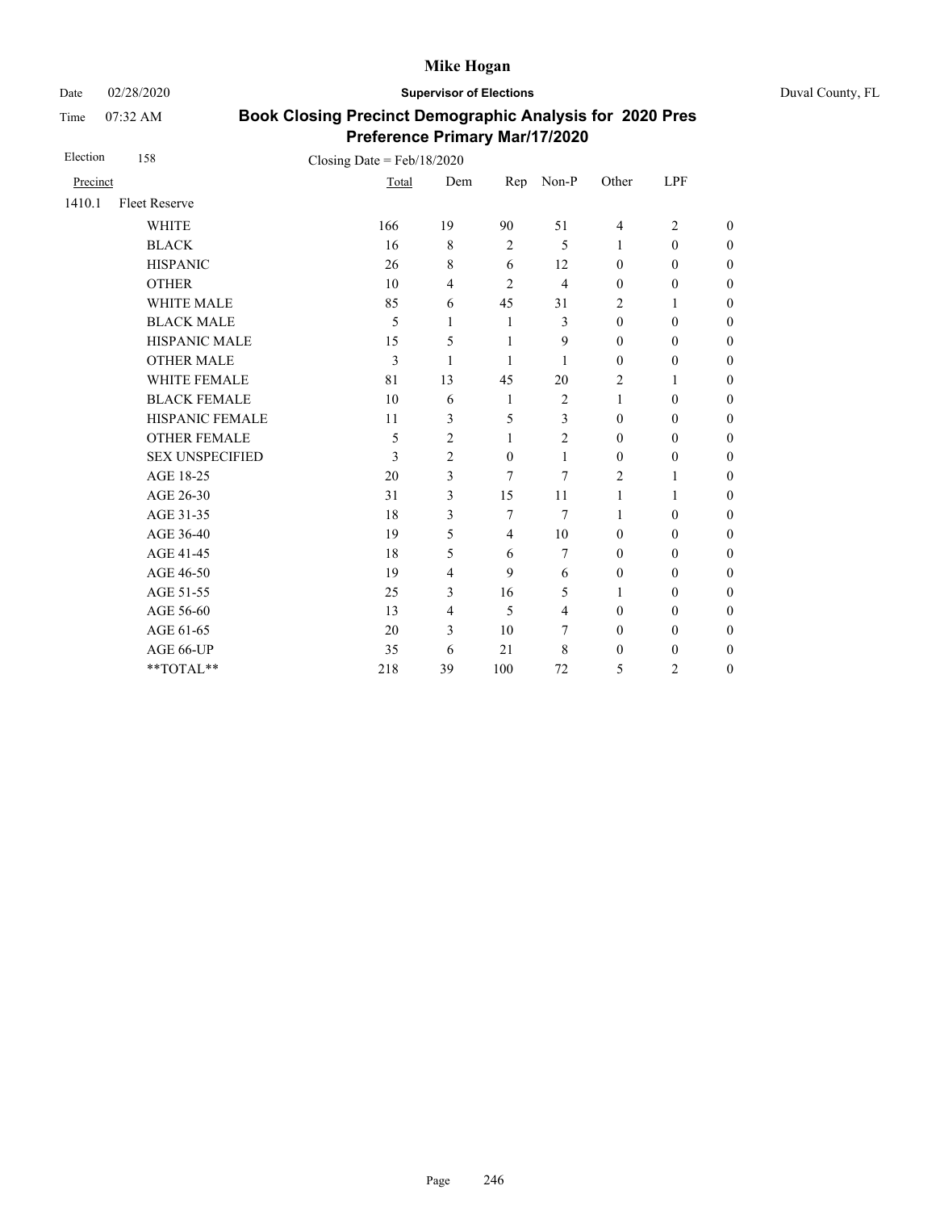# Mike Hogan

Date 02/28/2020 **Supervisor of Elections** Duval County, FL

Time 07:32 AM

## Book Closing Precinct Demographic Analysis for 2020 Pres Preference Primary Mar/17/2020

Election 158 Closing Date = Feb/18/2020

| Precinct | | Total | Dem | Rep | Non-P | Other | LPF | |
|---|---|---|---|---|---|---|---|---|
| 1410.1 | Fleet Reserve | | | | | | | |
| | WHITE | 166 | 19 | 90 | 51 | 4 | 2 | 0 |
| | BLACK | 16 | 8 | 2 | 5 | 1 | 0 | 0 |
| | HISPANIC | 26 | 8 | 6 | 12 | 0 | 0 | 0 |
| | OTHER | 10 | 4 | 2 | 4 | 0 | 0 | 0 |
| | WHITE MALE | 85 | 6 | 45 | 31 | 2 | 1 | 0 |
| | BLACK MALE | 5 | 1 | 1 | 3 | 0 | 0 | 0 |
| | HISPANIC MALE | 15 | 5 | 1 | 9 | 0 | 0 | 0 |
| | OTHER MALE | 3 | 1 | 1 | 1 | 0 | 0 | 0 |
| | WHITE FEMALE | 81 | 13 | 45 | 20 | 2 | 1 | 0 |
| | BLACK FEMALE | 10 | 6 | 1 | 2 | 1 | 0 | 0 |
| | HISPANIC FEMALE | 11 | 3 | 5 | 3 | 0 | 0 | 0 |
| | OTHER FEMALE | 5 | 2 | 1 | 2 | 0 | 0 | 0 |
| | SEX UNSPECIFIED | 3 | 2 | 0 | 1 | 0 | 0 | 0 |
| | AGE 18-25 | 20 | 3 | 7 | 7 | 2 | 1 | 0 |
| | AGE 26-30 | 31 | 3 | 15 | 11 | 1 | 1 | 0 |
| | AGE 31-35 | 18 | 3 | 7 | 7 | 1 | 0 | 0 |
| | AGE 36-40 | 19 | 5 | 4 | 10 | 0 | 0 | 0 |
| | AGE 41-45 | 18 | 5 | 6 | 7 | 0 | 0 | 0 |
| | AGE 46-50 | 19 | 4 | 9 | 6 | 0 | 0 | 0 |
| | AGE 51-55 | 25 | 3 | 16 | 5 | 1 | 0 | 0 |
| | AGE 56-60 | 13 | 4 | 5 | 4 | 0 | 0 | 0 |
| | AGE 61-65 | 20 | 3 | 10 | 7 | 0 | 0 | 0 |
| | AGE 66-UP | 35 | 6 | 21 | 8 | 0 | 0 | 0 |
| | **TOTAL** | 218 | 39 | 100 | 72 | 5 | 2 | 0 |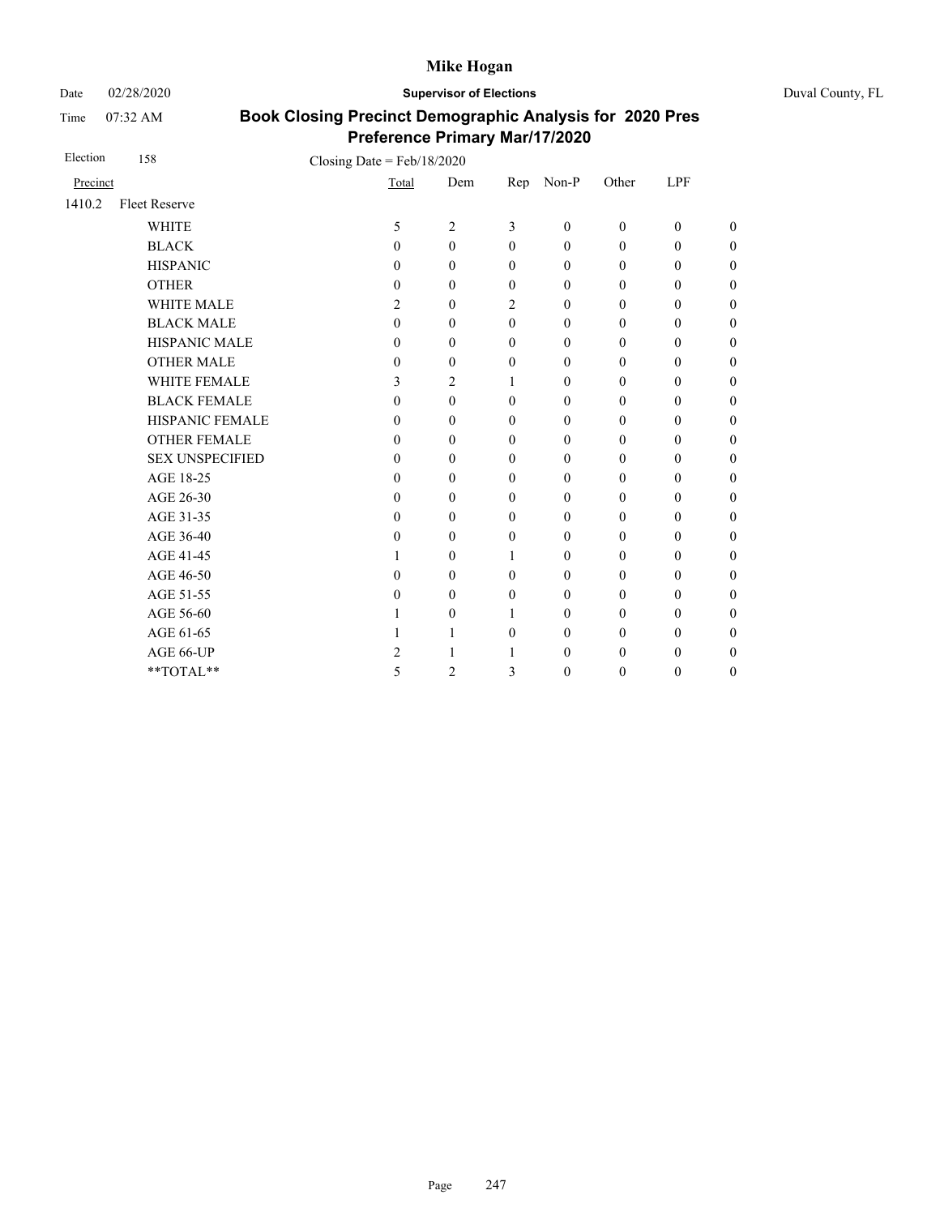Mike Hogan

Date 02/28/2020 **Supervisor of Elections** Duval County, FL

Time 07:32 AM

## Book Closing Precinct Demographic Analysis for 2020 Pres Preference Primary Mar/17/2020

Election 158 Closing Date = Feb/18/2020

| Precinct | | Total | Dem | Rep | Non-P | Other | LPF | |
|---|---|---|---|---|---|---|---|---|
| 1410.2 | Fleet Reserve | | | | | | | |
| | WHITE | 5 | 2 | 3 | 0 | 0 | 0 | 0 |
| | BLACK | 0 | 0 | 0 | 0 | 0 | 0 | 0 |
| | HISPANIC | 0 | 0 | 0 | 0 | 0 | 0 | 0 |
| | OTHER | 0 | 0 | 0 | 0 | 0 | 0 | 0 |
| | WHITE MALE | 2 | 0 | 2 | 0 | 0 | 0 | 0 |
| | BLACK MALE | 0 | 0 | 0 | 0 | 0 | 0 | 0 |
| | HISPANIC MALE | 0 | 0 | 0 | 0 | 0 | 0 | 0 |
| | OTHER MALE | 0 | 0 | 0 | 0 | 0 | 0 | 0 |
| | WHITE FEMALE | 3 | 2 | 1 | 0 | 0 | 0 | 0 |
| | BLACK FEMALE | 0 | 0 | 0 | 0 | 0 | 0 | 0 |
| | HISPANIC FEMALE | 0 | 0 | 0 | 0 | 0 | 0 | 0 |
| | OTHER FEMALE | 0 | 0 | 0 | 0 | 0 | 0 | 0 |
| | SEX UNSPECIFIED | 0 | 0 | 0 | 0 | 0 | 0 | 0 |
| | AGE 18-25 | 0 | 0 | 0 | 0 | 0 | 0 | 0 |
| | AGE 26-30 | 0 | 0 | 0 | 0 | 0 | 0 | 0 |
| | AGE 31-35 | 0 | 0 | 0 | 0 | 0 | 0 | 0 |
| | AGE 36-40 | 0 | 0 | 0 | 0 | 0 | 0 | 0 |
| | AGE 41-45 | 1 | 0 | 1 | 0 | 0 | 0 | 0 |
| | AGE 46-50 | 0 | 0 | 0 | 0 | 0 | 0 | 0 |
| | AGE 51-55 | 0 | 0 | 0 | 0 | 0 | 0 | 0 |
| | AGE 56-60 | 1 | 0 | 1 | 0 | 0 | 0 | 0 |
| | AGE 61-65 | 1 | 1 | 0 | 0 | 0 | 0 | 0 |
| | AGE 66-UP | 2 | 1 | 1 | 0 | 0 | 0 | 0 |
| | **TOTAL** | 5 | 2 | 3 | 0 | 0 | 0 | 0 |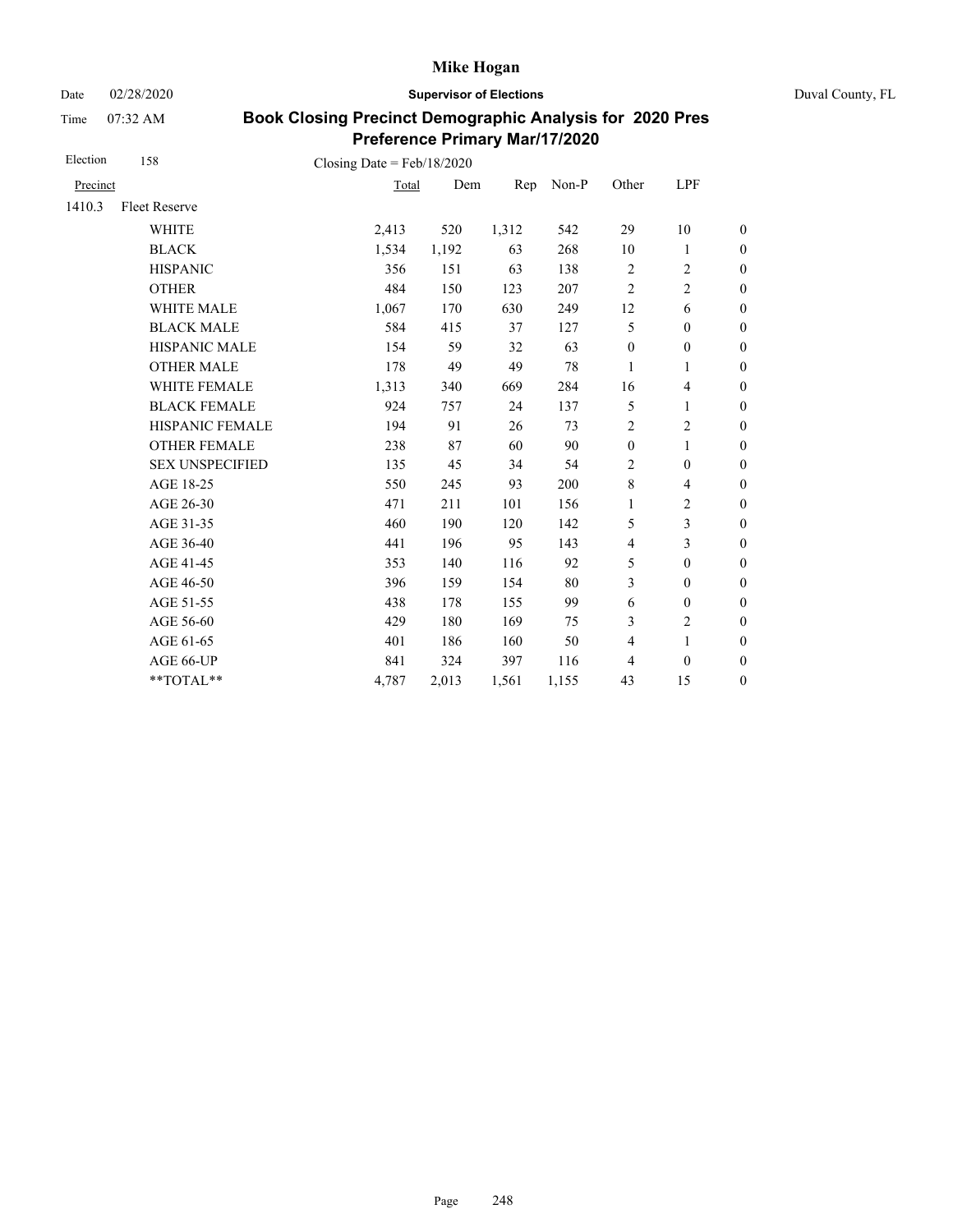# Mike Hogan

Date 02/28/2020 **Supervisor of Elections** Duval County, FL

Time 07:32 AM

## Book Closing Precinct Demographic Analysis for 2020 Pres Preference Primary Mar/17/2020

Election 158 Closing Date = Feb/18/2020

| Precinct | | Total | Dem | Rep | Non-P | Other | LPF | |
|---|---|---|---|---|---|---|---|---|
| 1410.3 | Fleet Reserve | | | | | | | |
| | WHITE | 2,413 | 520 | 1,312 | 542 | 29 | 10 | 0 |
| | BLACK | 1,534 | 1,192 | 63 | 268 | 10 | 1 | 0 |
| | HISPANIC | 356 | 151 | 63 | 138 | 2 | 2 | 0 |
| | OTHER | 484 | 150 | 123 | 207 | 2 | 2 | 0 |
| | WHITE MALE | 1,067 | 170 | 630 | 249 | 12 | 6 | 0 |
| | BLACK MALE | 584 | 415 | 37 | 127 | 5 | 0 | 0 |
| | HISPANIC MALE | 154 | 59 | 32 | 63 | 0 | 0 | 0 |
| | OTHER MALE | 178 | 49 | 49 | 78 | 1 | 1 | 0 |
| | WHITE FEMALE | 1,313 | 340 | 669 | 284 | 16 | 4 | 0 |
| | BLACK FEMALE | 924 | 757 | 24 | 137 | 5 | 1 | 0 |
| | HISPANIC FEMALE | 194 | 91 | 26 | 73 | 2 | 2 | 0 |
| | OTHER FEMALE | 238 | 87 | 60 | 90 | 0 | 1 | 0 |
| | SEX UNSPECIFIED | 135 | 45 | 34 | 54 | 2 | 0 | 0 |
| | AGE 18-25 | 550 | 245 | 93 | 200 | 8 | 4 | 0 |
| | AGE 26-30 | 471 | 211 | 101 | 156 | 1 | 2 | 0 |
| | AGE 31-35 | 460 | 190 | 120 | 142 | 5 | 3 | 0 |
| | AGE 36-40 | 441 | 196 | 95 | 143 | 4 | 3 | 0 |
| | AGE 41-45 | 353 | 140 | 116 | 92 | 5 | 0 | 0 |
| | AGE 46-50 | 396 | 159 | 154 | 80 | 3 | 0 | 0 |
| | AGE 51-55 | 438 | 178 | 155 | 99 | 6 | 0 | 0 |
| | AGE 56-60 | 429 | 180 | 169 | 75 | 3 | 2 | 0 |
| | AGE 61-65 | 401 | 186 | 160 | 50 | 4 | 1 | 0 |
| | AGE 66-UP | 841 | 324 | 397 | 116 | 4 | 0 | 0 |
| | **TOTAL** | 4,787 | 2,013 | 1,561 | 1,155 | 43 | 15 | 0 |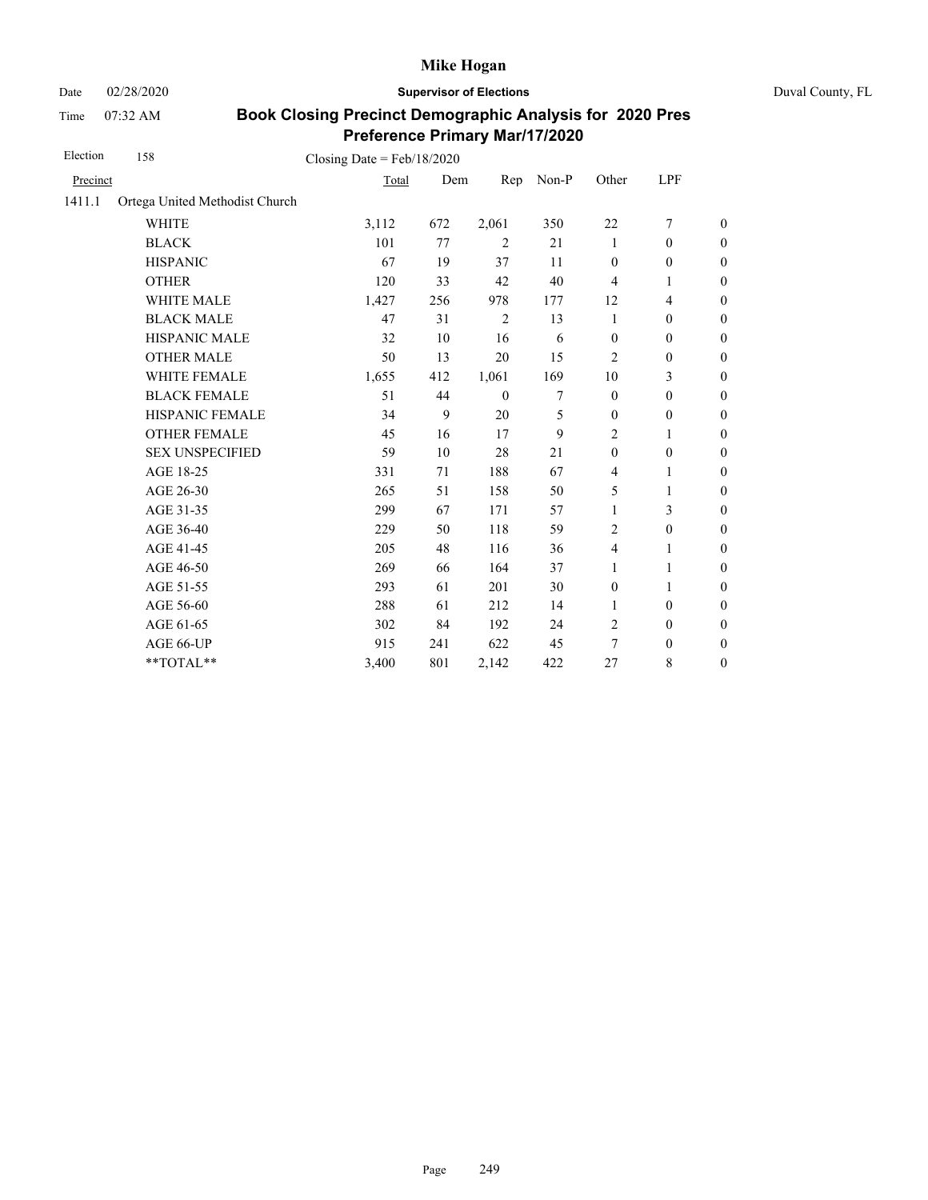# Mike Hogan

Date 02/28/2020 **Supervisor of Elections** Duval County, FL

Time 07:32 AM

## Book Closing Precinct Demographic Analysis for 2020 Pres Preference Primary Mar/17/2020

Election 158 Closing Date = Feb/18/2020

| Precinct | | Total | Dem | Rep | Non-P | Other | LPF | |
|---|---|---|---|---|---|---|---|---|
| 1411.1 | Ortega United Methodist Church | | | | | | | |
| | WHITE | 3,112 | 672 | 2,061 | 350 | 22 | 7 | 0 |
| | BLACK | 101 | 77 | 2 | 21 | 1 | 0 | 0 |
| | HISPANIC | 67 | 19 | 37 | 11 | 0 | 0 | 0 |
| | OTHER | 120 | 33 | 42 | 40 | 4 | 1 | 0 |
| | WHITE MALE | 1,427 | 256 | 978 | 177 | 12 | 4 | 0 |
| | BLACK MALE | 47 | 31 | 2 | 13 | 1 | 0 | 0 |
| | HISPANIC MALE | 32 | 10 | 16 | 6 | 0 | 0 | 0 |
| | OTHER MALE | 50 | 13 | 20 | 15 | 2 | 0 | 0 |
| | WHITE FEMALE | 1,655 | 412 | 1,061 | 169 | 10 | 3 | 0 |
| | BLACK FEMALE | 51 | 44 | 0 | 7 | 0 | 0 | 0 |
| | HISPANIC FEMALE | 34 | 9 | 20 | 5 | 0 | 0 | 0 |
| | OTHER FEMALE | 45 | 16 | 17 | 9 | 2 | 1 | 0 |
| | SEX UNSPECIFIED | 59 | 10 | 28 | 21 | 0 | 0 | 0 |
| | AGE 18-25 | 331 | 71 | 188 | 67 | 4 | 1 | 0 |
| | AGE 26-30 | 265 | 51 | 158 | 50 | 5 | 1 | 0 |
| | AGE 31-35 | 299 | 67 | 171 | 57 | 1 | 3 | 0 |
| | AGE 36-40 | 229 | 50 | 118 | 59 | 2 | 0 | 0 |
| | AGE 41-45 | 205 | 48 | 116 | 36 | 4 | 1 | 0 |
| | AGE 46-50 | 269 | 66 | 164 | 37 | 1 | 1 | 0 |
| | AGE 51-55 | 293 | 61 | 201 | 30 | 0 | 1 | 0 |
| | AGE 56-60 | 288 | 61 | 212 | 14 | 1 | 0 | 0 |
| | AGE 61-65 | 302 | 84 | 192 | 24 | 2 | 0 | 0 |
| | AGE 66-UP | 915 | 241 | 622 | 45 | 7 | 0 | 0 |
| | **TOTAL** | 3,400 | 801 | 2,142 | 422 | 27 | 8 | 0 |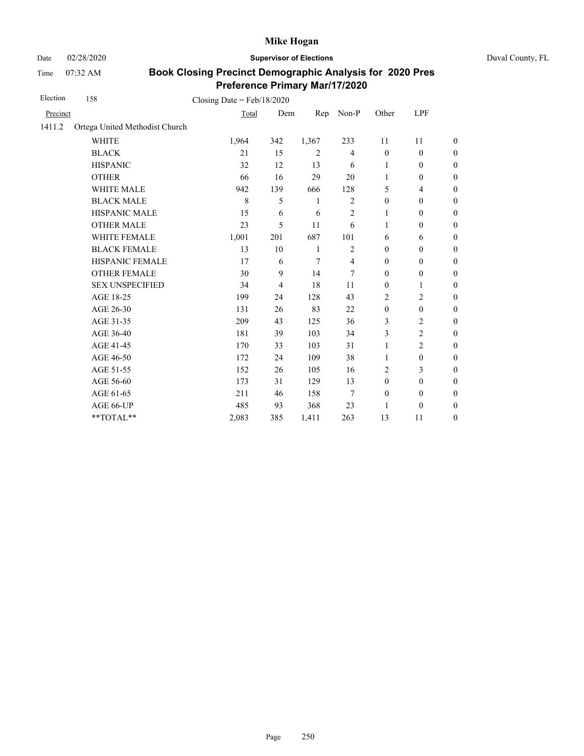# Mike Hogan

Date 02/28/2020 **Supervisor of Elections** Duval County, FL

Time 07:32 AM

## Book Closing Precinct Demographic Analysis for 2020 Pres Preference Primary Mar/17/2020

Election 158 Closing Date = Feb/18/2020

| Precinct | | Total | Dem | Rep | Non-P | Other | LPF | |
|---|---|---|---|---|---|---|---|---|
| 1411.2 | Ortega United Methodist Church | | | | | | | |
| | WHITE | 1,964 | 342 | 1,367 | 233 | 11 | 11 | 0 |
| | BLACK | 21 | 15 | 2 | 4 | 0 | 0 | 0 |
| | HISPANIC | 32 | 12 | 13 | 6 | 1 | 0 | 0 |
| | OTHER | 66 | 16 | 29 | 20 | 1 | 0 | 0 |
| | WHITE MALE | 942 | 139 | 666 | 128 | 5 | 4 | 0 |
| | BLACK MALE | 8 | 5 | 1 | 2 | 0 | 0 | 0 |
| | HISPANIC MALE | 15 | 6 | 6 | 2 | 1 | 0 | 0 |
| | OTHER MALE | 23 | 5 | 11 | 6 | 1 | 0 | 0 |
| | WHITE FEMALE | 1,001 | 201 | 687 | 101 | 6 | 6 | 0 |
| | BLACK FEMALE | 13 | 10 | 1 | 2 | 0 | 0 | 0 |
| | HISPANIC FEMALE | 17 | 6 | 7 | 4 | 0 | 0 | 0 |
| | OTHER FEMALE | 30 | 9 | 14 | 7 | 0 | 0 | 0 |
| | SEX UNSPECIFIED | 34 | 4 | 18 | 11 | 0 | 1 | 0 |
| | AGE 18-25 | 199 | 24 | 128 | 43 | 2 | 2 | 0 |
| | AGE 26-30 | 131 | 26 | 83 | 22 | 0 | 0 | 0 |
| | AGE 31-35 | 209 | 43 | 125 | 36 | 3 | 2 | 0 |
| | AGE 36-40 | 181 | 39 | 103 | 34 | 3 | 2 | 0 |
| | AGE 41-45 | 170 | 33 | 103 | 31 | 1 | 2 | 0 |
| | AGE 46-50 | 172 | 24 | 109 | 38 | 1 | 0 | 0 |
| | AGE 51-55 | 152 | 26 | 105 | 16 | 2 | 3 | 0 |
| | AGE 56-60 | 173 | 31 | 129 | 13 | 0 | 0 | 0 |
| | AGE 61-65 | 211 | 46 | 158 | 7 | 0 | 0 | 0 |
| | AGE 66-UP | 485 | 93 | 368 | 23 | 1 | 0 | 0 |
| | **TOTAL** | 2,083 | 385 | 1,411 | 263 | 13 | 11 | 0 |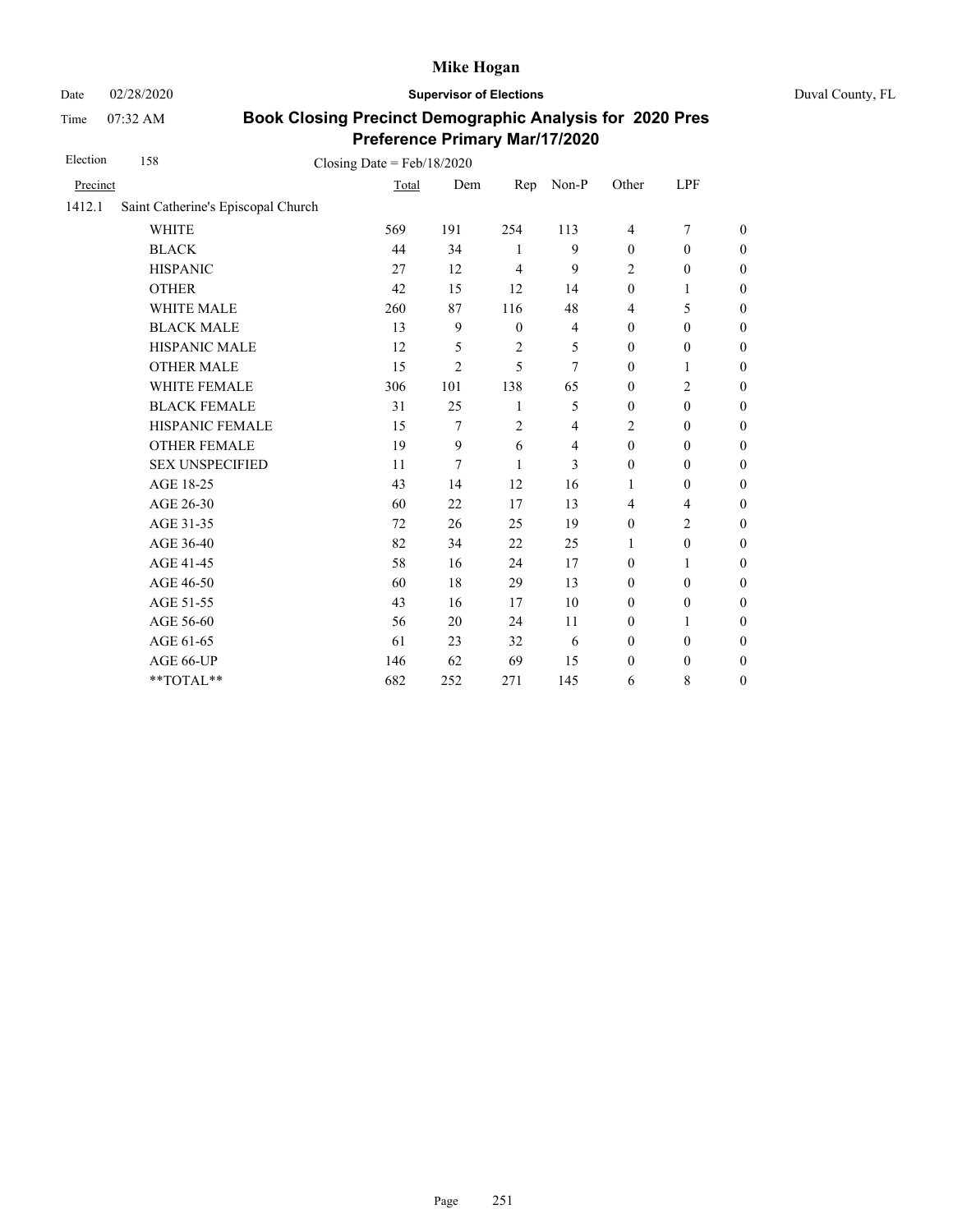# Mike Hogan

Date 02/28/2020 **Supervisor of Elections** Duval County, FL

Time 07:32 AM

## Book Closing Precinct Demographic Analysis for 2020 Pres Preference Primary Mar/17/2020

Election 158 Closing Date = Feb/18/2020

| Precinct | | Total | Dem | Rep | Non-P | Other | LPF | |
|---|---|---|---|---|---|---|---|---|
| 1412.1 | Saint Catherine's Episcopal Church | | | | | | | |
| | WHITE | 569 | 191 | 254 | 113 | 4 | 7 | 0 |
| | BLACK | 44 | 34 | 1 | 9 | 0 | 0 | 0 |
| | HISPANIC | 27 | 12 | 4 | 9 | 2 | 0 | 0 |
| | OTHER | 42 | 15 | 12 | 14 | 0 | 1 | 0 |
| | WHITE MALE | 260 | 87 | 116 | 48 | 4 | 5 | 0 |
| | BLACK MALE | 13 | 9 | 0 | 4 | 0 | 0 | 0 |
| | HISPANIC MALE | 12 | 5 | 2 | 5 | 0 | 0 | 0 |
| | OTHER MALE | 15 | 2 | 5 | 7 | 0 | 1 | 0 |
| | WHITE FEMALE | 306 | 101 | 138 | 65 | 0 | 2 | 0 |
| | BLACK FEMALE | 31 | 25 | 1 | 5 | 0 | 0 | 0 |
| | HISPANIC FEMALE | 15 | 7 | 2 | 4 | 2 | 0 | 0 |
| | OTHER FEMALE | 19 | 9 | 6 | 4 | 0 | 0 | 0 |
| | SEX UNSPECIFIED | 11 | 7 | 1 | 3 | 0 | 0 | 0 |
| | AGE 18-25 | 43 | 14 | 12 | 16 | 1 | 0 | 0 |
| | AGE 26-30 | 60 | 22 | 17 | 13 | 4 | 4 | 0 |
| | AGE 31-35 | 72 | 26 | 25 | 19 | 0 | 2 | 0 |
| | AGE 36-40 | 82 | 34 | 22 | 25 | 1 | 0 | 0 |
| | AGE 41-45 | 58 | 16 | 24 | 17 | 0 | 1 | 0 |
| | AGE 46-50 | 60 | 18 | 29 | 13 | 0 | 0 | 0 |
| | AGE 51-55 | 43 | 16 | 17 | 10 | 0 | 0 | 0 |
| | AGE 56-60 | 56 | 20 | 24 | 11 | 0 | 1 | 0 |
| | AGE 61-65 | 61 | 23 | 32 | 6 | 0 | 0 | 0 |
| | AGE 66-UP | 146 | 62 | 69 | 15 | 0 | 0 | 0 |
| | **TOTAL** | 682 | 252 | 271 | 145 | 6 | 8 | 0 |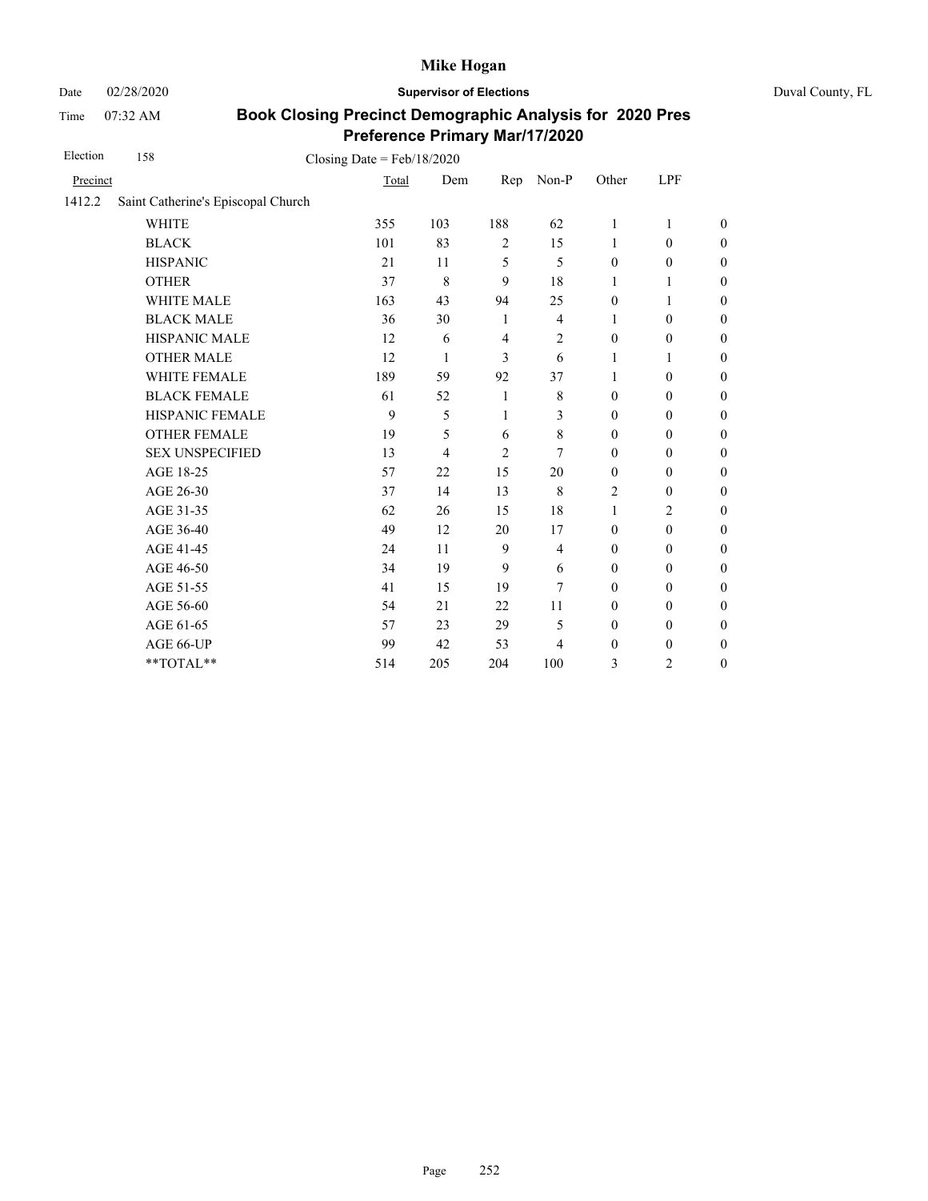# Mike Hogan

Date 02/28/2020 **Supervisor of Elections** Duval County, FL

Time 07:32 AM

## Book Closing Precinct Demographic Analysis for 2020 Pres Preference Primary Mar/17/2020

Election 158 Closing Date = Feb/18/2020

| Precinct | | Total | Dem | Rep | Non-P | Other | LPF | |
|---|---|---|---|---|---|---|---|---|
| 1412.2 | Saint Catherine's Episcopal Church | | | | | | | |
| | WHITE | 355 | 103 | 188 | 62 | 1 | 1 | 0 |
| | BLACK | 101 | 83 | 2 | 15 | 1 | 0 | 0 |
| | HISPANIC | 21 | 11 | 5 | 5 | 0 | 0 | 0 |
| | OTHER | 37 | 8 | 9 | 18 | 1 | 1 | 0 |
| | WHITE MALE | 163 | 43 | 94 | 25 | 0 | 1 | 0 |
| | BLACK MALE | 36 | 30 | 1 | 4 | 1 | 0 | 0 |
| | HISPANIC MALE | 12 | 6 | 4 | 2 | 0 | 0 | 0 |
| | OTHER MALE | 12 | 1 | 3 | 6 | 1 | 1 | 0 |
| | WHITE FEMALE | 189 | 59 | 92 | 37 | 1 | 0 | 0 |
| | BLACK FEMALE | 61 | 52 | 1 | 8 | 0 | 0 | 0 |
| | HISPANIC FEMALE | 9 | 5 | 1 | 3 | 0 | 0 | 0 |
| | OTHER FEMALE | 19 | 5 | 6 | 8 | 0 | 0 | 0 |
| | SEX UNSPECIFIED | 13 | 4 | 2 | 7 | 0 | 0 | 0 |
| | AGE 18-25 | 57 | 22 | 15 | 20 | 0 | 0 | 0 |
| | AGE 26-30 | 37 | 14 | 13 | 8 | 2 | 0 | 0 |
| | AGE 31-35 | 62 | 26 | 15 | 18 | 1 | 2 | 0 |
| | AGE 36-40 | 49 | 12 | 20 | 17 | 0 | 0 | 0 |
| | AGE 41-45 | 24 | 11 | 9 | 4 | 0 | 0 | 0 |
| | AGE 46-50 | 34 | 19 | 9 | 6 | 0 | 0 | 0 |
| | AGE 51-55 | 41 | 15 | 19 | 7 | 0 | 0 | 0 |
| | AGE 56-60 | 54 | 21 | 22 | 11 | 0 | 0 | 0 |
| | AGE 61-65 | 57 | 23 | 29 | 5 | 0 | 0 | 0 |
| | AGE 66-UP | 99 | 42 | 53 | 4 | 0 | 0 | 0 |
| | **TOTAL** | 514 | 205 | 204 | 100 | 3 | 2 | 0 |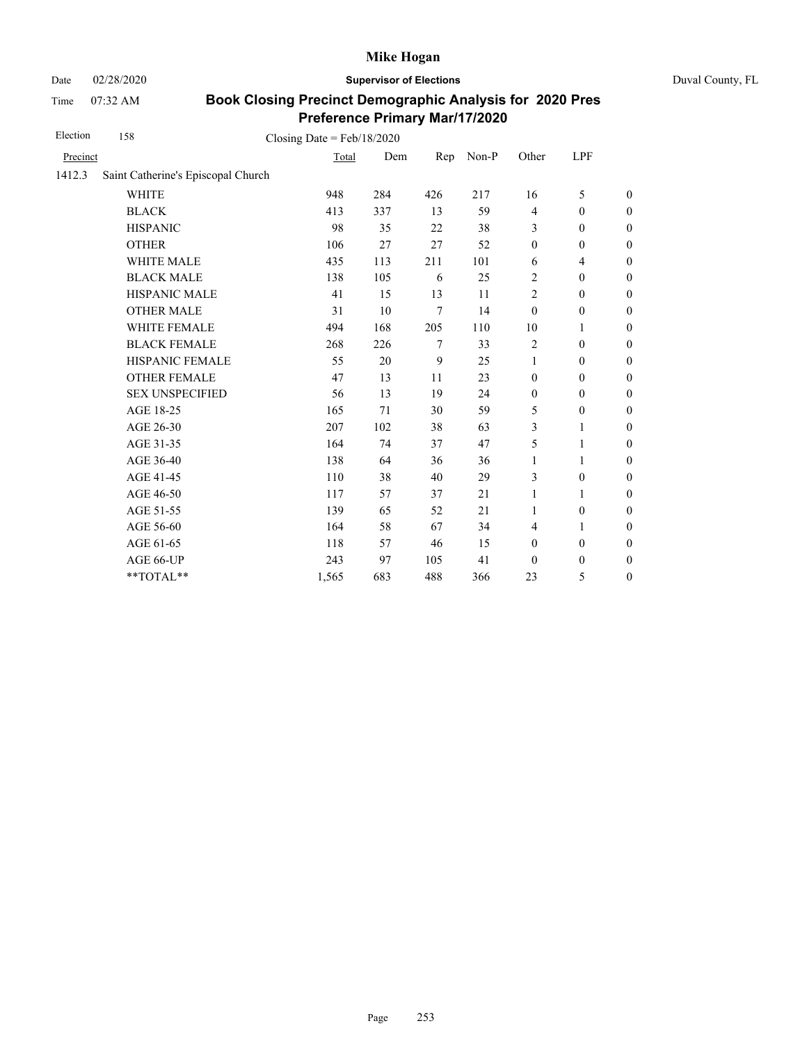# Mike Hogan

Date 02/28/2020 **Supervisor of Elections** Duval County, FL

Time 07:32 AM

## Book Closing Precinct Demographic Analysis for 2020 Pres Preference Primary Mar/17/2020

Election 158 Closing Date = Feb/18/2020

| Precinct | | Total | Dem | Rep | Non-P | Other | LPF | |
|---|---|---|---|---|---|---|---|---|
| 1412.3 | Saint Catherine's Episcopal Church | | | | | | | |
| | WHITE | 948 | 284 | 426 | 217 | 16 | 5 | 0 |
| | BLACK | 413 | 337 | 13 | 59 | 4 | 0 | 0 |
| | HISPANIC | 98 | 35 | 22 | 38 | 3 | 0 | 0 |
| | OTHER | 106 | 27 | 27 | 52 | 0 | 0 | 0 |
| | WHITE MALE | 435 | 113 | 211 | 101 | 6 | 4 | 0 |
| | BLACK MALE | 138 | 105 | 6 | 25 | 2 | 0 | 0 |
| | HISPANIC MALE | 41 | 15 | 13 | 11 | 2 | 0 | 0 |
| | OTHER MALE | 31 | 10 | 7 | 14 | 0 | 0 | 0 |
| | WHITE FEMALE | 494 | 168 | 205 | 110 | 10 | 1 | 0 |
| | BLACK FEMALE | 268 | 226 | 7 | 33 | 2 | 0 | 0 |
| | HISPANIC FEMALE | 55 | 20 | 9 | 25 | 1 | 0 | 0 |
| | OTHER FEMALE | 47 | 13 | 11 | 23 | 0 | 0 | 0 |
| | SEX UNSPECIFIED | 56 | 13 | 19 | 24 | 0 | 0 | 0 |
| | AGE 18-25 | 165 | 71 | 30 | 59 | 5 | 0 | 0 |
| | AGE 26-30 | 207 | 102 | 38 | 63 | 3 | 1 | 0 |
| | AGE 31-35 | 164 | 74 | 37 | 47 | 5 | 1 | 0 |
| | AGE 36-40 | 138 | 64 | 36 | 36 | 1 | 1 | 0 |
| | AGE 41-45 | 110 | 38 | 40 | 29 | 3 | 0 | 0 |
| | AGE 46-50 | 117 | 57 | 37 | 21 | 1 | 1 | 0 |
| | AGE 51-55 | 139 | 65 | 52 | 21 | 1 | 0 | 0 |
| | AGE 56-60 | 164 | 58 | 67 | 34 | 4 | 1 | 0 |
| | AGE 61-65 | 118 | 57 | 46 | 15 | 0 | 0 | 0 |
| | AGE 66-UP | 243 | 97 | 105 | 41 | 0 | 0 | 0 |
| | **TOTAL** | 1,565 | 683 | 488 | 366 | 23 | 5 | 0 |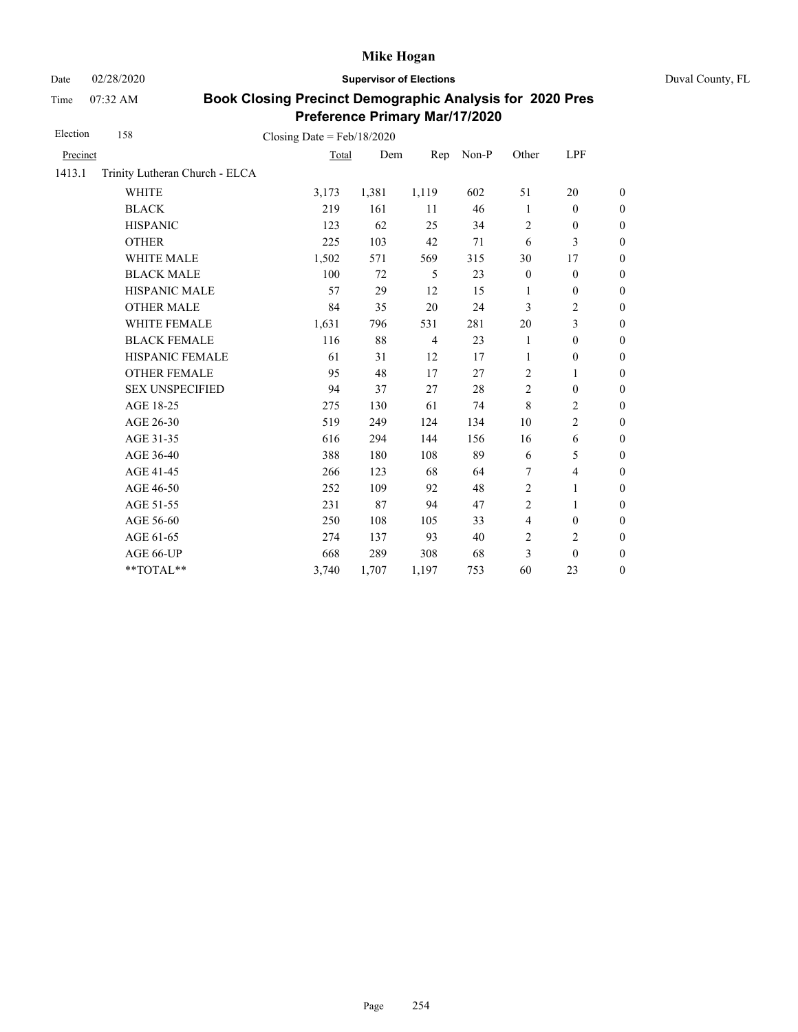# Mike Hogan

Date 02/28/2020 **Supervisor of Elections** Duval County, FL

Time 07:32 AM

## Book Closing Precinct Demographic Analysis for 2020 Pres Preference Primary Mar/17/2020

Election 158 Closing Date = Feb/18/2020

| Precinct | | Total | Dem | Rep | Non-P | Other | LPF | |
|---|---|---|---|---|---|---|---|---|
| 1413.1 | Trinity Lutheran Church - ELCA | | | | | | | |
| | WHITE | 3,173 | 1,381 | 1,119 | 602 | 51 | 20 | 0 |
| | BLACK | 219 | 161 | 11 | 46 | 1 | 0 | 0 |
| | HISPANIC | 123 | 62 | 25 | 34 | 2 | 0 | 0 |
| | OTHER | 225 | 103 | 42 | 71 | 6 | 3 | 0 |
| | WHITE MALE | 1,502 | 571 | 569 | 315 | 30 | 17 | 0 |
| | BLACK MALE | 100 | 72 | 5 | 23 | 0 | 0 | 0 |
| | HISPANIC MALE | 57 | 29 | 12 | 15 | 1 | 0 | 0 |
| | OTHER MALE | 84 | 35 | 20 | 24 | 3 | 2 | 0 |
| | WHITE FEMALE | 1,631 | 796 | 531 | 281 | 20 | 3 | 0 |
| | BLACK FEMALE | 116 | 88 | 4 | 23 | 1 | 0 | 0 |
| | HISPANIC FEMALE | 61 | 31 | 12 | 17 | 1 | 0 | 0 |
| | OTHER FEMALE | 95 | 48 | 17 | 27 | 2 | 1 | 0 |
| | SEX UNSPECIFIED | 94 | 37 | 27 | 28 | 2 | 0 | 0 |
| | AGE 18-25 | 275 | 130 | 61 | 74 | 8 | 2 | 0 |
| | AGE 26-30 | 519 | 249 | 124 | 134 | 10 | 2 | 0 |
| | AGE 31-35 | 616 | 294 | 144 | 156 | 16 | 6 | 0 |
| | AGE 36-40 | 388 | 180 | 108 | 89 | 6 | 5 | 0 |
| | AGE 41-45 | 266 | 123 | 68 | 64 | 7 | 4 | 0 |
| | AGE 46-50 | 252 | 109 | 92 | 48 | 2 | 1 | 0 |
| | AGE 51-55 | 231 | 87 | 94 | 47 | 2 | 1 | 0 |
| | AGE 56-60 | 250 | 108 | 105 | 33 | 4 | 0 | 0 |
| | AGE 61-65 | 274 | 137 | 93 | 40 | 2 | 2 | 0 |
| | AGE 66-UP | 668 | 289 | 308 | 68 | 3 | 0 | 0 |
| | **TOTAL** | 3,740 | 1,707 | 1,197 | 753 | 60 | 23 | 0 |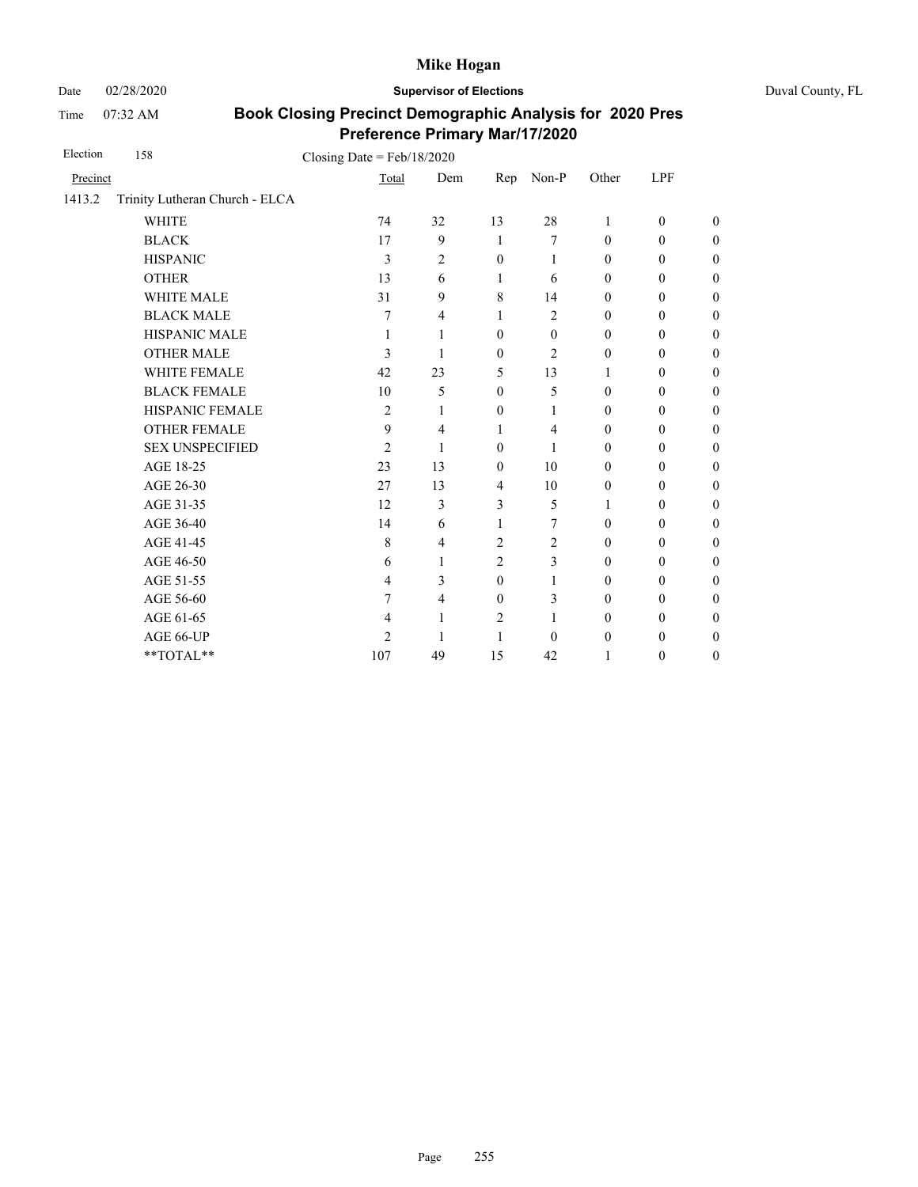Mike Hogan

Date 02/28/2020 **Supervisor of Elections** Duval County, FL

Time 07:32 AM

**Book Closing Precinct Demographic Analysis for 2020 Pres Preference Primary Mar/17/2020**

Election 158 Closing Date = Feb/18/2020

| Precinct | | Total | Dem | Rep | Non-P | Other | LPF | |
|---|---|---|---|---|---|---|---|---|
| 1413.2 | Trinity Lutheran Church - ELCA | | | | | | | |
| | WHITE | 74 | 32 | 13 | 28 | 1 | 0 | 0 |
| | BLACK | 17 | 9 | 1 | 7 | 0 | 0 | 0 |
| | HISPANIC | 3 | 2 | 0 | 1 | 0 | 0 | 0 |
| | OTHER | 13 | 6 | 1 | 6 | 0 | 0 | 0 |
| | WHITE MALE | 31 | 9 | 8 | 14 | 0 | 0 | 0 |
| | BLACK MALE | 7 | 4 | 1 | 2 | 0 | 0 | 0 |
| | HISPANIC MALE | 1 | 1 | 0 | 0 | 0 | 0 | 0 |
| | OTHER MALE | 3 | 1 | 0 | 2 | 0 | 0 | 0 |
| | WHITE FEMALE | 42 | 23 | 5 | 13 | 1 | 0 | 0 |
| | BLACK FEMALE | 10 | 5 | 0 | 5 | 0 | 0 | 0 |
| | HISPANIC FEMALE | 2 | 1 | 0 | 1 | 0 | 0 | 0 |
| | OTHER FEMALE | 9 | 4 | 1 | 4 | 0 | 0 | 0 |
| | SEX UNSPECIFIED | 2 | 1 | 0 | 1 | 0 | 0 | 0 |
| | AGE 18-25 | 23 | 13 | 0 | 10 | 0 | 0 | 0 |
| | AGE 26-30 | 27 | 13 | 4 | 10 | 0 | 0 | 0 |
| | AGE 31-35 | 12 | 3 | 3 | 5 | 1 | 0 | 0 |
| | AGE 36-40 | 14 | 6 | 1 | 7 | 0 | 0 | 0 |
| | AGE 41-45 | 8 | 4 | 2 | 2 | 0 | 0 | 0 |
| | AGE 46-50 | 6 | 1 | 2 | 3 | 0 | 0 | 0 |
| | AGE 51-55 | 4 | 3 | 0 | 1 | 0 | 0 | 0 |
| | AGE 56-60 | 7 | 4 | 0 | 3 | 0 | 0 | 0 |
| | AGE 61-65 | 4 | 1 | 2 | 1 | 0 | 0 | 0 |
| | AGE 66-UP | 2 | 1 | 1 | 0 | 0 | 0 | 0 |
| | **TOTAL** | 107 | 49 | 15 | 42 | 1 | 0 | 0 |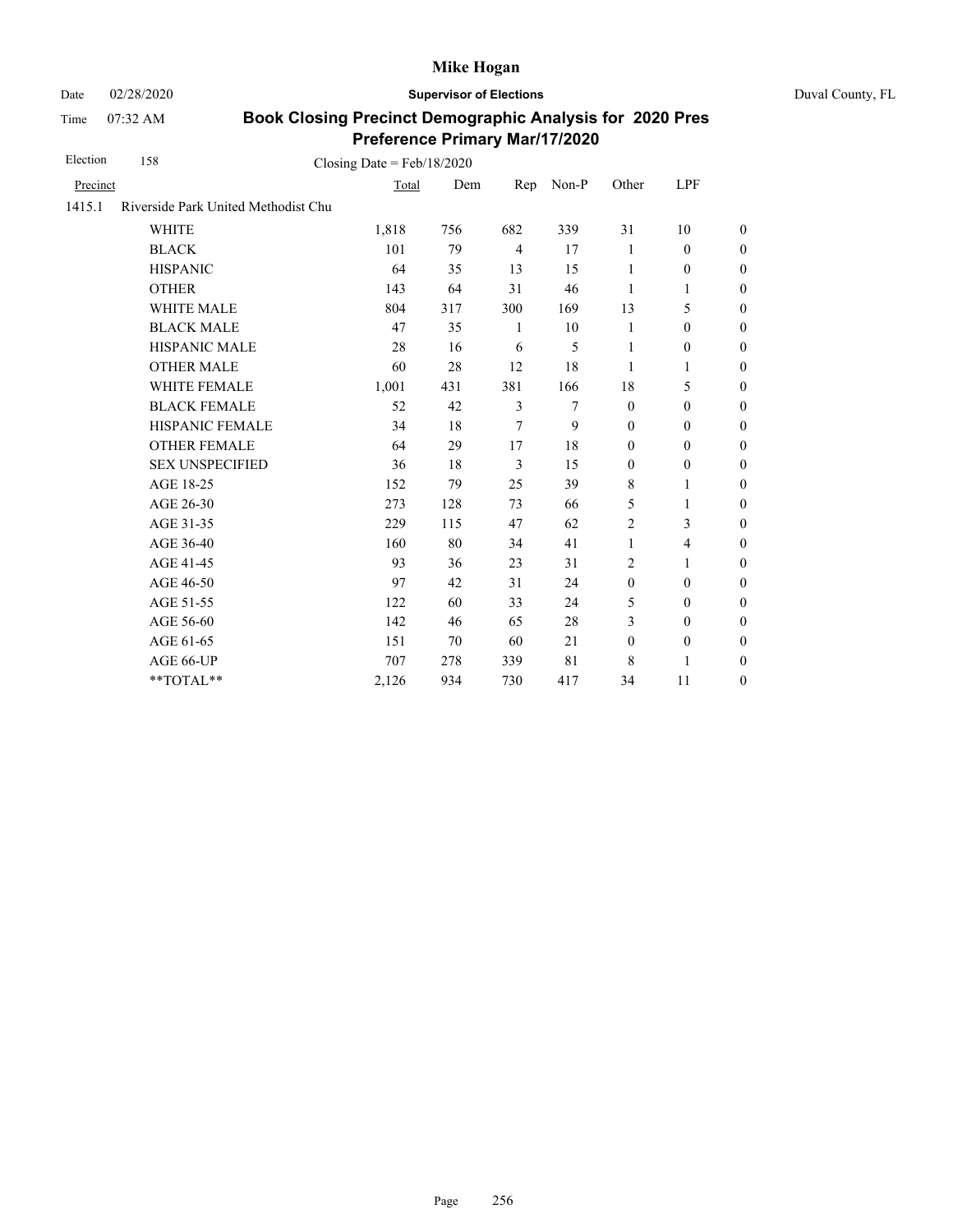# Mike Hogan

Date 02/28/2020 **Supervisor of Elections** Duval County, FL

Time 07:32 AM

## Book Closing Precinct Demographic Analysis for 2020 Pres Preference Primary Mar/17/2020

Election 158 Closing Date = Feb/18/2020

| Precinct | | Total | Dem | Rep | Non-P | Other | LPF | |
|---|---|---|---|---|---|---|---|---|
| 1415.1 | Riverside Park United Methodist Chu | | | | | | | |
| | WHITE | 1,818 | 756 | 682 | 339 | 31 | 10 | 0 |
| | BLACK | 101 | 79 | 4 | 17 | 1 | 0 | 0 |
| | HISPANIC | 64 | 35 | 13 | 15 | 1 | 0 | 0 |
| | OTHER | 143 | 64 | 31 | 46 | 1 | 1 | 0 |
| | WHITE MALE | 804 | 317 | 300 | 169 | 13 | 5 | 0 |
| | BLACK MALE | 47 | 35 | 1 | 10 | 1 | 0 | 0 |
| | HISPANIC MALE | 28 | 16 | 6 | 5 | 1 | 0 | 0 |
| | OTHER MALE | 60 | 28 | 12 | 18 | 1 | 1 | 0 |
| | WHITE FEMALE | 1,001 | 431 | 381 | 166 | 18 | 5 | 0 |
| | BLACK FEMALE | 52 | 42 | 3 | 7 | 0 | 0 | 0 |
| | HISPANIC FEMALE | 34 | 18 | 7 | 9 | 0 | 0 | 0 |
| | OTHER FEMALE | 64 | 29 | 17 | 18 | 0 | 0 | 0 |
| | SEX UNSPECIFIED | 36 | 18 | 3 | 15 | 0 | 0 | 0 |
| | AGE 18-25 | 152 | 79 | 25 | 39 | 8 | 1 | 0 |
| | AGE 26-30 | 273 | 128 | 73 | 66 | 5 | 1 | 0 |
| | AGE 31-35 | 229 | 115 | 47 | 62 | 2 | 3 | 0 |
| | AGE 36-40 | 160 | 80 | 34 | 41 | 1 | 4 | 0 |
| | AGE 41-45 | 93 | 36 | 23 | 31 | 2 | 1 | 0 |
| | AGE 46-50 | 97 | 42 | 31 | 24 | 0 | 0 | 0 |
| | AGE 51-55 | 122 | 60 | 33 | 24 | 5 | 0 | 0 |
| | AGE 56-60 | 142 | 46 | 65 | 28 | 3 | 0 | 0 |
| | AGE 61-65 | 151 | 70 | 60 | 21 | 0 | 0 | 0 |
| | AGE 66-UP | 707 | 278 | 339 | 81 | 8 | 1 | 0 |
| | **TOTAL** | 2,126 | 934 | 730 | 417 | 34 | 11 | 0 |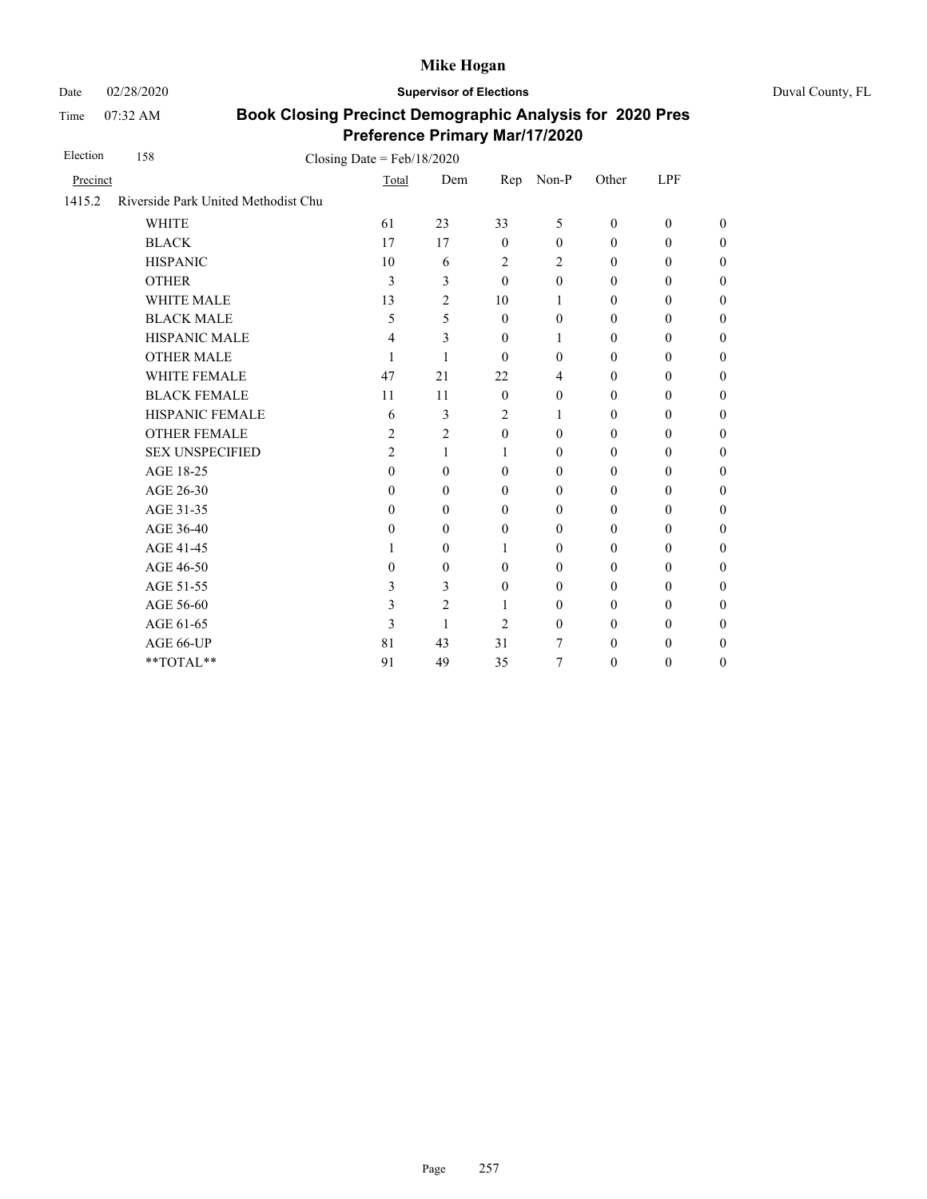# Mike Hogan

Date 02/28/2020 **Supervisor of Elections** Duval County, FL

Time 07:32 AM

## Book Closing Precinct Demographic Analysis for 2020 Pres Preference Primary Mar/17/2020

Election 158 Closing Date = Feb/18/2020

| Precinct | | Total | Dem | Rep | Non-P | Other | LPF | |
|---|---|---|---|---|---|---|---|---|
| 1415.2 | Riverside Park United Methodist Chu | | | | | | | |
| | WHITE | 61 | 23 | 33 | 5 | 0 | 0 | 0 |
| | BLACK | 17 | 17 | 0 | 0 | 0 | 0 | 0 |
| | HISPANIC | 10 | 6 | 2 | 2 | 0 | 0 | 0 |
| | OTHER | 3 | 3 | 0 | 0 | 0 | 0 | 0 |
| | WHITE MALE | 13 | 2 | 10 | 1 | 0 | 0 | 0 |
| | BLACK MALE | 5 | 5 | 0 | 0 | 0 | 0 | 0 |
| | HISPANIC MALE | 4 | 3 | 0 | 1 | 0 | 0 | 0 |
| | OTHER MALE | 1 | 1 | 0 | 0 | 0 | 0 | 0 |
| | WHITE FEMALE | 47 | 21 | 22 | 4 | 0 | 0 | 0 |
| | BLACK FEMALE | 11 | 11 | 0 | 0 | 0 | 0 | 0 |
| | HISPANIC FEMALE | 6 | 3 | 2 | 1 | 0 | 0 | 0 |
| | OTHER FEMALE | 2 | 2 | 0 | 0 | 0 | 0 | 0 |
| | SEX UNSPECIFIED | 2 | 1 | 1 | 0 | 0 | 0 | 0 |
| | AGE 18-25 | 0 | 0 | 0 | 0 | 0 | 0 | 0 |
| | AGE 26-30 | 0 | 0 | 0 | 0 | 0 | 0 | 0 |
| | AGE 31-35 | 0 | 0 | 0 | 0 | 0 | 0 | 0 |
| | AGE 36-40 | 0 | 0 | 0 | 0 | 0 | 0 | 0 |
| | AGE 41-45 | 1 | 0 | 1 | 0 | 0 | 0 | 0 |
| | AGE 46-50 | 0 | 0 | 0 | 0 | 0 | 0 | 0 |
| | AGE 51-55 | 3 | 3 | 0 | 0 | 0 | 0 | 0 |
| | AGE 56-60 | 3 | 2 | 1 | 0 | 0 | 0 | 0 |
| | AGE 61-65 | 3 | 1 | 2 | 0 | 0 | 0 | 0 |
| | AGE 66-UP | 81 | 43 | 31 | 7 | 0 | 0 | 0 |
| | **TOTAL** | 91 | 49 | 35 | 7 | 0 | 0 | 0 |